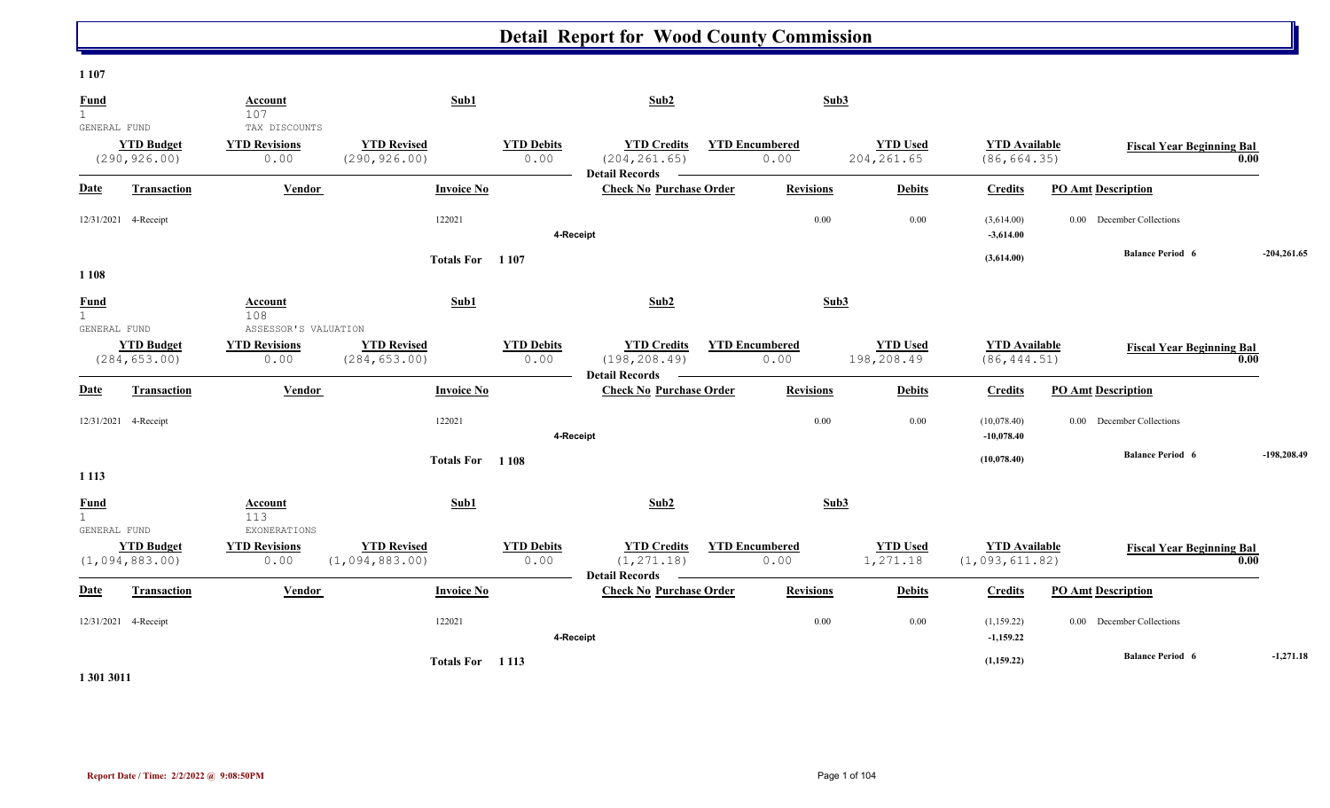# Detail Report for Wood County Commission

**1 107**

| Fund | Account | Sub1 | Sub2 | Sub3 |
|---|---|---|---|---|
| 1 GENERAL FUND | 107 TAX DISCOUNTS | | | |

| YTD Budget | YTD Revisions | YTD Revised | YTD Debits | YTD Credits | YTD Encumbered | YTD Used | YTD Available | Fiscal Year Beginning Bal |
|---|---|---|---|---|---|---|---|---|
| (290,926.00) | 0.00 | (290,926.00) | 0.00 | (204,261.65) | 0.00 | 204,261.65 | (86,664.35) | 0.00 |

**Detail Records**

| Date | Transaction | Vendor | Invoice No | Check No | Purchase Order | Revisions | Debits | Credits | PO Amt | Description |
|---|---|---|---|---|---|---|---|---|---|---|
| 12/31/2021 | 4-Receipt | | 122021 | | | 0.00 | 0.00 | (3,614.00) | 0.00 | December Collections |
| | | | | 4-Receipt | | | | -3,614.00 | | |
| | | | Totals For 1 107 | | | | | (3,614.00) | | Balance Period 6 -204,261.65 |

**1 108**

| Fund | Account | Sub1 | Sub2 | Sub3 |
|---|---|---|---|---|
| 1 GENERAL FUND | 108 ASSESSOR'S VALUATION | | | |

| YTD Budget | YTD Revisions | YTD Revised | YTD Debits | YTD Credits | YTD Encumbered | YTD Used | YTD Available | Fiscal Year Beginning Bal |
|---|---|---|---|---|---|---|---|---|
| (284,653.00) | 0.00 | (284,653.00) | 0.00 | (198,208.49) | 0.00 | 198,208.49 | (86,444.51) | 0.00 |

**Detail Records**

| Date | Transaction | Vendor | Invoice No | Check No | Purchase Order | Revisions | Debits | Credits | PO Amt | Description |
|---|---|---|---|---|---|---|---|---|---|---|
| 12/31/2021 | 4-Receipt | | 122021 | | | 0.00 | 0.00 | (10,078.40) | 0.00 | December Collections |
| | | | | 4-Receipt | | | | -10,078.40 | | |
| | | | Totals For 1 108 | | | | | (10,078.40) | | Balance Period 6 -198,208.49 |

**1 113**

| Fund | Account | Sub1 | Sub2 | Sub3 |
|---|---|---|---|---|
| 1 GENERAL FUND | 113 EXONERATIONS | | | |

| YTD Budget | YTD Revisions | YTD Revised | YTD Debits | YTD Credits | YTD Encumbered | YTD Used | YTD Available | Fiscal Year Beginning Bal |
|---|---|---|---|---|---|---|---|---|
| (1,094,883.00) | 0.00 | (1,094,883.00) | 0.00 | (1,271.18) | 0.00 | 1,271.18 | (1,093,611.82) | 0.00 |

**Detail Records**

| Date | Transaction | Vendor | Invoice No | Check No | Purchase Order | Revisions | Debits | Credits | PO Amt | Description |
|---|---|---|---|---|---|---|---|---|---|---|
| 12/31/2021 | 4-Receipt | | 122021 | | | 0.00 | 0.00 | (1,159.22) | 0.00 | December Collections |
| | | | | 4-Receipt | | | | -1,159.22 | | |
| | | | Totals For 1 113 | | | | | (1,159.22) | | Balance Period 6 -1,271.18 |

**1 301 3011**

Report Date / Time: 2/2/2022 @ 9:08:50PM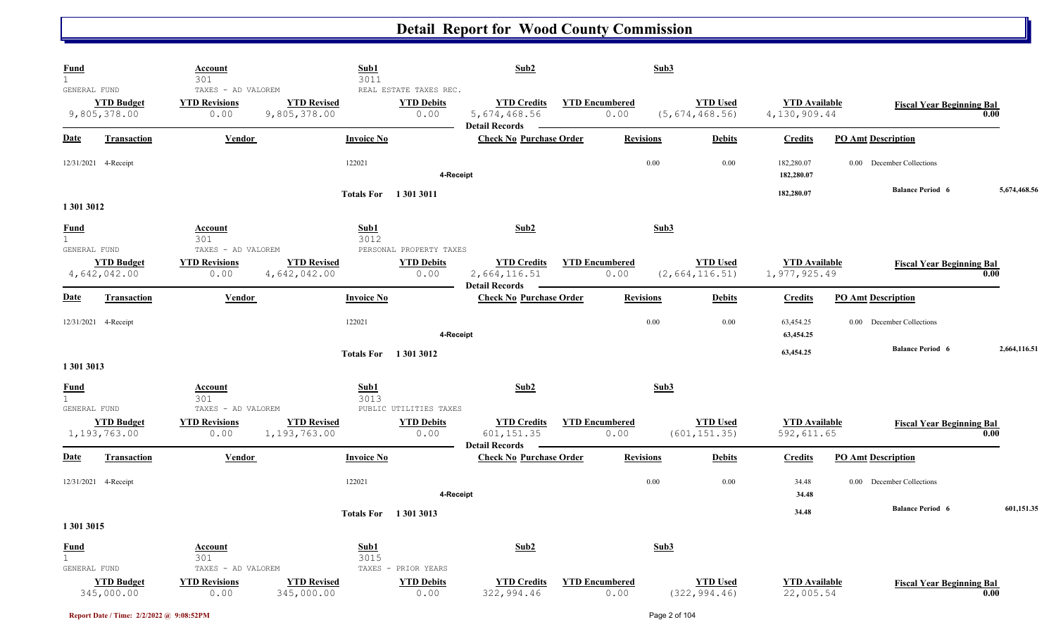# Detail Report for Wood County Commission

| Fund | Account | Sub1 | Sub2 | Sub3 |
|---|---|---|---|---|
| 1 GENERAL FUND | 301 TAXES - AD VALOREM | 3011 REAL ESTATE TAXES REC. | | |

| YTD Budget | YTD Revisions | YTD Revised | YTD Debits | YTD Credits | YTD Encumbered | YTD Used | YTD Available | Fiscal Year Beginning Bal |
|---|---|---|---|---|---|---|---|---|
| 9,805,378.00 | 0.00 | 9,805,378.00 | 0.00 | 5,674,468.56 | 0.00 | (5,674,468.56) | 4,130,909.44 | 0.00 |

**Detail Records**

| Date | Transaction | Vendor | Invoice No | Check No | Purchase Order | Revisions | Debits | Credits | PO Amt | Description |
|---|---|---|---|---|---|---|---|---|---|---|
| 12/31/2021 | 4-Receipt | | 122021 | | | 0.00 | 0.00 | 182,280.07 | 0.00 | December Collections |
| | 4-Receipt | | | | | | | 182,280.07 | | |
| | Totals For 1 301 3011 | | | | | | | 182,280.07 | | Balance Period 6: 5,674,468.56 |

## 1 301 3012

| Fund | Account | Sub1 | Sub2 | Sub3 |
|---|---|---|---|---|
| 1 GENERAL FUND | 301 TAXES - AD VALOREM | 3012 PERSONAL PROPERTY TAXES | | |

| YTD Budget | YTD Revisions | YTD Revised | YTD Debits | YTD Credits | YTD Encumbered | YTD Used | YTD Available | Fiscal Year Beginning Bal |
|---|---|---|---|---|---|---|---|---|
| 4,642,042.00 | 0.00 | 4,642,042.00 | 0.00 | 2,664,116.51 | 0.00 | (2,664,116.51) | 1,977,925.49 | 0.00 |

**Detail Records**

| Date | Transaction | Vendor | Invoice No | Check No | Purchase Order | Revisions | Debits | Credits | PO Amt | Description |
|---|---|---|---|---|---|---|---|---|---|---|
| 12/31/2021 | 4-Receipt | | 122021 | | | 0.00 | 0.00 | 63,454.25 | 0.00 | December Collections |
| | 4-Receipt | | | | | | | 63,454.25 | | |
| | Totals For 1 301 3012 | | | | | | | 63,454.25 | | Balance Period 6: 2,664,116.51 |

## 1 301 3013

| Fund | Account | Sub1 | Sub2 | Sub3 |
|---|---|---|---|---|
| 1 GENERAL FUND | 301 TAXES - AD VALOREM | 3013 PUBLIC UTILITIES TAXES | | |

| YTD Budget | YTD Revisions | YTD Revised | YTD Debits | YTD Credits | YTD Encumbered | YTD Used | YTD Available | Fiscal Year Beginning Bal |
|---|---|---|---|---|---|---|---|---|
| 1,193,763.00 | 0.00 | 1,193,763.00 | 0.00 | 601,151.35 | 0.00 | (601,151.35) | 592,611.65 | 0.00 |

**Detail Records**

| Date | Transaction | Vendor | Invoice No | Check No | Purchase Order | Revisions | Debits | Credits | PO Amt | Description |
|---|---|---|---|---|---|---|---|---|---|---|
| 12/31/2021 | 4-Receipt | | 122021 | | | 0.00 | 0.00 | 34.48 | 0.00 | December Collections |
| | 4-Receipt | | | | | | | 34.48 | | |
| | Totals For 1 301 3013 | | | | | | | 34.48 | | Balance Period 6: 601,151.35 |

## 1 301 3015

| Fund | Account | Sub1 | Sub2 | Sub3 |
|---|---|---|---|---|
| 1 GENERAL FUND | 301 TAXES - AD VALOREM | 3015 TAXES - PRIOR YEARS | | |

| YTD Budget | YTD Revisions | YTD Revised | YTD Debits | YTD Credits | YTD Encumbered | YTD Used | YTD Available | Fiscal Year Beginning Bal |
|---|---|---|---|---|---|---|---|---|
| 345,000.00 | 0.00 | 345,000.00 | 0.00 | 322,994.46 | 0.00 | (322,994.46) | 22,005.54 | 0.00 |

Report Date / Time: 2/2/2022 @ 9:08:52PM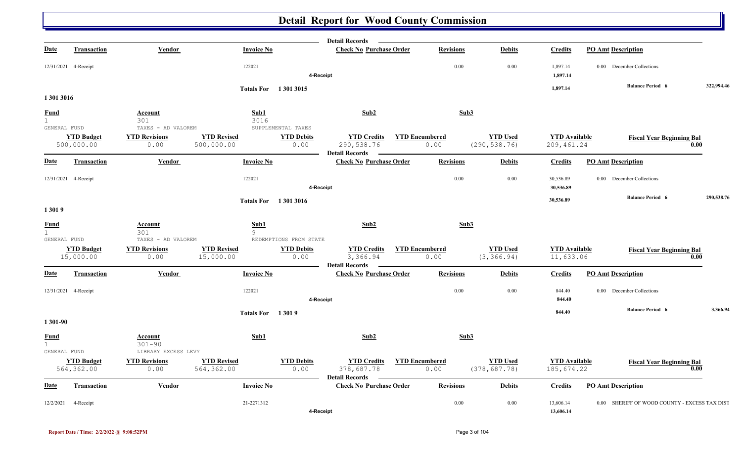# Detail Report for Wood County Commission

| Date | Transaction | Vendor | Invoice No | Check No | Purchase Order | Revisions | Debits | Credits | PO Amt | Description |
|---|---|---|---|---|---|---|---|---|---|---|
| 12/31/2021 | 4-Receipt | | 122021 | | | 0.00 | 0.00 | 1,897.14 | 0.00 | December Collections |
| | | | | 4-Receipt | | | | 1,897.14 | | |

**Totals For 1 301 3015** — 1,897.14 — **Balance Period 6** 322,994.46

## 1 301 3016

| Fund | Account | Sub1 | Sub2 | Sub3 |
|---|---|---|---|---|
| 1 | 301 | 3016 | | |
| GENERAL FUND | TAXES - AD VALOREM | SUPPLEMENTAL TAXES | | |

| YTD Budget | YTD Revisions | YTD Revised | YTD Debits | YTD Credits | YTD Encumbered | YTD Used | YTD Available | Fiscal Year Beginning Bal |
|---|---|---|---|---|---|---|---|---|
| 500,000.00 | 0.00 | 500,000.00 | 0.00 | 290,538.76 | 0.00 | (290,538.76) | 209,461.24 | 0.00 |

**Detail Records**

| Date | Transaction | Vendor | Invoice No | Check No | Purchase Order | Revisions | Debits | Credits | PO Amt | Description |
|---|---|---|---|---|---|---|---|---|---|---|
| 12/31/2021 | 4-Receipt | | 122021 | | | 0.00 | 0.00 | 30,536.89 | 0.00 | December Collections |
| | | | | 4-Receipt | | | | 30,536.89 | | |

**Totals For 1 301 3016** — 30,536.89 — **Balance Period 6** 290,538.76

## 1 301 9

| Fund | Account | Sub1 | Sub2 | Sub3 |
|---|---|---|---|---|
| 1 | 301 | 9 | | |
| GENERAL FUND | TAXES - AD VALOREM | REDEMPTIONS FROM STATE | | |

| YTD Budget | YTD Revisions | YTD Revised | YTD Debits | YTD Credits | YTD Encumbered | YTD Used | YTD Available | Fiscal Year Beginning Bal |
|---|---|---|---|---|---|---|---|---|
| 15,000.00 | 0.00 | 15,000.00 | 0.00 | 3,366.94 | 0.00 | (3,366.94) | 11,633.06 | 0.00 |

**Detail Records**

| Date | Transaction | Vendor | Invoice No | Check No | Purchase Order | Revisions | Debits | Credits | PO Amt | Description |
|---|---|---|---|---|---|---|---|---|---|---|
| 12/31/2021 | 4-Receipt | | 122021 | | | 0.00 | 0.00 | 844.40 | 0.00 | December Collections |
| | | | | 4-Receipt | | | | 844.40 | | |

**Totals For 1 301 9** — 844.40 — **Balance Period 6** 3,366.94

## 1 301-90

| Fund | Account | Sub1 | Sub2 | Sub3 |
|---|---|---|---|---|
| 1 | 301-90 | | | |
| GENERAL FUND | LIBRARY EXCESS LEVY | | | |

| YTD Budget | YTD Revisions | YTD Revised | YTD Debits | YTD Credits | YTD Encumbered | YTD Used | YTD Available | Fiscal Year Beginning Bal |
|---|---|---|---|---|---|---|---|---|
| 564,362.00 | 0.00 | 564,362.00 | 0.00 | 378,687.78 | 0.00 | (378,687.78) | 185,674.22 | 0.00 |

**Detail Records**

| Date | Transaction | Vendor | Invoice No | Check No | Purchase Order | Revisions | Debits | Credits | PO Amt | Description |
|---|---|---|---|---|---|---|---|---|---|---|
| 12/2/2021 | 4-Receipt | | 21-2271312 | | | 0.00 | 0.00 | 13,606.14 | 0.00 | SHERIFF OF WOOD COUNTY - EXCESS TAX DIST |
| | | | | 4-Receipt | | | | 13,606.14 | | |

Report Date / Time: 2/2/2022 @ 9:08:52PM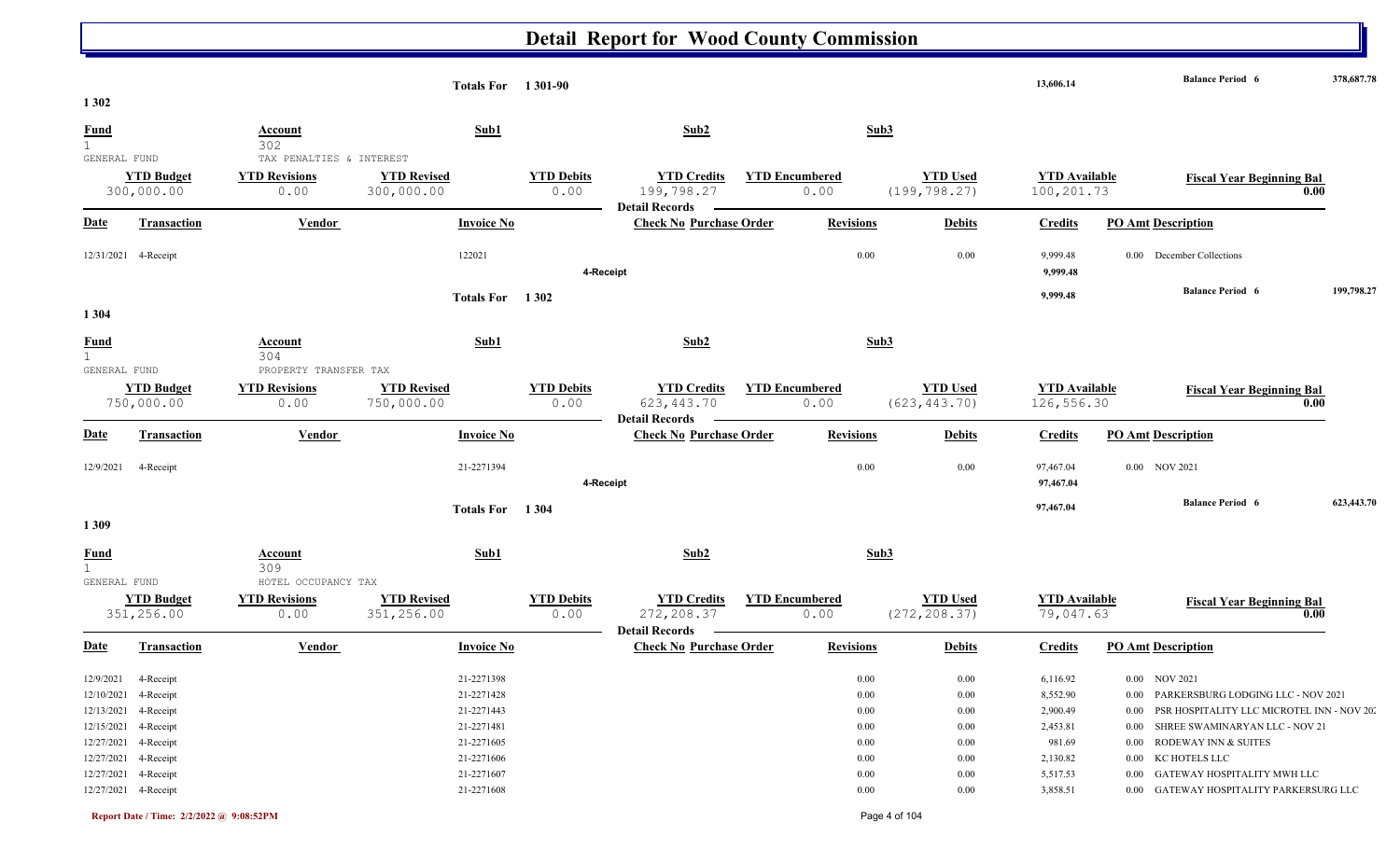# Detail Report for Wood County Commission

| | | | | | |
|---|---|---|---|---|---|
| Totals For | 1 301-90 | 13,606.14 | | Balance Period 6 | 378,687.78 |

## 1 302

| Fund | Account | Sub1 | Sub2 | Sub3 |
|---|---|---|---|---|
| 1 GENERAL FUND | 302 TAX PENALTIES & INTEREST | | | |

| YTD Budget | YTD Revisions | YTD Revised | YTD Debits | YTD Credits | YTD Encumbered | YTD Used | YTD Available | Fiscal Year Beginning Bal |
|---|---|---|---|---|---|---|---|---|
| 300,000.00 | 0.00 | 300,000.00 | 0.00 | 199,798.27 | 0.00 | (199,798.27) | 100,201.73 | 0.00 |

**Detail Records**

| Date | Transaction | Vendor | Invoice No | Check No | Purchase Order | Revisions | Debits | Credits | PO Amt | Description |
|---|---|---|---|---|---|---|---|---|---|---|
| 12/31/2021 | 4-Receipt | | 122021 | | | 0.00 | 0.00 | 9,999.48 | 0.00 | December Collections |
| | | | | 4-Receipt | | | | 9,999.48 | | |
| | | | Totals For 1 302 | | | | | 9,999.48 | | Balance Period 6 199,798.27 |

## 1 304

| Fund | Account | Sub1 | Sub2 | Sub3 |
|---|---|---|---|---|
| 1 GENERAL FUND | 304 PROPERTY TRANSFER TAX | | | |

| YTD Budget | YTD Revisions | YTD Revised | YTD Debits | YTD Credits | YTD Encumbered | YTD Used | YTD Available | Fiscal Year Beginning Bal |
|---|---|---|---|---|---|---|---|---|
| 750,000.00 | 0.00 | 750,000.00 | 0.00 | 623,443.70 | 0.00 | (623,443.70) | 126,556.30 | 0.00 |

**Detail Records**

| Date | Transaction | Vendor | Invoice No | Check No | Purchase Order | Revisions | Debits | Credits | PO Amt | Description |
|---|---|---|---|---|---|---|---|---|---|---|
| 12/9/2021 | 4-Receipt | | 21-2271394 | | | 0.00 | 0.00 | 97,467.04 | 0.00 | NOV 2021 |
| | | | | 4-Receipt | | | | 97,467.04 | | |
| | | | Totals For 1 304 | | | | | 97,467.04 | | Balance Period 6 623,443.70 |

## 1 309

| Fund | Account | Sub1 | Sub2 | Sub3 |
|---|---|---|---|---|
| 1 GENERAL FUND | 309 HOTEL OCCUPANCY TAX | | | |

| YTD Budget | YTD Revisions | YTD Revised | YTD Debits | YTD Credits | YTD Encumbered | YTD Used | YTD Available | Fiscal Year Beginning Bal |
|---|---|---|---|---|---|---|---|---|
| 351,256.00 | 0.00 | 351,256.00 | 0.00 | 272,208.37 | 0.00 | (272,208.37) | 79,047.63 | 0.00 |

**Detail Records**

| Date | Transaction | Vendor | Invoice No | Check No | Purchase Order | Revisions | Debits | Credits | PO Amt | Description |
|---|---|---|---|---|---|---|---|---|---|---|
| 12/9/2021 | 4-Receipt | | 21-2271398 | | | 0.00 | 0.00 | 6,116.92 | 0.00 | NOV 2021 |
| 12/10/2021 | 4-Receipt | | 21-2271428 | | | 0.00 | 0.00 | 8,552.90 | 0.00 | PARKERSBURG LODGING LLC - NOV 2021 |
| 12/13/2021 | 4-Receipt | | 21-2271443 | | | 0.00 | 0.00 | 2,900.49 | 0.00 | PSR HOSPITALITY LLC MICROTEL INN - NOV 202 |
| 12/15/2021 | 4-Receipt | | 21-2271481 | | | 0.00 | 0.00 | 2,453.81 | 0.00 | SHREE SWAMINARYAN LLC - NOV 21 |
| 12/27/2021 | 4-Receipt | | 21-2271605 | | | 0.00 | 0.00 | 981.69 | 0.00 | RODEWAY INN & SUITES |
| 12/27/2021 | 4-Receipt | | 21-2271606 | | | 0.00 | 0.00 | 2,130.82 | 0.00 | KC HOTELS LLC |
| 12/27/2021 | 4-Receipt | | 21-2271607 | | | 0.00 | 0.00 | 5,517.53 | 0.00 | GATEWAY HOSPITALITY MWH LLC |
| 12/27/2021 | 4-Receipt | | 21-2271608 | | | 0.00 | 0.00 | 3,858.51 | 0.00 | GATEWAY HOSPITALITY PARKERSURG LLC |

Report Date / Time: 2/2/2022 @ 9:08:52PM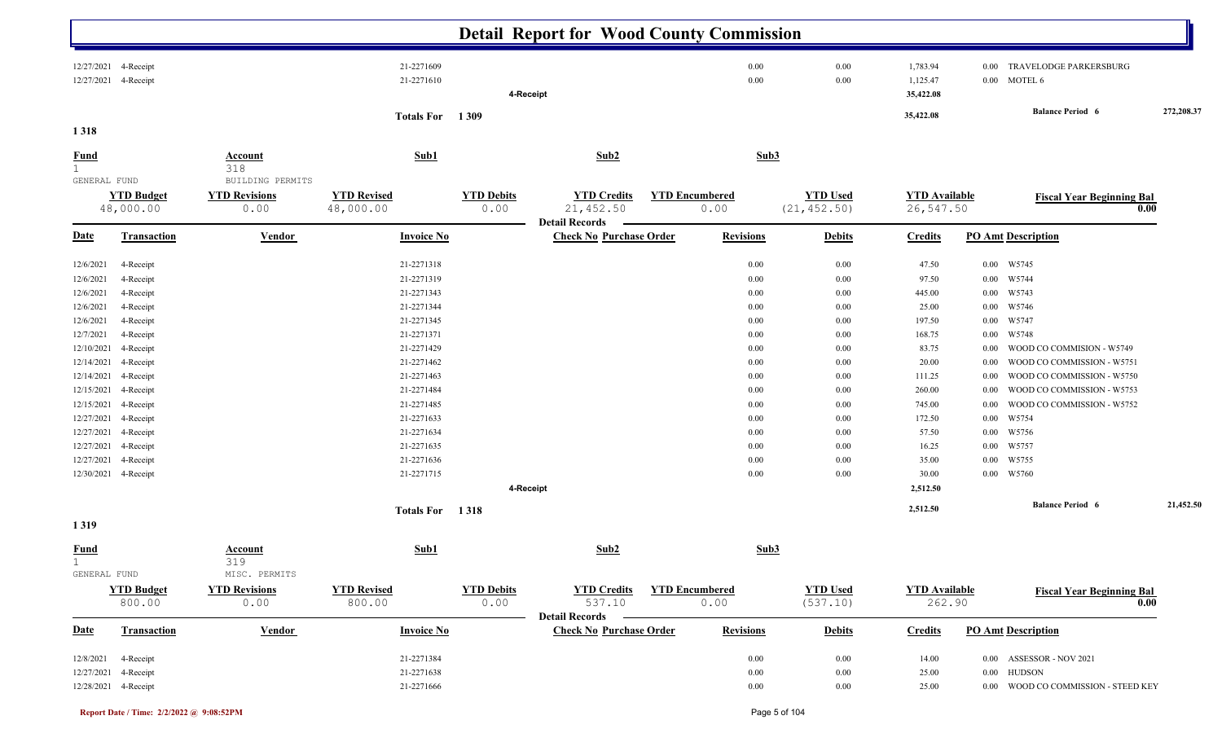# Detail Report for Wood County Commission

| Date | Transaction | Vendor | Invoice No | Check No Purchase Order | Revisions | Debits | Credits | PO Amt | Description |
|---|---|---|---|---|---|---|---|---|---|
| 12/27/2021 | 4-Receipt | | 21-2271609 | | 0.00 | 0.00 | 1,783.94 | 0.00 | TRAVELODGE PARKERSBURG |
| 12/27/2021 | 4-Receipt | | 21-2271610 | | 0.00 | 0.00 | 1,125.47 | 0.00 | MOTEL 6 |
| | | | | 4-Receipt | | | 35,422.08 | | |

**Totals For 1 309** — 35,422.08 — **Balance Period 6** 272,208.37

## 1 318

| Fund | Account | Sub1 | Sub2 | Sub3 |
|---|---|---|---|---|
| 1 GENERAL FUND | 318 BUILDING PERMITS | | | |

| YTD Budget | YTD Revisions | YTD Revised | YTD Debits | YTD Credits | YTD Encumbered | YTD Used | YTD Available | Fiscal Year Beginning Bal |
|---|---|---|---|---|---|---|---|---|
| 48,000.00 | 0.00 | 48,000.00 | 0.00 | 21,452.50 | 0.00 | (21,452.50) | 26,547.50 | 0.00 |

**Detail Records**

| Date | Transaction | Vendor | Invoice No | Check No Purchase Order | Revisions | Debits | Credits | PO Amt | Description |
|---|---|---|---|---|---|---|---|---|---|
| 12/6/2021 | 4-Receipt | | 21-2271318 | | 0.00 | 0.00 | 47.50 | 0.00 | W5745 |
| 12/6/2021 | 4-Receipt | | 21-2271319 | | 0.00 | 0.00 | 97.50 | 0.00 | W5744 |
| 12/6/2021 | 4-Receipt | | 21-2271343 | | 0.00 | 0.00 | 445.00 | 0.00 | W5743 |
| 12/6/2021 | 4-Receipt | | 21-2271344 | | 0.00 | 0.00 | 25.00 | 0.00 | W5746 |
| 12/6/2021 | 4-Receipt | | 21-2271345 | | 0.00 | 0.00 | 197.50 | 0.00 | W5747 |
| 12/7/2021 | 4-Receipt | | 21-2271371 | | 0.00 | 0.00 | 168.75 | 0.00 | W5748 |
| 12/10/2021 | 4-Receipt | | 21-2271429 | | 0.00 | 0.00 | 83.75 | 0.00 | WOOD CO COMMISION - W5749 |
| 12/14/2021 | 4-Receipt | | 21-2271462 | | 0.00 | 0.00 | 20.00 | 0.00 | WOOD CO COMMISSION - W5751 |
| 12/14/2021 | 4-Receipt | | 21-2271463 | | 0.00 | 0.00 | 111.25 | 0.00 | WOOD CO COMMISSION - W5750 |
| 12/15/2021 | 4-Receipt | | 21-2271484 | | 0.00 | 0.00 | 260.00 | 0.00 | WOOD CO COMMISSION - W5753 |
| 12/15/2021 | 4-Receipt | | 21-2271485 | | 0.00 | 0.00 | 745.00 | 0.00 | WOOD CO COMMISSION - W5752 |
| 12/27/2021 | 4-Receipt | | 21-2271633 | | 0.00 | 0.00 | 172.50 | 0.00 | W5754 |
| 12/27/2021 | 4-Receipt | | 21-2271634 | | 0.00 | 0.00 | 57.50 | 0.00 | W5756 |
| 12/27/2021 | 4-Receipt | | 21-2271635 | | 0.00 | 0.00 | 16.25 | 0.00 | W5757 |
| 12/27/2021 | 4-Receipt | | 21-2271636 | | 0.00 | 0.00 | 35.00 | 0.00 | W5755 |
| 12/30/2021 | 4-Receipt | | 21-2271715 | | 0.00 | 0.00 | 30.00 | 0.00 | W5760 |
| | | | | 4-Receipt | | | 2,512.50 | | |

**Totals For 1 318** — 2,512.50 — **Balance Period 6** 21,452.50

## 1 319

| Fund | Account | Sub1 | Sub2 | Sub3 |
|---|---|---|---|---|
| 1 GENERAL FUND | 319 MISC. PERMITS | | | |

| YTD Budget | YTD Revisions | YTD Revised | YTD Debits | YTD Credits | YTD Encumbered | YTD Used | YTD Available | Fiscal Year Beginning Bal |
|---|---|---|---|---|---|---|---|---|
| 800.00 | 0.00 | 800.00 | 0.00 | 537.10 | 0.00 | (537.10) | 262.90 | 0.00 |

**Detail Records**

| Date | Transaction | Vendor | Invoice No | Check No Purchase Order | Revisions | Debits | Credits | PO Amt | Description |
|---|---|---|---|---|---|---|---|---|---|
| 12/8/2021 | 4-Receipt | | 21-2271384 | | 0.00 | 0.00 | 14.00 | 0.00 | ASSESSOR - NOV 2021 |
| 12/27/2021 | 4-Receipt | | 21-2271638 | | 0.00 | 0.00 | 25.00 | 0.00 | HUDSON |
| 12/28/2021 | 4-Receipt | | 21-2271666 | | 0.00 | 0.00 | 25.00 | 0.00 | WOOD CO COMMISSION - STEED KEY |

Report Date / Time: 2/2/2022 @ 9:08:52PM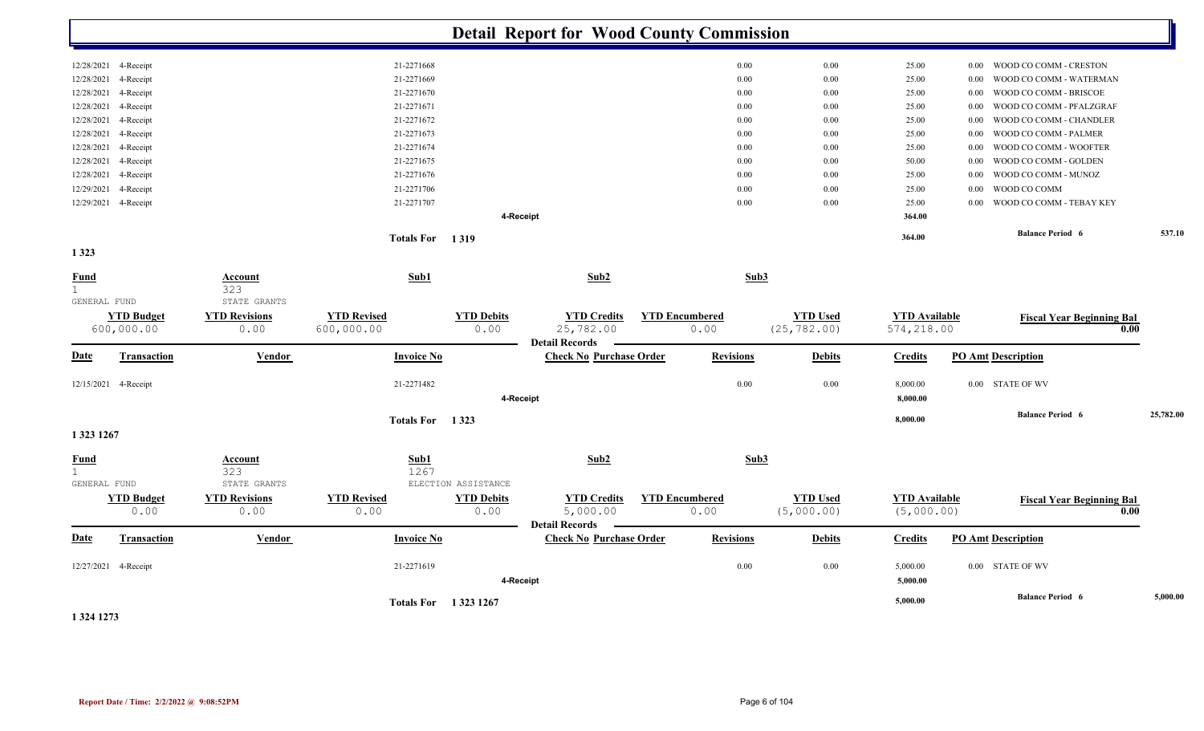# Detail Report for Wood County Commission

| Date | Transaction | Vendor | Invoice No | Check No | Purchase Order | Revisions | Debits | Credits | PO Amt | Description |
|---|---|---|---|---|---|---|---|---|---|---|
| 12/28/2021 | 4-Receipt | | 21-2271668 | | | 0.00 | 0.00 | 25.00 | 0.00 | WOOD CO COMM - CRESTON |
| 12/28/2021 | 4-Receipt | | 21-2271669 | | | 0.00 | 0.00 | 25.00 | 0.00 | WOOD CO COMM - WATERMAN |
| 12/28/2021 | 4-Receipt | | 21-2271670 | | | 0.00 | 0.00 | 25.00 | 0.00 | WOOD CO COMM - BRISCOE |
| 12/28/2021 | 4-Receipt | | 21-2271671 | | | 0.00 | 0.00 | 25.00 | 0.00 | WOOD CO COMM - PFALZGRAF |
| 12/28/2021 | 4-Receipt | | 21-2271672 | | | 0.00 | 0.00 | 25.00 | 0.00 | WOOD CO COMM - CHANDLER |
| 12/28/2021 | 4-Receipt | | 21-2271673 | | | 0.00 | 0.00 | 25.00 | 0.00 | WOOD CO COMM - PALMER |
| 12/28/2021 | 4-Receipt | | 21-2271674 | | | 0.00 | 0.00 | 25.00 | 0.00 | WOOD CO COMM - WOOFTER |
| 12/28/2021 | 4-Receipt | | 21-2271675 | | | 0.00 | 0.00 | 50.00 | 0.00 | WOOD CO COMM - GOLDEN |
| 12/28/2021 | 4-Receipt | | 21-2271676 | | | 0.00 | 0.00 | 25.00 | 0.00 | WOOD CO COMM - MUNOZ |
| 12/29/2021 | 4-Receipt | | 21-2271706 | | | 0.00 | 0.00 | 25.00 | 0.00 | WOOD CO COMM |
| 12/29/2021 | 4-Receipt | | 21-2271707 | | | 0.00 | 0.00 | 25.00 | 0.00 | WOOD CO COMM - TEBAY KEY |
| | | | | 4-Receipt | | | | 364.00 | | |
| | | | Totals For 1 319 | | | | | 364.00 | | Balance Period 6 — 537.10 |

## 1 323

| Fund | Account | Sub1 | Sub2 | Sub3 |
|---|---|---|---|---|
| 1 | 323 | | | |
| GENERAL FUND | STATE GRANTS | | | |

| YTD Budget | YTD Revisions | YTD Revised | YTD Debits | YTD Credits | YTD Encumbered | YTD Used | YTD Available | Fiscal Year Beginning Bal |
|---|---|---|---|---|---|---|---|---|
| 600,000.00 | 0.00 | 600,000.00 | 0.00 | 25,782.00 | 0.00 | (25,782.00) | 574,218.00 | 0.00 |

**Detail Records**

| Date | Transaction | Vendor | Invoice No | Check No | Purchase Order | Revisions | Debits | Credits | PO Amt | Description |
|---|---|---|---|---|---|---|---|---|---|---|
| 12/15/2021 | 4-Receipt | | 21-2271482 | | | 0.00 | 0.00 | 8,000.00 | 0.00 | STATE OF WV |
| | | | | 4-Receipt | | | | 8,000.00 | | |
| | | | Totals For 1 323 | | | | | 8,000.00 | | Balance Period 6 — 25,782.00 |

## 1 323 1267

| Fund | Account | Sub1 | Sub2 | Sub3 |
|---|---|---|---|---|
| 1 | 323 | 1267 | | |
| GENERAL FUND | STATE GRANTS | ELECTION ASSISTANCE | | |

| YTD Budget | YTD Revisions | YTD Revised | YTD Debits | YTD Credits | YTD Encumbered | YTD Used | YTD Available | Fiscal Year Beginning Bal |
|---|---|---|---|---|---|---|---|---|
| 0.00 | 0.00 | 0.00 | 0.00 | 5,000.00 | 0.00 | (5,000.00) | (5,000.00) | 0.00 |

**Detail Records**

| Date | Transaction | Vendor | Invoice No | Check No | Purchase Order | Revisions | Debits | Credits | PO Amt | Description |
|---|---|---|---|---|---|---|---|---|---|---|
| 12/27/2021 | 4-Receipt | | 21-2271619 | | | 0.00 | 0.00 | 5,000.00 | 0.00 | STATE OF WV |
| | | | | 4-Receipt | | | | 5,000.00 | | |
| | | | Totals For 1 323 1267 | | | | | 5,000.00 | | Balance Period 6 — 5,000.00 |

## 1 324 1273

Report Date / Time: 2/2/2022 @ 9:08:52PM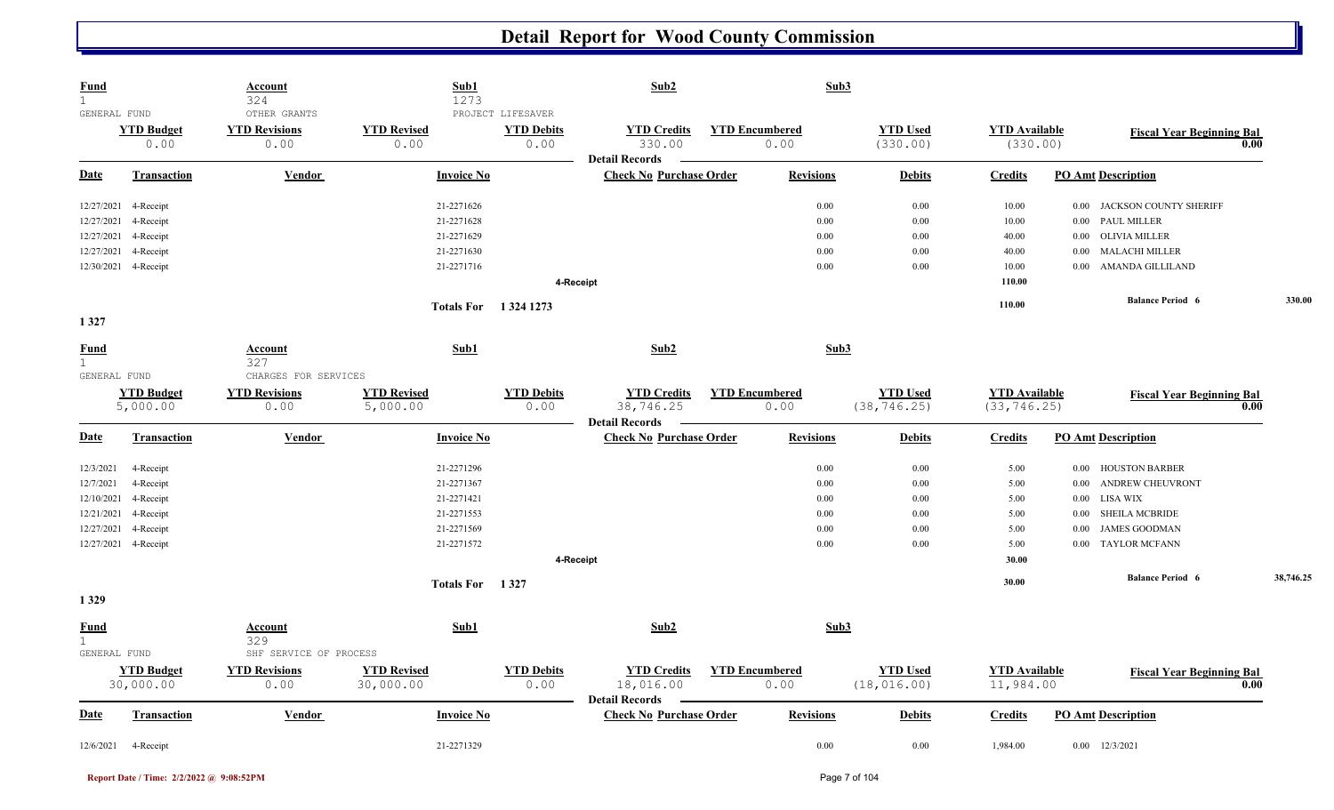# Detail Report for Wood County Commission

| Fund | Account | Sub1 | Sub2 | Sub3 |
|---|---|---|---|---|
| 1 | 324 | 1273 | | |
| GENERAL FUND | OTHER GRANTS | PROJECT LIFESAVER | | |

| YTD Budget | YTD Revisions | YTD Revised | YTD Debits | YTD Credits | YTD Encumbered | YTD Used | YTD Available | Fiscal Year Beginning Bal |
|---|---|---|---|---|---|---|---|---|
| 0.00 | 0.00 | 0.00 | 0.00 | 330.00 | 0.00 | (330.00) | (330.00) | 0.00 |

**Detail Records**

| Date | Transaction | Vendor | Invoice No | Check No | Purchase Order | Revisions | Debits | Credits | PO Amt | Description |
|---|---|---|---|---|---|---|---|---|---|---|
| 12/27/2021 | 4-Receipt | | 21-2271626 | | | 0.00 | 0.00 | 10.00 | 0.00 | JACKSON COUNTY SHERIFF |
| 12/27/2021 | 4-Receipt | | 21-2271628 | | | 0.00 | 0.00 | 10.00 | 0.00 | PAUL MILLER |
| 12/27/2021 | 4-Receipt | | 21-2271629 | | | 0.00 | 0.00 | 40.00 | 0.00 | OLIVIA MILLER |
| 12/27/2021 | 4-Receipt | | 21-2271630 | | | 0.00 | 0.00 | 40.00 | 0.00 | MALACHI MILLER |
| 12/30/2021 | 4-Receipt | | 21-2271716 | | | 0.00 | 0.00 | 10.00 | 0.00 | AMANDA GILLILAND |
| | 4-Receipt | | | | | | | 110.00 | | |
| | Totals For 1 324 1273 | | | | | | | 110.00 | | Balance Period 6 330.00 |

## 1 327

| Fund | Account | Sub1 | Sub2 | Sub3 |
|---|---|---|---|---|
| 1 | 327 | | | |
| GENERAL FUND | CHARGES FOR SERVICES | | | |

| YTD Budget | YTD Revisions | YTD Revised | YTD Debits | YTD Credits | YTD Encumbered | YTD Used | YTD Available | Fiscal Year Beginning Bal |
|---|---|---|---|---|---|---|---|---|
| 5,000.00 | 0.00 | 5,000.00 | 0.00 | 38,746.25 | 0.00 | (38,746.25) | (33,746.25) | 0.00 |

**Detail Records**

| Date | Transaction | Vendor | Invoice No | Check No | Purchase Order | Revisions | Debits | Credits | PO Amt | Description |
|---|---|---|---|---|---|---|---|---|---|---|
| 12/3/2021 | 4-Receipt | | 21-2271296 | | | 0.00 | 0.00 | 5.00 | 0.00 | HOUSTON BARBER |
| 12/7/2021 | 4-Receipt | | 21-2271367 | | | 0.00 | 0.00 | 5.00 | 0.00 | ANDREW CHEUVRONT |
| 12/10/2021 | 4-Receipt | | 21-2271421 | | | 0.00 | 0.00 | 5.00 | 0.00 | LISA WIX |
| 12/21/2021 | 4-Receipt | | 21-2271553 | | | 0.00 | 0.00 | 5.00 | 0.00 | SHEILA MCBRIDE |
| 12/27/2021 | 4-Receipt | | 21-2271569 | | | 0.00 | 0.00 | 5.00 | 0.00 | JAMES GOODMAN |
| 12/27/2021 | 4-Receipt | | 21-2271572 | | | 0.00 | 0.00 | 5.00 | 0.00 | TAYLOR MCFANN |
| | 4-Receipt | | | | | | | 30.00 | | |
| | Totals For 1 327 | | | | | | | 30.00 | | Balance Period 6 38,746.25 |

## 1 329

| Fund | Account | Sub1 | Sub2 | Sub3 |
|---|---|---|---|---|
| 1 | 329 | | | |
| GENERAL FUND | SHF SERVICE OF PROCESS | | | |

| YTD Budget | YTD Revisions | YTD Revised | YTD Debits | YTD Credits | YTD Encumbered | YTD Used | YTD Available | Fiscal Year Beginning Bal |
|---|---|---|---|---|---|---|---|---|
| 30,000.00 | 0.00 | 30,000.00 | 0.00 | 18,016.00 | 0.00 | (18,016.00) | 11,984.00 | 0.00 |

**Detail Records**

| Date | Transaction | Vendor | Invoice No | Check No | Purchase Order | Revisions | Debits | Credits | PO Amt | Description |
|---|---|---|---|---|---|---|---|---|---|---|
| 12/6/2021 | 4-Receipt | | 21-2271329 | | | 0.00 | 0.00 | 1,984.00 | 0.00 | 12/3/2021 |

Report Date / Time: 2/2/2022 @ 9:08:52PM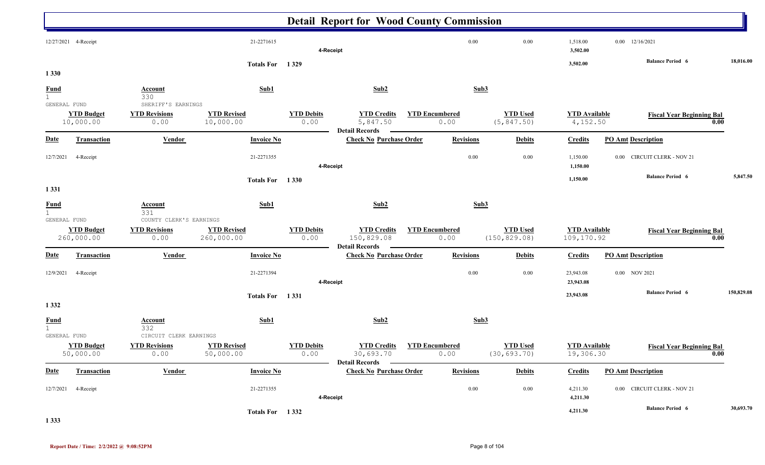# Detail Report for Wood County Commission

| Date | Transaction | Vendor | Invoice No | Check No Purchase Order | Revisions | Debits | Credits | PO Amt Description | |
|---|---|---|---|---|---|---|---|---|---|
| 12/27/2021 | 4-Receipt | | 21-2271615 | | 0.00 | 0.00 | 1,518.00 | 0.00 12/16/2021 | |
| | | | | 4-Receipt | | | 3,502.00 | | |
| | | | Totals For 1 329 | | | | 3,502.00 | Balance Period 6 | 18,016.00 |

## 1 330

| Fund | Account | Sub1 | Sub2 | Sub3 |
|---|---|---|---|---|
| 1 GENERAL FUND | 330 SHERIFF'S EARNINGS | | | |

| YTD Budget | YTD Revisions | YTD Revised | YTD Debits | YTD Credits | YTD Encumbered | YTD Used | YTD Available | Fiscal Year Beginning Bal |
|---|---|---|---|---|---|---|---|---|
| 10,000.00 | 0.00 | 10,000.00 | 0.00 | 5,847.50 | 0.00 | (5,847.50) | 4,152.50 | 0.00 |

Detail Records

| Date | Transaction | Vendor | Invoice No | Check No Purchase Order | Revisions | Debits | Credits | PO Amt Description | |
|---|---|---|---|---|---|---|---|---|---|
| 12/7/2021 | 4-Receipt | | 21-2271355 | | 0.00 | 0.00 | 1,150.00 | 0.00 CIRCUIT CLERK - NOV 21 | |
| | | | | 4-Receipt | | | 1,150.00 | | |
| | | | Totals For 1 330 | | | | 1,150.00 | Balance Period 6 | 5,847.50 |

## 1 331

| Fund | Account | Sub1 | Sub2 | Sub3 |
|---|---|---|---|---|
| 1 GENERAL FUND | 331 COUNTY CLERK'S EARNINGS | | | |

| YTD Budget | YTD Revisions | YTD Revised | YTD Debits | YTD Credits | YTD Encumbered | YTD Used | YTD Available | Fiscal Year Beginning Bal |
|---|---|---|---|---|---|---|---|---|
| 260,000.00 | 0.00 | 260,000.00 | 0.00 | 150,829.08 | 0.00 | (150,829.08) | 109,170.92 | 0.00 |

Detail Records

| Date | Transaction | Vendor | Invoice No | Check No Purchase Order | Revisions | Debits | Credits | PO Amt Description | |
|---|---|---|---|---|---|---|---|---|---|
| 12/9/2021 | 4-Receipt | | 21-2271394 | | 0.00 | 0.00 | 23,943.08 | 0.00 NOV 2021 | |
| | | | | 4-Receipt | | | 23,943.08 | | |
| | | | Totals For 1 331 | | | | 23,943.08 | Balance Period 6 | 150,829.08 |

## 1 332

| Fund | Account | Sub1 | Sub2 | Sub3 |
|---|---|---|---|---|
| 1 GENERAL FUND | 332 CIRCUIT CLERK EARNINGS | | | |

| YTD Budget | YTD Revisions | YTD Revised | YTD Debits | YTD Credits | YTD Encumbered | YTD Used | YTD Available | Fiscal Year Beginning Bal |
|---|---|---|---|---|---|---|---|---|
| 50,000.00 | 0.00 | 50,000.00 | 0.00 | 30,693.70 | 0.00 | (30,693.70) | 19,306.30 | 0.00 |

Detail Records

| Date | Transaction | Vendor | Invoice No | Check No Purchase Order | Revisions | Debits | Credits | PO Amt Description | |
|---|---|---|---|---|---|---|---|---|---|
| 12/7/2021 | 4-Receipt | | 21-2271355 | | 0.00 | 0.00 | 4,211.30 | 0.00 CIRCUIT CLERK - NOV 21 | |
| | | | | 4-Receipt | | | 4,211.30 | | |
| | | | Totals For 1 332 | | | | 4,211.30 | Balance Period 6 | 30,693.70 |

## 1 333

Report Date / Time: 2/2/2022 @ 9:08:52PM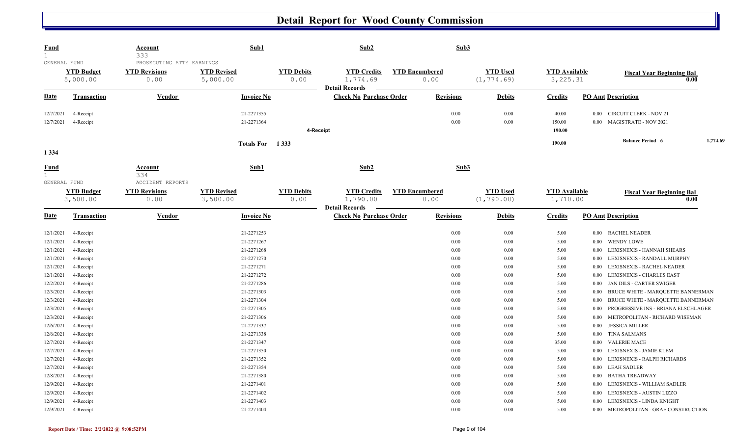# Detail Report for Wood County Commission

| Fund | | Account | Sub1 | | Sub2 | | Sub3 | | | |
|---|---|---|---|---|---|---|---|---|---|---|
| 1 | | 333 | | | | | | | | |
| GENERAL FUND | | PROSECUTING ATTY EARNINGS | | | | | | | | |
| **YTD Budget** | | **YTD Revisions** | **YTD Revised** | **YTD Debits** | **YTD Credits** | **YTD Encumbered** | **YTD Used** | **YTD Available** | | **Fiscal Year Beginning Bal** |
| 5,000.00 | | 0.00 | 5,000.00 | 0.00 | 1,774.69 | 0.00 | (1,774.69) | 3,225.31 | | 0.00 |

Detail Records

| Date | Transaction | Vendor | Invoice No | Check No Purchase Order | Revisions | Debits | Credits | PO Amt | Description |
|---|---|---|---|---|---|---|---|---|---|
| 12/7/2021 | 4-Receipt | | 21-2271355 | | 0.00 | 0.00 | 40.00 | 0.00 | CIRCUIT CLERK - NOV 21 |
| 12/7/2021 | 4-Receipt | | 21-2271364 | | 0.00 | 0.00 | 150.00 | 0.00 | MAGISTRATE - NOV 2021 |
| | | | | 4-Receipt | | | 190.00 | | |
| | | | Totals For 1 333 | | | | 190.00 | | Balance Period 6 1,774.69 |

1 334

| Fund | | Account | Sub1 | | Sub2 | | Sub3 | | | |
|---|---|---|---|---|---|---|---|---|---|---|
| 1 | | 334 | | | | | | | | |
| GENERAL FUND | | ACCIDENT REPORTS | | | | | | | | |
| **YTD Budget** | | **YTD Revisions** | **YTD Revised** | **YTD Debits** | **YTD Credits** | **YTD Encumbered** | **YTD Used** | **YTD Available** | | **Fiscal Year Beginning Bal** |
| 3,500.00 | | 0.00 | 3,500.00 | 0.00 | 1,790.00 | 0.00 | (1,790.00) | 1,710.00 | | 0.00 |

Detail Records

| Date | Transaction | Vendor | Invoice No | Check No Purchase Order | Revisions | Debits | Credits | PO Amt | Description |
|---|---|---|---|---|---|---|---|---|---|
| 12/1/2021 | 4-Receipt | | 21-2271253 | | 0.00 | 0.00 | 5.00 | 0.00 | RACHEL NEADER |
| 12/1/2021 | 4-Receipt | | 21-2271267 | | 0.00 | 0.00 | 5.00 | 0.00 | WENDY LOWE |
| 12/1/2021 | 4-Receipt | | 21-2271268 | | 0.00 | 0.00 | 5.00 | 0.00 | LEXISNEXIS - HANNAH SHEARS |
| 12/1/2021 | 4-Receipt | | 21-2271270 | | 0.00 | 0.00 | 5.00 | 0.00 | LEXISNEXIS - RANDALL MURPHY |
| 12/1/2021 | 4-Receipt | | 21-2271271 | | 0.00 | 0.00 | 5.00 | 0.00 | LEXISNEXIS - RACHEL NEADER |
| 12/1/2021 | 4-Receipt | | 21-2271272 | | 0.00 | 0.00 | 5.00 | 0.00 | LEXISNEXIS - CHARLES EAST |
| 12/2/2021 | 4-Receipt | | 21-2271286 | | 0.00 | 0.00 | 5.00 | 0.00 | JAN DILS - CARTER SWIGER |
| 12/3/2021 | 4-Receipt | | 21-2271303 | | 0.00 | 0.00 | 5.00 | 0.00 | BRUCE WHITE - MARQUETTE BANNERMAN |
| 12/3/2021 | 4-Receipt | | 21-2271304 | | 0.00 | 0.00 | 5.00 | 0.00 | BRUCE WHITE - MARQUETTE BANNERMAN |
| 12/3/2021 | 4-Receipt | | 21-2271305 | | 0.00 | 0.00 | 5.00 | 0.00 | PROGRESSIVE INS - BRIANA ELSCHLAGER |
| 12/3/2021 | 4-Receipt | | 21-2271306 | | 0.00 | 0.00 | 5.00 | 0.00 | METROPOLITAN - RICHARD WISEMAN |
| 12/6/2021 | 4-Receipt | | 21-2271337 | | 0.00 | 0.00 | 5.00 | 0.00 | JESSICA MILLER |
| 12/6/2021 | 4-Receipt | | 21-2271338 | | 0.00 | 0.00 | 5.00 | 0.00 | TINA SALMANS |
| 12/7/2021 | 4-Receipt | | 21-2271347 | | 0.00 | 0.00 | 35.00 | 0.00 | VALERIE MACE |
| 12/7/2021 | 4-Receipt | | 21-2271350 | | 0.00 | 0.00 | 5.00 | 0.00 | LEXISNEXIS - JAMIE KLEM |
| 12/7/2021 | 4-Receipt | | 21-2271352 | | 0.00 | 0.00 | 5.00 | 0.00 | LEXISNEXIS - RALPH RICHARDS |
| 12/7/2021 | 4-Receipt | | 21-2271354 | | 0.00 | 0.00 | 5.00 | 0.00 | LEAH SADLER |
| 12/8/2021 | 4-Receipt | | 21-2271380 | | 0.00 | 0.00 | 5.00 | 0.00 | BATHA TREADWAY |
| 12/9/2021 | 4-Receipt | | 21-2271401 | | 0.00 | 0.00 | 5.00 | 0.00 | LEXISNEXIS - WILLIAM SADLER |
| 12/9/2021 | 4-Receipt | | 21-2271402 | | 0.00 | 0.00 | 5.00 | 0.00 | LEXISNEXIS - AUSTIN LIZZO |
| 12/9/2021 | 4-Receipt | | 21-2271403 | | 0.00 | 0.00 | 5.00 | 0.00 | LEXISNEXIS - LINDA KNIGHT |
| 12/9/2021 | 4-Receipt | | 21-2271404 | | 0.00 | 0.00 | 5.00 | 0.00 | METROPOLITAN - GRAE CONSTRUCTION |

Report Date / Time: 2/2/2022 @ 9:08:52PM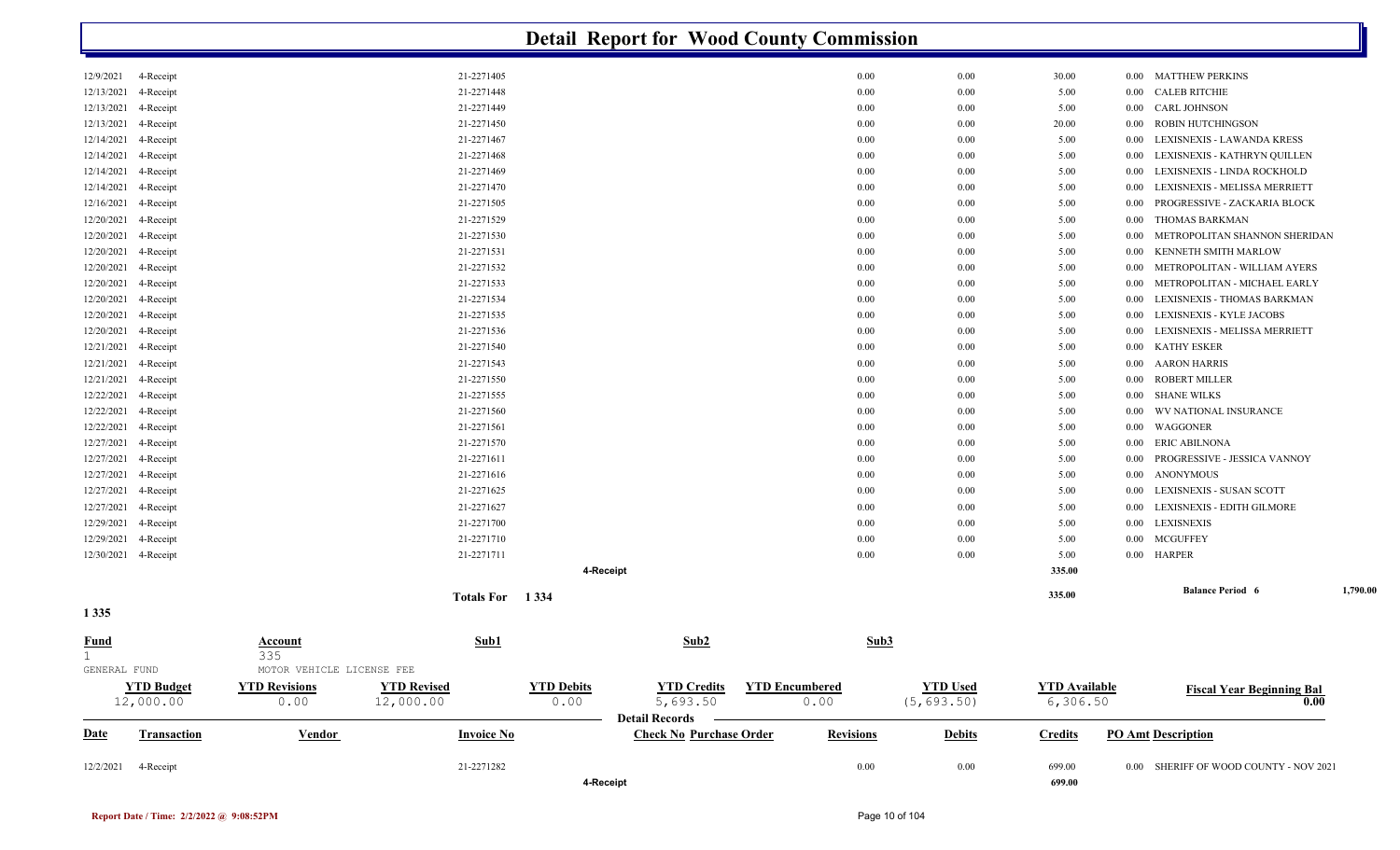# Detail Report for Wood County Commission

| Date | Transaction | Vendor | Invoice No | Check No | Purchase Order | Revisions | Debits | Credits | PO Amt | Description |
|---|---|---|---|---|---|---|---|---|---|---|
| 12/9/2021 | 4-Receipt | | 21-2271405 | | | 0.00 | 0.00 | 30.00 | 0.00 | MATTHEW PERKINS |
| 12/13/2021 | 4-Receipt | | 21-2271448 | | | 0.00 | 0.00 | 5.00 | 0.00 | CALEB RITCHIE |
| 12/13/2021 | 4-Receipt | | 21-2271449 | | | 0.00 | 0.00 | 5.00 | 0.00 | CARL JOHNSON |
| 12/13/2021 | 4-Receipt | | 21-2271450 | | | 0.00 | 0.00 | 20.00 | 0.00 | ROBIN HUTCHINGSON |
| 12/14/2021 | 4-Receipt | | 21-2271467 | | | 0.00 | 0.00 | 5.00 | 0.00 | LEXISNEXIS - LAWANDA KRESS |
| 12/14/2021 | 4-Receipt | | 21-2271468 | | | 0.00 | 0.00 | 5.00 | 0.00 | LEXISNEXIS - KATHRYN QUILLEN |
| 12/14/2021 | 4-Receipt | | 21-2271469 | | | 0.00 | 0.00 | 5.00 | 0.00 | LEXISNEXIS - LINDA ROCKHOLD |
| 12/14/2021 | 4-Receipt | | 21-2271470 | | | 0.00 | 0.00 | 5.00 | 0.00 | LEXISNEXIS - MELISSA MERRIETT |
| 12/16/2021 | 4-Receipt | | 21-2271505 | | | 0.00 | 0.00 | 5.00 | 0.00 | PROGRESSIVE - ZACKARIA BLOCK |
| 12/20/2021 | 4-Receipt | | 21-2271529 | | | 0.00 | 0.00 | 5.00 | 0.00 | THOMAS BARKMAN |
| 12/20/2021 | 4-Receipt | | 21-2271530 | | | 0.00 | 0.00 | 5.00 | 0.00 | METROPOLITAN SHANNON SHERIDAN |
| 12/20/2021 | 4-Receipt | | 21-2271531 | | | 0.00 | 0.00 | 5.00 | 0.00 | KENNETH SMITH MARLOW |
| 12/20/2021 | 4-Receipt | | 21-2271532 | | | 0.00 | 0.00 | 5.00 | 0.00 | METROPOLITAN - WILLIAM AYERS |
| 12/20/2021 | 4-Receipt | | 21-2271533 | | | 0.00 | 0.00 | 5.00 | 0.00 | METROPOLITAN - MICHAEL EARLY |
| 12/20/2021 | 4-Receipt | | 21-2271534 | | | 0.00 | 0.00 | 5.00 | 0.00 | LEXISNEXIS - THOMAS BARKMAN |
| 12/20/2021 | 4-Receipt | | 21-2271535 | | | 0.00 | 0.00 | 5.00 | 0.00 | LEXISNEXIS - KYLE JACOBS |
| 12/20/2021 | 4-Receipt | | 21-2271536 | | | 0.00 | 0.00 | 5.00 | 0.00 | LEXISNEXIS - MELISSA MERRIETT |
| 12/21/2021 | 4-Receipt | | 21-2271540 | | | 0.00 | 0.00 | 5.00 | 0.00 | KATHY ESKER |
| 12/21/2021 | 4-Receipt | | 21-2271543 | | | 0.00 | 0.00 | 5.00 | 0.00 | AARON HARRIS |
| 12/21/2021 | 4-Receipt | | 21-2271550 | | | 0.00 | 0.00 | 5.00 | 0.00 | ROBERT MILLER |
| 12/22/2021 | 4-Receipt | | 21-2271555 | | | 0.00 | 0.00 | 5.00 | 0.00 | SHANE WILKS |
| 12/22/2021 | 4-Receipt | | 21-2271560 | | | 0.00 | 0.00 | 5.00 | 0.00 | WV NATIONAL INSURANCE |
| 12/22/2021 | 4-Receipt | | 21-2271561 | | | 0.00 | 0.00 | 5.00 | 0.00 | WAGGONER |
| 12/27/2021 | 4-Receipt | | 21-2271570 | | | 0.00 | 0.00 | 5.00 | 0.00 | ERIC ABILNONA |
| 12/27/2021 | 4-Receipt | | 21-2271611 | | | 0.00 | 0.00 | 5.00 | 0.00 | PROGRESSIVE - JESSICA VANNOY |
| 12/27/2021 | 4-Receipt | | 21-2271616 | | | 0.00 | 0.00 | 5.00 | 0.00 | ANONYMOUS |
| 12/27/2021 | 4-Receipt | | 21-2271625 | | | 0.00 | 0.00 | 5.00 | 0.00 | LEXISNEXIS - SUSAN SCOTT |
| 12/27/2021 | 4-Receipt | | 21-2271627 | | | 0.00 | 0.00 | 5.00 | 0.00 | LEXISNEXIS - EDITH GILMORE |
| 12/29/2021 | 4-Receipt | | 21-2271700 | | | 0.00 | 0.00 | 5.00 | 0.00 | LEXISNEXIS |
| 12/29/2021 | 4-Receipt | | 21-2271710 | | | 0.00 | 0.00 | 5.00 | 0.00 | MCGUFFEY |
| 12/30/2021 | 4-Receipt | | 21-2271711 | | | 0.00 | 0.00 | 5.00 | 0.00 | HARPER |
| | | | | 4-Receipt | | | | 335.00 | | |
| | | | Totals For 1 334 | | | | | 335.00 | | Balance Period 6 1,790.00 |

**1 335**

| Fund | Account | Sub1 | Sub2 | Sub3 |
|---|---|---|---|---|
| 1 | 335 | | | |
| GENERAL FUND | MOTOR VEHICLE LICENSE FEE | | | |

| YTD Budget | YTD Revisions | YTD Revised | YTD Debits | YTD Credits | YTD Encumbered | YTD Used | YTD Available | Fiscal Year Beginning Bal |
|---|---|---|---|---|---|---|---|---|
| 12,000.00 | 0.00 | 12,000.00 | 0.00 | 5,693.50 | 0.00 | (5,693.50) | 6,306.50 | 0.00 |

**Detail Records**

| Date | Transaction | Vendor | Invoice No | Check No | Purchase Order | Revisions | Debits | Credits | PO Amt | Description |
|---|---|---|---|---|---|---|---|---|---|---|
| 12/2/2021 | 4-Receipt | | 21-2271282 | | | 0.00 | 0.00 | 699.00 | 0.00 | SHERIFF OF WOOD COUNTY - NOV 2021 |
| | | | | 4-Receipt | | | | 699.00 | | |

Report Date / Time: 2/2/2022 @ 9:08:52PM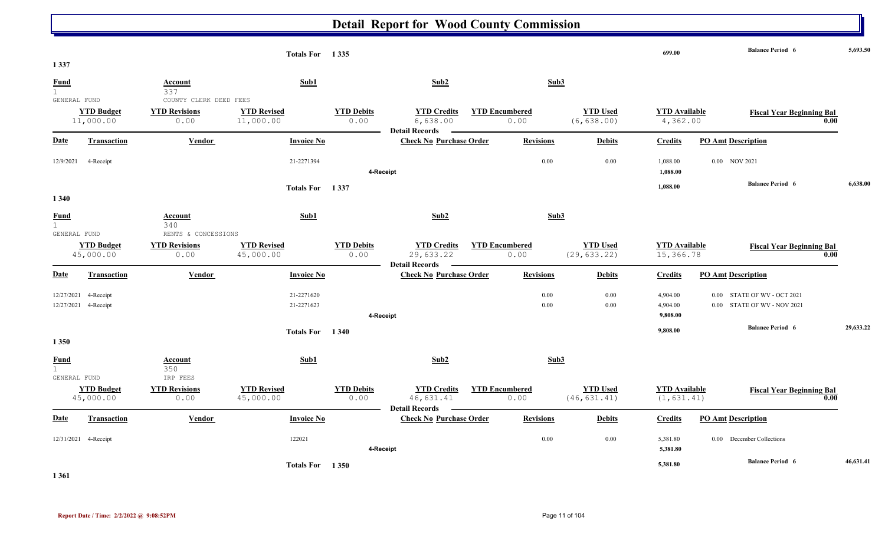# Detail Report for Wood County Commission

| | | | | | | | | |
|---|---|---|---|---|---|---|---|---|
| **Totals For 1 335** | | | | 699.00 | | **Balance Period 6** | | 5,693.50 |

## 1 337

| Fund | Account | Sub1 | Sub2 | Sub3 |
|---|---|---|---|---|
| 1 GENERAL FUND | 337 COUNTY CLERK DEED FEES | | | |

| YTD Budget | YTD Revisions | YTD Revised | YTD Debits | YTD Credits | YTD Encumbered | YTD Used | YTD Available | Fiscal Year Beginning Bal |
|---|---|---|---|---|---|---|---|---|
| 11,000.00 | 0.00 | 11,000.00 | 0.00 | 6,638.00 | 0.00 | (6,638.00) | 4,362.00 | 0.00 |

**Detail Records**

| Date | Transaction | Vendor | Invoice No | Check No | Purchase Order | Revisions | Debits | Credits | PO Amt | Description |
|---|---|---|---|---|---|---|---|---|---|---|
| 12/9/2021 | 4-Receipt | | 21-2271394 | | | 0.00 | 0.00 | 1,088.00 | 0.00 | NOV 2021 |
| | | | | **4-Receipt** | | | | **1,088.00** | | |
| | | | **Totals For 1 337** | | | | | **1,088.00** | | **Balance Period 6** 6,638.00 |

## 1 340

| Fund | Account | Sub1 | Sub2 | Sub3 |
|---|---|---|---|---|
| 1 GENERAL FUND | 340 RENTS & CONCESSIONS | | | |

| YTD Budget | YTD Revisions | YTD Revised | YTD Debits | YTD Credits | YTD Encumbered | YTD Used | YTD Available | Fiscal Year Beginning Bal |
|---|---|---|---|---|---|---|---|---|
| 45,000.00 | 0.00 | 45,000.00 | 0.00 | 29,633.22 | 0.00 | (29,633.22) | 15,366.78 | 0.00 |

**Detail Records**

| Date | Transaction | Vendor | Invoice No | Check No | Purchase Order | Revisions | Debits | Credits | PO Amt | Description |
|---|---|---|---|---|---|---|---|---|---|---|
| 12/27/2021 | 4-Receipt | | 21-2271620 | | | 0.00 | 0.00 | 4,904.00 | 0.00 | STATE OF WV - OCT 2021 |
| 12/27/2021 | 4-Receipt | | 21-2271623 | | | 0.00 | 0.00 | 4,904.00 | 0.00 | STATE OF WV - NOV 2021 |
| | | | | **4-Receipt** | | | | **9,808.00** | | |
| | | | **Totals For 1 340** | | | | | **9,808.00** | | **Balance Period 6** 29,633.22 |

## 1 350

| Fund | Account | Sub1 | Sub2 | Sub3 |
|---|---|---|---|---|
| 1 GENERAL FUND | 350 IRP FEES | | | |

| YTD Budget | YTD Revisions | YTD Revised | YTD Debits | YTD Credits | YTD Encumbered | YTD Used | YTD Available | Fiscal Year Beginning Bal |
|---|---|---|---|---|---|---|---|---|
| 45,000.00 | 0.00 | 45,000.00 | 0.00 | 46,631.41 | 0.00 | (46,631.41) | (1,631.41) | 0.00 |

**Detail Records**

| Date | Transaction | Vendor | Invoice No | Check No | Purchase Order | Revisions | Debits | Credits | PO Amt | Description |
|---|---|---|---|---|---|---|---|---|---|---|
| 12/31/2021 | 4-Receipt | | 122021 | | | 0.00 | 0.00 | 5,381.80 | 0.00 | December Collections |
| | | | | **4-Receipt** | | | | **5,381.80** | | |
| | | | **Totals For 1 350** | | | | | **5,381.80** | | **Balance Period 6** 46,631.41 |

## 1 361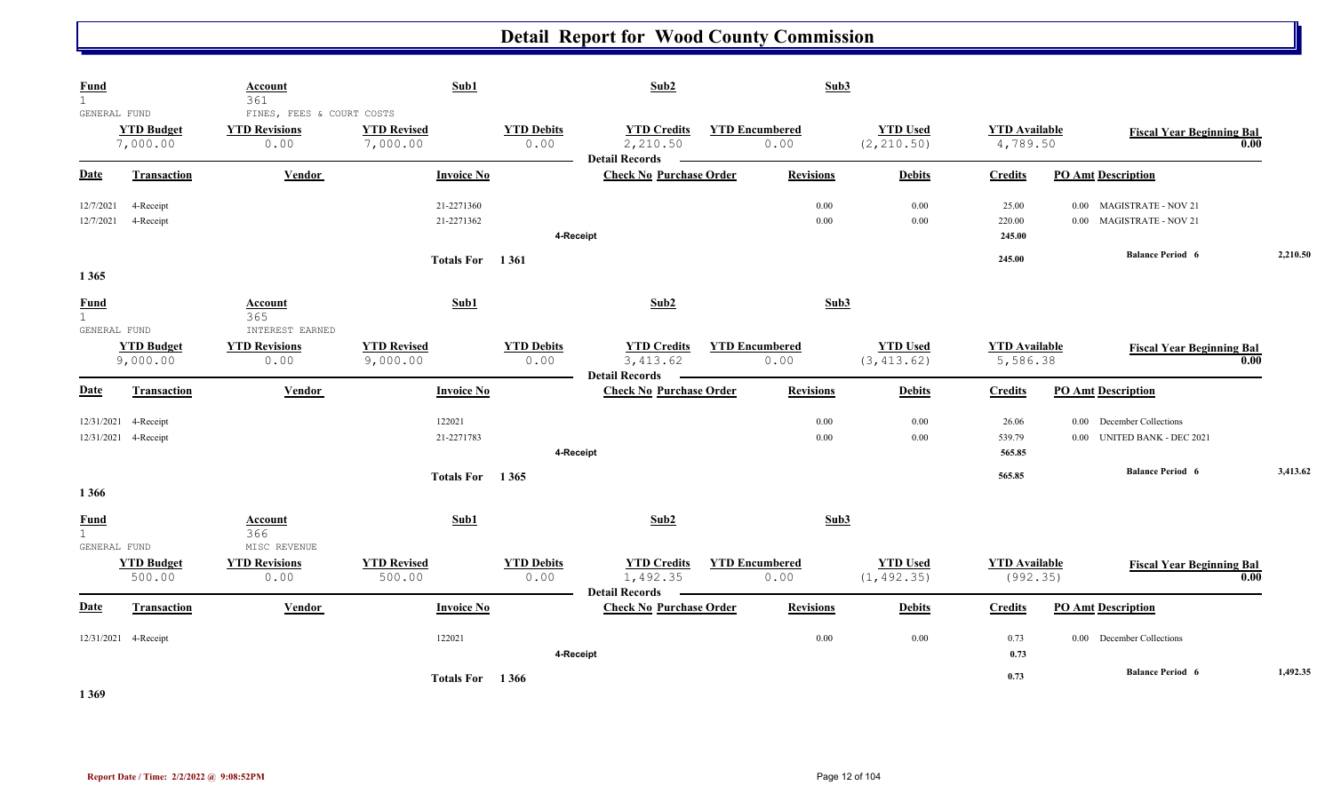# Detail Report for Wood County Commission

| Fund | Account | Sub1 | Sub2 | Sub3 |
|---|---|---|---|---|
| 1 | 361 | | | |
| GENERAL FUND | FINES, FEES & COURT COSTS | | | |

| YTD Budget | YTD Revisions | YTD Revised | YTD Debits | YTD Credits | YTD Encumbered | YTD Used | YTD Available | Fiscal Year Beginning Bal |
|---|---|---|---|---|---|---|---|---|
| 7,000.00 | 0.00 | 7,000.00 | 0.00 | 2,210.50 | 0.00 | (2,210.50) | 4,789.50 | 0.00 |

**Detail Records**

| Date | Transaction | Vendor | Invoice No | Check No | Purchase Order | Revisions | Debits | Credits | PO Amt | Description |
|---|---|---|---|---|---|---|---|---|---|---|
| 12/7/2021 | 4-Receipt | | 21-2271360 | | | 0.00 | 0.00 | 25.00 | 0.00 | MAGISTRATE - NOV 21 |
| 12/7/2021 | 4-Receipt | | 21-2271362 | | | 0.00 | 0.00 | 220.00 | 0.00 | MAGISTRATE - NOV 21 |
| | | | | 4-Receipt | | | | 245.00 | | |
| | | | Totals For 1 361 | | | | | 245.00 | | Balance Period 6 — 2,210.50 |

1 365

| Fund | Account | Sub1 | Sub2 | Sub3 |
|---|---|---|---|---|
| 1 | 365 | | | |
| GENERAL FUND | INTEREST EARNED | | | |

| YTD Budget | YTD Revisions | YTD Revised | YTD Debits | YTD Credits | YTD Encumbered | YTD Used | YTD Available | Fiscal Year Beginning Bal |
|---|---|---|---|---|---|---|---|---|
| 9,000.00 | 0.00 | 9,000.00 | 0.00 | 3,413.62 | 0.00 | (3,413.62) | 5,586.38 | 0.00 |

**Detail Records**

| Date | Transaction | Vendor | Invoice No | Check No | Purchase Order | Revisions | Debits | Credits | PO Amt | Description |
|---|---|---|---|---|---|---|---|---|---|---|
| 12/31/2021 | 4-Receipt | | 122021 | | | 0.00 | 0.00 | 26.06 | 0.00 | December Collections |
| 12/31/2021 | 4-Receipt | | 21-2271783 | | | 0.00 | 0.00 | 539.79 | 0.00 | UNITED BANK - DEC 2021 |
| | | | | 4-Receipt | | | | 565.85 | | |
| | | | Totals For 1 365 | | | | | 565.85 | | Balance Period 6 — 3,413.62 |

1 366

| Fund | Account | Sub1 | Sub2 | Sub3 |
|---|---|---|---|---|
| 1 | 366 | | | |
| GENERAL FUND | MISC REVENUE | | | |

| YTD Budget | YTD Revisions | YTD Revised | YTD Debits | YTD Credits | YTD Encumbered | YTD Used | YTD Available | Fiscal Year Beginning Bal |
|---|---|---|---|---|---|---|---|---|
| 500.00 | 0.00 | 500.00 | 0.00 | 1,492.35 | 0.00 | (1,492.35) | (992.35) | 0.00 |

**Detail Records**

| Date | Transaction | Vendor | Invoice No | Check No | Purchase Order | Revisions | Debits | Credits | PO Amt | Description |
|---|---|---|---|---|---|---|---|---|---|---|
| 12/31/2021 | 4-Receipt | | 122021 | | | 0.00 | 0.00 | 0.73 | 0.00 | December Collections |
| | | | | 4-Receipt | | | | 0.73 | | |
| | | | Totals For 1 366 | | | | | 0.73 | | Balance Period 6 — 1,492.35 |

1 369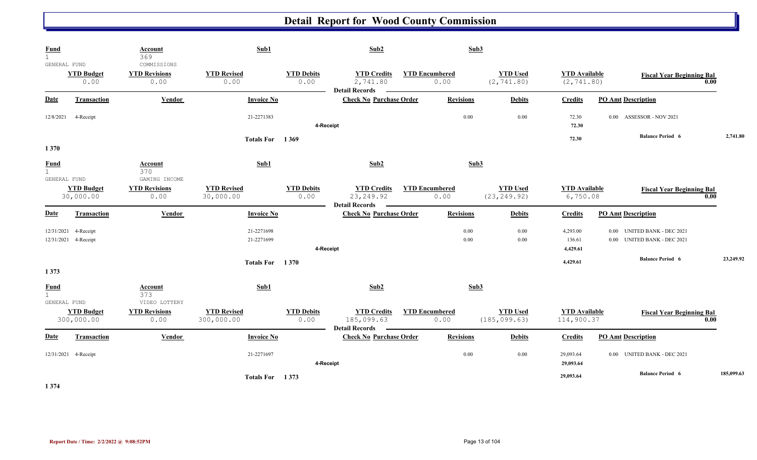# Detail Report for Wood County Commission

| Fund | Account | Sub1 | | Sub2 | | Sub3 | | |
|---|---|---|---|---|---|---|---|---|
| 1 | 369 | | | | | | | |
| GENERAL FUND | COMMISSIONS | | | | | | | |
| **YTD Budget** | **YTD Revisions** | **YTD Revised** | **YTD Debits** | **YTD Credits** | **YTD Encumbered** | **YTD Used** | **YTD Available** | **Fiscal Year Beginning Bal** |
| 0.00 | 0.00 | 0.00 | 0.00 | 2,741.80 | 0.00 | (2,741.80) | (2,741.80) | 0.00 |

**Detail Records**

| Date | Transaction | Vendor | Invoice No | Check No | Purchase Order | Revisions | Debits | Credits | PO Amt | Description |
|---|---|---|---|---|---|---|---|---|---|---|
| 12/8/2021 | 4-Receipt | | 21-2271383 | | | 0.00 | 0.00 | 72.30 | 0.00 | ASSESSOR - NOV 2021 |
| | | | | 4-Receipt | | | | 72.30 | | |
| | | | Totals For 1 369 | | | | | 72.30 | | Balance Period 6 2,741.80 |

1 370

| Fund | Account | Sub1 | | Sub2 | | Sub3 | | |
|---|---|---|---|---|---|---|---|---|
| 1 | 370 | | | | | | | |
| GENERAL FUND | GAMING INCOME | | | | | | | |
| **YTD Budget** | **YTD Revisions** | **YTD Revised** | **YTD Debits** | **YTD Credits** | **YTD Encumbered** | **YTD Used** | **YTD Available** | **Fiscal Year Beginning Bal** |
| 30,000.00 | 0.00 | 30,000.00 | 0.00 | 23,249.92 | 0.00 | (23,249.92) | 6,750.08 | 0.00 |

**Detail Records**

| Date | Transaction | Vendor | Invoice No | Check No | Purchase Order | Revisions | Debits | Credits | PO Amt | Description |
|---|---|---|---|---|---|---|---|---|---|---|
| 12/31/2021 | 4-Receipt | | 21-2271698 | | | 0.00 | 0.00 | 4,293.00 | 0.00 | UNITED BANK - DEC 2021 |
| 12/31/2021 | 4-Receipt | | 21-2271699 | | | 0.00 | 0.00 | 136.61 | 0.00 | UNITED BANK - DEC 2021 |
| | | | | 4-Receipt | | | | 4,429.61 | | |
| | | | Totals For 1 370 | | | | | 4,429.61 | | Balance Period 6 23,249.92 |

1 373

| Fund | Account | Sub1 | | Sub2 | | Sub3 | | |
|---|---|---|---|---|---|---|---|---|
| 1 | 373 | | | | | | | |
| GENERAL FUND | VIDEO LOTTERY | | | | | | | |
| **YTD Budget** | **YTD Revisions** | **YTD Revised** | **YTD Debits** | **YTD Credits** | **YTD Encumbered** | **YTD Used** | **YTD Available** | **Fiscal Year Beginning Bal** |
| 300,000.00 | 0.00 | 300,000.00 | 0.00 | 185,099.63 | 0.00 | (185,099.63) | 114,900.37 | 0.00 |

**Detail Records**

| Date | Transaction | Vendor | Invoice No | Check No | Purchase Order | Revisions | Debits | Credits | PO Amt | Description |
|---|---|---|---|---|---|---|---|---|---|---|
| 12/31/2021 | 4-Receipt | | 21-2271697 | | | 0.00 | 0.00 | 29,093.64 | 0.00 | UNITED BANK - DEC 2021 |
| | | | | 4-Receipt | | | | 29,093.64 | | |
| | | | Totals For 1 373 | | | | | 29,093.64 | | Balance Period 6 185,099.63 |

1 374

Report Date / Time: 2/2/2022 @ 9:08:52PM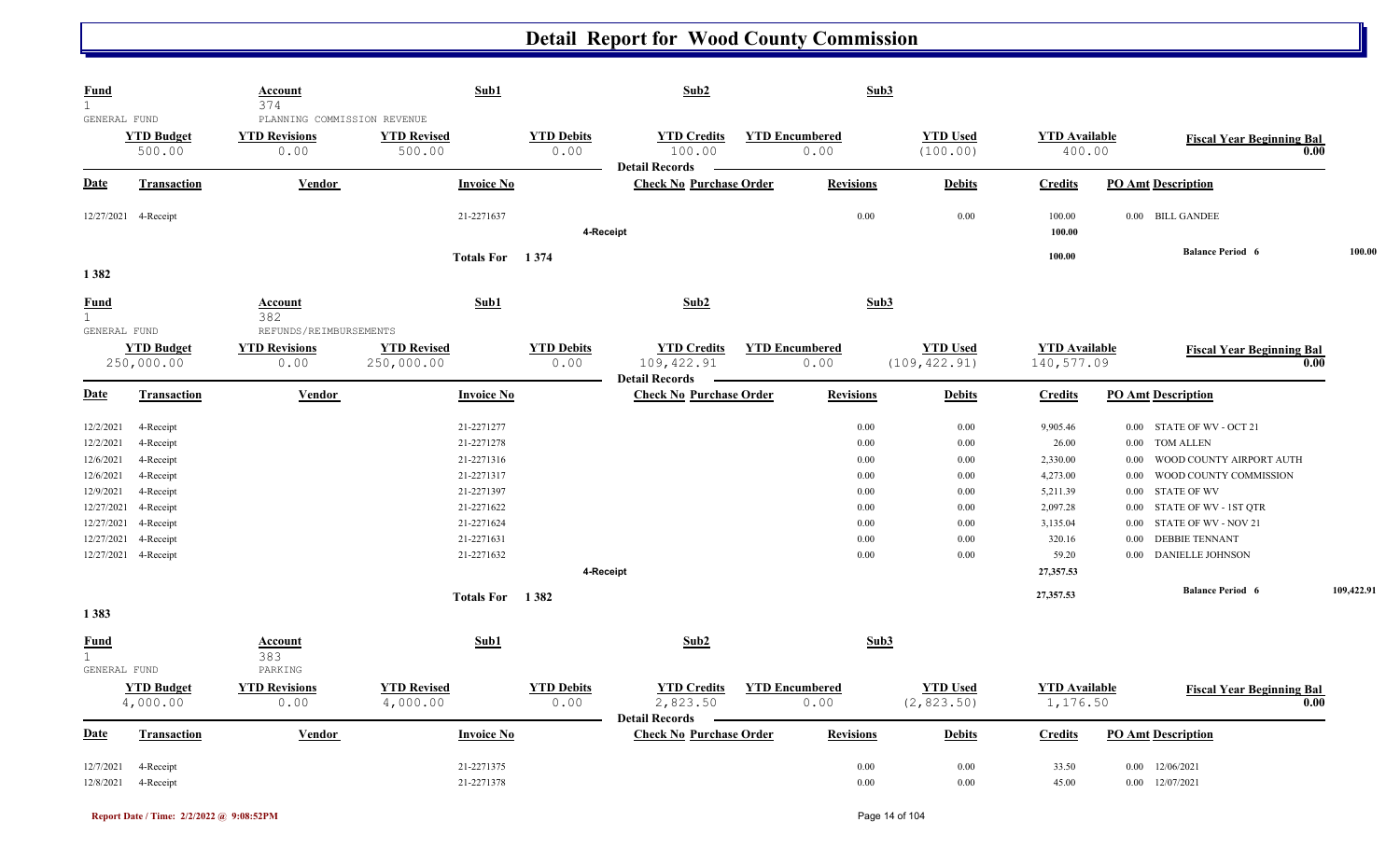# Detail Report for Wood County Commission

| Fund | Account | Sub1 | Sub2 | Sub3 |
|---|---|---|---|---|
| 1 | 374 | | | |
| GENERAL FUND | PLANNING COMMISSION REVENUE | | | |

| YTD Budget | YTD Revisions | YTD Revised | YTD Debits | YTD Credits | YTD Encumbered | YTD Used | YTD Available | Fiscal Year Beginning Bal |
|---|---|---|---|---|---|---|---|---|
| 500.00 | 0.00 | 500.00 | 0.00 | 100.00 | 0.00 | (100.00) | 400.00 | 0.00 |

**Detail Records**

| Date | Transaction | Vendor | Invoice No | Check No | Purchase Order | Revisions | Debits | Credits | PO Amt | Description |
|---|---|---|---|---|---|---|---|---|---|---|
| 12/27/2021 | 4-Receipt | | 21-2271637 | | | 0.00 | 0.00 | 100.00 | 0.00 | BILL GANDEE |
| | 4-Receipt | | | | | | | 100.00 | | |
| | | | Totals For 1 374 | | | | | 100.00 | | Balance Period 6 100.00 |

**1 382**

| Fund | Account | Sub1 | Sub2 | Sub3 |
|---|---|---|---|---|
| 1 | 382 | | | |
| GENERAL FUND | REFUNDS/REIMBURSEMENTS | | | |

| YTD Budget | YTD Revisions | YTD Revised | YTD Debits | YTD Credits | YTD Encumbered | YTD Used | YTD Available | Fiscal Year Beginning Bal |
|---|---|---|---|---|---|---|---|---|
| 250,000.00 | 0.00 | 250,000.00 | 0.00 | 109,422.91 | 0.00 | (109,422.91) | 140,577.09 | 0.00 |

**Detail Records**

| Date | Transaction | Vendor | Invoice No | Check No | Purchase Order | Revisions | Debits | Credits | PO Amt | Description |
|---|---|---|---|---|---|---|---|---|---|---|
| 12/2/2021 | 4-Receipt | | 21-2271277 | | | 0.00 | 0.00 | 9,905.46 | 0.00 | STATE OF WV - OCT 21 |
| 12/2/2021 | 4-Receipt | | 21-2271278 | | | 0.00 | 0.00 | 26.00 | 0.00 | TOM ALLEN |
| 12/6/2021 | 4-Receipt | | 21-2271316 | | | 0.00 | 0.00 | 2,330.00 | 0.00 | WOOD COUNTY AIRPORT AUTH |
| 12/6/2021 | 4-Receipt | | 21-2271317 | | | 0.00 | 0.00 | 4,273.00 | 0.00 | WOOD COUNTY COMMISSION |
| 12/9/2021 | 4-Receipt | | 21-2271397 | | | 0.00 | 0.00 | 5,211.39 | 0.00 | STATE OF WV |
| 12/27/2021 | 4-Receipt | | 21-2271622 | | | 0.00 | 0.00 | 2,097.28 | 0.00 | STATE OF WV - 1ST QTR |
| 12/27/2021 | 4-Receipt | | 21-2271624 | | | 0.00 | 0.00 | 3,135.04 | 0.00 | STATE OF WV - NOV 21 |
| 12/27/2021 | 4-Receipt | | 21-2271631 | | | 0.00 | 0.00 | 320.16 | 0.00 | DEBBIE TENNANT |
| 12/27/2021 | 4-Receipt | | 21-2271632 | | | 0.00 | 0.00 | 59.20 | 0.00 | DANIELLE JOHNSON |
| | 4-Receipt | | | | | | | 27,357.53 | | |
| | | | Totals For 1 382 | | | | | 27,357.53 | | Balance Period 6 109,422.91 |

**1 383**

| Fund | Account | Sub1 | Sub2 | Sub3 |
|---|---|---|---|---|
| 1 | 383 | | | |
| GENERAL FUND | PARKING | | | |

| YTD Budget | YTD Revisions | YTD Revised | YTD Debits | YTD Credits | YTD Encumbered | YTD Used | YTD Available | Fiscal Year Beginning Bal |
|---|---|---|---|---|---|---|---|---|
| 4,000.00 | 0.00 | 4,000.00 | 0.00 | 2,823.50 | 0.00 | (2,823.50) | 1,176.50 | 0.00 |

**Detail Records**

| Date | Transaction | Vendor | Invoice No | Check No | Purchase Order | Revisions | Debits | Credits | PO Amt | Description |
|---|---|---|---|---|---|---|---|---|---|---|
| 12/7/2021 | 4-Receipt | | 21-2271375 | | | 0.00 | 0.00 | 33.50 | 0.00 | 12/06/2021 |
| 12/8/2021 | 4-Receipt | | 21-2271378 | | | 0.00 | 0.00 | 45.00 | 0.00 | 12/07/2021 |

Report Date / Time: 2/2/2022 @ 9:08:52PM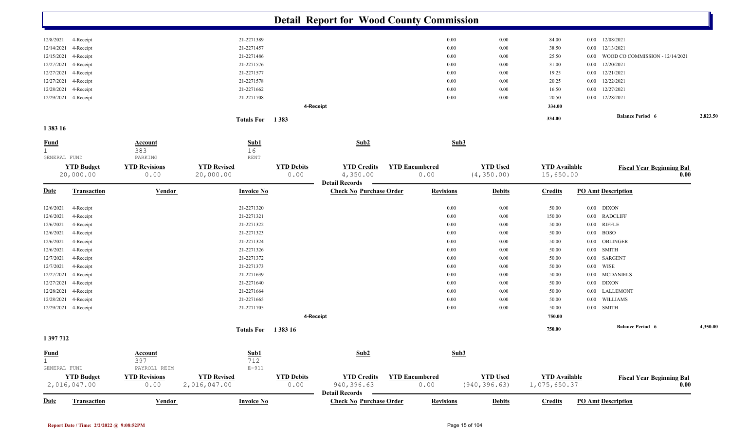# Detail Report for Wood County Commission

| Date | Transaction | Vendor | Invoice No | Check No | Purchase Order | Revisions | Debits | Credits | PO Amt | Description |
|---|---|---|---|---|---|---|---|---|---|---|
| 12/8/2021 | 4-Receipt | | 21-2271389 | | | 0.00 | 0.00 | 84.00 | 0.00 | 12/08/2021 |
| 12/14/2021 | 4-Receipt | | 21-2271457 | | | 0.00 | 0.00 | 38.50 | 0.00 | 12/13/2021 |
| 12/15/2021 | 4-Receipt | | 21-2271486 | | | 0.00 | 0.00 | 25.50 | 0.00 | WOOD CO COMMISSION - 12/14/2021 |
| 12/27/2021 | 4-Receipt | | 21-2271576 | | | 0.00 | 0.00 | 31.00 | 0.00 | 12/20/2021 |
| 12/27/2021 | 4-Receipt | | 21-2271577 | | | 0.00 | 0.00 | 19.25 | 0.00 | 12/21/2021 |
| 12/27/2021 | 4-Receipt | | 21-2271578 | | | 0.00 | 0.00 | 20.25 | 0.00 | 12/22/2021 |
| 12/28/2021 | 4-Receipt | | 21-2271662 | | | 0.00 | 0.00 | 16.50 | 0.00 | 12/27/2021 |
| 12/29/2021 | 4-Receipt | | 21-2271708 | | | 0.00 | 0.00 | 20.50 | 0.00 | 12/28/2021 |
| | | | | **4-Receipt** | | | | **334.00** | | |

**Totals For 1 383** — **334.00** — **Balance Period 6** — **2,823.50**

## 1 383 16

| Fund | Account | Sub1 | Sub2 | Sub3 |
|---|---|---|---|---|
| 1 GENERAL FUND | 383 PARKING | 16 RENT | | |

| YTD Budget | YTD Revisions | YTD Revised | YTD Debits | YTD Credits | YTD Encumbered | YTD Used | YTD Available | Fiscal Year Beginning Bal |
|---|---|---|---|---|---|---|---|---|
| 20,000.00 | 0.00 | 20,000.00 | 0.00 | 4,350.00 | 0.00 | (4,350.00) | 15,650.00 | 0.00 |

**Detail Records**

| Date | Transaction | Vendor | Invoice No | Check No | Purchase Order | Revisions | Debits | Credits | PO Amt | Description |
|---|---|---|---|---|---|---|---|---|---|---|
| 12/6/2021 | 4-Receipt | | 21-2271320 | | | 0.00 | 0.00 | 50.00 | 0.00 | DIXON |
| 12/6/2021 | 4-Receipt | | 21-2271321 | | | 0.00 | 0.00 | 150.00 | 0.00 | RADCLIFF |
| 12/6/2021 | 4-Receipt | | 21-2271322 | | | 0.00 | 0.00 | 50.00 | 0.00 | RIFFLE |
| 12/6/2021 | 4-Receipt | | 21-2271323 | | | 0.00 | 0.00 | 50.00 | 0.00 | BOSO |
| 12/6/2021 | 4-Receipt | | 21-2271324 | | | 0.00 | 0.00 | 50.00 | 0.00 | OBLINGER |
| 12/6/2021 | 4-Receipt | | 21-2271326 | | | 0.00 | 0.00 | 50.00 | 0.00 | SMITH |
| 12/7/2021 | 4-Receipt | | 21-2271372 | | | 0.00 | 0.00 | 50.00 | 0.00 | SARGENT |
| 12/7/2021 | 4-Receipt | | 21-2271373 | | | 0.00 | 0.00 | 50.00 | 0.00 | WISE |
| 12/27/2021 | 4-Receipt | | 21-2271639 | | | 0.00 | 0.00 | 50.00 | 0.00 | MCDANIELS |
| 12/27/2021 | 4-Receipt | | 21-2271640 | | | 0.00 | 0.00 | 50.00 | 0.00 | DIXON |
| 12/28/2021 | 4-Receipt | | 21-2271664 | | | 0.00 | 0.00 | 50.00 | 0.00 | LALLEMONT |
| 12/28/2021 | 4-Receipt | | 21-2271665 | | | 0.00 | 0.00 | 50.00 | 0.00 | WILLIAMS |
| 12/29/2021 | 4-Receipt | | 21-2271705 | | | 0.00 | 0.00 | 50.00 | 0.00 | SMITH |
| | | | | **4-Receipt** | | | | **750.00** | | |

**Totals For 1 383 16** — **750.00** — **Balance Period 6** — **4,350.00**

## 1 397 712

| Fund | Account | Sub1 | Sub2 | Sub3 |
|---|---|---|---|---|
| 1 GENERAL FUND | 397 PAYROLL REIM | 712 E-911 | | |

| YTD Budget | YTD Revisions | YTD Revised | YTD Debits | YTD Credits | YTD Encumbered | YTD Used | YTD Available | Fiscal Year Beginning Bal |
|---|---|---|---|---|---|---|---|---|
| 2,016,047.00 | 0.00 | 2,016,047.00 | 0.00 | 940,396.63 | 0.00 | (940,396.63) | 1,075,650.37 | 0.00 |

**Detail Records**

| Date | Transaction | Vendor | Invoice No | Check No | Purchase Order | Revisions | Debits | Credits | PO Amt | Description |
|---|---|---|---|---|---|---|---|---|---|---|

Report Date / Time: 2/2/2022 @ 9:08:52PM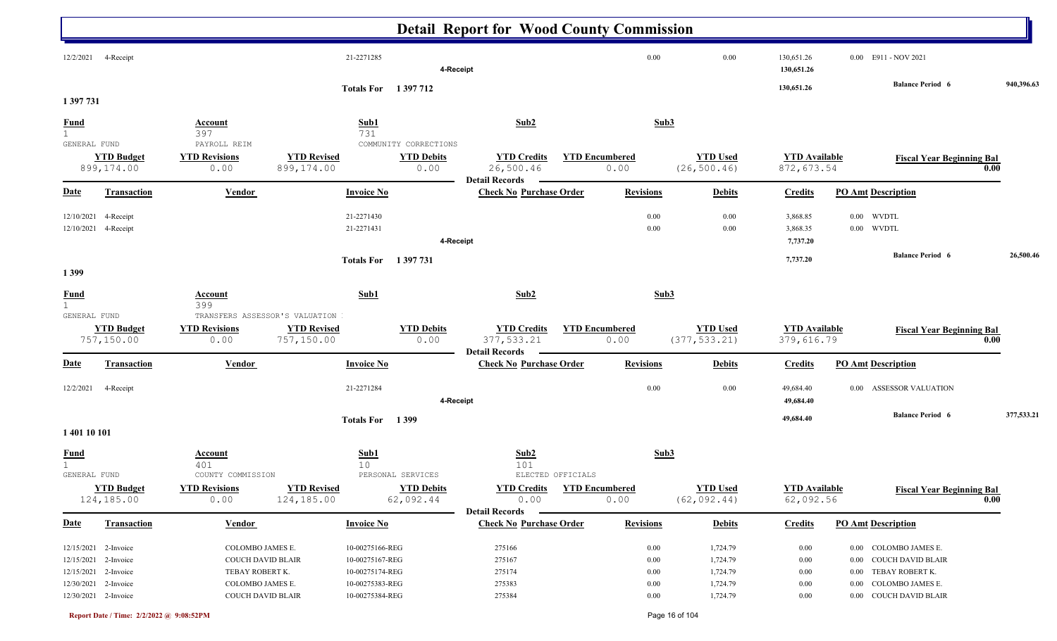# Detail Report for Wood County Commission

| Date | Transaction | Vendor | Invoice No | Check No | Purchase Order | Revisions | Debits | Credits | PO Amt | Description |
|---|---|---|---|---|---|---|---|---|---|---|
| 12/2/2021 | 4-Receipt | | 21-2271285 | | | 0.00 | 0.00 | 130,651.26 | 0.00 | E911 - NOV 2021 |
| | | | | 4-Receipt | | | | 130,651.26 | | |

Totals For 1 397 712 — 130,651.26 — Balance Period 6: 940,396.63

## 1 397 731

| Fund | Account | Sub1 | Sub2 | Sub3 |
|---|---|---|---|---|
| 1 GENERAL FUND | 397 PAYROLL REIM | 731 COMMUNITY CORRECTIONS | | |

| YTD Budget | YTD Revisions | YTD Revised | YTD Debits | YTD Credits | YTD Encumbered | YTD Used | YTD Available | Fiscal Year Beginning Bal |
|---|---|---|---|---|---|---|---|---|
| 899,174.00 | 0.00 | 899,174.00 | 0.00 | 26,500.46 | 0.00 | (26,500.46) | 872,673.54 | 0.00 |

Detail Records

| Date | Transaction | Vendor | Invoice No | Check No | Purchase Order | Revisions | Debits | Credits | PO Amt | Description |
|---|---|---|---|---|---|---|---|---|---|---|
| 12/10/2021 | 4-Receipt | | 21-2271430 | | | 0.00 | 0.00 | 3,868.85 | 0.00 | WVDTL |
| 12/10/2021 | 4-Receipt | | 21-2271431 | | | 0.00 | 0.00 | 3,868.35 | 0.00 | WVDTL |
| | | | | 4-Receipt | | | | 7,737.20 | | |

Totals For 1 397 731 — 7,737.20 — Balance Period 6: 26,500.46

## 1 399

| Fund | Account | Sub1 | Sub2 | Sub3 |
|---|---|---|---|---|
| 1 GENERAL FUND | 399 TRANSFERS ASSESSOR'S VALUATION | | | |

| YTD Budget | YTD Revisions | YTD Revised | YTD Debits | YTD Credits | YTD Encumbered | YTD Used | YTD Available | Fiscal Year Beginning Bal |
|---|---|---|---|---|---|---|---|---|
| 757,150.00 | 0.00 | 757,150.00 | 0.00 | 377,533.21 | 0.00 | (377,533.21) | 379,616.79 | 0.00 |

Detail Records

| Date | Transaction | Vendor | Invoice No | Check No | Purchase Order | Revisions | Debits | Credits | PO Amt | Description |
|---|---|---|---|---|---|---|---|---|---|---|
| 12/2/2021 | 4-Receipt | | 21-2271284 | | | 0.00 | 0.00 | 49,684.40 | 0.00 | ASSESSOR VALUATION |
| | | | | 4-Receipt | | | | 49,684.40 | | |

Totals For 1 399 — 49,684.40 — Balance Period 6: 377,533.21

## 1 401 10 101

| Fund | Account | Sub1 | Sub2 | Sub3 |
|---|---|---|---|---|
| 1 GENERAL FUND | 401 COUNTY COMMISSION | 10 PERSONAL SERVICES | 101 ELECTED OFFICIALS | |

| YTD Budget | YTD Revisions | YTD Revised | YTD Debits | YTD Credits | YTD Encumbered | YTD Used | YTD Available | Fiscal Year Beginning Bal |
|---|---|---|---|---|---|---|---|---|
| 124,185.00 | 0.00 | 124,185.00 | 62,092.44 | 0.00 | 0.00 | (62,092.44) | 62,092.56 | 0.00 |

Detail Records

| Date | Transaction | Vendor | Invoice No | Check No | Purchase Order | Revisions | Debits | Credits | PO Amt | Description |
|---|---|---|---|---|---|---|---|---|---|---|
| 12/15/2021 | 2-Invoice | COLOMBO JAMES E. | 10-00275166-REG | 275166 | | 0.00 | 1,724.79 | 0.00 | 0.00 | COLOMBO JAMES E. |
| 12/15/2021 | 2-Invoice | COUCH DAVID BLAIR | 10-00275167-REG | 275167 | | 0.00 | 1,724.79 | 0.00 | 0.00 | COUCH DAVID BLAIR |
| 12/15/2021 | 2-Invoice | TEBAY ROBERT K. | 10-00275174-REG | 275174 | | 0.00 | 1,724.79 | 0.00 | 0.00 | TEBAY ROBERT K. |
| 12/30/2021 | 2-Invoice | COLOMBO JAMES E. | 10-00275383-REG | 275383 | | 0.00 | 1,724.79 | 0.00 | 0.00 | COLOMBO JAMES E. |
| 12/30/2021 | 2-Invoice | COUCH DAVID BLAIR | 10-00275384-REG | 275384 | | 0.00 | 1,724.79 | 0.00 | 0.00 | COUCH DAVID BLAIR |

Report Date / Time: 2/2/2022 @ 9:08:52PM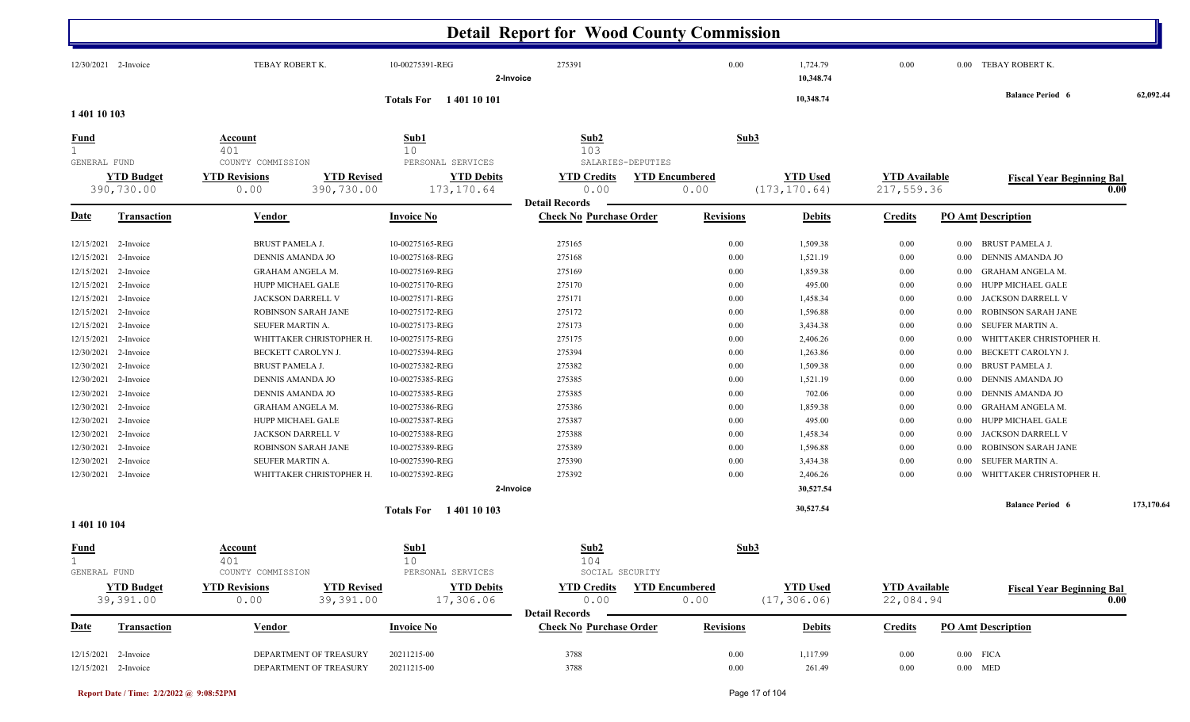# Detail Report for Wood County Commission

| Date | Transaction | Vendor | Invoice No | Check No | Purchase Order | Revisions | Debits | Credits | PO Amt | Description |
|---|---|---|---|---|---|---|---|---|---|---|
| 12/30/2021 | 2-Invoice | TEBAY ROBERT K. | 10-00275391-REG | 275391 | | 0.00 | 1,724.79 | 0.00 | 0.00 | TEBAY ROBERT K. |
| | | | 2-Invoice | | | | 10,348.74 | | | |

**Totals For 1 401 10 101** — 10,348.74 — **Balance Period 6** 62,092.44

## 1 401 10 103

| Fund | Account | Sub1 | Sub2 | Sub3 |
|---|---|---|---|---|
| 1 | 401 | 10 | 103 | |
| GENERAL FUND | COUNTY COMMISSION | PERSONAL SERVICES | SALARIES-DEPUTIES | |

| YTD Budget | YTD Revisions | YTD Revised | YTD Debits | YTD Credits | YTD Encumbered | YTD Used | YTD Available | Fiscal Year Beginning Bal |
|---|---|---|---|---|---|---|---|---|
| 390,730.00 | 0.00 | 390,730.00 | 173,170.64 | 0.00 | 0.00 | (173,170.64) | 217,559.36 | 0.00 |

**Detail Records**

| Date | Transaction | Vendor | Invoice No | Check No | Purchase Order | Revisions | Debits | Credits | PO Amt | Description |
|---|---|---|---|---|---|---|---|---|---|---|
| 12/15/2021 | 2-Invoice | BRUST PAMELA J. | 10-00275165-REG | 275165 | | 0.00 | 1,509.38 | 0.00 | 0.00 | BRUST PAMELA J. |
| 12/15/2021 | 2-Invoice | DENNIS AMANDA JO | 10-00275168-REG | 275168 | | 0.00 | 1,521.19 | 0.00 | 0.00 | DENNIS AMANDA JO |
| 12/15/2021 | 2-Invoice | GRAHAM ANGELA M. | 10-00275169-REG | 275169 | | 0.00 | 1,859.38 | 0.00 | 0.00 | GRAHAM ANGELA M. |
| 12/15/2021 | 2-Invoice | HUPP MICHAEL GALE | 10-00275170-REG | 275170 | | 0.00 | 495.00 | 0.00 | 0.00 | HUPP MICHAEL GALE |
| 12/15/2021 | 2-Invoice | JACKSON DARRELL V | 10-00275171-REG | 275171 | | 0.00 | 1,458.34 | 0.00 | 0.00 | JACKSON DARRELL V |
| 12/15/2021 | 2-Invoice | ROBINSON SARAH JANE | 10-00275172-REG | 275172 | | 0.00 | 1,596.88 | 0.00 | 0.00 | ROBINSON SARAH JANE |
| 12/15/2021 | 2-Invoice | SEUFER MARTIN A. | 10-00275173-REG | 275173 | | 0.00 | 3,434.38 | 0.00 | 0.00 | SEUFER MARTIN A. |
| 12/15/2021 | 2-Invoice | WHITTAKER CHRISTOPHER H. | 10-00275175-REG | 275175 | | 0.00 | 2,406.26 | 0.00 | 0.00 | WHITTAKER CHRISTOPHER H. |
| 12/30/2021 | 2-Invoice | BECKETT CAROLYN J. | 10-00275394-REG | 275394 | | 0.00 | 1,263.86 | 0.00 | 0.00 | BECKETT CAROLYN J. |
| 12/30/2021 | 2-Invoice | BRUST PAMELA J. | 10-00275382-REG | 275382 | | 0.00 | 1,509.38 | 0.00 | 0.00 | BRUST PAMELA J. |
| 12/30/2021 | 2-Invoice | DENNIS AMANDA JO | 10-00275385-REG | 275385 | | 0.00 | 1,521.19 | 0.00 | 0.00 | DENNIS AMANDA JO |
| 12/30/2021 | 2-Invoice | DENNIS AMANDA JO | 10-00275385-REG | 275385 | | 0.00 | 702.06 | 0.00 | 0.00 | DENNIS AMANDA JO |
| 12/30/2021 | 2-Invoice | GRAHAM ANGELA M. | 10-00275386-REG | 275386 | | 0.00 | 1,859.38 | 0.00 | 0.00 | GRAHAM ANGELA M. |
| 12/30/2021 | 2-Invoice | HUPP MICHAEL GALE | 10-00275387-REG | 275387 | | 0.00 | 495.00 | 0.00 | 0.00 | HUPP MICHAEL GALE |
| 12/30/2021 | 2-Invoice | JACKSON DARRELL V | 10-00275388-REG | 275388 | | 0.00 | 1,458.34 | 0.00 | 0.00 | JACKSON DARRELL V |
| 12/30/2021 | 2-Invoice | ROBINSON SARAH JANE | 10-00275389-REG | 275389 | | 0.00 | 1,596.88 | 0.00 | 0.00 | ROBINSON SARAH JANE |
| 12/30/2021 | 2-Invoice | SEUFER MARTIN A. | 10-00275390-REG | 275390 | | 0.00 | 3,434.38 | 0.00 | 0.00 | SEUFER MARTIN A. |
| 12/30/2021 | 2-Invoice | WHITTAKER CHRISTOPHER H. | 10-00275392-REG | 275392 | | 0.00 | 2,406.26 | 0.00 | 0.00 | WHITTAKER CHRISTOPHER H. |
| | | | 2-Invoice | | | | 30,527.54 | | | |

**Totals For 1 401 10 103** — 30,527.54 — **Balance Period 6** 173,170.64

## 1 401 10 104

| Fund | Account | Sub1 | Sub2 | Sub3 |
|---|---|---|---|---|
| 1 | 401 | 10 | 104 | |
| GENERAL FUND | COUNTY COMMISSION | PERSONAL SERVICES | SOCIAL SECURITY | |

| YTD Budget | YTD Revisions | YTD Revised | YTD Debits | YTD Credits | YTD Encumbered | YTD Used | YTD Available | Fiscal Year Beginning Bal |
|---|---|---|---|---|---|---|---|---|
| 39,391.00 | 0.00 | 39,391.00 | 17,306.06 | 0.00 | 0.00 | (17,306.06) | 22,084.94 | 0.00 |

**Detail Records**

| Date | Transaction | Vendor | Invoice No | Check No | Purchase Order | Revisions | Debits | Credits | PO Amt | Description |
|---|---|---|---|---|---|---|---|---|---|---|
| 12/15/2021 | 2-Invoice | DEPARTMENT OF TREASURY | 20211215-00 | 3788 | | 0.00 | 1,117.99 | 0.00 | 0.00 | FICA |
| 12/15/2021 | 2-Invoice | DEPARTMENT OF TREASURY | 20211215-00 | 3788 | | 0.00 | 261.49 | 0.00 | 0.00 | MED |

Report Date / Time: 2/2/2022 @ 9:08:52PM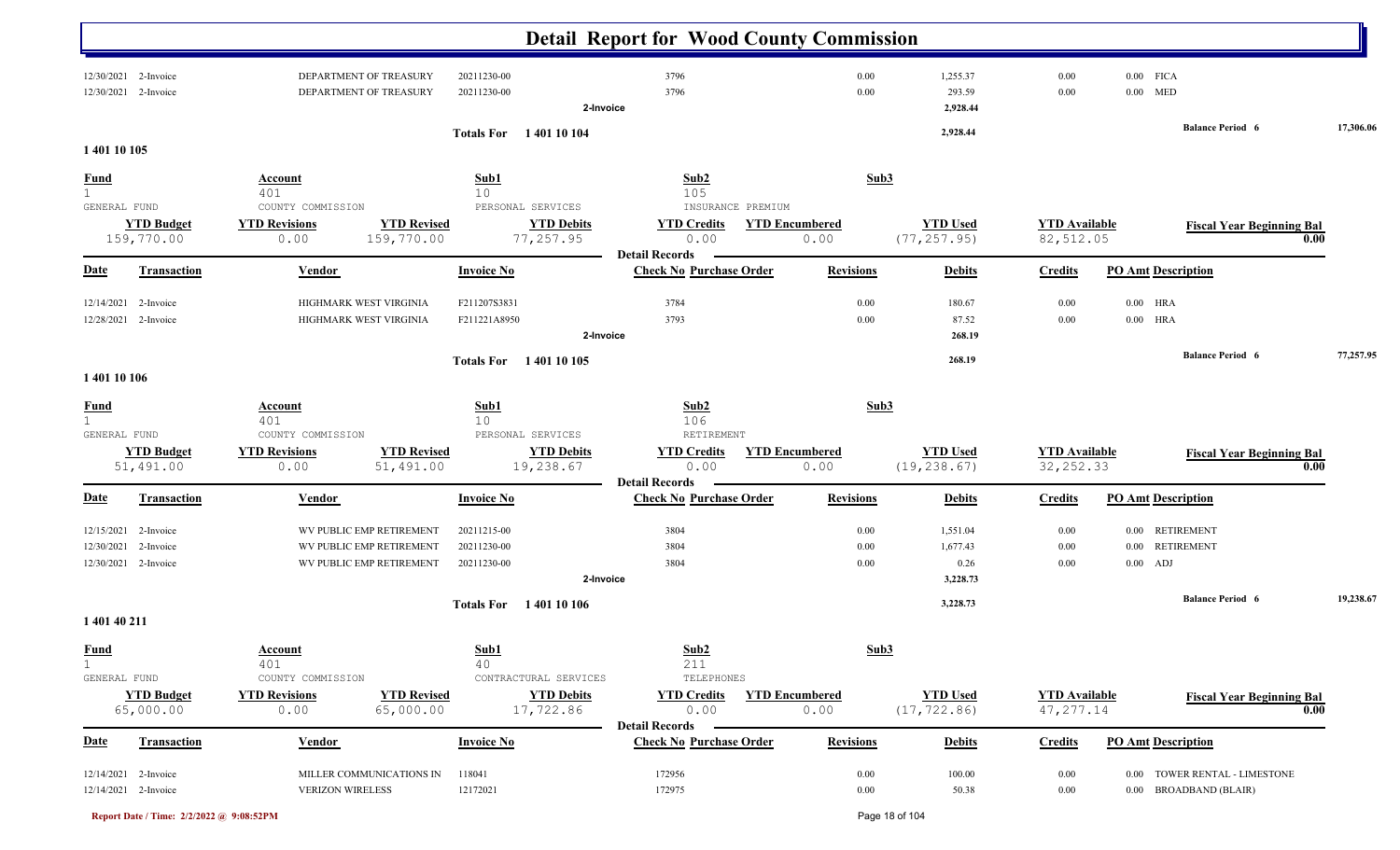# Detail Report for Wood County Commission

| Date | Transaction | Vendor | Invoice No | Check No Purchase Order | Revisions | Debits | Credits | PO Amt Description |
|---|---|---|---|---|---|---|---|---|
| 12/30/2021 | 2-Invoice | DEPARTMENT OF TREASURY | 20211230-00 | 3796 | 0.00 | 1,255.37 | 0.00 | 0.00 FICA |
| 12/30/2021 | 2-Invoice | DEPARTMENT OF TREASURY | 20211230-00 | 3796 | 0.00 | 293.59 | 0.00 | 0.00 MED |
| | | | 2-Invoice | | | 2,928.44 | | |

Totals For 1 401 10 104 — 2,928.44 — Balance Period 6: 17,306.06

## 1 401 10 105

| Fund | Account | Sub1 | Sub2 | Sub3 |
|---|---|---|---|---|
| 1 | 401 | 10 | 105 | |
| GENERAL FUND | COUNTY COMMISSION | PERSONAL SERVICES | INSURANCE PREMIUM | |

| YTD Budget | YTD Revisions | YTD Revised | YTD Debits | YTD Credits | YTD Encumbered | YTD Used | YTD Available | Fiscal Year Beginning Bal |
|---|---|---|---|---|---|---|---|---|
| 159,770.00 | 0.00 | 159,770.00 | 77,257.95 | 0.00 | 0.00 | (77,257.95) | 82,512.05 | 0.00 |

Detail Records

| Date | Transaction | Vendor | Invoice No | Check No Purchase Order | Revisions | Debits | Credits | PO Amt Description |
|---|---|---|---|---|---|---|---|---|
| 12/14/2021 | 2-Invoice | HIGHMARK WEST VIRGINIA | F211207S3831 | 3784 | 0.00 | 180.67 | 0.00 | 0.00 HRA |
| 12/28/2021 | 2-Invoice | HIGHMARK WEST VIRGINIA | F211221A8950 | 3793 | 0.00 | 87.52 | 0.00 | 0.00 HRA |
| | | | 2-Invoice | | | 268.19 | | |

Totals For 1 401 10 105 — 268.19 — Balance Period 6: 77,257.95

## 1 401 10 106

| Fund | Account | Sub1 | Sub2 | Sub3 |
|---|---|---|---|---|
| 1 | 401 | 10 | 106 | |
| GENERAL FUND | COUNTY COMMISSION | PERSONAL SERVICES | RETIREMENT | |

| YTD Budget | YTD Revisions | YTD Revised | YTD Debits | YTD Credits | YTD Encumbered | YTD Used | YTD Available | Fiscal Year Beginning Bal |
|---|---|---|---|---|---|---|---|---|
| 51,491.00 | 0.00 | 51,491.00 | 19,238.67 | 0.00 | 0.00 | (19,238.67) | 32,252.33 | 0.00 |

Detail Records

| Date | Transaction | Vendor | Invoice No | Check No Purchase Order | Revisions | Debits | Credits | PO Amt Description |
|---|---|---|---|---|---|---|---|---|
| 12/15/2021 | 2-Invoice | WV PUBLIC EMP RETIREMENT | 20211215-00 | 3804 | 0.00 | 1,551.04 | 0.00 | 0.00 RETIREMENT |
| 12/30/2021 | 2-Invoice | WV PUBLIC EMP RETIREMENT | 20211230-00 | 3804 | 0.00 | 1,677.43 | 0.00 | 0.00 RETIREMENT |
| 12/30/2021 | 2-Invoice | WV PUBLIC EMP RETIREMENT | 20211230-00 | 3804 | 0.00 | 0.26 | 0.00 | 0.00 ADJ |
| | | | 2-Invoice | | | 3,228.73 | | |

Totals For 1 401 10 106 — 3,228.73 — Balance Period 6: 19,238.67

## 1 401 40 211

| Fund | Account | Sub1 | Sub2 | Sub3 |
|---|---|---|---|---|
| 1 | 401 | 40 | 211 | |
| GENERAL FUND | COUNTY COMMISSION | CONTRACTURAL SERVICES | TELEPHONES | |

| YTD Budget | YTD Revisions | YTD Revised | YTD Debits | YTD Credits | YTD Encumbered | YTD Used | YTD Available | Fiscal Year Beginning Bal |
|---|---|---|---|---|---|---|---|---|
| 65,000.00 | 0.00 | 65,000.00 | 17,722.86 | 0.00 | 0.00 | (17,722.86) | 47,277.14 | 0.00 |

Detail Records

| Date | Transaction | Vendor | Invoice No | Check No Purchase Order | Revisions | Debits | Credits | PO Amt Description |
|---|---|---|---|---|---|---|---|---|
| 12/14/2021 | 2-Invoice | MILLER COMMUNICATIONS IN | 118041 | 172956 | 0.00 | 100.00 | 0.00 | 0.00 TOWER RENTAL - LIMESTONE |
| 12/14/2021 | 2-Invoice | VERIZON WIRELESS | 12172021 | 172975 | 0.00 | 50.38 | 0.00 | 0.00 BROADBAND (BLAIR) |

Report Date / Time: 2/2/2022 @ 9:08:52PM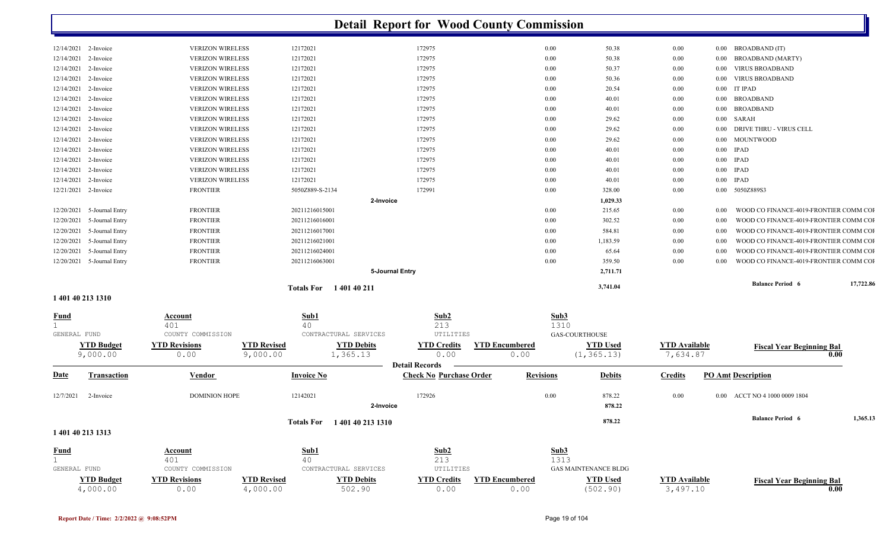# Detail Report for Wood County Commission

| Date | Transaction | Vendor | Invoice No | Check No | Purchase Order | Revisions | Debits | Credits | PO Amt | Description |
|---|---|---|---|---|---|---|---|---|---|---|
| 12/14/2021 | 2-Invoice | VERIZON WIRELESS | 12172021 | 172975 | | 0.00 | 50.38 | 0.00 | 0.00 | BROADBAND (IT) |
| 12/14/2021 | 2-Invoice | VERIZON WIRELESS | 12172021 | 172975 | | 0.00 | 50.38 | 0.00 | 0.00 | BROADBAND (MARTY) |
| 12/14/2021 | 2-Invoice | VERIZON WIRELESS | 12172021 | 172975 | | 0.00 | 50.37 | 0.00 | 0.00 | VIRUS BROADBAND |
| 12/14/2021 | 2-Invoice | VERIZON WIRELESS | 12172021 | 172975 | | 0.00 | 50.36 | 0.00 | 0.00 | VIRUS BROADBAND |
| 12/14/2021 | 2-Invoice | VERIZON WIRELESS | 12172021 | 172975 | | 0.00 | 20.54 | 0.00 | 0.00 | IT IPAD |
| 12/14/2021 | 2-Invoice | VERIZON WIRELESS | 12172021 | 172975 | | 0.00 | 40.01 | 0.00 | 0.00 | BROADBAND |
| 12/14/2021 | 2-Invoice | VERIZON WIRELESS | 12172021 | 172975 | | 0.00 | 40.01 | 0.00 | 0.00 | BROADBAND |
| 12/14/2021 | 2-Invoice | VERIZON WIRELESS | 12172021 | 172975 | | 0.00 | 29.62 | 0.00 | 0.00 | SARAH |
| 12/14/2021 | 2-Invoice | VERIZON WIRELESS | 12172021 | 172975 | | 0.00 | 29.62 | 0.00 | 0.00 | DRIVE THRU - VIRUS CELL |
| 12/14/2021 | 2-Invoice | VERIZON WIRELESS | 12172021 | 172975 | | 0.00 | 29.62 | 0.00 | 0.00 | MOUNTWOOD |
| 12/14/2021 | 2-Invoice | VERIZON WIRELESS | 12172021 | 172975 | | 0.00 | 40.01 | 0.00 | 0.00 | IPAD |
| 12/14/2021 | 2-Invoice | VERIZON WIRELESS | 12172021 | 172975 | | 0.00 | 40.01 | 0.00 | 0.00 | IPAD |
| 12/14/2021 | 2-Invoice | VERIZON WIRELESS | 12172021 | 172975 | | 0.00 | 40.01 | 0.00 | 0.00 | IPAD |
| 12/14/2021 | 2-Invoice | VERIZON WIRELESS | 12172021 | 172975 | | 0.00 | 40.01 | 0.00 | 0.00 | IPAD |
| 12/21/2021 | 2-Invoice | FRONTIER | 5050Z889-S-2134 | 172991 | | 0.00 | 328.00 | 0.00 | 0.00 | 5050Z889S3 |
| | | | | 2-Invoice | | | 1,029.33 | | | |
| 12/20/2021 | 5-Journal Entry | FRONTIER | 20211216015001 | | | 0.00 | 215.65 | 0.00 | 0.00 | WOOD CO FINANCE-4019-FRONTIER COMM COI |
| 12/20/2021 | 5-Journal Entry | FRONTIER | 20211216016001 | | | 0.00 | 302.52 | 0.00 | 0.00 | WOOD CO FINANCE-4019-FRONTIER COMM COI |
| 12/20/2021 | 5-Journal Entry | FRONTIER | 20211216017001 | | | 0.00 | 584.81 | 0.00 | 0.00 | WOOD CO FINANCE-4019-FRONTIER COMM COI |
| 12/20/2021 | 5-Journal Entry | FRONTIER | 20211216021001 | | | 0.00 | 1,183.59 | 0.00 | 0.00 | WOOD CO FINANCE-4019-FRONTIER COMM COI |
| 12/20/2021 | 5-Journal Entry | FRONTIER | 20211216024001 | | | 0.00 | 65.64 | 0.00 | 0.00 | WOOD CO FINANCE-4019-FRONTIER COMM COI |
| 12/20/2021 | 5-Journal Entry | FRONTIER | 20211216063001 | | | 0.00 | 359.50 | 0.00 | 0.00 | WOOD CO FINANCE-4019-FRONTIER COMM COI |
| | | | | 5-Journal Entry | | | 2,711.71 | | | |
| | | | Totals For 1 401 40 211 | | | | 3,741.04 | | | Balance Period 6 17,722.86 |

## 1 401 40 213 1310

| Fund | Account | | Sub1 | Sub2 | | Sub3 | | |
|---|---|---|---|---|---|---|---|---|
| 1 | 401 | | 40 | 213 | | 1310 | | |
| GENERAL FUND | COUNTY COMMISSION | | CONTRACTURAL SERVICES | UTILITIES | | GAS-COURTHOUSE | | |
| **YTD Budget** | **YTD Revisions** | **YTD Revised** | **YTD Debits** | **YTD Credits** | **YTD Encumbered** | **YTD Used** | **YTD Available** | **Fiscal Year Beginning Bal** |
| 9,000.00 | 0.00 | 9,000.00 | 1,365.13 | 0.00 | 0.00 | (1,365.13) | 7,634.87 | 0.00 |

| Date | Transaction | Vendor | Invoice No | Check No | Purchase Order | Revisions | Debits | Credits | PO Amt | Description |
|---|---|---|---|---|---|---|---|---|---|---|
| 12/7/2021 | 2-Invoice | DOMINION HOPE | 12142021 | 172926 | | 0.00 | 878.22 | 0.00 | 0.00 | ACCT NO 4 1000 0009 1804 |
| | | | | 2-Invoice | | | 878.22 | | | |
| | | | Totals For 1 401 40 213 1310 | | | | 878.22 | | | Balance Period 6 1,365.13 |

## 1 401 40 213 1313

| Fund | Account | | Sub1 | Sub2 | | Sub3 | | |
|---|---|---|---|---|---|---|---|---|
| 1 | 401 | | 40 | 213 | | 1313 | | |
| GENERAL FUND | COUNTY COMMISSION | | CONTRACTURAL SERVICES | UTILITIES | | GAS MAINTENANCE BLDG | | |
| **YTD Budget** | **YTD Revisions** | **YTD Revised** | **YTD Debits** | **YTD Credits** | **YTD Encumbered** | **YTD Used** | **YTD Available** | **Fiscal Year Beginning Bal** |
| 4,000.00 | 0.00 | 4,000.00 | 502.90 | 0.00 | 0.00 | (502.90) | 3,497.10 | 0.00 |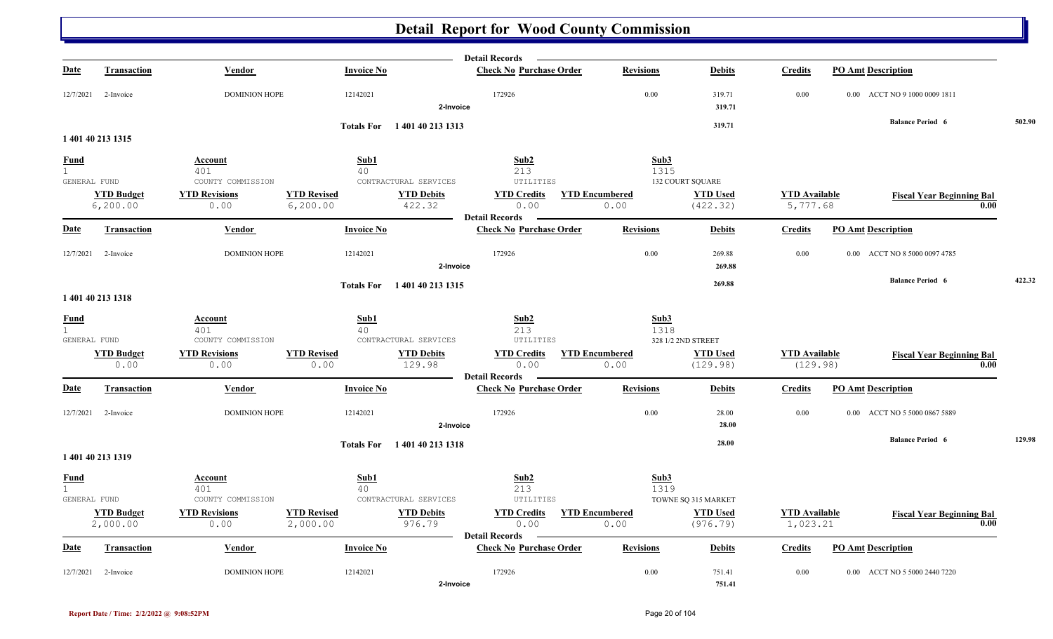# Detail Report for Wood County Commission

| Date | Transaction | Vendor | Invoice No | Check No | Purchase Order | Revisions | Debits | Credits | PO Amt | Description |
|---|---|---|---|---|---|---|---|---|---|---|
| 12/7/2021 | 2-Invoice | DOMINION HOPE | 12142021 | 172926 | | 0.00 | 319.71 | 0.00 | 0.00 | ACCT NO 9 1000 0009 1811 |
| | | | 2-Invoice | | | | 319.71 | | | |
| | | | Totals For 1 401 40 213 1313 | | | | 319.71 | | | Balance Period 6 502.90 |

## 1 401 40 213 1315

| Fund | Account | Sub1 | Sub2 | Sub3 |
|---|---|---|---|---|
| 1 GENERAL FUND | 401 COUNTY COMMISSION | 40 CONTRACTURAL SERVICES | 213 UTILITIES | 1315 132 COURT SQUARE |

| YTD Budget | YTD Revisions | YTD Revised | YTD Debits | YTD Credits | YTD Encumbered | YTD Used | YTD Available | Fiscal Year Beginning Bal |
|---|---|---|---|---|---|---|---|---|
| 6,200.00 | 0.00 | 6,200.00 | 422.32 | 0.00 | 0.00 | (422.32) | 5,777.68 | 0.00 |

| Date | Transaction | Vendor | Invoice No | Check No | Purchase Order | Revisions | Debits | Credits | PO Amt | Description |
|---|---|---|---|---|---|---|---|---|---|---|
| 12/7/2021 | 2-Invoice | DOMINION HOPE | 12142021 | 172926 | | 0.00 | 269.88 | 0.00 | 0.00 | ACCT NO 8 5000 0097 4785 |
| | | | 2-Invoice | | | | 269.88 | | | |
| | | | Totals For 1 401 40 213 1315 | | | | 269.88 | | | Balance Period 6 422.32 |

## 1 401 40 213 1318

| Fund | Account | Sub1 | Sub2 | Sub3 |
|---|---|---|---|---|
| 1 GENERAL FUND | 401 COUNTY COMMISSION | 40 CONTRACTURAL SERVICES | 213 UTILITIES | 1318 328 1/2 2ND STREET |

| YTD Budget | YTD Revisions | YTD Revised | YTD Debits | YTD Credits | YTD Encumbered | YTD Used | YTD Available | Fiscal Year Beginning Bal |
|---|---|---|---|---|---|---|---|---|
| 0.00 | 0.00 | 0.00 | 129.98 | 0.00 | 0.00 | (129.98) | (129.98) | 0.00 |

| Date | Transaction | Vendor | Invoice No | Check No | Purchase Order | Revisions | Debits | Credits | PO Amt | Description |
|---|---|---|---|---|---|---|---|---|---|---|
| 12/7/2021 | 2-Invoice | DOMINION HOPE | 12142021 | 172926 | | 0.00 | 28.00 | 0.00 | 0.00 | ACCT NO 5 5000 0867 5889 |
| | | | 2-Invoice | | | | 28.00 | | | |
| | | | Totals For 1 401 40 213 1318 | | | | 28.00 | | | Balance Period 6 129.98 |

## 1 401 40 213 1319

| Fund | Account | Sub1 | Sub2 | Sub3 |
|---|---|---|---|---|
| 1 GENERAL FUND | 401 COUNTY COMMISSION | 40 CONTRACTURAL SERVICES | 213 UTILITIES | 1319 TOWNE SQ 315 MARKET |

| YTD Budget | YTD Revisions | YTD Revised | YTD Debits | YTD Credits | YTD Encumbered | YTD Used | YTD Available | Fiscal Year Beginning Bal |
|---|---|---|---|---|---|---|---|---|
| 2,000.00 | 0.00 | 2,000.00 | 976.79 | 0.00 | 0.00 | (976.79) | 1,023.21 | 0.00 |

| Date | Transaction | Vendor | Invoice No | Check No | Purchase Order | Revisions | Debits | Credits | PO Amt | Description |
|---|---|---|---|---|---|---|---|---|---|---|
| 12/7/2021 | 2-Invoice | DOMINION HOPE | 12142021 | 172926 | | 0.00 | 751.41 | 0.00 | 0.00 | ACCT NO 5 5000 2440 7220 |
| | | | 2-Invoice | | | | 751.41 | | | |

Report Date / Time: 2/2/2022 @ 9:08:52PM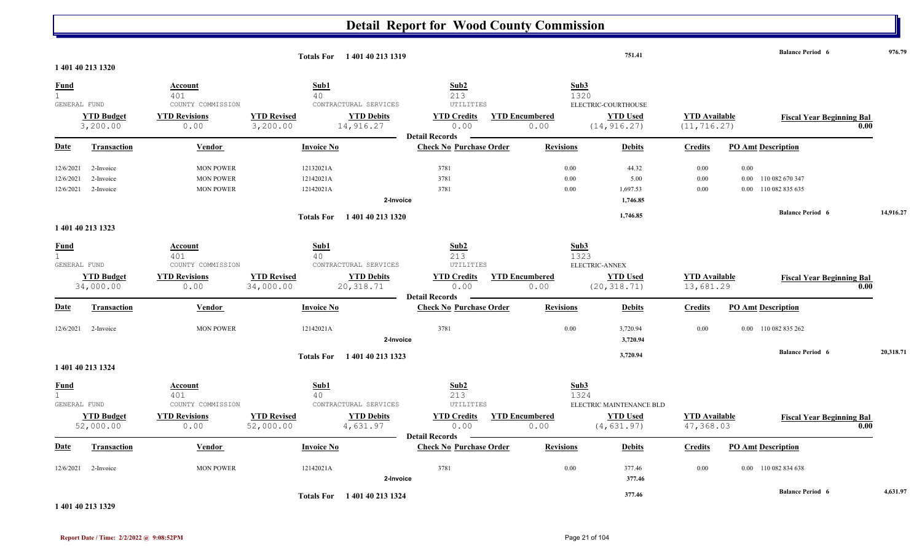# Detail Report for Wood County Commission

**Totals For 1 401 40 213 1319** — 751.41 — **Balance Period 6** 976.79

## 1 401 40 213 1320

| Fund | Account | Sub1 | Sub2 | Sub3 |
|---|---|---|---|---|
| 1 | 401 | 40 | 213 | 1320 |
| GENERAL FUND | COUNTY COMMISSION | CONTRACTURAL SERVICES | UTILITIES | ELECTRIC-COURTHOUSE |

| YTD Budget | YTD Revisions | YTD Revised | YTD Debits | YTD Credits | YTD Encumbered | YTD Used | YTD Available | Fiscal Year Beginning Bal |
|---|---|---|---|---|---|---|---|---|
| 3,200.00 | 0.00 | 3,200.00 | 14,916.27 | 0.00 | 0.00 | (14,916.27) | (11,716.27) | 0.00 |

**Detail Records**

| Date | Transaction | Vendor | Invoice No | Check No | Purchase Order | Revisions | Debits | Credits | PO Amt | Description |
|---|---|---|---|---|---|---|---|---|---|---|
| 12/6/2021 | 2-Invoice | MON POWER | 12132021A | 3781 | | 0.00 | 44.32 | 0.00 | 0.00 | |
| 12/6/2021 | 2-Invoice | MON POWER | 12142021A | 3781 | | 0.00 | 5.00 | 0.00 | 0.00 | 110 082 670 347 |
| 12/6/2021 | 2-Invoice | MON POWER | 12142021A | 3781 | | 0.00 | 1,697.53 | 0.00 | 0.00 | 110 082 835 635 |
| | | | 2-Invoice | | | | 1,746.85 | | | |

**Totals For 1 401 40 213 1320** — 1,746.85 — **Balance Period 6** 14,916.27

## 1 401 40 213 1323

| Fund | Account | Sub1 | Sub2 | Sub3 |
|---|---|---|---|---|
| 1 | 401 | 40 | 213 | 1323 |
| GENERAL FUND | COUNTY COMMISSION | CONTRACTURAL SERVICES | UTILITIES | ELECTRIC-ANNEX |

| YTD Budget | YTD Revisions | YTD Revised | YTD Debits | YTD Credits | YTD Encumbered | YTD Used | YTD Available | Fiscal Year Beginning Bal |
|---|---|---|---|---|---|---|---|---|
| 34,000.00 | 0.00 | 34,000.00 | 20,318.71 | 0.00 | 0.00 | (20,318.71) | 13,681.29 | 0.00 |

**Detail Records**

| Date | Transaction | Vendor | Invoice No | Check No | Purchase Order | Revisions | Debits | Credits | PO Amt | Description |
|---|---|---|---|---|---|---|---|---|---|---|
| 12/6/2021 | 2-Invoice | MON POWER | 12142021A | 3781 | | 0.00 | 3,720.94 | 0.00 | 0.00 | 110 082 835 262 |
| | | | 2-Invoice | | | | 3,720.94 | | | |

**Totals For 1 401 40 213 1323** — 3,720.94 — **Balance Period 6** 20,318.71

## 1 401 40 213 1324

| Fund | Account | Sub1 | Sub2 | Sub3 |
|---|---|---|---|---|
| 1 | 401 | 40 | 213 | 1324 |
| GENERAL FUND | COUNTY COMMISSION | CONTRACTURAL SERVICES | UTILITIES | ELECTRIC MAINTENANCE BLD |

| YTD Budget | YTD Revisions | YTD Revised | YTD Debits | YTD Credits | YTD Encumbered | YTD Used | YTD Available | Fiscal Year Beginning Bal |
|---|---|---|---|---|---|---|---|---|
| 52,000.00 | 0.00 | 52,000.00 | 4,631.97 | 0.00 | 0.00 | (4,631.97) | 47,368.03 | 0.00 |

**Detail Records**

| Date | Transaction | Vendor | Invoice No | Check No | Purchase Order | Revisions | Debits | Credits | PO Amt | Description |
|---|---|---|---|---|---|---|---|---|---|---|
| 12/6/2021 | 2-Invoice | MON POWER | 12142021A | 3781 | | 0.00 | 377.46 | 0.00 | 0.00 | 110 082 834 638 |
| | | | 2-Invoice | | | | 377.46 | | | |

**Totals For 1 401 40 213 1324** — 377.46 — **Balance Period 6** 4,631.97

## 1 401 40 213 1329

Report Date / Time: 2/2/2022 @ 9:08:52PM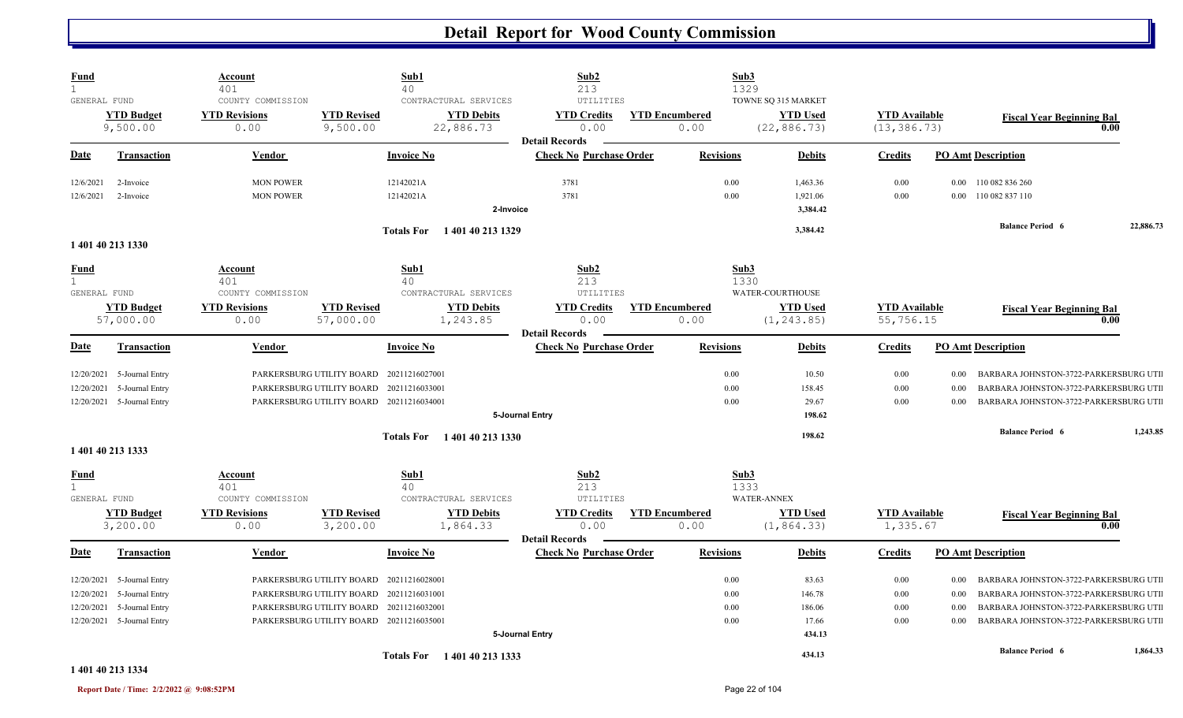# Detail Report for Wood County Commission

| Fund | Account | | Sub1 | Sub2 | | Sub3 | | |
|---|---|---|---|---|---|---|---|---|
| 1 | 401 | | 40 | 213 | | 1329 | | |
| GENERAL FUND | COUNTY COMMISSION | | CONTRACTURAL SERVICES | UTILITIES | | TOWNE SQ 315 MARKET | | |
| **YTD Budget** | **YTD Revisions** | **YTD Revised** | **YTD Debits** | **YTD Credits** | **YTD Encumbered** | **YTD Used** | **YTD Available** | **Fiscal Year Beginning Bal** |
| 9,500.00 | 0.00 | 9,500.00 | 22,886.73 | 0.00 | 0.00 | (22,886.73) | (13,386.73) | 0.00 |

**Detail Records**

| Date | Transaction | Vendor | Invoice No | Check No | Purchase Order | Revisions | Debits | Credits | PO Amt | Description |
|---|---|---|---|---|---|---|---|---|---|---|
| 12/6/2021 | 2-Invoice | MON POWER | 12142021A | 3781 | | 0.00 | 1,463.36 | 0.00 | 0.00 | 110 082 836 260 |
| 12/6/2021 | 2-Invoice | MON POWER | 12142021A | 3781 | | 0.00 | 1,921.06 | 0.00 | 0.00 | 110 082 837 110 |
| | | | 2-Invoice | | | | 3,384.42 | | | |
| | | | Totals For 1 401 40 213 1329 | | | | 3,384.42 | | | Balance Period 6 22,886.73 |

1 401 40 213 1330

| Fund | Account | | Sub1 | Sub2 | | Sub3 | | |
|---|---|---|---|---|---|---|---|---|
| 1 | 401 | | 40 | 213 | | 1330 | | |
| GENERAL FUND | COUNTY COMMISSION | | CONTRACTURAL SERVICES | UTILITIES | | WATER-COURTHOUSE | | |
| **YTD Budget** | **YTD Revisions** | **YTD Revised** | **YTD Debits** | **YTD Credits** | **YTD Encumbered** | **YTD Used** | **YTD Available** | **Fiscal Year Beginning Bal** |
| 57,000.00 | 0.00 | 57,000.00 | 1,243.85 | 0.00 | 0.00 | (1,243.85) | 55,756.15 | 0.00 |

**Detail Records**

| Date | Transaction | Vendor | Invoice No | Check No | Purchase Order | Revisions | Debits | Credits | PO Amt | Description |
|---|---|---|---|---|---|---|---|---|---|---|
| 12/20/2021 | 5-Journal Entry | PARKERSBURG UTILITY BOARD | 20211216027001 | | | 0.00 | 10.50 | 0.00 | 0.00 | BARBARA JOHNSTON-3722-PARKERSBURG UTII |
| 12/20/2021 | 5-Journal Entry | PARKERSBURG UTILITY BOARD | 20211216033001 | | | 0.00 | 158.45 | 0.00 | 0.00 | BARBARA JOHNSTON-3722-PARKERSBURG UTII |
| 12/20/2021 | 5-Journal Entry | PARKERSBURG UTILITY BOARD | 20211216034001 | | | 0.00 | 29.67 | 0.00 | 0.00 | BARBARA JOHNSTON-3722-PARKERSBURG UTII |
| | | | 5-Journal Entry | | | | 198.62 | | | |
| | | | Totals For 1 401 40 213 1330 | | | | 198.62 | | | Balance Period 6 1,243.85 |

1 401 40 213 1333

| Fund | Account | | Sub1 | Sub2 | | Sub3 | | |
|---|---|---|---|---|---|---|---|---|
| 1 | 401 | | 40 | 213 | | 1333 | | |
| GENERAL FUND | COUNTY COMMISSION | | CONTRACTURAL SERVICES | UTILITIES | | WATER-ANNEX | | |
| **YTD Budget** | **YTD Revisions** | **YTD Revised** | **YTD Debits** | **YTD Credits** | **YTD Encumbered** | **YTD Used** | **YTD Available** | **Fiscal Year Beginning Bal** |
| 3,200.00 | 0.00 | 3,200.00 | 1,864.33 | 0.00 | 0.00 | (1,864.33) | 1,335.67 | 0.00 |

**Detail Records**

| Date | Transaction | Vendor | Invoice No | Check No | Purchase Order | Revisions | Debits | Credits | PO Amt | Description |
|---|---|---|---|---|---|---|---|---|---|---|
| 12/20/2021 | 5-Journal Entry | PARKERSBURG UTILITY BOARD | 20211216028001 | | | 0.00 | 83.63 | 0.00 | 0.00 | BARBARA JOHNSTON-3722-PARKERSBURG UTII |
| 12/20/2021 | 5-Journal Entry | PARKERSBURG UTILITY BOARD | 20211216031001 | | | 0.00 | 146.78 | 0.00 | 0.00 | BARBARA JOHNSTON-3722-PARKERSBURG UTII |
| 12/20/2021 | 5-Journal Entry | PARKERSBURG UTILITY BOARD | 20211216032001 | | | 0.00 | 186.06 | 0.00 | 0.00 | BARBARA JOHNSTON-3722-PARKERSBURG UTII |
| 12/20/2021 | 5-Journal Entry | PARKERSBURG UTILITY BOARD | 20211216035001 | | | 0.00 | 17.66 | 0.00 | 0.00 | BARBARA JOHNSTON-3722-PARKERSBURG UTII |
| | | | 5-Journal Entry | | | | 434.13 | | | |
| | | | Totals For 1 401 40 213 1333 | | | | 434.13 | | | Balance Period 6 1,864.33 |

1 401 40 213 1334

Report Date / Time: 2/2/2022 @ 9:08:52PM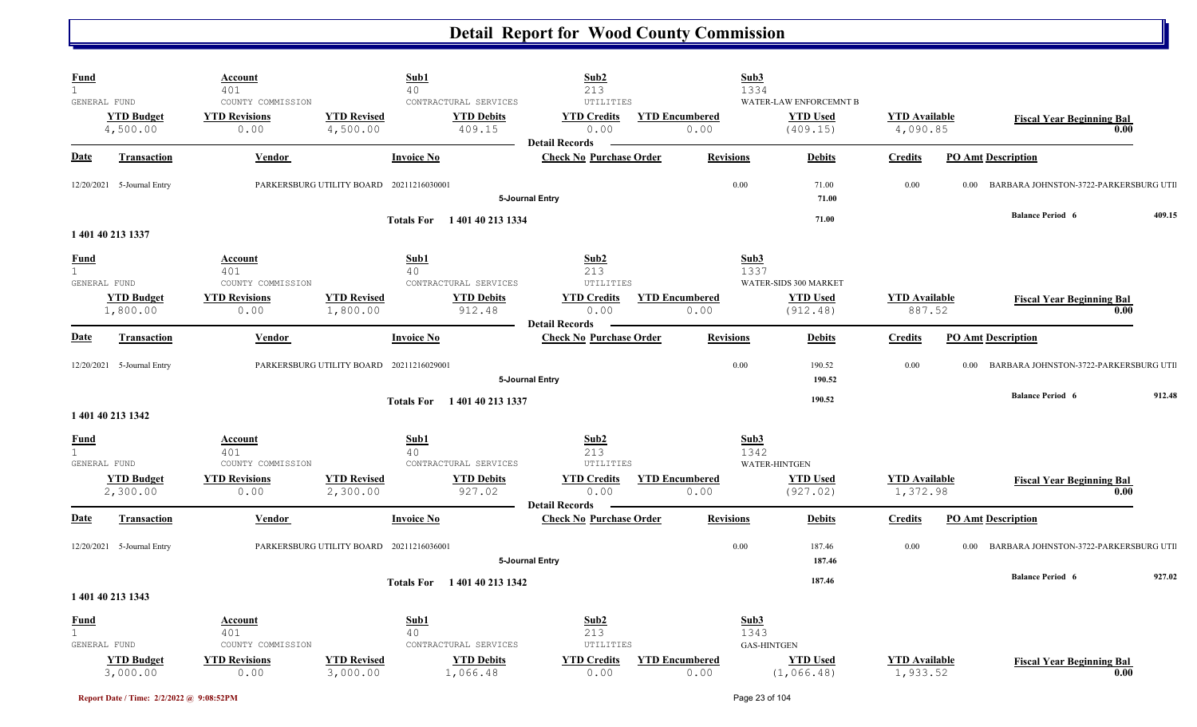# Detail Report for Wood County Commission

| Fund | Account | | Sub1 | Sub2 | | Sub3 | | |
|---|---|---|---|---|---|---|---|---|
| 1 | 401 | | 40 | 213 | | 1334 | | |
| GENERAL FUND | COUNTY COMMISSION | | CONTRACTURAL SERVICES | UTILITIES | | WATER-LAW ENFORCEMNT B | | |
| **YTD Budget** | **YTD Revisions** | **YTD Revised** | **YTD Debits** | **YTD Credits** | **YTD Encumbered** | **YTD Used** | **YTD Available** | **Fiscal Year Beginning Bal** |
| 4,500.00 | 0.00 | 4,500.00 | 409.15 | 0.00 | 0.00 | (409.15) | 4,090.85 | 0.00 |

**Detail Records**

| Date | Transaction | Vendor | Invoice No | Check No | Purchase Order | Revisions | Debits | Credits | PO Amt | Description |
|---|---|---|---|---|---|---|---|---|---|---|
| 12/20/2021 | 5-Journal Entry | PARKERSBURG UTILITY BOARD | 20211216030001 | | | 0.00 | 71.00 | 0.00 | 0.00 | BARBARA JOHNSTON-3722-PARKERSBURG UTII |
| | | | | 5-Journal Entry | | | 71.00 | | | |
| | | | Totals For 1 401 40 213 1334 | | | | 71.00 | | | Balance Period 6 409.15 |

**1 401 40 213 1337**

| Fund | Account | | Sub1 | Sub2 | | Sub3 | | |
|---|---|---|---|---|---|---|---|---|
| 1 | 401 | | 40 | 213 | | 1337 | | |
| GENERAL FUND | COUNTY COMMISSION | | CONTRACTURAL SERVICES | UTILITIES | | WATER-SIDS 300 MARKET | | |
| **YTD Budget** | **YTD Revisions** | **YTD Revised** | **YTD Debits** | **YTD Credits** | **YTD Encumbered** | **YTD Used** | **YTD Available** | **Fiscal Year Beginning Bal** |
| 1,800.00 | 0.00 | 1,800.00 | 912.48 | 0.00 | 0.00 | (912.48) | 887.52 | 0.00 |

**Detail Records**

| Date | Transaction | Vendor | Invoice No | Check No | Purchase Order | Revisions | Debits | Credits | PO Amt | Description |
|---|---|---|---|---|---|---|---|---|---|---|
| 12/20/2021 | 5-Journal Entry | PARKERSBURG UTILITY BOARD | 20211216029001 | | | 0.00 | 190.52 | 0.00 | 0.00 | BARBARA JOHNSTON-3722-PARKERSBURG UTII |
| | | | | 5-Journal Entry | | | 190.52 | | | |
| | | | Totals For 1 401 40 213 1337 | | | | 190.52 | | | Balance Period 6 912.48 |

**1 401 40 213 1342**

| Fund | Account | | Sub1 | Sub2 | | Sub3 | | |
|---|---|---|---|---|---|---|---|---|
| 1 | 401 | | 40 | 213 | | 1342 | | |
| GENERAL FUND | COUNTY COMMISSION | | CONTRACTURAL SERVICES | UTILITIES | | WATER-HINTGEN | | |
| **YTD Budget** | **YTD Revisions** | **YTD Revised** | **YTD Debits** | **YTD Credits** | **YTD Encumbered** | **YTD Used** | **YTD Available** | **Fiscal Year Beginning Bal** |
| 2,300.00 | 0.00 | 2,300.00 | 927.02 | 0.00 | 0.00 | (927.02) | 1,372.98 | 0.00 |

**Detail Records**

| Date | Transaction | Vendor | Invoice No | Check No | Purchase Order | Revisions | Debits | Credits | PO Amt | Description |
|---|---|---|---|---|---|---|---|---|---|---|
| 12/20/2021 | 5-Journal Entry | PARKERSBURG UTILITY BOARD | 20211216036001 | | | 0.00 | 187.46 | 0.00 | 0.00 | BARBARA JOHNSTON-3722-PARKERSBURG UTII |
| | | | | 5-Journal Entry | | | 187.46 | | | |
| | | | Totals For 1 401 40 213 1342 | | | | 187.46 | | | Balance Period 6 927.02 |

**1 401 40 213 1343**

| Fund | Account | | Sub1 | Sub2 | | Sub3 | | |
|---|---|---|---|---|---|---|---|---|
| 1 | 401 | | 40 | 213 | | 1343 | | |
| GENERAL FUND | COUNTY COMMISSION | | CONTRACTURAL SERVICES | UTILITIES | | GAS-HINTGEN | | |
| **YTD Budget** | **YTD Revisions** | **YTD Revised** | **YTD Debits** | **YTD Credits** | **YTD Encumbered** | **YTD Used** | **YTD Available** | **Fiscal Year Beginning Bal** |
| 3,000.00 | 0.00 | 3,000.00 | 1,066.48 | 0.00 | 0.00 | (1,066.48) | 1,933.52 | 0.00 |

Report Date / Time: 2/2/2022 @ 9:08:52PM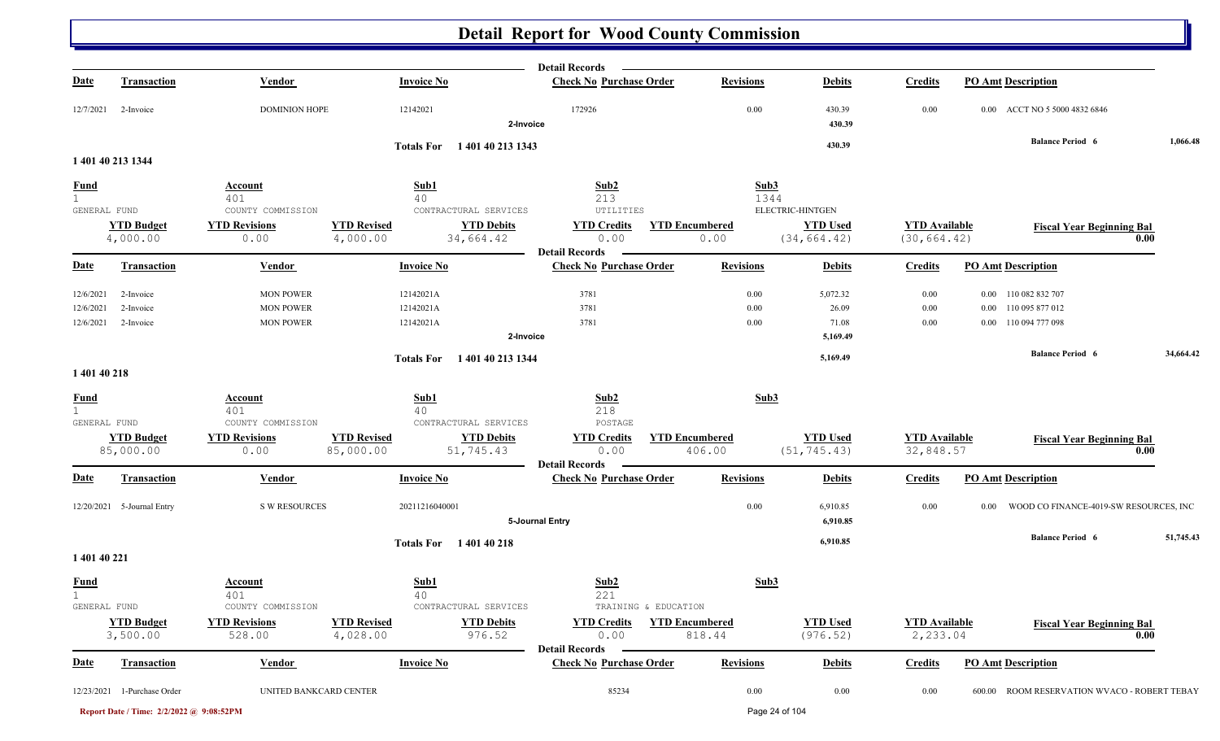# Detail Report for Wood County Commission

**Detail Records**

| Date | Transaction | Vendor | Invoice No | Check No | Purchase Order | Revisions | Debits | Credits | PO Amt | Description |
|---|---|---|---|---|---|---|---|---|---|---|
| 12/7/2021 | 2-Invoice | DOMINION HOPE | 12142021 | 172926 | | 0.00 | 430.39 | 0.00 | 0.00 | ACCT NO 5 5000 4832 6846 |
| | | | | 2-Invoice | | | 430.39 | | | |
| | | | Totals For | 1 401 40 213 1343 | | | 430.39 | | | Balance Period 6 1,066.48 |

## 1 401 40 213 1344

| Fund | Account | Sub1 | Sub2 | Sub3 |
|---|---|---|---|---|
| 1 GENERAL FUND | 401 COUNTY COMMISSION | 40 CONTRACTURAL SERVICES | 213 UTILITIES | 1344 ELECTRIC-HINTGEN |

| YTD Budget | YTD Revisions | YTD Revised | YTD Debits | YTD Credits | YTD Encumbered | YTD Used | YTD Available | Fiscal Year Beginning Bal |
|---|---|---|---|---|---|---|---|---|
| 4,000.00 | 0.00 | 4,000.00 | 34,664.42 | 0.00 | 0.00 | (34,664.42) | (30,664.42) | 0.00 |

**Detail Records**

| Date | Transaction | Vendor | Invoice No | Check No | Purchase Order | Revisions | Debits | Credits | PO Amt | Description |
|---|---|---|---|---|---|---|---|---|---|---|
| 12/6/2021 | 2-Invoice | MON POWER | 12142021A | 3781 | | 0.00 | 5,072.32 | 0.00 | 0.00 | 110 082 832 707 |
| 12/6/2021 | 2-Invoice | MON POWER | 12142021A | 3781 | | 0.00 | 26.09 | 0.00 | 0.00 | 110 095 877 012 |
| 12/6/2021 | 2-Invoice | MON POWER | 12142021A | 3781 | | 0.00 | 71.08 | 0.00 | 0.00 | 110 094 777 098 |
| | | | | 2-Invoice | | | 5,169.49 | | | |
| | | | Totals For | 1 401 40 213 1344 | | | 5,169.49 | | | Balance Period 6 34,664.42 |

## 1 401 40 218

| Fund | Account | Sub1 | Sub2 | Sub3 |
|---|---|---|---|---|
| 1 GENERAL FUND | 401 COUNTY COMMISSION | 40 CONTRACTURAL SERVICES | 218 POSTAGE | |

| YTD Budget | YTD Revisions | YTD Revised | YTD Debits | YTD Credits | YTD Encumbered | YTD Used | YTD Available | Fiscal Year Beginning Bal |
|---|---|---|---|---|---|---|---|---|
| 85,000.00 | 0.00 | 85,000.00 | 51,745.43 | 0.00 | 406.00 | (51,745.43) | 32,848.57 | 0.00 |

**Detail Records**

| Date | Transaction | Vendor | Invoice No | Check No | Purchase Order | Revisions | Debits | Credits | PO Amt | Description |
|---|---|---|---|---|---|---|---|---|---|---|
| 12/20/2021 | 5-Journal Entry | S W RESOURCES | 20211216040001 | | | 0.00 | 6,910.85 | 0.00 | 0.00 | WOOD CO FINANCE-4019-SW RESOURCES, INC |
| | | | | 5-Journal Entry | | | 6,910.85 | | | |
| | | | Totals For | 1 401 40 218 | | | 6,910.85 | | | Balance Period 6 51,745.43 |

## 1 401 40 221

| Fund | Account | Sub1 | Sub2 | Sub3 |
|---|---|---|---|---|
| 1 GENERAL FUND | 401 COUNTY COMMISSION | 40 CONTRACTURAL SERVICES | 221 TRAINING & EDUCATION | |

| YTD Budget | YTD Revisions | YTD Revised | YTD Debits | YTD Credits | YTD Encumbered | YTD Used | YTD Available | Fiscal Year Beginning Bal |
|---|---|---|---|---|---|---|---|---|
| 3,500.00 | 528.00 | 4,028.00 | 976.52 | 0.00 | 818.44 | (976.52) | 2,233.04 | 0.00 |

**Detail Records**

| Date | Transaction | Vendor | Invoice No | Check No | Purchase Order | Revisions | Debits | Credits | PO Amt | Description |
|---|---|---|---|---|---|---|---|---|---|---|
| 12/23/2021 | 1-Purchase Order | UNITED BANKCARD CENTER | | | 85234 | 0.00 | 0.00 | 0.00 | 600.00 | ROOM RESERVATION WVACO - ROBERT TEBAY |

Report Date / Time: 2/2/2022 @ 9:08:52PM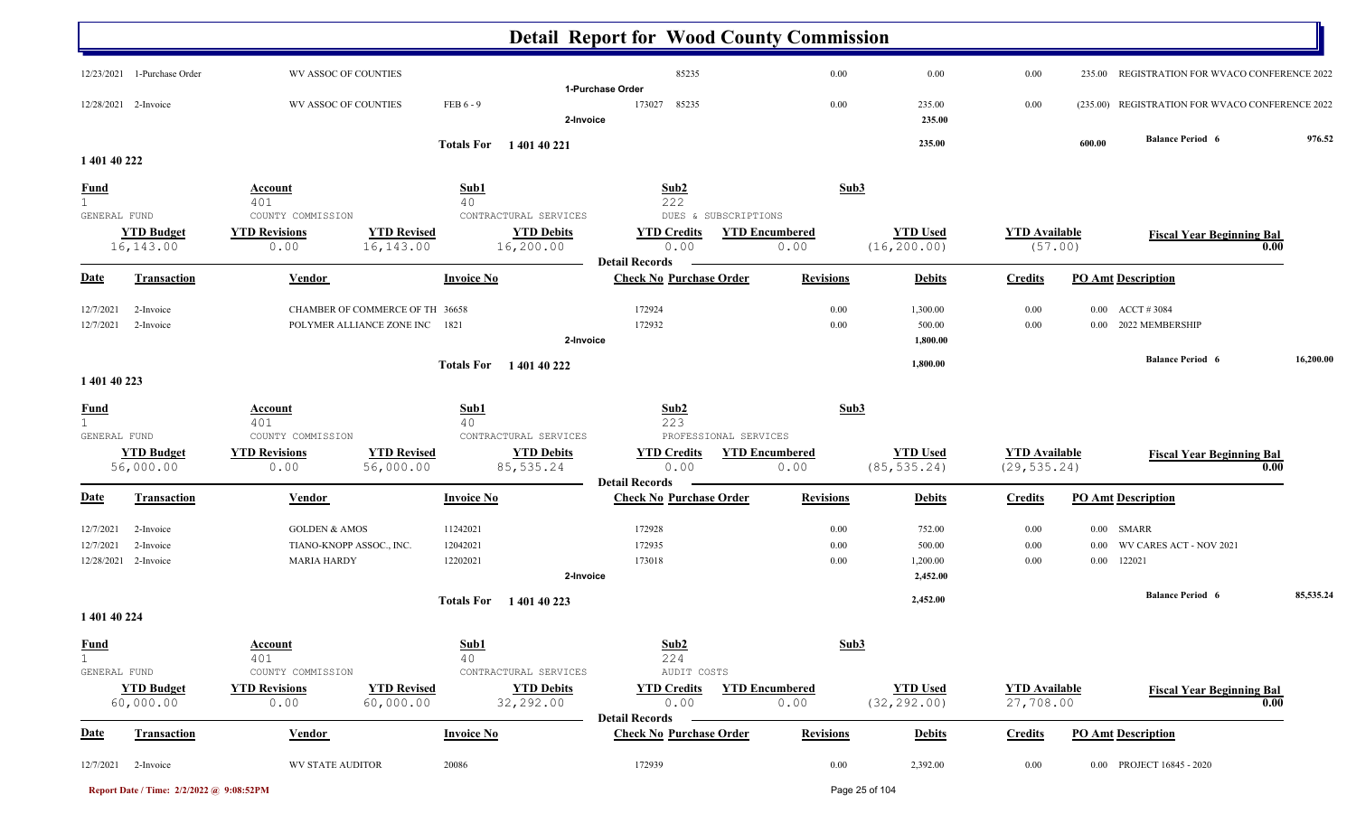# Detail Report for Wood County Commission

| Date | Transaction | Vendor | Invoice No | Check No | Purchase Order | Revisions | Debits | Credits | PO Amt | Description |
|---|---|---|---|---|---|---|---|---|---|---|
| 12/23/2021 | 1-Purchase Order | WV ASSOC OF COUNTIES | | | 85235 | 0.00 | 0.00 | 0.00 | 235.00 | REGISTRATION FOR WVACO CONFERENCE 2022 |
| | | | | 1-Purchase Order | | | | | | |
| 12/28/2021 | 2-Invoice | WV ASSOC OF COUNTIES | FEB 6 - 9 | 173027 | 85235 | 0.00 | 235.00 | 0.00 | (235.00) | REGISTRATION FOR WVACO CONFERENCE 2022 |
| | | | | 2-Invoice | | | 235.00 | | | |

**Totals For 1 401 40 221** — 235.00 — 600.00 — **Balance Period 6** 976.52

## 1 401 40 222

| Fund | Account | Sub1 | Sub2 | Sub3 |
|---|---|---|---|---|
| 1 | 401 | 40 | 222 | |
| GENERAL FUND | COUNTY COMMISSION | CONTRACTURAL SERVICES | DUES & SUBSCRIPTIONS | |

| YTD Budget | YTD Revisions | YTD Revised | YTD Debits | YTD Credits | YTD Encumbered | YTD Used | YTD Available | Fiscal Year Beginning Bal |
|---|---|---|---|---|---|---|---|---|
| 16,143.00 | 0.00 | 16,143.00 | 16,200.00 | 0.00 | 0.00 | (16,200.00) | (57.00) | 0.00 |

**Detail Records**

| Date | Transaction | Vendor | Invoice No | Check No | Purchase Order | Revisions | Debits | Credits | PO Amt | Description |
|---|---|---|---|---|---|---|---|---|---|---|
| 12/7/2021 | 2-Invoice | CHAMBER OF COMMERCE OF TH | 36658 | 172924 | | 0.00 | 1,300.00 | 0.00 | 0.00 | ACCT # 3084 |
| 12/7/2021 | 2-Invoice | POLYMER ALLIANCE ZONE INC | 1821 | 172932 | | 0.00 | 500.00 | 0.00 | 0.00 | 2022 MEMBERSHIP |
| | | | | 2-Invoice | | | 1,800.00 | | | |

**Totals For 1 401 40 222** — 1,800.00 — **Balance Period 6** 16,200.00

## 1 401 40 223

| Fund | Account | Sub1 | Sub2 | Sub3 |
|---|---|---|---|---|
| 1 | 401 | 40 | 223 | |
| GENERAL FUND | COUNTY COMMISSION | CONTRACTURAL SERVICES | PROFESSIONAL SERVICES | |

| YTD Budget | YTD Revisions | YTD Revised | YTD Debits | YTD Credits | YTD Encumbered | YTD Used | YTD Available | Fiscal Year Beginning Bal |
|---|---|---|---|---|---|---|---|---|
| 56,000.00 | 0.00 | 56,000.00 | 85,535.24 | 0.00 | 0.00 | (85,535.24) | (29,535.24) | 0.00 |

**Detail Records**

| Date | Transaction | Vendor | Invoice No | Check No | Purchase Order | Revisions | Debits | Credits | PO Amt | Description |
|---|---|---|---|---|---|---|---|---|---|---|
| 12/7/2021 | 2-Invoice | GOLDEN & AMOS | 11242021 | 172928 | | 0.00 | 752.00 | 0.00 | 0.00 | SMARR |
| 12/7/2021 | 2-Invoice | TIANO-KNOPP ASSOC., INC. | 12042021 | 172935 | | 0.00 | 500.00 | 0.00 | 0.00 | WV CARES ACT - NOV 2021 |
| 12/28/2021 | 2-Invoice | MARIA HARDY | 12202021 | 173018 | | 0.00 | 1,200.00 | 0.00 | 0.00 | 122021 |
| | | | | 2-Invoice | | | 2,452.00 | | | |

**Totals For 1 401 40 223** — 2,452.00 — **Balance Period 6** 85,535.24

## 1 401 40 224

| Fund | Account | Sub1 | Sub2 | Sub3 |
|---|---|---|---|---|
| 1 | 401 | 40 | 224 | |
| GENERAL FUND | COUNTY COMMISSION | CONTRACTURAL SERVICES | AUDIT COSTS | |

| YTD Budget | YTD Revisions | YTD Revised | YTD Debits | YTD Credits | YTD Encumbered | YTD Used | YTD Available | Fiscal Year Beginning Bal |
|---|---|---|---|---|---|---|---|---|
| 60,000.00 | 0.00 | 60,000.00 | 32,292.00 | 0.00 | 0.00 | (32,292.00) | 27,708.00 | 0.00 |

**Detail Records**

| Date | Transaction | Vendor | Invoice No | Check No | Purchase Order | Revisions | Debits | Credits | PO Amt | Description |
|---|---|---|---|---|---|---|---|---|---|---|
| 12/7/2021 | 2-Invoice | WV STATE AUDITOR | 20086 | 172939 | | 0.00 | 2,392.00 | 0.00 | 0.00 | PROJECT 16845 - 2020 |

Report Date / Time: 2/2/2022 @ 9:08:52PM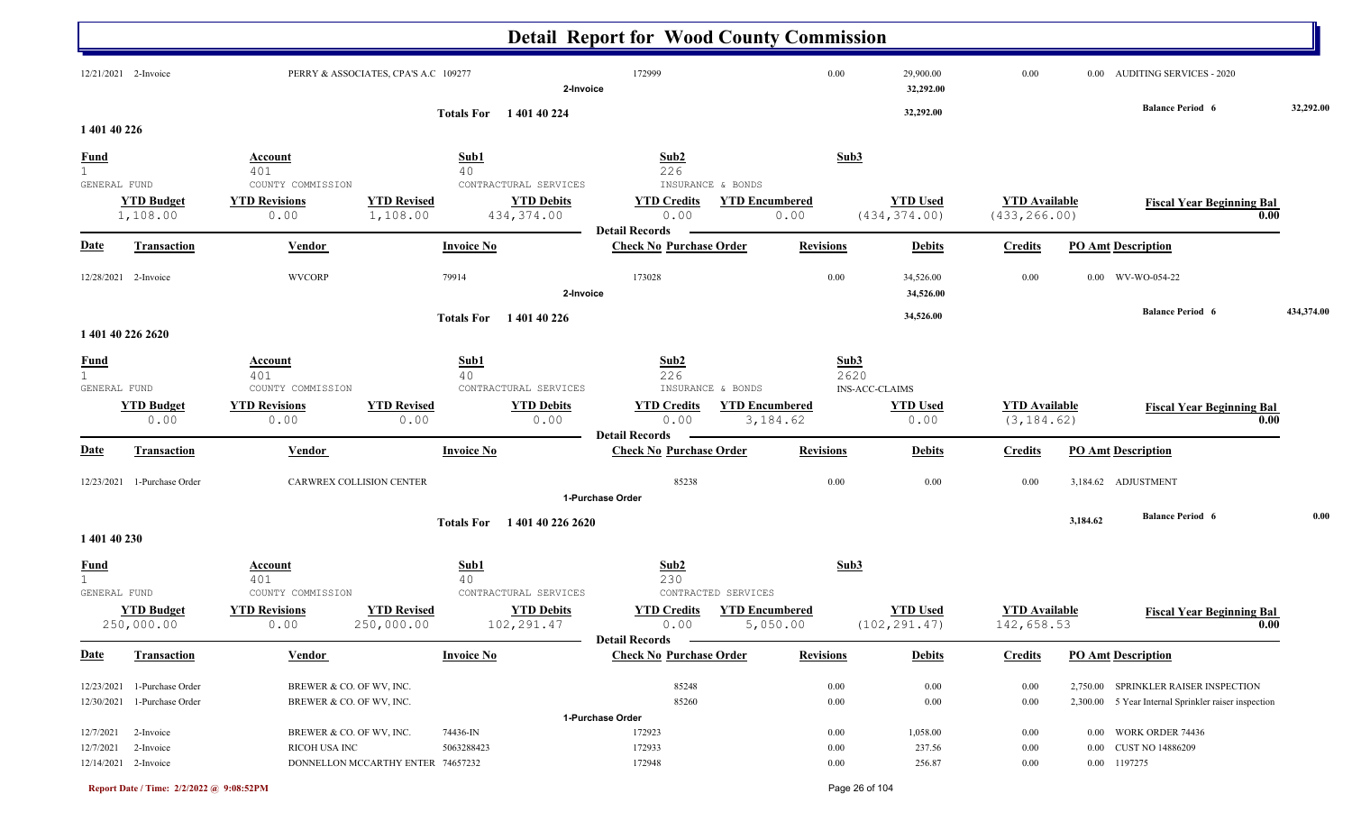# Detail Report for Wood County Commission

| Date | Transaction | Vendor | Invoice No | Check No | Purchase Order | Revisions | Debits | Credits | PO Amt | Description |
|---|---|---|---|---|---|---|---|---|---|---|
| 12/21/2021 | 2-Invoice | PERRY & ASSOCIATES, CPA'S A.C | 109277 | 172999 | | 0.00 | 29,900.00 | 0.00 | 0.00 | AUDITING SERVICES - 2020 |
| | | | | 2-Invoice | | | 32,292.00 | | | |

**Totals For 1 401 40 224** — 32,292.00 — Balance Period 6: 32,292.00

## 1 401 40 226

| Fund | Account | Sub1 | Sub2 | Sub3 |
|---|---|---|---|---|
| 1 GENERAL FUND | 401 COUNTY COMMISSION | 40 CONTRACTURAL SERVICES | 226 INSURANCE & BONDS | |

| YTD Budget | YTD Revisions | YTD Revised | YTD Debits | YTD Credits | YTD Encumbered | YTD Used | YTD Available | Fiscal Year Beginning Bal |
|---|---|---|---|---|---|---|---|---|
| 1,108.00 | 0.00 | 1,108.00 | 434,374.00 | 0.00 | 0.00 | (434,374.00) | (433,266.00) | 0.00 |

**Detail Records**

| Date | Transaction | Vendor | Invoice No | Check No | Purchase Order | Revisions | Debits | Credits | PO Amt | Description |
|---|---|---|---|---|---|---|---|---|---|---|
| 12/28/2021 | 2-Invoice | WVCORP | 79914 | 173028 | | 0.00 | 34,526.00 | 0.00 | 0.00 | WV-WO-054-22 |
| | | | | 2-Invoice | | | 34,526.00 | | | |

**Totals For 1 401 40 226** — 34,526.00 — Balance Period 6: 434,374.00

## 1 401 40 226 2620

| Fund | Account | Sub1 | Sub2 | Sub3 |
|---|---|---|---|---|
| 1 GENERAL FUND | 401 COUNTY COMMISSION | 40 CONTRACTURAL SERVICES | 226 INSURANCE & BONDS | 2620 INS-ACC-CLAIMS |

| YTD Budget | YTD Revisions | YTD Revised | YTD Debits | YTD Credits | YTD Encumbered | YTD Used | YTD Available | Fiscal Year Beginning Bal |
|---|---|---|---|---|---|---|---|---|
| 0.00 | 0.00 | 0.00 | 0.00 | 0.00 | 3,184.62 | 0.00 | (3,184.62) | 0.00 |

**Detail Records**

| Date | Transaction | Vendor | Invoice No | Check No | Purchase Order | Revisions | Debits | Credits | PO Amt | Description |
|---|---|---|---|---|---|---|---|---|---|---|
| 12/23/2021 | 1-Purchase Order | CARWREX COLLISION CENTER | | | 85238 | 0.00 | 0.00 | 0.00 | 3,184.62 | ADJUSTMENT |
| | | | | 1-Purchase Order | | | | | | |

**Totals For 1 401 40 226 2620** — 3,184.62 — Balance Period 6: 0.00

## 1 401 40 230

| Fund | Account | Sub1 | Sub2 | Sub3 |
|---|---|---|---|---|
| 1 GENERAL FUND | 401 COUNTY COMMISSION | 40 CONTRACTURAL SERVICES | 230 CONTRACTED SERVICES | |

| YTD Budget | YTD Revisions | YTD Revised | YTD Debits | YTD Credits | YTD Encumbered | YTD Used | YTD Available | Fiscal Year Beginning Bal |
|---|---|---|---|---|---|---|---|---|
| 250,000.00 | 0.00 | 250,000.00 | 102,291.47 | 0.00 | 5,050.00 | (102,291.47) | 142,658.53 | 0.00 |

**Detail Records**

| Date | Transaction | Vendor | Invoice No | Check No | Purchase Order | Revisions | Debits | Credits | PO Amt | Description |
|---|---|---|---|---|---|---|---|---|---|---|
| 12/23/2021 | 1-Purchase Order | BREWER & CO. OF WV, INC. | | | 85248 | 0.00 | 0.00 | 0.00 | 2,750.00 | SPRINKLER RAISER INSPECTION |
| 12/30/2021 | 1-Purchase Order | BREWER & CO. OF WV, INC. | | | 85260 | 0.00 | 0.00 | 0.00 | 2,300.00 | 5 Year Internal Sprinkler raiser inspection |
| | | | | 1-Purchase Order | | | | | | |
| 12/7/2021 | 2-Invoice | BREWER & CO. OF WV, INC. | 74436-IN | 172923 | | 0.00 | 1,058.00 | 0.00 | 0.00 | WORK ORDER 74436 |
| 12/7/2021 | 2-Invoice | RICOH USA INC | 5063288423 | 172933 | | 0.00 | 237.56 | 0.00 | 0.00 | CUST NO 14886209 |
| 12/14/2021 | 2-Invoice | DONNELLON MCCARTHY ENTER | 74657232 | 172948 | | 0.00 | 256.87 | 0.00 | 0.00 | 1197275 |

Report Date / Time: 2/2/2022 @ 9:08:52PM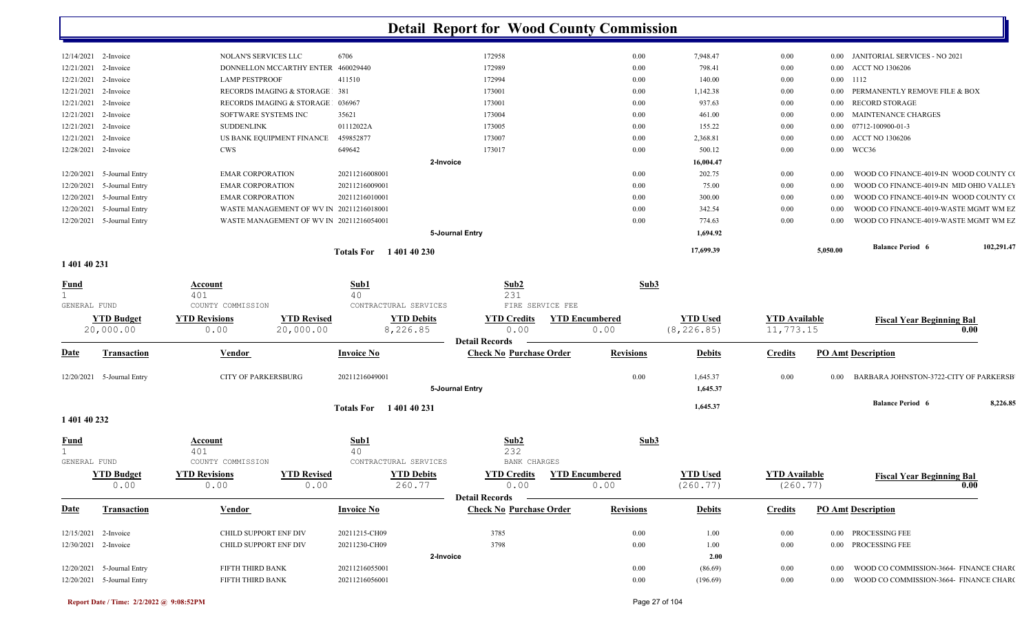# Detail Report for Wood County Commission

| Date | Transaction | Vendor | Invoice No | Check No | Purchase Order | Revisions | Debits | Credits | PO Amt | Description |
|---|---|---|---|---|---|---|---|---|---|---|
| 12/14/2021 | 2-Invoice | NOLAN'S SERVICES LLC | 6706 | 172958 | | 0.00 | 7,948.47 | 0.00 | 0.00 | JANITORIAL SERVICES - NO 2021 |
| 12/21/2021 | 2-Invoice | DONNELLON MCCARTHY ENTER | 460029440 | 172989 | | 0.00 | 798.41 | 0.00 | 0.00 | ACCT NO 1306206 |
| 12/21/2021 | 2-Invoice | LAMP PESTPROOF | 411510 | 172994 | | 0.00 | 140.00 | 0.00 | 0.00 | 1112 |
| 12/21/2021 | 2-Invoice | RECORDS IMAGING & STORAGE | 381 | 173001 | | 0.00 | 1,142.38 | 0.00 | 0.00 | PERMANENTLY REMOVE FILE & BOX |
| 12/21/2021 | 2-Invoice | RECORDS IMAGING & STORAGE | 036967 | 173001 | | 0.00 | 937.63 | 0.00 | 0.00 | RECORD STORAGE |
| 12/21/2021 | 2-Invoice | SOFTWARE SYSTEMS INC | 35621 | 173004 | | 0.00 | 461.00 | 0.00 | 0.00 | MAINTENANCE CHARGES |
| 12/21/2021 | 2-Invoice | SUDDENLINK | 01112022A | 173005 | | 0.00 | 155.22 | 0.00 | 0.00 | 07712-100900-01-3 |
| 12/21/2021 | 2-Invoice | US BANK EQUIPMENT FINANCE | 459852877 | 173007 | | 0.00 | 2,368.81 | 0.00 | 0.00 | ACCT NO 1306206 |
| 12/28/2021 | 2-Invoice | CWS | 649642 | 173017 | | 0.00 | 500.12 | 0.00 | 0.00 | WCC36 |
| | | | 2-Invoice | | | | 16,004.47 | | | |
| 12/20/2021 | 5-Journal Entry | EMAR CORPORATION | 20211216008001 | | | 0.00 | 202.75 | 0.00 | 0.00 | WOOD CO FINANCE-4019-IN WOOD COUNTY C( |
| 12/20/2021 | 5-Journal Entry | EMAR CORPORATION | 20211216009001 | | | 0.00 | 75.00 | 0.00 | 0.00 | WOOD CO FINANCE-4019-IN MID OHIO VALLEY |
| 12/20/2021 | 5-Journal Entry | EMAR CORPORATION | 20211216010001 | | | 0.00 | 300.00 | 0.00 | 0.00 | WOOD CO FINANCE-4019-IN WOOD COUNTY C( |
| 12/20/2021 | 5-Journal Entry | WASTE MANAGEMENT OF WV IN | 20211216018001 | | | 0.00 | 342.54 | 0.00 | 0.00 | WOOD CO FINANCE-4019-WASTE MGMT WM EZ |
| 12/20/2021 | 5-Journal Entry | WASTE MANAGEMENT OF WV IN | 20211216054001 | | | 0.00 | 774.63 | 0.00 | 0.00 | WOOD CO FINANCE-4019-WASTE MGMT WM EZ |
| | | | 5-Journal Entry | | | | 1,694.92 | | | |
| | | | Totals For 1 401 40 230 | | | | 17,699.39 | | 5,050.00 | Balance Period 6 102,291.47 |

## 1 401 40 231

| Fund | Account | Sub1 | Sub2 | Sub3 |
|---|---|---|---|---|
| 1 | 401 | 40 | 231 | |
| GENERAL FUND | COUNTY COMMISSION | CONTRACTUAL SERVICES | FIRE SERVICE FEE | |

| YTD Budget | YTD Revisions | YTD Revised | YTD Debits | YTD Credits | YTD Encumbered | YTD Used | YTD Available | Fiscal Year Beginning Bal |
|---|---|---|---|---|---|---|---|---|
| 20,000.00 | 0.00 | 20,000.00 | 8,226.85 | 0.00 | 0.00 | (8,226.85) | 11,773.15 | 0.00 |

| Date | Transaction | Vendor | Invoice No | Check No | Purchase Order | Revisions | Debits | Credits | PO Amt | Description |
|---|---|---|---|---|---|---|---|---|---|---|
| 12/20/2021 | 5-Journal Entry | CITY OF PARKERSBURG | 20211216049001 | | | 0.00 | 1,645.37 | 0.00 | 0.00 | BARBARA JOHNSTON-3722-CITY OF PARKERSB |
| | | | 5-Journal Entry | | | | 1,645.37 | | | |
| | | | Totals For 1 401 40 231 | | | | 1,645.37 | | | Balance Period 6 8,226.85 |

## 1 401 40 232

| Fund | Account | Sub1 | Sub2 | Sub3 |
|---|---|---|---|---|
| 1 | 401 | 40 | 232 | |
| GENERAL FUND | COUNTY COMMISSION | CONTRACTUAL SERVICES | BANK CHARGES | |

| YTD Budget | YTD Revisions | YTD Revised | YTD Debits | YTD Credits | YTD Encumbered | YTD Used | YTD Available | Fiscal Year Beginning Bal |
|---|---|---|---|---|---|---|---|---|
| 0.00 | 0.00 | 0.00 | 260.77 | 0.00 | 0.00 | (260.77) | (260.77) | 0.00 |

| Date | Transaction | Vendor | Invoice No | Check No | Purchase Order | Revisions | Debits | Credits | PO Amt | Description |
|---|---|---|---|---|---|---|---|---|---|---|
| 12/15/2021 | 2-Invoice | CHILD SUPPORT ENF DIV | 20211215-CH09 | 3785 | | 0.00 | 1.00 | 0.00 | 0.00 | PROCESSING FEE |
| 12/30/2021 | 2-Invoice | CHILD SUPPORT ENF DIV | 20211230-CH09 | 3798 | | 0.00 | 1.00 | 0.00 | 0.00 | PROCESSING FEE |
| | | | 2-Invoice | | | | 2.00 | | | |
| 12/20/2021 | 5-Journal Entry | FIFTH THIRD BANK | 20211216055001 | | | 0.00 | (86.69) | 0.00 | 0.00 | WOOD CO COMMISSION-3664- FINANCE CHAR( |
| 12/20/2021 | 5-Journal Entry | FIFTH THIRD BANK | 20211216056001 | | | 0.00 | (196.69) | 0.00 | 0.00 | WOOD CO COMMISSION-3664- FINANCE CHAR( |

Report Date / Time: 2/2/2022 @ 9:08:52PM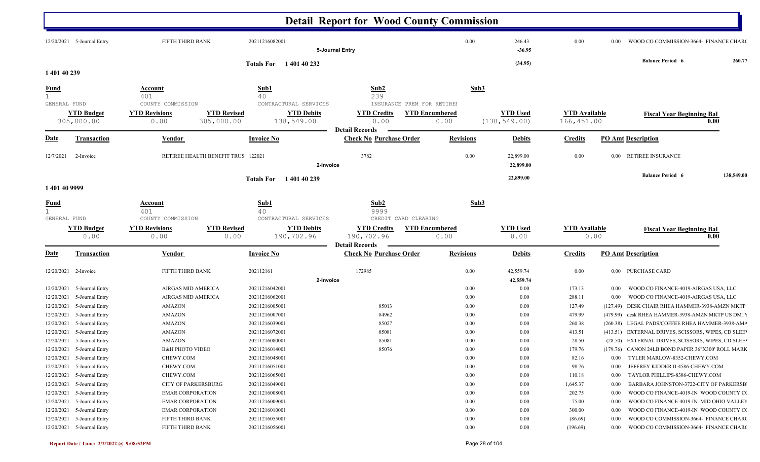# Detail Report for Wood County Commission

| Date | Transaction | Vendor | Invoice No | Check No | Purchase Order | Revisions | Debits | Credits | PO Amt | Description |
|---|---|---|---|---|---|---|---|---|---|---|
| 12/20/2021 | 5-Journal Entry | FIFTH THIRD BANK | 20211216082001 | | | 0.00 | 246.43 | 0.00 | 0.00 | WOOD CO COMMISSION-3664- FINANCE CHARG |
| | | | 5-Journal Entry | | | | -36.95 | | | |

**Totals For 1 401 40 232** (34.95) — Balance Period 6: 260.77

## 1 401 40 239

| Fund | Account | Sub1 | Sub2 | Sub3 |
|---|---|---|---|---|
| 1 GENERAL FUND | 401 COUNTY COMMISSION | 40 CONTRACTUAL SERVICES | 239 INSURANCE PREM FOR RETIREI | |

| YTD Budget | YTD Revisions | YTD Revised | YTD Debits | YTD Credits | YTD Encumbered | YTD Used | YTD Available | Fiscal Year Beginning Bal |
|---|---|---|---|---|---|---|---|---|
| 305,000.00 | 0.00 | 305,000.00 | 138,549.00 | 0.00 | 0.00 | (138,549.00) | 166,451.00 | 0.00 |

**Detail Records**

| Date | Transaction | Vendor | Invoice No | Check No | Purchase Order | Revisions | Debits | Credits | PO Amt | Description |
|---|---|---|---|---|---|---|---|---|---|---|
| 12/7/2021 | 2-Invoice | RETIREE HEALTH BENEFIT TRUS | 122021 | 3782 | | 0.00 | 22,899.00 | 0.00 | 0.00 | RETIREE INSURANCE |
| | | | 2-Invoice | | | | 22,899.00 | | | |

**Totals For 1 401 40 239** 22,899.00 — Balance Period 6: 138,549.00

## 1 401 40 9999

| Fund | Account | Sub1 | Sub2 | Sub3 |
|---|---|---|---|---|
| 1 GENERAL FUND | 401 COUNTY COMMISSION | 40 CONTRACTUAL SERVICES | 9999 CREDIT CARD CLEARING | |

| YTD Budget | YTD Revisions | YTD Revised | YTD Debits | YTD Credits | YTD Encumbered | YTD Used | YTD Available | Fiscal Year Beginning Bal |
|---|---|---|---|---|---|---|---|---|
| 0.00 | 0.00 | 0.00 | 190,702.96 | 190,702.96 | 0.00 | 0.00 | 0.00 | 0.00 |

**Detail Records**

| Date | Transaction | Vendor | Invoice No | Check No | Purchase Order | Revisions | Debits | Credits | PO Amt | Description |
|---|---|---|---|---|---|---|---|---|---|---|
| 12/20/2021 | 2-Invoice | FIFTH THIRD BANK | 202112161 | 172985 | | 0.00 | 42,559.74 | 0.00 | 0.00 | PURCHASE CARD |
| | | | 2-Invoice | | | | 42,559.74 | | | |
| 12/20/2021 | 5-Journal Entry | AIRGAS MID AMERICA | 20211216042001 | | | 0.00 | 0.00 | 173.13 | 0.00 | WOOD CO FINANCE-4019-AIRGAS USA, LLC |
| 12/20/2021 | 5-Journal Entry | AIRGAS MID AMERICA | 20211216062001 | | | 0.00 | 0.00 | 288.11 | 0.00 | WOOD CO FINANCE-4019-AIRGAS USA, LLC |
| 12/20/2021 | 5-Journal Entry | AMAZON | 20211216005001 | | 85013 | 0.00 | 0.00 | 127.49 | (127.49) | DESK CHAIR RHEA HAMMER-3938-AMZN MKTP |
| 12/20/2021 | 5-Journal Entry | AMAZON | 20211216007001 | | 84962 | 0.00 | 0.00 | 479.99 | (479.99) | desk RHEA HAMMER-3938-AMZN MKTP US DM1Y |
| 12/20/2021 | 5-Journal Entry | AMAZON | 20211216039001 | | 85027 | 0.00 | 0.00 | 260.38 | (260.38) | LEGAL PADS/COFFEE RHEA HAMMER-3938-AMA |
| 12/20/2021 | 5-Journal Entry | AMAZON | 20211216072001 | | 85081 | 0.00 | 0.00 | 413.51 | (413.51) | EXTERNAL DRIVES, SCISSORS, WIPES, CD SLEE |
| 12/20/2021 | 5-Journal Entry | AMAZON | 20211216080001 | | 85081 | 0.00 | 0.00 | 28.50 | (28.50) | EXTERNAL DRIVES, SCISSORS, WIPES, CD SLEE |
| 12/20/2021 | 5-Journal Entry | B&H PHOTO VIDEO | 20211216014001 | | 85076 | 0.00 | 0.00 | 179.76 | (179.76) | CANON 24LB BOND PAPER 36"X300' ROLL MARK |
| 12/20/2021 | 5-Journal Entry | CHEWY.COM | 20211216048001 | | | 0.00 | 0.00 | 82.16 | 0.00 | TYLER MARLOW-8352-CHEWY.COM |
| 12/20/2021 | 5-Journal Entry | CHEWY.COM | 20211216051001 | | | 0.00 | 0.00 | 98.76 | 0.00 | JEFFREY KIDDER II-4586-CHEWY.COM |
| 12/20/2021 | 5-Journal Entry | CHEWY.COM | 20211216065001 | | | 0.00 | 0.00 | 110.18 | 0.00 | TAYLOR PHILLIPS-8386-CHEWY.COM |
| 12/20/2021 | 5-Journal Entry | CITY OF PARKERSBURG | 20211216049001 | | | 0.00 | 0.00 | 1,645.37 | 0.00 | BARBARA JOHNSTON-3722-CITY OF PARKERSB |
| 12/20/2021 | 5-Journal Entry | EMAR CORPORATION | 20211216008001 | | | 0.00 | 0.00 | 202.75 | 0.00 | WOOD CO FINANCE-4019-IN WOOD COUNTY C |
| 12/20/2021 | 5-Journal Entry | EMAR CORPORATION | 20211216009001 | | | 0.00 | 0.00 | 75.00 | 0.00 | WOOD CO FINANCE-4019-IN MID OHIO VALLEY |
| 12/20/2021 | 5-Journal Entry | EMAR CORPORATION | 20211216010001 | | | 0.00 | 0.00 | 300.00 | 0.00 | WOOD CO FINANCE-4019-IN WOOD COUNTY C |
| 12/20/2021 | 5-Journal Entry | FIFTH THIRD BANK | 20211216055001 | | | 0.00 | 0.00 | (86.69) | 0.00 | WOOD CO COMMISSION-3664- FINANCE CHARG |
| 12/20/2021 | 5-Journal Entry | FIFTH THIRD BANK | 20211216056001 | | | 0.00 | 0.00 | (196.69) | 0.00 | WOOD CO COMMISSION-3664- FINANCE CHARG |

Report Date / Time: 2/2/2022 @ 9:08:52PM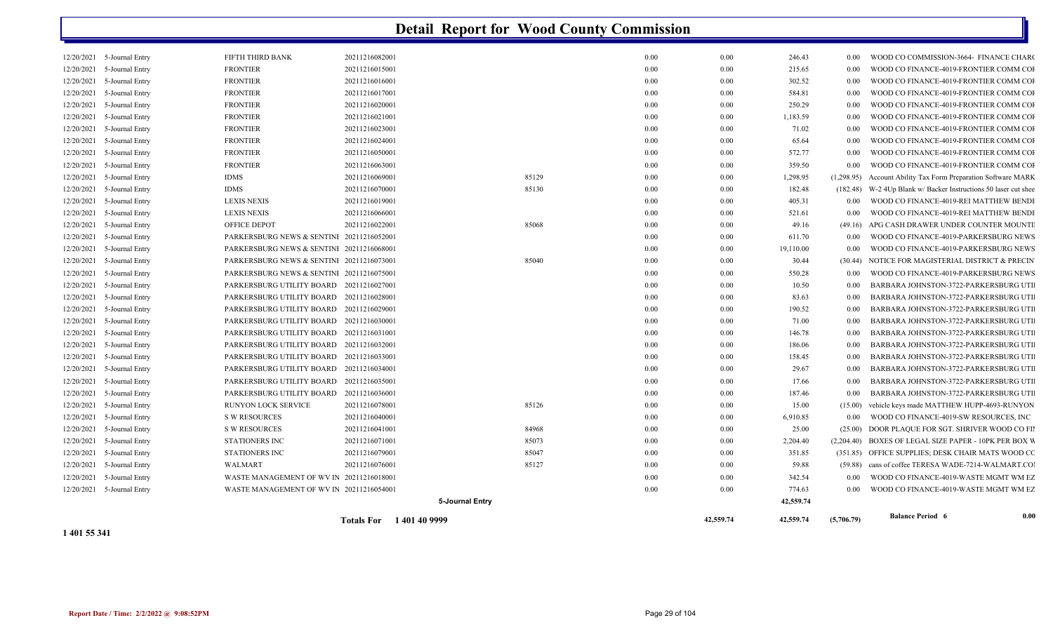# Detail Report for Wood County Commission

| Date | Type | Vendor | Reference | PO | | Col1 | Col2 | Amount | Col4 | Description |
|---|---|---|---|---|---|---|---|---|---|---|
| 12/20/2021 | 5-Journal Entry | FIFTH THIRD BANK | 20211216082001 | | | 0.00 | 0.00 | 246.43 | 0.00 | WOOD CO COMMISSION-3664- FINANCE CHARG |
| 12/20/2021 | 5-Journal Entry | FRONTIER | 20211216015001 | | | 0.00 | 0.00 | 215.65 | 0.00 | WOOD CO FINANCE-4019-FRONTIER COMM COF |
| 12/20/2021 | 5-Journal Entry | FRONTIER | 20211216016001 | | | 0.00 | 0.00 | 302.52 | 0.00 | WOOD CO FINANCE-4019-FRONTIER COMM COF |
| 12/20/2021 | 5-Journal Entry | FRONTIER | 20211216017001 | | | 0.00 | 0.00 | 584.81 | 0.00 | WOOD CO FINANCE-4019-FRONTIER COMM COF |
| 12/20/2021 | 5-Journal Entry | FRONTIER | 20211216020001 | | | 0.00 | 0.00 | 250.29 | 0.00 | WOOD CO FINANCE-4019-FRONTIER COMM COF |
| 12/20/2021 | 5-Journal Entry | FRONTIER | 20211216021001 | | | 0.00 | 0.00 | 1,183.59 | 0.00 | WOOD CO FINANCE-4019-FRONTIER COMM COF |
| 12/20/2021 | 5-Journal Entry | FRONTIER | 20211216023001 | | | 0.00 | 0.00 | 71.02 | 0.00 | WOOD CO FINANCE-4019-FRONTIER COMM COF |
| 12/20/2021 | 5-Journal Entry | FRONTIER | 20211216024001 | | | 0.00 | 0.00 | 65.64 | 0.00 | WOOD CO FINANCE-4019-FRONTIER COMM COF |
| 12/20/2021 | 5-Journal Entry | FRONTIER | 20211216050001 | | | 0.00 | 0.00 | 572.77 | 0.00 | WOOD CO FINANCE-4019-FRONTIER COMM COF |
| 12/20/2021 | 5-Journal Entry | FRONTIER | 20211216063001 | | | 0.00 | 0.00 | 359.50 | 0.00 | WOOD CO FINANCE-4019-FRONTIER COMM COF |
| 12/20/2021 | 5-Journal Entry | IDMS | 20211216069001 | 85129 | | 0.00 | 0.00 | 1,298.95 | (1,298.95) | Account Ability Tax Form Preparation Software MARK |
| 12/20/2021 | 5-Journal Entry | IDMS | 20211216070001 | 85130 | | 0.00 | 0.00 | 182.48 | (182.48) | W-2 4Up Blank w/ Backer Instructions 50 laser cut shee |
| 12/20/2021 | 5-Journal Entry | LEXIS NEXIS | 20211216019001 | | | 0.00 | 0.00 | 405.31 | 0.00 | WOOD CO FINANCE-4019-REI MATTHEW BENDI |
| 12/20/2021 | 5-Journal Entry | LEXIS NEXIS | 20211216066001 | | | 0.00 | 0.00 | 521.61 | 0.00 | WOOD CO FINANCE-4019-REI MATTHEW BENDI |
| 12/20/2021 | 5-Journal Entry | OFFICE DEPOT | 20211216022001 | 85068 | | 0.00 | 0.00 | 49.16 | (49.16) | APG CASH DRAWER UNDER COUNTER MOUNTI |
| 12/20/2021 | 5-Journal Entry | PARKERSBURG NEWS & SENTINE | 20211216052001 | | | 0.00 | 0.00 | 611.70 | 0.00 | WOOD CO FINANCE-4019-PARKERSBURG NEWS |
| 12/20/2021 | 5-Journal Entry | PARKERSBURG NEWS & SENTINE | 20211216068001 | | | 0.00 | 0.00 | 19,110.00 | 0.00 | WOOD CO FINANCE-4019-PARKERSBURG NEWS |
| 12/20/2021 | 5-Journal Entry | PARKERSBURG NEWS & SENTINE | 20211216073001 | 85040 | | 0.00 | 0.00 | 30.44 | (30.44) | NOTICE FOR MAGISTERIAL DISTRICT & PRECIN |
| 12/20/2021 | 5-Journal Entry | PARKERSBURG NEWS & SENTINE | 20211216075001 | | | 0.00 | 0.00 | 550.28 | 0.00 | WOOD CO FINANCE-4019-PARKERSBURG NEWS |
| 12/20/2021 | 5-Journal Entry | PARKERSBURG UTILITY BOARD | 20211216027001 | | | 0.00 | 0.00 | 10.50 | 0.00 | BARBARA JOHNSTON-3722-PARKERSBURG UTII |
| 12/20/2021 | 5-Journal Entry | PARKERSBURG UTILITY BOARD | 20211216028001 | | | 0.00 | 0.00 | 83.63 | 0.00 | BARBARA JOHNSTON-3722-PARKERSBURG UTII |
| 12/20/2021 | 5-Journal Entry | PARKERSBURG UTILITY BOARD | 20211216029001 | | | 0.00 | 0.00 | 190.52 | 0.00 | BARBARA JOHNSTON-3722-PARKERSBURG UTII |
| 12/20/2021 | 5-Journal Entry | PARKERSBURG UTILITY BOARD | 20211216030001 | | | 0.00 | 0.00 | 71.00 | 0.00 | BARBARA JOHNSTON-3722-PARKERSBURG UTII |
| 12/20/2021 | 5-Journal Entry | PARKERSBURG UTILITY BOARD | 20211216031001 | | | 0.00 | 0.00 | 146.78 | 0.00 | BARBARA JOHNSTON-3722-PARKERSBURG UTII |
| 12/20/2021 | 5-Journal Entry | PARKERSBURG UTILITY BOARD | 20211216032001 | | | 0.00 | 0.00 | 186.06 | 0.00 | BARBARA JOHNSTON-3722-PARKERSBURG UTII |
| 12/20/2021 | 5-Journal Entry | PARKERSBURG UTILITY BOARD | 20211216033001 | | | 0.00 | 0.00 | 158.45 | 0.00 | BARBARA JOHNSTON-3722-PARKERSBURG UTII |
| 12/20/2021 | 5-Journal Entry | PARKERSBURG UTILITY BOARD | 20211216034001 | | | 0.00 | 0.00 | 29.67 | 0.00 | BARBARA JOHNSTON-3722-PARKERSBURG UTII |
| 12/20/2021 | 5-Journal Entry | PARKERSBURG UTILITY BOARD | 20211216035001 | | | 0.00 | 0.00 | 17.66 | 0.00 | BARBARA JOHNSTON-3722-PARKERSBURG UTII |
| 12/20/2021 | 5-Journal Entry | PARKERSBURG UTILITY BOARD | 20211216036001 | | | 0.00 | 0.00 | 187.46 | 0.00 | BARBARA JOHNSTON-3722-PARKERSBURG UTII |
| 12/20/2021 | 5-Journal Entry | RUNYON LOCK SERVICE | 20211216078001 | 85126 | | 0.00 | 0.00 | 15.00 | (15.00) | vehicle keys made MATTHEW HUPP-4693-RUNYON |
| 12/20/2021 | 5-Journal Entry | S W RESOURCES | 20211216040001 | | | 0.00 | 0.00 | 6,910.85 | 0.00 | WOOD CO FINANCE-4019-SW RESOURCES, INC |
| 12/20/2021 | 5-Journal Entry | S W RESOURCES | 20211216041001 | 84968 | | 0.00 | 0.00 | 25.00 | (25.00) | DOOR PLAQUE FOR SGT. SHRIVER WOOD CO FIN |
| 12/20/2021 | 5-Journal Entry | STATIONERS INC | 20211216071001 | 85073 | | 0.00 | 0.00 | 2,204.40 | (2,204.40) | BOXES OF LEGAL SIZE PAPER - 10PK PER BOX W |
| 12/20/2021 | 5-Journal Entry | STATIONERS INC | 20211216079001 | 85047 | | 0.00 | 0.00 | 351.85 | (351.85) | OFFICE SUPPLIES; DESK CHAIR MATS WOOD CC |
| 12/20/2021 | 5-Journal Entry | WALMART | 20211216076001 | 85127 | | 0.00 | 0.00 | 59.88 | (59.88) | cans of coffee TERESA WADE-7214-WALMART.COI |
| 12/20/2021 | 5-Journal Entry | WASTE MANAGEMENT OF WV IN | 20211216018001 | | | 0.00 | 0.00 | 342.54 | 0.00 | WOOD CO FINANCE-4019-WASTE MGMT WM EZ |
| 12/20/2021 | 5-Journal Entry | WASTE MANAGEMENT OF WV IN | 20211216054001 | | | 0.00 | 0.00 | 774.63 | 0.00 | WOOD CO FINANCE-4019-WASTE MGMT WM EZ |
| | | | | | 5-Journal Entry | | | 42,559.74 | | |
| | | | Totals For 1 401 40 9999 | | | | 42,559.74 | 42,559.74 | (5,706.79) | Balance Period 6 0.00 |

1 401 55 341

Report Date / Time: 2/2/2022 @ 9:08:52PM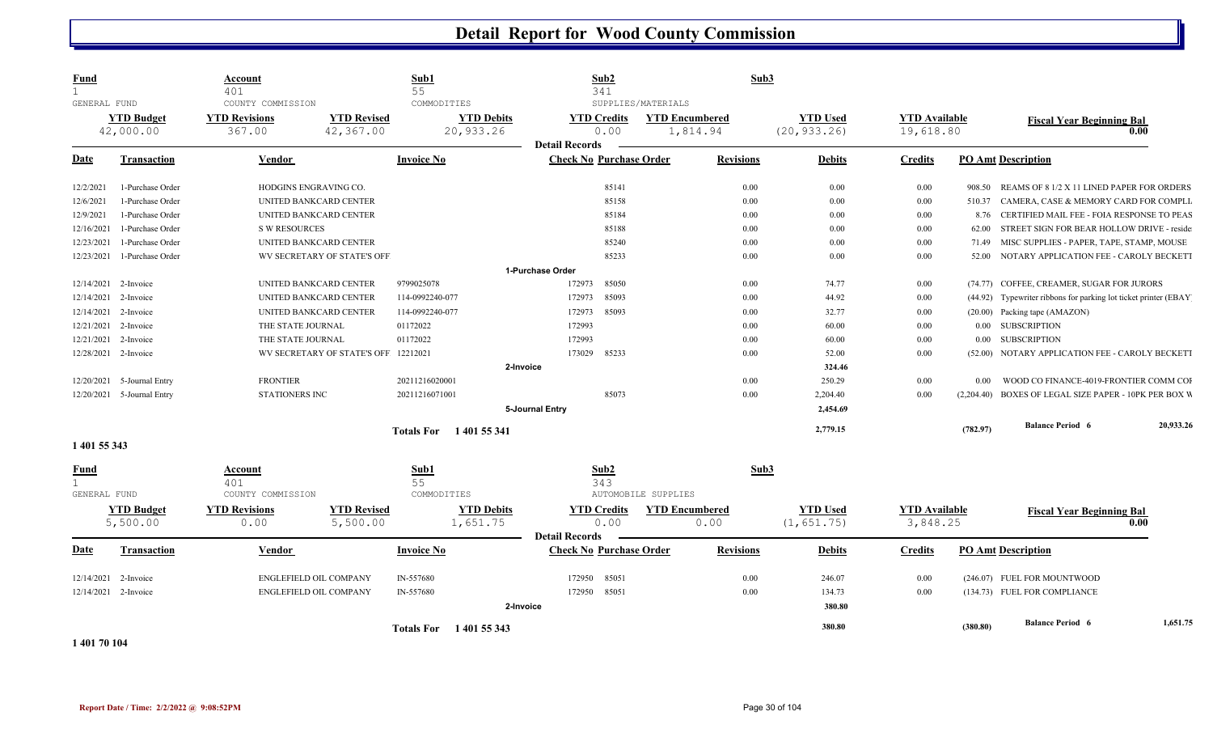# Detail Report for Wood County Commission

| Fund | Account | Sub1 | Sub2 | Sub3 |
|---|---|---|---|---|
| 1 | 401 | 55 | 341 | |
| GENERAL FUND | COUNTY COMMISSION | COMMODITIES | SUPPLIES/MATERIALS | |

| YTD Budget | YTD Revisions | YTD Revised | YTD Debits | YTD Credits | YTD Encumbered | YTD Used | YTD Available | Fiscal Year Beginning Bal |
|---|---|---|---|---|---|---|---|---|
| 42,000.00 | 367.00 | 42,367.00 | 20,933.26 | 0.00 | 1,814.94 | (20,933.26) | 19,618.80 | 0.00 |

**Detail Records**

| Date | Transaction | Vendor | Invoice No | Check No | Purchase Order | Revisions | Debits | Credits | PO Amt | Description |
|---|---|---|---|---|---|---|---|---|---|---|
| 12/2/2021 | 1-Purchase Order | HODGINS ENGRAVING CO. | | | 85141 | 0.00 | 0.00 | 0.00 | 908.50 | REAMS OF 8 1/2 X 11 LINED PAPER FOR ORDERS |
| 12/6/2021 | 1-Purchase Order | UNITED BANKCARD CENTER | | | 85158 | 0.00 | 0.00 | 0.00 | 510.37 | CAMERA, CASE & MEMORY CARD FOR COMPLI |
| 12/9/2021 | 1-Purchase Order | UNITED BANKCARD CENTER | | | 85184 | 0.00 | 0.00 | 0.00 | 8.76 | CERTIFIED MAIL FEE - FOIA RESPONSE TO PEAS |
| 12/16/2021 | 1-Purchase Order | S W RESOURCES | | | 85188 | 0.00 | 0.00 | 0.00 | 62.00 | STREET SIGN FOR BEAR HOLLOW DRIVE - reside |
| 12/23/2021 | 1-Purchase Order | UNITED BANKCARD CENTER | | | 85240 | 0.00 | 0.00 | 0.00 | 71.49 | MISC SUPPLIES - PAPER, TAPE, STAMP, MOUSE |
| 12/23/2021 | 1-Purchase Order | WV SECRETARY OF STATE'S OFF | | | 85233 | 0.00 | 0.00 | 0.00 | 52.00 | NOTARY APPLICATION FEE - CAROLY BECKETT |
| | | | | **1-Purchase Order** | | | | | | |
| 12/14/2021 | 2-Invoice | UNITED BANKCARD CENTER | 9799025078 | 172973 | 85050 | 0.00 | 74.77 | 0.00 | (74.77) | COFFEE, CREAMER, SUGAR FOR JURORS |
| 12/14/2021 | 2-Invoice | UNITED BANKCARD CENTER | 114-0992240-077 | 172973 | 85093 | 0.00 | 44.92 | 0.00 | (44.92) | Typewriter ribbons for parking lot ticket printer (EBAY) |
| 12/14/2021 | 2-Invoice | UNITED BANKCARD CENTER | 114-0992240-077 | 172973 | 85093 | 0.00 | 32.77 | 0.00 | (20.00) | Packing tape (AMAZON) |
| 12/21/2021 | 2-Invoice | THE STATE JOURNAL | 01172022 | 172993 | | 0.00 | 60.00 | 0.00 | 0.00 | SUBSCRIPTION |
| 12/21/2021 | 2-Invoice | THE STATE JOURNAL | 01172022 | 172993 | | 0.00 | 60.00 | 0.00 | 0.00 | SUBSCRIPTION |
| 12/28/2021 | 2-Invoice | WV SECRETARY OF STATE'S OFF | 12212021 | 173029 | 85233 | 0.00 | 52.00 | 0.00 | (52.00) | NOTARY APPLICATION FEE - CAROLY BECKETT |
| | | | | **2-Invoice** | | | 324.46 | | | |
| 12/20/2021 | 5-Journal Entry | FRONTIER | 20211216020001 | | | 0.00 | 250.29 | 0.00 | 0.00 | WOOD CO FINANCE-4019-FRONTIER COMM COF |
| 12/20/2021 | 5-Journal Entry | STATIONERS INC | 20211216071001 | | 85073 | 0.00 | 2,204.40 | 0.00 | (2,204.40) | BOXES OF LEGAL SIZE PAPER - 10PK PER BOX W |
| | | | | **5-Journal Entry** | | | 2,454.69 | | | |
| | | | **Totals For 1 401 55 341** | | | | 2,779.15 | | (782.97) | **Balance Period 6** 20,933.26 |

**1 401 55 343**

| Fund | Account | Sub1 | Sub2 | Sub3 |
|---|---|---|---|---|
| 1 | 401 | 55 | 343 | |
| GENERAL FUND | COUNTY COMMISSION | COMMODITIES | AUTOMOBILE SUPPLIES | |

| YTD Budget | YTD Revisions | YTD Revised | YTD Debits | YTD Credits | YTD Encumbered | YTD Used | YTD Available | Fiscal Year Beginning Bal |
|---|---|---|---|---|---|---|---|---|
| 5,500.00 | 0.00 | 5,500.00 | 1,651.75 | 0.00 | 0.00 | (1,651.75) | 3,848.25 | 0.00 |

**Detail Records**

| Date | Transaction | Vendor | Invoice No | Check No | Purchase Order | Revisions | Debits | Credits | PO Amt | Description |
|---|---|---|---|---|---|---|---|---|---|---|
| 12/14/2021 | 2-Invoice | ENGLEFIELD OIL COMPANY | IN-557680 | 172950 | 85051 | 0.00 | 246.07 | 0.00 | (246.07) | FUEL FOR MOUNTWOOD |
| 12/14/2021 | 2-Invoice | ENGLEFIELD OIL COMPANY | IN-557680 | 172950 | 85051 | 0.00 | 134.73 | 0.00 | (134.73) | FUEL FOR COMPLIANCE |
| | | | | **2-Invoice** | | | 380.80 | | | |
| | | | **Totals For 1 401 55 343** | | | | 380.80 | | (380.80) | **Balance Period 6** 1,651.75 |

**1 401 70 104**

Report Date / Time: 2/2/2022 @ 9:08:52PM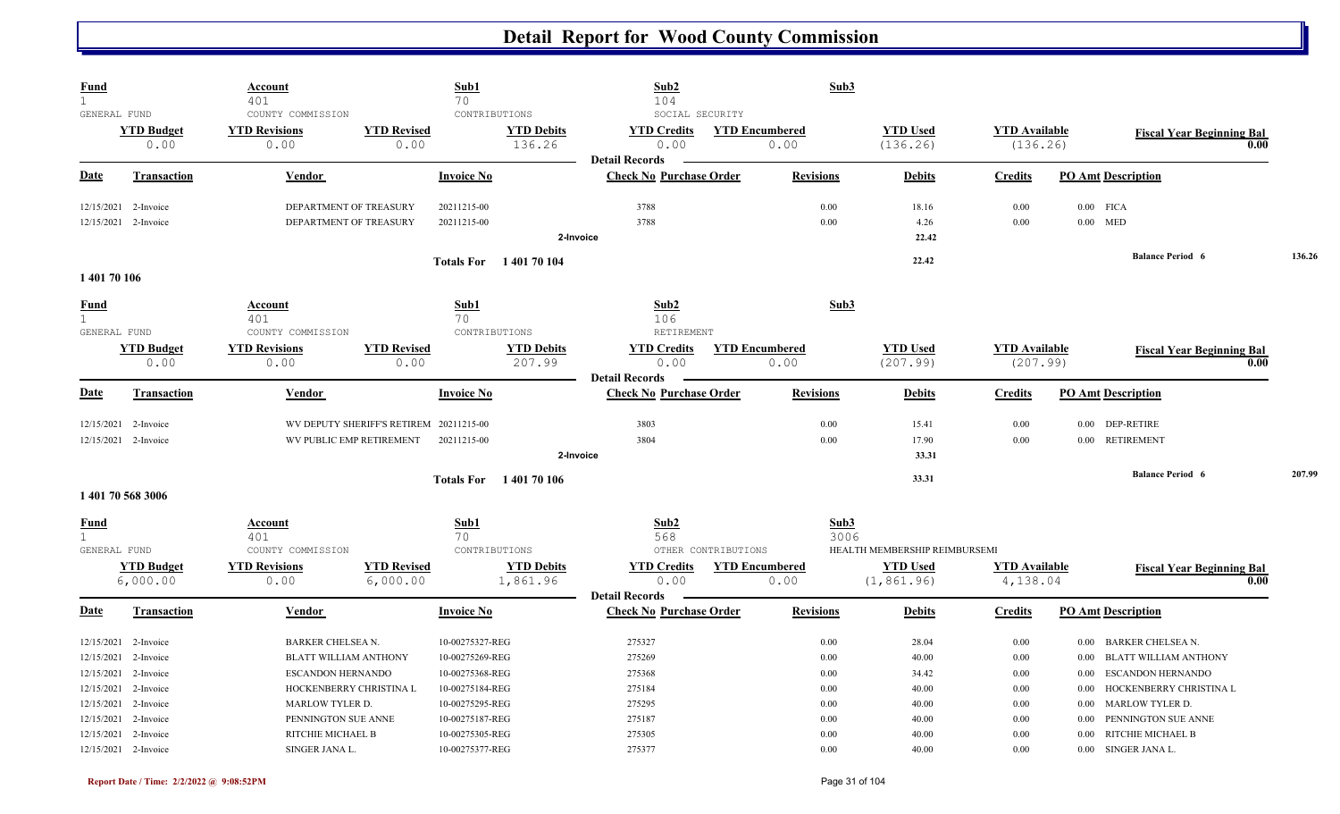# Detail Report for Wood County Commission

| Fund | Account | Sub1 | Sub2 | Sub3 | | |
|---|---|---|---|---|---|---|
| 1 | 401 | 70 | 104 | | | |
| GENERAL FUND | COUNTY COMMISSION | CONTRIBUTIONS | SOCIAL SECURITY | | | |

| YTD Budget | YTD Revisions | YTD Revised | YTD Debits | YTD Credits | YTD Encumbered | YTD Used | YTD Available | Fiscal Year Beginning Bal |
|---|---|---|---|---|---|---|---|---|
| 0.00 | 0.00 | 0.00 | 136.26 | 0.00 | 0.00 | (136.26) | (136.26) | 0.00 |

**Detail Records**

| Date | Transaction | Vendor | Invoice No | Check No | Purchase Order | Revisions | Debits | Credits | PO Amt | Description |
|---|---|---|---|---|---|---|---|---|---|---|
| 12/15/2021 | 2-Invoice | DEPARTMENT OF TREASURY | 20211215-00 | 3788 | | 0.00 | 18.16 | 0.00 | 0.00 | FICA |
| 12/15/2021 | 2-Invoice | DEPARTMENT OF TREASURY | 20211215-00 | 3788 | | 0.00 | 4.26 | 0.00 | 0.00 | MED |
| | | | 2-Invoice | | | | 22.42 | | | |
| | | | Totals For 1 401 70 104 | | | | 22.42 | | | Balance Period 6 136.26 |

## 1 401 70 106

| Fund | Account | Sub1 | Sub2 | Sub3 | | |
|---|---|---|---|---|---|---|
| 1 | 401 | 70 | 106 | | | |
| GENERAL FUND | COUNTY COMMISSION | CONTRIBUTIONS | RETIREMENT | | | |

| YTD Budget | YTD Revisions | YTD Revised | YTD Debits | YTD Credits | YTD Encumbered | YTD Used | YTD Available | Fiscal Year Beginning Bal |
|---|---|---|---|---|---|---|---|---|
| 0.00 | 0.00 | 0.00 | 207.99 | 0.00 | 0.00 | (207.99) | (207.99) | 0.00 |

**Detail Records**

| Date | Transaction | Vendor | Invoice No | Check No | Purchase Order | Revisions | Debits | Credits | PO Amt | Description |
|---|---|---|---|---|---|---|---|---|---|---|
| 12/15/2021 | 2-Invoice | WV DEPUTY SHERIFF'S RETIREM | 20211215-00 | 3803 | | 0.00 | 15.41 | 0.00 | 0.00 | DEP-RETIRE |
| 12/15/2021 | 2-Invoice | WV PUBLIC EMP RETIREMENT | 20211215-00 | 3804 | | 0.00 | 17.90 | 0.00 | 0.00 | RETIREMENT |
| | | | 2-Invoice | | | | 33.31 | | | |
| | | | Totals For 1 401 70 106 | | | | 33.31 | | | Balance Period 6 207.99 |

## 1 401 70 568 3006

| Fund | Account | Sub1 | Sub2 | Sub3 | | |
|---|---|---|---|---|---|---|
| 1 | 401 | 70 | 568 | 3006 | | |
| GENERAL FUND | COUNTY COMMISSION | CONTRIBUTIONS | OTHER CONTRIBUTIONS | HEALTH MEMBERSHIP REIMBURSEMI | | |

| YTD Budget | YTD Revisions | YTD Revised | YTD Debits | YTD Credits | YTD Encumbered | YTD Used | YTD Available | Fiscal Year Beginning Bal |
|---|---|---|---|---|---|---|---|---|
| 6,000.00 | 0.00 | 6,000.00 | 1,861.96 | 0.00 | 0.00 | (1,861.96) | 4,138.04 | 0.00 |

**Detail Records**

| Date | Transaction | Vendor | Invoice No | Check No | Purchase Order | Revisions | Debits | Credits | PO Amt | Description |
|---|---|---|---|---|---|---|---|---|---|---|
| 12/15/2021 | 2-Invoice | BARKER CHELSEA N. | 10-00275327-REG | 275327 | | 0.00 | 28.04 | 0.00 | 0.00 | BARKER CHELSEA N. |
| 12/15/2021 | 2-Invoice | BLATT WILLIAM ANTHONY | 10-00275269-REG | 275269 | | 0.00 | 40.00 | 0.00 | 0.00 | BLATT WILLIAM ANTHONY |
| 12/15/2021 | 2-Invoice | ESCANDON HERNANDO | 10-00275368-REG | 275368 | | 0.00 | 34.42 | 0.00 | 0.00 | ESCANDON HERNANDO |
| 12/15/2021 | 2-Invoice | HOCKENBERRY CHRISTINA L | 10-00275184-REG | 275184 | | 0.00 | 40.00 | 0.00 | 0.00 | HOCKENBERRY CHRISTINA L |
| 12/15/2021 | 2-Invoice | MARLOW TYLER D. | 10-00275295-REG | 275295 | | 0.00 | 40.00 | 0.00 | 0.00 | MARLOW TYLER D. |
| 12/15/2021 | 2-Invoice | PENNINGTON SUE ANNE | 10-00275187-REG | 275187 | | 0.00 | 40.00 | 0.00 | 0.00 | PENNINGTON SUE ANNE |
| 12/15/2021 | 2-Invoice | RITCHIE MICHAEL B | 10-00275305-REG | 275305 | | 0.00 | 40.00 | 0.00 | 0.00 | RITCHIE MICHAEL B |
| 12/15/2021 | 2-Invoice | SINGER JANA L. | 10-00275377-REG | 275377 | | 0.00 | 40.00 | 0.00 | 0.00 | SINGER JANA L. |

Report Date / Time: 2/2/2022 @ 9:08:52PM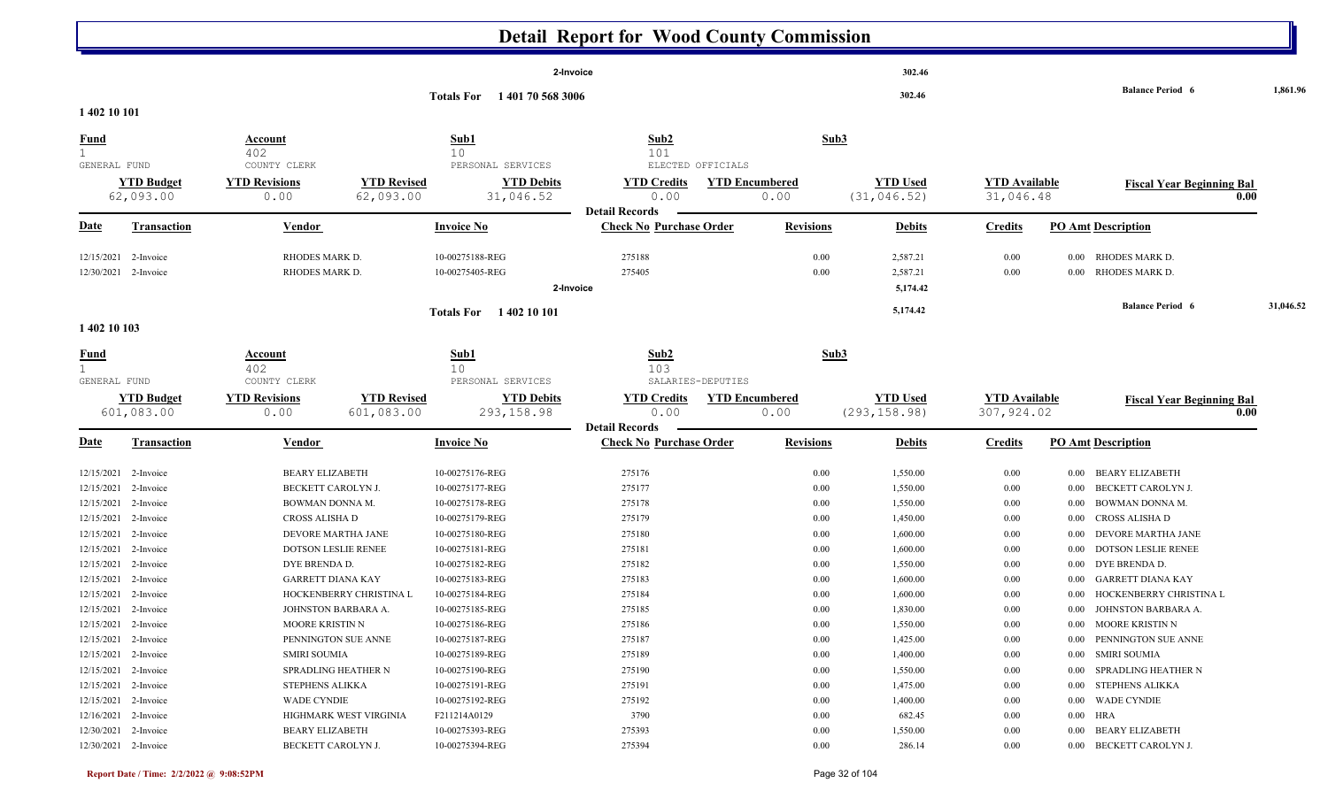# Detail Report for Wood County Commission

| | | | | | | | | |
|---|---|---|---|---|---|---|---|---|
| | | | 2-Invoice | | | 302.46 | | |
| | | Totals For 1 401 70 568 3006 | | | | 302.46 | | Balance Period 6 1,861.96 |

**1 402 10 101**

| Fund | Account | Sub1 | Sub2 | Sub3 |
|---|---|---|---|---|
| 1 | 402 | 10 | 101 | |
| GENERAL FUND | COUNTY CLERK | PERSONAL SERVICES | ELECTED OFFICIALS | |

| YTD Budget | YTD Revisions | YTD Revised | YTD Debits | YTD Credits | YTD Encumbered | YTD Used | YTD Available | Fiscal Year Beginning Bal |
|---|---|---|---|---|---|---|---|---|
| 62,093.00 | 0.00 | 62,093.00 | 31,046.52 | 0.00 | 0.00 | (31,046.52) | 31,046.48 | 0.00 |

Detail Records

| Date | Transaction | Vendor | Invoice No | Check No | Purchase Order | Revisions | Debits | Credits | PO Amt | Description |
|---|---|---|---|---|---|---|---|---|---|---|
| 12/15/2021 | 2-Invoice | RHODES MARK D. | 10-00275188-REG | 275188 | | 0.00 | 2,587.21 | 0.00 | 0.00 | RHODES MARK D. |
| 12/30/2021 | 2-Invoice | RHODES MARK D. | 10-00275405-REG | 275405 | | 0.00 | 2,587.21 | 0.00 | 0.00 | RHODES MARK D. |
| | | | 2-Invoice | | | | 5,174.42 | | | |
| | | | Totals For 1 402 10 101 | | | | 5,174.42 | | | Balance Period 6 31,046.52 |

**1 402 10 103**

| Fund | Account | Sub1 | Sub2 | Sub3 |
|---|---|---|---|---|
| 1 | 402 | 10 | 103 | |
| GENERAL FUND | COUNTY CLERK | PERSONAL SERVICES | SALARIES-DEPUTIES | |

| YTD Budget | YTD Revisions | YTD Revised | YTD Debits | YTD Credits | YTD Encumbered | YTD Used | YTD Available | Fiscal Year Beginning Bal |
|---|---|---|---|---|---|---|---|---|
| 601,083.00 | 0.00 | 601,083.00 | 293,158.98 | 0.00 | 0.00 | (293,158.98) | 307,924.02 | 0.00 |

Detail Records

| Date | Transaction | Vendor | Invoice No | Check No | Purchase Order | Revisions | Debits | Credits | PO Amt | Description |
|---|---|---|---|---|---|---|---|---|---|---|
| 12/15/2021 | 2-Invoice | BEARY ELIZABETH | 10-00275176-REG | 275176 | | 0.00 | 1,550.00 | 0.00 | 0.00 | BEARY ELIZABETH |
| 12/15/2021 | 2-Invoice | BECKETT CAROLYN J. | 10-00275177-REG | 275177 | | 0.00 | 1,550.00 | 0.00 | 0.00 | BECKETT CAROLYN J. |
| 12/15/2021 | 2-Invoice | BOWMAN DONNA M. | 10-00275178-REG | 275178 | | 0.00 | 1,550.00 | 0.00 | 0.00 | BOWMAN DONNA M. |
| 12/15/2021 | 2-Invoice | CROSS ALISHA D | 10-00275179-REG | 275179 | | 0.00 | 1,450.00 | 0.00 | 0.00 | CROSS ALISHA D |
| 12/15/2021 | 2-Invoice | DEVORE MARTHA JANE | 10-00275180-REG | 275180 | | 0.00 | 1,600.00 | 0.00 | 0.00 | DEVORE MARTHA JANE |
| 12/15/2021 | 2-Invoice | DOTSON LESLIE RENEE | 10-00275181-REG | 275181 | | 0.00 | 1,600.00 | 0.00 | 0.00 | DOTSON LESLIE RENEE |
| 12/15/2021 | 2-Invoice | DYE BRENDA D. | 10-00275182-REG | 275182 | | 0.00 | 1,550.00 | 0.00 | 0.00 | DYE BRENDA D. |
| 12/15/2021 | 2-Invoice | GARRETT DIANA KAY | 10-00275183-REG | 275183 | | 0.00 | 1,600.00 | 0.00 | 0.00 | GARRETT DIANA KAY |
| 12/15/2021 | 2-Invoice | HOCKENBERRY CHRISTINA L | 10-00275184-REG | 275184 | | 0.00 | 1,600.00 | 0.00 | 0.00 | HOCKENBERRY CHRISTINA L |
| 12/15/2021 | 2-Invoice | JOHNSTON BARBARA A. | 10-00275185-REG | 275185 | | 0.00 | 1,830.00 | 0.00 | 0.00 | JOHNSTON BARBARA A. |
| 12/15/2021 | 2-Invoice | MOORE KRISTIN N | 10-00275186-REG | 275186 | | 0.00 | 1,550.00 | 0.00 | 0.00 | MOORE KRISTIN N |
| 12/15/2021 | 2-Invoice | PENNINGTON SUE ANNE | 10-00275187-REG | 275187 | | 0.00 | 1,425.00 | 0.00 | 0.00 | PENNINGTON SUE ANNE |
| 12/15/2021 | 2-Invoice | SMIRI SOUMIA | 10-00275189-REG | 275189 | | 0.00 | 1,400.00 | 0.00 | 0.00 | SMIRI SOUMIA |
| 12/15/2021 | 2-Invoice | SPRADLING HEATHER N | 10-00275190-REG | 275190 | | 0.00 | 1,550.00 | 0.00 | 0.00 | SPRADLING HEATHER N |
| 12/15/2021 | 2-Invoice | STEPHENS ALIKKA | 10-00275191-REG | 275191 | | 0.00 | 1,475.00 | 0.00 | 0.00 | STEPHENS ALIKKA |
| 12/15/2021 | 2-Invoice | WADE CYNDIE | 10-00275192-REG | 275192 | | 0.00 | 1,400.00 | 0.00 | 0.00 | WADE CYNDIE |
| 12/16/2021 | 2-Invoice | HIGHMARK WEST VIRGINIA | F211214A0129 | 3790 | | 0.00 | 682.45 | 0.00 | 0.00 | HRA |
| 12/30/2021 | 2-Invoice | BEARY ELIZABETH | 10-00275393-REG | 275393 | | 0.00 | 1,550.00 | 0.00 | 0.00 | BEARY ELIZABETH |
| 12/30/2021 | 2-Invoice | BECKETT CAROLYN J. | 10-00275394-REG | 275394 | | 0.00 | 286.14 | 0.00 | 0.00 | BECKETT CAROLYN J. |

Report Date / Time: 2/2/2022 @ 9:08:52PM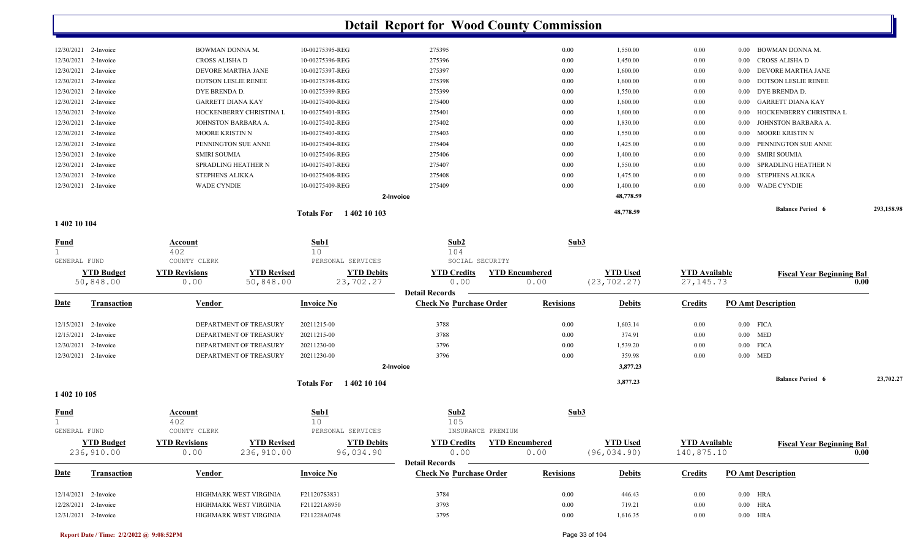# Detail Report for Wood County Commission

| Date | Transaction | Vendor | Invoice No | Check No | Purchase Order | Revisions | Debits | Credits | PO Amt | Description |
|---|---|---|---|---|---|---|---|---|---|---|
| 12/30/2021 | 2-Invoice | BOWMAN DONNA M. | 10-00275395-REG | 275395 | | 0.00 | 1,550.00 | 0.00 | 0.00 | BOWMAN DONNA M. |
| 12/30/2021 | 2-Invoice | CROSS ALISHA D | 10-00275396-REG | 275396 | | 0.00 | 1,450.00 | 0.00 | 0.00 | CROSS ALISHA D |
| 12/30/2021 | 2-Invoice | DEVORE MARTHA JANE | 10-00275397-REG | 275397 | | 0.00 | 1,600.00 | 0.00 | 0.00 | DEVORE MARTHA JANE |
| 12/30/2021 | 2-Invoice | DOTSON LESLIE RENEE | 10-00275398-REG | 275398 | | 0.00 | 1,600.00 | 0.00 | 0.00 | DOTSON LESLIE RENEE |
| 12/30/2021 | 2-Invoice | DYE BRENDA D. | 10-00275399-REG | 275399 | | 0.00 | 1,550.00 | 0.00 | 0.00 | DYE BRENDA D. |
| 12/30/2021 | 2-Invoice | GARRETT DIANA KAY | 10-00275400-REG | 275400 | | 0.00 | 1,600.00 | 0.00 | 0.00 | GARRETT DIANA KAY |
| 12/30/2021 | 2-Invoice | HOCKENBERRY CHRISTINA L | 10-00275401-REG | 275401 | | 0.00 | 1,600.00 | 0.00 | 0.00 | HOCKENBERRY CHRISTINA L |
| 12/30/2021 | 2-Invoice | JOHNSTON BARBARA A. | 10-00275402-REG | 275402 | | 0.00 | 1,830.00 | 0.00 | 0.00 | JOHNSTON BARBARA A. |
| 12/30/2021 | 2-Invoice | MOORE KRISTIN N | 10-00275403-REG | 275403 | | 0.00 | 1,550.00 | 0.00 | 0.00 | MOORE KRISTIN N |
| 12/30/2021 | 2-Invoice | PENNINGTON SUE ANNE | 10-00275404-REG | 275404 | | 0.00 | 1,425.00 | 0.00 | 0.00 | PENNINGTON SUE ANNE |
| 12/30/2021 | 2-Invoice | SMIRI SOUMIA | 10-00275406-REG | 275406 | | 0.00 | 1,400.00 | 0.00 | 0.00 | SMIRI SOUMIA |
| 12/30/2021 | 2-Invoice | SPRADLING HEATHER N | 10-00275407-REG | 275407 | | 0.00 | 1,550.00 | 0.00 | 0.00 | SPRADLING HEATHER N |
| 12/30/2021 | 2-Invoice | STEPHENS ALIKKA | 10-00275408-REG | 275408 | | 0.00 | 1,475.00 | 0.00 | 0.00 | STEPHENS ALIKKA |
| 12/30/2021 | 2-Invoice | WADE CYNDIE | 10-00275409-REG | 275409 | | 0.00 | 1,400.00 | 0.00 | 0.00 | WADE CYNDIE |
| | | | | 2-Invoice | | | 48,778.59 | | | |
| | | | Totals For 1 402 10 103 | | | | 48,778.59 | | | Balance Period 6 293,158.98 |

## 1 402 10 104

| Fund | Account | Sub1 | Sub2 | Sub3 |
|---|---|---|---|---|
| 1 | 402 | 10 | 104 | |
| GENERAL FUND | COUNTY CLERK | PERSONAL SERVICES | SOCIAL SECURITY | |

| YTD Budget | YTD Revisions | YTD Revised | YTD Debits | YTD Credits | YTD Encumbered | YTD Used | YTD Available | Fiscal Year Beginning Bal |
|---|---|---|---|---|---|---|---|---|
| 50,848.00 | 0.00 | 50,848.00 | 23,702.27 | 0.00 | 0.00 | (23,702.27) | 27,145.73 | 0.00 |

**Detail Records**

| Date | Transaction | Vendor | Invoice No | Check No | Purchase Order | Revisions | Debits | Credits | PO Amt | Description |
|---|---|---|---|---|---|---|---|---|---|---|
| 12/15/2021 | 2-Invoice | DEPARTMENT OF TREASURY | 20211215-00 | 3788 | | 0.00 | 1,603.14 | 0.00 | 0.00 | FICA |
| 12/15/2021 | 2-Invoice | DEPARTMENT OF TREASURY | 20211215-00 | 3788 | | 0.00 | 374.91 | 0.00 | 0.00 | MED |
| 12/30/2021 | 2-Invoice | DEPARTMENT OF TREASURY | 20211230-00 | 3796 | | 0.00 | 1,539.20 | 0.00 | 0.00 | FICA |
| 12/30/2021 | 2-Invoice | DEPARTMENT OF TREASURY | 20211230-00 | 3796 | | 0.00 | 359.98 | 0.00 | 0.00 | MED |
| | | | | 2-Invoice | | | 3,877.23 | | | |
| | | | Totals For 1 402 10 104 | | | | 3,877.23 | | | Balance Period 6 23,702.27 |

## 1 402 10 105

| Fund | Account | Sub1 | Sub2 | Sub3 |
|---|---|---|---|---|
| 1 | 402 | 10 | 105 | |
| GENERAL FUND | COUNTY CLERK | PERSONAL SERVICES | INSURANCE PREMIUM | |

| YTD Budget | YTD Revisions | YTD Revised | YTD Debits | YTD Credits | YTD Encumbered | YTD Used | YTD Available | Fiscal Year Beginning Bal |
|---|---|---|---|---|---|---|---|---|
| 236,910.00 | 0.00 | 236,910.00 | 96,034.90 | 0.00 | 0.00 | (96,034.90) | 140,875.10 | 0.00 |

**Detail Records**

| Date | Transaction | Vendor | Invoice No | Check No | Purchase Order | Revisions | Debits | Credits | PO Amt | Description |
|---|---|---|---|---|---|---|---|---|---|---|
| 12/14/2021 | 2-Invoice | HIGHMARK WEST VIRGINIA | F211207S3831 | 3784 | | 0.00 | 446.43 | 0.00 | 0.00 | HRA |
| 12/28/2021 | 2-Invoice | HIGHMARK WEST VIRGINIA | F211221A8950 | 3793 | | 0.00 | 719.21 | 0.00 | 0.00 | HRA |
| 12/31/2021 | 2-Invoice | HIGHMARK WEST VIRGINIA | F211228A0748 | 3795 | | 0.00 | 1,616.35 | 0.00 | 0.00 | HRA |

Report Date / Time: 2/2/2022 @ 9:08:52PM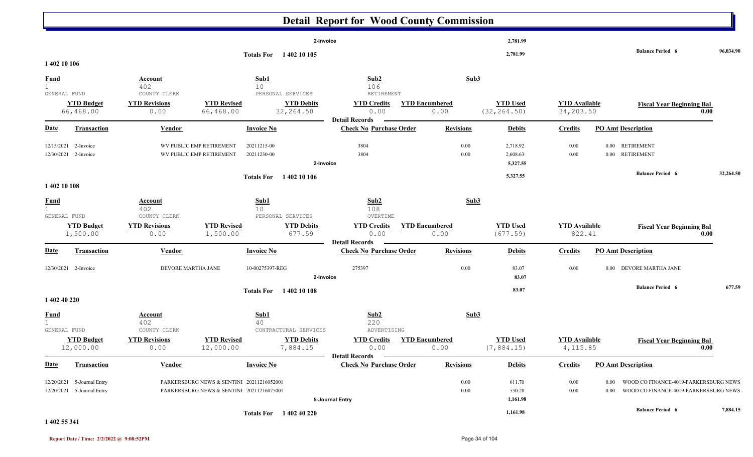# Detail Report for Wood County Commission

| | | | | | | | | |
|---|---|---|---|---|---|---|---|---|
| | | 2-Invoice | | | 2,781.99 | | | |
| | | Totals For 1 402 10 105 | | | 2,781.99 | | Balance Period 6 | 96,034.90 |

## 1 402 10 106

| Fund | Account | | Sub1 | Sub2 | | Sub3 | | |
|---|---|---|---|---|---|---|---|---|
| 1 GENERAL FUND | 402 COUNTY CLERK | | 10 PERSONAL SERVICES | 106 RETIREMENT | | | | |
| **YTD Budget** | **YTD Revisions** | **YTD Revised** | **YTD Debits** | **YTD Credits** | **YTD Encumbered** | **YTD Used** | **YTD Available** | **Fiscal Year Beginning Bal** |
| 66,468.00 | 0.00 | 66,468.00 | 32,264.50 | 0.00 | 0.00 | (32,264.50) | 34,203.50 | 0.00 |

Detail Records

| Date | Transaction | Vendor | Invoice No | Check No | Purchase Order | Revisions | Debits | Credits | PO Amt | Description |
|---|---|---|---|---|---|---|---|---|---|---|
| 12/15/2021 | 2-Invoice | WV PUBLIC EMP RETIREMENT | 20211215-00 | 3804 | | 0.00 | 2,718.92 | 0.00 | 0.00 | RETIREMENT |
| 12/30/2021 | 2-Invoice | WV PUBLIC EMP RETIREMENT | 20211230-00 | 3804 | | 0.00 | 2,608.63 | 0.00 | 0.00 | RETIREMENT |
| | | | 2-Invoice | | | | 5,327.55 | | | |
| | | | Totals For 1 402 10 106 | | | | 5,327.55 | | | Balance Period 6 32,264.50 |

## 1 402 10 108

| Fund | Account | | Sub1 | Sub2 | | Sub3 | | |
|---|---|---|---|---|---|---|---|---|
| 1 GENERAL FUND | 402 COUNTY CLERK | | 10 PERSONAL SERVICES | 108 OVERTIME | | | | |
| **YTD Budget** | **YTD Revisions** | **YTD Revised** | **YTD Debits** | **YTD Credits** | **YTD Encumbered** | **YTD Used** | **YTD Available** | **Fiscal Year Beginning Bal** |
| 1,500.00 | 0.00 | 1,500.00 | 677.59 | 0.00 | 0.00 | (677.59) | 822.41 | 0.00 |

Detail Records

| Date | Transaction | Vendor | Invoice No | Check No | Purchase Order | Revisions | Debits | Credits | PO Amt | Description |
|---|---|---|---|---|---|---|---|---|---|---|
| 12/30/2021 | 2-Invoice | DEVORE MARTHA JANE | 10-00275397-REG | 275397 | | 0.00 | 83.07 | 0.00 | 0.00 | DEVORE MARTHA JANE |
| | | | 2-Invoice | | | | 83.07 | | | |
| | | | Totals For 1 402 10 108 | | | | 83.07 | | | Balance Period 6 677.59 |

## 1 402 40 220

| Fund | Account | | Sub1 | Sub2 | | Sub3 | | |
|---|---|---|---|---|---|---|---|---|
| 1 GENERAL FUND | 402 COUNTY CLERK | | 40 CONTRACTURAL SERVICES | 220 ADVERTISING | | | | |
| **YTD Budget** | **YTD Revisions** | **YTD Revised** | **YTD Debits** | **YTD Credits** | **YTD Encumbered** | **YTD Used** | **YTD Available** | **Fiscal Year Beginning Bal** |
| 12,000.00 | 0.00 | 12,000.00 | 7,884.15 | 0.00 | 0.00 | (7,884.15) | 4,115.85 | 0.00 |

Detail Records

| Date | Transaction | Vendor | Invoice No | Check No | Purchase Order | Revisions | Debits | Credits | PO Amt | Description |
|---|---|---|---|---|---|---|---|---|---|---|
| 12/20/2021 | 5-Journal Entry | PARKERSBURG NEWS & SENTINE | 20211216052001 | | | 0.00 | 611.70 | 0.00 | 0.00 | WOOD CO FINANCE-4019-PARKERSBURG NEWS |
| 12/20/2021 | 5-Journal Entry | PARKERSBURG NEWS & SENTINE | 20211216075001 | | | 0.00 | 550.28 | 0.00 | 0.00 | WOOD CO FINANCE-4019-PARKERSBURG NEWS |
| | | | 5-Journal Entry | | | | 1,161.98 | | | |
| | | | Totals For 1 402 40 220 | | | | 1,161.98 | | | Balance Period 6 7,884.15 |

## 1 402 55 341

Report Date / Time: 2/2/2022 @ 9:08:52PM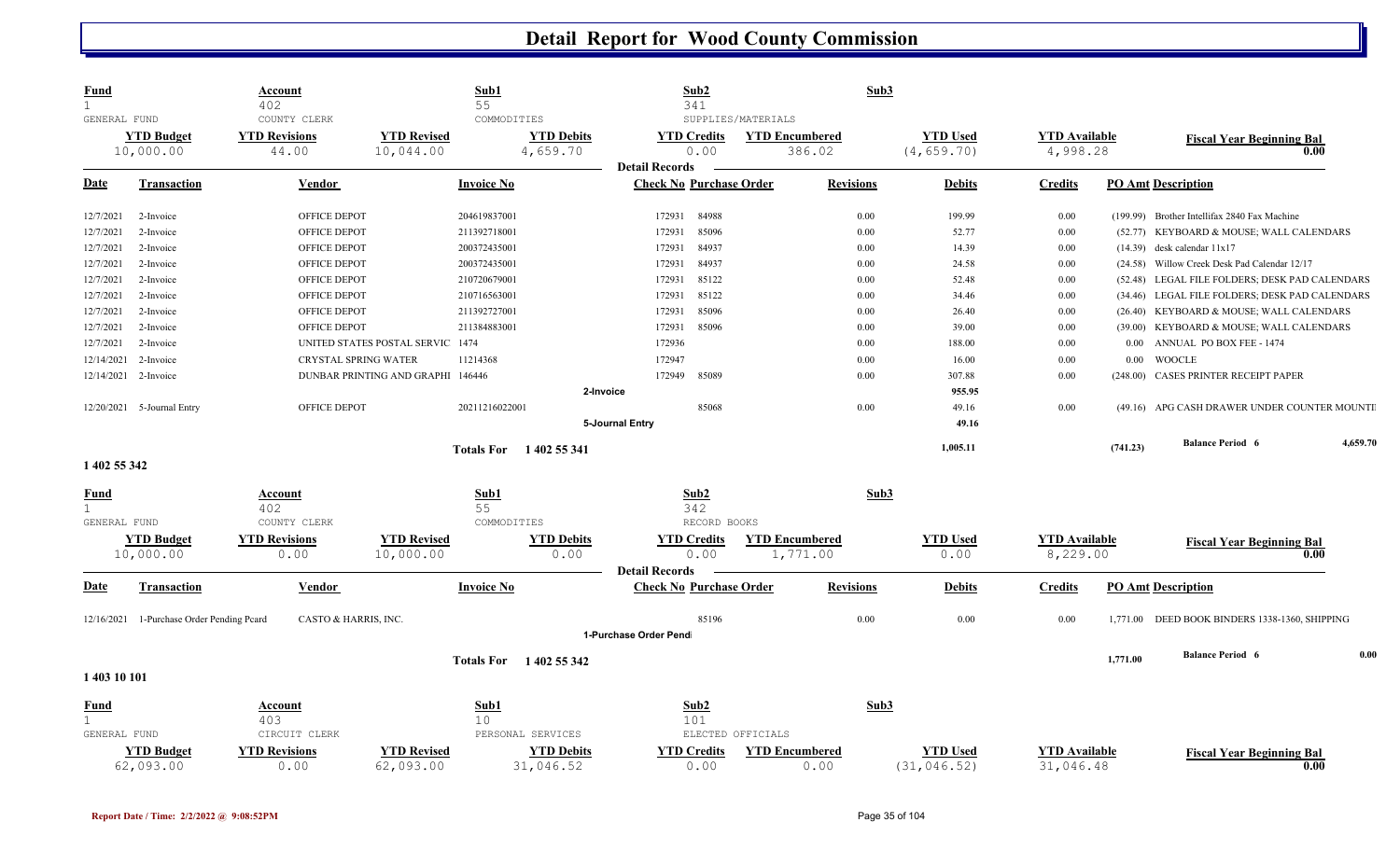# Detail Report for Wood County Commission

| Fund | Account | | Sub1 | Sub2 | | Sub3 | | |
|---|---|---|---|---|---|---|---|---|
| 1 | 402 | | 55 | 341 | | | | |
| GENERAL FUND | COUNTY CLERK | | COMMODITIES | SUPPLIES/MATERIALS | | | | |
| **YTD Budget** | **YTD Revisions** | **YTD Revised** | **YTD Debits** | **YTD Credits** | **YTD Encumbered** | **YTD Used** | **YTD Available** | **Fiscal Year Beginning Bal** |
| 10,000.00 | 44.00 | 10,044.00 | 4,659.70 | 0.00 | 386.02 | (4,659.70) | 4,998.28 | 0.00 |

**Detail Records**

| Date | Transaction | Vendor | Invoice No | Check No | Purchase Order | Revisions | Debits | Credits | PO Amt | Description |
|---|---|---|---|---|---|---|---|---|---|---|
| 12/7/2021 | 2-Invoice | OFFICE DEPOT | 204619837001 | 172931 | 84988 | 0.00 | 199.99 | 0.00 | (199.99) | Brother Intellifax 2840 Fax Machine |
| 12/7/2021 | 2-Invoice | OFFICE DEPOT | 211392718001 | 172931 | 85096 | 0.00 | 52.77 | 0.00 | (52.77) | KEYBOARD & MOUSE; WALL CALENDARS |
| 12/7/2021 | 2-Invoice | OFFICE DEPOT | 200372435001 | 172931 | 84937 | 0.00 | 14.39 | 0.00 | (14.39) | desk calendar 11x17 |
| 12/7/2021 | 2-Invoice | OFFICE DEPOT | 200372435001 | 172931 | 84937 | 0.00 | 24.58 | 0.00 | (24.58) | Willow Creek Desk Pad Calendar 12/17 |
| 12/7/2021 | 2-Invoice | OFFICE DEPOT | 210720679001 | 172931 | 85122 | 0.00 | 52.48 | 0.00 | (52.48) | LEGAL FILE FOLDERS; DESK PAD CALENDARS |
| 12/7/2021 | 2-Invoice | OFFICE DEPOT | 210716563001 | 172931 | 85122 | 0.00 | 34.46 | 0.00 | (34.46) | LEGAL FILE FOLDERS; DESK PAD CALENDARS |
| 12/7/2021 | 2-Invoice | OFFICE DEPOT | 211392727001 | 172931 | 85096 | 0.00 | 26.40 | 0.00 | (26.40) | KEYBOARD & MOUSE; WALL CALENDARS |
| 12/7/2021 | 2-Invoice | OFFICE DEPOT | 211384883001 | 172931 | 85096 | 0.00 | 39.00 | 0.00 | (39.00) | KEYBOARD & MOUSE; WALL CALENDARS |
| 12/7/2021 | 2-Invoice | UNITED STATES POSTAL SERVIC | 1474 | 172936 | | 0.00 | 188.00 | 0.00 | 0.00 | ANNUAL PO BOX FEE - 1474 |
| 12/14/2021 | 2-Invoice | CRYSTAL SPRING WATER | 11214368 | 172947 | | 0.00 | 16.00 | 0.00 | 0.00 | WOOCLE |
| 12/14/2021 | 2-Invoice | DUNBAR PRINTING AND GRAPHI | 146446 | 172949 | 85089 | 0.00 | 307.88 | 0.00 | (248.00) | CASES PRINTER RECEIPT PAPER |
| | | | **2-Invoice** | | | | 955.95 | | | |
| 12/20/2021 | 5-Journal Entry | OFFICE DEPOT | 20211216022001 | | 85068 | 0.00 | 49.16 | 0.00 | (49.16) | APG CASH DRAWER UNDER COUNTER MOUNTI |
| | | | **5-Journal Entry** | | | | 49.16 | | | |
| | | | **Totals For 1 402 55 341** | | | | 1,005.11 | | (741.23) | **Balance Period 6** 4,659.70 |

## 1 402 55 342

| Fund | Account | | Sub1 | Sub2 | | Sub3 | | |
|---|---|---|---|---|---|---|---|---|
| 1 | 402 | | 55 | 342 | | | | |
| GENERAL FUND | COUNTY CLERK | | COMMODITIES | RECORD BOOKS | | | | |
| **YTD Budget** | **YTD Revisions** | **YTD Revised** | **YTD Debits** | **YTD Credits** | **YTD Encumbered** | **YTD Used** | **YTD Available** | **Fiscal Year Beginning Bal** |
| 10,000.00 | 0.00 | 10,000.00 | 0.00 | 0.00 | 1,771.00 | 0.00 | 8,229.00 | 0.00 |

**Detail Records**

| Date | Transaction | Vendor | Invoice No | Check No | Purchase Order | Revisions | Debits | Credits | PO Amt | Description |
|---|---|---|---|---|---|---|---|---|---|---|
| 12/16/2021 | 1-Purchase Order Pending Pcard | CASTO & HARRIS, INC. | | | 85196 | 0.00 | 0.00 | 0.00 | 1,771.00 | DEED BOOK BINDERS 1338-1360, SHIPPING |
| | | | **1-Purchase Order Pendi** | | | | | | | |
| | | | **Totals For 1 402 55 342** | | | | | | 1,771.00 | **Balance Period 6** 0.00 |

## 1 403 10 101

| Fund | Account | | Sub1 | Sub2 | | Sub3 | | |
|---|---|---|---|---|---|---|---|---|
| 1 | 403 | | 10 | 101 | | | | |
| GENERAL FUND | CIRCUIT CLERK | | PERSONAL SERVICES | ELECTED OFFICIALS | | | | |
| **YTD Budget** | **YTD Revisions** | **YTD Revised** | **YTD Debits** | **YTD Credits** | **YTD Encumbered** | **YTD Used** | **YTD Available** | **Fiscal Year Beginning Bal** |
| 62,093.00 | 0.00 | 62,093.00 | 31,046.52 | 0.00 | 0.00 | (31,046.52) | 31,046.48 | 0.00 |

Report Date / Time: 2/2/2022 @ 9:08:52PM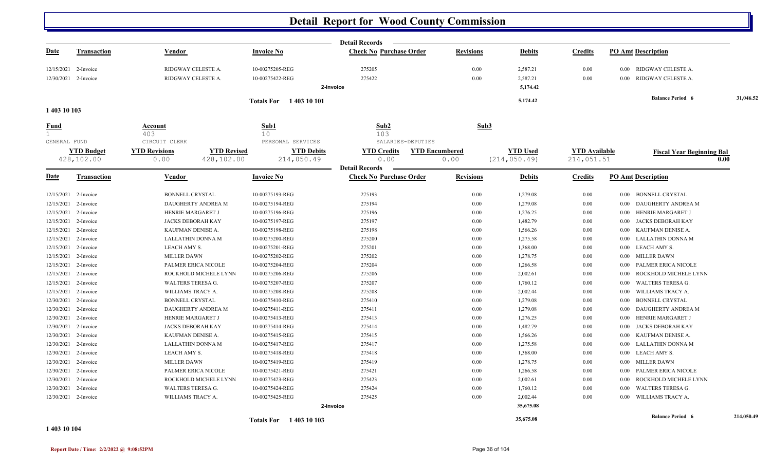# Detail Report for Wood County Commission

| Date | Transaction | Vendor | Invoice No | Check No | Purchase Order | Revisions | Debits | Credits | PO Amt | Description |
|---|---|---|---|---|---|---|---|---|---|---|
| 12/15/2021 | 2-Invoice | RIDGWAY CELESTE A. | 10-00275205-REG | 275205 | | 0.00 | 2,587.21 | 0.00 | 0.00 | RIDGWAY CELESTE A. |
| 12/30/2021 | 2-Invoice | RIDGWAY CELESTE A. | 10-00275422-REG | 275422 | | 0.00 | 2,587.21 | 0.00 | 0.00 | RIDGWAY CELESTE A. |
| | | | | 2-Invoice | | | 5,174.42 | | | |
| | | | Totals For 1 403 10 101 | | | | 5,174.42 | | | Balance Period 6 31,046.52 |

## 1 403 10 103

| Fund | Account | Sub1 | Sub2 | Sub3 |
|---|---|---|---|---|
| 1 | 403 | 10 | 103 | |
| GENERAL FUND | CIRCUIT CLERK | PERSONAL SERVICES | SALARIES-DEPUTIES | |

| YTD Budget | YTD Revisions | YTD Revised | YTD Debits | YTD Credits | YTD Encumbered | YTD Used | YTD Available | Fiscal Year Beginning Bal |
|---|---|---|---|---|---|---|---|---|
| 428,102.00 | 0.00 | 428,102.00 | 214,050.49 | 0.00 | 0.00 | (214,050.49) | 214,051.51 | 0.00 |

| Date | Transaction | Vendor | Invoice No | Check No | Purchase Order | Revisions | Debits | Credits | PO Amt | Description |
|---|---|---|---|---|---|---|---|---|---|---|
| 12/15/2021 | 2-Invoice | BONNELL CRYSTAL | 10-00275193-REG | 275193 | | 0.00 | 1,279.08 | 0.00 | 0.00 | BONNELL CRYSTAL |
| 12/15/2021 | 2-Invoice | DAUGHERTY ANDREA M | 10-00275194-REG | 275194 | | 0.00 | 1,279.08 | 0.00 | 0.00 | DAUGHERTY ANDREA M |
| 12/15/2021 | 2-Invoice | HENRIE MARGARET J | 10-00275196-REG | 275196 | | 0.00 | 1,276.25 | 0.00 | 0.00 | HENRIE MARGARET J |
| 12/15/2021 | 2-Invoice | JACKS DEBORAH KAY | 10-00275197-REG | 275197 | | 0.00 | 1,482.79 | 0.00 | 0.00 | JACKS DEBORAH KAY |
| 12/15/2021 | 2-Invoice | KAUFMAN DENISE A. | 10-00275198-REG | 275198 | | 0.00 | 1,566.26 | 0.00 | 0.00 | KAUFMAN DENISE A. |
| 12/15/2021 | 2-Invoice | LALLATHIN DONNA M | 10-00275200-REG | 275200 | | 0.00 | 1,275.58 | 0.00 | 0.00 | LALLATHIN DONNA M |
| 12/15/2021 | 2-Invoice | LEACH AMY S. | 10-00275201-REG | 275201 | | 0.00 | 1,368.00 | 0.00 | 0.00 | LEACH AMY S. |
| 12/15/2021 | 2-Invoice | MILLER DAWN | 10-00275202-REG | 275202 | | 0.00 | 1,278.75 | 0.00 | 0.00 | MILLER DAWN |
| 12/15/2021 | 2-Invoice | PALMER ERICA NICOLE | 10-00275204-REG | 275204 | | 0.00 | 1,266.58 | 0.00 | 0.00 | PALMER ERICA NICOLE |
| 12/15/2021 | 2-Invoice | ROCKHOLD MICHELE LYNN | 10-00275206-REG | 275206 | | 0.00 | 2,002.61 | 0.00 | 0.00 | ROCKHOLD MICHELE LYNN |
| 12/15/2021 | 2-Invoice | WALTERS TERESA G. | 10-00275207-REG | 275207 | | 0.00 | 1,760.12 | 0.00 | 0.00 | WALTERS TERESA G. |
| 12/15/2021 | 2-Invoice | WILLIAMS TRACY A. | 10-00275208-REG | 275208 | | 0.00 | 2,002.44 | 0.00 | 0.00 | WILLIAMS TRACY A. |
| 12/30/2021 | 2-Invoice | BONNELL CRYSTAL | 10-00275410-REG | 275410 | | 0.00 | 1,279.08 | 0.00 | 0.00 | BONNELL CRYSTAL |
| 12/30/2021 | 2-Invoice | DAUGHERTY ANDREA M | 10-00275411-REG | 275411 | | 0.00 | 1,279.08 | 0.00 | 0.00 | DAUGHERTY ANDREA M |
| 12/30/2021 | 2-Invoice | HENRIE MARGARET J | 10-00275413-REG | 275413 | | 0.00 | 1,276.25 | 0.00 | 0.00 | HENRIE MARGARET J |
| 12/30/2021 | 2-Invoice | JACKS DEBORAH KAY | 10-00275414-REG | 275414 | | 0.00 | 1,482.79 | 0.00 | 0.00 | JACKS DEBORAH KAY |
| 12/30/2021 | 2-Invoice | KAUFMAN DENISE A. | 10-00275415-REG | 275415 | | 0.00 | 1,566.26 | 0.00 | 0.00 | KAUFMAN DENISE A. |
| 12/30/2021 | 2-Invoice | LALLATHIN DONNA M | 10-00275417-REG | 275417 | | 0.00 | 1,275.58 | 0.00 | 0.00 | LALLATHIN DONNA M |
| 12/30/2021 | 2-Invoice | LEACH AMY S. | 10-00275418-REG | 275418 | | 0.00 | 1,368.00 | 0.00 | 0.00 | LEACH AMY S. |
| 12/30/2021 | 2-Invoice | MILLER DAWN | 10-00275419-REG | 275419 | | 0.00 | 1,278.75 | 0.00 | 0.00 | MILLER DAWN |
| 12/30/2021 | 2-Invoice | PALMER ERICA NICOLE | 10-00275421-REG | 275421 | | 0.00 | 1,266.58 | 0.00 | 0.00 | PALMER ERICA NICOLE |
| 12/30/2021 | 2-Invoice | ROCKHOLD MICHELE LYNN | 10-00275423-REG | 275423 | | 0.00 | 2,002.61 | 0.00 | 0.00 | ROCKHOLD MICHELE LYNN |
| 12/30/2021 | 2-Invoice | WALTERS TERESA G. | 10-00275424-REG | 275424 | | 0.00 | 1,760.12 | 0.00 | 0.00 | WALTERS TERESA G. |
| 12/30/2021 | 2-Invoice | WILLIAMS TRACY A. | 10-00275425-REG | 275425 | | 0.00 | 2,002.44 | 0.00 | 0.00 | WILLIAMS TRACY A. |
| | | | | 2-Invoice | | | 35,675.08 | | | |
| | | | Totals For 1 403 10 103 | | | | 35,675.08 | | | Balance Period 6 214,050.49 |

## 1 403 10 104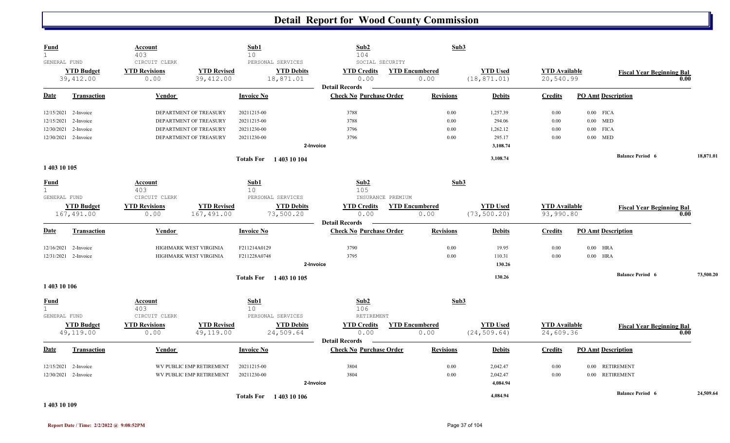# Detail Report for Wood County Commission

| Fund | Account | Sub1 | Sub2 | Sub3 |
|---|---|---|---|---|
| 1 | 403 | 10 | 104 | |
| GENERAL FUND | CIRCUIT CLERK | PERSONAL SERVICES | SOCIAL SECURITY | |

| YTD Budget | YTD Revisions | YTD Revised | YTD Debits | YTD Credits | YTD Encumbered | YTD Used | YTD Available | Fiscal Year Beginning Bal |
|---|---|---|---|---|---|---|---|---|
| 39,412.00 | 0.00 | 39,412.00 | 18,871.01 | 0.00 | 0.00 | (18,871.01) | 20,540.99 | 0.00 |

**Detail Records**

| Date | Transaction | Vendor | Invoice No | Check No | Purchase Order | Revisions | Debits | Credits | PO Amt | Description |
|---|---|---|---|---|---|---|---|---|---|---|
| 12/15/2021 | 2-Invoice | DEPARTMENT OF TREASURY | 20211215-00 | 3788 | | 0.00 | 1,257.39 | 0.00 | 0.00 | FICA |
| 12/15/2021 | 2-Invoice | DEPARTMENT OF TREASURY | 20211215-00 | 3788 | | 0.00 | 294.06 | 0.00 | 0.00 | MED |
| 12/30/2021 | 2-Invoice | DEPARTMENT OF TREASURY | 20211230-00 | 3796 | | 0.00 | 1,262.12 | 0.00 | 0.00 | FICA |
| 12/30/2021 | 2-Invoice | DEPARTMENT OF TREASURY | 20211230-00 | 3796 | | 0.00 | 295.17 | 0.00 | 0.00 | MED |
| | | | 2-Invoice | | | | 3,108.74 | | | |
| | | | Totals For 1 403 10 104 | | | | 3,108.74 | | | Balance Period 6 18,871.01 |

**1 403 10 105**

| Fund | Account | Sub1 | Sub2 | Sub3 |
|---|---|---|---|---|
| 1 | 403 | 10 | 105 | |
| GENERAL FUND | CIRCUIT CLERK | PERSONAL SERVICES | INSURANCE PREMIUM | |

| YTD Budget | YTD Revisions | YTD Revised | YTD Debits | YTD Credits | YTD Encumbered | YTD Used | YTD Available | Fiscal Year Beginning Bal |
|---|---|---|---|---|---|---|---|---|
| 167,491.00 | 0.00 | 167,491.00 | 73,500.20 | 0.00 | 0.00 | (73,500.20) | 93,990.80 | 0.00 |

**Detail Records**

| Date | Transaction | Vendor | Invoice No | Check No | Purchase Order | Revisions | Debits | Credits | PO Amt | Description |
|---|---|---|---|---|---|---|---|---|---|---|
| 12/16/2021 | 2-Invoice | HIGHMARK WEST VIRGINIA | F211214A0129 | 3790 | | 0.00 | 19.95 | 0.00 | 0.00 | HRA |
| 12/31/2021 | 2-Invoice | HIGHMARK WEST VIRGINIA | F211228A0748 | 3795 | | 0.00 | 110.31 | 0.00 | 0.00 | HRA |
| | | | 2-Invoice | | | | 130.26 | | | |
| | | | Totals For 1 403 10 105 | | | | 130.26 | | | Balance Period 6 73,500.20 |

**1 403 10 106**

| Fund | Account | Sub1 | Sub2 | Sub3 |
|---|---|---|---|---|
| 1 | 403 | 10 | 106 | |
| GENERAL FUND | CIRCUIT CLERK | PERSONAL SERVICES | RETIREMENT | |

| YTD Budget | YTD Revisions | YTD Revised | YTD Debits | YTD Credits | YTD Encumbered | YTD Used | YTD Available | Fiscal Year Beginning Bal |
|---|---|---|---|---|---|---|---|---|
| 49,119.00 | 0.00 | 49,119.00 | 24,509.64 | 0.00 | 0.00 | (24,509.64) | 24,609.36 | 0.00 |

**Detail Records**

| Date | Transaction | Vendor | Invoice No | Check No | Purchase Order | Revisions | Debits | Credits | PO Amt | Description |
|---|---|---|---|---|---|---|---|---|---|---|
| 12/15/2021 | 2-Invoice | WV PUBLIC EMP RETIREMENT | 20211215-00 | 3804 | | 0.00 | 2,042.47 | 0.00 | 0.00 | RETIREMENT |
| 12/30/2021 | 2-Invoice | WV PUBLIC EMP RETIREMENT | 20211230-00 | 3804 | | 0.00 | 2,042.47 | 0.00 | 0.00 | RETIREMENT |
| | | | 2-Invoice | | | | 4,084.94 | | | |
| | | | Totals For 1 403 10 106 | | | | 4,084.94 | | | Balance Period 6 24,509.64 |

**1 403 10 109**

Report Date / Time: 2/2/2022 @ 9:08:52PM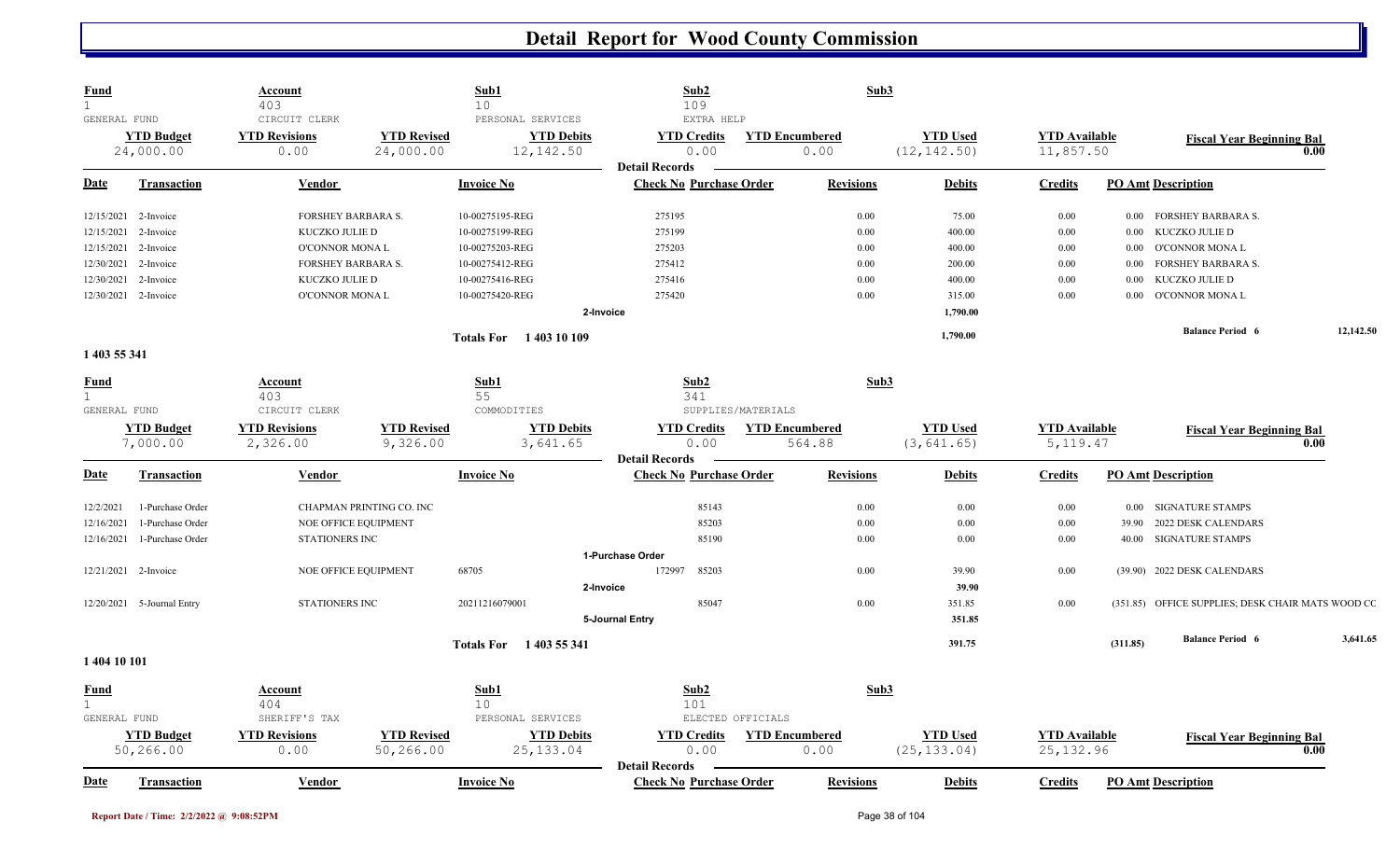# Detail Report for Wood County Commission

| Fund | Account | | Sub1 | Sub2 | | Sub3 | | |
|---|---|---|---|---|---|---|---|---|
| 1 | 403 | | 10 | 109 | | | | |
| GENERAL FUND | CIRCUIT CLERK | | PERSONAL SERVICES | EXTRA HELP | | | | |
| **YTD Budget** | **YTD Revisions** | **YTD Revised** | **YTD Debits** | **YTD Credits** | **YTD Encumbered** | **YTD Used** | **YTD Available** | **Fiscal Year Beginning Bal** |
| 24,000.00 | 0.00 | 24,000.00 | 12,142.50 | 0.00 | 0.00 | (12,142.50) | 11,857.50 | 0.00 |

**Detail Records**

| Date | Transaction | Vendor | Invoice No | Check No | Purchase Order | Revisions | Debits | Credits | PO Amt | Description |
|---|---|---|---|---|---|---|---|---|---|---|
| 12/15/2021 | 2-Invoice | FORSHEY BARBARA S. | 10-00275195-REG | 275195 | | 0.00 | 75.00 | 0.00 | 0.00 | FORSHEY BARBARA S. |
| 12/15/2021 | 2-Invoice | KUCZKO JULIE D | 10-00275199-REG | 275199 | | 0.00 | 400.00 | 0.00 | 0.00 | KUCZKO JULIE D |
| 12/15/2021 | 2-Invoice | O'CONNOR MONA L | 10-00275203-REG | 275203 | | 0.00 | 400.00 | 0.00 | 0.00 | O'CONNOR MONA L |
| 12/30/2021 | 2-Invoice | FORSHEY BARBARA S. | 10-00275412-REG | 275412 | | 0.00 | 200.00 | 0.00 | 0.00 | FORSHEY BARBARA S. |
| 12/30/2021 | 2-Invoice | KUCZKO JULIE D | 10-00275416-REG | 275416 | | 0.00 | 400.00 | 0.00 | 0.00 | KUCZKO JULIE D |
| 12/30/2021 | 2-Invoice | O'CONNOR MONA L | 10-00275420-REG | 275420 | | 0.00 | 315.00 | 0.00 | 0.00 | O'CONNOR MONA L |
| | | | 2-Invoice | | | | 1,790.00 | | | |
| | | | Totals For 1 403 10 109 | | | | 1,790.00 | | | Balance Period 6: 12,142.50 |

## 1 403 55 341

| Fund | Account | | Sub1 | Sub2 | | Sub3 | | |
|---|---|---|---|---|---|---|---|---|
| 1 | 403 | | 55 | 341 | | | | |
| GENERAL FUND | CIRCUIT CLERK | | COMMODITIES | SUPPLIES/MATERIALS | | | | |
| **YTD Budget** | **YTD Revisions** | **YTD Revised** | **YTD Debits** | **YTD Credits** | **YTD Encumbered** | **YTD Used** | **YTD Available** | **Fiscal Year Beginning Bal** |
| 7,000.00 | 2,326.00 | 9,326.00 | 3,641.65 | 0.00 | 564.88 | (3,641.65) | 5,119.47 | 0.00 |

**Detail Records**

| Date | Transaction | Vendor | Invoice No | Check No | Purchase Order | Revisions | Debits | Credits | PO Amt | Description |
|---|---|---|---|---|---|---|---|---|---|---|
| 12/2/2021 | 1-Purchase Order | CHAPMAN PRINTING CO. INC | | | 85143 | 0.00 | 0.00 | 0.00 | 0.00 | SIGNATURE STAMPS |
| 12/16/2021 | 1-Purchase Order | NOE OFFICE EQUIPMENT | | | 85203 | 0.00 | 0.00 | 0.00 | 39.90 | 2022 DESK CALENDARS |
| 12/16/2021 | 1-Purchase Order | STATIONERS INC | | | 85190 | 0.00 | 0.00 | 0.00 | 40.00 | SIGNATURE STAMPS |
| | | | 1-Purchase Order | | | | | | | |
| 12/21/2021 | 2-Invoice | NOE OFFICE EQUIPMENT | 68705 | 172997 | 85203 | 0.00 | 39.90 | 0.00 | (39.90) | 2022 DESK CALENDARS |
| | | | 2-Invoice | | | | 39.90 | | | |
| 12/20/2021 | 5-Journal Entry | STATIONERS INC | 20211216079001 | | 85047 | 0.00 | 351.85 | 0.00 | (351.85) | OFFICE SUPPLIES; DESK CHAIR MATS WOOD CC |
| | | | 5-Journal Entry | | | | 351.85 | | | |
| | | | Totals For 1 403 55 341 | | | | 391.75 | | (311.85) | Balance Period 6: 3,641.65 |

## 1 404 10 101

| Fund | Account | | Sub1 | Sub2 | | Sub3 | | |
|---|---|---|---|---|---|---|---|---|
| 1 | 404 | | 10 | 101 | | | | |
| GENERAL FUND | SHERIFF'S TAX | | PERSONAL SERVICES | ELECTED OFFICIALS | | | | |
| **YTD Budget** | **YTD Revisions** | **YTD Revised** | **YTD Debits** | **YTD Credits** | **YTD Encumbered** | **YTD Used** | **YTD Available** | **Fiscal Year Beginning Bal** |
| 50,266.00 | 0.00 | 50,266.00 | 25,133.04 | 0.00 | 0.00 | (25,133.04) | 25,132.96 | 0.00 |

**Detail Records**

| Date | Transaction | Vendor | Invoice No | Check No | Purchase Order | Revisions | Debits | Credits | PO Amt | Description |
|---|---|---|---|---|---|---|---|---|---|---|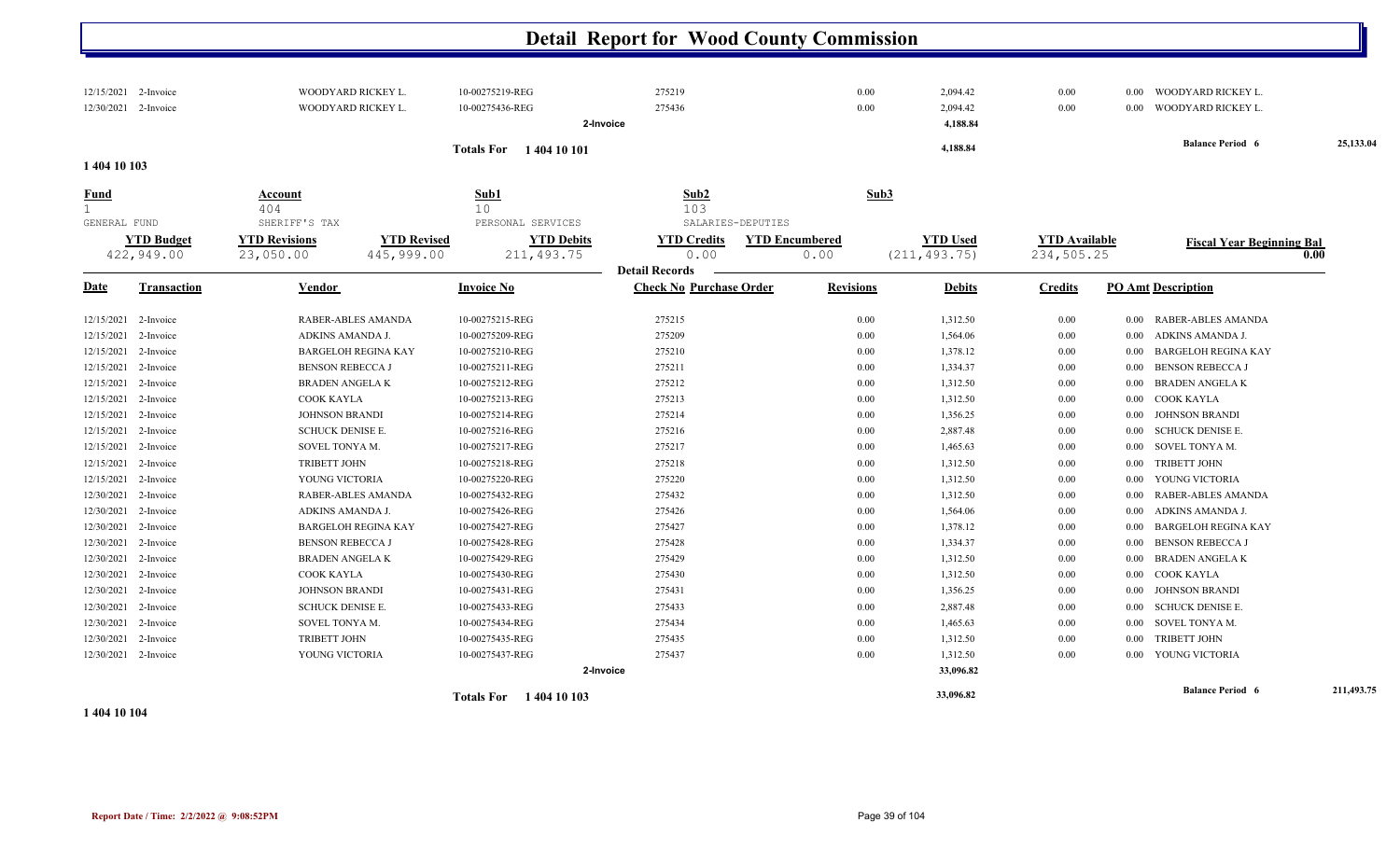# Detail Report for Wood County Commission

| Date | Transaction | Vendor | Invoice No | Check No | Purchase Order | Revisions | Debits | Credits | PO Amt | Description |
|---|---|---|---|---|---|---|---|---|---|---|
| 12/15/2021 | 2-Invoice | WOODYARD RICKEY L. | 10-00275219-REG | 275219 | | 0.00 | 2,094.42 | 0.00 | 0.00 | WOODYARD RICKEY L. |
| 12/30/2021 | 2-Invoice | WOODYARD RICKEY L. | 10-00275436-REG | 275436 | | 0.00 | 2,094.42 | 0.00 | 0.00 | WOODYARD RICKEY L. |
| | | | | 2-Invoice | | | 4,188.84 | | | |
| | | | Totals For 1 404 10 101 | | | | 4,188.84 | | | Balance Period 6 25,133.04 |

## 1 404 10 103

| Fund | Account | Sub1 | Sub2 | Sub3 |
|---|---|---|---|---|
| 1 | 404 | 10 | 103 | |
| GENERAL FUND | SHERIFF'S TAX | PERSONAL SERVICES | SALARIES-DEPUTIES | |

| YTD Budget | YTD Revisions | YTD Revised | YTD Debits | YTD Credits | YTD Encumbered | YTD Used | YTD Available | Fiscal Year Beginning Bal |
|---|---|---|---|---|---|---|---|---|
| 422,949.00 | 23,050.00 | 445,999.00 | 211,493.75 | 0.00 | 0.00 | (211,493.75) | 234,505.25 | 0.00 |

**Detail Records**

| Date | Transaction | Vendor | Invoice No | Check No | Purchase Order | Revisions | Debits | Credits | PO Amt | Description |
|---|---|---|---|---|---|---|---|---|---|---|
| 12/15/2021 | 2-Invoice | RABER-ABLES AMANDA | 10-00275215-REG | 275215 | | 0.00 | 1,312.50 | 0.00 | 0.00 | RABER-ABLES AMANDA |
| 12/15/2021 | 2-Invoice | ADKINS AMANDA J. | 10-00275209-REG | 275209 | | 0.00 | 1,564.06 | 0.00 | 0.00 | ADKINS AMANDA J. |
| 12/15/2021 | 2-Invoice | BARGELOH REGINA KAY | 10-00275210-REG | 275210 | | 0.00 | 1,378.12 | 0.00 | 0.00 | BARGELOH REGINA KAY |
| 12/15/2021 | 2-Invoice | BENSON REBECCA J | 10-00275211-REG | 275211 | | 0.00 | 1,334.37 | 0.00 | 0.00 | BENSON REBECCA J |
| 12/15/2021 | 2-Invoice | BRADEN ANGELA K | 10-00275212-REG | 275212 | | 0.00 | 1,312.50 | 0.00 | 0.00 | BRADEN ANGELA K |
| 12/15/2021 | 2-Invoice | COOK KAYLA | 10-00275213-REG | 275213 | | 0.00 | 1,312.50 | 0.00 | 0.00 | COOK KAYLA |
| 12/15/2021 | 2-Invoice | JOHNSON BRANDI | 10-00275214-REG | 275214 | | 0.00 | 1,356.25 | 0.00 | 0.00 | JOHNSON BRANDI |
| 12/15/2021 | 2-Invoice | SCHUCK DENISE E. | 10-00275216-REG | 275216 | | 0.00 | 2,887.48 | 0.00 | 0.00 | SCHUCK DENISE E. |
| 12/15/2021 | 2-Invoice | SOVEL TONYA M. | 10-00275217-REG | 275217 | | 0.00 | 1,465.63 | 0.00 | 0.00 | SOVEL TONYA M. |
| 12/15/2021 | 2-Invoice | TRIBETT JOHN | 10-00275218-REG | 275218 | | 0.00 | 1,312.50 | 0.00 | 0.00 | TRIBETT JOHN |
| 12/15/2021 | 2-Invoice | YOUNG VICTORIA | 10-00275220-REG | 275220 | | 0.00 | 1,312.50 | 0.00 | 0.00 | YOUNG VICTORIA |
| 12/30/2021 | 2-Invoice | RABER-ABLES AMANDA | 10-00275432-REG | 275432 | | 0.00 | 1,312.50 | 0.00 | 0.00 | RABER-ABLES AMANDA |
| 12/30/2021 | 2-Invoice | ADKINS AMANDA J. | 10-00275426-REG | 275426 | | 0.00 | 1,564.06 | 0.00 | 0.00 | ADKINS AMANDA J. |
| 12/30/2021 | 2-Invoice | BARGELOH REGINA KAY | 10-00275427-REG | 275427 | | 0.00 | 1,378.12 | 0.00 | 0.00 | BARGELOH REGINA KAY |
| 12/30/2021 | 2-Invoice | BENSON REBECCA J | 10-00275428-REG | 275428 | | 0.00 | 1,334.37 | 0.00 | 0.00 | BENSON REBECCA J |
| 12/30/2021 | 2-Invoice | BRADEN ANGELA K | 10-00275429-REG | 275429 | | 0.00 | 1,312.50 | 0.00 | 0.00 | BRADEN ANGELA K |
| 12/30/2021 | 2-Invoice | COOK KAYLA | 10-00275430-REG | 275430 | | 0.00 | 1,312.50 | 0.00 | 0.00 | COOK KAYLA |
| 12/30/2021 | 2-Invoice | JOHNSON BRANDI | 10-00275431-REG | 275431 | | 0.00 | 1,356.25 | 0.00 | 0.00 | JOHNSON BRANDI |
| 12/30/2021 | 2-Invoice | SCHUCK DENISE E. | 10-00275433-REG | 275433 | | 0.00 | 2,887.48 | 0.00 | 0.00 | SCHUCK DENISE E. |
| 12/30/2021 | 2-Invoice | SOVEL TONYA M. | 10-00275434-REG | 275434 | | 0.00 | 1,465.63 | 0.00 | 0.00 | SOVEL TONYA M. |
| 12/30/2021 | 2-Invoice | TRIBETT JOHN | 10-00275435-REG | 275435 | | 0.00 | 1,312.50 | 0.00 | 0.00 | TRIBETT JOHN |
| 12/30/2021 | 2-Invoice | YOUNG VICTORIA | 10-00275437-REG | 275437 | | 0.00 | 1,312.50 | 0.00 | 0.00 | YOUNG VICTORIA |
| | | | | 2-Invoice | | | 33,096.82 | | | |
| | | | Totals For 1 404 10 103 | | | | 33,096.82 | | | Balance Period 6 211,493.75 |

## 1 404 10 104

Report Date / Time: 2/2/2022 @ 9:08:52PM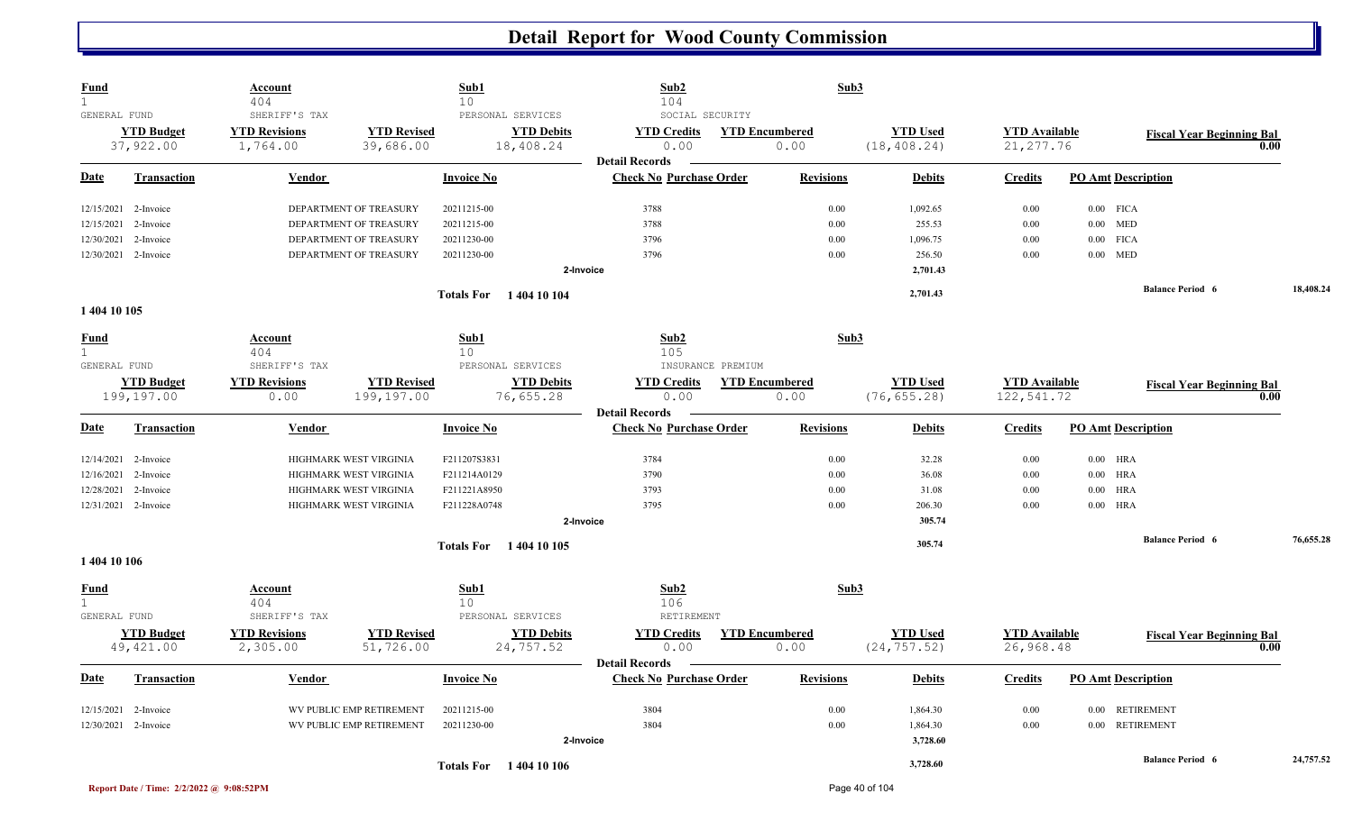# Detail Report for Wood County Commission

| Fund | Account | | Sub1 | Sub2 | | Sub3 | | |
|---|---|---|---|---|---|---|---|---|
| 1 | 404 | | 10 | 104 | | | | |
| GENERAL FUND | SHERIFF'S TAX | | PERSONAL SERVICES | SOCIAL SECURITY | | | | |
| **YTD Budget** | **YTD Revisions** | **YTD Revised** | **YTD Debits** | **YTD Credits** | **YTD Encumbered** | **YTD Used** | **YTD Available** | **Fiscal Year Beginning Bal** |
| 37,922.00 | 1,764.00 | 39,686.00 | 18,408.24 | 0.00 | 0.00 | (18,408.24) | 21,277.76 | 0.00 |

**Detail Records**

| Date | Transaction | Vendor | Invoice No | Check No | Purchase Order | Revisions | Debits | Credits | PO Amt | Description |
|---|---|---|---|---|---|---|---|---|---|---|
| 12/15/2021 | 2-Invoice | DEPARTMENT OF TREASURY | 20211215-00 | 3788 | | 0.00 | 1,092.65 | 0.00 | 0.00 | FICA |
| 12/15/2021 | 2-Invoice | DEPARTMENT OF TREASURY | 20211215-00 | 3788 | | 0.00 | 255.53 | 0.00 | 0.00 | MED |
| 12/30/2021 | 2-Invoice | DEPARTMENT OF TREASURY | 20211230-00 | 3796 | | 0.00 | 1,096.75 | 0.00 | 0.00 | FICA |
| 12/30/2021 | 2-Invoice | DEPARTMENT OF TREASURY | 20211230-00 | 3796 | | 0.00 | 256.50 | 0.00 | 0.00 | MED |
| | | | | 2-Invoice | | | 2,701.43 | | | |
| | | | Totals For 1 404 10 104 | | | | 2,701.43 | | | Balance Period 6 — 18,408.24 |

**1 404 10 105**

| Fund | Account | | Sub1 | Sub2 | | Sub3 | | |
|---|---|---|---|---|---|---|---|---|
| 1 | 404 | | 10 | 105 | | | | |
| GENERAL FUND | SHERIFF'S TAX | | PERSONAL SERVICES | INSURANCE PREMIUM | | | | |
| **YTD Budget** | **YTD Revisions** | **YTD Revised** | **YTD Debits** | **YTD Credits** | **YTD Encumbered** | **YTD Used** | **YTD Available** | **Fiscal Year Beginning Bal** |
| 199,197.00 | 0.00 | 199,197.00 | 76,655.28 | 0.00 | 0.00 | (76,655.28) | 122,541.72 | 0.00 |

**Detail Records**

| Date | Transaction | Vendor | Invoice No | Check No | Purchase Order | Revisions | Debits | Credits | PO Amt | Description |
|---|---|---|---|---|---|---|---|---|---|---|
| 12/14/2021 | 2-Invoice | HIGHMARK WEST VIRGINIA | F211207S3831 | 3784 | | 0.00 | 32.28 | 0.00 | 0.00 | HRA |
| 12/16/2021 | 2-Invoice | HIGHMARK WEST VIRGINIA | F211214A0129 | 3790 | | 0.00 | 36.08 | 0.00 | 0.00 | HRA |
| 12/28/2021 | 2-Invoice | HIGHMARK WEST VIRGINIA | F211221A8950 | 3793 | | 0.00 | 31.08 | 0.00 | 0.00 | HRA |
| 12/31/2021 | 2-Invoice | HIGHMARK WEST VIRGINIA | F211228A0748 | 3795 | | 0.00 | 206.30 | 0.00 | 0.00 | HRA |
| | | | | 2-Invoice | | | 305.74 | | | |
| | | | Totals For 1 404 10 105 | | | | 305.74 | | | Balance Period 6 — 76,655.28 |

**1 404 10 106**

| Fund | Account | | Sub1 | Sub2 | | Sub3 | | |
|---|---|---|---|---|---|---|---|---|
| 1 | 404 | | 10 | 106 | | | | |
| GENERAL FUND | SHERIFF'S TAX | | PERSONAL SERVICES | RETIREMENT | | | | |
| **YTD Budget** | **YTD Revisions** | **YTD Revised** | **YTD Debits** | **YTD Credits** | **YTD Encumbered** | **YTD Used** | **YTD Available** | **Fiscal Year Beginning Bal** |
| 49,421.00 | 2,305.00 | 51,726.00 | 24,757.52 | 0.00 | 0.00 | (24,757.52) | 26,968.48 | 0.00 |

**Detail Records**

| Date | Transaction | Vendor | Invoice No | Check No | Purchase Order | Revisions | Debits | Credits | PO Amt | Description |
|---|---|---|---|---|---|---|---|---|---|---|
| 12/15/2021 | 2-Invoice | WV PUBLIC EMP RETIREMENT | 20211215-00 | 3804 | | 0.00 | 1,864.30 | 0.00 | 0.00 | RETIREMENT |
| 12/30/2021 | 2-Invoice | WV PUBLIC EMP RETIREMENT | 20211230-00 | 3804 | | 0.00 | 1,864.30 | 0.00 | 0.00 | RETIREMENT |
| | | | | 2-Invoice | | | 3,728.60 | | | |
| | | | Totals For 1 404 10 106 | | | | 3,728.60 | | | Balance Period 6 — 24,757.52 |

Report Date / Time: 2/2/2022 @ 9:08:52PM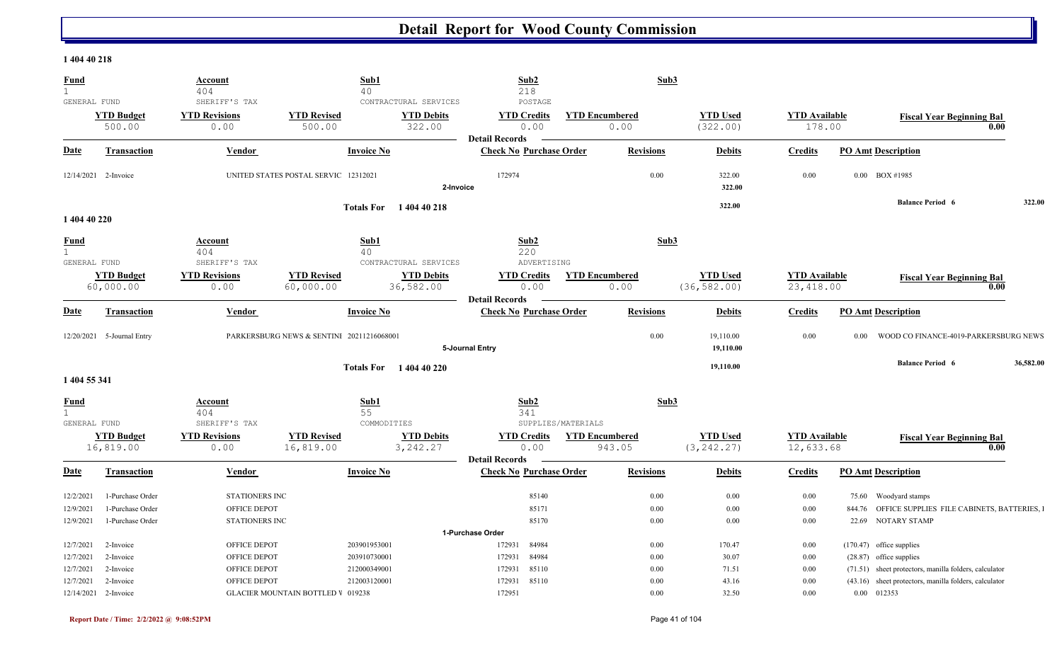# Detail Report for Wood County Commission

## 1 404 40 218

| Fund | Account | Sub1 | Sub2 | Sub3 |
|---|---|---|---|---|
| 1 | 404 | 40 | 218 | |
| GENERAL FUND | SHERIFF'S TAX | CONTRACTURAL SERVICES | POSTAGE | |

| YTD Budget | YTD Revisions | YTD Revised | YTD Debits | YTD Credits | YTD Encumbered | YTD Used | YTD Available | Fiscal Year Beginning Bal |
|---|---|---|---|---|---|---|---|---|
| 500.00 | 0.00 | 500.00 | 322.00 | 0.00 | 0.00 | (322.00) | 178.00 | 0.00 |

**Detail Records**

| Date | Transaction | Vendor | Invoice No | Check No | Purchase Order | Revisions | Debits | Credits | PO Amt | Description |
|---|---|---|---|---|---|---|---|---|---|---|
| 12/14/2021 | 2-Invoice | UNITED STATES POSTAL SERVIC | 12312021 | 172974 | | 0.00 | 322.00 | 0.00 | 0.00 | BOX #1985 |
| | **2-Invoice** | | | | | | 322.00 | | | |
| | **Totals For 1 404 40 218** | | | | | | 322.00 | | | **Balance Period 6** 322.00 |

## 1 404 40 220

| Fund | Account | Sub1 | Sub2 | Sub3 |
|---|---|---|---|---|
| 1 | 404 | 40 | 220 | |
| GENERAL FUND | SHERIFF'S TAX | CONTRACTURAL SERVICES | ADVERTISING | |

| YTD Budget | YTD Revisions | YTD Revised | YTD Debits | YTD Credits | YTD Encumbered | YTD Used | YTD Available | Fiscal Year Beginning Bal |
|---|---|---|---|---|---|---|---|---|
| 60,000.00 | 0.00 | 60,000.00 | 36,582.00 | 0.00 | 0.00 | (36,582.00) | 23,418.00 | 0.00 |

**Detail Records**

| Date | Transaction | Vendor | Invoice No | Check No | Purchase Order | Revisions | Debits | Credits | PO Amt | Description |
|---|---|---|---|---|---|---|---|---|---|---|
| 12/20/2021 | 5-Journal Entry | PARKERSBURG NEWS & SENTINI | 20211216068001 | | | 0.00 | 19,110.00 | 0.00 | 0.00 | WOOD CO FINANCE-4019-PARKERSBURG NEWS |
| | **5-Journal Entry** | | | | | | 19,110.00 | | | |
| | **Totals For 1 404 40 220** | | | | | | 19,110.00 | | | **Balance Period 6** 36,582.00 |

## 1 404 55 341

| Fund | Account | Sub1 | Sub2 | Sub3 |
|---|---|---|---|---|
| 1 | 404 | 55 | 341 | |
| GENERAL FUND | SHERIFF'S TAX | COMMODITIES | SUPPLIES/MATERIALS | |

| YTD Budget | YTD Revisions | YTD Revised | YTD Debits | YTD Credits | YTD Encumbered | YTD Used | YTD Available | Fiscal Year Beginning Bal |
|---|---|---|---|---|---|---|---|---|
| 16,819.00 | 0.00 | 16,819.00 | 3,242.27 | 0.00 | 943.05 | (3,242.27) | 12,633.68 | 0.00 |

**Detail Records**

| Date | Transaction | Vendor | Invoice No | Check No | Purchase Order | Revisions | Debits | Credits | PO Amt | Description |
|---|---|---|---|---|---|---|---|---|---|---|
| 12/2/2021 | 1-Purchase Order | STATIONERS INC | | | 85140 | 0.00 | 0.00 | 0.00 | 75.60 | Woodyard stamps |
| 12/9/2021 | 1-Purchase Order | OFFICE DEPOT | | | 85171 | 0.00 | 0.00 | 0.00 | 844.76 | OFFICE SUPPLIES FILE CABINETS, BATTERIES, I |
| 12/9/2021 | 1-Purchase Order | STATIONERS INC | | | 85170 | 0.00 | 0.00 | 0.00 | 22.69 | NOTARY STAMP |
| | **1-Purchase Order** | | | | | | | | | |
| 12/7/2021 | 2-Invoice | OFFICE DEPOT | 203901953001 | 172931 | 84984 | 0.00 | 170.47 | 0.00 | (170.47) | office supplies |
| 12/7/2021 | 2-Invoice | OFFICE DEPOT | 203910730001 | 172931 | 84984 | 0.00 | 30.07 | 0.00 | (28.87) | office supplies |
| 12/7/2021 | 2-Invoice | OFFICE DEPOT | 212000349001 | 172931 | 85110 | 0.00 | 71.51 | 0.00 | (71.51) | sheet protectors, manilla folders, calculator |
| 12/7/2021 | 2-Invoice | OFFICE DEPOT | 212003120001 | 172931 | 85110 | 0.00 | 43.16 | 0.00 | (43.16) | sheet protectors, manilla folders, calculator |
| 12/14/2021 | 2-Invoice | GLACIER MOUNTAIN BOTTLED V | 019238 | 172951 | | 0.00 | 32.50 | 0.00 | 0.00 | 012353 |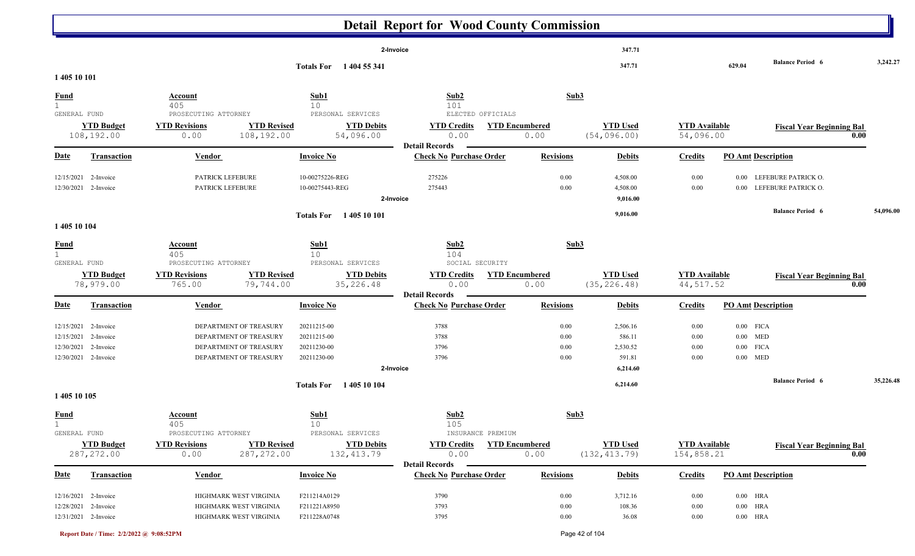# Detail Report for Wood County Commission

| | | | | | | | | |
|---|---|---|---|---|---|---|---|---|
| | | | 2-Invoice | | | 347.71 | | |
| | | Totals For 1 404 55 341 | | | | 347.71 | 629.04 | Balance Period 6 3,242.27 |

## 1 405 10 101

| Fund | Account | Sub1 | Sub2 | Sub3 |
|---|---|---|---|---|
| 1 | 405 | 10 | 101 | |
| GENERAL FUND | PROSECUTING ATTORNEY | PERSONAL SERVICES | ELECTED OFFICIALS | |

| YTD Budget | YTD Revisions | YTD Revised | YTD Debits | YTD Credits | YTD Encumbered | YTD Used | YTD Available | Fiscal Year Beginning Bal |
|---|---|---|---|---|---|---|---|---|
| 108,192.00 | 0.00 | 108,192.00 | 54,096.00 | 0.00 | 0.00 | (54,096.00) | 54,096.00 | 0.00 |

**Detail Records**

| Date | Transaction | Vendor | Invoice No | Check No | Purchase Order | Revisions | Debits | Credits | PO Amt | Description |
|---|---|---|---|---|---|---|---|---|---|---|
| 12/15/2021 | 2-Invoice | PATRICK LEFEBURE | 10-00275226-REG | 275226 | | 0.00 | 4,508.00 | 0.00 | 0.00 | LEFEBURE PATRICK O. |
| 12/30/2021 | 2-Invoice | PATRICK LEFEBURE | 10-00275443-REG | 275443 | | 0.00 | 4,508.00 | 0.00 | 0.00 | LEFEBURE PATRICK O. |
| | | | 2-Invoice | | | | 9,016.00 | | | |
| | | | Totals For 1 405 10 101 | | | | 9,016.00 | | | Balance Period 6 54,096.00 |

## 1 405 10 104

| Fund | Account | Sub1 | Sub2 | Sub3 |
|---|---|---|---|---|
| 1 | 405 | 10 | 104 | |
| GENERAL FUND | PROSECUTING ATTORNEY | PERSONAL SERVICES | SOCIAL SECURITY | |

| YTD Budget | YTD Revisions | YTD Revised | YTD Debits | YTD Credits | YTD Encumbered | YTD Used | YTD Available | Fiscal Year Beginning Bal |
|---|---|---|---|---|---|---|---|---|
| 78,979.00 | 765.00 | 79,744.00 | 35,226.48 | 0.00 | 0.00 | (35,226.48) | 44,517.52 | 0.00 |

**Detail Records**

| Date | Transaction | Vendor | Invoice No | Check No | Purchase Order | Revisions | Debits | Credits | PO Amt | Description |
|---|---|---|---|---|---|---|---|---|---|---|
| 12/15/2021 | 2-Invoice | DEPARTMENT OF TREASURY | 20211215-00 | 3788 | | 0.00 | 2,506.16 | 0.00 | 0.00 | FICA |
| 12/15/2021 | 2-Invoice | DEPARTMENT OF TREASURY | 20211215-00 | 3788 | | 0.00 | 586.11 | 0.00 | 0.00 | MED |
| 12/30/2021 | 2-Invoice | DEPARTMENT OF TREASURY | 20211230-00 | 3796 | | 0.00 | 2,530.52 | 0.00 | 0.00 | FICA |
| 12/30/2021 | 2-Invoice | DEPARTMENT OF TREASURY | 20211230-00 | 3796 | | 0.00 | 591.81 | 0.00 | 0.00 | MED |
| | | | 2-Invoice | | | | 6,214.60 | | | |
| | | | Totals For 1 405 10 104 | | | | 6,214.60 | | | Balance Period 6 35,226.48 |

## 1 405 10 105

| Fund | Account | Sub1 | Sub2 | Sub3 |
|---|---|---|---|---|
| 1 | 405 | 10 | 105 | |
| GENERAL FUND | PROSECUTING ATTORNEY | PERSONAL SERVICES | INSURANCE PREMIUM | |

| YTD Budget | YTD Revisions | YTD Revised | YTD Debits | YTD Credits | YTD Encumbered | YTD Used | YTD Available | Fiscal Year Beginning Bal |
|---|---|---|---|---|---|---|---|---|
| 287,272.00 | 0.00 | 287,272.00 | 132,413.79 | 0.00 | 0.00 | (132,413.79) | 154,858.21 | 0.00 |

**Detail Records**

| Date | Transaction | Vendor | Invoice No | Check No | Purchase Order | Revisions | Debits | Credits | PO Amt | Description |
|---|---|---|---|---|---|---|---|---|---|---|
| 12/16/2021 | 2-Invoice | HIGHMARK WEST VIRGINIA | F211214A0129 | 3790 | | 0.00 | 3,712.16 | 0.00 | 0.00 | HRA |
| 12/28/2021 | 2-Invoice | HIGHMARK WEST VIRGINIA | F211221A8950 | 3793 | | 0.00 | 108.36 | 0.00 | 0.00 | HRA |
| 12/31/2021 | 2-Invoice | HIGHMARK WEST VIRGINIA | F211228A0748 | 3795 | | 0.00 | 36.08 | 0.00 | 0.00 | HRA |

Report Date / Time: 2/2/2022 @ 9:08:52PM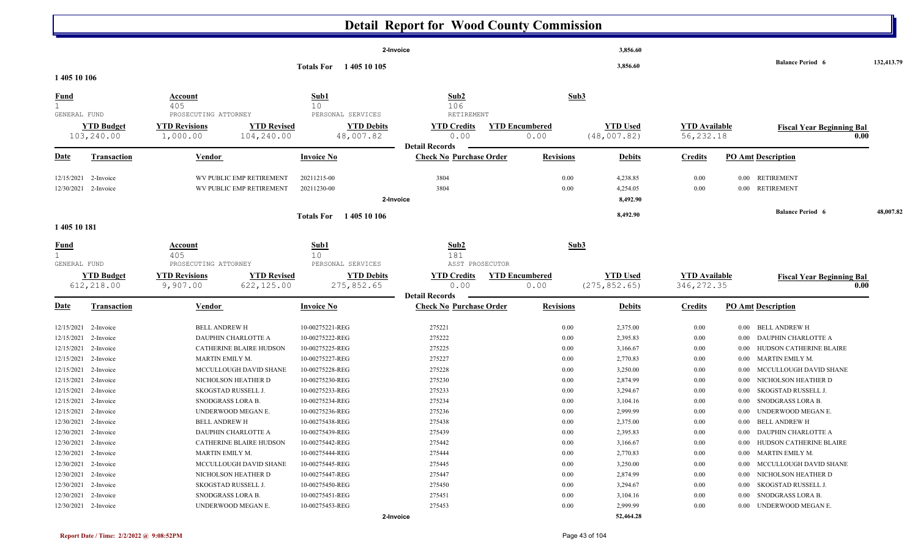# Detail Report for Wood County Commission

| | | | | | | | | | |
|---|---|---|---|---|---|---|---|---|---|
| | | | 2-Invoice | | | 3,856.60 | | | |
| | | | Totals For 1 405 10 105 | | | 3,856.60 | | Balance Period 6 | 132,413.79 |

## 1 405 10 106

| Fund | Account | | Sub1 | Sub2 | | Sub3 | | |
|---|---|---|---|---|---|---|---|---|
| 1 | 405 | | 10 | 106 | | | | |
| GENERAL FUND | PROSECUTING ATTORNEY | | PERSONAL SERVICES | RETIREMENT | | | | |
| **YTD Budget** | **YTD Revisions** | **YTD Revised** | **YTD Debits** | **YTD Credits** | **YTD Encumbered** | **YTD Used** | **YTD Available** | **Fiscal Year Beginning Bal** |
| 103,240.00 | 1,000.00 | 104,240.00 | 48,007.82 | 0.00 | 0.00 | (48,007.82) | 56,232.18 | 0.00 |

**Detail Records**

| Date | Transaction | Vendor | Invoice No | Check No | Purchase Order | Revisions | Debits | Credits | PO Amt | Description |
|---|---|---|---|---|---|---|---|---|---|---|
| 12/15/2021 | 2-Invoice | WV PUBLIC EMP RETIREMENT | 20211215-00 | 3804 | | 0.00 | 4,238.85 | 0.00 | 0.00 | RETIREMENT |
| 12/30/2021 | 2-Invoice | WV PUBLIC EMP RETIREMENT | 20211230-00 | 3804 | | 0.00 | 4,254.05 | 0.00 | 0.00 | RETIREMENT |
| | | | 2-Invoice | | | | 8,492.90 | | | |
| | | | Totals For 1 405 10 106 | | | | 8,492.90 | | | Balance Period 6 48,007.82 |

## 1 405 10 181

| Fund | Account | | Sub1 | Sub2 | | Sub3 | | |
|---|---|---|---|---|---|---|---|---|
| 1 | 405 | | 10 | 181 | | | | |
| GENERAL FUND | PROSECUTING ATTORNEY | | PERSONAL SERVICES | ASST PROSECUTOR | | | | |
| **YTD Budget** | **YTD Revisions** | **YTD Revised** | **YTD Debits** | **YTD Credits** | **YTD Encumbered** | **YTD Used** | **YTD Available** | **Fiscal Year Beginning Bal** |
| 612,218.00 | 9,907.00 | 622,125.00 | 275,852.65 | 0.00 | 0.00 | (275,852.65) | 346,272.35 | 0.00 |

**Detail Records**

| Date | Transaction | Vendor | Invoice No | Check No | Purchase Order | Revisions | Debits | Credits | PO Amt | Description |
|---|---|---|---|---|---|---|---|---|---|---|
| 12/15/2021 | 2-Invoice | BELL ANDREW H | 10-00275221-REG | 275221 | | 0.00 | 2,375.00 | 0.00 | 0.00 | BELL ANDREW H |
| 12/15/2021 | 2-Invoice | DAUPHIN CHARLOTTE A | 10-00275222-REG | 275222 | | 0.00 | 2,395.83 | 0.00 | 0.00 | DAUPHIN CHARLOTTE A |
| 12/15/2021 | 2-Invoice | CATHERINE BLAIRE HUDSON | 10-00275225-REG | 275225 | | 0.00 | 3,166.67 | 0.00 | 0.00 | HUDSON CATHERINE BLAIRE |
| 12/15/2021 | 2-Invoice | MARTIN EMILY M. | 10-00275227-REG | 275227 | | 0.00 | 2,770.83 | 0.00 | 0.00 | MARTIN EMILY M. |
| 12/15/2021 | 2-Invoice | MCCULLOUGH DAVID SHANE | 10-00275228-REG | 275228 | | 0.00 | 3,250.00 | 0.00 | 0.00 | MCCULLOUGH DAVID SHANE |
| 12/15/2021 | 2-Invoice | NICHOLSON HEATHER D | 10-00275230-REG | 275230 | | 0.00 | 2,874.99 | 0.00 | 0.00 | NICHOLSON HEATHER D |
| 12/15/2021 | 2-Invoice | SKOGSTAD RUSSELL J. | 10-00275233-REG | 275233 | | 0.00 | 3,294.67 | 0.00 | 0.00 | SKOGSTAD RUSSELL J. |
| 12/15/2021 | 2-Invoice | SNODGRASS LORA B. | 10-00275234-REG | 275234 | | 0.00 | 3,104.16 | 0.00 | 0.00 | SNODGRASS LORA B. |
| 12/15/2021 | 2-Invoice | UNDERWOOD MEGAN E. | 10-00275236-REG | 275236 | | 0.00 | 2,999.99 | 0.00 | 0.00 | UNDERWOOD MEGAN E. |
| 12/30/2021 | 2-Invoice | BELL ANDREW H | 10-00275438-REG | 275438 | | 0.00 | 2,375.00 | 0.00 | 0.00 | BELL ANDREW H |
| 12/30/2021 | 2-Invoice | DAUPHIN CHARLOTTE A | 10-00275439-REG | 275439 | | 0.00 | 2,395.83 | 0.00 | 0.00 | DAUPHIN CHARLOTTE A |
| 12/30/2021 | 2-Invoice | CATHERINE BLAIRE HUDSON | 10-00275442-REG | 275442 | | 0.00 | 3,166.67 | 0.00 | 0.00 | HUDSON CATHERINE BLAIRE |
| 12/30/2021 | 2-Invoice | MARTIN EMILY M. | 10-00275444-REG | 275444 | | 0.00 | 2,770.83 | 0.00 | 0.00 | MARTIN EMILY M. |
| 12/30/2021 | 2-Invoice | MCCULLOUGH DAVID SHANE | 10-00275445-REG | 275445 | | 0.00 | 3,250.00 | 0.00 | 0.00 | MCCULLOUGH DAVID SHANE |
| 12/30/2021 | 2-Invoice | NICHOLSON HEATHER D | 10-00275447-REG | 275447 | | 0.00 | 2,874.99 | 0.00 | 0.00 | NICHOLSON HEATHER D |
| 12/30/2021 | 2-Invoice | SKOGSTAD RUSSELL J. | 10-00275450-REG | 275450 | | 0.00 | 3,294.67 | 0.00 | 0.00 | SKOGSTAD RUSSELL J. |
| 12/30/2021 | 2-Invoice | SNODGRASS LORA B. | 10-00275451-REG | 275451 | | 0.00 | 3,104.16 | 0.00 | 0.00 | SNODGRASS LORA B. |
| 12/30/2021 | 2-Invoice | UNDERWOOD MEGAN E. | 10-00275453-REG | 275453 | | 0.00 | 2,999.99 | 0.00 | 0.00 | UNDERWOOD MEGAN E. |
| | | | 2-Invoice | | | | 52,464.28 | | | |

Report Date / Time: 2/2/2022 @ 9:08:52PM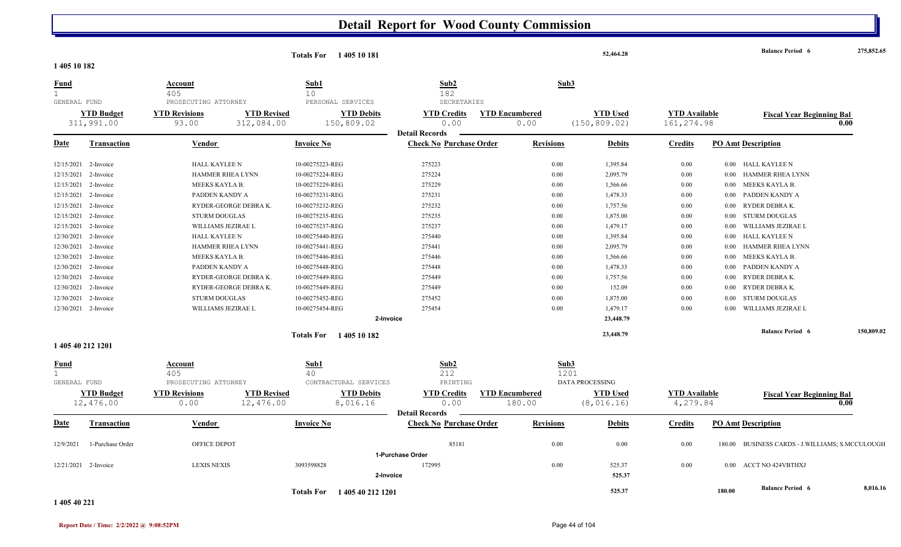# Detail Report for Wood County Commission

**Totals For 1 405 10 181** — 52,464.28 — **Balance Period 6** 275,852.65

**1 405 10 182**

| Fund | Account | Sub1 | Sub2 | Sub3 |
|---|---|---|---|---|
| 1 | 405 | 10 | 182 | |
| GENERAL FUND | PROSECUTING ATTORNEY | PERSONAL SERVICES | SECRETARIES | |

| YTD Budget | YTD Revisions | YTD Revised | YTD Debits | YTD Credits | YTD Encumbered | YTD Used | YTD Available | Fiscal Year Beginning Bal |
|---|---|---|---|---|---|---|---|---|
| 311,991.00 | 93.00 | 312,084.00 | 150,809.02 | 0.00 | 0.00 | (150,809.02) | 161,274.98 | 0.00 |

**Detail Records**

| Date | Transaction | Vendor | Invoice No | Check No | Purchase Order | Revisions | Debits | Credits | PO Amt | Description |
|---|---|---|---|---|---|---|---|---|---|---|
| 12/15/2021 | 2-Invoice | HALL KAYLEE N | 10-00275223-REG | 275223 | | 0.00 | 1,395.84 | 0.00 | 0.00 | HALL KAYLEE N |
| 12/15/2021 | 2-Invoice | HAMMER RHEA LYNN | 10-00275224-REG | 275224 | | 0.00 | 2,095.79 | 0.00 | 0.00 | HAMMER RHEA LYNN |
| 12/15/2021 | 2-Invoice | MEEKS KAYLA B. | 10-00275229-REG | 275229 | | 0.00 | 1,566.66 | 0.00 | 0.00 | MEEKS KAYLA B. |
| 12/15/2021 | 2-Invoice | PADDEN KANDY A | 10-00275231-REG | 275231 | | 0.00 | 1,478.33 | 0.00 | 0.00 | PADDEN KANDY A |
| 12/15/2021 | 2-Invoice | RYDER-GEORGE DEBRA K. | 10-00275232-REG | 275232 | | 0.00 | 1,757.56 | 0.00 | 0.00 | RYDER DEBRA K. |
| 12/15/2021 | 2-Invoice | STURM DOUGLAS | 10-00275235-REG | 275235 | | 0.00 | 1,875.00 | 0.00 | 0.00 | STURM DOUGLAS |
| 12/15/2021 | 2-Invoice | WILLIAMS JEZIRAE L | 10-00275237-REG | 275237 | | 0.00 | 1,479.17 | 0.00 | 0.00 | WILLIAMS JEZIRAE L |
| 12/30/2021 | 2-Invoice | HALL KAYLEE N | 10-00275440-REG | 275440 | | 0.00 | 1,395.84 | 0.00 | 0.00 | HALL KAYLEE N |
| 12/30/2021 | 2-Invoice | HAMMER RHEA LYNN | 10-00275441-REG | 275441 | | 0.00 | 2,095.79 | 0.00 | 0.00 | HAMMER RHEA LYNN |
| 12/30/2021 | 2-Invoice | MEEKS KAYLA B. | 10-00275446-REG | 275446 | | 0.00 | 1,566.66 | 0.00 | 0.00 | MEEKS KAYLA B. |
| 12/30/2021 | 2-Invoice | PADDEN KANDY A | 10-00275448-REG | 275448 | | 0.00 | 1,478.33 | 0.00 | 0.00 | PADDEN KANDY A |
| 12/30/2021 | 2-Invoice | RYDER-GEORGE DEBRA K. | 10-00275449-REG | 275449 | | 0.00 | 1,757.56 | 0.00 | 0.00 | RYDER DEBRA K. |
| 12/30/2021 | 2-Invoice | RYDER-GEORGE DEBRA K. | 10-00275449-REG | 275449 | | 0.00 | 152.09 | 0.00 | 0.00 | RYDER DEBRA K. |
| 12/30/2021 | 2-Invoice | STURM DOUGLAS | 10-00275452-REG | 275452 | | 0.00 | 1,875.00 | 0.00 | 0.00 | STURM DOUGLAS |
| 12/30/2021 | 2-Invoice | WILLIAMS JEZIRAE L | 10-00275454-REG | 275454 | | 0.00 | 1,479.17 | 0.00 | 0.00 | WILLIAMS JEZIRAE L |
| | | | **2-Invoice** | | | | 23,448.79 | | | |

**Totals For 1 405 10 182** — 23,448.79 — **Balance Period 6** 150,809.02

**1 405 40 212 1201**

| Fund | Account | Sub1 | Sub2 | Sub3 |
|---|---|---|---|---|
| 1 | 405 | 40 | 212 | 1201 |
| GENERAL FUND | PROSECUTING ATTORNEY | CONTRACTURAL SERVICES | PRINTING | DATA PROCESSING |

| YTD Budget | YTD Revisions | YTD Revised | YTD Debits | YTD Credits | YTD Encumbered | YTD Used | YTD Available | Fiscal Year Beginning Bal |
|---|---|---|---|---|---|---|---|---|
| 12,476.00 | 0.00 | 12,476.00 | 8,016.16 | 0.00 | 180.00 | (8,016.16) | 4,279.84 | 0.00 |

**Detail Records**

| Date | Transaction | Vendor | Invoice No | Check No | Purchase Order | Revisions | Debits | Credits | PO Amt | Description |
|---|---|---|---|---|---|---|---|---|---|---|
| 12/9/2021 | 1-Purchase Order | OFFICE DEPOT | | | 85181 | 0.00 | 0.00 | 0.00 | 180.00 | BUSINESS CARDS - J.WILLIAMS; S.MCCULOUGH |
| | | | **1-Purchase Order** | | | | | | | |
| 12/21/2021 | 2-Invoice | LEXIS NEXIS | 3093598828 | 172995 | | 0.00 | 525.37 | 0.00 | 0.00 | ACCT NO 424VBTHXJ |
| | | | **2-Invoice** | | | | 525.37 | | | |

**Totals For 1 405 40 212 1201** — 525.37 — 180.00 — **Balance Period 6** 8,016.16

**1 405 40 221**

Report Date / Time: 2/2/2022 @ 9:08:52PM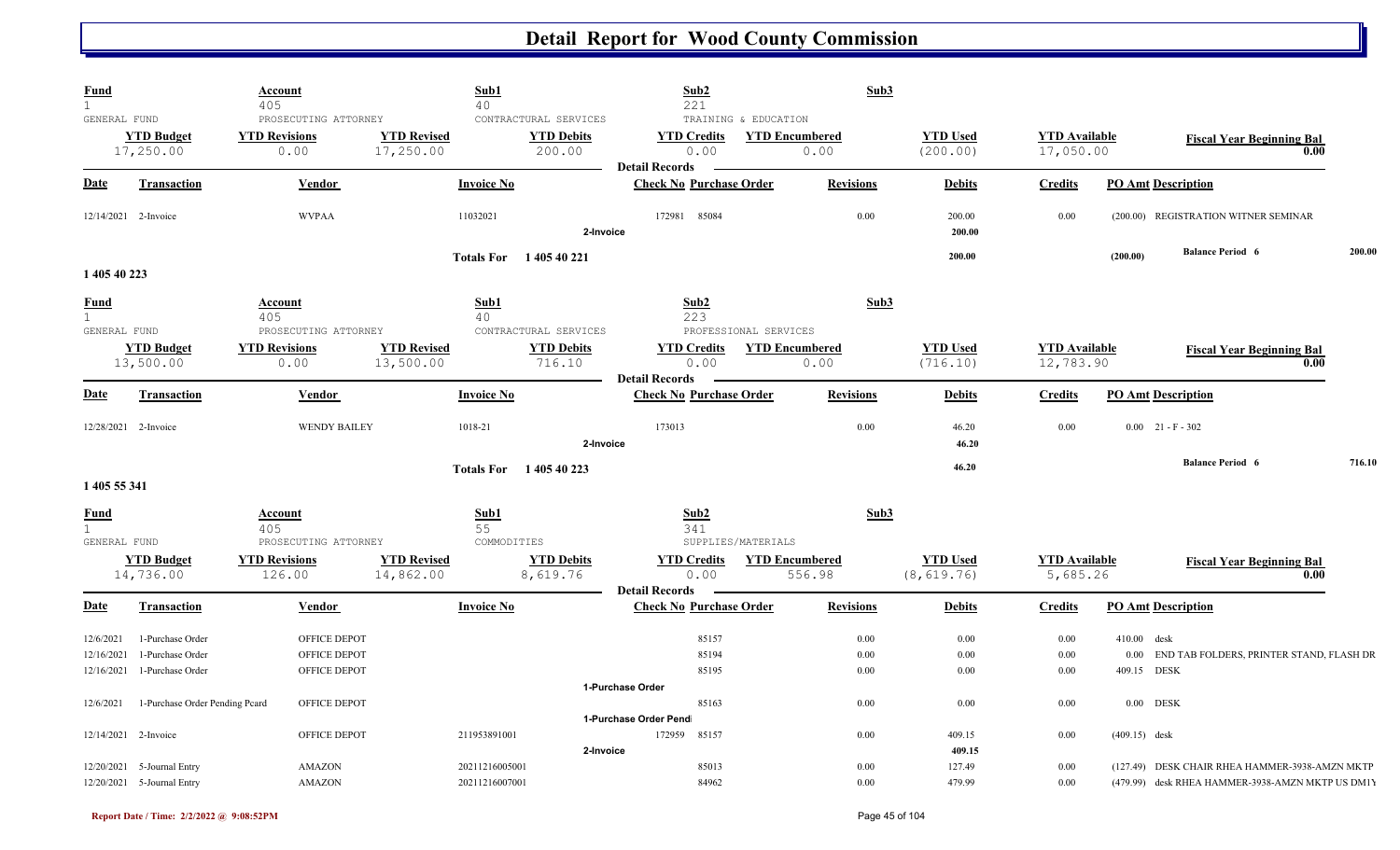# Detail Report for Wood County Commission

| Fund | Account | Sub1 | Sub2 | Sub3 |
|---|---|---|---|---|
| 1 | 405 | 40 | 221 | |
| GENERAL FUND | PROSECUTING ATTORNEY | CONTRACTUAL SERVICES | TRAINING & EDUCATION | |

| YTD Budget | YTD Revisions | YTD Revised | YTD Debits | YTD Credits | YTD Encumbered | YTD Used | YTD Available | Fiscal Year Beginning Bal |
|---|---|---|---|---|---|---|---|---|
| 17,250.00 | 0.00 | 17,250.00 | 200.00 | 0.00 | 0.00 | (200.00) | 17,050.00 | 0.00 |

**Detail Records**

| Date | Transaction | Vendor | Invoice No | Check No | Purchase Order | Revisions | Debits | Credits | PO Amt | Description |
|---|---|---|---|---|---|---|---|---|---|---|
| 12/14/2021 | 2-Invoice | WVPAA | 11032021 | 172981 | 85084 | 0.00 | 200.00 | 0.00 | (200.00) | REGISTRATION WITNER SEMINAR |
| | | | 2-Invoice | | | | 200.00 | | | |
| | | | Totals For 1 405 40 221 | | | | 200.00 | | (200.00) | Balance Period 6 200.00 |

## 1 405 40 223

| Fund | Account | Sub1 | Sub2 | Sub3 |
|---|---|---|---|---|
| 1 | 405 | 40 | 223 | |
| GENERAL FUND | PROSECUTING ATTORNEY | CONTRACTUAL SERVICES | PROFESSIONAL SERVICES | |

| YTD Budget | YTD Revisions | YTD Revised | YTD Debits | YTD Credits | YTD Encumbered | YTD Used | YTD Available | Fiscal Year Beginning Bal |
|---|---|---|---|---|---|---|---|---|
| 13,500.00 | 0.00 | 13,500.00 | 716.10 | 0.00 | 0.00 | (716.10) | 12,783.90 | 0.00 |

**Detail Records**

| Date | Transaction | Vendor | Invoice No | Check No | Purchase Order | Revisions | Debits | Credits | PO Amt | Description |
|---|---|---|---|---|---|---|---|---|---|---|
| 12/28/2021 | 2-Invoice | WENDY BAILEY | 1018-21 | 173013 | | 0.00 | 46.20 | 0.00 | 0.00 | 21 - F - 302 |
| | | | 2-Invoice | | | | 46.20 | | | |
| | | | Totals For 1 405 40 223 | | | | 46.20 | | | Balance Period 6 716.10 |

## 1 405 55 341

| Fund | Account | Sub1 | Sub2 | Sub3 |
|---|---|---|---|---|
| 1 | 405 | 55 | 341 | |
| GENERAL FUND | PROSECUTING ATTORNEY | COMMODITIES | SUPPLIES/MATERIALS | |

| YTD Budget | YTD Revisions | YTD Revised | YTD Debits | YTD Credits | YTD Encumbered | YTD Used | YTD Available | Fiscal Year Beginning Bal |
|---|---|---|---|---|---|---|---|---|
| 14,736.00 | 126.00 | 14,862.00 | 8,619.76 | 0.00 | 556.98 | (8,619.76) | 5,685.26 | 0.00 |

**Detail Records**

| Date | Transaction | Vendor | Invoice No | Check No | Purchase Order | Revisions | Debits | Credits | PO Amt | Description |
|---|---|---|---|---|---|---|---|---|---|---|
| 12/6/2021 | 1-Purchase Order | OFFICE DEPOT | | | 85157 | 0.00 | 0.00 | 0.00 | 410.00 | desk |
| 12/16/2021 | 1-Purchase Order | OFFICE DEPOT | | | 85194 | 0.00 | 0.00 | 0.00 | 0.00 | END TAB FOLDERS, PRINTER STAND, FLASH DR |
| 12/16/2021 | 1-Purchase Order | OFFICE DEPOT | | | 85195 | 0.00 | 0.00 | 0.00 | 409.15 | DESK |
| | | | 1-Purchase Order | | | | | | | |
| 12/6/2021 | 1-Purchase Order Pending Pcard | OFFICE DEPOT | | | 85163 | 0.00 | 0.00 | 0.00 | 0.00 | DESK |
| | | | 1-Purchase Order Pend | | | | | | | |
| 12/14/2021 | 2-Invoice | OFFICE DEPOT | 211953891001 | 172959 | 85157 | 0.00 | 409.15 | 0.00 | (409.15) | desk |
| | | | 2-Invoice | | | | 409.15 | | | |
| 12/20/2021 | 5-Journal Entry | AMAZON | 20211216005001 | | 85013 | 0.00 | 127.49 | 0.00 | (127.49) | DESK CHAIR RHEA HAMMER-3938-AMZN MKTP |
| 12/20/2021 | 5-Journal Entry | AMAZON | 20211216007001 | | 84962 | 0.00 | 479.99 | 0.00 | (479.99) | desk RHEA HAMMER-3938-AMZN MKTP US DM1Y |

Report Date / Time: 2/2/2022 @ 9:08:52PM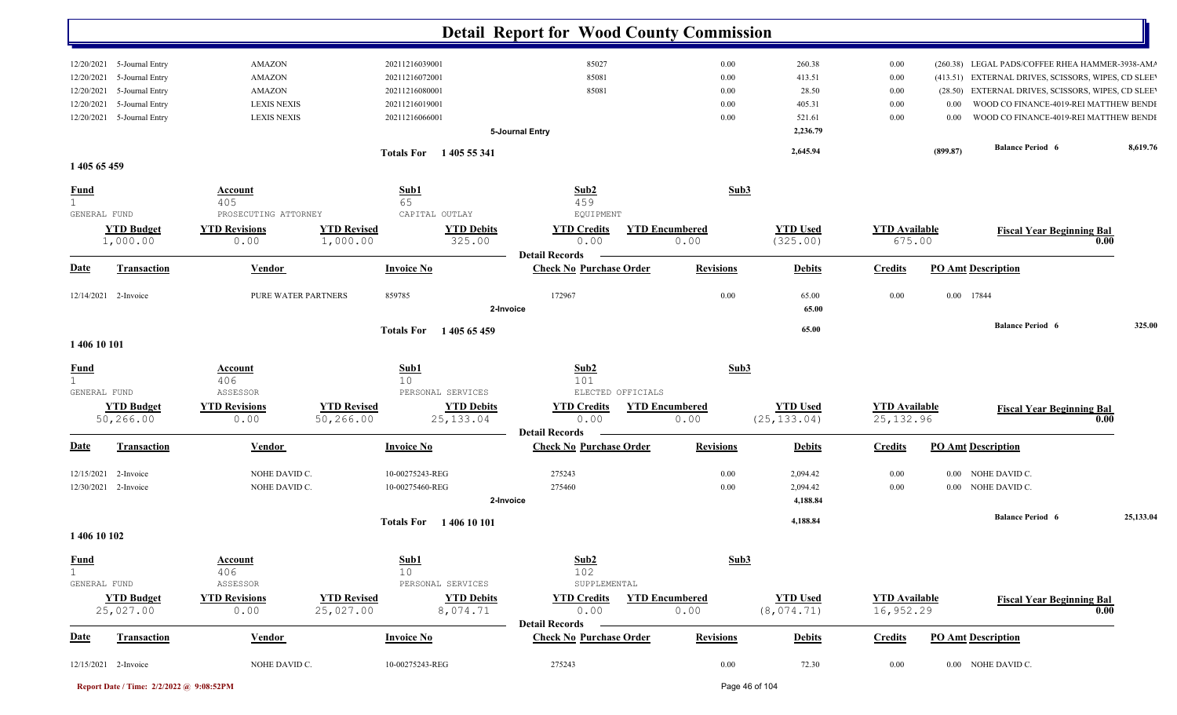# Detail Report for Wood County Commission

| Date | Transaction | Vendor | Invoice No | Check No | Revisions | Debits | Credits | PO Amt | Description |
|---|---|---|---|---|---|---|---|---|---|
| 12/20/2021 | 5-Journal Entry | AMAZON | 20211216039001 | 85027 | 0.00 | 260.38 | 0.00 | (260.38) | LEGAL PADS/COFFEE RHEA HAMMER-3938-AMA |
| 12/20/2021 | 5-Journal Entry | AMAZON | 20211216072001 | 85081 | 0.00 | 413.51 | 0.00 | (413.51) | EXTERNAL DRIVES, SCISSORS, WIPES, CD SLEE |
| 12/20/2021 | 5-Journal Entry | AMAZON | 20211216080001 | 85081 | 0.00 | 28.50 | 0.00 | (28.50) | EXTERNAL DRIVES, SCISSORS, WIPES, CD SLEE |
| 12/20/2021 | 5-Journal Entry | LEXIS NEXIS | 20211216019001 | | 0.00 | 405.31 | 0.00 | 0.00 | WOOD CO FINANCE-4019-REI MATTHEW BENDI |
| 12/20/2021 | 5-Journal Entry | LEXIS NEXIS | 20211216066001 | | 0.00 | 521.61 | 0.00 | 0.00 | WOOD CO FINANCE-4019-REI MATTHEW BENDI |
| | | | | 5-Journal Entry | | 2,236.79 | | | |

Totals For 1 405 55 341 — 2,645.94 — (899.87) — Balance Period 6: 8,619.76

## 1 405 65 459

| Fund | Account | Sub1 | Sub2 | Sub3 |
|---|---|---|---|---|
| 1 | 405 | 65 | 459 | |
| GENERAL FUND | PROSECUTING ATTORNEY | CAPITAL OUTLAY | EQUIPMENT | |

| YTD Budget | YTD Revisions | YTD Revised | YTD Debits | YTD Credits | YTD Encumbered | YTD Used | YTD Available | Fiscal Year Beginning Bal |
|---|---|---|---|---|---|---|---|---|
| 1,000.00 | 0.00 | 1,000.00 | 325.00 | 0.00 | 0.00 | (325.00) | 675.00 | 0.00 |

**Detail Records**

| Date | Transaction | Vendor | Invoice No | Check No | Purchase Order | Revisions | Debits | Credits | PO Amt | Description |
|---|---|---|---|---|---|---|---|---|---|---|
| 12/14/2021 | 2-Invoice | PURE WATER PARTNERS | 859785 | 172967 | | 0.00 | 65.00 | 0.00 | 0.00 | 17844 |
| | | | | 2-Invoice | | | 65.00 | | | |

Totals For 1 405 65 459 — 65.00 — Balance Period 6: 325.00

## 1 406 10 101

| Fund | Account | Sub1 | Sub2 | Sub3 |
|---|---|---|---|---|
| 1 | 406 | 10 | 101 | |
| GENERAL FUND | ASSESSOR | PERSONAL SERVICES | ELECTED OFFICIALS | |

| YTD Budget | YTD Revisions | YTD Revised | YTD Debits | YTD Credits | YTD Encumbered | YTD Used | YTD Available | Fiscal Year Beginning Bal |
|---|---|---|---|---|---|---|---|---|
| 50,266.00 | 0.00 | 50,266.00 | 25,133.04 | 0.00 | 0.00 | (25,133.04) | 25,132.96 | 0.00 |

**Detail Records**

| Date | Transaction | Vendor | Invoice No | Check No | Purchase Order | Revisions | Debits | Credits | PO Amt | Description |
|---|---|---|---|---|---|---|---|---|---|---|
| 12/15/2021 | 2-Invoice | NOHE DAVID C. | 10-00275243-REG | 275243 | | 0.00 | 2,094.42 | 0.00 | 0.00 | NOHE DAVID C. |
| 12/30/2021 | 2-Invoice | NOHE DAVID C. | 10-00275460-REG | 275460 | | 0.00 | 2,094.42 | 0.00 | 0.00 | NOHE DAVID C. |
| | | | | 2-Invoice | | | 4,188.84 | | | |

Totals For 1 406 10 101 — 4,188.84 — Balance Period 6: 25,133.04

## 1 406 10 102

| Fund | Account | Sub1 | Sub2 | Sub3 |
|---|---|---|---|---|
| 1 | 406 | 10 | 102 | |
| GENERAL FUND | ASSESSOR | PERSONAL SERVICES | SUPPLEMENTAL | |

| YTD Budget | YTD Revisions | YTD Revised | YTD Debits | YTD Credits | YTD Encumbered | YTD Used | YTD Available | Fiscal Year Beginning Bal |
|---|---|---|---|---|---|---|---|---|
| 25,027.00 | 0.00 | 25,027.00 | 8,074.71 | 0.00 | 0.00 | (8,074.71) | 16,952.29 | 0.00 |

**Detail Records**

| Date | Transaction | Vendor | Invoice No | Check No | Purchase Order | Revisions | Debits | Credits | PO Amt | Description |
|---|---|---|---|---|---|---|---|---|---|---|
| 12/15/2021 | 2-Invoice | NOHE DAVID C. | 10-00275243-REG | 275243 | | 0.00 | 72.30 | 0.00 | 0.00 | NOHE DAVID C. |

Report Date / Time: 2/2/2022 @ 9:08:52PM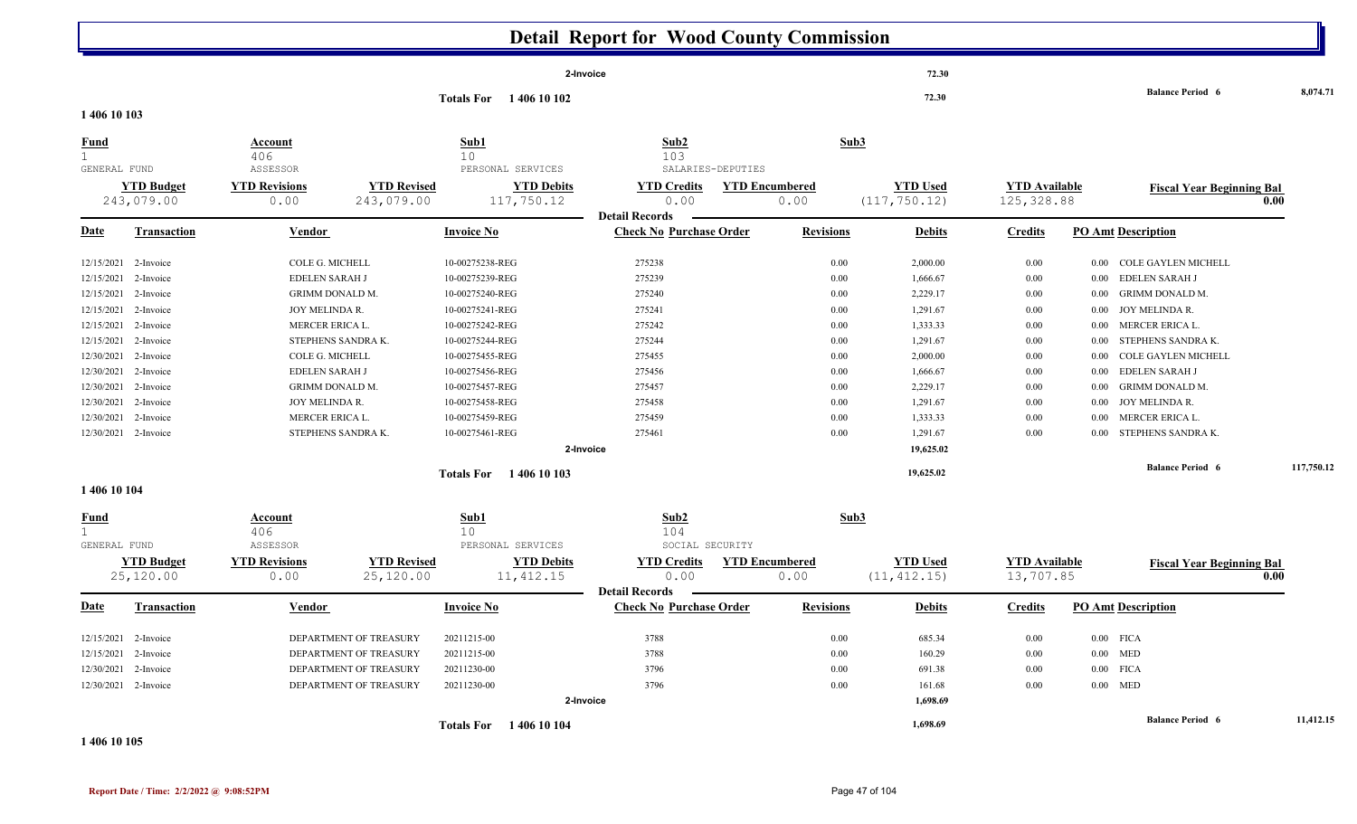# Detail Report for Wood County Commission

| | | | |
|---|---|---|---|
| 2-Invoice | | 72.30 | |
| Totals For 1 406 10 102 | | 72.30 | Balance Period 6 8,074.71 |

## 1 406 10 103

| Fund | Account | Sub1 | Sub2 | Sub3 |
|---|---|---|---|---|
| 1 | 406 | 10 | 103 | |
| GENERAL FUND | ASSESSOR | PERSONAL SERVICES | SALARIES-DEPUTIES | |

| YTD Budget | YTD Revisions | YTD Revised | YTD Debits | YTD Credits | YTD Encumbered | YTD Used | YTD Available | Fiscal Year Beginning Bal |
|---|---|---|---|---|---|---|---|---|
| 243,079.00 | 0.00 | 243,079.00 | 117,750.12 | 0.00 | 0.00 | (117,750.12) | 125,328.88 | 0.00 |

**Detail Records**

| Date | Transaction | Vendor | Invoice No | Check No | Purchase Order | Revisions | Debits | Credits | PO Amt | Description |
|---|---|---|---|---|---|---|---|---|---|---|
| 12/15/2021 | 2-Invoice | COLE G. MICHELL | 10-00275238-REG | 275238 | | 0.00 | 2,000.00 | 0.00 | 0.00 | COLE GAYLEN MICHELL |
| 12/15/2021 | 2-Invoice | EDELEN SARAH J | 10-00275239-REG | 275239 | | 0.00 | 1,666.67 | 0.00 | 0.00 | EDELEN SARAH J |
| 12/15/2021 | 2-Invoice | GRIMM DONALD M. | 10-00275240-REG | 275240 | | 0.00 | 2,229.17 | 0.00 | 0.00 | GRIMM DONALD M. |
| 12/15/2021 | 2-Invoice | JOY MELINDA R. | 10-00275241-REG | 275241 | | 0.00 | 1,291.67 | 0.00 | 0.00 | JOY MELINDA R. |
| 12/15/2021 | 2-Invoice | MERCER ERICA L. | 10-00275242-REG | 275242 | | 0.00 | 1,333.33 | 0.00 | 0.00 | MERCER ERICA L. |
| 12/15/2021 | 2-Invoice | STEPHENS SANDRA K. | 10-00275244-REG | 275244 | | 0.00 | 1,291.67 | 0.00 | 0.00 | STEPHENS SANDRA K. |
| 12/30/2021 | 2-Invoice | COLE G. MICHELL | 10-00275455-REG | 275455 | | 0.00 | 2,000.00 | 0.00 | 0.00 | COLE GAYLEN MICHELL |
| 12/30/2021 | 2-Invoice | EDELEN SARAH J | 10-00275456-REG | 275456 | | 0.00 | 1,666.67 | 0.00 | 0.00 | EDELEN SARAH J |
| 12/30/2021 | 2-Invoice | GRIMM DONALD M. | 10-00275457-REG | 275457 | | 0.00 | 2,229.17 | 0.00 | 0.00 | GRIMM DONALD M. |
| 12/30/2021 | 2-Invoice | JOY MELINDA R. | 10-00275458-REG | 275458 | | 0.00 | 1,291.67 | 0.00 | 0.00 | JOY MELINDA R. |
| 12/30/2021 | 2-Invoice | MERCER ERICA L. | 10-00275459-REG | 275459 | | 0.00 | 1,333.33 | 0.00 | 0.00 | MERCER ERICA L. |
| 12/30/2021 | 2-Invoice | STEPHENS SANDRA K. | 10-00275461-REG | 275461 | | 0.00 | 1,291.67 | 0.00 | 0.00 | STEPHENS SANDRA K. |
| | | | 2-Invoice | | | | 19,625.02 | | | |
| | | | Totals For 1 406 10 103 | | | | 19,625.02 | | | Balance Period 6 117,750.12 |

## 1 406 10 104

| Fund | Account | Sub1 | Sub2 | Sub3 |
|---|---|---|---|---|
| 1 | 406 | 10 | 104 | |
| GENERAL FUND | ASSESSOR | PERSONAL SERVICES | SOCIAL SECURITY | |

| YTD Budget | YTD Revisions | YTD Revised | YTD Debits | YTD Credits | YTD Encumbered | YTD Used | YTD Available | Fiscal Year Beginning Bal |
|---|---|---|---|---|---|---|---|---|
| 25,120.00 | 0.00 | 25,120.00 | 11,412.15 | 0.00 | 0.00 | (11,412.15) | 13,707.85 | 0.00 |

**Detail Records**

| Date | Transaction | Vendor | Invoice No | Check No | Purchase Order | Revisions | Debits | Credits | PO Amt | Description |
|---|---|---|---|---|---|---|---|---|---|---|
| 12/15/2021 | 2-Invoice | DEPARTMENT OF TREASURY | 20211215-00 | 3788 | | 0.00 | 685.34 | 0.00 | 0.00 | FICA |
| 12/15/2021 | 2-Invoice | DEPARTMENT OF TREASURY | 20211215-00 | 3788 | | 0.00 | 160.29 | 0.00 | 0.00 | MED |
| 12/30/2021 | 2-Invoice | DEPARTMENT OF TREASURY | 20211230-00 | 3796 | | 0.00 | 691.38 | 0.00 | 0.00 | FICA |
| 12/30/2021 | 2-Invoice | DEPARTMENT OF TREASURY | 20211230-00 | 3796 | | 0.00 | 161.68 | 0.00 | 0.00 | MED |
| | | | 2-Invoice | | | | 1,698.69 | | | |
| | | | Totals For 1 406 10 104 | | | | 1,698.69 | | | Balance Period 6 11,412.15 |

## 1 406 10 105

Report Date / Time: 2/2/2022 @ 9:08:52PM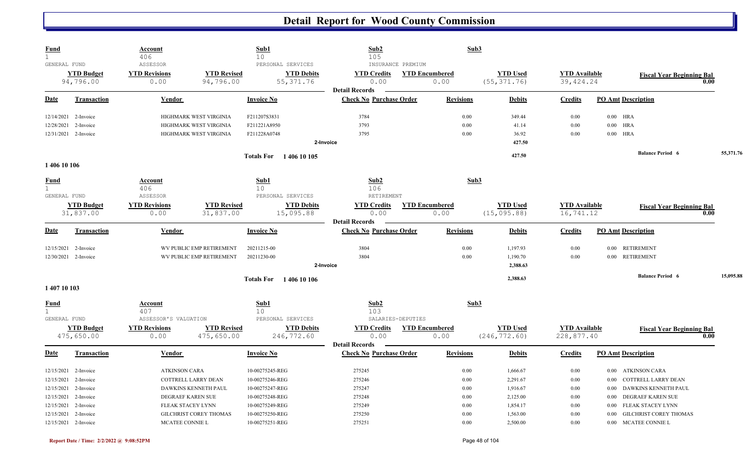# Detail Report for Wood County Commission

| Fund | Account | | Sub1 | Sub2 | | Sub3 | | |
|---|---|---|---|---|---|---|---|---|
| 1 | 406 | | 10 | 105 | | | | |
| GENERAL FUND | ASSESSOR | | PERSONAL SERVICES | INSURANCE PREMIUM | | | | |
| **YTD Budget** | **YTD Revisions** | **YTD Revised** | **YTD Debits** | **YTD Credits** | **YTD Encumbered** | **YTD Used** | **YTD Available** | **Fiscal Year Beginning Bal** |
| 94,796.00 | 0.00 | 94,796.00 | 55,371.76 | 0.00 | 0.00 | (55,371.76) | 39,424.24 | 0.00 |

**Detail Records**

| Date | Transaction | Vendor | Invoice No | Check No | Purchase Order | Revisions | Debits | Credits | PO Amt | Description |
|---|---|---|---|---|---|---|---|---|---|---|
| 12/14/2021 | 2-Invoice | HIGHMARK WEST VIRGINIA | F211207S3831 | 3784 | | 0.00 | 349.44 | 0.00 | 0.00 | HRA |
| 12/28/2021 | 2-Invoice | HIGHMARK WEST VIRGINIA | F211221A8950 | 3793 | | 0.00 | 41.14 | 0.00 | 0.00 | HRA |
| 12/31/2021 | 2-Invoice | HIGHMARK WEST VIRGINIA | F211228A0748 | 3795 | | 0.00 | 36.92 | 0.00 | 0.00 | HRA |
| | 2-Invoice | | | | | | 427.50 | | | |
| | Totals For 1 406 10 105 | | | | | | 427.50 | | | |

**Balance Period 6** 55,371.76

## 1 406 10 106

| Fund | Account | | Sub1 | Sub2 | | Sub3 | | |
|---|---|---|---|---|---|---|---|---|
| 1 | 406 | | 10 | 106 | | | | |
| GENERAL FUND | ASSESSOR | | PERSONAL SERVICES | RETIREMENT | | | | |
| **YTD Budget** | **YTD Revisions** | **YTD Revised** | **YTD Debits** | **YTD Credits** | **YTD Encumbered** | **YTD Used** | **YTD Available** | **Fiscal Year Beginning Bal** |
| 31,837.00 | 0.00 | 31,837.00 | 15,095.88 | 0.00 | 0.00 | (15,095.88) | 16,741.12 | 0.00 |

**Detail Records**

| Date | Transaction | Vendor | Invoice No | Check No | Purchase Order | Revisions | Debits | Credits | PO Amt | Description |
|---|---|---|---|---|---|---|---|---|---|---|
| 12/15/2021 | 2-Invoice | WV PUBLIC EMP RETIREMENT | 20211215-00 | 3804 | | 0.00 | 1,197.93 | 0.00 | 0.00 | RETIREMENT |
| 12/30/2021 | 2-Invoice | WV PUBLIC EMP RETIREMENT | 20211230-00 | 3804 | | 0.00 | 1,190.70 | 0.00 | 0.00 | RETIREMENT |
| | 2-Invoice | | | | | | 2,388.63 | | | |
| | Totals For 1 406 10 106 | | | | | | 2,388.63 | | | |

**Balance Period 6** 15,095.88

## 1 407 10 103

| Fund | Account | | Sub1 | Sub2 | | Sub3 | | |
|---|---|---|---|---|---|---|---|---|
| 1 | 407 | | 10 | 103 | | | | |
| GENERAL FUND | ASSESSOR'S VALUATION | | PERSONAL SERVICES | SALARIES-DEPUTIES | | | | |
| **YTD Budget** | **YTD Revisions** | **YTD Revised** | **YTD Debits** | **YTD Credits** | **YTD Encumbered** | **YTD Used** | **YTD Available** | **Fiscal Year Beginning Bal** |
| 475,650.00 | 0.00 | 475,650.00 | 246,772.60 | 0.00 | 0.00 | (246,772.60) | 228,877.40 | 0.00 |

**Detail Records**

| Date | Transaction | Vendor | Invoice No | Check No | Purchase Order | Revisions | Debits | Credits | PO Amt | Description |
|---|---|---|---|---|---|---|---|---|---|---|
| 12/15/2021 | 2-Invoice | ATKINSON CARA | 10-00275245-REG | 275245 | | 0.00 | 1,666.67 | 0.00 | 0.00 | ATKINSON CARA |
| 12/15/2021 | 2-Invoice | COTTRELL LARRY DEAN | 10-00275246-REG | 275246 | | 0.00 | 2,291.67 | 0.00 | 0.00 | COTTRELL LARRY DEAN |
| 12/15/2021 | 2-Invoice | DAWKINS KENNETH PAUL | 10-00275247-REG | 275247 | | 0.00 | 1,916.67 | 0.00 | 0.00 | DAWKINS KENNETH PAUL |
| 12/15/2021 | 2-Invoice | DEGRAEF KAREN SUE | 10-00275248-REG | 275248 | | 0.00 | 2,125.00 | 0.00 | 0.00 | DEGRAEF KAREN SUE |
| 12/15/2021 | 2-Invoice | FLEAK STACEY LYNN | 10-00275249-REG | 275249 | | 0.00 | 1,854.17 | 0.00 | 0.00 | FLEAK STACEY LYNN |
| 12/15/2021 | 2-Invoice | GILCHRIST COREY THOMAS | 10-00275250-REG | 275250 | | 0.00 | 1,563.00 | 0.00 | 0.00 | GILCHRIST COREY THOMAS |
| 12/15/2021 | 2-Invoice | MCATEE CONNIE L | 10-00275251-REG | 275251 | | 0.00 | 2,500.00 | 0.00 | 0.00 | MCATEE CONNIE L |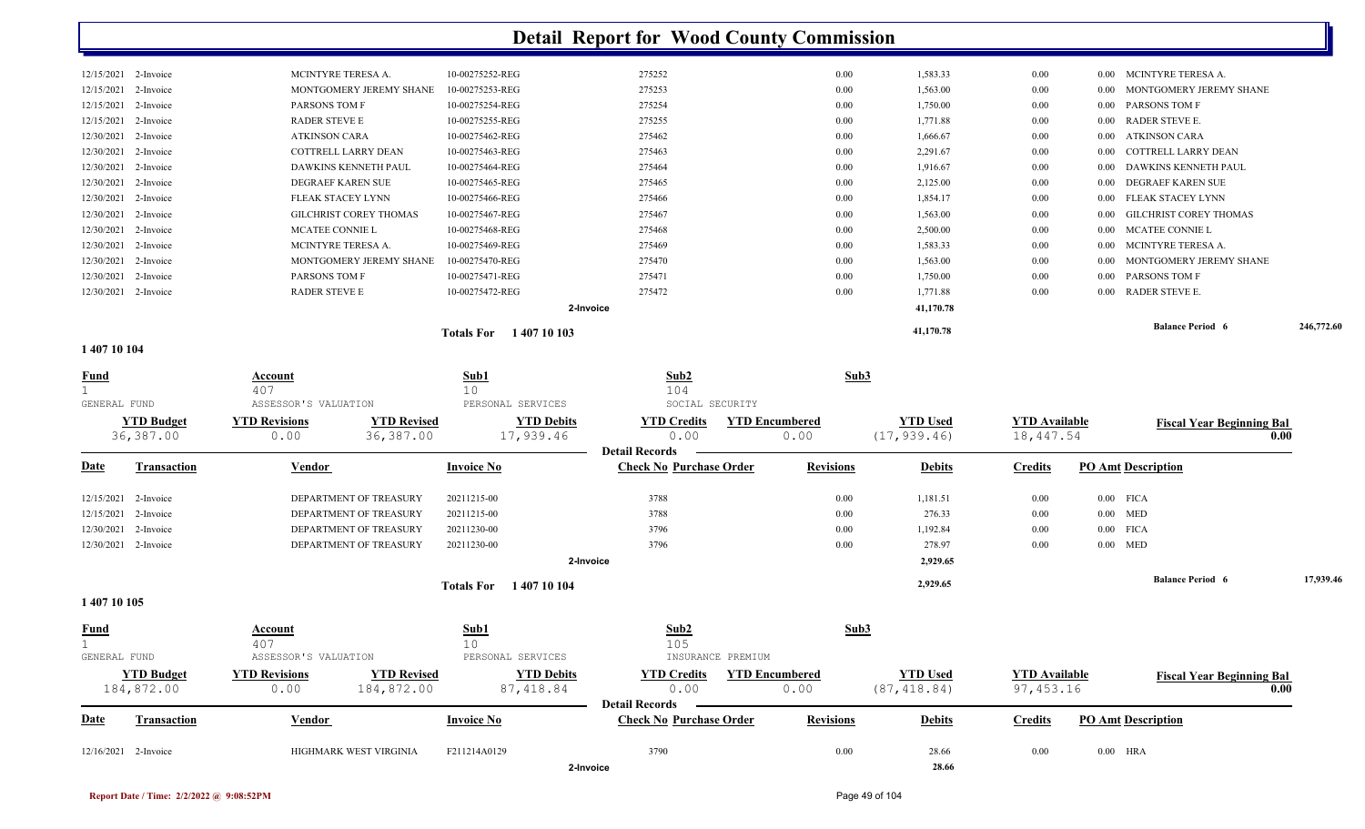# Detail Report for Wood County Commission

| Date | Transaction | Vendor | Invoice No | Check No Purchase Order | Revisions | Debits | Credits | PO Amt Description |
|---|---|---|---|---|---|---|---|---|
| 12/15/2021 | 2-Invoice | MCINTYRE TERESA A. | 10-00275252-REG | 275252 | 0.00 | 1,583.33 | 0.00 | 0.00 MCINTYRE TERESA A. |
| 12/15/2021 | 2-Invoice | MONTGOMERY JEREMY SHANE | 10-00275253-REG | 275253 | 0.00 | 1,563.00 | 0.00 | 0.00 MONTGOMERY JEREMY SHANE |
| 12/15/2021 | 2-Invoice | PARSONS TOM F | 10-00275254-REG | 275254 | 0.00 | 1,750.00 | 0.00 | 0.00 PARSONS TOM F |
| 12/15/2021 | 2-Invoice | RADER STEVE E | 10-00275255-REG | 275255 | 0.00 | 1,771.88 | 0.00 | 0.00 RADER STEVE E. |
| 12/30/2021 | 2-Invoice | ATKINSON CARA | 10-00275462-REG | 275462 | 0.00 | 1,666.67 | 0.00 | 0.00 ATKINSON CARA |
| 12/30/2021 | 2-Invoice | COTTRELL LARRY DEAN | 10-00275463-REG | 275463 | 0.00 | 2,291.67 | 0.00 | 0.00 COTTRELL LARRY DEAN |
| 12/30/2021 | 2-Invoice | DAWKINS KENNETH PAUL | 10-00275464-REG | 275464 | 0.00 | 1,916.67 | 0.00 | 0.00 DAWKINS KENNETH PAUL |
| 12/30/2021 | 2-Invoice | DEGRAEF KAREN SUE | 10-00275465-REG | 275465 | 0.00 | 2,125.00 | 0.00 | 0.00 DEGRAEF KAREN SUE |
| 12/30/2021 | 2-Invoice | FLEAK STACEY LYNN | 10-00275466-REG | 275466 | 0.00 | 1,854.17 | 0.00 | 0.00 FLEAK STACEY LYNN |
| 12/30/2021 | 2-Invoice | GILCHRIST COREY THOMAS | 10-00275467-REG | 275467 | 0.00 | 1,563.00 | 0.00 | 0.00 GILCHRIST COREY THOMAS |
| 12/30/2021 | 2-Invoice | MCATEE CONNIE L | 10-00275468-REG | 275468 | 0.00 | 2,500.00 | 0.00 | 0.00 MCATEE CONNIE L |
| 12/30/2021 | 2-Invoice | MCINTYRE TERESA A. | 10-00275469-REG | 275469 | 0.00 | 1,583.33 | 0.00 | 0.00 MCINTYRE TERESA A. |
| 12/30/2021 | 2-Invoice | MONTGOMERY JEREMY SHANE | 10-00275470-REG | 275470 | 0.00 | 1,563.00 | 0.00 | 0.00 MONTGOMERY JEREMY SHANE |
| 12/30/2021 | 2-Invoice | PARSONS TOM F | 10-00275471-REG | 275471 | 0.00 | 1,750.00 | 0.00 | 0.00 PARSONS TOM F |
| 12/30/2021 | 2-Invoice | RADER STEVE E | 10-00275472-REG | 275472 | 0.00 | 1,771.88 | 0.00 | 0.00 RADER STEVE E. |
| | | | | 2-Invoice | | 41,170.78 | | |

**Totals For 1 407 10 103** — 41,170.78 — **Balance Period 6** 246,772.60

## 1 407 10 104

| Fund | Account | Sub1 | Sub2 | Sub3 |
|---|---|---|---|---|
| 1 GENERAL FUND | 407 ASSESSOR'S VALUATION | 10 PERSONAL SERVICES | 104 SOCIAL SECURITY | |

| YTD Budget | YTD Revisions | YTD Revised | YTD Debits | YTD Credits | YTD Encumbered | YTD Used | YTD Available | Fiscal Year Beginning Bal |
|---|---|---|---|---|---|---|---|---|
| 36,387.00 | 0.00 | 36,387.00 | 17,939.46 | 0.00 | 0.00 | (17,939.46) | 18,447.54 | 0.00 |

**Detail Records**

| Date | Transaction | Vendor | Invoice No | Check No Purchase Order | Revisions | Debits | Credits | PO Amt Description |
|---|---|---|---|---|---|---|---|---|
| 12/15/2021 | 2-Invoice | DEPARTMENT OF TREASURY | 20211215-00 | 3788 | 0.00 | 1,181.51 | 0.00 | 0.00 FICA |
| 12/15/2021 | 2-Invoice | DEPARTMENT OF TREASURY | 20211215-00 | 3788 | 0.00 | 276.33 | 0.00 | 0.00 MED |
| 12/30/2021 | 2-Invoice | DEPARTMENT OF TREASURY | 20211230-00 | 3796 | 0.00 | 1,192.84 | 0.00 | 0.00 FICA |
| 12/30/2021 | 2-Invoice | DEPARTMENT OF TREASURY | 20211230-00 | 3796 | 0.00 | 278.97 | 0.00 | 0.00 MED |
| | | | | 2-Invoice | | 2,929.65 | | |

**Totals For 1 407 10 104** — 2,929.65 — **Balance Period 6** 17,939.46

## 1 407 10 105

| Fund | Account | Sub1 | Sub2 | Sub3 |
|---|---|---|---|---|
| 1 GENERAL FUND | 407 ASSESSOR'S VALUATION | 10 PERSONAL SERVICES | 105 INSURANCE PREMIUM | |

| YTD Budget | YTD Revisions | YTD Revised | YTD Debits | YTD Credits | YTD Encumbered | YTD Used | YTD Available | Fiscal Year Beginning Bal |
|---|---|---|---|---|---|---|---|---|
| 184,872.00 | 0.00 | 184,872.00 | 87,418.84 | 0.00 | 0.00 | (87,418.84) | 97,453.16 | 0.00 |

**Detail Records**

| Date | Transaction | Vendor | Invoice No | Check No Purchase Order | Revisions | Debits | Credits | PO Amt Description |
|---|---|---|---|---|---|---|---|---|
| 12/16/2021 | 2-Invoice | HIGHMARK WEST VIRGINIA | F211214A0129 | 3790 | 0.00 | 28.66 | 0.00 | 0.00 HRA |
| | | | | 2-Invoice | | 28.66 | | |

Report Date / Time: 2/2/2022 @ 9:08:52PM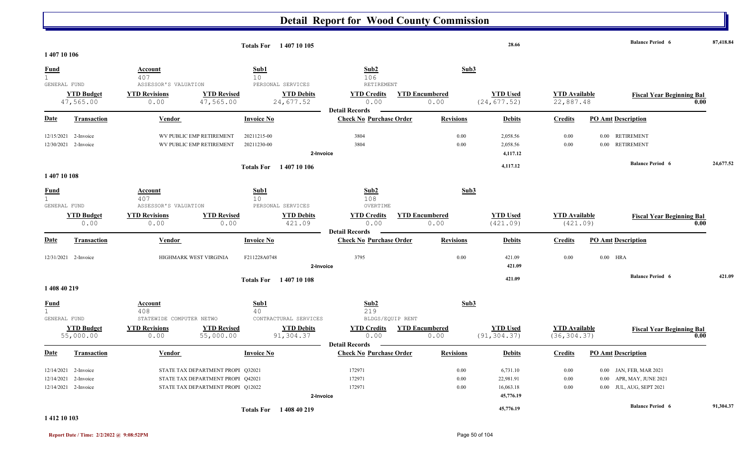# Detail Report for Wood County Commission

**Totals For 1 407 10 105** — 28.66 — **Balance Period 6** 87,418.84

## 1 407 10 106

| Fund | Account | Sub1 | Sub2 | Sub3 |
|---|---|---|---|---|
| 1 | 407 | 10 | 106 | |
| GENERAL FUND | ASSESSOR'S VALUATION | PERSONAL SERVICES | RETIREMENT | |

| YTD Budget | YTD Revisions | YTD Revised | YTD Debits | YTD Credits | YTD Encumbered | YTD Used | YTD Available | Fiscal Year Beginning Bal |
|---|---|---|---|---|---|---|---|---|
| 47,565.00 | 0.00 | 47,565.00 | 24,677.52 | 0.00 | 0.00 | (24,677.52) | 22,887.48 | 0.00 |

**Detail Records**

| Date | Transaction | Vendor | Invoice No | Check No | Purchase Order | Revisions | Debits | Credits | PO Amt | Description |
|---|---|---|---|---|---|---|---|---|---|---|
| 12/15/2021 | 2-Invoice | WV PUBLIC EMP RETIREMENT | 20211215-00 | 3804 | | 0.00 | 2,058.56 | 0.00 | 0.00 | RETIREMENT |
| 12/30/2021 | 2-Invoice | WV PUBLIC EMP RETIREMENT | 20211230-00 | 3804 | | 0.00 | 2,058.56 | 0.00 | 0.00 | RETIREMENT |
| | | | 2-Invoice | | | | 4,117.12 | | | |

**Totals For 1 407 10 106** — 4,117.12 — **Balance Period 6** 24,677.52

## 1 407 10 108

| Fund | Account | Sub1 | Sub2 | Sub3 |
|---|---|---|---|---|
| 1 | 407 | 10 | 108 | |
| GENERAL FUND | ASSESSOR'S VALUATION | PERSONAL SERVICES | OVERTIME | |

| YTD Budget | YTD Revisions | YTD Revised | YTD Debits | YTD Credits | YTD Encumbered | YTD Used | YTD Available | Fiscal Year Beginning Bal |
|---|---|---|---|---|---|---|---|---|
| 0.00 | 0.00 | 0.00 | 421.09 | 0.00 | 0.00 | (421.09) | (421.09) | 0.00 |

**Detail Records**

| Date | Transaction | Vendor | Invoice No | Check No | Purchase Order | Revisions | Debits | Credits | PO Amt | Description |
|---|---|---|---|---|---|---|---|---|---|---|
| 12/31/2021 | 2-Invoice | HIGHMARK WEST VIRGINIA | F211228A0748 | 3795 | | 0.00 | 421.09 | 0.00 | 0.00 | HRA |
| | | | 2-Invoice | | | | 421.09 | | | |

**Totals For 1 407 10 108** — 421.09 — **Balance Period 6** 421.09

## 1 408 40 219

| Fund | Account | Sub1 | Sub2 | Sub3 |
|---|---|---|---|---|
| 1 | 408 | 40 | 219 | |
| GENERAL FUND | STATEWIDE COMPUTER NETWO | CONTRACTURAL SERVICES | BLDGS/EQUIP RENT | |

| YTD Budget | YTD Revisions | YTD Revised | YTD Debits | YTD Credits | YTD Encumbered | YTD Used | YTD Available | Fiscal Year Beginning Bal |
|---|---|---|---|---|---|---|---|---|
| 55,000.00 | 0.00 | 55,000.00 | 91,304.37 | 0.00 | 0.00 | (91,304.37) | (36,304.37) | 0.00 |

**Detail Records**

| Date | Transaction | Vendor | Invoice No | Check No | Purchase Order | Revisions | Debits | Credits | PO Amt | Description |
|---|---|---|---|---|---|---|---|---|---|---|
| 12/14/2021 | 2-Invoice | STATE TAX DEPARTMENT PROPE | Q32021 | 172971 | | 0.00 | 6,731.10 | 0.00 | 0.00 | JAN, FEB, MAR 2021 |
| 12/14/2021 | 2-Invoice | STATE TAX DEPARTMENT PROPE | Q42021 | 172971 | | 0.00 | 22,981.91 | 0.00 | 0.00 | APR, MAY, JUNE 2021 |
| 12/14/2021 | 2-Invoice | STATE TAX DEPARTMENT PROPE | Q12022 | 172971 | | 0.00 | 16,063.18 | 0.00 | 0.00 | JUL, AUG, SEPT 2021 |
| | | | 2-Invoice | | | | 45,776.19 | | | |

**Totals For 1 408 40 219** — 45,776.19 — **Balance Period 6** 91,304.37

## 1 412 10 103

Report Date / Time: 2/2/2022 @ 9:08:52PM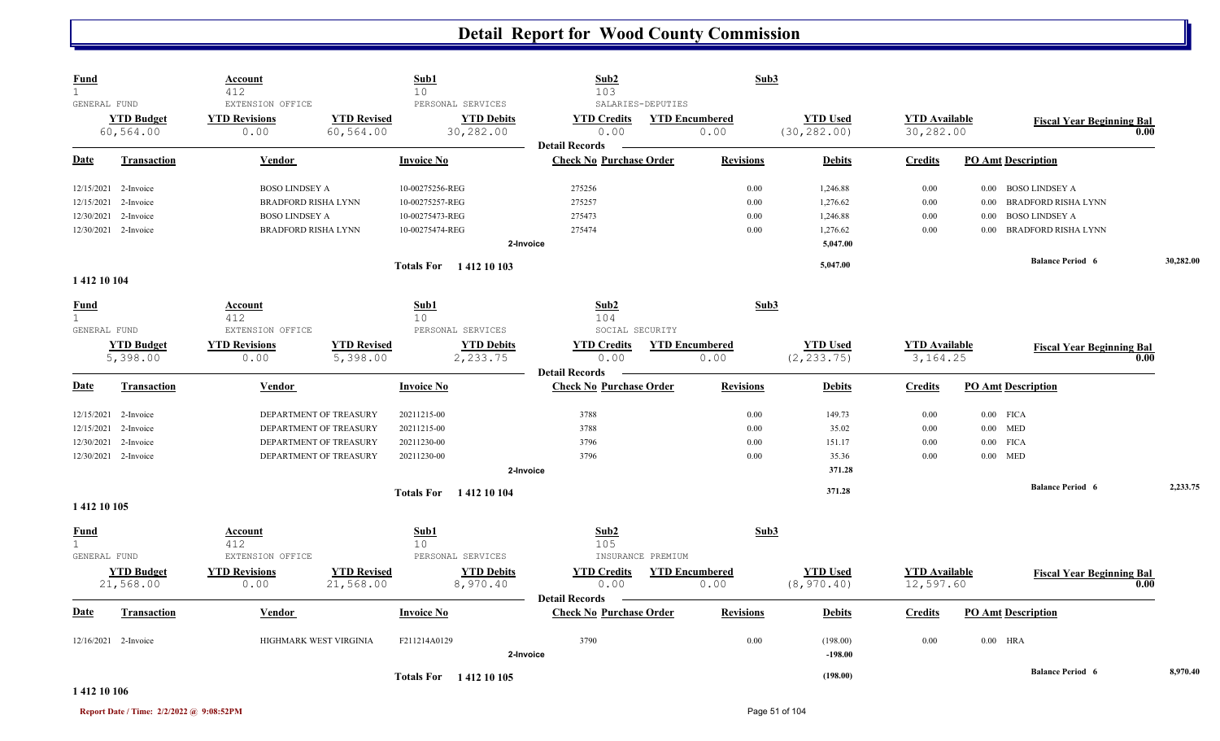# Detail Report for Wood County Commission

| Fund | Account | Sub1 | Sub2 | Sub3 |
|---|---|---|---|---|
| 1 | 412 | 10 | 103 | |
| GENERAL FUND | EXTENSION OFFICE | PERSONAL SERVICES | SALARIES-DEPUTIES | |

| YTD Budget | YTD Revisions | YTD Revised | YTD Debits | YTD Credits | YTD Encumbered | YTD Used | YTD Available | Fiscal Year Beginning Bal |
|---|---|---|---|---|---|---|---|---|
| 60,564.00 | 0.00 | 60,564.00 | 30,282.00 | 0.00 | 0.00 | (30,282.00) | 30,282.00 | 0.00 |

**Detail Records**

| Date | Transaction | Vendor | Invoice No | Check No | Purchase Order | Revisions | Debits | Credits | PO Amt | Description |
|---|---|---|---|---|---|---|---|---|---|---|
| 12/15/2021 | 2-Invoice | BOSO LINDSEY A | 10-00275256-REG | 275256 | | 0.00 | 1,246.88 | 0.00 | 0.00 | BOSO LINDSEY A |
| 12/15/2021 | 2-Invoice | BRADFORD RISHA LYNN | 10-00275257-REG | 275257 | | 0.00 | 1,276.62 | 0.00 | 0.00 | BRADFORD RISHA LYNN |
| 12/30/2021 | 2-Invoice | BOSO LINDSEY A | 10-00275473-REG | 275473 | | 0.00 | 1,246.88 | 0.00 | 0.00 | BOSO LINDSEY A |
| 12/30/2021 | 2-Invoice | BRADFORD RISHA LYNN | 10-00275474-REG | 275474 | | 0.00 | 1,276.62 | 0.00 | 0.00 | BRADFORD RISHA LYNN |
| | | | | 2-Invoice | | | 5,047.00 | | | |
| | | | Totals For 1 412 10 103 | | | | 5,047.00 | | | Balance Period 6 30,282.00 |

**1 412 10 104**

| Fund | Account | Sub1 | Sub2 | Sub3 |
|---|---|---|---|---|
| 1 | 412 | 10 | 104 | |
| GENERAL FUND | EXTENSION OFFICE | PERSONAL SERVICES | SOCIAL SECURITY | |

| YTD Budget | YTD Revisions | YTD Revised | YTD Debits | YTD Credits | YTD Encumbered | YTD Used | YTD Available | Fiscal Year Beginning Bal |
|---|---|---|---|---|---|---|---|---|
| 5,398.00 | 0.00 | 5,398.00 | 2,233.75 | 0.00 | 0.00 | (2,233.75) | 3,164.25 | 0.00 |

**Detail Records**

| Date | Transaction | Vendor | Invoice No | Check No | Purchase Order | Revisions | Debits | Credits | PO Amt | Description |
|---|---|---|---|---|---|---|---|---|---|---|
| 12/15/2021 | 2-Invoice | DEPARTMENT OF TREASURY | 20211215-00 | 3788 | | 0.00 | 149.73 | 0.00 | 0.00 | FICA |
| 12/15/2021 | 2-Invoice | DEPARTMENT OF TREASURY | 20211215-00 | 3788 | | 0.00 | 35.02 | 0.00 | 0.00 | MED |
| 12/30/2021 | 2-Invoice | DEPARTMENT OF TREASURY | 20211230-00 | 3796 | | 0.00 | 151.17 | 0.00 | 0.00 | FICA |
| 12/30/2021 | 2-Invoice | DEPARTMENT OF TREASURY | 20211230-00 | 3796 | | 0.00 | 35.36 | 0.00 | 0.00 | MED |
| | | | | 2-Invoice | | | 371.28 | | | |
| | | | Totals For 1 412 10 104 | | | | 371.28 | | | Balance Period 6 2,233.75 |

**1 412 10 105**

| Fund | Account | Sub1 | Sub2 | Sub3 |
|---|---|---|---|---|
| 1 | 412 | 10 | 105 | |
| GENERAL FUND | EXTENSION OFFICE | PERSONAL SERVICES | INSURANCE PREMIUM | |

| YTD Budget | YTD Revisions | YTD Revised | YTD Debits | YTD Credits | YTD Encumbered | YTD Used | YTD Available | Fiscal Year Beginning Bal |
|---|---|---|---|---|---|---|---|---|
| 21,568.00 | 0.00 | 21,568.00 | 8,970.40 | 0.00 | 0.00 | (8,970.40) | 12,597.60 | 0.00 |

**Detail Records**

| Date | Transaction | Vendor | Invoice No | Check No | Purchase Order | Revisions | Debits | Credits | PO Amt | Description |
|---|---|---|---|---|---|---|---|---|---|---|
| 12/16/2021 | 2-Invoice | HIGHMARK WEST VIRGINIA | F211214A0129 | 3790 | | 0.00 | (198.00) | 0.00 | 0.00 | HRA |
| | | | | 2-Invoice | | | -198.00 | | | |
| | | | Totals For 1 412 10 105 | | | | (198.00) | | | Balance Period 6 8,970.40 |

**1 412 10 106**

Report Date / Time: 2/2/2022 @ 9:08:52PM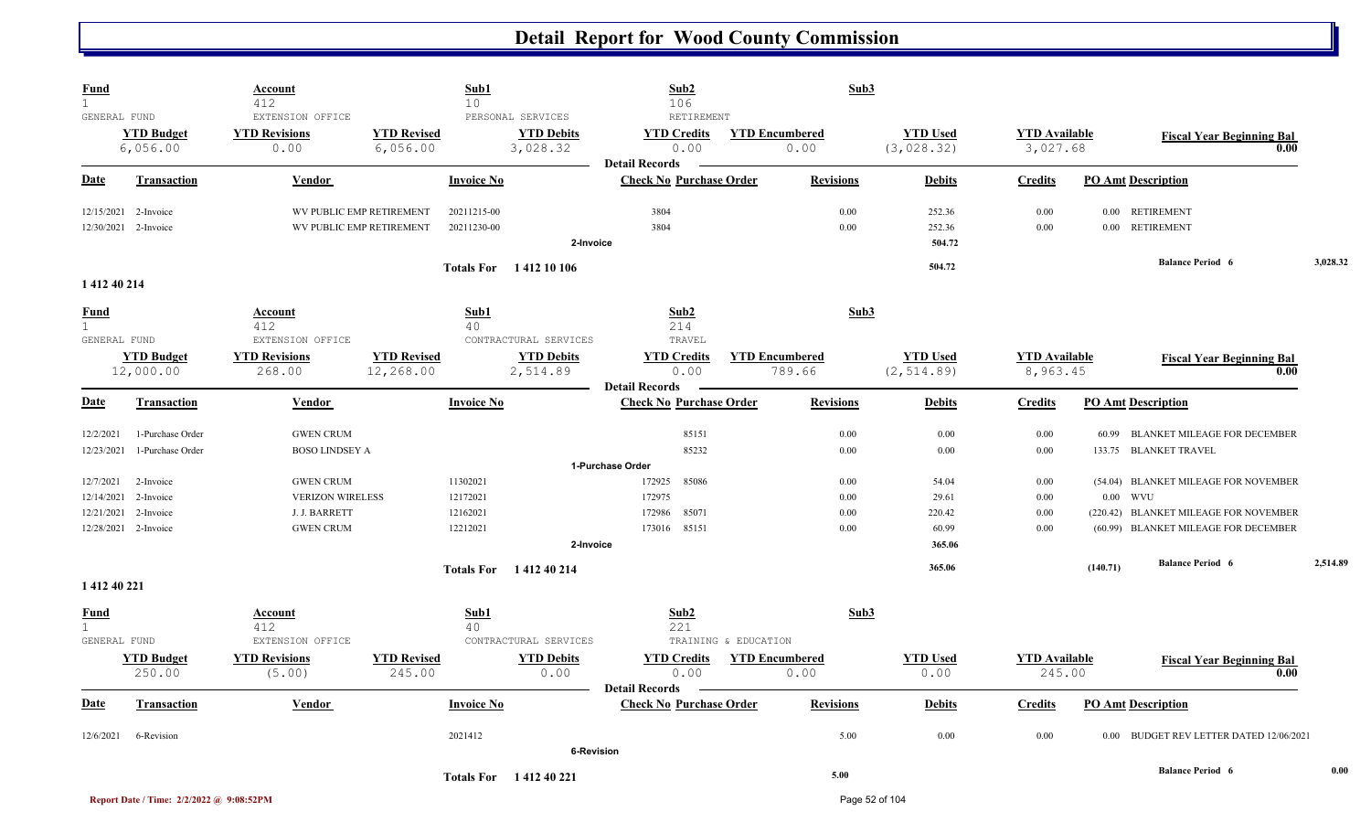# Detail Report for Wood County Commission

| Fund | Account | Sub1 | Sub2 | Sub3 |
|---|---|---|---|---|
| 1 | 412 | 10 | 106 | |
| GENERAL FUND | EXTENSION OFFICE | PERSONAL SERVICES | RETIREMENT | |

| YTD Budget | YTD Revisions | YTD Revised | YTD Debits | YTD Credits | YTD Encumbered | YTD Used | YTD Available | Fiscal Year Beginning Bal |
|---|---|---|---|---|---|---|---|---|
| 6,056.00 | 0.00 | 6,056.00 | 3,028.32 | 0.00 | 0.00 | (3,028.32) | 3,027.68 | 0.00 |

**Detail Records**

| Date | Transaction | Vendor | Invoice No | Check No | Purchase Order | Revisions | Debits | Credits | PO Amt | Description |
|---|---|---|---|---|---|---|---|---|---|---|
| 12/15/2021 | 2-Invoice | WV PUBLIC EMP RETIREMENT | 20211215-00 | 3804 | | 0.00 | 252.36 | 0.00 | 0.00 | RETIREMENT |
| 12/30/2021 | 2-Invoice | WV PUBLIC EMP RETIREMENT | 20211230-00 | 3804 | | 0.00 | 252.36 | 0.00 | 0.00 | RETIREMENT |
| | **2-Invoice** | | | | | | **504.72** | | | |
| | **Totals For 1 412 10 106** | | | | | | **504.72** | | | **Balance Period 6** 3,028.32 |

## 1 412 40 214

| Fund | Account | Sub1 | Sub2 | Sub3 |
|---|---|---|---|---|
| 1 | 412 | 40 | 214 | |
| GENERAL FUND | EXTENSION OFFICE | CONTRACTURAL SERVICES | TRAVEL | |

| YTD Budget | YTD Revisions | YTD Revised | YTD Debits | YTD Credits | YTD Encumbered | YTD Used | YTD Available | Fiscal Year Beginning Bal |
|---|---|---|---|---|---|---|---|---|
| 12,000.00 | 268.00 | 12,268.00 | 2,514.89 | 0.00 | 789.66 | (2,514.89) | 8,963.45 | 0.00 |

**Detail Records**

| Date | Transaction | Vendor | Invoice No | Check No | Purchase Order | Revisions | Debits | Credits | PO Amt | Description |
|---|---|---|---|---|---|---|---|---|---|---|
| 12/2/2021 | 1-Purchase Order | GWEN CRUM | | | 85151 | 0.00 | 0.00 | 0.00 | 60.99 | BLANKET MILEAGE FOR DECEMBER |
| 12/23/2021 | 1-Purchase Order | BOSO LINDSEY A | | | 85232 | 0.00 | 0.00 | 0.00 | 133.75 | BLANKET TRAVEL |
| | **1-Purchase Order** | | | | | | | | | |
| 12/7/2021 | 2-Invoice | GWEN CRUM | 11302021 | 172925 | 85086 | 0.00 | 54.04 | 0.00 | (54.04) | BLANKET MILEAGE FOR NOVEMBER |
| 12/14/2021 | 2-Invoice | VERIZON WIRELESS | 12172021 | 172975 | | 0.00 | 29.61 | 0.00 | 0.00 | WVU |
| 12/21/2021 | 2-Invoice | J. J. BARRETT | 12162021 | 172986 | 85071 | 0.00 | 220.42 | 0.00 | (220.42) | BLANKET MILEAGE FOR NOVEMBER |
| 12/28/2021 | 2-Invoice | GWEN CRUM | 12212021 | 173016 | 85151 | 0.00 | 60.99 | 0.00 | (60.99) | BLANKET MILEAGE FOR DECEMBER |
| | **2-Invoice** | | | | | | **365.06** | | | |
| | **Totals For 1 412 40 214** | | | | | | **365.06** | | **(140.71)** | **Balance Period 6** 2,514.89 |

## 1 412 40 221

| Fund | Account | Sub1 | Sub2 | Sub3 |
|---|---|---|---|---|
| 1 | 412 | 40 | 221 | |
| GENERAL FUND | EXTENSION OFFICE | CONTRACTURAL SERVICES | TRAINING & EDUCATION | |

| YTD Budget | YTD Revisions | YTD Revised | YTD Debits | YTD Credits | YTD Encumbered | YTD Used | YTD Available | Fiscal Year Beginning Bal |
|---|---|---|---|---|---|---|---|---|
| 250.00 | (5.00) | 245.00 | 0.00 | 0.00 | 0.00 | 0.00 | 245.00 | 0.00 |

**Detail Records**

| Date | Transaction | Vendor | Invoice No | Check No | Purchase Order | Revisions | Debits | Credits | PO Amt | Description |
|---|---|---|---|---|---|---|---|---|---|---|
| 12/6/2021 | 6-Revision | | 2021412 | | | 5.00 | 0.00 | 0.00 | 0.00 | BUDGET REV LETTER DATED 12/06/2021 |
| | **6-Revision** | | | | | | | | | |
| | **Totals For 1 412 40 221** | | | | | **5.00** | | | | **Balance Period 6** 0.00 |

Report Date / Time: 2/2/2022 @ 9:08:52PM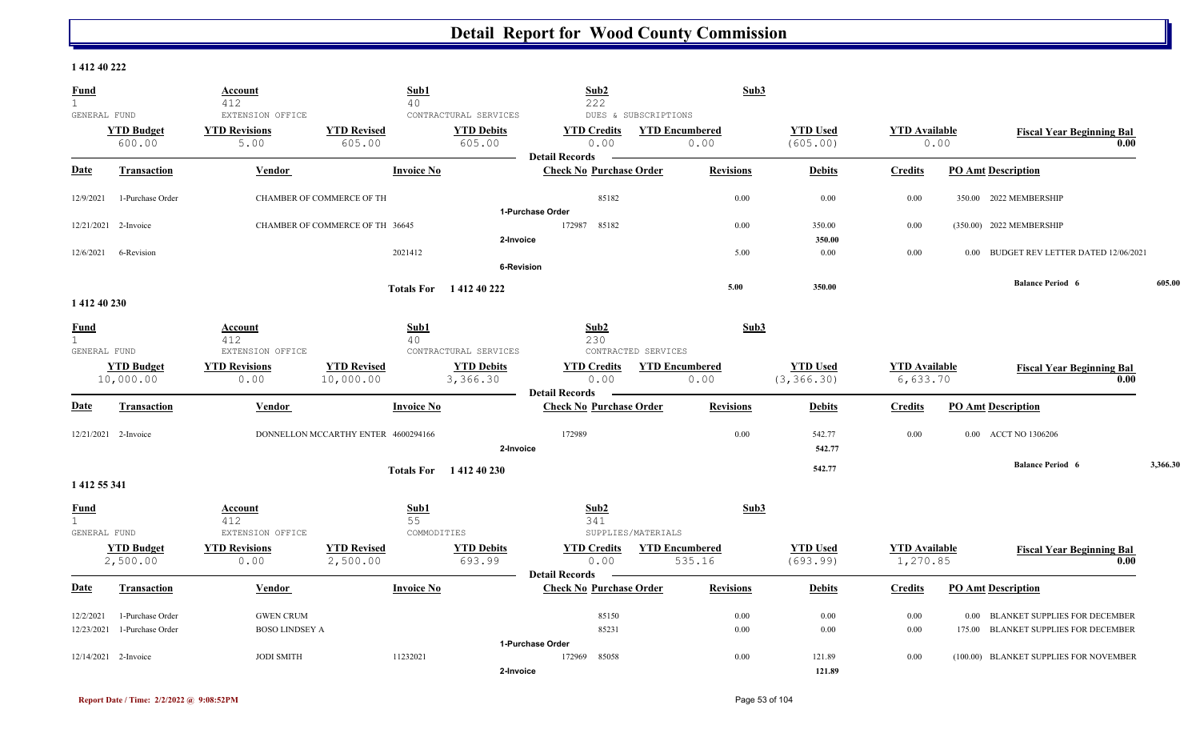# Detail Report for Wood County Commission

## 1 412 40 222

| Fund | Account | Sub1 | Sub2 | Sub3 |
|---|---|---|---|---|
| 1 | 412 | 40 | 222 | |
| GENERAL FUND | EXTENSION OFFICE | CONTRACTUAL SERVICES | DUES & SUBSCRIPTIONS | |

| YTD Budget | YTD Revisions | YTD Revised | YTD Debits | YTD Credits | YTD Encumbered | YTD Used | YTD Available | Fiscal Year Beginning Bal |
|---|---|---|---|---|---|---|---|---|
| 600.00 | 5.00 | 605.00 | 605.00 | 0.00 | 0.00 | (605.00) | 0.00 | 0.00 |

**Detail Records**

| Date | Transaction | Vendor | Invoice No | Check No | Purchase Order | Revisions | Debits | Credits | PO Amt | Description |
|---|---|---|---|---|---|---|---|---|---|---|
| 12/9/2021 | 1-Purchase Order | CHAMBER OF COMMERCE OF TH | | | 85182 | 0.00 | 0.00 | 0.00 | 350.00 | 2022 MEMBERSHIP |
| | **1-Purchase Order** | | | | | | | | | |
| 12/21/2021 | 2-Invoice | CHAMBER OF COMMERCE OF TH | 36645 | 172987 | 85182 | 0.00 | 350.00 | 0.00 | (350.00) | 2022 MEMBERSHIP |
| | **2-Invoice** | | | | | | 350.00 | | | |
| 12/6/2021 | 6-Revision | | 2021412 | | | 5.00 | 0.00 | 0.00 | 0.00 | BUDGET REV LETTER DATED 12/06/2021 |
| | **6-Revision** | | | | | | | | | |
| | **Totals For 1 412 40 222** | | | | | 5.00 | 350.00 | | | **Balance Period 6** 605.00 |

## 1 412 40 230

| Fund | Account | Sub1 | Sub2 | Sub3 |
|---|---|---|---|---|
| 1 | 412 | 40 | 230 | |
| GENERAL FUND | EXTENSION OFFICE | CONTRACTUAL SERVICES | CONTRACTED SERVICES | |

| YTD Budget | YTD Revisions | YTD Revised | YTD Debits | YTD Credits | YTD Encumbered | YTD Used | YTD Available | Fiscal Year Beginning Bal |
|---|---|---|---|---|---|---|---|---|
| 10,000.00 | 0.00 | 10,000.00 | 3,366.30 | 0.00 | 0.00 | (3,366.30) | 6,633.70 | 0.00 |

**Detail Records**

| Date | Transaction | Vendor | Invoice No | Check No | Purchase Order | Revisions | Debits | Credits | PO Amt | Description |
|---|---|---|---|---|---|---|---|---|---|---|
| 12/21/2021 | 2-Invoice | DONNELLON MCCARTHY ENTER | 4600294166 | 172989 | | 0.00 | 542.77 | 0.00 | 0.00 | ACCT NO 1306206 |
| | **2-Invoice** | | | | | | 542.77 | | | |
| | **Totals For 1 412 40 230** | | | | | | 542.77 | | | **Balance Period 6** 3,366.30 |

## 1 412 55 341

| Fund | Account | Sub1 | Sub2 | Sub3 |
|---|---|---|---|---|
| 1 | 412 | 55 | 341 | |
| GENERAL FUND | EXTENSION OFFICE | COMMODITIES | SUPPLIES/MATERIALS | |

| YTD Budget | YTD Revisions | YTD Revised | YTD Debits | YTD Credits | YTD Encumbered | YTD Used | YTD Available | Fiscal Year Beginning Bal |
|---|---|---|---|---|---|---|---|---|
| 2,500.00 | 0.00 | 2,500.00 | 693.99 | 0.00 | 535.16 | (693.99) | 1,270.85 | 0.00 |

**Detail Records**

| Date | Transaction | Vendor | Invoice No | Check No | Purchase Order | Revisions | Debits | Credits | PO Amt | Description |
|---|---|---|---|---|---|---|---|---|---|---|
| 12/2/2021 | 1-Purchase Order | GWEN CRUM | | | 85150 | 0.00 | 0.00 | 0.00 | 0.00 | BLANKET SUPPLIES FOR DECEMBER |
| 12/23/2021 | 1-Purchase Order | BOSO LINDSEY A | | | 85231 | 0.00 | 0.00 | 0.00 | 175.00 | BLANKET SUPPLIES FOR DECEMBER |
| | **1-Purchase Order** | | | | | | | | | |
| 12/14/2021 | 2-Invoice | JODI SMITH | 11232021 | 172969 | 85058 | 0.00 | 121.89 | 0.00 | (100.00) | BLANKET SUPPLIES FOR NOVEMBER |
| | **2-Invoice** | | | | | | 121.89 | | | |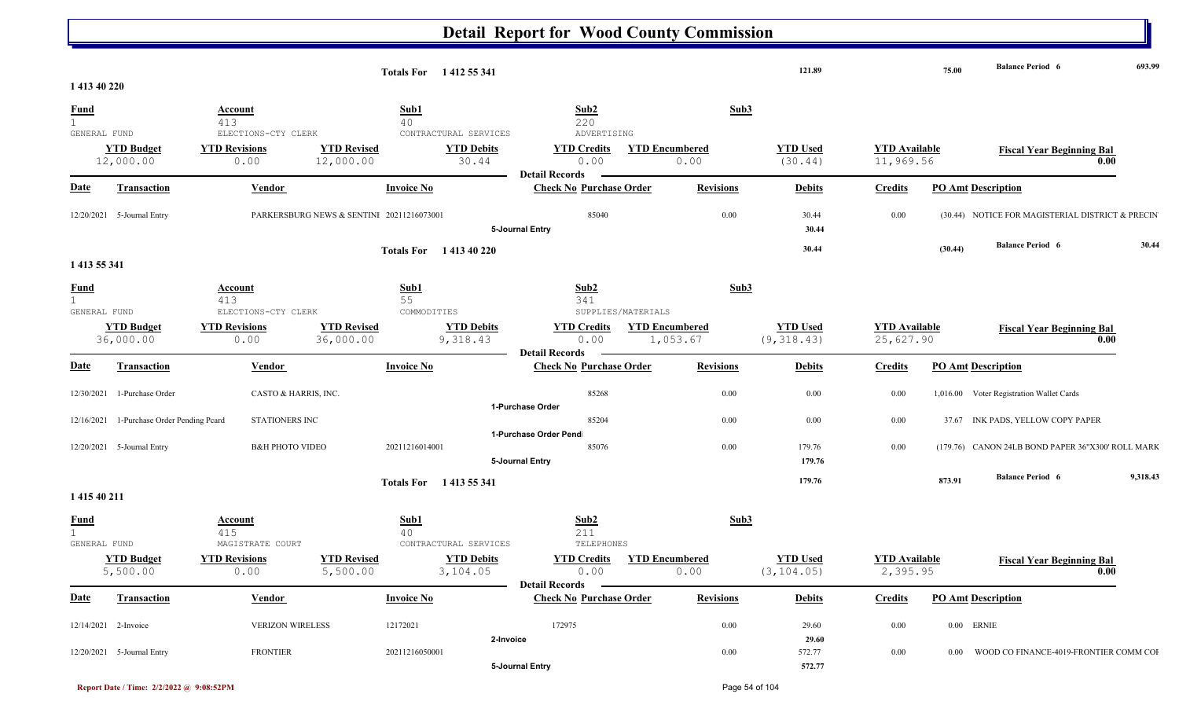# Detail Report for Wood County Commission

| Totals For 1 412 55 341 | | 121.89 | | 75.00 | Balance Period 6 | 693.99 |
|---|---|---|---|---|---|---|

## 1 413 40 220

| Fund | Account | Sub1 | Sub2 | Sub3 |
|---|---|---|---|---|
| 1 | 413 | 40 | 220 | |
| GENERAL FUND | ELECTIONS-CTY CLERK | CONTRACTURAL SERVICES | ADVERTISING | |

| YTD Budget | YTD Revisions | YTD Revised | YTD Debits | YTD Credits | YTD Encumbered | YTD Used | YTD Available | Fiscal Year Beginning Bal |
|---|---|---|---|---|---|---|---|---|
| 12,000.00 | 0.00 | 12,000.00 | 30.44 | 0.00 | 0.00 | (30.44) | 11,969.56 | 0.00 |

**Detail Records**

| Date | Transaction | Vendor | Invoice No | Check No | Purchase Order | Revisions | Debits | Credits | PO Amt | Description |
|---|---|---|---|---|---|---|---|---|---|---|
| 12/20/2021 | 5-Journal Entry | PARKERSBURG NEWS & SENTINI | 20211216073001 | 85040 | | 0.00 | 30.44 | 0.00 | (30.44) | NOTICE FOR MAGISTERIAL DISTRICT & PRECIN |
| | | | | 5-Journal Entry | | | 30.44 | | | |
| | Totals For 1 413 40 220 | | | | | | 30.44 | | (30.44) | Balance Period 6 30.44 |

## 1 413 55 341

| Fund | Account | Sub1 | Sub2 | Sub3 |
|---|---|---|---|---|
| 1 | 413 | 55 | 341 | |
| GENERAL FUND | ELECTIONS-CTY CLERK | COMMODITIES | SUPPLIES/MATERIALS | |

| YTD Budget | YTD Revisions | YTD Revised | YTD Debits | YTD Credits | YTD Encumbered | YTD Used | YTD Available | Fiscal Year Beginning Bal |
|---|---|---|---|---|---|---|---|---|
| 36,000.00 | 0.00 | 36,000.00 | 9,318.43 | 0.00 | 1,053.67 | (9,318.43) | 25,627.90 | 0.00 |

**Detail Records**

| Date | Transaction | Vendor | Invoice No | Check No | Purchase Order | Revisions | Debits | Credits | PO Amt | Description |
|---|---|---|---|---|---|---|---|---|---|---|
| 12/30/2021 | 1-Purchase Order | CASTO & HARRIS, INC. | | 85268 | | 0.00 | 0.00 | 0.00 | 1,016.00 | Voter Registration Wallet Cards |
| | | | | 1-Purchase Order | | | | | | |
| 12/16/2021 | 1-Purchase Order Pending Pcard | STATIONERS INC | | 85204 | | 0.00 | 0.00 | 0.00 | 37.67 | INK PADS, YELLOW COPY PAPER |
| | | | | 1-Purchase Order Pendi | | | | | | |
| 12/20/2021 | 5-Journal Entry | B&H PHOTO VIDEO | 20211216014001 | 85076 | | 0.00 | 179.76 | 0.00 | (179.76) | CANON 24LB BOND PAPER 36"X300' ROLL MARK |
| | | | | 5-Journal Entry | | | 179.76 | | | |
| | Totals For 1 413 55 341 | | | | | | 179.76 | | 873.91 | Balance Period 6 9,318.43 |

## 1 415 40 211

| Fund | Account | Sub1 | Sub2 | Sub3 |
|---|---|---|---|---|
| 1 | 415 | 40 | 211 | |
| GENERAL FUND | MAGISTRATE COURT | CONTRACTURAL SERVICES | TELEPHONES | |

| YTD Budget | YTD Revisions | YTD Revised | YTD Debits | YTD Credits | YTD Encumbered | YTD Used | YTD Available | Fiscal Year Beginning Bal |
|---|---|---|---|---|---|---|---|---|
| 5,500.00 | 0.00 | 5,500.00 | 3,104.05 | 0.00 | 0.00 | (3,104.05) | 2,395.95 | 0.00 |

**Detail Records**

| Date | Transaction | Vendor | Invoice No | Check No | Purchase Order | Revisions | Debits | Credits | PO Amt | Description |
|---|---|---|---|---|---|---|---|---|---|---|
| 12/14/2021 | 2-Invoice | VERIZON WIRELESS | 12172021 | 172975 | | 0.00 | 29.60 | 0.00 | 0.00 | ERNIE |
| | | | | 2-Invoice | | | 29.60 | | | |
| 12/20/2021 | 5-Journal Entry | FRONTIER | 20211216050001 | | | 0.00 | 572.77 | 0.00 | 0.00 | WOOD CO FINANCE-4019-FRONTIER COMM COI |
| | | | | 5-Journal Entry | | | 572.77 | | | |

Report Date / Time: 2/2/2022 @ 9:08:52PM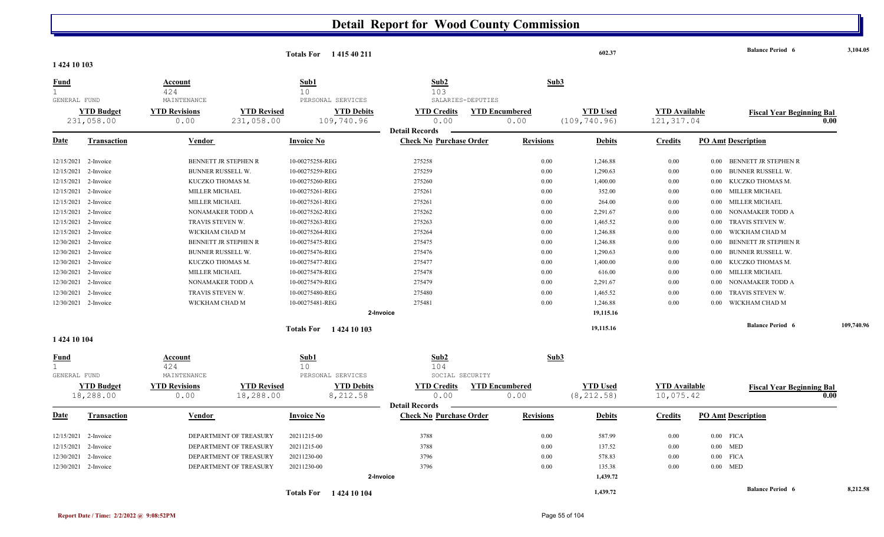# Detail Report for Wood County Commission

| | | | |
|---|---|---|---|
| Totals For 1 415 40 211 | 602.37 | Balance Period 6 | 3,104.05 |

**1 424 10 103**

| Fund | Account | Sub1 | Sub2 | Sub3 |
|---|---|---|---|---|
| 1 | 424 | 10 | 103 | |
| GENERAL FUND | MAINTENANCE | PERSONAL SERVICES | SALARIES-DEPUTIES | |

| YTD Budget | YTD Revisions | YTD Revised | YTD Debits | YTD Credits | YTD Encumbered | YTD Used | YTD Available | Fiscal Year Beginning Bal |
|---|---|---|---|---|---|---|---|---|
| 231,058.00 | 0.00 | 231,058.00 | 109,740.96 | 0.00 | 0.00 | (109,740.96) | 121,317.04 | 0.00 |

**Detail Records**

| Date | Transaction | Vendor | Invoice No | Check No | Purchase Order | Revisions | Debits | Credits | PO Amt | Description |
|---|---|---|---|---|---|---|---|---|---|---|
| 12/15/2021 | 2-Invoice | BENNETT JR STEPHEN R | 10-00275258-REG | 275258 | | 0.00 | 1,246.88 | 0.00 | 0.00 | BENNETT JR STEPHEN R |
| 12/15/2021 | 2-Invoice | BUNNER RUSSELL W. | 10-00275259-REG | 275259 | | 0.00 | 1,290.63 | 0.00 | 0.00 | BUNNER RUSSELL W. |
| 12/15/2021 | 2-Invoice | KUCZKO THOMAS M. | 10-00275260-REG | 275260 | | 0.00 | 1,400.00 | 0.00 | 0.00 | KUCZKO THOMAS M. |
| 12/15/2021 | 2-Invoice | MILLER MICHAEL | 10-00275261-REG | 275261 | | 0.00 | 352.00 | 0.00 | 0.00 | MILLER MICHAEL |
| 12/15/2021 | 2-Invoice | MILLER MICHAEL | 10-00275261-REG | 275261 | | 0.00 | 264.00 | 0.00 | 0.00 | MILLER MICHAEL |
| 12/15/2021 | 2-Invoice | NONAMAKER TODD A | 10-00275262-REG | 275262 | | 0.00 | 2,291.67 | 0.00 | 0.00 | NONAMAKER TODD A |
| 12/15/2021 | 2-Invoice | TRAVIS STEVEN W. | 10-00275263-REG | 275263 | | 0.00 | 1,465.52 | 0.00 | 0.00 | TRAVIS STEVEN W. |
| 12/15/2021 | 2-Invoice | WICKHAM CHAD M | 10-00275264-REG | 275264 | | 0.00 | 1,246.88 | 0.00 | 0.00 | WICKHAM CHAD M |
| 12/30/2021 | 2-Invoice | BENNETT JR STEPHEN R | 10-00275475-REG | 275475 | | 0.00 | 1,246.88 | 0.00 | 0.00 | BENNETT JR STEPHEN R |
| 12/30/2021 | 2-Invoice | BUNNER RUSSELL W. | 10-00275476-REG | 275476 | | 0.00 | 1,290.63 | 0.00 | 0.00 | BUNNER RUSSELL W. |
| 12/30/2021 | 2-Invoice | KUCZKO THOMAS M. | 10-00275477-REG | 275477 | | 0.00 | 1,400.00 | 0.00 | 0.00 | KUCZKO THOMAS M. |
| 12/30/2021 | 2-Invoice | MILLER MICHAEL | 10-00275478-REG | 275478 | | 0.00 | 616.00 | 0.00 | 0.00 | MILLER MICHAEL |
| 12/30/2021 | 2-Invoice | NONAMAKER TODD A | 10-00275479-REG | 275479 | | 0.00 | 2,291.67 | 0.00 | 0.00 | NONAMAKER TODD A |
| 12/30/2021 | 2-Invoice | TRAVIS STEVEN W. | 10-00275480-REG | 275480 | | 0.00 | 1,465.52 | 0.00 | 0.00 | TRAVIS STEVEN W. |
| 12/30/2021 | 2-Invoice | WICKHAM CHAD M | 10-00275481-REG | 275481 | | 0.00 | 1,246.88 | 0.00 | 0.00 | WICKHAM CHAD M |
| | | | | 2-Invoice | | | 19,115.16 | | | |

| | | | |
|---|---|---|---|
| Totals For 1 424 10 103 | 19,115.16 | Balance Period 6 | 109,740.96 |

**1 424 10 104**

| Fund | Account | Sub1 | Sub2 | Sub3 |
|---|---|---|---|---|
| 1 | 424 | 10 | 104 | |
| GENERAL FUND | MAINTENANCE | PERSONAL SERVICES | SOCIAL SECURITY | |

| YTD Budget | YTD Revisions | YTD Revised | YTD Debits | YTD Credits | YTD Encumbered | YTD Used | YTD Available | Fiscal Year Beginning Bal |
|---|---|---|---|---|---|---|---|---|
| 18,288.00 | 0.00 | 18,288.00 | 8,212.58 | 0.00 | 0.00 | (8,212.58) | 10,075.42 | 0.00 |

**Detail Records**

| Date | Transaction | Vendor | Invoice No | Check No | Purchase Order | Revisions | Debits | Credits | PO Amt | Description |
|---|---|---|---|---|---|---|---|---|---|---|
| 12/15/2021 | 2-Invoice | DEPARTMENT OF TREASURY | 20211215-00 | 3788 | | 0.00 | 587.99 | 0.00 | 0.00 | FICA |
| 12/15/2021 | 2-Invoice | DEPARTMENT OF TREASURY | 20211215-00 | 3788 | | 0.00 | 137.52 | 0.00 | 0.00 | MED |
| 12/30/2021 | 2-Invoice | DEPARTMENT OF TREASURY | 20211230-00 | 3796 | | 0.00 | 578.83 | 0.00 | 0.00 | FICA |
| 12/30/2021 | 2-Invoice | DEPARTMENT OF TREASURY | 20211230-00 | 3796 | | 0.00 | 135.38 | 0.00 | 0.00 | MED |
| | | | | 2-Invoice | | | 1,439.72 | | | |

| | | | |
|---|---|---|---|
| Totals For 1 424 10 104 | 1,439.72 | Balance Period 6 | 8,212.58 |

Report Date / Time: 2/2/2022 @ 9:08:52PM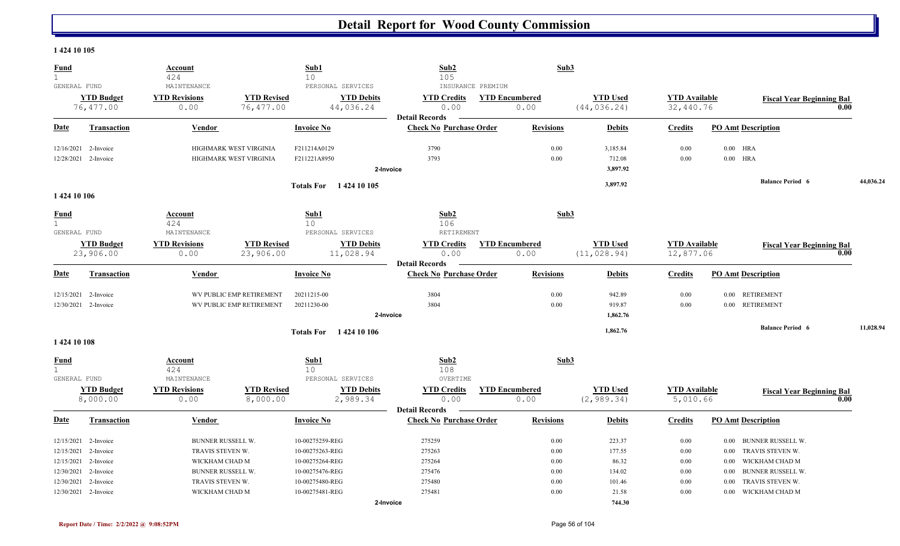# Detail Report for Wood County Commission

## 1 424 10 105

| Fund | Account | Sub1 | Sub2 | Sub3 |
|---|---|---|---|---|
| 1 | 424 | 10 | 105 | |
| GENERAL FUND | MAINTENANCE | PERSONAL SERVICES | INSURANCE PREMIUM | |

| YTD Budget | YTD Revisions | YTD Revised | YTD Debits | YTD Credits | YTD Encumbered | YTD Used | YTD Available | Fiscal Year Beginning Bal |
|---|---|---|---|---|---|---|---|---|
| 76,477.00 | 0.00 | 76,477.00 | 44,036.24 | 0.00 | 0.00 | (44,036.24) | 32,440.76 | 0.00 |

**Detail Records**

| Date | Transaction | Vendor | Invoice No | Check No | Purchase Order | Revisions | Debits | Credits | PO Amt | Description |
|---|---|---|---|---|---|---|---|---|---|---|
| 12/16/2021 | 2-Invoice | HIGHMARK WEST VIRGINIA | F211214A0129 | 3790 | | 0.00 | 3,185.84 | 0.00 | 0.00 | HRA |
| 12/28/2021 | 2-Invoice | HIGHMARK WEST VIRGINIA | F211221A8950 | 3793 | | 0.00 | 712.08 | 0.00 | 0.00 | HRA |
| | | | 2-Invoice | | | | 3,897.92 | | | |
| | | | Totals For 1 424 10 105 | | | | 3,897.92 | | | Balance Period 6 44,036.24 |

## 1 424 10 106

| Fund | Account | Sub1 | Sub2 | Sub3 |
|---|---|---|---|---|
| 1 | 424 | 10 | 106 | |
| GENERAL FUND | MAINTENANCE | PERSONAL SERVICES | RETIREMENT | |

| YTD Budget | YTD Revisions | YTD Revised | YTD Debits | YTD Credits | YTD Encumbered | YTD Used | YTD Available | Fiscal Year Beginning Bal |
|---|---|---|---|---|---|---|---|---|
| 23,906.00 | 0.00 | 23,906.00 | 11,028.94 | 0.00 | 0.00 | (11,028.94) | 12,877.06 | 0.00 |

**Detail Records**

| Date | Transaction | Vendor | Invoice No | Check No | Purchase Order | Revisions | Debits | Credits | PO Amt | Description |
|---|---|---|---|---|---|---|---|---|---|---|
| 12/15/2021 | 2-Invoice | WV PUBLIC EMP RETIREMENT | 20211215-00 | 3804 | | 0.00 | 942.89 | 0.00 | 0.00 | RETIREMENT |
| 12/30/2021 | 2-Invoice | WV PUBLIC EMP RETIREMENT | 20211230-00 | 3804 | | 0.00 | 919.87 | 0.00 | 0.00 | RETIREMENT |
| | | | 2-Invoice | | | | 1,862.76 | | | |
| | | | Totals For 1 424 10 106 | | | | 1,862.76 | | | Balance Period 6 11,028.94 |

## 1 424 10 108

| Fund | Account | Sub1 | Sub2 | Sub3 |
|---|---|---|---|---|
| 1 | 424 | 10 | 108 | |
| GENERAL FUND | MAINTENANCE | PERSONAL SERVICES | OVERTIME | |

| YTD Budget | YTD Revisions | YTD Revised | YTD Debits | YTD Credits | YTD Encumbered | YTD Used | YTD Available | Fiscal Year Beginning Bal |
|---|---|---|---|---|---|---|---|---|
| 8,000.00 | 0.00 | 8,000.00 | 2,989.34 | 0.00 | 0.00 | (2,989.34) | 5,010.66 | 0.00 |

**Detail Records**

| Date | Transaction | Vendor | Invoice No | Check No | Purchase Order | Revisions | Debits | Credits | PO Amt | Description |
|---|---|---|---|---|---|---|---|---|---|---|
| 12/15/2021 | 2-Invoice | BUNNER RUSSELL W. | 10-00275259-REG | 275259 | | 0.00 | 223.37 | 0.00 | 0.00 | BUNNER RUSSELL W. |
| 12/15/2021 | 2-Invoice | TRAVIS STEVEN W. | 10-00275263-REG | 275263 | | 0.00 | 177.55 | 0.00 | 0.00 | TRAVIS STEVEN W. |
| 12/15/2021 | 2-Invoice | WICKHAM CHAD M | 10-00275264-REG | 275264 | | 0.00 | 86.32 | 0.00 | 0.00 | WICKHAM CHAD M |
| 12/30/2021 | 2-Invoice | BUNNER RUSSELL W. | 10-00275476-REG | 275476 | | 0.00 | 134.02 | 0.00 | 0.00 | BUNNER RUSSELL W. |
| 12/30/2021 | 2-Invoice | TRAVIS STEVEN W. | 10-00275480-REG | 275480 | | 0.00 | 101.46 | 0.00 | 0.00 | TRAVIS STEVEN W. |
| 12/30/2021 | 2-Invoice | WICKHAM CHAD M | 10-00275481-REG | 275481 | | 0.00 | 21.58 | 0.00 | 0.00 | WICKHAM CHAD M |
| | | | 2-Invoice | | | | 744.30 | | | |

Report Date / Time: 2/2/2022 @ 9:08:52PM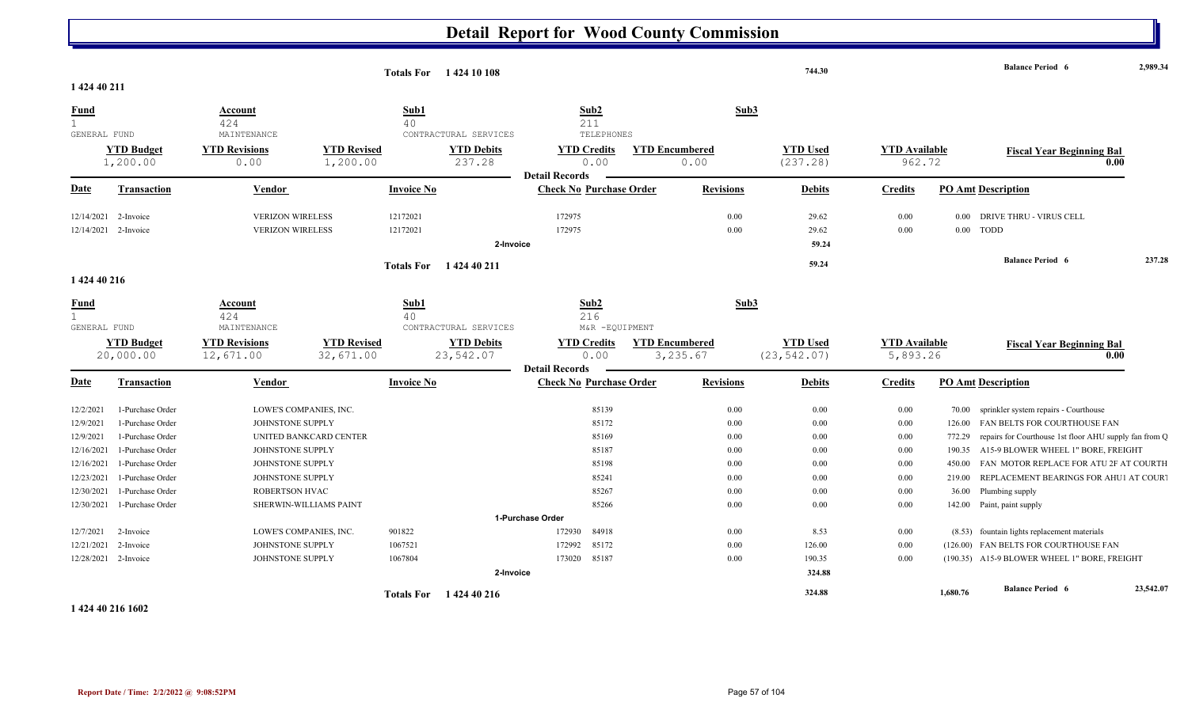# Detail Report for Wood County Commission

**Totals For 1 424 10 108** — 744.30 — **Balance Period 6** 2,989.34

**1 424 40 211**

| Fund | Account | | Sub1 | Sub2 | Sub3 | | | |
|---|---|---|---|---|---|---|---|---|
| 1 GENERAL FUND | 424 MAINTENANCE | | 40 CONTRACTURAL SERVICES | 211 TELEPHONES | | | | |
| **YTD Budget** | **YTD Revisions** | **YTD Revised** | **YTD Debits** | **YTD Credits** | **YTD Encumbered** | **YTD Used** | **YTD Available** | **Fiscal Year Beginning Bal** |
| 1,200.00 | 0.00 | 1,200.00 | 237.28 | 0.00 | 0.00 | (237.28) | 962.72 | 0.00 |

**Detail Records**

| Date | Transaction | Vendor | Invoice No | Check No | Purchase Order | Revisions | Debits | Credits | PO Amt | Description |
|---|---|---|---|---|---|---|---|---|---|---|
| 12/14/2021 | 2-Invoice | VERIZON WIRELESS | 12172021 | 172975 | | 0.00 | 29.62 | 0.00 | 0.00 | DRIVE THRU - VIRUS CELL |
| 12/14/2021 | 2-Invoice | VERIZON WIRELESS | 12172021 | 172975 | | 0.00 | 29.62 | 0.00 | 0.00 | TODD |
| | **2-Invoice** | | | | | | **59.24** | | | |

**Totals For 1 424 40 211** — 59.24 — **Balance Period 6** 237.28

**1 424 40 216**

| Fund | Account | | Sub1 | Sub2 | Sub3 | | | |
|---|---|---|---|---|---|---|---|---|
| 1 GENERAL FUND | 424 MAINTENANCE | | 40 CONTRACTURAL SERVICES | 216 M&R -EQUIPMENT | | | | |
| **YTD Budget** | **YTD Revisions** | **YTD Revised** | **YTD Debits** | **YTD Credits** | **YTD Encumbered** | **YTD Used** | **YTD Available** | **Fiscal Year Beginning Bal** |
| 20,000.00 | 12,671.00 | 32,671.00 | 23,542.07 | 0.00 | 3,235.67 | (23,542.07) | 5,893.26 | 0.00 |

**Detail Records**

| Date | Transaction | Vendor | Invoice No | Check No | Purchase Order | Revisions | Debits | Credits | PO Amt | Description |
|---|---|---|---|---|---|---|---|---|---|---|
| 12/2/2021 | 1-Purchase Order | LOWE'S COMPANIES, INC. | | | 85139 | 0.00 | 0.00 | 0.00 | 70.00 | sprinkler system repairs - Courthouse |
| 12/9/2021 | 1-Purchase Order | JOHNSTONE SUPPLY | | | 85172 | 0.00 | 0.00 | 0.00 | 126.00 | FAN BELTS FOR COURTHOUSE FAN |
| 12/9/2021 | 1-Purchase Order | UNITED BANKCARD CENTER | | | 85169 | 0.00 | 0.00 | 0.00 | 772.29 | repairs for Courthouse 1st floor AHU supply fan from Q |
| 12/16/2021 | 1-Purchase Order | JOHNSTONE SUPPLY | | | 85187 | 0.00 | 0.00 | 0.00 | 190.35 | A15-9 BLOWER WHEEL 1" BORE, FREIGHT |
| 12/16/2021 | 1-Purchase Order | JOHNSTONE SUPPLY | | | 85198 | 0.00 | 0.00 | 0.00 | 450.00 | FAN MOTOR REPLACE FOR ATU 2F AT COURTH |
| 12/23/2021 | 1-Purchase Order | JOHNSTONE SUPPLY | | | 85241 | 0.00 | 0.00 | 0.00 | 219.00 | REPLACEMENT BEARINGS FOR AHU1 AT COURT |
| 12/30/2021 | 1-Purchase Order | ROBERTSON HVAC | | | 85267 | 0.00 | 0.00 | 0.00 | 36.00 | Plumbing supply |
| 12/30/2021 | 1-Purchase Order | SHERWIN-WILLIAMS PAINT | | | 85266 | 0.00 | 0.00 | 0.00 | 142.00 | Paint, paint supply |
| | **1-Purchase Order** | | | | | | | | | |
| 12/7/2021 | 2-Invoice | LOWE'S COMPANIES, INC. | 901822 | 172930 | 84918 | 0.00 | 8.53 | 0.00 | (8.53) | fountain lights replacement materials |
| 12/21/2021 | 2-Invoice | JOHNSTONE SUPPLY | 1067521 | 172992 | 85172 | 0.00 | 126.00 | 0.00 | (126.00) | FAN BELTS FOR COURTHOUSE FAN |
| 12/28/2021 | 2-Invoice | JOHNSTONE SUPPLY | 1067804 | 173020 | 85187 | 0.00 | 190.35 | 0.00 | (190.35) | A15-9 BLOWER WHEEL 1" BORE, FREIGHT |
| | **2-Invoice** | | | | | | **324.88** | | | |

**Totals For 1 424 40 216** — 324.88 — 1,680.76 — **Balance Period 6** 23,542.07

**1 424 40 216 1602**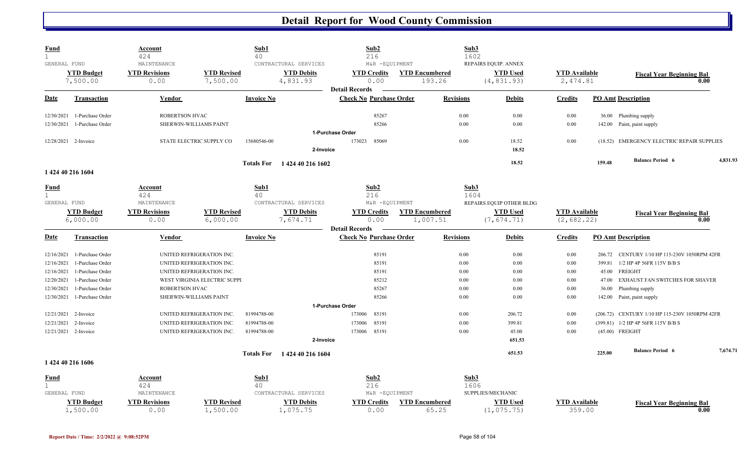# Detail Report for Wood County Commission

| Fund | Account | | Sub1 | Sub2 | | Sub3 | | |
|---|---|---|---|---|---|---|---|---|
| 1 | 424 | | 40 | 216 | | 1602 | | |
| GENERAL FUND | MAINTENANCE | | CONTRACTURAL SERVICES | M&R -EQUIPMENT | | REPAIRS EQUIP. ANNEX | | |
| **YTD Budget** | **YTD Revisions** | **YTD Revised** | **YTD Debits** | **YTD Credits** | **YTD Encumbered** | **YTD Used** | **YTD Available** | **Fiscal Year Beginning Bal** |
| 7,500.00 | 0.00 | 7,500.00 | 4,831.93 | 0.00 | 193.26 | (4,831.93) | 2,474.81 | 0.00 |

**Detail Records**

| Date | Transaction | Vendor | Invoice No | Check No | Purchase Order | Revisions | Debits | Credits | PO Amt | Description |
|---|---|---|---|---|---|---|---|---|---|---|
| 12/30/2021 | 1-Purchase Order | ROBERTSON HVAC | | | 85267 | 0.00 | 0.00 | 0.00 | 36.00 | Plumbing supply |
| 12/30/2021 | 1-Purchase Order | SHERWIN-WILLIAMS PAINT | | | 85266 | 0.00 | 0.00 | 0.00 | 142.00 | Paint, paint supply |
| | | | | 1-Purchase Order | | | | | | |
| 12/28/2021 | 2-Invoice | STATE ELECTRIC SUPPLY CO | 15680546-00 | 173023 | 85069 | 0.00 | 18.52 | 0.00 | (18.52) | EMERGENCY ELECTRIC REPAIR SUPPLIES |
| | | | | 2-Invoice | | | 18.52 | | | |
| | | | Totals For | 1 424 40 216 1602 | | | 18.52 | | 159.48 | Balance Period 6 — 4,831.93 |

## 1 424 40 216 1604

| Fund | Account | | Sub1 | Sub2 | | Sub3 | | |
|---|---|---|---|---|---|---|---|---|
| 1 | 424 | | 40 | 216 | | 1604 | | |
| GENERAL FUND | MAINTENANCE | | CONTRACTURAL SERVICES | M&R -EQUIPMENT | | REPAIRS EQUIP OTHER BLDG | | |
| **YTD Budget** | **YTD Revisions** | **YTD Revised** | **YTD Debits** | **YTD Credits** | **YTD Encumbered** | **YTD Used** | **YTD Available** | **Fiscal Year Beginning Bal** |
| 6,000.00 | 0.00 | 6,000.00 | 7,674.71 | 0.00 | 1,007.51 | (7,674.71) | (2,682.22) | 0.00 |

**Detail Records**

| Date | Transaction | Vendor | Invoice No | Check No | Purchase Order | Revisions | Debits | Credits | PO Amt | Description |
|---|---|---|---|---|---|---|---|---|---|---|
| 12/16/2021 | 1-Purchase Order | UNITED REFRIGERATION INC. | | | 85191 | 0.00 | 0.00 | 0.00 | 206.72 | CENTURY 1/10 HP 115-230V 1050RPM 42FR |
| 12/16/2021 | 1-Purchase Order | UNITED REFRIGERATION INC. | | | 85191 | 0.00 | 0.00 | 0.00 | 399.81 | 1/2 HP 4P 56FR 115V B/B S |
| 12/16/2021 | 1-Purchase Order | UNITED REFRIGERATION INC. | | | 85191 | 0.00 | 0.00 | 0.00 | 45.00 | FREIGHT |
| 12/20/2021 | 1-Purchase Order | WEST VIRGINIA ELECTRIC SUPPI | | | 85212 | 0.00 | 0.00 | 0.00 | 47.00 | EXHAUST FAN SWITCHES FOR SHAVER |
| 12/30/2021 | 1-Purchase Order | ROBERTSON HVAC | | | 85267 | 0.00 | 0.00 | 0.00 | 36.00 | Plumbing supply |
| 12/30/2021 | 1-Purchase Order | SHERWIN-WILLIAMS PAINT | | | 85266 | 0.00 | 0.00 | 0.00 | 142.00 | Paint, paint supply |
| | | | | 1-Purchase Order | | | | | | |
| 12/21/2021 | 2-Invoice | UNITED REFRIGERATION INC. | 81994788-00 | 173006 | 85191 | 0.00 | 206.72 | 0.00 | (206.72) | CENTURY 1/10 HP 115-230V 1050RPM 42FR |
| 12/21/2021 | 2-Invoice | UNITED REFRIGERATION INC. | 81994788-00 | 173006 | 85191 | 0.00 | 399.81 | 0.00 | (399.81) | 1/2 HP 4P 56FR 115V B/B S |
| 12/21/2021 | 2-Invoice | UNITED REFRIGERATION INC. | 81994788-00 | 173006 | 85191 | 0.00 | 45.00 | 0.00 | (45.00) | FREIGHT |
| | | | | 2-Invoice | | | 651.53 | | | |
| | | | Totals For | 1 424 40 216 1604 | | | 651.53 | | 225.00 | Balance Period 6 — 7,674.71 |

## 1 424 40 216 1606

| Fund | Account | | Sub1 | Sub2 | | Sub3 | | |
|---|---|---|---|---|---|---|---|---|
| 1 | 424 | | 40 | 216 | | 1606 | | |
| GENERAL FUND | MAINTENANCE | | CONTRACTURAL SERVICES | M&R -EQUIPMENT | | SUPPLIES/MECHANIC | | |
| **YTD Budget** | **YTD Revisions** | **YTD Revised** | **YTD Debits** | **YTD Credits** | **YTD Encumbered** | **YTD Used** | **YTD Available** | **Fiscal Year Beginning Bal** |
| 1,500.00 | 0.00 | 1,500.00 | 1,075.75 | 0.00 | 65.25 | (1,075.75) | 359.00 | 0.00 |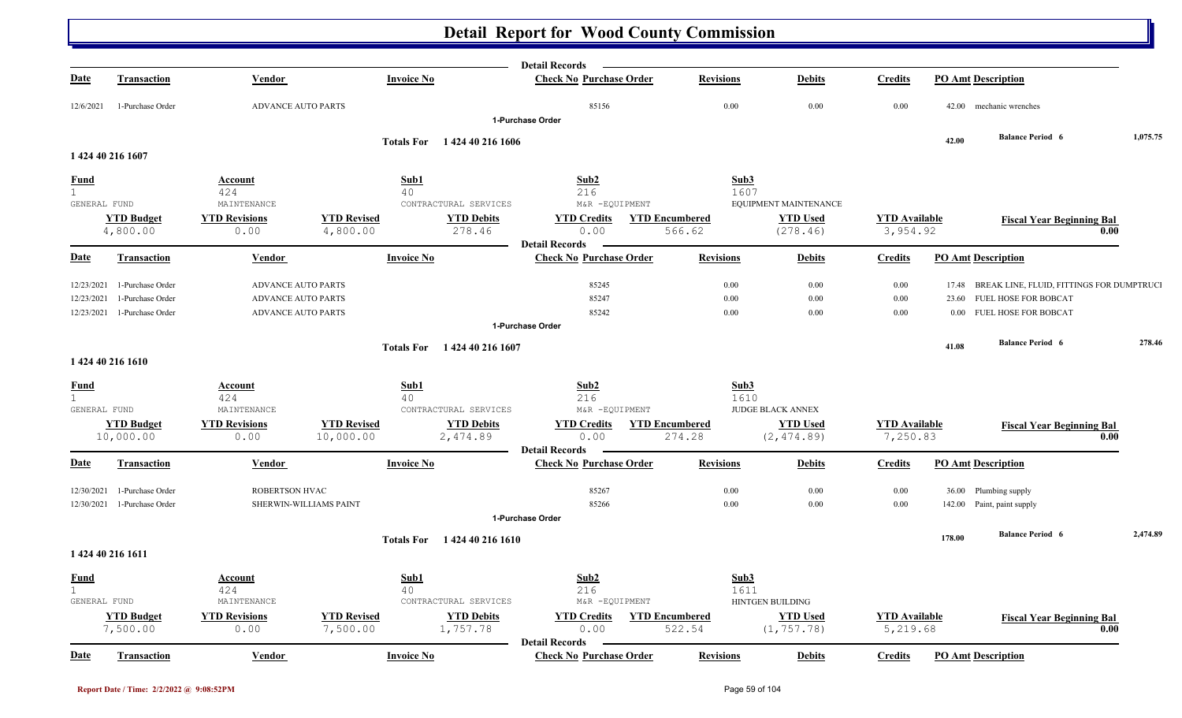# Detail Report for Wood County Commission

| Date | Transaction | Vendor | Invoice No | Check No | Purchase Order | Revisions | Debits | Credits | PO Amt | Description |
|---|---|---|---|---|---|---|---|---|---|---|
| 12/6/2021 | 1-Purchase Order | ADVANCE AUTO PARTS | | | 85156 | 0.00 | 0.00 | 0.00 | 42.00 | mechanic wrenches |

1-Purchase Order

**Totals For 1 424 40 216 1606** — 42.00 — **Balance Period 6** 1,075.75

## 1 424 40 216 1607

| Fund | Account | Sub1 | Sub2 | Sub3 |
|---|---|---|---|---|
| 1 GENERAL FUND | 424 MAINTENANCE | 40 CONTRACTUAL SERVICES | 216 M&R -EQUIPMENT | 1607 EQUIPMENT MAINTENANCE |

| YTD Budget | YTD Revisions | YTD Revised | YTD Debits | YTD Credits | YTD Encumbered | YTD Used | YTD Available | Fiscal Year Beginning Bal |
|---|---|---|---|---|---|---|---|---|
| 4,800.00 | 0.00 | 4,800.00 | 278.46 | 0.00 | 566.62 | (278.46) | 3,954.92 | 0.00 |

**Detail Records**

| Date | Transaction | Vendor | Invoice No | Check No | Purchase Order | Revisions | Debits | Credits | PO Amt | Description |
|---|---|---|---|---|---|---|---|---|---|---|
| 12/23/2021 | 1-Purchase Order | ADVANCE AUTO PARTS | | | 85245 | 0.00 | 0.00 | 0.00 | 17.48 | BREAK LINE, FLUID, FITTINGS FOR DUMPTRUCI |
| 12/23/2021 | 1-Purchase Order | ADVANCE AUTO PARTS | | | 85247 | 0.00 | 0.00 | 0.00 | 23.60 | FUEL HOSE FOR BOBCAT |
| 12/23/2021 | 1-Purchase Order | ADVANCE AUTO PARTS | | | 85242 | 0.00 | 0.00 | 0.00 | 0.00 | FUEL HOSE FOR BOBCAT |

1-Purchase Order

**Totals For 1 424 40 216 1607** — 41.08 — **Balance Period 6** 278.46

## 1 424 40 216 1610

| Fund | Account | Sub1 | Sub2 | Sub3 |
|---|---|---|---|---|
| 1 GENERAL FUND | 424 MAINTENANCE | 40 CONTRACTUAL SERVICES | 216 M&R -EQUIPMENT | 1610 JUDGE BLACK ANNEX |

| YTD Budget | YTD Revisions | YTD Revised | YTD Debits | YTD Credits | YTD Encumbered | YTD Used | YTD Available | Fiscal Year Beginning Bal |
|---|---|---|---|---|---|---|---|---|
| 10,000.00 | 0.00 | 10,000.00 | 2,474.89 | 0.00 | 274.28 | (2,474.89) | 7,250.83 | 0.00 |

**Detail Records**

| Date | Transaction | Vendor | Invoice No | Check No | Purchase Order | Revisions | Debits | Credits | PO Amt | Description |
|---|---|---|---|---|---|---|---|---|---|---|
| 12/30/2021 | 1-Purchase Order | ROBERTSON HVAC | | | 85267 | 0.00 | 0.00 | 0.00 | 36.00 | Plumbing supply |
| 12/30/2021 | 1-Purchase Order | SHERWIN-WILLIAMS PAINT | | | 85266 | 0.00 | 0.00 | 0.00 | 142.00 | Paint, paint supply |

1-Purchase Order

**Totals For 1 424 40 216 1610** — 178.00 — **Balance Period 6** 2,474.89

## 1 424 40 216 1611

| Fund | Account | Sub1 | Sub2 | Sub3 |
|---|---|---|---|---|
| 1 GENERAL FUND | 424 MAINTENANCE | 40 CONTRACTUAL SERVICES | 216 M&R -EQUIPMENT | 1611 HINTGEN BUILDING |

| YTD Budget | YTD Revisions | YTD Revised | YTD Debits | YTD Credits | YTD Encumbered | YTD Used | YTD Available | Fiscal Year Beginning Bal |
|---|---|---|---|---|---|---|---|---|
| 7,500.00 | 0.00 | 7,500.00 | 1,757.78 | 0.00 | 522.54 | (1,757.78) | 5,219.68 | 0.00 |

**Detail Records**

| Date | Transaction | Vendor | Invoice No | Check No | Purchase Order | Revisions | Debits | Credits | PO Amt | Description |
|---|---|---|---|---|---|---|---|---|---|---|

Report Date / Time: 2/2/2022 @ 9:08:52PM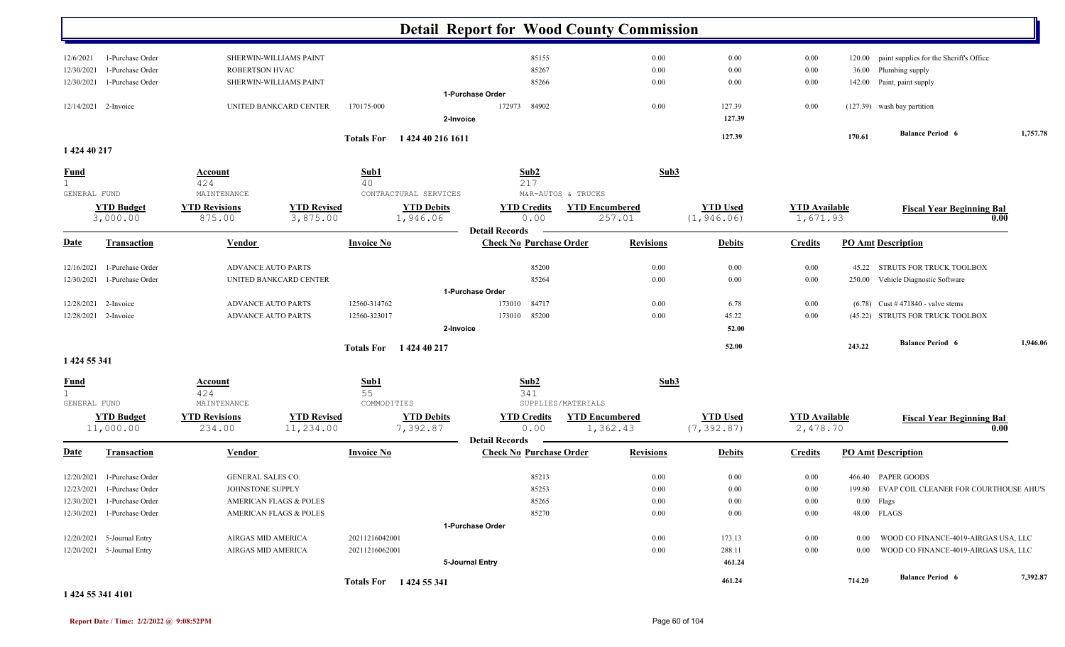# Detail Report for Wood County Commission

| Date | Transaction | Vendor | Invoice No | Check No | Purchase Order | Revisions | Debits | Credits | PO Amt | Description |
|---|---|---|---|---|---|---|---|---|---|---|
| 12/6/2021 | 1-Purchase Order | SHERWIN-WILLIAMS PAINT | | | 85155 | 0.00 | 0.00 | 0.00 | 120.00 | paint supplies for the Sheriff's Office |
| 12/30/2021 | 1-Purchase Order | ROBERTSON HVAC | | | 85267 | 0.00 | 0.00 | 0.00 | 36.00 | Plumbing supply |
| 12/30/2021 | 1-Purchase Order | SHERWIN-WILLIAMS PAINT | | | 85266 | 0.00 | 0.00 | 0.00 | 142.00 | Paint, paint supply |
| | | | | 1-Purchase Order | | | | | | |
| 12/14/2021 | 2-Invoice | UNITED BANKCARD CENTER | 170175-000 | 172973 | 84902 | 0.00 | 127.39 | 0.00 | (127.39) | wash bay partition |
| | | | | 2-Invoice | | | 127.39 | | | |
| | | | Totals For 1 424 40 216 1611 | | | | 127.39 | | 170.61 | Balance Period 6 1,757.78 |

**1 424 40 217**

| Fund | Account | Sub1 | Sub2 | Sub3 |
|---|---|---|---|---|
| 1 | 424 | 40 | 217 | |
| GENERAL FUND | MAINTENANCE | CONTRACTURAL SERVICES | M&R-AUTOS & TRUCKS | |

| YTD Budget | YTD Revisions | YTD Revised | YTD Debits | YTD Credits | YTD Encumbered | YTD Used | YTD Available | Fiscal Year Beginning Bal |
|---|---|---|---|---|---|---|---|---|
| 3,000.00 | 875.00 | 3,875.00 | 1,946.06 | 0.00 | 257.01 | (1,946.06) | 1,671.93 | 0.00 |

**Detail Records**

| Date | Transaction | Vendor | Invoice No | Check No | Purchase Order | Revisions | Debits | Credits | PO Amt | Description |
|---|---|---|---|---|---|---|---|---|---|---|
| 12/16/2021 | 1-Purchase Order | ADVANCE AUTO PARTS | | | 85200 | 0.00 | 0.00 | 0.00 | 45.22 | STRUTS FOR TRUCK TOOLBOX |
| 12/30/2021 | 1-Purchase Order | UNITED BANKCARD CENTER | | | 85264 | 0.00 | 0.00 | 0.00 | 250.00 | Vehicle Diagnostic Software |
| | | | | 1-Purchase Order | | | | | | |
| 12/28/2021 | 2-Invoice | ADVANCE AUTO PARTS | 12560-314762 | 173010 | 84717 | 0.00 | 6.78 | 0.00 | (6.78) | Cust # 471840 - valve stems |
| 12/28/2021 | 2-Invoice | ADVANCE AUTO PARTS | 12560-323017 | 173010 | 85200 | 0.00 | 45.22 | 0.00 | (45.22) | STRUTS FOR TRUCK TOOLBOX |
| | | | | 2-Invoice | | | 52.00 | | | |
| | | | Totals For 1 424 40 217 | | | | 52.00 | | 243.22 | Balance Period 6 1,946.06 |

**1 424 55 341**

| Fund | Account | Sub1 | Sub2 | Sub3 |
|---|---|---|---|---|
| 1 | 424 | 55 | 341 | |
| GENERAL FUND | MAINTENANCE | COMMODITIES | SUPPLIES/MATERIALS | |

| YTD Budget | YTD Revisions | YTD Revised | YTD Debits | YTD Credits | YTD Encumbered | YTD Used | YTD Available | Fiscal Year Beginning Bal |
|---|---|---|---|---|---|---|---|---|
| 11,000.00 | 234.00 | 11,234.00 | 7,392.87 | 0.00 | 1,362.43 | (7,392.87) | 2,478.70 | 0.00 |

**Detail Records**

| Date | Transaction | Vendor | Invoice No | Check No | Purchase Order | Revisions | Debits | Credits | PO Amt | Description |
|---|---|---|---|---|---|---|---|---|---|---|
| 12/20/2021 | 1-Purchase Order | GENERAL SALES CO. | | | 85213 | 0.00 | 0.00 | 0.00 | 466.40 | PAPER GOODS |
| 12/23/2021 | 1-Purchase Order | JOHNSTONE SUPPLY | | | 85253 | 0.00 | 0.00 | 0.00 | 199.80 | EVAP COIL CLEANER FOR COURTHOUSE AHU'S |
| 12/30/2021 | 1-Purchase Order | AMERICAN FLAGS & POLES | | | 85265 | 0.00 | 0.00 | 0.00 | 0.00 | Flags |
| 12/30/2021 | 1-Purchase Order | AMERICAN FLAGS & POLES | | | 85270 | 0.00 | 0.00 | 0.00 | 48.00 | FLAGS |
| | | | | 1-Purchase Order | | | | | | |
| 12/20/2021 | 5-Journal Entry | AIRGAS MID AMERICA | 20211216042001 | | | 0.00 | 173.13 | 0.00 | 0.00 | WOOD CO FINANCE-4019-AIRGAS USA, LLC |
| 12/20/2021 | 5-Journal Entry | AIRGAS MID AMERICA | 20211216062001 | | | 0.00 | 288.11 | 0.00 | 0.00 | WOOD CO FINANCE-4019-AIRGAS USA, LLC |
| | | | | 5-Journal Entry | | | 461.24 | | | |
| | | | Totals For 1 424 55 341 | | | | 461.24 | | 714.20 | Balance Period 6 7,392.87 |

**1 424 55 341 4101**

Report Date / Time: 2/2/2022 @ 9:08:52PM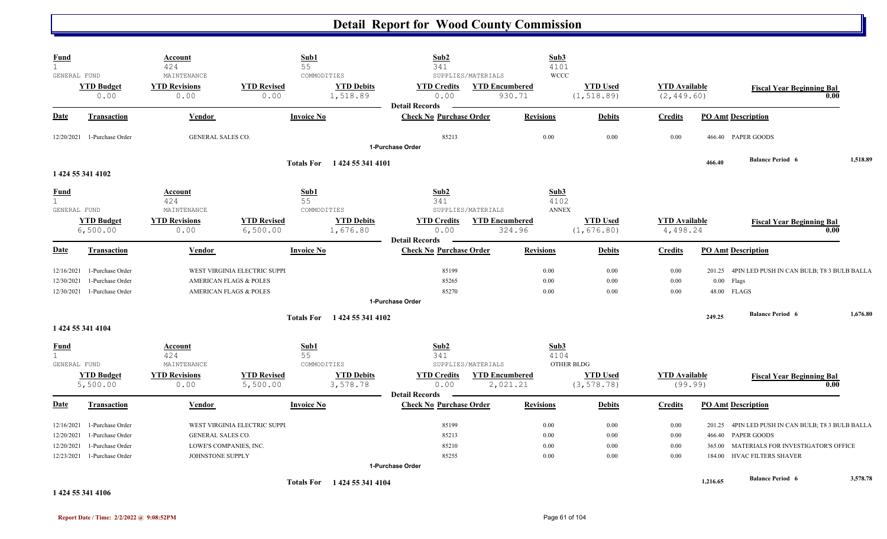# Detail Report for Wood County Commission

| Fund | Account | Sub1 | Sub2 | Sub3 |
|---|---|---|---|---|
| 1 | 424 | 55 | 341 | 4101 |
| GENERAL FUND | MAINTENANCE | COMMODITIES | SUPPLIES/MATERIALS | WCCC |

| YTD Budget | YTD Revisions | YTD Revised | YTD Debits | YTD Credits | YTD Encumbered | YTD Used | YTD Available | Fiscal Year Beginning Bal |
|---|---|---|---|---|---|---|---|---|
| 0.00 | 0.00 | 0.00 | 1,518.89 | 0.00 | 930.71 | (1,518.89) | (2,449.60) | 0.00 |

**Detail Records**

| Date | Transaction | Vendor | Invoice No | Check No | Purchase Order | Revisions | Debits | Credits | PO Amt | Description |
|---|---|---|---|---|---|---|---|---|---|---|
| 12/20/2021 | 1-Purchase Order | GENERAL SALES CO. | | | 85213 | 0.00 | 0.00 | 0.00 | 466.40 | PAPER GOODS |

1-Purchase Order

Totals For 1 424 55 341 4101 — 466.40 — Balance Period 6: 1,518.89

## 1 424 55 341 4102

| Fund | Account | Sub1 | Sub2 | Sub3 |
|---|---|---|---|---|
| 1 | 424 | 55 | 341 | 4102 |
| GENERAL FUND | MAINTENANCE | COMMODITIES | SUPPLIES/MATERIALS | ANNEX |

| YTD Budget | YTD Revisions | YTD Revised | YTD Debits | YTD Credits | YTD Encumbered | YTD Used | YTD Available | Fiscal Year Beginning Bal |
|---|---|---|---|---|---|---|---|---|
| 6,500.00 | 0.00 | 6,500.00 | 1,676.80 | 0.00 | 324.96 | (1,676.80) | 4,498.24 | 0.00 |

**Detail Records**

| Date | Transaction | Vendor | Invoice No | Check No | Purchase Order | Revisions | Debits | Credits | PO Amt | Description |
|---|---|---|---|---|---|---|---|---|---|---|
| 12/16/2021 | 1-Purchase Order | WEST VIRGINIA ELECTRIC SUPPI | | | 85199 | 0.00 | 0.00 | 0.00 | 201.25 | 4PIN LED PUSH IN CAN BULB; T8 3 BULB BALLA |
| 12/30/2021 | 1-Purchase Order | AMERICAN FLAGS & POLES | | | 85265 | 0.00 | 0.00 | 0.00 | 0.00 | Flags |
| 12/30/2021 | 1-Purchase Order | AMERICAN FLAGS & POLES | | | 85270 | 0.00 | 0.00 | 0.00 | 48.00 | FLAGS |

1-Purchase Order

Totals For 1 424 55 341 4102 — 249.25 — Balance Period 6: 1,676.80

## 1 424 55 341 4104

| Fund | Account | Sub1 | Sub2 | Sub3 |
|---|---|---|---|---|
| 1 | 424 | 55 | 341 | 4104 |
| GENERAL FUND | MAINTENANCE | COMMODITIES | SUPPLIES/MATERIALS | OTHER BLDG |

| YTD Budget | YTD Revisions | YTD Revised | YTD Debits | YTD Credits | YTD Encumbered | YTD Used | YTD Available | Fiscal Year Beginning Bal |
|---|---|---|---|---|---|---|---|---|
| 5,500.00 | 0.00 | 5,500.00 | 3,578.78 | 0.00 | 2,021.21 | (3,578.78) | (99.99) | 0.00 |

**Detail Records**

| Date | Transaction | Vendor | Invoice No | Check No | Purchase Order | Revisions | Debits | Credits | PO Amt | Description |
|---|---|---|---|---|---|---|---|---|---|---|
| 12/16/2021 | 1-Purchase Order | WEST VIRGINIA ELECTRIC SUPPI | | | 85199 | 0.00 | 0.00 | 0.00 | 201.25 | 4PIN LED PUSH IN CAN BULB; T8 3 BULB BALLA |
| 12/20/2021 | 1-Purchase Order | GENERAL SALES CO. | | | 85213 | 0.00 | 0.00 | 0.00 | 466.40 | PAPER GOODS |
| 12/20/2021 | 1-Purchase Order | LOWE'S COMPANIES, INC. | | | 85210 | 0.00 | 0.00 | 0.00 | 365.00 | MATERIALS FOR INVESTIGATOR'S OFFICE |
| 12/23/2021 | 1-Purchase Order | JOHNSTONE SUPPLY | | | 85255 | 0.00 | 0.00 | 0.00 | 184.00 | HVAC FILTERS SHAVER |

1-Purchase Order

Totals For 1 424 55 341 4104 — 1,216.65 — Balance Period 6: 3,578.78

## 1 424 55 341 4106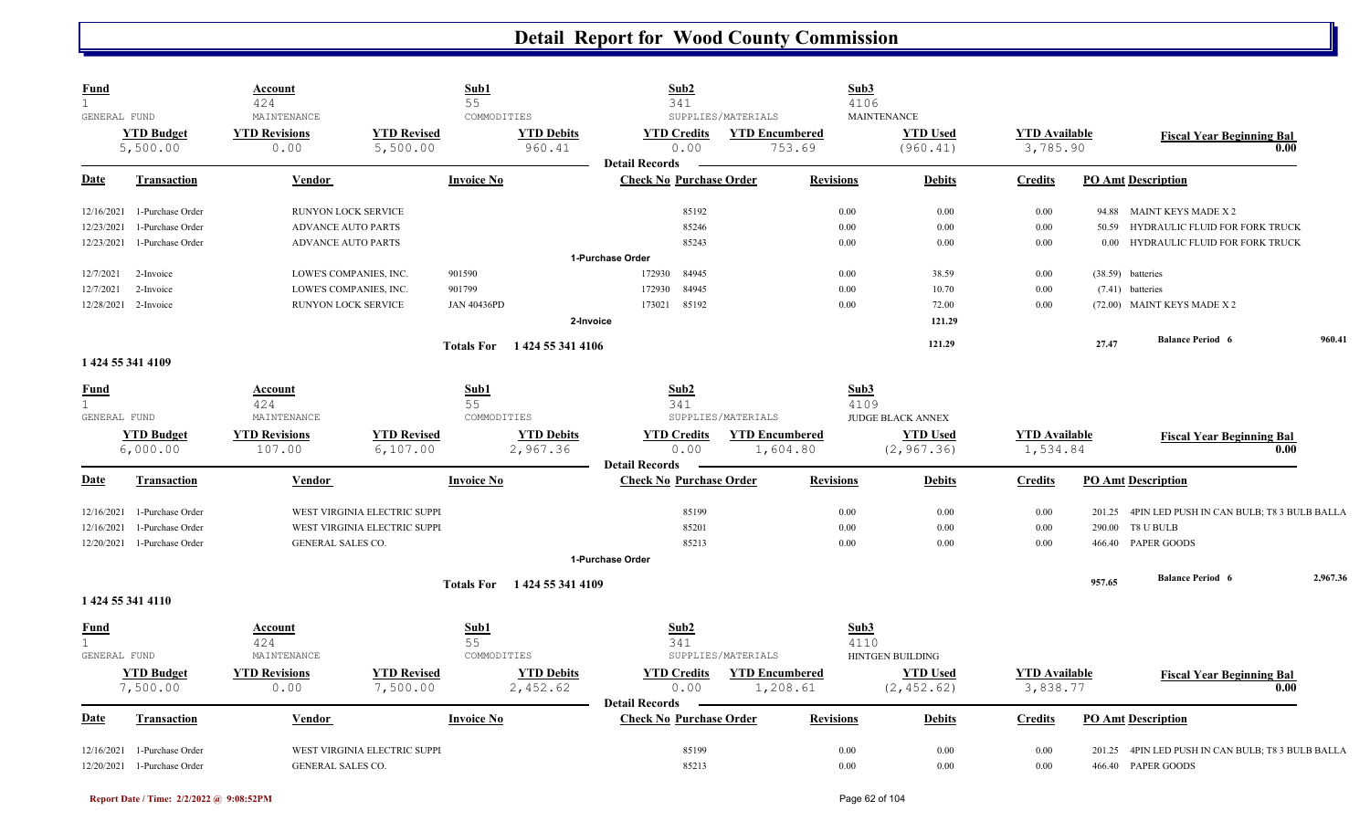# Detail Report for Wood County Commission

| Fund | Account | Sub1 | Sub2 | Sub3 |
|---|---|---|---|---|
| 1 | 424 | 55 | 341 | 4106 |
| GENERAL FUND | MAINTENANCE | COMMODITIES | SUPPLIES/MATERIALS | MAINTENANCE |

| YTD Budget | YTD Revisions | YTD Revised | YTD Debits | YTD Credits | YTD Encumbered | YTD Used | YTD Available | Fiscal Year Beginning Bal |
|---|---|---|---|---|---|---|---|---|
| 5,500.00 | 0.00 | 5,500.00 | 960.41 | 0.00 | 753.69 | (960.41) | 3,785.90 | 0.00 |

**Detail Records**

| Date | Transaction | Vendor | Invoice No | Check No | Purchase Order | Revisions | Debits | Credits | PO Amt | Description |
|---|---|---|---|---|---|---|---|---|---|---|
| 12/16/2021 | 1-Purchase Order | RUNYON LOCK SERVICE | | | 85192 | 0.00 | 0.00 | 0.00 | 94.88 | MAINT KEYS MADE X 2 |
| 12/23/2021 | 1-Purchase Order | ADVANCE AUTO PARTS | | | 85246 | 0.00 | 0.00 | 0.00 | 50.59 | HYDRAULIC FLUID FOR FORK TRUCK |
| 12/23/2021 | 1-Purchase Order | ADVANCE AUTO PARTS | | | 85243 | 0.00 | 0.00 | 0.00 | 0.00 | HYDRAULIC FLUID FOR FORK TRUCK |
| | | | | 1-Purchase Order | | | | | | |
| 12/7/2021 | 2-Invoice | LOWE'S COMPANIES, INC. | 901590 | 172930 | 84945 | 0.00 | 38.59 | 0.00 | (38.59) | batteries |
| 12/7/2021 | 2-Invoice | LOWE'S COMPANIES, INC. | 901799 | 172930 | 84945 | 0.00 | 10.70 | 0.00 | (7.41) | batteries |
| 12/28/2021 | 2-Invoice | RUNYON LOCK SERVICE | JAN 40436PD | 173021 | 85192 | 0.00 | 72.00 | 0.00 | (72.00) | MAINT KEYS MADE X 2 |
| | | | | 2-Invoice | | | 121.29 | | | |
| | | | Totals For | 1 424 55 341 4106 | | | 121.29 | | 27.47 | Balance Period 6 960.41 |

## 1 424 55 341 4109

| Fund | Account | Sub1 | Sub2 | Sub3 |
|---|---|---|---|---|
| 1 | 424 | 55 | 341 | 4109 |
| GENERAL FUND | MAINTENANCE | COMMODITIES | SUPPLIES/MATERIALS | JUDGE BLACK ANNEX |

| YTD Budget | YTD Revisions | YTD Revised | YTD Debits | YTD Credits | YTD Encumbered | YTD Used | YTD Available | Fiscal Year Beginning Bal |
|---|---|---|---|---|---|---|---|---|
| 6,000.00 | 107.00 | 6,107.00 | 2,967.36 | 0.00 | 1,604.80 | (2,967.36) | 1,534.84 | 0.00 |

**Detail Records**

| Date | Transaction | Vendor | Invoice No | Check No | Purchase Order | Revisions | Debits | Credits | PO Amt | Description |
|---|---|---|---|---|---|---|---|---|---|---|
| 12/16/2021 | 1-Purchase Order | WEST VIRGINIA ELECTRIC SUPPI | | | 85199 | 0.00 | 0.00 | 0.00 | 201.25 | 4PIN LED PUSH IN CAN BULB; T8 3 BULB BALLA |
| 12/16/2021 | 1-Purchase Order | WEST VIRGINIA ELECTRIC SUPPI | | | 85201 | 0.00 | 0.00 | 0.00 | 290.00 | T8 U BULB |
| 12/20/2021 | 1-Purchase Order | GENERAL SALES CO. | | | 85213 | 0.00 | 0.00 | 0.00 | 466.40 | PAPER GOODS |
| | | | | 1-Purchase Order | | | | | | |
| | | | Totals For | 1 424 55 341 4109 | | | | | 957.65 | Balance Period 6 2,967.36 |

## 1 424 55 341 4110

| Fund | Account | Sub1 | Sub2 | Sub3 |
|---|---|---|---|---|
| 1 | 424 | 55 | 341 | 4110 |
| GENERAL FUND | MAINTENANCE | COMMODITIES | SUPPLIES/MATERIALS | HINTGEN BUILDING |

| YTD Budget | YTD Revisions | YTD Revised | YTD Debits | YTD Credits | YTD Encumbered | YTD Used | YTD Available | Fiscal Year Beginning Bal |
|---|---|---|---|---|---|---|---|---|
| 7,500.00 | 0.00 | 7,500.00 | 2,452.62 | 0.00 | 1,208.61 | (2,452.62) | 3,838.77 | 0.00 |

**Detail Records**

| Date | Transaction | Vendor | Invoice No | Check No | Purchase Order | Revisions | Debits | Credits | PO Amt | Description |
|---|---|---|---|---|---|---|---|---|---|---|
| 12/16/2021 | 1-Purchase Order | WEST VIRGINIA ELECTRIC SUPPI | | | 85199 | 0.00 | 0.00 | 0.00 | 201.25 | 4PIN LED PUSH IN CAN BULB; T8 3 BULB BALLA |
| 12/20/2021 | 1-Purchase Order | GENERAL SALES CO. | | | 85213 | 0.00 | 0.00 | 0.00 | 466.40 | PAPER GOODS |

Report Date / Time: 2/2/2022 @ 9:08:52PM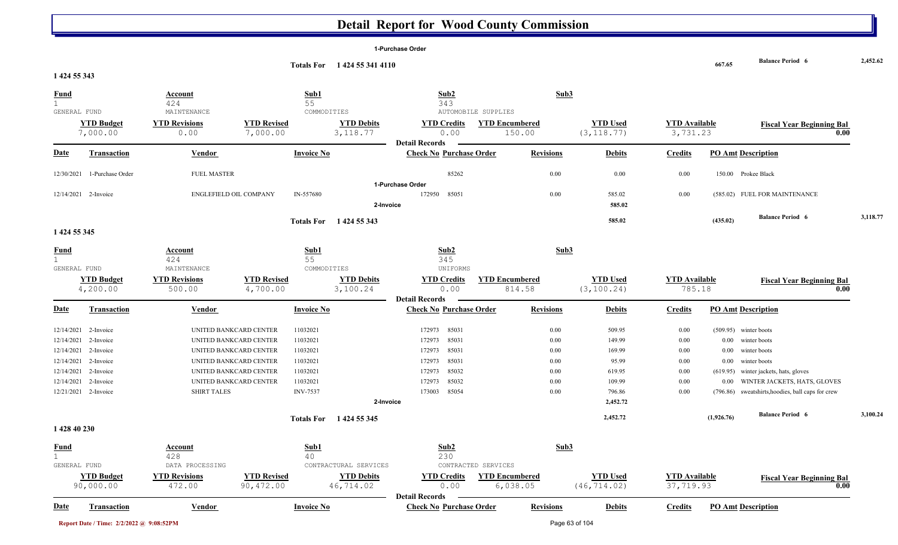# Detail Report for Wood County Commission

1-Purchase Order

| | | | |
|---|---|---|---|
| Totals For 1 424 55 341 4110 | 667.65 | Balance Period 6 | 2,452.62 |

## 1 424 55 343

| Fund | Account | Sub1 | Sub2 | Sub3 |
|---|---|---|---|---|
| 1 GENERAL FUND | 424 MAINTENANCE | 55 COMMODITIES | 343 AUTOMOBILE SUPPLIES | |

| YTD Budget | YTD Revisions | YTD Revised | YTD Debits | YTD Credits | YTD Encumbered | YTD Used | YTD Available | Fiscal Year Beginning Bal |
|---|---|---|---|---|---|---|---|---|
| 7,000.00 | 0.00 | 7,000.00 | 3,118.77 | 0.00 | 150.00 | (3,118.77) | 3,731.23 | 0.00 |

Detail Records

| Date | Transaction | Vendor | Invoice No | Check No | Purchase Order | Revisions | Debits | Credits | PO Amt | Description |
|---|---|---|---|---|---|---|---|---|---|---|
| 12/30/2021 | 1-Purchase Order | FUEL MASTER | | | 85262 | 0.00 | 0.00 | 0.00 | 150.00 | Prokee Black |
| | 1-Purchase Order | | | | | | | | | |
| 12/14/2021 | 2-Invoice | ENGLEFIELD OIL COMPANY | IN-557680 | 172950 | 85051 | 0.00 | 585.02 | 0.00 | (585.02) | FUEL FOR MAINTENANCE |
| | 2-Invoice | | | | | | 585.02 | | | |
| | Totals For 1 424 55 343 | | | | | | 585.02 | | (435.02) | Balance Period 6 3,118.77 |

## 1 424 55 345

| Fund | Account | Sub1 | Sub2 | Sub3 |
|---|---|---|---|---|
| 1 GENERAL FUND | 424 MAINTENANCE | 55 COMMODITIES | 345 UNIFORMS | |

| YTD Budget | YTD Revisions | YTD Revised | YTD Debits | YTD Credits | YTD Encumbered | YTD Used | YTD Available | Fiscal Year Beginning Bal |
|---|---|---|---|---|---|---|---|---|
| 4,200.00 | 500.00 | 4,700.00 | 3,100.24 | 0.00 | 814.58 | (3,100.24) | 785.18 | 0.00 |

Detail Records

| Date | Transaction | Vendor | Invoice No | Check No | Purchase Order | Revisions | Debits | Credits | PO Amt | Description |
|---|---|---|---|---|---|---|---|---|---|---|
| 12/14/2021 | 2-Invoice | UNITED BANKCARD CENTER | 11032021 | 172973 | 85031 | 0.00 | 509.95 | 0.00 | (509.95) | winter boots |
| 12/14/2021 | 2-Invoice | UNITED BANKCARD CENTER | 11032021 | 172973 | 85031 | 0.00 | 149.99 | 0.00 | 0.00 | winter boots |
| 12/14/2021 | 2-Invoice | UNITED BANKCARD CENTER | 11032021 | 172973 | 85031 | 0.00 | 169.99 | 0.00 | 0.00 | winter boots |
| 12/14/2021 | 2-Invoice | UNITED BANKCARD CENTER | 11032021 | 172973 | 85031 | 0.00 | 95.99 | 0.00 | 0.00 | winter boots |
| 12/14/2021 | 2-Invoice | UNITED BANKCARD CENTER | 11032021 | 172973 | 85032 | 0.00 | 619.95 | 0.00 | (619.95) | winter jackets, hats, gloves |
| 12/14/2021 | 2-Invoice | UNITED BANKCARD CENTER | 11032021 | 172973 | 85032 | 0.00 | 109.99 | 0.00 | 0.00 | WINTER JACKETS, HATS, GLOVES |
| 12/21/2021 | 2-Invoice | SHIRT TALES | INV-7537 | 173003 | 85054 | 0.00 | 796.86 | 0.00 | (796.86) | sweatshirts,hoodies, ball caps for crew |
| | 2-Invoice | | | | | | 2,452.72 | | | |
| | Totals For 1 424 55 345 | | | | | | 2,452.72 | | (1,926.76) | Balance Period 6 3,100.24 |

## 1 428 40 230

| Fund | Account | Sub1 | Sub2 | Sub3 |
|---|---|---|---|---|
| 1 GENERAL FUND | 428 DATA PROCESSING | 40 CONTRACTURAL SERVICES | 230 CONTRACTED SERVICES | |

| YTD Budget | YTD Revisions | YTD Revised | YTD Debits | YTD Credits | YTD Encumbered | YTD Used | YTD Available | Fiscal Year Beginning Bal |
|---|---|---|---|---|---|---|---|---|
| 90,000.00 | 472.00 | 90,472.00 | 46,714.02 | 0.00 | 6,038.05 | (46,714.02) | 37,719.93 | 0.00 |

Detail Records

| Date | Transaction | Vendor | Invoice No | Check No | Purchase Order | Revisions | Debits | Credits | PO Amt | Description |
|---|---|---|---|---|---|---|---|---|---|---|

Report Date / Time: 2/2/2022 @ 9:08:52PM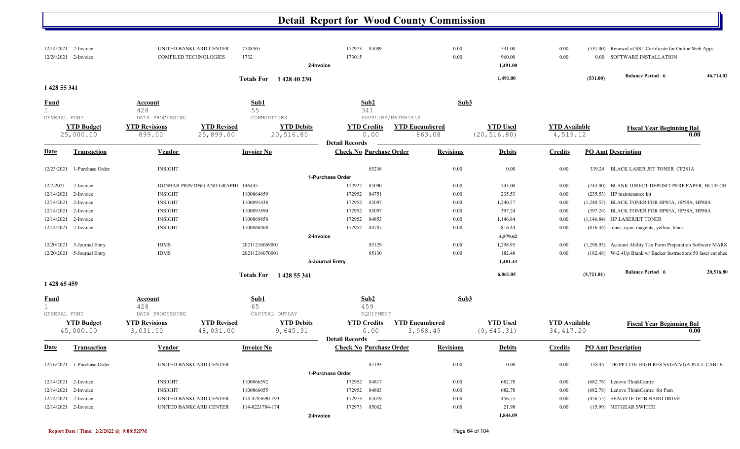# Detail Report for Wood County Commission

| Date | Transaction | Vendor | Invoice No | Check No | Purchase Order | Revisions | Debits | Credits | PO Amt | Description |
|---|---|---|---|---|---|---|---|---|---|---|
| 12/14/2021 | 2-Invoice | UNITED BANKCARD CENTER | 7748365 | 172973 | 85009 | 0.00 | 531.00 | 0.00 | (531.00) | Renewal of SSL Certificate for Online Web Apps |
| 12/28/2021 | 2-Invoice | COMPILED TECHNOLOGIES | 1732 | 173015 | | 0.00 | 960.00 | 0.00 | 0.00 | SOFTWARE INSTALLATION |
| | | | 2-Invoice | | | | 1,491.00 | | | |
| | | | Totals For 1 428 40 230 | | | | 1,491.00 | | (531.00) | Balance Period 6 46,714.02 |

## 1 428 55 341

| Fund | Account | Sub1 | Sub2 | Sub3 |
|---|---|---|---|---|
| 1 | 428 | 55 | 341 | |
| GENERAL FUND | DATA PROCESSING | COMMODITIES | SUPPLIES/MATERIALS | |

| YTD Budget | YTD Revisions | YTD Revised | YTD Debits | YTD Credits | YTD Encumbered | YTD Used | YTD Available | Fiscal Year Beginning Bal |
|---|---|---|---|---|---|---|---|---|
| 25,000.00 | 899.00 | 25,899.00 | 20,516.80 | 0.00 | 863.08 | (20,516.80) | 4,519.12 | 0.00 |

**Detail Records**

| Date | Transaction | Vendor | Invoice No | Check No | Purchase Order | Revisions | Debits | Credits | PO Amt | Description |
|---|---|---|---|---|---|---|---|---|---|---|
| 12/23/2021 | 1-Purchase Order | INSIGHT | | | 85236 | 0.00 | 0.00 | 0.00 | 339.24 | BLACK LASER JET TONER CF281A |
| | | | 1-Purchase Order | | | | | | | |
| 12/7/2021 | 2-Invoice | DUNBAR PRINTING AND GRAPHI | 146445 | 172927 | 85090 | 0.00 | 743.00 | 0.00 | (743.00) | BLANK DIRECT DEPOSIT PERF PAPER; BLUE CH |
| 12/14/2021 | 2-Invoice | INSIGHT | 1100864659 | 172952 | 84751 | 0.00 | 235.53 | 0.00 | (235.53) | HP maintenance kit |
| 12/14/2021 | 2-Invoice | INSIGHT | 1100891438 | 172952 | 85097 | 0.00 | 1,240.57 | 0.00 | (1,240.57) | BLACK TONER FOR HP05A, HP58A, HP80A |
| 12/14/2021 | 2-Invoice | INSIGHT | 1100891890 | 172952 | 85097 | 0.00 | 397.24 | 0.00 | (397.24) | BLACK TONER FOR HP05A, HP58A, HP80A |
| 12/14/2021 | 2-Invoice | INSIGHT | 1100869858 | 172952 | 84853 | 0.00 | 1,146.84 | 0.00 | (1,146.84) | HP LASERJET TONER |
| 12/14/2021 | 2-Invoice | INSIGHT | 1100868408 | 172952 | 84787 | 0.00 | 816.44 | 0.00 | (816.44) | toner, cyan, magenta, yellow, black |
| | | | 2-Invoice | | | | 4,579.62 | | | |
| 12/20/2021 | 5-Journal Entry | IDMS | 20211216069001 | | 85129 | 0.00 | 1,298.95 | 0.00 | (1,298.95) | Account Ability Tax Form Preparation Software MARK |
| 12/20/2021 | 5-Journal Entry | IDMS | 20211216070001 | | 85130 | 0.00 | 182.48 | 0.00 | (182.48) | W-2 4Up Blank w/ Backer Instructions 50 laser cut shee |
| | | | 5-Journal Entry | | | | 1,481.43 | | | |
| | | | Totals For 1 428 55 341 | | | | 6,061.05 | | (5,721.81) | Balance Period 6 20,516.80 |

## 1 428 65 459

| Fund | Account | Sub1 | Sub2 | Sub3 |
|---|---|---|---|---|
| 1 | 428 | 65 | 459 | |
| GENERAL FUND | DATA PROCESSING | CAPITAL OUTLAY | EQUIPMENT | |

| YTD Budget | YTD Revisions | YTD Revised | YTD Debits | YTD Credits | YTD Encumbered | YTD Used | YTD Available | Fiscal Year Beginning Bal |
|---|---|---|---|---|---|---|---|---|
| 45,000.00 | 3,031.00 | 48,031.00 | 9,645.31 | 0.00 | 3,968.49 | (9,645.31) | 34,417.20 | 0.00 |

**Detail Records**

| Date | Transaction | Vendor | Invoice No | Check No | Purchase Order | Revisions | Debits | Credits | PO Amt | Description |
|---|---|---|---|---|---|---|---|---|---|---|
| 12/16/2021 | 1-Purchase Order | UNITED BANKCARD CENTER | | | 85193 | 0.00 | 0.00 | 0.00 | 118.45 | TRIPP LITE HIGH RES SVGA/VGA PULL CABLE |
| | | | 1-Purchase Order | | | | | | | |
| 12/14/2021 | 2-Invoice | INSIGHT | 1100866592 | 172952 | 84817 | 0.00 | 682.78 | 0.00 | (682.78) | Lenovo ThinkCentre |
| 12/14/2021 | 2-Invoice | INSIGHT | 1100866055 | 172952 | 84803 | 0.00 | 682.78 | 0.00 | (682.78) | Lenovo ThinkCentre for Pam |
| 12/14/2021 | 2-Invoice | UNITED BANKCARD CENTER | 114-4783690-193 | 172973 | 85019 | 0.00 | 456.55 | 0.00 | (456.55) | SEAGATE 16TB HARD DRIVE |
| 12/14/2021 | 2-Invoice | UNITED BANKCARD CENTER | 114-8221784-174 | 172973 | 85062 | 0.00 | 21.98 | 0.00 | (15.99) | NETGEAR SWITCH |
| | | | 2-Invoice | | | | 1,844.09 | | | |

Report Date / Time: 2/2/2022 @ 9:08:52PM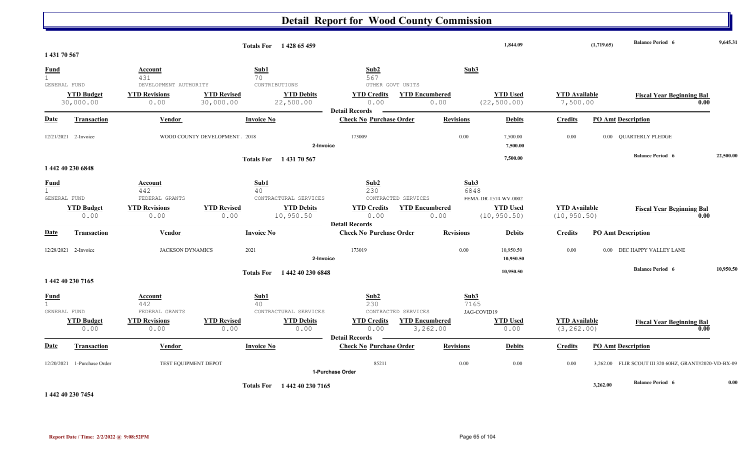# Detail Report for Wood County Commission

| | | | |
|---|---|---|---|
| **Totals For** 1 428 65 459 | 1,844.09 | (1,719.65) | **Balance Period 6** 9,645.31 |

## 1 431 70 567

| Fund | Account | Sub1 | Sub2 | Sub3 |
|---|---|---|---|---|
| 1 | 431 | 70 | 567 | |
| GENERAL FUND | DEVELOPMENT AUTHORITY | CONTRIBUTIONS | OTHER GOVT UNITS | |

| YTD Budget | YTD Revisions | YTD Revised | YTD Debits | YTD Credits | YTD Encumbered | YTD Used | YTD Available | Fiscal Year Beginning Bal |
|---|---|---|---|---|---|---|---|---|
| 30,000.00 | 0.00 | 30,000.00 | 22,500.00 | 0.00 | 0.00 | (22,500.00) | 7,500.00 | 0.00 |

**Detail Records**

| Date | Transaction | Vendor | Invoice No | Check No | Purchase Order | Revisions | Debits | Credits | PO Amt | Description |
|---|---|---|---|---|---|---|---|---|---|---|
| 12/21/2021 | 2-Invoice | WOOD COUNTY DEVELOPMENT . | 2018 | 173009 | | 0.00 | 7,500.00 | 0.00 | 0.00 | QUARTERLY PLEDGE |
| | 2-Invoice | | | | | | 7,500.00 | | | |

| | | |
|---|---|---|
| **Totals For** 1 431 70 567 | 7,500.00 | **Balance Period 6** 22,500.00 |

## 1 442 40 230 6848

| Fund | Account | Sub1 | Sub2 | Sub3 |
|---|---|---|---|---|
| 1 | 442 | 40 | 230 | 6848 |
| GENERAL FUND | FEDERAL GRANTS | CONTRACTURAL SERVICES | CONTRACTED SERVICES | FEMA-DR-1574-WV-0002 |

| YTD Budget | YTD Revisions | YTD Revised | YTD Debits | YTD Credits | YTD Encumbered | YTD Used | YTD Available | Fiscal Year Beginning Bal |
|---|---|---|---|---|---|---|---|---|
| 0.00 | 0.00 | 0.00 | 10,950.50 | 0.00 | 0.00 | (10,950.50) | (10,950.50) | 0.00 |

**Detail Records**

| Date | Transaction | Vendor | Invoice No | Check No | Purchase Order | Revisions | Debits | Credits | PO Amt | Description |
|---|---|---|---|---|---|---|---|---|---|---|
| 12/28/2021 | 2-Invoice | JACKSON DYNAMICS | 2021 | 173019 | | 0.00 | 10,950.50 | 0.00 | 0.00 | DEC HAPPY VALLEY LANE |
| | 2-Invoice | | | | | | 10,950.50 | | | |

| | | |
|---|---|---|
| **Totals For** 1 442 40 230 6848 | 10,950.50 | **Balance Period 6** 10,950.50 |

## 1 442 40 230 7165

| Fund | Account | Sub1 | Sub2 | Sub3 |
|---|---|---|---|---|
| 1 | 442 | 40 | 230 | 7165 |
| GENERAL FUND | FEDERAL GRANTS | CONTRACTURAL SERVICES | CONTRACTED SERVICES | JAG-COVID19 |

| YTD Budget | YTD Revisions | YTD Revised | YTD Debits | YTD Credits | YTD Encumbered | YTD Used | YTD Available | Fiscal Year Beginning Bal |
|---|---|---|---|---|---|---|---|---|
| 0.00 | 0.00 | 0.00 | 0.00 | 0.00 | 3,262.00 | 0.00 | (3,262.00) | 0.00 |

**Detail Records**

| Date | Transaction | Vendor | Invoice No | Check No | Purchase Order | Revisions | Debits | Credits | PO Amt | Description |
|---|---|---|---|---|---|---|---|---|---|---|
| 12/20/2021 | 1-Purchase Order | TEST EQUIPMENT DEPOT | | | 85211 | 0.00 | 0.00 | 0.00 | 3,262.00 | FLIR SCOUT III 320 60HZ, GRANT#2020-VD-BX-09 |
| | 1-Purchase Order | | | | | | | | | |

| | | |
|---|---|---|
| **Totals For** 1 442 40 230 7165 | 3,262.00 | **Balance Period 6** 0.00 |

## 1 442 40 230 7454

Report Date / Time: 2/2/2022 @ 9:08:52PM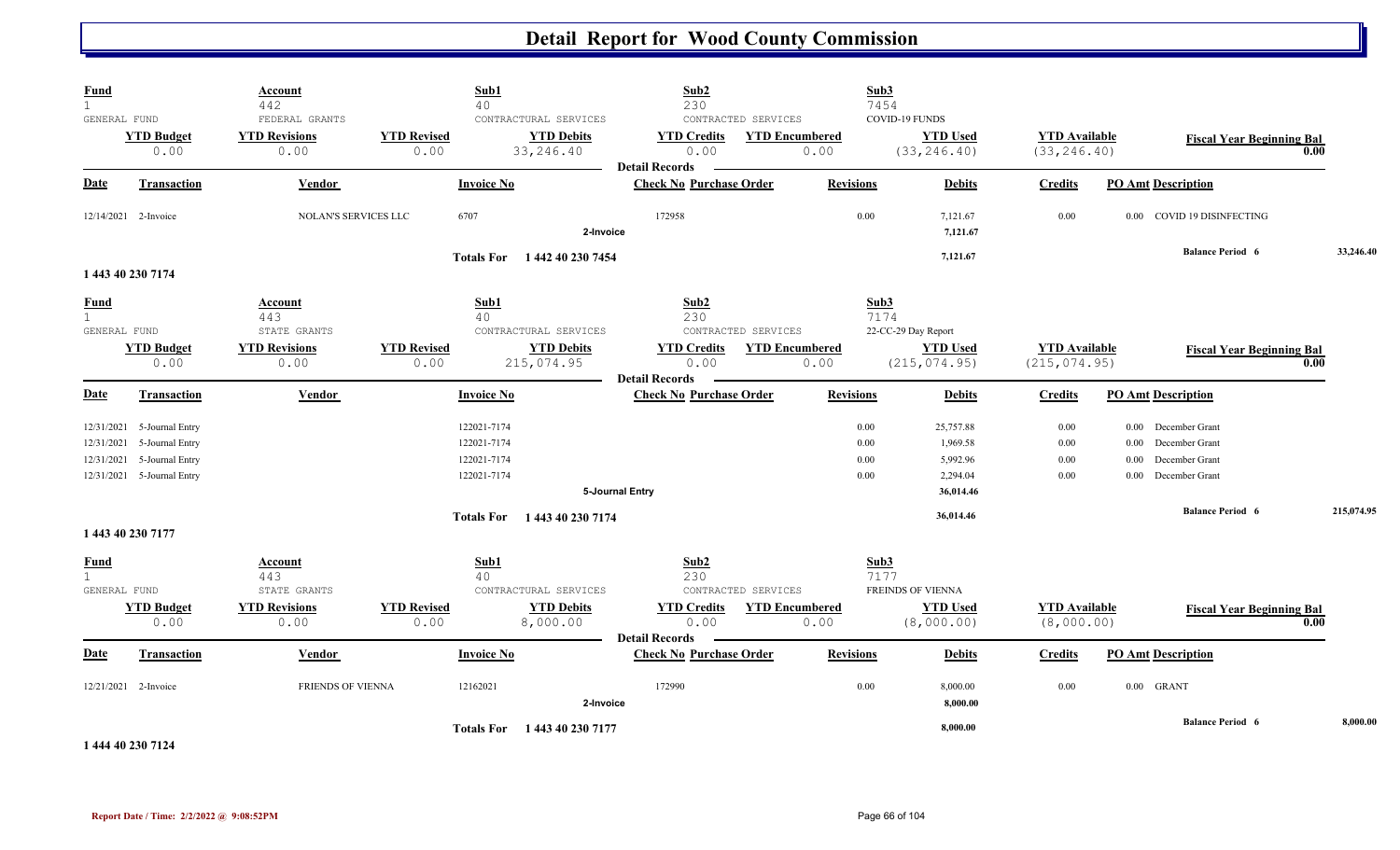# Detail Report for Wood County Commission

| Fund | Account | | Sub1 | Sub2 | | Sub3 | | |
|---|---|---|---|---|---|---|---|---|
| 1 | 442 | | 40 | 230 | | 7454 | | |
| GENERAL FUND | FEDERAL GRANTS | | CONTRACTURAL SERVICES | CONTRACTED SERVICES | | COVID-19 FUNDS | | |
| **YTD Budget** | **YTD Revisions** | **YTD Revised** | **YTD Debits** | **YTD Credits** | **YTD Encumbered** | **YTD Used** | **YTD Available** | **Fiscal Year Beginning Bal** |
| 0.00 | 0.00 | 0.00 | 33,246.40 | 0.00 | 0.00 | (33,246.40) | (33,246.40) | 0.00 |

**Detail Records**

| Date | Transaction | Vendor | Invoice No | Check No | Purchase Order | Revisions | Debits | Credits | PO Amt | Description |
|---|---|---|---|---|---|---|---|---|---|---|
| 12/14/2021 | 2-Invoice | NOLAN'S SERVICES LLC | 6707 | 172958 | | 0.00 | 7,121.67 | 0.00 | 0.00 | COVID 19 DISINFECTING |
| | | | 2-Invoice | | | | 7,121.67 | | | |
| | | | Totals For 1 442 40 230 7454 | | | | 7,121.67 | | | Balance Period 6 33,246.40 |

**1 443 40 230 7174**

| Fund | Account | | Sub1 | Sub2 | | Sub3 | | |
|---|---|---|---|---|---|---|---|---|
| 1 | 443 | | 40 | 230 | | 7174 | | |
| GENERAL FUND | STATE GRANTS | | CONTRACTURAL SERVICES | CONTRACTED SERVICES | | 22-CC-29 Day Report | | |
| **YTD Budget** | **YTD Revisions** | **YTD Revised** | **YTD Debits** | **YTD Credits** | **YTD Encumbered** | **YTD Used** | **YTD Available** | **Fiscal Year Beginning Bal** |
| 0.00 | 0.00 | 0.00 | 215,074.95 | 0.00 | 0.00 | (215,074.95) | (215,074.95) | 0.00 |

**Detail Records**

| Date | Transaction | Vendor | Invoice No | Check No | Purchase Order | Revisions | Debits | Credits | PO Amt | Description |
|---|---|---|---|---|---|---|---|---|---|---|
| 12/31/2021 | 5-Journal Entry | | 122021-7174 | | | 0.00 | 25,757.88 | 0.00 | 0.00 | December Grant |
| 12/31/2021 | 5-Journal Entry | | 122021-7174 | | | 0.00 | 1,969.58 | 0.00 | 0.00 | December Grant |
| 12/31/2021 | 5-Journal Entry | | 122021-7174 | | | 0.00 | 5,992.96 | 0.00 | 0.00 | December Grant |
| 12/31/2021 | 5-Journal Entry | | 122021-7174 | | | 0.00 | 2,294.04 | 0.00 | 0.00 | December Grant |
| | | | 5-Journal Entry | | | | 36,014.46 | | | |
| | | | Totals For 1 443 40 230 7174 | | | | 36,014.46 | | | Balance Period 6 215,074.95 |

**1 443 40 230 7177**

| Fund | Account | | Sub1 | Sub2 | | Sub3 | | |
|---|---|---|---|---|---|---|---|---|
| 1 | 443 | | 40 | 230 | | 7177 | | |
| GENERAL FUND | STATE GRANTS | | CONTRACTURAL SERVICES | CONTRACTED SERVICES | | FREINDS OF VIENNA | | |
| **YTD Budget** | **YTD Revisions** | **YTD Revised** | **YTD Debits** | **YTD Credits** | **YTD Encumbered** | **YTD Used** | **YTD Available** | **Fiscal Year Beginning Bal** |
| 0.00 | 0.00 | 0.00 | 8,000.00 | 0.00 | 0.00 | (8,000.00) | (8,000.00) | 0.00 |

**Detail Records**

| Date | Transaction | Vendor | Invoice No | Check No | Purchase Order | Revisions | Debits | Credits | PO Amt | Description |
|---|---|---|---|---|---|---|---|---|---|---|
| 12/21/2021 | 2-Invoice | FRIENDS OF VIENNA | 12162021 | 172990 | | 0.00 | 8,000.00 | 0.00 | 0.00 | GRANT |
| | | | 2-Invoice | | | | 8,000.00 | | | |
| | | | Totals For 1 443 40 230 7177 | | | | 8,000.00 | | | Balance Period 6 8,000.00 |

**1 444 40 230 7124**

Report Date / Time: 2/2/2022 @ 9:08:52PM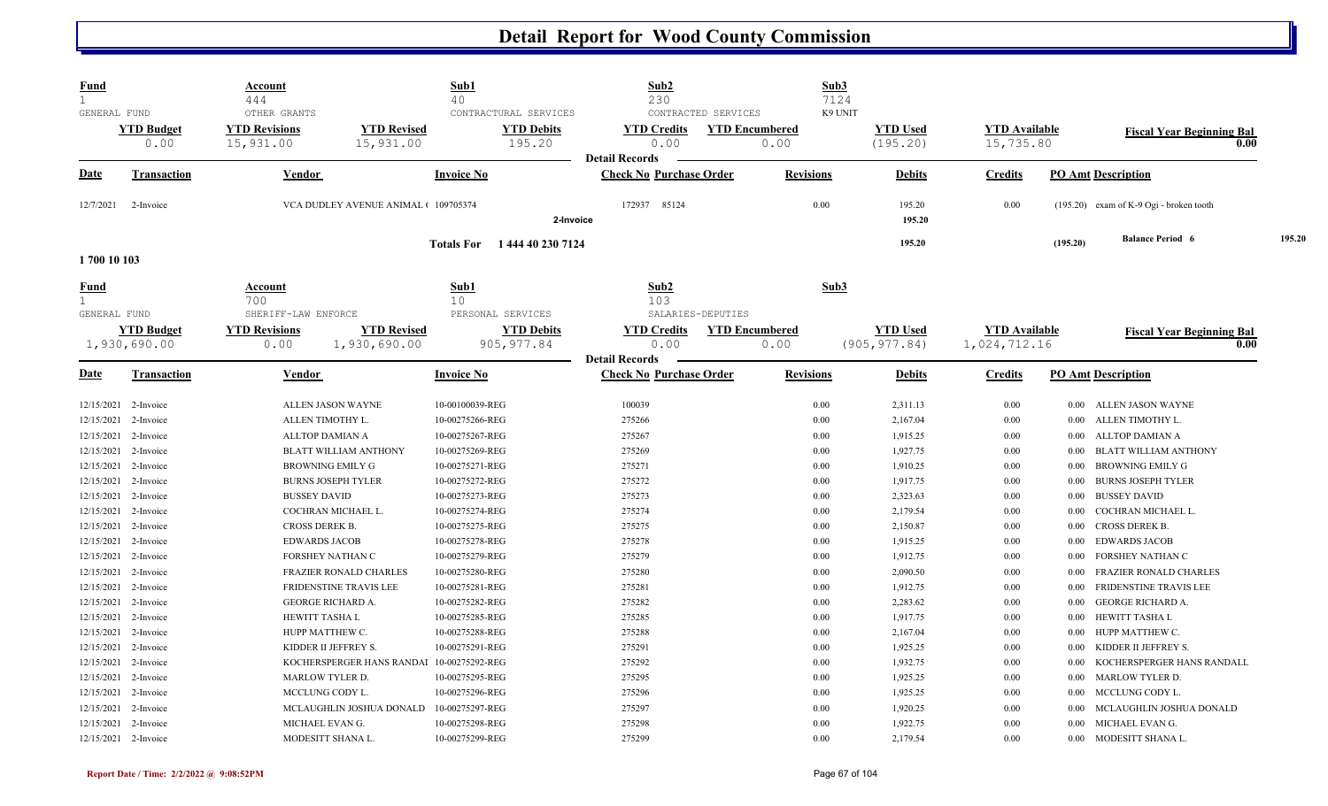# Detail Report for Wood County Commission

| Fund | Account | Sub1 | Sub2 | Sub3 |
|---|---|---|---|---|
| 1 | 444 | 40 | 230 | 7124 |
| GENERAL FUND | OTHER GRANTS | CONTRACTUAL SERVICES | CONTRACTED SERVICES | K9 UNIT |

| YTD Budget | YTD Revisions | YTD Revised | YTD Debits | YTD Credits | YTD Encumbered | YTD Used | YTD Available | Fiscal Year Beginning Bal |
|---|---|---|---|---|---|---|---|---|
| 0.00 | 15,931.00 | 15,931.00 | 195.20 | 0.00 | 0.00 | (195.20) | 15,735.80 | 0.00 |

**Detail Records**

| Date | Transaction | Vendor | Invoice No | Check No | Purchase Order | Revisions | Debits | Credits | PO Amt | Description |
|---|---|---|---|---|---|---|---|---|---|---|
| 12/7/2021 | 2-Invoice | VCA DUDLEY AVENUE ANIMAL ( | 109705374 | 172937 | 85124 | 0.00 | 195.20 | 0.00 | (195.20) | exam of K-9 Ogi - broken tooth |
| | | | 2-Invoice | | | | 195.20 | | | |
| | | | Totals For 1 444 40 230 7124 | | | | 195.20 | | (195.20) | Balance Period 6 195.20 |

**1 700 10 103**

| Fund | Account | Sub1 | Sub2 | Sub3 |
|---|---|---|---|---|
| 1 | 700 | 10 | 103 | |
| GENERAL FUND | SHERIFF-LAW ENFORCE | PERSONAL SERVICES | SALARIES-DEPUTIES | |

| YTD Budget | YTD Revisions | YTD Revised | YTD Debits | YTD Credits | YTD Encumbered | YTD Used | YTD Available | Fiscal Year Beginning Bal |
|---|---|---|---|---|---|---|---|---|
| 1,930,690.00 | 0.00 | 1,930,690.00 | 905,977.84 | 0.00 | 0.00 | (905,977.84) | 1,024,712.16 | 0.00 |

**Detail Records**

| Date | Transaction | Vendor | Invoice No | Check No | Purchase Order | Revisions | Debits | Credits | PO Amt | Description |
|---|---|---|---|---|---|---|---|---|---|---|
| 12/15/2021 | 2-Invoice | ALLEN JASON WAYNE | 10-00100039-REG | 100039 | | 0.00 | 2,311.13 | 0.00 | 0.00 | ALLEN JASON WAYNE |
| 12/15/2021 | 2-Invoice | ALLEN TIMOTHY L. | 10-00275266-REG | 275266 | | 0.00 | 2,167.04 | 0.00 | 0.00 | ALLEN TIMOTHY L. |
| 12/15/2021 | 2-Invoice | ALLTOP DAMIAN A | 10-00275267-REG | 275267 | | 0.00 | 1,915.25 | 0.00 | 0.00 | ALLTOP DAMIAN A |
| 12/15/2021 | 2-Invoice | BLATT WILLIAM ANTHONY | 10-00275269-REG | 275269 | | 0.00 | 1,927.75 | 0.00 | 0.00 | BLATT WILLIAM ANTHONY |
| 12/15/2021 | 2-Invoice | BROWNING EMILY G | 10-00275271-REG | 275271 | | 0.00 | 1,910.25 | 0.00 | 0.00 | BROWNING EMILY G |
| 12/15/2021 | 2-Invoice | BURNS JOSEPH TYLER | 10-00275272-REG | 275272 | | 0.00 | 1,917.75 | 0.00 | 0.00 | BURNS JOSEPH TYLER |
| 12/15/2021 | 2-Invoice | BUSSEY DAVID | 10-00275273-REG | 275273 | | 0.00 | 2,323.63 | 0.00 | 0.00 | BUSSEY DAVID |
| 12/15/2021 | 2-Invoice | COCHRAN MICHAEL L. | 10-00275274-REG | 275274 | | 0.00 | 2,179.54 | 0.00 | 0.00 | COCHRAN MICHAEL L. |
| 12/15/2021 | 2-Invoice | CROSS DEREK B. | 10-00275275-REG | 275275 | | 0.00 | 2,150.87 | 0.00 | 0.00 | CROSS DEREK B. |
| 12/15/2021 | 2-Invoice | EDWARDS JACOB | 10-00275278-REG | 275278 | | 0.00 | 1,915.25 | 0.00 | 0.00 | EDWARDS JACOB |
| 12/15/2021 | 2-Invoice | FORSHEY NATHAN C | 10-00275279-REG | 275279 | | 0.00 | 1,912.75 | 0.00 | 0.00 | FORSHEY NATHAN C |
| 12/15/2021 | 2-Invoice | FRAZIER RONALD CHARLES | 10-00275280-REG | 275280 | | 0.00 | 2,090.50 | 0.00 | 0.00 | FRAZIER RONALD CHARLES |
| 12/15/2021 | 2-Invoice | FRIDENSTINE TRAVIS LEE | 10-00275281-REG | 275281 | | 0.00 | 1,912.75 | 0.00 | 0.00 | FRIDENSTINE TRAVIS LEE |
| 12/15/2021 | 2-Invoice | GEORGE RICHARD A. | 10-00275282-REG | 275282 | | 0.00 | 2,283.62 | 0.00 | 0.00 | GEORGE RICHARD A. |
| 12/15/2021 | 2-Invoice | HEWITT TASHA L | 10-00275285-REG | 275285 | | 0.00 | 1,917.75 | 0.00 | 0.00 | HEWITT TASHA L |
| 12/15/2021 | 2-Invoice | HUPP MATTHEW C. | 10-00275288-REG | 275288 | | 0.00 | 2,167.04 | 0.00 | 0.00 | HUPP MATTHEW C. |
| 12/15/2021 | 2-Invoice | KIDDER II JEFFREY S. | 10-00275291-REG | 275291 | | 0.00 | 1,925.25 | 0.00 | 0.00 | KIDDER II JEFFREY S. |
| 12/15/2021 | 2-Invoice | KOCHERSPERGER HANS RANDAI | 10-00275292-REG | 275292 | | 0.00 | 1,932.75 | 0.00 | 0.00 | KOCHERSPERGER HANS RANDALL |
| 12/15/2021 | 2-Invoice | MARLOW TYLER D. | 10-00275295-REG | 275295 | | 0.00 | 1,925.25 | 0.00 | 0.00 | MARLOW TYLER D. |
| 12/15/2021 | 2-Invoice | MCCLUNG CODY L. | 10-00275296-REG | 275296 | | 0.00 | 1,925.25 | 0.00 | 0.00 | MCCLUNG CODY L. |
| 12/15/2021 | 2-Invoice | MCLAUGHLIN JOSHUA DONALD | 10-00275297-REG | 275297 | | 0.00 | 1,920.25 | 0.00 | 0.00 | MCLAUGHLIN JOSHUA DONALD |
| 12/15/2021 | 2-Invoice | MICHAEL EVAN G. | 10-00275298-REG | 275298 | | 0.00 | 1,922.75 | 0.00 | 0.00 | MICHAEL EVAN G. |
| 12/15/2021 | 2-Invoice | MODESITT SHANA L. | 10-00275299-REG | 275299 | | 0.00 | 2,179.54 | 0.00 | 0.00 | MODESITT SHANA L. |

Report Date / Time: 2/2/2022 @ 9:08:52PM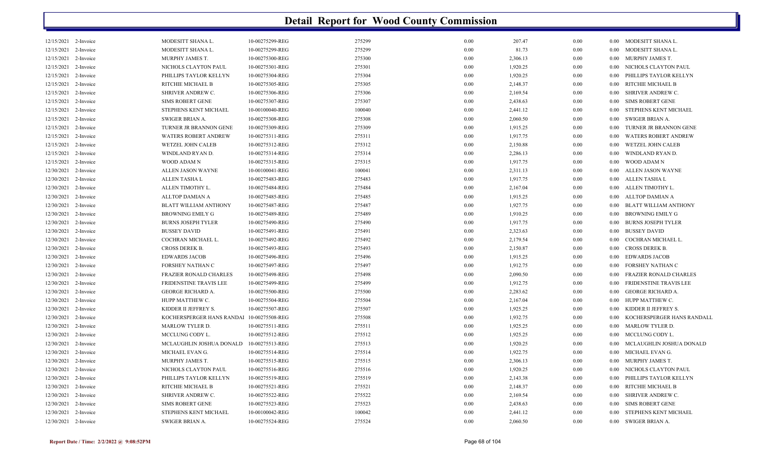# Detail Report for Wood County Commission

| | | | | | | | | | |
|---|---|---|---|---|---|---|---|---|---|
| 12/15/2021 | 2-Invoice | MODESITT SHANA L. | 10-00275299-REG | 275299 | 0.00 | 207.47 | 0.00 | 0.00 | MODESITT SHANA L. |
| 12/15/2021 | 2-Invoice | MODESITT SHANA L. | 10-00275299-REG | 275299 | 0.00 | 81.73 | 0.00 | 0.00 | MODESITT SHANA L. |
| 12/15/2021 | 2-Invoice | MURPHY JAMES T. | 10-00275300-REG | 275300 | 0.00 | 2,306.13 | 0.00 | 0.00 | MURPHY JAMES T. |
| 12/15/2021 | 2-Invoice | NICHOLS CLAYTON PAUL | 10-00275301-REG | 275301 | 0.00 | 1,920.25 | 0.00 | 0.00 | NICHOLS CLAYTON PAUL |
| 12/15/2021 | 2-Invoice | PHILLIPS TAYLOR KELLYN | 10-00275304-REG | 275304 | 0.00 | 1,920.25 | 0.00 | 0.00 | PHILLIPS TAYLOR KELLYN |
| 12/15/2021 | 2-Invoice | RITCHIE MICHAEL B | 10-00275305-REG | 275305 | 0.00 | 2,148.37 | 0.00 | 0.00 | RITCHIE MICHAEL B |
| 12/15/2021 | 2-Invoice | SHRIVER ANDREW C. | 10-00275306-REG | 275306 | 0.00 | 2,169.54 | 0.00 | 0.00 | SHRIVER ANDREW C. |
| 12/15/2021 | 2-Invoice | SIMS ROBERT GENE | 10-00275307-REG | 275307 | 0.00 | 2,438.63 | 0.00 | 0.00 | SIMS ROBERT GENE |
| 12/15/2021 | 2-Invoice | STEPHENS KENT MICHAEL | 10-00100040-REG | 100040 | 0.00 | 2,441.12 | 0.00 | 0.00 | STEPHENS KENT MICHAEL |
| 12/15/2021 | 2-Invoice | SWIGER BRIAN A. | 10-00275308-REG | 275308 | 0.00 | 2,060.50 | 0.00 | 0.00 | SWIGER BRIAN A. |
| 12/15/2021 | 2-Invoice | TURNER JR BRANNON GENE | 10-00275309-REG | 275309 | 0.00 | 1,915.25 | 0.00 | 0.00 | TURNER JR BRANNON GENE |
| 12/15/2021 | 2-Invoice | WATERS ROBERT ANDREW | 10-00275311-REG | 275311 | 0.00 | 1,917.75 | 0.00 | 0.00 | WATERS ROBERT ANDREW |
| 12/15/2021 | 2-Invoice | WETZEL JOHN CALEB | 10-00275312-REG | 275312 | 0.00 | 2,150.88 | 0.00 | 0.00 | WETZEL JOHN CALEB |
| 12/15/2021 | 2-Invoice | WINDLAND RYAN D. | 10-00275314-REG | 275314 | 0.00 | 2,286.13 | 0.00 | 0.00 | WINDLAND RYAN D. |
| 12/15/2021 | 2-Invoice | WOOD ADAM N | 10-00275315-REG | 275315 | 0.00 | 1,917.75 | 0.00 | 0.00 | WOOD ADAM N |
| 12/30/2021 | 2-Invoice | ALLEN JASON WAYNE | 10-00100041-REG | 100041 | 0.00 | 2,311.13 | 0.00 | 0.00 | ALLEN JASON WAYNE |
| 12/30/2021 | 2-Invoice | ALLEN TASHA L | 10-00275483-REG | 275483 | 0.00 | 1,917.75 | 0.00 | 0.00 | ALLEN TASHA L |
| 12/30/2021 | 2-Invoice | ALLEN TIMOTHY L. | 10-00275484-REG | 275484 | 0.00 | 2,167.04 | 0.00 | 0.00 | ALLEN TIMOTHY L. |
| 12/30/2021 | 2-Invoice | ALLTOP DAMIAN A | 10-00275485-REG | 275485 | 0.00 | 1,915.25 | 0.00 | 0.00 | ALLTOP DAMIAN A |
| 12/30/2021 | 2-Invoice | BLATT WILLIAM ANTHONY | 10-00275487-REG | 275487 | 0.00 | 1,927.75 | 0.00 | 0.00 | BLATT WILLIAM ANTHONY |
| 12/30/2021 | 2-Invoice | BROWNING EMILY G | 10-00275489-REG | 275489 | 0.00 | 1,910.25 | 0.00 | 0.00 | BROWNING EMILY G |
| 12/30/2021 | 2-Invoice | BURNS JOSEPH TYLER | 10-00275490-REG | 275490 | 0.00 | 1,917.75 | 0.00 | 0.00 | BURNS JOSEPH TYLER |
| 12/30/2021 | 2-Invoice | BUSSEY DAVID | 10-00275491-REG | 275491 | 0.00 | 2,323.63 | 0.00 | 0.00 | BUSSEY DAVID |
| 12/30/2021 | 2-Invoice | COCHRAN MICHAEL L. | 10-00275492-REG | 275492 | 0.00 | 2,179.54 | 0.00 | 0.00 | COCHRAN MICHAEL L. |
| 12/30/2021 | 2-Invoice | CROSS DEREK B. | 10-00275493-REG | 275493 | 0.00 | 2,150.87 | 0.00 | 0.00 | CROSS DEREK B. |
| 12/30/2021 | 2-Invoice | EDWARDS JACOB | 10-00275496-REG | 275496 | 0.00 | 1,915.25 | 0.00 | 0.00 | EDWARDS JACOB |
| 12/30/2021 | 2-Invoice | FORSHEY NATHAN C | 10-00275497-REG | 275497 | 0.00 | 1,912.75 | 0.00 | 0.00 | FORSHEY NATHAN C |
| 12/30/2021 | 2-Invoice | FRAZIER RONALD CHARLES | 10-00275498-REG | 275498 | 0.00 | 2,090.50 | 0.00 | 0.00 | FRAZIER RONALD CHARLES |
| 12/30/2021 | 2-Invoice | FRIDENSTINE TRAVIS LEE | 10-00275499-REG | 275499 | 0.00 | 1,912.75 | 0.00 | 0.00 | FRIDENSTINE TRAVIS LEE |
| 12/30/2021 | 2-Invoice | GEORGE RICHARD A. | 10-00275500-REG | 275500 | 0.00 | 2,283.62 | 0.00 | 0.00 | GEORGE RICHARD A. |
| 12/30/2021 | 2-Invoice | HUPP MATTHEW C. | 10-00275504-REG | 275504 | 0.00 | 2,167.04 | 0.00 | 0.00 | HUPP MATTHEW C. |
| 12/30/2021 | 2-Invoice | KIDDER II JEFFREY S. | 10-00275507-REG | 275507 | 0.00 | 1,925.25 | 0.00 | 0.00 | KIDDER II JEFFREY S. |
| 12/30/2021 | 2-Invoice | KOCHERSPERGER HANS RANDAI | 10-00275508-REG | 275508 | 0.00 | 1,932.75 | 0.00 | 0.00 | KOCHERSPERGER HANS RANDALL |
| 12/30/2021 | 2-Invoice | MARLOW TYLER D. | 10-00275511-REG | 275511 | 0.00 | 1,925.25 | 0.00 | 0.00 | MARLOW TYLER D. |
| 12/30/2021 | 2-Invoice | MCCLUNG CODY L. | 10-00275512-REG | 275512 | 0.00 | 1,925.25 | 0.00 | 0.00 | MCCLUNG CODY L. |
| 12/30/2021 | 2-Invoice | MCLAUGHLIN JOSHUA DONALD | 10-00275513-REG | 275513 | 0.00 | 1,920.25 | 0.00 | 0.00 | MCLAUGHLIN JOSHUA DONALD |
| 12/30/2021 | 2-Invoice | MICHAEL EVAN G. | 10-00275514-REG | 275514 | 0.00 | 1,922.75 | 0.00 | 0.00 | MICHAEL EVAN G. |
| 12/30/2021 | 2-Invoice | MURPHY JAMES T. | 10-00275515-REG | 275515 | 0.00 | 2,306.13 | 0.00 | 0.00 | MURPHY JAMES T. |
| 12/30/2021 | 2-Invoice | NICHOLS CLAYTON PAUL | 10-00275516-REG | 275516 | 0.00 | 1,920.25 | 0.00 | 0.00 | NICHOLS CLAYTON PAUL |
| 12/30/2021 | 2-Invoice | PHILLIPS TAYLOR KELLYN | 10-00275519-REG | 275519 | 0.00 | 2,143.38 | 0.00 | 0.00 | PHILLIPS TAYLOR KELLYN |
| 12/30/2021 | 2-Invoice | RITCHIE MICHAEL B | 10-00275521-REG | 275521 | 0.00 | 2,148.37 | 0.00 | 0.00 | RITCHIE MICHAEL B |
| 12/30/2021 | 2-Invoice | SHRIVER ANDREW C. | 10-00275522-REG | 275522 | 0.00 | 2,169.54 | 0.00 | 0.00 | SHRIVER ANDREW C. |
| 12/30/2021 | 2-Invoice | SIMS ROBERT GENE | 10-00275523-REG | 275523 | 0.00 | 2,438.63 | 0.00 | 0.00 | SIMS ROBERT GENE |
| 12/30/2021 | 2-Invoice | STEPHENS KENT MICHAEL | 10-00100042-REG | 100042 | 0.00 | 2,441.12 | 0.00 | 0.00 | STEPHENS KENT MICHAEL |
| 12/30/2021 | 2-Invoice | SWIGER BRIAN A. | 10-00275524-REG | 275524 | 0.00 | 2,060.50 | 0.00 | 0.00 | SWIGER BRIAN A. |

**Report Date / Time: 2/2/2022 @ 9:08:52PM**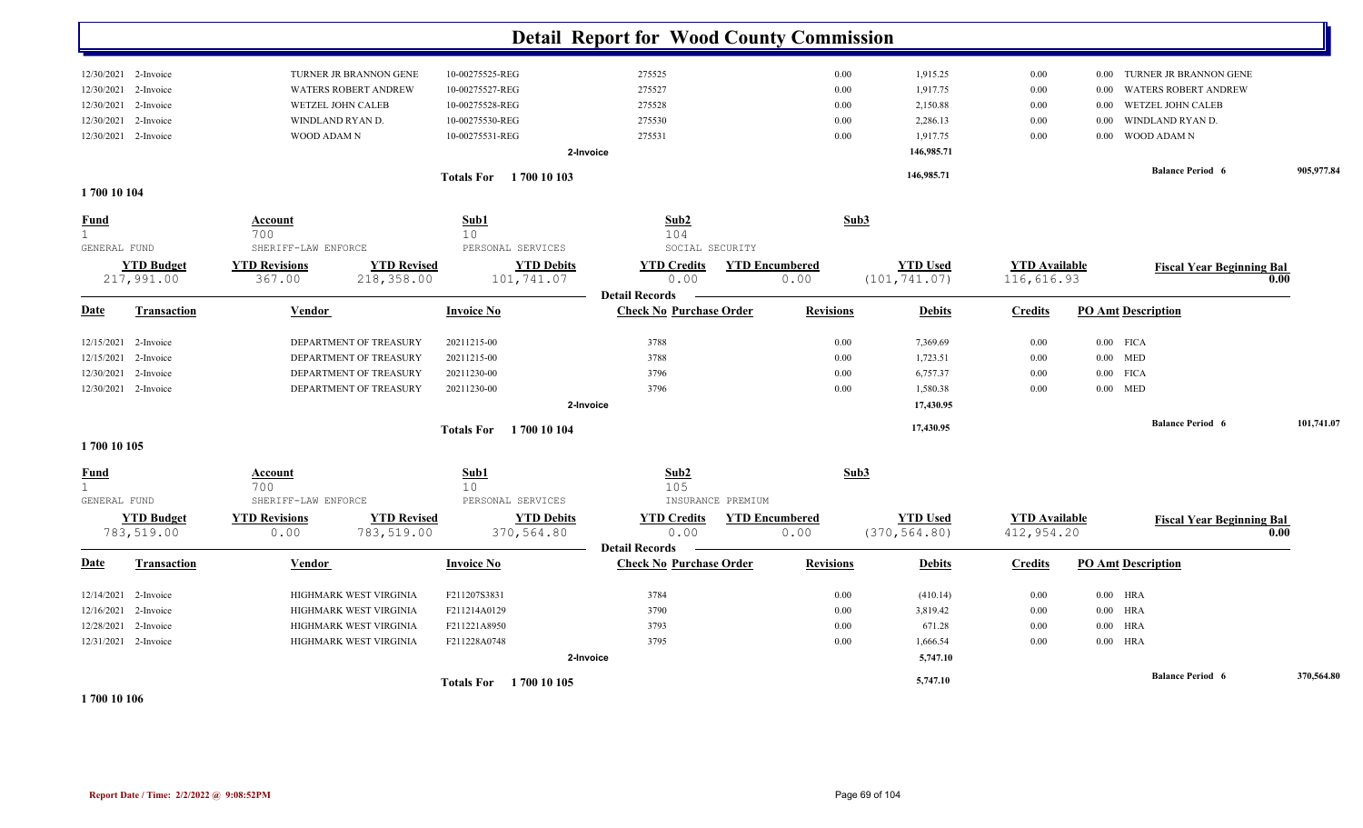# Detail Report for Wood County Commission

| Date | Transaction | Vendor | Invoice No | Check No | Purchase Order | Revisions | Debits | Credits | PO Amt | Description |
|---|---|---|---|---|---|---|---|---|---|---|
| 12/30/2021 | 2-Invoice | TURNER JR BRANNON GENE | 10-00275525-REG | 275525 | | 0.00 | 1,915.25 | 0.00 | 0.00 | TURNER JR BRANNON GENE |
| 12/30/2021 | 2-Invoice | WATERS ROBERT ANDREW | 10-00275527-REG | 275527 | | 0.00 | 1,917.75 | 0.00 | 0.00 | WATERS ROBERT ANDREW |
| 12/30/2021 | 2-Invoice | WETZEL JOHN CALEB | 10-00275528-REG | 275528 | | 0.00 | 2,150.88 | 0.00 | 0.00 | WETZEL JOHN CALEB |
| 12/30/2021 | 2-Invoice | WINDLAND RYAN D. | 10-00275530-REG | 275530 | | 0.00 | 2,286.13 | 0.00 | 0.00 | WINDLAND RYAN D. |
| 12/30/2021 | 2-Invoice | WOOD ADAM N | 10-00275531-REG | 275531 | | 0.00 | 1,917.75 | 0.00 | 0.00 | WOOD ADAM N |
| | | | 2-Invoice | | | | 146,985.71 | | | |
| | | | Totals For 1 700 10 103 | | | | 146,985.71 | | | Balance Period 6: 905,977.84 |

## 1 700 10 104

| Fund | Account | Sub1 | Sub2 | Sub3 |
|---|---|---|---|---|
| 1 | 700 | 10 | 104 | |
| GENERAL FUND | SHERIFF-LAW ENFORCE | PERSONAL SERVICES | SOCIAL SECURITY | |

| YTD Budget | YTD Revisions | YTD Revised | YTD Debits | YTD Credits | YTD Encumbered | YTD Used | YTD Available | Fiscal Year Beginning Bal |
|---|---|---|---|---|---|---|---|---|
| 217,991.00 | 367.00 | 218,358.00 | 101,741.07 | 0.00 | 0.00 | (101,741.07) | 116,616.93 | 0.00 |

**Detail Records**

| Date | Transaction | Vendor | Invoice No | Check No | Purchase Order | Revisions | Debits | Credits | PO Amt | Description |
|---|---|---|---|---|---|---|---|---|---|---|
| 12/15/2021 | 2-Invoice | DEPARTMENT OF TREASURY | 20211215-00 | 3788 | | 0.00 | 7,369.69 | 0.00 | 0.00 | FICA |
| 12/15/2021 | 2-Invoice | DEPARTMENT OF TREASURY | 20211215-00 | 3788 | | 0.00 | 1,723.51 | 0.00 | 0.00 | MED |
| 12/30/2021 | 2-Invoice | DEPARTMENT OF TREASURY | 20211230-00 | 3796 | | 0.00 | 6,757.37 | 0.00 | 0.00 | FICA |
| 12/30/2021 | 2-Invoice | DEPARTMENT OF TREASURY | 20211230-00 | 3796 | | 0.00 | 1,580.38 | 0.00 | 0.00 | MED |
| | | | 2-Invoice | | | | 17,430.95 | | | |
| | | | Totals For 1 700 10 104 | | | | 17,430.95 | | | Balance Period 6: 101,741.07 |

## 1 700 10 105

| Fund | Account | Sub1 | Sub2 | Sub3 |
|---|---|---|---|---|
| 1 | 700 | 10 | 105 | |
| GENERAL FUND | SHERIFF-LAW ENFORCE | PERSONAL SERVICES | INSURANCE PREMIUM | |

| YTD Budget | YTD Revisions | YTD Revised | YTD Debits | YTD Credits | YTD Encumbered | YTD Used | YTD Available | Fiscal Year Beginning Bal |
|---|---|---|---|---|---|---|---|---|
| 783,519.00 | 0.00 | 783,519.00 | 370,564.80 | 0.00 | 0.00 | (370,564.80) | 412,954.20 | 0.00 |

**Detail Records**

| Date | Transaction | Vendor | Invoice No | Check No | Purchase Order | Revisions | Debits | Credits | PO Amt | Description |
|---|---|---|---|---|---|---|---|---|---|---|
| 12/14/2021 | 2-Invoice | HIGHMARK WEST VIRGINIA | F211207S3831 | 3784 | | 0.00 | (410.14) | 0.00 | 0.00 | HRA |
| 12/16/2021 | 2-Invoice | HIGHMARK WEST VIRGINIA | F211214A0129 | 3790 | | 0.00 | 3,819.42 | 0.00 | 0.00 | HRA |
| 12/28/2021 | 2-Invoice | HIGHMARK WEST VIRGINIA | F211221A8950 | 3793 | | 0.00 | 671.28 | 0.00 | 0.00 | HRA |
| 12/31/2021 | 2-Invoice | HIGHMARK WEST VIRGINIA | F211228A0748 | 3795 | | 0.00 | 1,666.54 | 0.00 | 0.00 | HRA |
| | | | 2-Invoice | | | | 5,747.10 | | | |
| | | | Totals For 1 700 10 105 | | | | 5,747.10 | | | Balance Period 6: 370,564.80 |

## 1 700 10 106

Report Date / Time: 2/2/2022 @ 9:08:52PM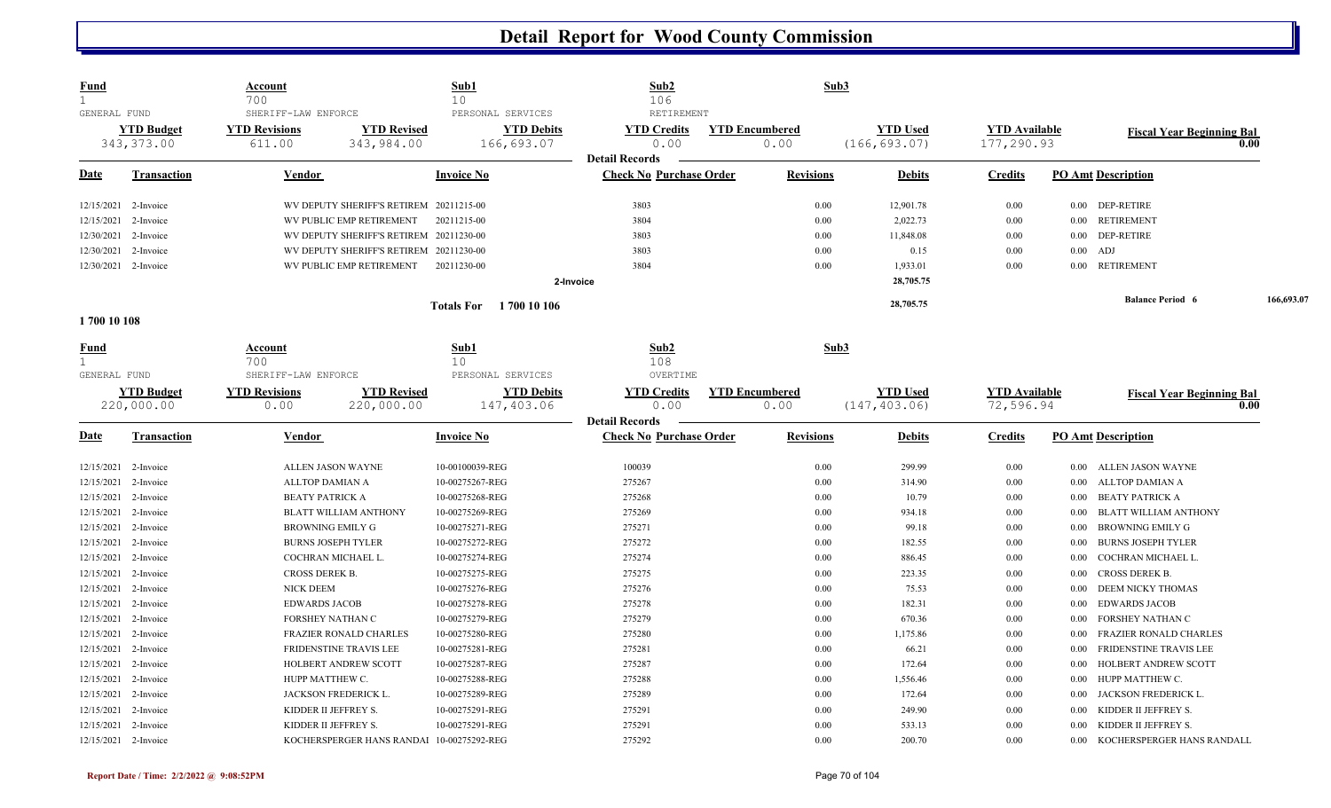# Detail Report for Wood County Commission

| Fund | Account | Sub1 | Sub2 | Sub3 |
|---|---|---|---|---|
| 1 | 700 | 10 | 106 | |
| GENERAL FUND | SHERIFF-LAW ENFORCE | PERSONAL SERVICES | RETIREMENT | |

| YTD Budget | YTD Revisions | YTD Revised | YTD Debits | YTD Credits | YTD Encumbered | YTD Used | YTD Available | Fiscal Year Beginning Bal |
|---|---|---|---|---|---|---|---|---|
| 343,373.00 | 611.00 | 343,984.00 | 166,693.07 | 0.00 | 0.00 | (166,693.07) | 177,290.93 | 0.00 |

**Detail Records**

| Date | Transaction | Vendor | Invoice No | Check No | Purchase Order | Revisions | Debits | Credits | PO Amt | Description |
|---|---|---|---|---|---|---|---|---|---|---|
| 12/15/2021 | 2-Invoice | WV DEPUTY SHERIFF'S RETIREM | 20211215-00 | 3803 | | 0.00 | 12,901.78 | 0.00 | 0.00 | DEP-RETIRE |
| 12/15/2021 | 2-Invoice | WV PUBLIC EMP RETIREMENT | 20211215-00 | 3804 | | 0.00 | 2,022.73 | 0.00 | 0.00 | RETIREMENT |
| 12/30/2021 | 2-Invoice | WV DEPUTY SHERIFF'S RETIREM | 20211230-00 | 3803 | | 0.00 | 11,848.08 | 0.00 | 0.00 | DEP-RETIRE |
| 12/30/2021 | 2-Invoice | WV DEPUTY SHERIFF'S RETIREM | 20211230-00 | 3803 | | 0.00 | 0.15 | 0.00 | 0.00 | ADJ |
| 12/30/2021 | 2-Invoice | WV PUBLIC EMP RETIREMENT | 20211230-00 | 3804 | | 0.00 | 1,933.01 | 0.00 | 0.00 | RETIREMENT |
| | | | 2-Invoice | | | | 28,705.75 | | | |
| | | | Totals For 1 700 10 106 | | | | 28,705.75 | | | Balance Period 6 166,693.07 |

## 1 700 10 108

| Fund | Account | Sub1 | Sub2 | Sub3 |
|---|---|---|---|---|
| 1 | 700 | 10 | 108 | |
| GENERAL FUND | SHERIFF-LAW ENFORCE | PERSONAL SERVICES | OVERTIME | |

| YTD Budget | YTD Revisions | YTD Revised | YTD Debits | YTD Credits | YTD Encumbered | YTD Used | YTD Available | Fiscal Year Beginning Bal |
|---|---|---|---|---|---|---|---|---|
| 220,000.00 | 0.00 | 220,000.00 | 147,403.06 | 0.00 | 0.00 | (147,403.06) | 72,596.94 | 0.00 |

**Detail Records**

| Date | Transaction | Vendor | Invoice No | Check No | Purchase Order | Revisions | Debits | Credits | PO Amt | Description |
|---|---|---|---|---|---|---|---|---|---|---|
| 12/15/2021 | 2-Invoice | ALLEN JASON WAYNE | 10-00100039-REG | 100039 | | 0.00 | 299.99 | 0.00 | 0.00 | ALLEN JASON WAYNE |
| 12/15/2021 | 2-Invoice | ALLTOP DAMIAN A | 10-00275267-REG | 275267 | | 0.00 | 314.90 | 0.00 | 0.00 | ALLTOP DAMIAN A |
| 12/15/2021 | 2-Invoice | BEATY PATRICK A | 10-00275268-REG | 275268 | | 0.00 | 10.79 | 0.00 | 0.00 | BEATY PATRICK A |
| 12/15/2021 | 2-Invoice | BLATT WILLIAM ANTHONY | 10-00275269-REG | 275269 | | 0.00 | 934.18 | 0.00 | 0.00 | BLATT WILLIAM ANTHONY |
| 12/15/2021 | 2-Invoice | BROWNING EMILY G | 10-00275271-REG | 275271 | | 0.00 | 99.18 | 0.00 | 0.00 | BROWNING EMILY G |
| 12/15/2021 | 2-Invoice | BURNS JOSEPH TYLER | 10-00275272-REG | 275272 | | 0.00 | 182.55 | 0.00 | 0.00 | BURNS JOSEPH TYLER |
| 12/15/2021 | 2-Invoice | COCHRAN MICHAEL L. | 10-00275274-REG | 275274 | | 0.00 | 886.45 | 0.00 | 0.00 | COCHRAN MICHAEL L. |
| 12/15/2021 | 2-Invoice | CROSS DEREK B. | 10-00275275-REG | 275275 | | 0.00 | 223.35 | 0.00 | 0.00 | CROSS DEREK B. |
| 12/15/2021 | 2-Invoice | NICK DEEM | 10-00275276-REG | 275276 | | 0.00 | 75.53 | 0.00 | 0.00 | DEEM NICKY THOMAS |
| 12/15/2021 | 2-Invoice | EDWARDS JACOB | 10-00275278-REG | 275278 | | 0.00 | 182.31 | 0.00 | 0.00 | EDWARDS JACOB |
| 12/15/2021 | 2-Invoice | FORSHEY NATHAN C | 10-00275279-REG | 275279 | | 0.00 | 670.36 | 0.00 | 0.00 | FORSHEY NATHAN C |
| 12/15/2021 | 2-Invoice | FRAZIER RONALD CHARLES | 10-00275280-REG | 275280 | | 0.00 | 1,175.86 | 0.00 | 0.00 | FRAZIER RONALD CHARLES |
| 12/15/2021 | 2-Invoice | FRIDENSTINE TRAVIS LEE | 10-00275281-REG | 275281 | | 0.00 | 66.21 | 0.00 | 0.00 | FRIDENSTINE TRAVIS LEE |
| 12/15/2021 | 2-Invoice | HOLBERT ANDREW SCOTT | 10-00275287-REG | 275287 | | 0.00 | 172.64 | 0.00 | 0.00 | HOLBERT ANDREW SCOTT |
| 12/15/2021 | 2-Invoice | HUPP MATTHEW C. | 10-00275288-REG | 275288 | | 0.00 | 1,556.46 | 0.00 | 0.00 | HUPP MATTHEW C. |
| 12/15/2021 | 2-Invoice | JACKSON FREDERICK L. | 10-00275289-REG | 275289 | | 0.00 | 172.64 | 0.00 | 0.00 | JACKSON FREDERICK L. |
| 12/15/2021 | 2-Invoice | KIDDER II JEFFREY S. | 10-00275291-REG | 275291 | | 0.00 | 249.90 | 0.00 | 0.00 | KIDDER II JEFFREY S. |
| 12/15/2021 | 2-Invoice | KIDDER II JEFFREY S. | 10-00275291-REG | 275291 | | 0.00 | 533.13 | 0.00 | 0.00 | KIDDER II JEFFREY S. |
| 12/15/2021 | 2-Invoice | KOCHERSPERGER HANS RANDAL | 10-00275292-REG | 275292 | | 0.00 | 200.70 | 0.00 | 0.00 | KOCHERSPERGER HANS RANDALL |

Report Date / Time: 2/2/2022 @ 9:08:52PM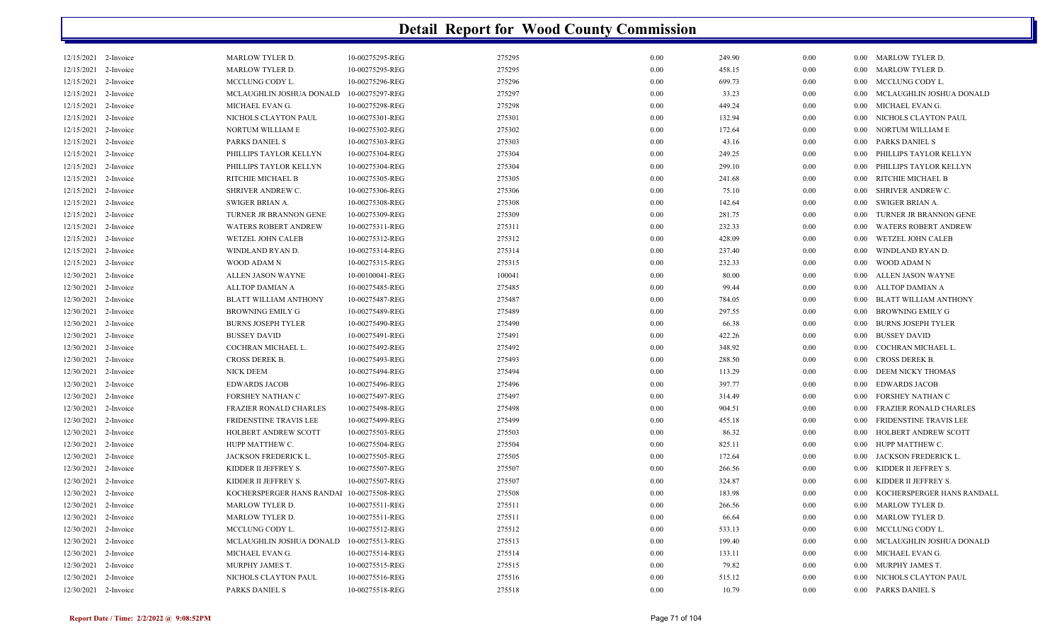# Detail Report for Wood County Commission

| | | | | | | | | | |
|---|---|---|---|---|---|---|---|---|---|
| 12/15/2021 | 2-Invoice | MARLOW TYLER D. | 10-00275295-REG | 275295 | 0.00 | 249.90 | 0.00 | 0.00 | MARLOW TYLER D. |
| 12/15/2021 | 2-Invoice | MARLOW TYLER D. | 10-00275295-REG | 275295 | 0.00 | 458.15 | 0.00 | 0.00 | MARLOW TYLER D. |
| 12/15/2021 | 2-Invoice | MCCLUNG CODY L. | 10-00275296-REG | 275296 | 0.00 | 699.73 | 0.00 | 0.00 | MCCLUNG CODY L. |
| 12/15/2021 | 2-Invoice | MCLAUGHLIN JOSHUA DONALD | 10-00275297-REG | 275297 | 0.00 | 33.23 | 0.00 | 0.00 | MCLAUGHLIN JOSHUA DONALD |
| 12/15/2021 | 2-Invoice | MICHAEL EVAN G. | 10-00275298-REG | 275298 | 0.00 | 449.24 | 0.00 | 0.00 | MICHAEL EVAN G. |
| 12/15/2021 | 2-Invoice | NICHOLS CLAYTON PAUL | 10-00275301-REG | 275301 | 0.00 | 132.94 | 0.00 | 0.00 | NICHOLS CLAYTON PAUL |
| 12/15/2021 | 2-Invoice | NORTUM WILLIAM E | 10-00275302-REG | 275302 | 0.00 | 172.64 | 0.00 | 0.00 | NORTUM WILLIAM E |
| 12/15/2021 | 2-Invoice | PARKS DANIEL S | 10-00275303-REG | 275303 | 0.00 | 43.16 | 0.00 | 0.00 | PARKS DANIEL S |
| 12/15/2021 | 2-Invoice | PHILLIPS TAYLOR KELLYN | 10-00275304-REG | 275304 | 0.00 | 249.25 | 0.00 | 0.00 | PHILLIPS TAYLOR KELLYN |
| 12/15/2021 | 2-Invoice | PHILLIPS TAYLOR KELLYN | 10-00275304-REG | 275304 | 0.00 | 299.10 | 0.00 | 0.00 | PHILLIPS TAYLOR KELLYN |
| 12/15/2021 | 2-Invoice | RITCHIE MICHAEL B | 10-00275305-REG | 275305 | 0.00 | 241.68 | 0.00 | 0.00 | RITCHIE MICHAEL B |
| 12/15/2021 | 2-Invoice | SHRIVER ANDREW C. | 10-00275306-REG | 275306 | 0.00 | 75.10 | 0.00 | 0.00 | SHRIVER ANDREW C. |
| 12/15/2021 | 2-Invoice | SWIGER BRIAN A. | 10-00275308-REG | 275308 | 0.00 | 142.64 | 0.00 | 0.00 | SWIGER BRIAN A. |
| 12/15/2021 | 2-Invoice | TURNER JR BRANNON GENE | 10-00275309-REG | 275309 | 0.00 | 281.75 | 0.00 | 0.00 | TURNER JR BRANNON GENE |
| 12/15/2021 | 2-Invoice | WATERS ROBERT ANDREW | 10-00275311-REG | 275311 | 0.00 | 232.33 | 0.00 | 0.00 | WATERS ROBERT ANDREW |
| 12/15/2021 | 2-Invoice | WETZEL JOHN CALEB | 10-00275312-REG | 275312 | 0.00 | 428.09 | 0.00 | 0.00 | WETZEL JOHN CALEB |
| 12/15/2021 | 2-Invoice | WINDLAND RYAN D. | 10-00275314-REG | 275314 | 0.00 | 237.40 | 0.00 | 0.00 | WINDLAND RYAN D. |
| 12/15/2021 | 2-Invoice | WOOD ADAM N | 10-00275315-REG | 275315 | 0.00 | 232.33 | 0.00 | 0.00 | WOOD ADAM N |
| 12/30/2021 | 2-Invoice | ALLEN JASON WAYNE | 10-00100041-REG | 100041 | 0.00 | 80.00 | 0.00 | 0.00 | ALLEN JASON WAYNE |
| 12/30/2021 | 2-Invoice | ALLTOP DAMIAN A | 10-00275485-REG | 275485 | 0.00 | 99.44 | 0.00 | 0.00 | ALLTOP DAMIAN A |
| 12/30/2021 | 2-Invoice | BLATT WILLIAM ANTHONY | 10-00275487-REG | 275487 | 0.00 | 784.05 | 0.00 | 0.00 | BLATT WILLIAM ANTHONY |
| 12/30/2021 | 2-Invoice | BROWNING EMILY G | 10-00275489-REG | 275489 | 0.00 | 297.55 | 0.00 | 0.00 | BROWNING EMILY G |
| 12/30/2021 | 2-Invoice | BURNS JOSEPH TYLER | 10-00275490-REG | 275490 | 0.00 | 66.38 | 0.00 | 0.00 | BURNS JOSEPH TYLER |
| 12/30/2021 | 2-Invoice | BUSSEY DAVID | 10-00275491-REG | 275491 | 0.00 | 422.26 | 0.00 | 0.00 | BUSSEY DAVID |
| 12/30/2021 | 2-Invoice | COCHRAN MICHAEL L. | 10-00275492-REG | 275492 | 0.00 | 348.92 | 0.00 | 0.00 | COCHRAN MICHAEL L. |
| 12/30/2021 | 2-Invoice | CROSS DEREK B. | 10-00275493-REG | 275493 | 0.00 | 288.50 | 0.00 | 0.00 | CROSS DEREK B. |
| 12/30/2021 | 2-Invoice | NICK DEEM | 10-00275494-REG | 275494 | 0.00 | 113.29 | 0.00 | 0.00 | DEEM NICKY THOMAS |
| 12/30/2021 | 2-Invoice | EDWARDS JACOB | 10-00275496-REG | 275496 | 0.00 | 397.77 | 0.00 | 0.00 | EDWARDS JACOB |
| 12/30/2021 | 2-Invoice | FORSHEY NATHAN C | 10-00275497-REG | 275497 | 0.00 | 314.49 | 0.00 | 0.00 | FORSHEY NATHAN C |
| 12/30/2021 | 2-Invoice | FRAZIER RONALD CHARLES | 10-00275498-REG | 275498 | 0.00 | 904.51 | 0.00 | 0.00 | FRAZIER RONALD CHARLES |
| 12/30/2021 | 2-Invoice | FRIDENSTINE TRAVIS LEE | 10-00275499-REG | 275499 | 0.00 | 455.18 | 0.00 | 0.00 | FRIDENSTINE TRAVIS LEE |
| 12/30/2021 | 2-Invoice | HOLBERT ANDREW SCOTT | 10-00275503-REG | 275503 | 0.00 | 86.32 | 0.00 | 0.00 | HOLBERT ANDREW SCOTT |
| 12/30/2021 | 2-Invoice | HUPP MATTHEW C. | 10-00275504-REG | 275504 | 0.00 | 825.11 | 0.00 | 0.00 | HUPP MATTHEW C. |
| 12/30/2021 | 2-Invoice | JACKSON FREDERICK L. | 10-00275505-REG | 275505 | 0.00 | 172.64 | 0.00 | 0.00 | JACKSON FREDERICK L. |
| 12/30/2021 | 2-Invoice | KIDDER II JEFFREY S. | 10-00275507-REG | 275507 | 0.00 | 266.56 | 0.00 | 0.00 | KIDDER II JEFFREY S. |
| 12/30/2021 | 2-Invoice | KIDDER II JEFFREY S. | 10-00275507-REG | 275507 | 0.00 | 324.87 | 0.00 | 0.00 | KIDDER II JEFFREY S. |
| 12/30/2021 | 2-Invoice | KOCHERSPERGER HANS RANDAI | 10-00275508-REG | 275508 | 0.00 | 183.98 | 0.00 | 0.00 | KOCHERSPERGER HANS RANDALL |
| 12/30/2021 | 2-Invoice | MARLOW TYLER D. | 10-00275511-REG | 275511 | 0.00 | 266.56 | 0.00 | 0.00 | MARLOW TYLER D. |
| 12/30/2021 | 2-Invoice | MARLOW TYLER D. | 10-00275511-REG | 275511 | 0.00 | 66.64 | 0.00 | 0.00 | MARLOW TYLER D. |
| 12/30/2021 | 2-Invoice | MCCLUNG CODY L. | 10-00275512-REG | 275512 | 0.00 | 533.13 | 0.00 | 0.00 | MCCLUNG CODY L. |
| 12/30/2021 | 2-Invoice | MCLAUGHLIN JOSHUA DONALD | 10-00275513-REG | 275513 | 0.00 | 199.40 | 0.00 | 0.00 | MCLAUGHLIN JOSHUA DONALD |
| 12/30/2021 | 2-Invoice | MICHAEL EVAN G. | 10-00275514-REG | 275514 | 0.00 | 133.11 | 0.00 | 0.00 | MICHAEL EVAN G. |
| 12/30/2021 | 2-Invoice | MURPHY JAMES T. | 10-00275515-REG | 275515 | 0.00 | 79.82 | 0.00 | 0.00 | MURPHY JAMES T. |
| 12/30/2021 | 2-Invoice | NICHOLS CLAYTON PAUL | 10-00275516-REG | 275516 | 0.00 | 515.12 | 0.00 | 0.00 | NICHOLS CLAYTON PAUL |
| 12/30/2021 | 2-Invoice | PARKS DANIEL S | 10-00275518-REG | 275518 | 0.00 | 10.79 | 0.00 | 0.00 | PARKS DANIEL S |

**Report Date / Time: 2/2/2022 @ 9:08:52PM**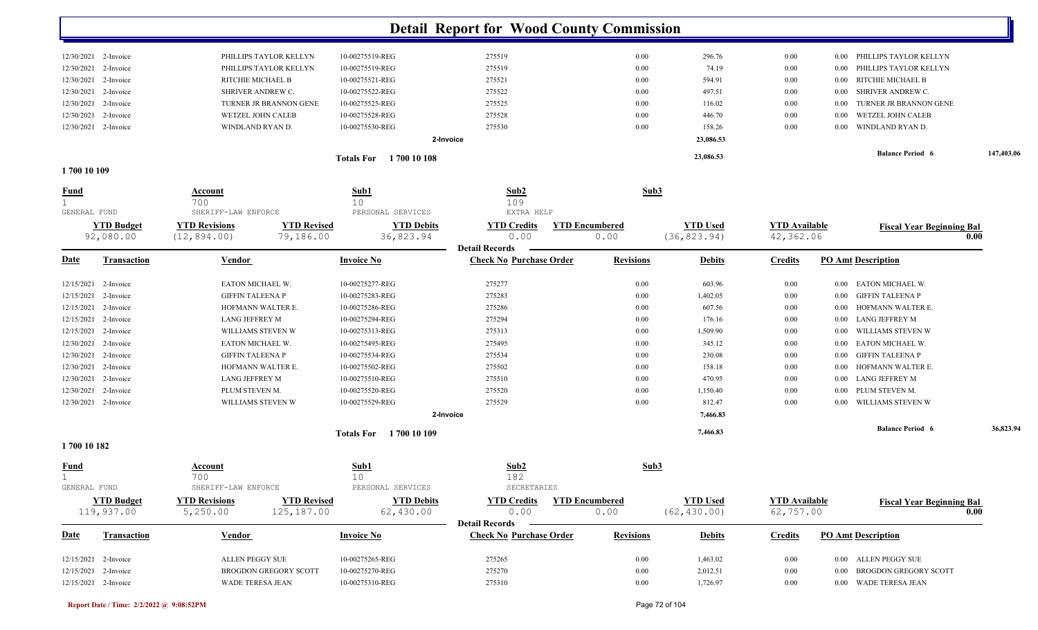# Detail Report for Wood County Commission

| Date | Transaction | Vendor | Invoice No | Check No | Purchase Order | Revisions | Debits | Credits | PO Amt | Description |
|---|---|---|---|---|---|---|---|---|---|---|
| 12/30/2021 | 2-Invoice | PHILLIPS TAYLOR KELLYN | 10-00275519-REG | 275519 | | 0.00 | 296.76 | 0.00 | 0.00 | PHILLIPS TAYLOR KELLYN |
| 12/30/2021 | 2-Invoice | PHILLIPS TAYLOR KELLYN | 10-00275519-REG | 275519 | | 0.00 | 74.19 | 0.00 | 0.00 | PHILLIPS TAYLOR KELLYN |
| 12/30/2021 | 2-Invoice | RITCHIE MICHAEL B | 10-00275521-REG | 275521 | | 0.00 | 594.91 | 0.00 | 0.00 | RITCHIE MICHAEL B |
| 12/30/2021 | 2-Invoice | SHRIVER ANDREW C. | 10-00275522-REG | 275522 | | 0.00 | 497.51 | 0.00 | 0.00 | SHRIVER ANDREW C. |
| 12/30/2021 | 2-Invoice | TURNER JR BRANNON GENE | 10-00275525-REG | 275525 | | 0.00 | 116.02 | 0.00 | 0.00 | TURNER JR BRANNON GENE |
| 12/30/2021 | 2-Invoice | WETZEL JOHN CALEB | 10-00275528-REG | 275528 | | 0.00 | 446.70 | 0.00 | 0.00 | WETZEL JOHN CALEB |
| 12/30/2021 | 2-Invoice | WINDLAND RYAN D. | 10-00275530-REG | 275530 | | 0.00 | 158.26 | 0.00 | 0.00 | WINDLAND RYAN D. |
| | | | 2-Invoice | | | | 23,086.53 | | | |
| | | | Totals For 1 700 10 108 | | | | 23,086.53 | | | Balance Period 6 147,403.06 |

## 1 700 10 109

| Fund | Account | Sub1 | Sub2 | Sub3 |
|---|---|---|---|---|
| 1 | 700 | 10 | 109 | |
| GENERAL FUND | SHERIFF-LAW ENFORCE | PERSONAL SERVICES | EXTRA HELP | |

| YTD Budget | YTD Revisions | YTD Revised | YTD Debits | YTD Credits | YTD Encumbered | YTD Used | YTD Available | Fiscal Year Beginning Bal |
|---|---|---|---|---|---|---|---|---|
| 92,080.00 | (12,894.00) | 79,186.00 | 36,823.94 | 0.00 | 0.00 | (36,823.94) | 42,362.06 | 0.00 |

**Detail Records**

| Date | Transaction | Vendor | Invoice No | Check No | Purchase Order | Revisions | Debits | Credits | PO Amt | Description |
|---|---|---|---|---|---|---|---|---|---|---|
| 12/15/2021 | 2-Invoice | EATON MICHAEL W. | 10-00275277-REG | 275277 | | 0.00 | 603.96 | 0.00 | 0.00 | EATON MICHAEL W. |
| 12/15/2021 | 2-Invoice | GIFFIN TALEENA P | 10-00275283-REG | 275283 | | 0.00 | 1,402.05 | 0.00 | 0.00 | GIFFIN TALEENA P |
| 12/15/2021 | 2-Invoice | HOFMANN WALTER E. | 10-00275286-REG | 275286 | | 0.00 | 607.56 | 0.00 | 0.00 | HOFMANN WALTER E. |
| 12/15/2021 | 2-Invoice | LANG JEFFREY M | 10-00275294-REG | 275294 | | 0.00 | 176.16 | 0.00 | 0.00 | LANG JEFFREY M |
| 12/15/2021 | 2-Invoice | WILLIAMS STEVEN W | 10-00275313-REG | 275313 | | 0.00 | 1,509.90 | 0.00 | 0.00 | WILLIAMS STEVEN W |
| 12/30/2021 | 2-Invoice | EATON MICHAEL W. | 10-00275495-REG | 275495 | | 0.00 | 345.12 | 0.00 | 0.00 | EATON MICHAEL W. |
| 12/30/2021 | 2-Invoice | GIFFIN TALEENA P | 10-00275534-REG | 275534 | | 0.00 | 230.08 | 0.00 | 0.00 | GIFFIN TALEENA P |
| 12/30/2021 | 2-Invoice | HOFMANN WALTER E. | 10-00275502-REG | 275502 | | 0.00 | 158.18 | 0.00 | 0.00 | HOFMANN WALTER E. |
| 12/30/2021 | 2-Invoice | LANG JEFFREY M | 10-00275510-REG | 275510 | | 0.00 | 470.95 | 0.00 | 0.00 | LANG JEFFREY M |
| 12/30/2021 | 2-Invoice | PLUM STEVEN M. | 10-00275520-REG | 275520 | | 0.00 | 1,150.40 | 0.00 | 0.00 | PLUM STEVEN M. |
| 12/30/2021 | 2-Invoice | WILLIAMS STEVEN W | 10-00275529-REG | 275529 | | 0.00 | 812.47 | 0.00 | 0.00 | WILLIAMS STEVEN W |
| | | | 2-Invoice | | | | 7,466.83 | | | |
| | | | Totals For 1 700 10 109 | | | | 7,466.83 | | | Balance Period 6 36,823.94 |

## 1 700 10 182

| Fund | Account | Sub1 | Sub2 | Sub3 |
|---|---|---|---|---|
| 1 | 700 | 10 | 182 | |
| GENERAL FUND | SHERIFF-LAW ENFORCE | PERSONAL SERVICES | SECRETARIES | |

| YTD Budget | YTD Revisions | YTD Revised | YTD Debits | YTD Credits | YTD Encumbered | YTD Used | YTD Available | Fiscal Year Beginning Bal |
|---|---|---|---|---|---|---|---|---|
| 119,937.00 | 5,250.00 | 125,187.00 | 62,430.00 | 0.00 | 0.00 | (62,430.00) | 62,757.00 | 0.00 |

**Detail Records**

| Date | Transaction | Vendor | Invoice No | Check No | Purchase Order | Revisions | Debits | Credits | PO Amt | Description |
|---|---|---|---|---|---|---|---|---|---|---|
| 12/15/2021 | 2-Invoice | ALLEN PEGGY SUE | 10-00275265-REG | 275265 | | 0.00 | 1,463.02 | 0.00 | 0.00 | ALLEN PEGGY SUE |
| 12/15/2021 | 2-Invoice | BROGDON GREGORY SCOTT | 10-00275270-REG | 275270 | | 0.00 | 2,012.51 | 0.00 | 0.00 | BROGDON GREGORY SCOTT |
| 12/15/2021 | 2-Invoice | WADE TERESA JEAN | 10-00275310-REG | 275310 | | 0.00 | 1,726.97 | 0.00 | 0.00 | WADE TERESA JEAN |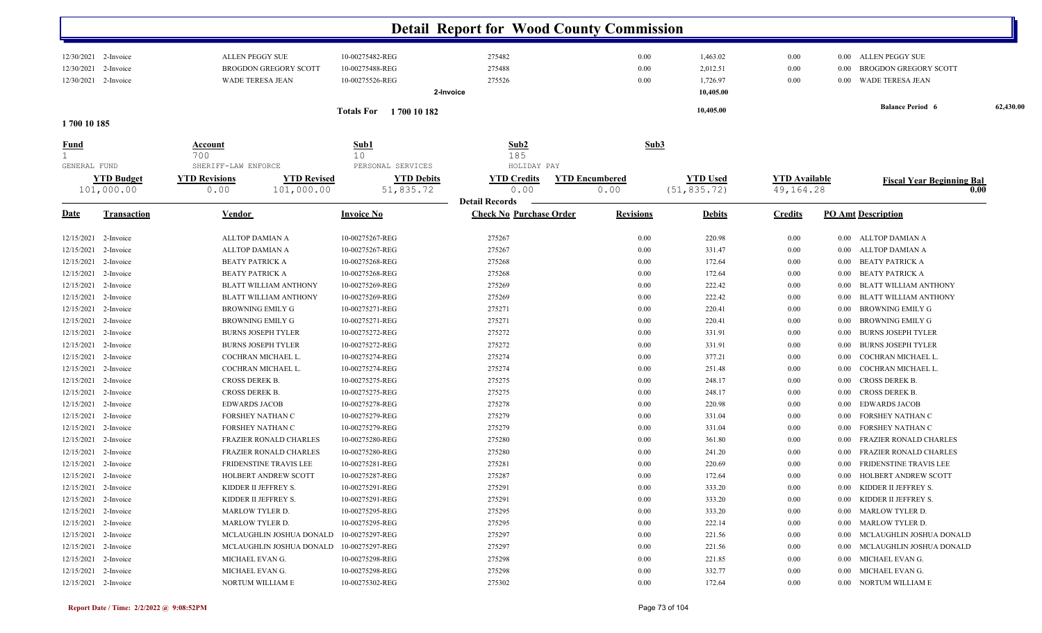# Detail Report for Wood County Commission

| Date | Transaction | Vendor | Invoice No | Check No | Purchase Order | Revisions | Debits | Credits | PO Amt | Description |
|---|---|---|---|---|---|---|---|---|---|---|
| 12/30/2021 | 2-Invoice | ALLEN PEGGY SUE | 10-00275482-REG | 275482 | | 0.00 | 1,463.02 | 0.00 | 0.00 | ALLEN PEGGY SUE |
| 12/30/2021 | 2-Invoice | BROGDON GREGORY SCOTT | 10-00275488-REG | 275488 | | 0.00 | 2,012.51 | 0.00 | 0.00 | BROGDON GREGORY SCOTT |
| 12/30/2021 | 2-Invoice | WADE TERESA JEAN | 10-00275526-REG | 275526 | | 0.00 | 1,726.97 | 0.00 | 0.00 | WADE TERESA JEAN |
| | | | | 2-Invoice | | | 10,405.00 | | | |

Totals For 1 700 10 182 — 10,405.00 — Balance Period 6: 62,430.00

## 1 700 10 185

| Fund | Account | Sub1 | Sub2 | Sub3 |
|---|---|---|---|---|
| 1 | 700 | 10 | 185 | |
| GENERAL FUND | SHERIFF-LAW ENFORCE | PERSONAL SERVICES | HOLIDAY PAY | |

| YTD Budget | YTD Revisions | YTD Revised | YTD Debits | YTD Credits | YTD Encumbered | YTD Used | YTD Available | Fiscal Year Beginning Bal |
|---|---|---|---|---|---|---|---|---|
| 101,000.00 | 0.00 | 101,000.00 | 51,835.72 | 0.00 | 0.00 | (51,835.72) | 49,164.28 | 0.00 |

**Detail Records**

| Date | Transaction | Vendor | Invoice No | Check No | Purchase Order | Revisions | Debits | Credits | PO Amt | Description |
|---|---|---|---|---|---|---|---|---|---|---|
| 12/15/2021 | 2-Invoice | ALLTOP DAMIAN A | 10-00275267-REG | 275267 | | 0.00 | 220.98 | 0.00 | 0.00 | ALLTOP DAMIAN A |
| 12/15/2021 | 2-Invoice | ALLTOP DAMIAN A | 10-00275267-REG | 275267 | | 0.00 | 331.47 | 0.00 | 0.00 | ALLTOP DAMIAN A |
| 12/15/2021 | 2-Invoice | BEATY PATRICK A | 10-00275268-REG | 275268 | | 0.00 | 172.64 | 0.00 | 0.00 | BEATY PATRICK A |
| 12/15/2021 | 2-Invoice | BEATY PATRICK A | 10-00275268-REG | 275268 | | 0.00 | 172.64 | 0.00 | 0.00 | BEATY PATRICK A |
| 12/15/2021 | 2-Invoice | BLATT WILLIAM ANTHONY | 10-00275269-REG | 275269 | | 0.00 | 222.42 | 0.00 | 0.00 | BLATT WILLIAM ANTHONY |
| 12/15/2021 | 2-Invoice | BLATT WILLIAM ANTHONY | 10-00275269-REG | 275269 | | 0.00 | 222.42 | 0.00 | 0.00 | BLATT WILLIAM ANTHONY |
| 12/15/2021 | 2-Invoice | BROWNING EMILY G | 10-00275271-REG | 275271 | | 0.00 | 220.41 | 0.00 | 0.00 | BROWNING EMILY G |
| 12/15/2021 | 2-Invoice | BROWNING EMILY G | 10-00275271-REG | 275271 | | 0.00 | 220.41 | 0.00 | 0.00 | BROWNING EMILY G |
| 12/15/2021 | 2-Invoice | BURNS JOSEPH TYLER | 10-00275272-REG | 275272 | | 0.00 | 331.91 | 0.00 | 0.00 | BURNS JOSEPH TYLER |
| 12/15/2021 | 2-Invoice | BURNS JOSEPH TYLER | 10-00275272-REG | 275272 | | 0.00 | 331.91 | 0.00 | 0.00 | BURNS JOSEPH TYLER |
| 12/15/2021 | 2-Invoice | COCHRAN MICHAEL L. | 10-00275274-REG | 275274 | | 0.00 | 377.21 | 0.00 | 0.00 | COCHRAN MICHAEL L. |
| 12/15/2021 | 2-Invoice | COCHRAN MICHAEL L. | 10-00275274-REG | 275274 | | 0.00 | 251.48 | 0.00 | 0.00 | COCHRAN MICHAEL L. |
| 12/15/2021 | 2-Invoice | CROSS DEREK B. | 10-00275275-REG | 275275 | | 0.00 | 248.17 | 0.00 | 0.00 | CROSS DEREK B. |
| 12/15/2021 | 2-Invoice | CROSS DEREK B. | 10-00275275-REG | 275275 | | 0.00 | 248.17 | 0.00 | 0.00 | CROSS DEREK B. |
| 12/15/2021 | 2-Invoice | EDWARDS JACOB | 10-00275278-REG | 275278 | | 0.00 | 220.98 | 0.00 | 0.00 | EDWARDS JACOB |
| 12/15/2021 | 2-Invoice | FORSHEY NATHAN C | 10-00275279-REG | 275279 | | 0.00 | 331.04 | 0.00 | 0.00 | FORSHEY NATHAN C |
| 12/15/2021 | 2-Invoice | FORSHEY NATHAN C | 10-00275279-REG | 275279 | | 0.00 | 331.04 | 0.00 | 0.00 | FORSHEY NATHAN C |
| 12/15/2021 | 2-Invoice | FRAZIER RONALD CHARLES | 10-00275280-REG | 275280 | | 0.00 | 361.80 | 0.00 | 0.00 | FRAZIER RONALD CHARLES |
| 12/15/2021 | 2-Invoice | FRAZIER RONALD CHARLES | 10-00275280-REG | 275280 | | 0.00 | 241.20 | 0.00 | 0.00 | FRAZIER RONALD CHARLES |
| 12/15/2021 | 2-Invoice | FRIDENSTINE TRAVIS LEE | 10-00275281-REG | 275281 | | 0.00 | 220.69 | 0.00 | 0.00 | FRIDENSTINE TRAVIS LEE |
| 12/15/2021 | 2-Invoice | HOLBERT ANDREW SCOTT | 10-00275287-REG | 275287 | | 0.00 | 172.64 | 0.00 | 0.00 | HOLBERT ANDREW SCOTT |
| 12/15/2021 | 2-Invoice | KIDDER II JEFFREY S. | 10-00275291-REG | 275291 | | 0.00 | 333.20 | 0.00 | 0.00 | KIDDER II JEFFREY S. |
| 12/15/2021 | 2-Invoice | KIDDER II JEFFREY S. | 10-00275291-REG | 275291 | | 0.00 | 333.20 | 0.00 | 0.00 | KIDDER II JEFFREY S. |
| 12/15/2021 | 2-Invoice | MARLOW TYLER D. | 10-00275295-REG | 275295 | | 0.00 | 333.20 | 0.00 | 0.00 | MARLOW TYLER D. |
| 12/15/2021 | 2-Invoice | MARLOW TYLER D. | 10-00275295-REG | 275295 | | 0.00 | 222.14 | 0.00 | 0.00 | MARLOW TYLER D. |
| 12/15/2021 | 2-Invoice | MCLAUGHLIN JOSHUA DONALD | 10-00275297-REG | 275297 | | 0.00 | 221.56 | 0.00 | 0.00 | MCLAUGHLIN JOSHUA DONALD |
| 12/15/2021 | 2-Invoice | MCLAUGHLIN JOSHUA DONALD | 10-00275297-REG | 275297 | | 0.00 | 221.56 | 0.00 | 0.00 | MCLAUGHLIN JOSHUA DONALD |
| 12/15/2021 | 2-Invoice | MICHAEL EVAN G. | 10-00275298-REG | 275298 | | 0.00 | 221.85 | 0.00 | 0.00 | MICHAEL EVAN G. |
| 12/15/2021 | 2-Invoice | MICHAEL EVAN G. | 10-00275298-REG | 275298 | | 0.00 | 332.77 | 0.00 | 0.00 | MICHAEL EVAN G. |
| 12/15/2021 | 2-Invoice | NORTUM WILLIAM E | 10-00275302-REG | 275302 | | 0.00 | 172.64 | 0.00 | 0.00 | NORTUM WILLIAM E |

Report Date / Time: 2/2/2022 @ 9:08:52PM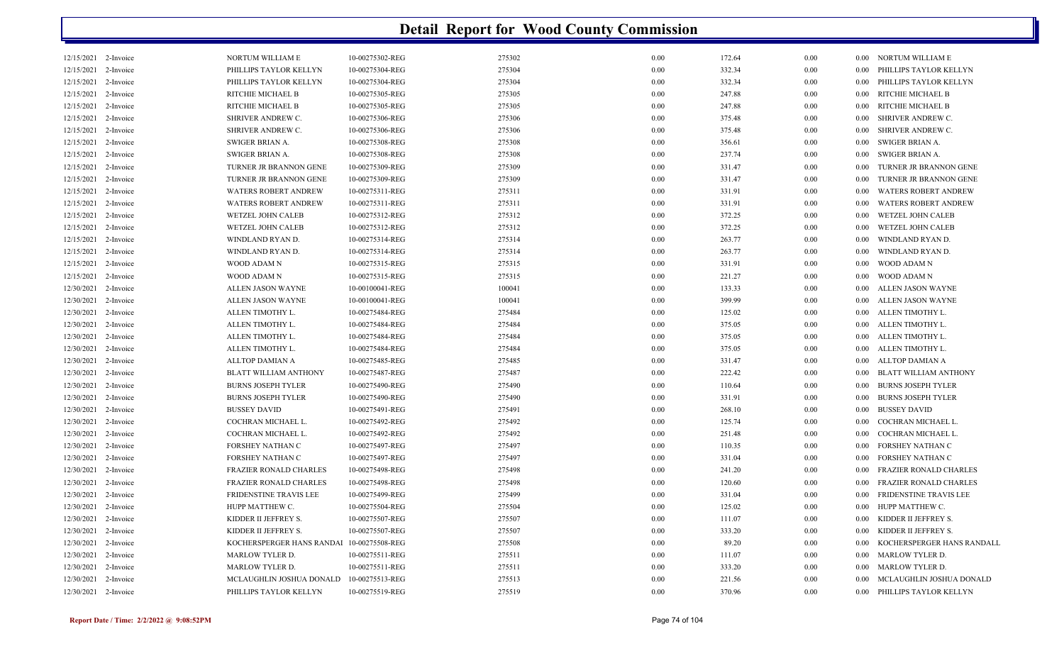# Detail Report for Wood County Commission

| Date | Type | Name | Reference | Number | Amount 1 | Amount 2 | Amount 3 | Amount 4 | Name |
|---|---|---|---|---|---|---|---|---|---|
| 12/15/2021 | 2-Invoice | NORTUM WILLIAM E | 10-00275302-REG | 275302 | 0.00 | 172.64 | 0.00 | 0.00 | NORTUM WILLIAM E |
| 12/15/2021 | 2-Invoice | PHILLIPS TAYLOR KELLYN | 10-00275304-REG | 275304 | 0.00 | 332.34 | 0.00 | 0.00 | PHILLIPS TAYLOR KELLYN |
| 12/15/2021 | 2-Invoice | PHILLIPS TAYLOR KELLYN | 10-00275304-REG | 275304 | 0.00 | 332.34 | 0.00 | 0.00 | PHILLIPS TAYLOR KELLYN |
| 12/15/2021 | 2-Invoice | RITCHIE MICHAEL B | 10-00275305-REG | 275305 | 0.00 | 247.88 | 0.00 | 0.00 | RITCHIE MICHAEL B |
| 12/15/2021 | 2-Invoice | RITCHIE MICHAEL B | 10-00275305-REG | 275305 | 0.00 | 247.88 | 0.00 | 0.00 | RITCHIE MICHAEL B |
| 12/15/2021 | 2-Invoice | SHRIVER ANDREW C. | 10-00275306-REG | 275306 | 0.00 | 375.48 | 0.00 | 0.00 | SHRIVER ANDREW C. |
| 12/15/2021 | 2-Invoice | SHRIVER ANDREW C. | 10-00275306-REG | 275306 | 0.00 | 375.48 | 0.00 | 0.00 | SHRIVER ANDREW C. |
| 12/15/2021 | 2-Invoice | SWIGER BRIAN A. | 10-00275308-REG | 275308 | 0.00 | 356.61 | 0.00 | 0.00 | SWIGER BRIAN A. |
| 12/15/2021 | 2-Invoice | SWIGER BRIAN A. | 10-00275308-REG | 275308 | 0.00 | 237.74 | 0.00 | 0.00 | SWIGER BRIAN A. |
| 12/15/2021 | 2-Invoice | TURNER JR BRANNON GENE | 10-00275309-REG | 275309 | 0.00 | 331.47 | 0.00 | 0.00 | TURNER JR BRANNON GENE |
| 12/15/2021 | 2-Invoice | TURNER JR BRANNON GENE | 10-00275309-REG | 275309 | 0.00 | 331.47 | 0.00 | 0.00 | TURNER JR BRANNON GENE |
| 12/15/2021 | 2-Invoice | WATERS ROBERT ANDREW | 10-00275311-REG | 275311 | 0.00 | 331.91 | 0.00 | 0.00 | WATERS ROBERT ANDREW |
| 12/15/2021 | 2-Invoice | WATERS ROBERT ANDREW | 10-00275311-REG | 275311 | 0.00 | 331.91 | 0.00 | 0.00 | WATERS ROBERT ANDREW |
| 12/15/2021 | 2-Invoice | WETZEL JOHN CALEB | 10-00275312-REG | 275312 | 0.00 | 372.25 | 0.00 | 0.00 | WETZEL JOHN CALEB |
| 12/15/2021 | 2-Invoice | WETZEL JOHN CALEB | 10-00275312-REG | 275312 | 0.00 | 372.25 | 0.00 | 0.00 | WETZEL JOHN CALEB |
| 12/15/2021 | 2-Invoice | WINDLAND RYAN D. | 10-00275314-REG | 275314 | 0.00 | 263.77 | 0.00 | 0.00 | WINDLAND RYAN D. |
| 12/15/2021 | 2-Invoice | WINDLAND RYAN D. | 10-00275314-REG | 275314 | 0.00 | 263.77 | 0.00 | 0.00 | WINDLAND RYAN D. |
| 12/15/2021 | 2-Invoice | WOOD ADAM N | 10-00275315-REG | 275315 | 0.00 | 331.91 | 0.00 | 0.00 | WOOD ADAM N |
| 12/15/2021 | 2-Invoice | WOOD ADAM N | 10-00275315-REG | 275315 | 0.00 | 221.27 | 0.00 | 0.00 | WOOD ADAM N |
| 12/30/2021 | 2-Invoice | ALLEN JASON WAYNE | 10-00100041-REG | 100041 | 0.00 | 133.33 | 0.00 | 0.00 | ALLEN JASON WAYNE |
| 12/30/2021 | 2-Invoice | ALLEN JASON WAYNE | 10-00100041-REG | 100041 | 0.00 | 399.99 | 0.00 | 0.00 | ALLEN JASON WAYNE |
| 12/30/2021 | 2-Invoice | ALLEN TIMOTHY L. | 10-00275484-REG | 275484 | 0.00 | 125.02 | 0.00 | 0.00 | ALLEN TIMOTHY L. |
| 12/30/2021 | 2-Invoice | ALLEN TIMOTHY L. | 10-00275484-REG | 275484 | 0.00 | 375.05 | 0.00 | 0.00 | ALLEN TIMOTHY L. |
| 12/30/2021 | 2-Invoice | ALLEN TIMOTHY L. | 10-00275484-REG | 275484 | 0.00 | 375.05 | 0.00 | 0.00 | ALLEN TIMOTHY L. |
| 12/30/2021 | 2-Invoice | ALLEN TIMOTHY L. | 10-00275484-REG | 275484 | 0.00 | 375.05 | 0.00 | 0.00 | ALLEN TIMOTHY L. |
| 12/30/2021 | 2-Invoice | ALLTOP DAMIAN A | 10-00275485-REG | 275485 | 0.00 | 331.47 | 0.00 | 0.00 | ALLTOP DAMIAN A |
| 12/30/2021 | 2-Invoice | BLATT WILLIAM ANTHONY | 10-00275487-REG | 275487 | 0.00 | 222.42 | 0.00 | 0.00 | BLATT WILLIAM ANTHONY |
| 12/30/2021 | 2-Invoice | BURNS JOSEPH TYLER | 10-00275490-REG | 275490 | 0.00 | 110.64 | 0.00 | 0.00 | BURNS JOSEPH TYLER |
| 12/30/2021 | 2-Invoice | BURNS JOSEPH TYLER | 10-00275490-REG | 275490 | 0.00 | 331.91 | 0.00 | 0.00 | BURNS JOSEPH TYLER |
| 12/30/2021 | 2-Invoice | BUSSEY DAVID | 10-00275491-REG | 275491 | 0.00 | 268.10 | 0.00 | 0.00 | BUSSEY DAVID |
| 12/30/2021 | 2-Invoice | COCHRAN MICHAEL L. | 10-00275492-REG | 275492 | 0.00 | 125.74 | 0.00 | 0.00 | COCHRAN MICHAEL L. |
| 12/30/2021 | 2-Invoice | COCHRAN MICHAEL L. | 10-00275492-REG | 275492 | 0.00 | 251.48 | 0.00 | 0.00 | COCHRAN MICHAEL L. |
| 12/30/2021 | 2-Invoice | FORSHEY NATHAN C | 10-00275497-REG | 275497 | 0.00 | 110.35 | 0.00 | 0.00 | FORSHEY NATHAN C |
| 12/30/2021 | 2-Invoice | FORSHEY NATHAN C | 10-00275497-REG | 275497 | 0.00 | 331.04 | 0.00 | 0.00 | FORSHEY NATHAN C |
| 12/30/2021 | 2-Invoice | FRAZIER RONALD CHARLES | 10-00275498-REG | 275498 | 0.00 | 241.20 | 0.00 | 0.00 | FRAZIER RONALD CHARLES |
| 12/30/2021 | 2-Invoice | FRAZIER RONALD CHARLES | 10-00275498-REG | 275498 | 0.00 | 120.60 | 0.00 | 0.00 | FRAZIER RONALD CHARLES |
| 12/30/2021 | 2-Invoice | FRIDENSTINE TRAVIS LEE | 10-00275499-REG | 275499 | 0.00 | 331.04 | 0.00 | 0.00 | FRIDENSTINE TRAVIS LEE |
| 12/30/2021 | 2-Invoice | HUPP MATTHEW C. | 10-00275504-REG | 275504 | 0.00 | 125.02 | 0.00 | 0.00 | HUPP MATTHEW C. |
| 12/30/2021 | 2-Invoice | KIDDER II JEFFREY S. | 10-00275507-REG | 275507 | 0.00 | 111.07 | 0.00 | 0.00 | KIDDER II JEFFREY S. |
| 12/30/2021 | 2-Invoice | KIDDER II JEFFREY S. | 10-00275507-REG | 275507 | 0.00 | 333.20 | 0.00 | 0.00 | KIDDER II JEFFREY S. |
| 12/30/2021 | 2-Invoice | KOCHERSPERGER HANS RANDAI | 10-00275508-REG | 275508 | 0.00 | 89.20 | 0.00 | 0.00 | KOCHERSPERGER HANS RANDALL |
| 12/30/2021 | 2-Invoice | MARLOW TYLER D. | 10-00275511-REG | 275511 | 0.00 | 111.07 | 0.00 | 0.00 | MARLOW TYLER D. |
| 12/30/2021 | 2-Invoice | MARLOW TYLER D. | 10-00275511-REG | 275511 | 0.00 | 333.20 | 0.00 | 0.00 | MARLOW TYLER D. |
| 12/30/2021 | 2-Invoice | MCLAUGHLIN JOSHUA DONALD | 10-00275513-REG | 275513 | 0.00 | 221.56 | 0.00 | 0.00 | MCLAUGHLIN JOSHUA DONALD |
| 12/30/2021 | 2-Invoice | PHILLIPS TAYLOR KELLYN | 10-00275519-REG | 275519 | 0.00 | 370.96 | 0.00 | 0.00 | PHILLIPS TAYLOR KELLYN |

**Report Date / Time: 2/2/2022 @ 9:08:52PM**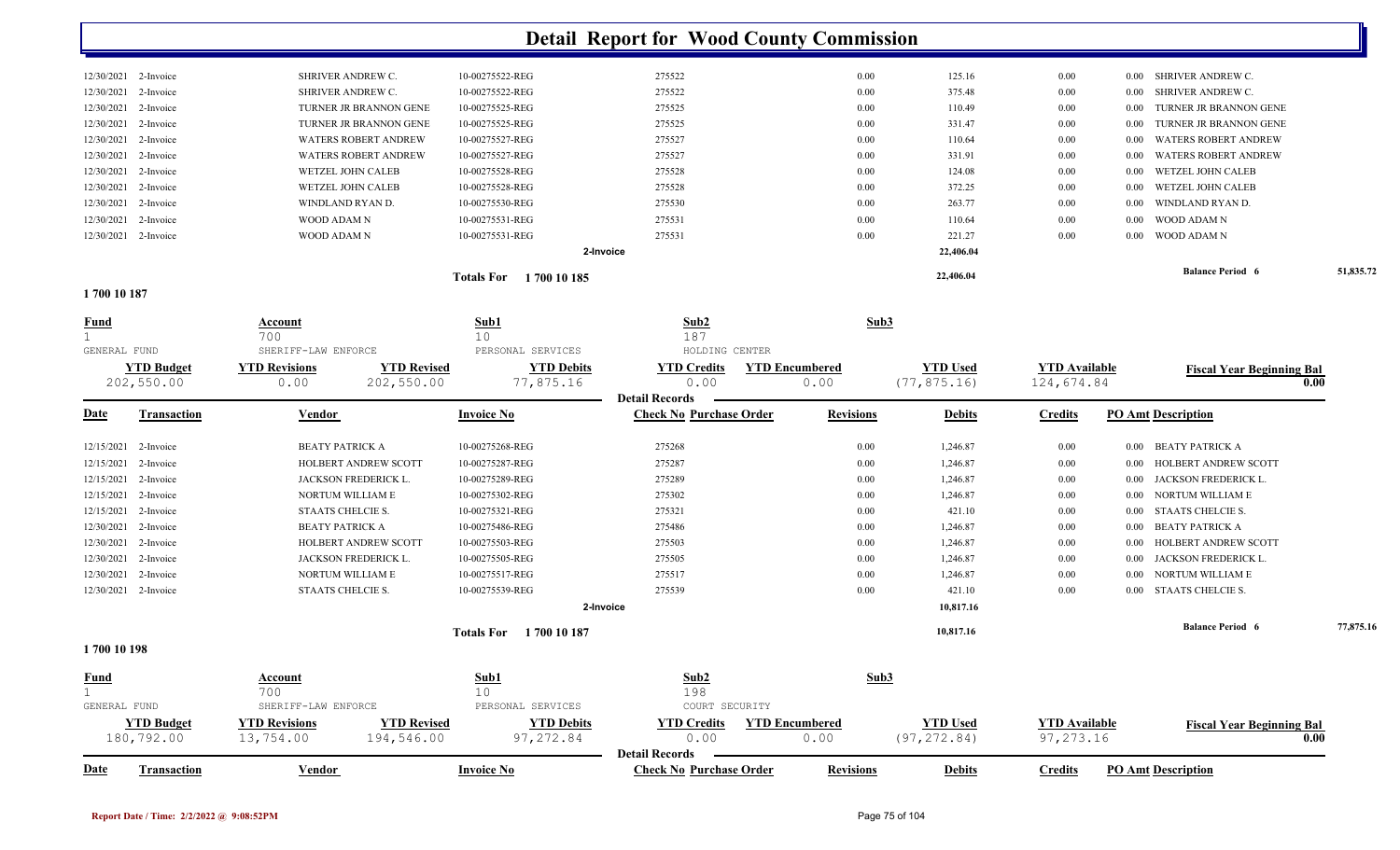# Detail Report for Wood County Commission

| Date | Transaction | Vendor | Invoice No | Check No | Purchase Order | Revisions | Debits | Credits | PO Amt | Description |
|---|---|---|---|---|---|---|---|---|---|---|
| 12/30/2021 | 2-Invoice | SHRIVER ANDREW C. | 10-00275522-REG | 275522 | | 0.00 | 125.16 | 0.00 | 0.00 | SHRIVER ANDREW C. |
| 12/30/2021 | 2-Invoice | SHRIVER ANDREW C. | 10-00275522-REG | 275522 | | 0.00 | 375.48 | 0.00 | 0.00 | SHRIVER ANDREW C. |
| 12/30/2021 | 2-Invoice | TURNER JR BRANNON GENE | 10-00275525-REG | 275525 | | 0.00 | 110.49 | 0.00 | 0.00 | TURNER JR BRANNON GENE |
| 12/30/2021 | 2-Invoice | TURNER JR BRANNON GENE | 10-00275525-REG | 275525 | | 0.00 | 331.47 | 0.00 | 0.00 | TURNER JR BRANNON GENE |
| 12/30/2021 | 2-Invoice | WATERS ROBERT ANDREW | 10-00275527-REG | 275527 | | 0.00 | 110.64 | 0.00 | 0.00 | WATERS ROBERT ANDREW |
| 12/30/2021 | 2-Invoice | WATERS ROBERT ANDREW | 10-00275527-REG | 275527 | | 0.00 | 331.91 | 0.00 | 0.00 | WATERS ROBERT ANDREW |
| 12/30/2021 | 2-Invoice | WETZEL JOHN CALEB | 10-00275528-REG | 275528 | | 0.00 | 124.08 | 0.00 | 0.00 | WETZEL JOHN CALEB |
| 12/30/2021 | 2-Invoice | WETZEL JOHN CALEB | 10-00275528-REG | 275528 | | 0.00 | 372.25 | 0.00 | 0.00 | WETZEL JOHN CALEB |
| 12/30/2021 | 2-Invoice | WINDLAND RYAN D. | 10-00275530-REG | 275530 | | 0.00 | 263.77 | 0.00 | 0.00 | WINDLAND RYAN D. |
| 12/30/2021 | 2-Invoice | WOOD ADAM N | 10-00275531-REG | 275531 | | 0.00 | 110.64 | 0.00 | 0.00 | WOOD ADAM N |
| 12/30/2021 | 2-Invoice | WOOD ADAM N | 10-00275531-REG | 275531 | | 0.00 | 221.27 | 0.00 | 0.00 | WOOD ADAM N |
| | | | 2-Invoice | | | | 22,406.04 | | | |
| | | | Totals For 1 700 10 185 | | | | 22,406.04 | | | Balance Period 6 — 51,835.72 |

## 1 700 10 187

| Fund | Account | Sub1 | Sub2 | Sub3 |
|---|---|---|---|---|
| 1 | 700 | 10 | 187 | |
| GENERAL FUND | SHERIFF-LAW ENFORCE | PERSONAL SERVICES | HOLDING CENTER | |

| YTD Budget | YTD Revisions | YTD Revised | YTD Debits | YTD Credits | YTD Encumbered | YTD Used | YTD Available | Fiscal Year Beginning Bal |
|---|---|---|---|---|---|---|---|---|
| 202,550.00 | 0.00 | 202,550.00 | 77,875.16 | 0.00 | 0.00 | (77,875.16) | 124,674.84 | 0.00 |

**Detail Records**

| Date | Transaction | Vendor | Invoice No | Check No | Purchase Order | Revisions | Debits | Credits | PO Amt | Description |
|---|---|---|---|---|---|---|---|---|---|---|
| 12/15/2021 | 2-Invoice | BEATY PATRICK A | 10-00275268-REG | 275268 | | 0.00 | 1,246.87 | 0.00 | 0.00 | BEATY PATRICK A |
| 12/15/2021 | 2-Invoice | HOLBERT ANDREW SCOTT | 10-00275287-REG | 275287 | | 0.00 | 1,246.87 | 0.00 | 0.00 | HOLBERT ANDREW SCOTT |
| 12/15/2021 | 2-Invoice | JACKSON FREDERICK L. | 10-00275289-REG | 275289 | | 0.00 | 1,246.87 | 0.00 | 0.00 | JACKSON FREDERICK L. |
| 12/15/2021 | 2-Invoice | NORTUM WILLIAM E | 10-00275302-REG | 275302 | | 0.00 | 1,246.87 | 0.00 | 0.00 | NORTUM WILLIAM E |
| 12/15/2021 | 2-Invoice | STAATS CHELCIE S. | 10-00275321-REG | 275321 | | 0.00 | 421.10 | 0.00 | 0.00 | STAATS CHELCIE S. |
| 12/30/2021 | 2-Invoice | BEATY PATRICK A | 10-00275486-REG | 275486 | | 0.00 | 1,246.87 | 0.00 | 0.00 | BEATY PATRICK A |
| 12/30/2021 | 2-Invoice | HOLBERT ANDREW SCOTT | 10-00275503-REG | 275503 | | 0.00 | 1,246.87 | 0.00 | 0.00 | HOLBERT ANDREW SCOTT |
| 12/30/2021 | 2-Invoice | JACKSON FREDERICK L. | 10-00275505-REG | 275505 | | 0.00 | 1,246.87 | 0.00 | 0.00 | JACKSON FREDERICK L. |
| 12/30/2021 | 2-Invoice | NORTUM WILLIAM E | 10-00275517-REG | 275517 | | 0.00 | 1,246.87 | 0.00 | 0.00 | NORTUM WILLIAM E |
| 12/30/2021 | 2-Invoice | STAATS CHELCIE S. | 10-00275539-REG | 275539 | | 0.00 | 421.10 | 0.00 | 0.00 | STAATS CHELCIE S. |
| | | | 2-Invoice | | | | 10,817.16 | | | |
| | | | Totals For 1 700 10 187 | | | | 10,817.16 | | | Balance Period 6 — 77,875.16 |

## 1 700 10 198

| Fund | Account | Sub1 | Sub2 | Sub3 |
|---|---|---|---|---|
| 1 | 700 | 10 | 198 | |
| GENERAL FUND | SHERIFF-LAW ENFORCE | PERSONAL SERVICES | COURT SECURITY | |

| YTD Budget | YTD Revisions | YTD Revised | YTD Debits | YTD Credits | YTD Encumbered | YTD Used | YTD Available | Fiscal Year Beginning Bal |
|---|---|---|---|---|---|---|---|---|
| 180,792.00 | 13,754.00 | 194,546.00 | 97,272.84 | 0.00 | 0.00 | (97,272.84) | 97,273.16 | 0.00 |

**Detail Records**

| Date | Transaction | Vendor | Invoice No | Check No | Purchase Order | Revisions | Debits | Credits | PO Amt | Description |
|---|---|---|---|---|---|---|---|---|---|---|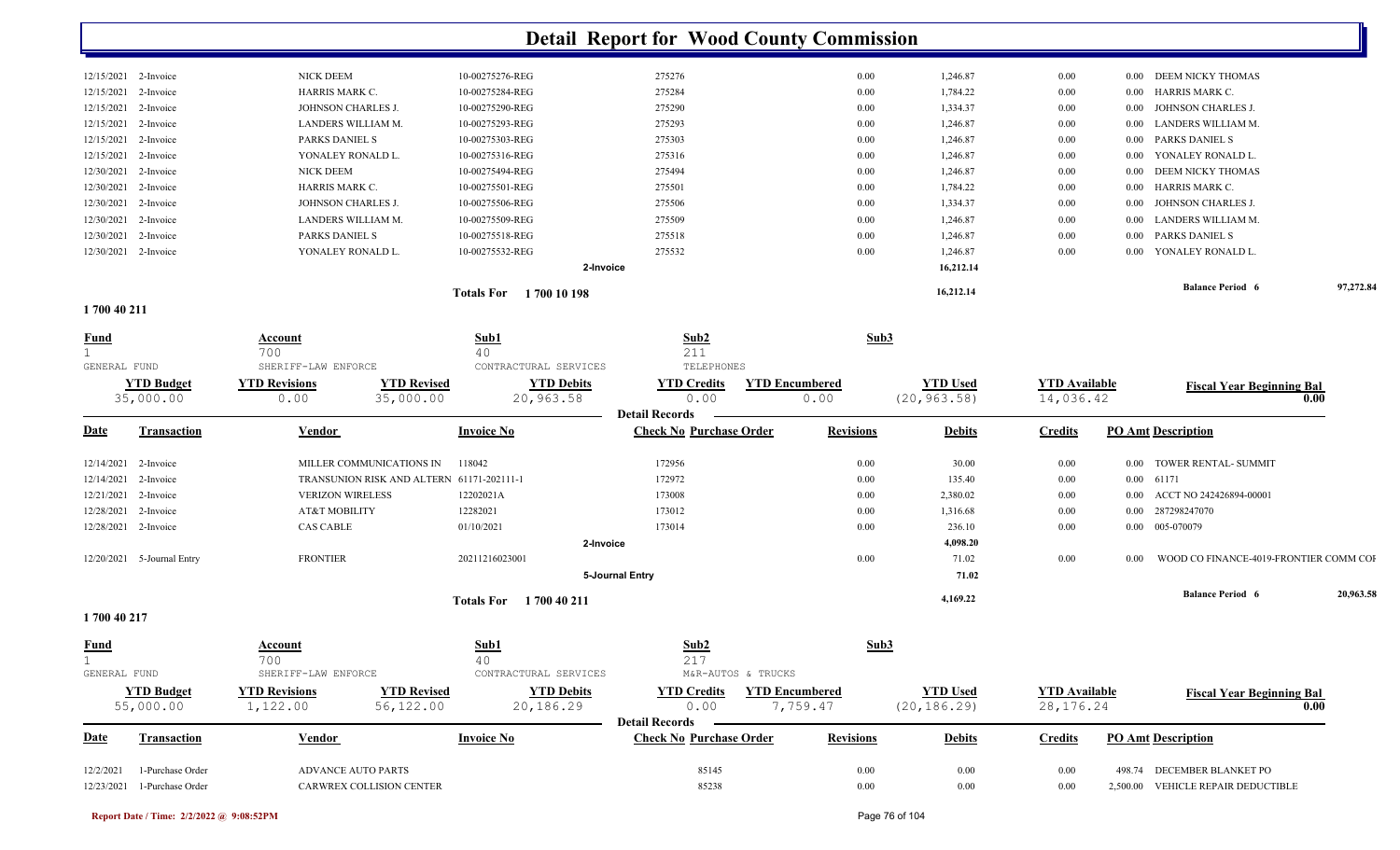# Detail Report for Wood County Commission

| Date | Transaction | Vendor | Invoice No | Check No | Purchase Order | Revisions | Debits | Credits | PO Amt | Description |
|---|---|---|---|---|---|---|---|---|---|---|
| 12/15/2021 | 2-Invoice | NICK DEEM | 10-00275276-REG | 275276 | | 0.00 | 1,246.87 | 0.00 | 0.00 | DEEM NICKY THOMAS |
| 12/15/2021 | 2-Invoice | HARRIS MARK C. | 10-00275284-REG | 275284 | | 0.00 | 1,784.22 | 0.00 | 0.00 | HARRIS MARK C. |
| 12/15/2021 | 2-Invoice | JOHNSON CHARLES J. | 10-00275290-REG | 275290 | | 0.00 | 1,334.37 | 0.00 | 0.00 | JOHNSON CHARLES J. |
| 12/15/2021 | 2-Invoice | LANDERS WILLIAM M. | 10-00275293-REG | 275293 | | 0.00 | 1,246.87 | 0.00 | 0.00 | LANDERS WILLIAM M. |
| 12/15/2021 | 2-Invoice | PARKS DANIEL S | 10-00275303-REG | 275303 | | 0.00 | 1,246.87 | 0.00 | 0.00 | PARKS DANIEL S |
| 12/15/2021 | 2-Invoice | YONALEY RONALD L. | 10-00275316-REG | 275316 | | 0.00 | 1,246.87 | 0.00 | 0.00 | YONALEY RONALD L. |
| 12/30/2021 | 2-Invoice | NICK DEEM | 10-00275494-REG | 275494 | | 0.00 | 1,246.87 | 0.00 | 0.00 | DEEM NICKY THOMAS |
| 12/30/2021 | 2-Invoice | HARRIS MARK C. | 10-00275501-REG | 275501 | | 0.00 | 1,784.22 | 0.00 | 0.00 | HARRIS MARK C. |
| 12/30/2021 | 2-Invoice | JOHNSON CHARLES J. | 10-00275506-REG | 275506 | | 0.00 | 1,334.37 | 0.00 | 0.00 | JOHNSON CHARLES J. |
| 12/30/2021 | 2-Invoice | LANDERS WILLIAM M. | 10-00275509-REG | 275509 | | 0.00 | 1,246.87 | 0.00 | 0.00 | LANDERS WILLIAM M. |
| 12/30/2021 | 2-Invoice | PARKS DANIEL S | 10-00275518-REG | 275518 | | 0.00 | 1,246.87 | 0.00 | 0.00 | PARKS DANIEL S |
| 12/30/2021 | 2-Invoice | YONALEY RONALD L. | 10-00275532-REG | 275532 | | 0.00 | 1,246.87 | 0.00 | 0.00 | YONALEY RONALD L. |
| | | | 2-Invoice | | | | 16,212.14 | | | |
| | | | Totals For 1 700 10 198 | | | | 16,212.14 | | | Balance Period 6: 97,272.84 |

## 1 700 40 211

| Fund | Account | Sub1 | Sub2 | Sub3 |
|---|---|---|---|---|
| 1 | 700 | 40 | 211 | |
| GENERAL FUND | SHERIFF-LAW ENFORCE | CONTRACTURAL SERVICES | TELEPHONES | |

| YTD Budget | YTD Revisions | YTD Revised | YTD Debits | YTD Credits | YTD Encumbered | YTD Used | YTD Available | Fiscal Year Beginning Bal |
|---|---|---|---|---|---|---|---|---|
| 35,000.00 | 0.00 | 35,000.00 | 20,963.58 | 0.00 | 0.00 | (20,963.58) | 14,036.42 | 0.00 |

**Detail Records**

| Date | Transaction | Vendor | Invoice No | Check No | Purchase Order | Revisions | Debits | Credits | PO Amt | Description |
|---|---|---|---|---|---|---|---|---|---|---|
| 12/14/2021 | 2-Invoice | MILLER COMMUNICATIONS IN | 118042 | 172956 | | 0.00 | 30.00 | 0.00 | 0.00 | TOWER RENTAL- SUMMIT |
| 12/14/2021 | 2-Invoice | TRANSUNION RISK AND ALTERN | 61171-202111-1 | 172972 | | 0.00 | 135.40 | 0.00 | 0.00 | 61171 |
| 12/21/2021 | 2-Invoice | VERIZON WIRELESS | 12202021A | 173008 | | 0.00 | 2,380.02 | 0.00 | 0.00 | ACCT NO 242426894-00001 |
| 12/28/2021 | 2-Invoice | AT&T MOBILITY | 12282021 | 173012 | | 0.00 | 1,316.68 | 0.00 | 0.00 | 287298247070 |
| 12/28/2021 | 2-Invoice | CAS CABLE | 01/10/2021 | 173014 | | 0.00 | 236.10 | 0.00 | 0.00 | 005-070079 |
| | | | 2-Invoice | | | | 4,098.20 | | | |
| 12/20/2021 | 5-Journal Entry | FRONTIER | 20211216023001 | | | 0.00 | 71.02 | 0.00 | 0.00 | WOOD CO FINANCE-4019-FRONTIER COMM COF |
| | | | 5-Journal Entry | | | | 71.02 | | | |
| | | | Totals For 1 700 40 211 | | | | 4,169.22 | | | Balance Period 6: 20,963.58 |

## 1 700 40 217

| Fund | Account | Sub1 | Sub2 | Sub3 |
|---|---|---|---|---|
| 1 | 700 | 40 | 217 | |
| GENERAL FUND | SHERIFF-LAW ENFORCE | CONTRACTURAL SERVICES | M&R-AUTOS & TRUCKS | |

| YTD Budget | YTD Revisions | YTD Revised | YTD Debits | YTD Credits | YTD Encumbered | YTD Used | YTD Available | Fiscal Year Beginning Bal |
|---|---|---|---|---|---|---|---|---|
| 55,000.00 | 1,122.00 | 56,122.00 | 20,186.29 | 0.00 | 7,759.47 | (20,186.29) | 28,176.24 | 0.00 |

**Detail Records**

| Date | Transaction | Vendor | Invoice No | Check No | Purchase Order | Revisions | Debits | Credits | PO Amt | Description |
|---|---|---|---|---|---|---|---|---|---|---|
| 12/2/2021 | 1-Purchase Order | ADVANCE AUTO PARTS | | | 85145 | 0.00 | 0.00 | 0.00 | 498.74 | DECEMBER BLANKET PO |
| 12/23/2021 | 1-Purchase Order | CARWREX COLLISION CENTER | | | 85238 | 0.00 | 0.00 | 0.00 | 2,500.00 | VEHICLE REPAIR DEDUCTIBLE |

Report Date / Time: 2/2/2022 @ 9:08:52PM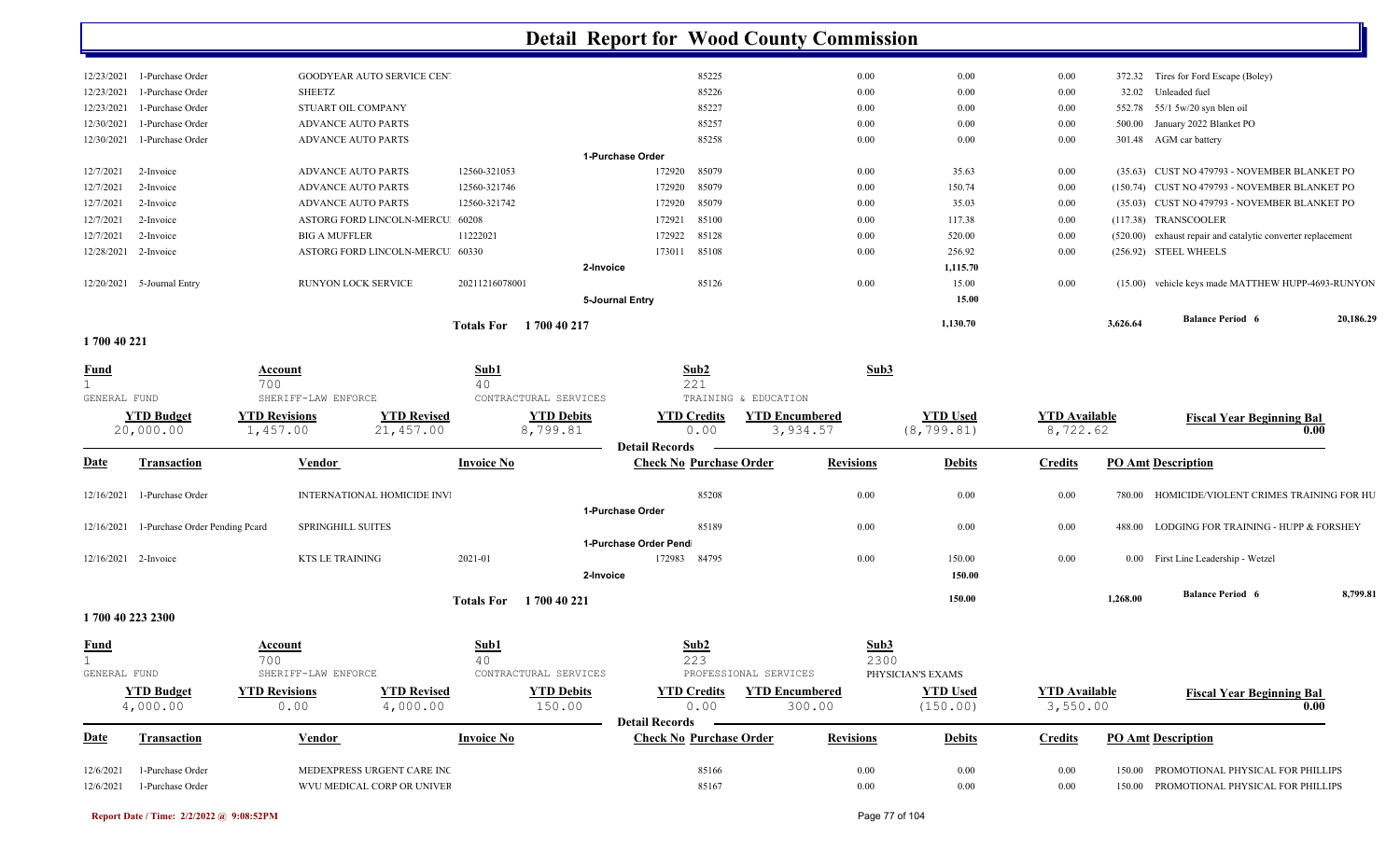# Detail Report for Wood County Commission

| Date | Transaction | Vendor | Invoice No | Check No | Purchase Order | Revisions | Debits | Credits | PO Amt | Description |
|---|---|---|---|---|---|---|---|---|---|---|
| 12/23/2021 | 1-Purchase Order | GOODYEAR AUTO SERVICE CEN | | | 85225 | 0.00 | 0.00 | 0.00 | 372.32 | Tires for Ford Escape (Boley) |
| 12/23/2021 | 1-Purchase Order | SHEETZ | | | 85226 | 0.00 | 0.00 | 0.00 | 32.02 | Unleaded fuel |
| 12/23/2021 | 1-Purchase Order | STUART OIL COMPANY | | | 85227 | 0.00 | 0.00 | 0.00 | 552.78 | 55/1 5w/20 syn blen oil |
| 12/30/2021 | 1-Purchase Order | ADVANCE AUTO PARTS | | | 85257 | 0.00 | 0.00 | 0.00 | 500.00 | January 2022 Blanket PO |
| 12/30/2021 | 1-Purchase Order | ADVANCE AUTO PARTS | | | 85258 | 0.00 | 0.00 | 0.00 | 301.48 | AGM car battery |
| | | | | 1-Purchase Order | | | | | | |
| 12/7/2021 | 2-Invoice | ADVANCE AUTO PARTS | 12560-321053 | 172920 | 85079 | 0.00 | 35.63 | 0.00 | (35.63) | CUST NO 479793 - NOVEMBER BLANKET PO |
| 12/7/2021 | 2-Invoice | ADVANCE AUTO PARTS | 12560-321746 | 172920 | 85079 | 0.00 | 150.74 | 0.00 | (150.74) | CUST NO 479793 - NOVEMBER BLANKET PO |
| 12/7/2021 | 2-Invoice | ADVANCE AUTO PARTS | 12560-321742 | 172920 | 85079 | 0.00 | 35.03 | 0.00 | (35.03) | CUST NO 479793 - NOVEMBER BLANKET PO |
| 12/7/2021 | 2-Invoice | ASTORG FORD LINCOLN-MERCU | 60208 | 172921 | 85100 | 0.00 | 117.38 | 0.00 | (117.38) | TRANSCOOLER |
| 12/7/2021 | 2-Invoice | BIG A MUFFLER | 11222021 | 172922 | 85128 | 0.00 | 520.00 | 0.00 | (520.00) | exhaust repair and catalytic converter replacement |
| 12/28/2021 | 2-Invoice | ASTORG FORD LINCOLN-MERCU | 60330 | 173011 | 85108 | 0.00 | 256.92 | 0.00 | (256.92) | STEEL WHEELS |
| | | | | 2-Invoice | | | 1,115.70 | | | |
| 12/20/2021 | 5-Journal Entry | RUNYON LOCK SERVICE | 20211216078001 | | 85126 | 0.00 | 15.00 | 0.00 | (15.00) | vehicle keys made MATTHEW HUPP-4693-RUNYON |
| | | | | 5-Journal Entry | | | 15.00 | | | |
| | | | Totals For 1 700 40 217 | | | | 1,130.70 | | 3,626.64 | Balance Period 6 20,186.29 |

## 1 700 40 221

| Fund | Account | Sub1 | Sub2 | Sub3 |
|---|---|---|---|---|
| 1 GENERAL FUND | 700 SHERIFF-LAW ENFORCE | 40 CONTRACTUAL SERVICES | 221 TRAINING & EDUCATION | |

| YTD Budget | YTD Revisions | YTD Revised | YTD Debits | YTD Credits | YTD Encumbered | YTD Used | YTD Available | Fiscal Year Beginning Bal |
|---|---|---|---|---|---|---|---|---|
| 20,000.00 | 1,457.00 | 21,457.00 | 8,799.81 | 0.00 | 3,934.57 | (8,799.81) | 8,722.62 | 0.00 |

**Detail Records**

| Date | Transaction | Vendor | Invoice No | Check No | Purchase Order | Revisions | Debits | Credits | PO Amt | Description |
|---|---|---|---|---|---|---|---|---|---|---|
| 12/16/2021 | 1-Purchase Order | INTERNATIONAL HOMICIDE INVI | | | 85208 | 0.00 | 0.00 | 0.00 | 780.00 | HOMICIDE/VIOLENT CRIMES TRAINING FOR HU |
| | | | | 1-Purchase Order | | | | | | |
| 12/16/2021 | 1-Purchase Order Pending Pcard | SPRINGHILL SUITES | | | 85189 | 0.00 | 0.00 | 0.00 | 488.00 | LODGING FOR TRAINING - HUPP & FORSHEY |
| | | | | 1-Purchase Order Pend | | | | | | |
| 12/16/2021 | 2-Invoice | KTS LE TRAINING | 2021-01 | 172983 | 84795 | 0.00 | 150.00 | 0.00 | 0.00 | First Line Leadership - Wetzel |
| | | | | 2-Invoice | | | 150.00 | | | |
| | | | Totals For 1 700 40 221 | | | | 150.00 | | 1,268.00 | Balance Period 6 8,799.81 |

## 1 700 40 223 2300

| Fund | Account | Sub1 | Sub2 | Sub3 |
|---|---|---|---|---|
| 1 GENERAL FUND | 700 SHERIFF-LAW ENFORCE | 40 CONTRACTUAL SERVICES | 223 PROFESSIONAL SERVICES | 2300 PHYSICIAN'S EXAMS |

| YTD Budget | YTD Revisions | YTD Revised | YTD Debits | YTD Credits | YTD Encumbered | YTD Used | YTD Available | Fiscal Year Beginning Bal |
|---|---|---|---|---|---|---|---|---|
| 4,000.00 | 0.00 | 4,000.00 | 150.00 | 0.00 | 300.00 | (150.00) | 3,550.00 | 0.00 |

**Detail Records**

| Date | Transaction | Vendor | Invoice No | Check No | Purchase Order | Revisions | Debits | Credits | PO Amt | Description |
|---|---|---|---|---|---|---|---|---|---|---|
| 12/6/2021 | 1-Purchase Order | MEDEXPRESS URGENT CARE INC | | | 85166 | 0.00 | 0.00 | 0.00 | 150.00 | PROMOTIONAL PHYSICAL FOR PHILLIPS |
| 12/6/2021 | 1-Purchase Order | WVU MEDICAL CORP OR UNIVER | | | 85167 | 0.00 | 0.00 | 0.00 | 150.00 | PROMOTIONAL PHYSICAL FOR PHILLIPS |

Report Date / Time: 2/2/2022 @ 9:08:52PM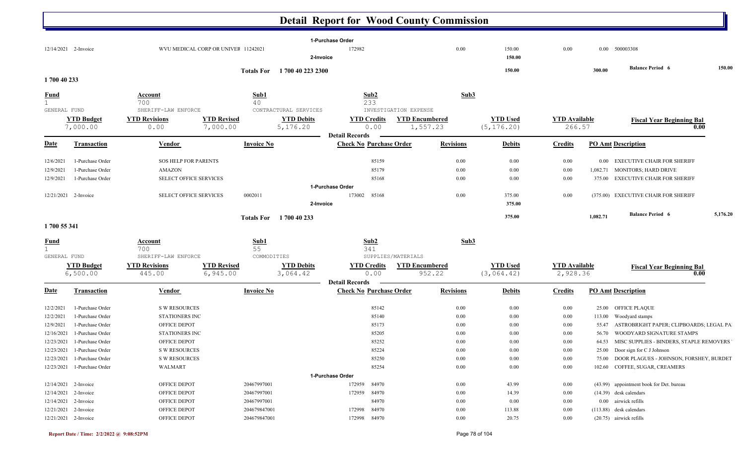# Detail Report for Wood County Commission

| Date | Transaction | Vendor | Invoice No | Check No | Purchase Order | Revisions | Debits | Credits | PO Amt | Description |
|---|---|---|---|---|---|---|---|---|---|---|
| | | | | 1-Purchase Order | | | | | | |
| 12/14/2021 | 2-Invoice | WVU MEDICAL CORP OR UNIVER | 11242021 | 172982 | | 0.00 | 150.00 | 0.00 | 0.00 | 500003308 |
| | | | | 2-Invoice | | | 150.00 | | | |
| | | | Totals For 1 700 40 223 2300 | | | | 150.00 | | 300.00 | Balance Period 6 150.00 |

## 1 700 40 233

| Fund | Account | Sub1 | Sub2 | Sub3 |
|---|---|---|---|---|
| 1 | 700 | 40 | 233 | |
| GENERAL FUND | SHERIFF-LAW ENFORCE | CONTRACTURAL SERVICES | INVESTIGATION EXPENSE | |

| YTD Budget | YTD Revisions | YTD Revised | YTD Debits | YTD Credits | YTD Encumbered | YTD Used | YTD Available | Fiscal Year Beginning Bal |
|---|---|---|---|---|---|---|---|---|
| 7,000.00 | 0.00 | 7,000.00 | 5,176.20 | 0.00 | 1,557.23 | (5,176.20) | 266.57 | 0.00 |

**Detail Records**

| Date | Transaction | Vendor | Invoice No | Check No | Purchase Order | Revisions | Debits | Credits | PO Amt | Description |
|---|---|---|---|---|---|---|---|---|---|---|
| 12/6/2021 | 1-Purchase Order | SOS HELP FOR PARENTS | | | 85159 | 0.00 | 0.00 | 0.00 | 0.00 | EXECUTIVE CHAIR FOR SHERIFF |
| 12/9/2021 | 1-Purchase Order | AMAZON | | | 85179 | 0.00 | 0.00 | 0.00 | 1,082.71 | MONITORS; HARD DRIVE |
| 12/9/2021 | 1-Purchase Order | SELECT OFFICE SERVICES | | | 85168 | 0.00 | 0.00 | 0.00 | 375.00 | EXECUTIVE CHAIR FOR SHERIFF |
| | | | | 1-Purchase Order | | | | | | |
| 12/21/2021 | 2-Invoice | SELECT OFFICE SERVICES | 0002011 | 173002 | 85168 | 0.00 | 375.00 | 0.00 | (375.00) | EXECUTIVE CHAIR FOR SHERIFF |
| | | | | 2-Invoice | | | 375.00 | | | |
| | | | Totals For 1 700 40 233 | | | | 375.00 | | 1,082.71 | Balance Period 6 5,176.20 |

## 1 700 55 341

| Fund | Account | Sub1 | Sub2 | Sub3 |
|---|---|---|---|---|
| 1 | 700 | 55 | 341 | |
| GENERAL FUND | SHERIFF-LAW ENFORCE | COMMODITIES | SUPPLIES/MATERIALS | |

| YTD Budget | YTD Revisions | YTD Revised | YTD Debits | YTD Credits | YTD Encumbered | YTD Used | YTD Available | Fiscal Year Beginning Bal |
|---|---|---|---|---|---|---|---|---|
| 6,500.00 | 445.00 | 6,945.00 | 3,064.42 | 0.00 | 952.22 | (3,064.42) | 2,928.36 | 0.00 |

**Detail Records**

| Date | Transaction | Vendor | Invoice No | Check No | Purchase Order | Revisions | Debits | Credits | PO Amt | Description |
|---|---|---|---|---|---|---|---|---|---|---|
| 12/2/2021 | 1-Purchase Order | S W RESOURCES | | | 85142 | 0.00 | 0.00 | 0.00 | 25.00 | OFFICE PLAQUE |
| 12/2/2021 | 1-Purchase Order | STATIONERS INC | | | 85140 | 0.00 | 0.00 | 0.00 | 113.00 | Woodyard stamps |
| 12/9/2021 | 1-Purchase Order | OFFICE DEPOT | | | 85173 | 0.00 | 0.00 | 0.00 | 55.47 | ASTROBRIGHT PAPER; CLIPBOARDS; LEGAL PA |
| 12/16/2021 | 1-Purchase Order | STATIONERS INC | | | 85205 | 0.00 | 0.00 | 0.00 | 56.70 | WOODYARD SIGNATURE STAMPS |
| 12/23/2021 | 1-Purchase Order | OFFICE DEPOT | | | 85252 | 0.00 | 0.00 | 0.00 | 64.53 | MISC SUPPLIES - BINDERS, STAPLE REMOVERS |
| 12/23/2021 | 1-Purchase Order | S W RESOURCES | | | 85224 | 0.00 | 0.00 | 0.00 | 25.00 | Door sign for C J Johnson |
| 12/23/2021 | 1-Purchase Order | S W RESOURCES | | | 85250 | 0.00 | 0.00 | 0.00 | 75.00 | DOOR PLAGUES - JOHNSON, FORSHEY, BURDET |
| 12/23/2021 | 1-Purchase Order | WALMART | | | 85254 | 0.00 | 0.00 | 0.00 | 102.60 | COFFEE, SUGAR, CREAMERS |
| | | | | 1-Purchase Order | | | | | | |
| 12/14/2021 | 2-Invoice | OFFICE DEPOT | 20467997001 | 172959 | 84970 | 0.00 | 43.99 | 0.00 | (43.99) | appointment book for Det. bureau |
| 12/14/2021 | 2-Invoice | OFFICE DEPOT | 20467997001 | 172959 | 84970 | 0.00 | 14.39 | 0.00 | (14.39) | desk calendars |
| 12/14/2021 | 2-Invoice | OFFICE DEPOT | 20467997001 | | 84970 | 0.00 | 0.00 | 0.00 | 0.00 | airwick refills |
| 12/21/2021 | 2-Invoice | OFFICE DEPOT | 204679847001 | 172998 | 84970 | 0.00 | 113.88 | 0.00 | (113.88) | desk calendars |
| 12/21/2021 | 2-Invoice | OFFICE DEPOT | 204679847001 | 172998 | 84970 | 0.00 | 20.75 | 0.00 | (20.75) | airwick refills |

Report Date / Time: 2/2/2022 @ 9:08:52PM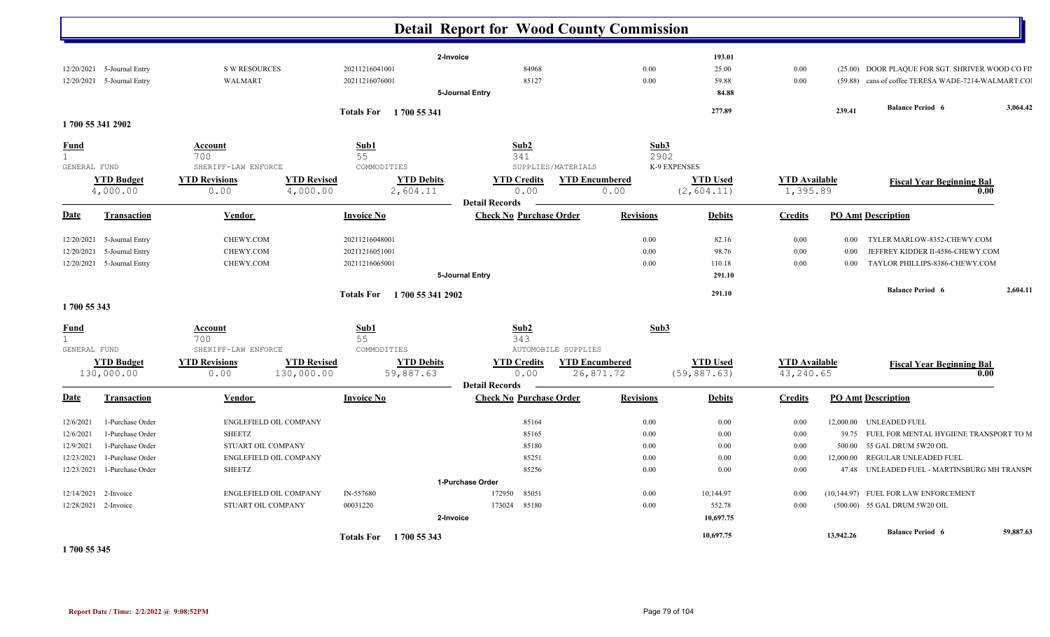# Detail Report for Wood County Commission

| Date | Transaction | Vendor | Invoice No | Check No | Purchase Order | Revisions | Debits | Credits | PO Amt | Description |
|---|---|---|---|---|---|---|---|---|---|---|
| | | | | **2-Invoice** | | | 193.01 | | | |
| 12/20/2021 | 5-Journal Entry | S W RESOURCES | 20211216041001 | | 84968 | 0.00 | 25.00 | 0.00 | (25.00) | DOOR PLAQUE FOR SGT. SHRIVER WOOD CO FII |
| 12/20/2021 | 5-Journal Entry | WALMART | 20211216076001 | | 85127 | 0.00 | 59.88 | 0.00 | (59.88) | cans of coffee TERESA WADE-7214-WALMART.COI |
| | | | | **5-Journal Entry** | | | 84.88 | | | |
| | | | **Totals For 1 700 55 341** | | | | 277.89 | | 239.41 | **Balance Period 6** 3,064.42 |

## 1 700 55 341 2902

| Fund | Account | Sub1 | Sub2 | Sub3 |
|---|---|---|---|---|
| 1 | 700 | 55 | 341 | 2902 |
| GENERAL FUND | SHERIFF-LAW ENFORCE | COMMODITIES | SUPPLIES/MATERIALS | K-9 EXPENSES |

| YTD Budget | YTD Revisions | YTD Revised | YTD Debits | YTD Credits | YTD Encumbered | YTD Used | YTD Available | Fiscal Year Beginning Bal |
|---|---|---|---|---|---|---|---|---|
| 4,000.00 | 0.00 | 4,000.00 | 2,604.11 | 0.00 | 0.00 | (2,604.11) | 1,395.89 | 0.00 |

**Detail Records**

| Date | Transaction | Vendor | Invoice No | Check No | Purchase Order | Revisions | Debits | Credits | PO Amt | Description |
|---|---|---|---|---|---|---|---|---|---|---|
| 12/20/2021 | 5-Journal Entry | CHEWY.COM | 20211216048001 | | | 0.00 | 82.16 | 0.00 | 0.00 | TYLER MARLOW-8352-CHEWY.COM |
| 12/20/2021 | 5-Journal Entry | CHEWY.COM | 20211216051001 | | | 0.00 | 98.76 | 0.00 | 0.00 | JEFFREY KIDDER II-4586-CHEWY.COM |
| 12/20/2021 | 5-Journal Entry | CHEWY.COM | 20211216065001 | | | 0.00 | 110.18 | 0.00 | 0.00 | TAYLOR PHILLIPS-8386-CHEWY.COM |
| | | | | **5-Journal Entry** | | | 291.10 | | | |
| | | | **Totals For 1 700 55 341 2902** | | | | 291.10 | | | **Balance Period 6** 2,604.11 |

## 1 700 55 343

| Fund | Account | Sub1 | Sub2 | Sub3 |
|---|---|---|---|---|
| 1 | 700 | 55 | 343 | |
| GENERAL FUND | SHERIFF-LAW ENFORCE | COMMODITIES | AUTOMOBILE SUPPLIES | |

| YTD Budget | YTD Revisions | YTD Revised | YTD Debits | YTD Credits | YTD Encumbered | YTD Used | YTD Available | Fiscal Year Beginning Bal |
|---|---|---|---|---|---|---|---|---|
| 130,000.00 | 0.00 | 130,000.00 | 59,887.63 | 0.00 | 26,871.72 | (59,887.63) | 43,240.65 | 0.00 |

**Detail Records**

| Date | Transaction | Vendor | Invoice No | Check No | Purchase Order | Revisions | Debits | Credits | PO Amt | Description |
|---|---|---|---|---|---|---|---|---|---|---|
| 12/6/2021 | 1-Purchase Order | ENGLEFIELD OIL COMPANY | | | 85164 | 0.00 | 0.00 | 0.00 | 12,000.00 | UNLEADED FUEL |
| 12/6/2021 | 1-Purchase Order | SHEETZ | | | 85165 | 0.00 | 0.00 | 0.00 | 39.75 | FUEL FOR MENTAL HYGIENE TRANSPORT TO M |
| 12/9/2021 | 1-Purchase Order | STUART OIL COMPANY | | | 85180 | 0.00 | 0.00 | 0.00 | 500.00 | 55 GAL DRUM 5W20 OIL |
| 12/23/2021 | 1-Purchase Order | ENGLEFIELD OIL COMPANY | | | 85251 | 0.00 | 0.00 | 0.00 | 12,000.00 | REGULAR UNLEADED FUEL |
| 12/23/2021 | 1-Purchase Order | SHEETZ | | | 85256 | 0.00 | 0.00 | 0.00 | 47.48 | UNLEADED FUEL - MARTINSBURG MH TRANSPO |
| | | | | **1-Purchase Order** | | | | | | |
| 12/14/2021 | 2-Invoice | ENGLEFIELD OIL COMPANY | IN-557680 | 172950 | 85051 | 0.00 | 10,144.97 | 0.00 | (10,144.97) | FUEL FOR LAW ENFORCEMENT |
| 12/28/2021 | 2-Invoice | STUART OIL COMPANY | 00031220 | 173024 | 85180 | 0.00 | 552.78 | 0.00 | (500.00) | 55 GAL DRUM 5W20 OIL |
| | | | | **2-Invoice** | | | 10,697.75 | | | |
| | | | **Totals For 1 700 55 343** | | | | 10,697.75 | | 13,942.26 | **Balance Period 6** 59,887.63 |

## 1 700 55 345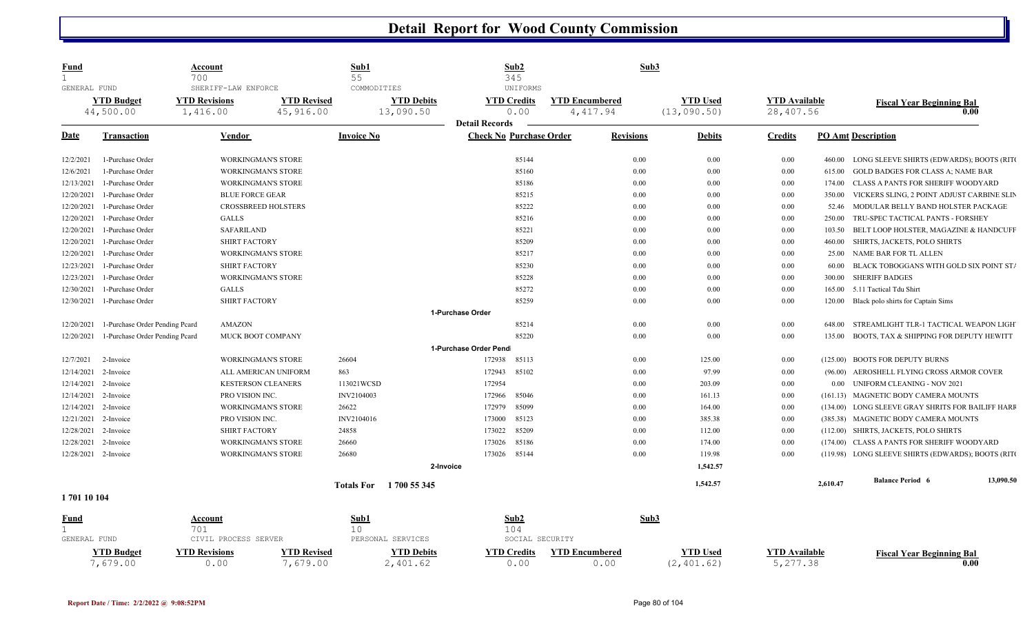# Detail Report for Wood County Commission

| Fund | Account | Sub1 | Sub2 | Sub3 |
|---|---|---|---|---|
| 1 | 700 | 55 | 345 | |
| GENERAL FUND | SHERIFF-LAW ENFORCE | COMMODITIES | UNIFORMS | |

| YTD Budget | YTD Revisions | YTD Revised | YTD Debits | YTD Credits | YTD Encumbered | YTD Used | YTD Available | Fiscal Year Beginning Bal |
|---|---|---|---|---|---|---|---|---|
| 44,500.00 | 1,416.00 | 45,916.00 | 13,090.50 | 0.00 | 4,417.94 | (13,090.50) | 28,407.56 | 0.00 |

**Detail Records**

| Date | Transaction | Vendor | Invoice No | Check No | Purchase Order | Revisions | Debits | Credits | PO Amt | Description |
|---|---|---|---|---|---|---|---|---|---|---|
| 12/2/2021 | 1-Purchase Order | WORKINGMAN'S STORE | | | 85144 | 0.00 | 0.00 | 0.00 | 460.00 | LONG SLEEVE SHIRTS (EDWARDS); BOOTS (RIT( |
| 12/6/2021 | 1-Purchase Order | WORKINGMAN'S STORE | | | 85160 | 0.00 | 0.00 | 0.00 | 615.00 | GOLD BADGES FOR CLASS A; NAME BAR |
| 12/13/2021 | 1-Purchase Order | WORKINGMAN'S STORE | | | 85186 | 0.00 | 0.00 | 0.00 | 174.00 | CLASS A PANTS FOR SHERIFF WOODYARD |
| 12/20/2021 | 1-Purchase Order | BLUE FORCE GEAR | | | 85215 | 0.00 | 0.00 | 0.00 | 350.00 | VICKERS SLING, 2 POINT ADJUST CARBINE SLIN |
| 12/20/2021 | 1-Purchase Order | CROSSBREED HOLSTERS | | | 85222 | 0.00 | 0.00 | 0.00 | 52.46 | MODULAR BELLY BAND HOLSTER PACKAGE |
| 12/20/2021 | 1-Purchase Order | GALLS | | | 85216 | 0.00 | 0.00 | 0.00 | 250.00 | TRU-SPEC TACTICAL PANTS - FORSHEY |
| 12/20/2021 | 1-Purchase Order | SAFARILAND | | | 85221 | 0.00 | 0.00 | 0.00 | 103.50 | BELT LOOP HOLSTER, MAGAZINE & HANDCUFF |
| 12/20/2021 | 1-Purchase Order | SHIRT FACTORY | | | 85209 | 0.00 | 0.00 | 0.00 | 460.00 | SHIRTS, JACKETS, POLO SHIRTS |
| 12/20/2021 | 1-Purchase Order | WORKINGMAN'S STORE | | | 85217 | 0.00 | 0.00 | 0.00 | 25.00 | NAME BAR FOR TL ALLEN |
| 12/23/2021 | 1-Purchase Order | SHIRT FACTORY | | | 85230 | 0.00 | 0.00 | 0.00 | 60.00 | BLACK TOBOGGANS WITH GOLD SIX POINT ST/ |
| 12/23/2021 | 1-Purchase Order | WORKINGMAN'S STORE | | | 85228 | 0.00 | 0.00 | 0.00 | 300.00 | SHERIFF BADGES |
| 12/30/2021 | 1-Purchase Order | GALLS | | | 85272 | 0.00 | 0.00 | 0.00 | 165.00 | 5.11 Tactical Tdu Shirt |
| 12/30/2021 | 1-Purchase Order | SHIRT FACTORY | | | 85259 | 0.00 | 0.00 | 0.00 | 120.00 | Black polo shirts for Captain Sims |
| | | | | 1-Purchase Order | | | | | | |
| 12/20/2021 | 1-Purchase Order Pending Pcard | AMAZON | | | 85214 | 0.00 | 0.00 | 0.00 | 648.00 | STREAMLIGHT TLR-1 TACTICAL WEAPON LIGHT |
| 12/20/2021 | 1-Purchase Order Pending Pcard | MUCK BOOT COMPANY | | | 85220 | 0.00 | 0.00 | 0.00 | 135.00 | BOOTS, TAX & SHIPPING FOR DEPUTY HEWITT |
| | | | | 1-Purchase Order Pendi | | | | | | |
| 12/7/2021 | 2-Invoice | WORKINGMAN'S STORE | 26604 | 172938 | 85113 | 0.00 | 125.00 | 0.00 | (125.00) | BOOTS FOR DEPUTY BURNS |
| 12/14/2021 | 2-Invoice | ALL AMERICAN UNIFORM | 863 | 172943 | 85102 | 0.00 | 97.99 | 0.00 | (96.00) | AEROSHELL FLYING CROSS ARMOR COVER |
| 12/14/2021 | 2-Invoice | KESTERSON CLEANERS | 113021WCSD | 172954 | | 0.00 | 203.09 | 0.00 | 0.00 | UNIFORM CLEANING - NOV 2021 |
| 12/14/2021 | 2-Invoice | PRO VISION INC. | INV2104003 | 172966 | 85046 | 0.00 | 161.13 | 0.00 | (161.13) | MAGNETIC BODY CAMERA MOUNTS |
| 12/14/2021 | 2-Invoice | WORKINGMAN'S STORE | 26622 | 172979 | 85099 | 0.00 | 164.00 | 0.00 | (134.00) | LONG SLEEVE GRAY SHRITS FOR BAILIFF HARF |
| 12/21/2021 | 2-Invoice | PRO VISION INC. | INV2104016 | 173000 | 85123 | 0.00 | 385.38 | 0.00 | (385.38) | MAGNETIC BODY CAMERA MOUNTS |
| 12/28/2021 | 2-Invoice | SHIRT FACTORY | 24858 | 173022 | 85209 | 0.00 | 112.00 | 0.00 | (112.00) | SHIRTS, JACKETS, POLO SHIRTS |
| 12/28/2021 | 2-Invoice | WORKINGMAN'S STORE | 26660 | 173026 | 85186 | 0.00 | 174.00 | 0.00 | (174.00) | CLASS A PANTS FOR SHERIFF WOODYARD |
| 12/28/2021 | 2-Invoice | WORKINGMAN'S STORE | 26680 | 173026 | 85144 | 0.00 | 119.98 | 0.00 | (119.98) | LONG SLEEVE SHIRTS (EDWARDS); BOOTS (RIT( |
| | | | | 2-Invoice | | | 1,542.57 | | | |
| | | | Totals For 1 700 55 345 | | | | 1,542.57 | | 2,610.47 | Balance Period 6 13,090.50 |

**1 701 10 104**

| Fund | Account | Sub1 | Sub2 | Sub3 |
|---|---|---|---|---|
| 1 | 701 | 10 | 104 | |
| GENERAL FUND | CIVIL PROCESS SERVER | PERSONAL SERVICES | SOCIAL SECURITY | |

| YTD Budget | YTD Revisions | YTD Revised | YTD Debits | YTD Credits | YTD Encumbered | YTD Used | YTD Available | Fiscal Year Beginning Bal |
|---|---|---|---|---|---|---|---|---|
| 7,679.00 | 0.00 | 7,679.00 | 2,401.62 | 0.00 | 0.00 | (2,401.62) | 5,277.38 | 0.00 |

Report Date / Time: 2/2/2022 @ 9:08:52PM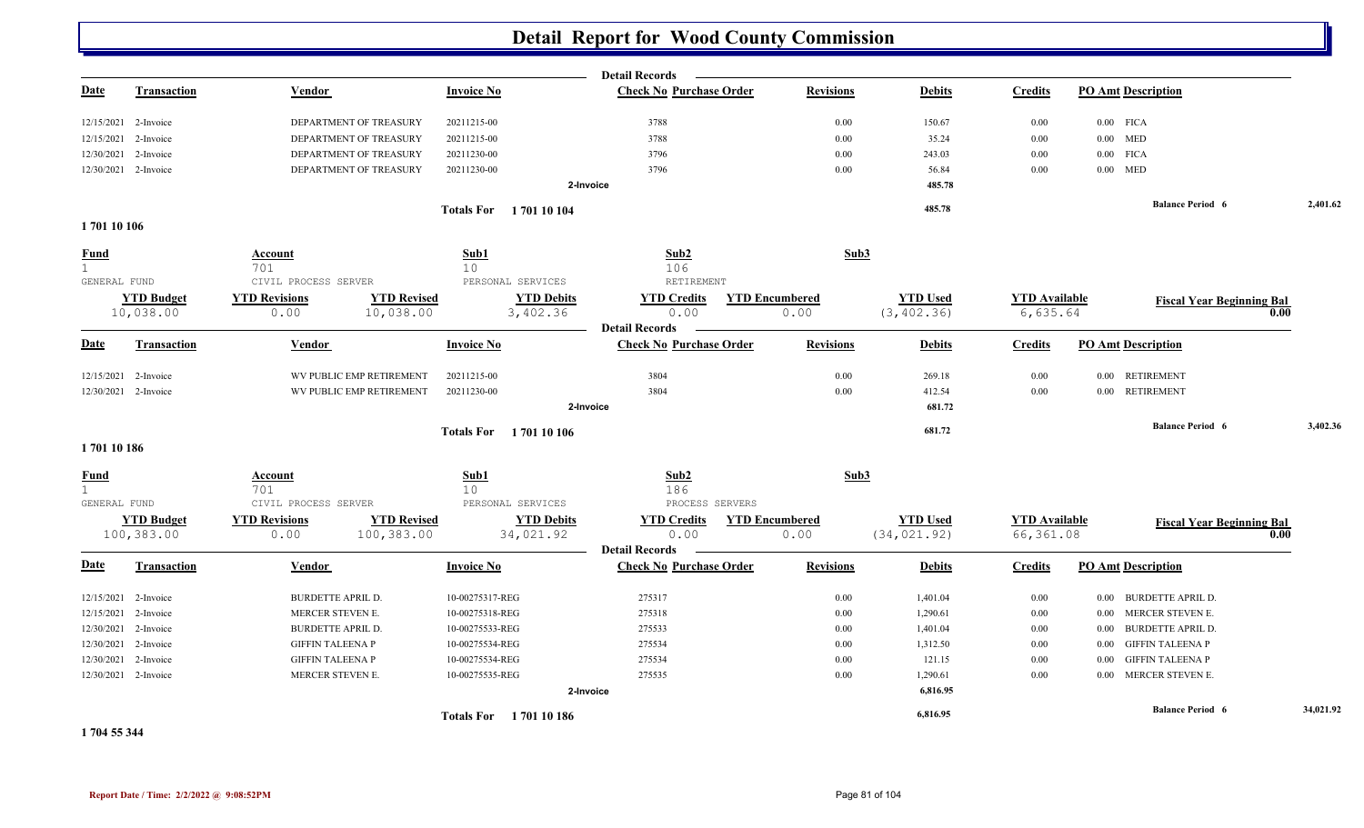# Detail Report for Wood County Commission

**Detail Records**

| Date | Transaction | Vendor | Invoice No | Check No | Purchase Order | Revisions | Debits | Credits | PO Amt | Description |
|---|---|---|---|---|---|---|---|---|---|---|
| 12/15/2021 | 2-Invoice | DEPARTMENT OF TREASURY | 20211215-00 | 3788 | | 0.00 | 150.67 | 0.00 | 0.00 | FICA |
| 12/15/2021 | 2-Invoice | DEPARTMENT OF TREASURY | 20211215-00 | 3788 | | 0.00 | 35.24 | 0.00 | 0.00 | MED |
| 12/30/2021 | 2-Invoice | DEPARTMENT OF TREASURY | 20211230-00 | 3796 | | 0.00 | 243.03 | 0.00 | 0.00 | FICA |
| 12/30/2021 | 2-Invoice | DEPARTMENT OF TREASURY | 20211230-00 | 3796 | | 0.00 | 56.84 | 0.00 | 0.00 | MED |
| | | | 2-Invoice | | | | 485.78 | | | |

**Totals For 1 701 10 104** — 485.78 — **Balance Period 6** 2,401.62

## 1 701 10 106

| Fund | Account | Sub1 | Sub2 | Sub3 |
|---|---|---|---|---|
| 1 | 701 | 10 | 106 | |
| GENERAL FUND | CIVIL PROCESS SERVER | PERSONAL SERVICES | RETIREMENT | |

| YTD Budget | YTD Revisions | YTD Revised | YTD Debits | YTD Credits | YTD Encumbered | YTD Used | YTD Available | Fiscal Year Beginning Bal |
|---|---|---|---|---|---|---|---|---|
| 10,038.00 | 0.00 | 10,038.00 | 3,402.36 | 0.00 | 0.00 | (3,402.36) | 6,635.64 | 0.00 |

**Detail Records**

| Date | Transaction | Vendor | Invoice No | Check No | Purchase Order | Revisions | Debits | Credits | PO Amt | Description |
|---|---|---|---|---|---|---|---|---|---|---|
| 12/15/2021 | 2-Invoice | WV PUBLIC EMP RETIREMENT | 20211215-00 | 3804 | | 0.00 | 269.18 | 0.00 | 0.00 | RETIREMENT |
| 12/30/2021 | 2-Invoice | WV PUBLIC EMP RETIREMENT | 20211230-00 | 3804 | | 0.00 | 412.54 | 0.00 | 0.00 | RETIREMENT |
| | | | 2-Invoice | | | | 681.72 | | | |

**Totals For 1 701 10 106** — 681.72 — **Balance Period 6** 3,402.36

## 1 701 10 186

| Fund | Account | Sub1 | Sub2 | Sub3 |
|---|---|---|---|---|
| 1 | 701 | 10 | 186 | |
| GENERAL FUND | CIVIL PROCESS SERVER | PERSONAL SERVICES | PROCESS SERVERS | |

| YTD Budget | YTD Revisions | YTD Revised | YTD Debits | YTD Credits | YTD Encumbered | YTD Used | YTD Available | Fiscal Year Beginning Bal |
|---|---|---|---|---|---|---|---|---|
| 100,383.00 | 0.00 | 100,383.00 | 34,021.92 | 0.00 | 0.00 | (34,021.92) | 66,361.08 | 0.00 |

**Detail Records**

| Date | Transaction | Vendor | Invoice No | Check No | Purchase Order | Revisions | Debits | Credits | PO Amt | Description |
|---|---|---|---|---|---|---|---|---|---|---|
| 12/15/2021 | 2-Invoice | BURDETTE APRIL D. | 10-00275317-REG | 275317 | | 0.00 | 1,401.04 | 0.00 | 0.00 | BURDETTE APRIL D. |
| 12/15/2021 | 2-Invoice | MERCER STEVEN E. | 10-00275318-REG | 275318 | | 0.00 | 1,290.61 | 0.00 | 0.00 | MERCER STEVEN E. |
| 12/30/2021 | 2-Invoice | BURDETTE APRIL D. | 10-00275533-REG | 275533 | | 0.00 | 1,401.04 | 0.00 | 0.00 | BURDETTE APRIL D. |
| 12/30/2021 | 2-Invoice | GIFFIN TALEENA P | 10-00275534-REG | 275534 | | 0.00 | 1,312.50 | 0.00 | 0.00 | GIFFIN TALEENA P |
| 12/30/2021 | 2-Invoice | GIFFIN TALEENA P | 10-00275534-REG | 275534 | | 0.00 | 121.15 | 0.00 | 0.00 | GIFFIN TALEENA P |
| 12/30/2021 | 2-Invoice | MERCER STEVEN E. | 10-00275535-REG | 275535 | | 0.00 | 1,290.61 | 0.00 | 0.00 | MERCER STEVEN E. |
| | | | 2-Invoice | | | | 6,816.95 | | | |

**Totals For 1 701 10 186** — 6,816.95 — **Balance Period 6** 34,021.92

## 1 704 55 344

Report Date / Time: 2/2/2022 @ 9:08:52PM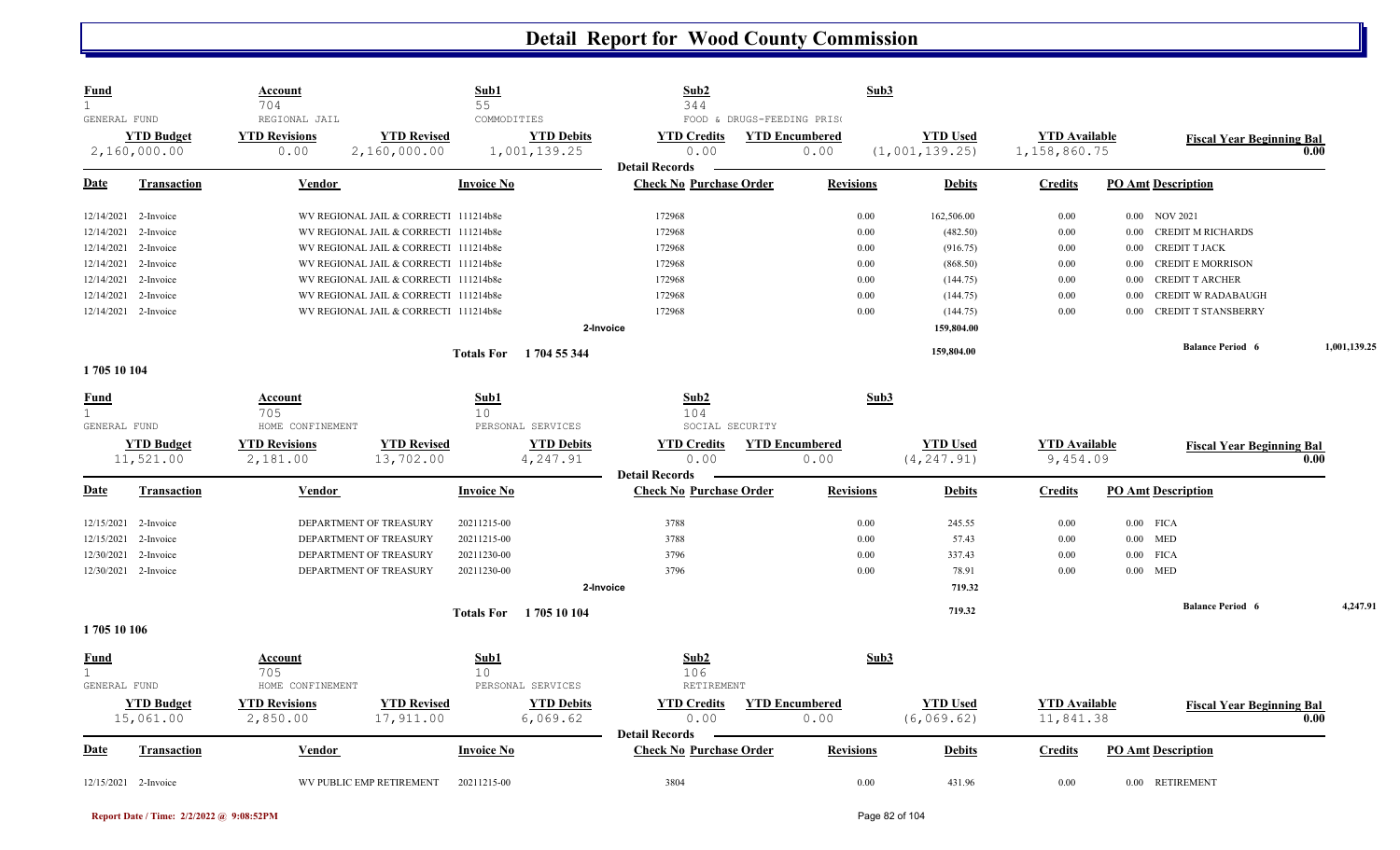# Detail Report for Wood County Commission

| Fund | Account | Sub1 | Sub2 | Sub3 |
|---|---|---|---|---|
| 1 | 704 | 55 | 344 | |
| GENERAL FUND | REGIONAL JAIL | COMMODITIES | FOOD & DRUGS-FEEDING PRIS( | |

| YTD Budget | YTD Revisions | YTD Revised | YTD Debits | YTD Credits | YTD Encumbered | YTD Used | YTD Available | Fiscal Year Beginning Bal |
|---|---|---|---|---|---|---|---|---|
| 2,160,000.00 | 0.00 | 2,160,000.00 | 1,001,139.25 | 0.00 | 0.00 | (1,001,139.25) | 1,158,860.75 | 0.00 |

**Detail Records**

| Date | Transaction | Vendor | Invoice No | Check No | Purchase Order | Revisions | Debits | Credits | PO Amt | Description |
|---|---|---|---|---|---|---|---|---|---|---|
| 12/14/2021 | 2-Invoice | WV REGIONAL JAIL & CORRECTI | 111214b8e | 172968 | | 0.00 | 162,506.00 | 0.00 | 0.00 | NOV 2021 |
| 12/14/2021 | 2-Invoice | WV REGIONAL JAIL & CORRECTI | 111214b8e | 172968 | | 0.00 | (482.50) | 0.00 | 0.00 | CREDIT M RICHARDS |
| 12/14/2021 | 2-Invoice | WV REGIONAL JAIL & CORRECTI | 111214b8e | 172968 | | 0.00 | (916.75) | 0.00 | 0.00 | CREDIT T JACK |
| 12/14/2021 | 2-Invoice | WV REGIONAL JAIL & CORRECTI | 111214b8e | 172968 | | 0.00 | (868.50) | 0.00 | 0.00 | CREDIT E MORRISON |
| 12/14/2021 | 2-Invoice | WV REGIONAL JAIL & CORRECTI | 111214b8e | 172968 | | 0.00 | (144.75) | 0.00 | 0.00 | CREDIT T ARCHER |
| 12/14/2021 | 2-Invoice | WV REGIONAL JAIL & CORRECTI | 111214b8e | 172968 | | 0.00 | (144.75) | 0.00 | 0.00 | CREDIT W RADABAUGH |
| 12/14/2021 | 2-Invoice | WV REGIONAL JAIL & CORRECTI | 111214b8e | 172968 | | 0.00 | (144.75) | 0.00 | 0.00 | CREDIT T STANSBERRY |
| | | | | 2-Invoice | | | 159,804.00 | | | |
| | | | Totals For 1 704 55 344 | | | | 159,804.00 | | | Balance Period 6: 1,001,139.25 |

## 1 705 10 104

| Fund | Account | Sub1 | Sub2 | Sub3 |
|---|---|---|---|---|
| 1 | 705 | 10 | 104 | |
| GENERAL FUND | HOME CONFINEMENT | PERSONAL SERVICES | SOCIAL SECURITY | |

| YTD Budget | YTD Revisions | YTD Revised | YTD Debits | YTD Credits | YTD Encumbered | YTD Used | YTD Available | Fiscal Year Beginning Bal |
|---|---|---|---|---|---|---|---|---|
| 11,521.00 | 2,181.00 | 13,702.00 | 4,247.91 | 0.00 | 0.00 | (4,247.91) | 9,454.09 | 0.00 |

**Detail Records**

| Date | Transaction | Vendor | Invoice No | Check No | Purchase Order | Revisions | Debits | Credits | PO Amt | Description |
|---|---|---|---|---|---|---|---|---|---|---|
| 12/15/2021 | 2-Invoice | DEPARTMENT OF TREASURY | 20211215-00 | 3788 | | 0.00 | 245.55 | 0.00 | 0.00 | FICA |
| 12/15/2021 | 2-Invoice | DEPARTMENT OF TREASURY | 20211215-00 | 3788 | | 0.00 | 57.43 | 0.00 | 0.00 | MED |
| 12/30/2021 | 2-Invoice | DEPARTMENT OF TREASURY | 20211230-00 | 3796 | | 0.00 | 337.43 | 0.00 | 0.00 | FICA |
| 12/30/2021 | 2-Invoice | DEPARTMENT OF TREASURY | 20211230-00 | 3796 | | 0.00 | 78.91 | 0.00 | 0.00 | MED |
| | | | | 2-Invoice | | | 719.32 | | | |
| | | | Totals For 1 705 10 104 | | | | 719.32 | | | Balance Period 6: 4,247.91 |

## 1 705 10 106

| Fund | Account | Sub1 | Sub2 | Sub3 |
|---|---|---|---|---|
| 1 | 705 | 10 | 106 | |
| GENERAL FUND | HOME CONFINEMENT | PERSONAL SERVICES | RETIREMENT | |

| YTD Budget | YTD Revisions | YTD Revised | YTD Debits | YTD Credits | YTD Encumbered | YTD Used | YTD Available | Fiscal Year Beginning Bal |
|---|---|---|---|---|---|---|---|---|
| 15,061.00 | 2,850.00 | 17,911.00 | 6,069.62 | 0.00 | 0.00 | (6,069.62) | 11,841.38 | 0.00 |

**Detail Records**

| Date | Transaction | Vendor | Invoice No | Check No | Purchase Order | Revisions | Debits | Credits | PO Amt | Description |
|---|---|---|---|---|---|---|---|---|---|---|
| 12/15/2021 | 2-Invoice | WV PUBLIC EMP RETIREMENT | 20211215-00 | 3804 | | 0.00 | 431.96 | 0.00 | 0.00 | RETIREMENT |

Report Date / Time: 2/2/2022 @ 9:08:52PM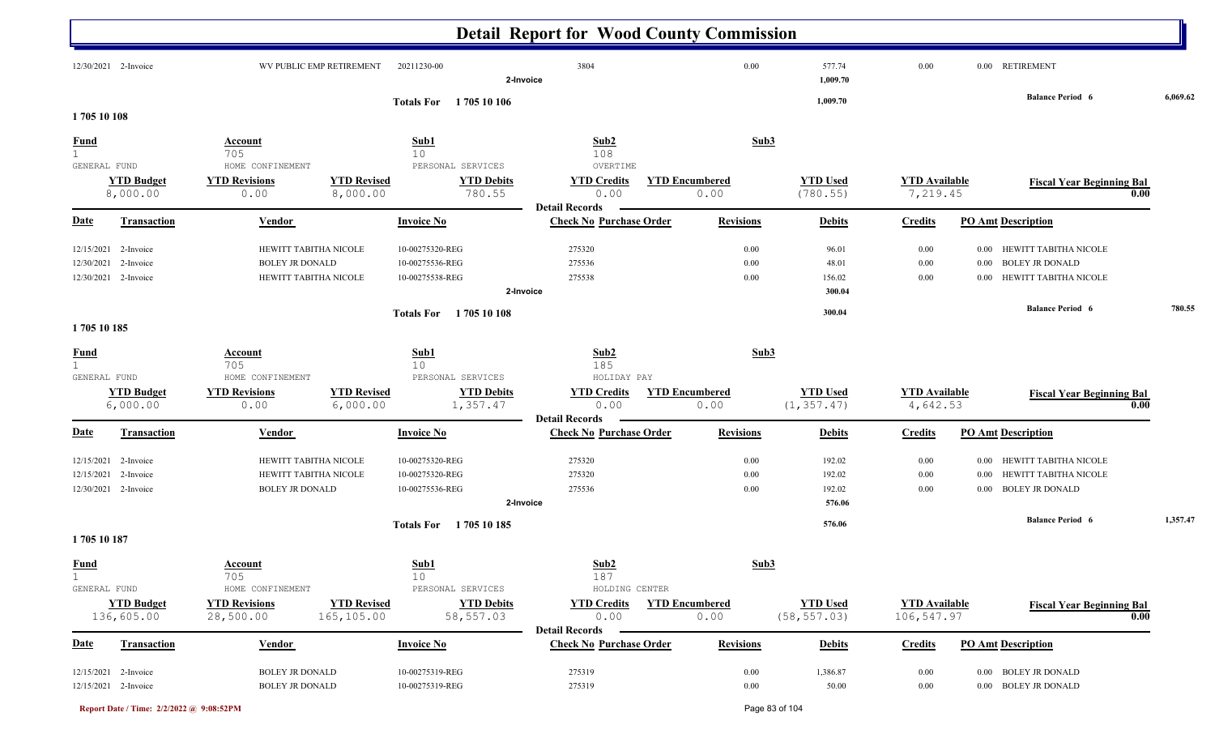# Detail Report for Wood County Commission

| Date | Transaction | Vendor | Invoice No | Check No Purchase Order | Revisions | Debits | Credits | PO Amt Description |
|---|---|---|---|---|---|---|---|---|
| 12/30/2021 | 2-Invoice | WV PUBLIC EMP RETIREMENT | 20211230-00 | 3804 | 0.00 | 577.74 | 0.00 | 0.00 RETIREMENT |
| | | | | 2-Invoice | | 1,009.70 | | |

Totals For 1 705 10 106 — 1,009.70 — Balance Period 6: 6,069.62

## 1 705 10 108

| Fund | Account | Sub1 | Sub2 | Sub3 |
|---|---|---|---|---|
| 1 GENERAL FUND | 705 HOME CONFINEMENT | 10 PERSONAL SERVICES | 108 OVERTIME | |

| YTD Budget | YTD Revisions | YTD Revised | YTD Debits | YTD Credits | YTD Encumbered | YTD Used | YTD Available | Fiscal Year Beginning Bal |
|---|---|---|---|---|---|---|---|---|
| 8,000.00 | 0.00 | 8,000.00 | 780.55 | 0.00 | 0.00 | (780.55) | 7,219.45 | 0.00 |

**Detail Records**

| Date | Transaction | Vendor | Invoice No | Check No Purchase Order | Revisions | Debits | Credits | PO Amt Description |
|---|---|---|---|---|---|---|---|---|
| 12/15/2021 | 2-Invoice | HEWITT TABITHA NICOLE | 10-00275320-REG | 275320 | 0.00 | 96.01 | 0.00 | 0.00 HEWITT TABITHA NICOLE |
| 12/30/2021 | 2-Invoice | BOLEY JR DONALD | 10-00275536-REG | 275536 | 0.00 | 48.01 | 0.00 | 0.00 BOLEY JR DONALD |
| 12/30/2021 | 2-Invoice | HEWITT TABITHA NICOLE | 10-00275538-REG | 275538 | 0.00 | 156.02 | 0.00 | 0.00 HEWITT TABITHA NICOLE |
| | | | | 2-Invoice | | 300.04 | | |

Totals For 1 705 10 108 — 300.04 — Balance Period 6: 780.55

## 1 705 10 185

| Fund | Account | Sub1 | Sub2 | Sub3 |
|---|---|---|---|---|
| 1 GENERAL FUND | 705 HOME CONFINEMENT | 10 PERSONAL SERVICES | 185 HOLIDAY PAY | |

| YTD Budget | YTD Revisions | YTD Revised | YTD Debits | YTD Credits | YTD Encumbered | YTD Used | YTD Available | Fiscal Year Beginning Bal |
|---|---|---|---|---|---|---|---|---|
| 6,000.00 | 0.00 | 6,000.00 | 1,357.47 | 0.00 | 0.00 | (1,357.47) | 4,642.53 | 0.00 |

**Detail Records**

| Date | Transaction | Vendor | Invoice No | Check No Purchase Order | Revisions | Debits | Credits | PO Amt Description |
|---|---|---|---|---|---|---|---|---|
| 12/15/2021 | 2-Invoice | HEWITT TABITHA NICOLE | 10-00275320-REG | 275320 | 0.00 | 192.02 | 0.00 | 0.00 HEWITT TABITHA NICOLE |
| 12/15/2021 | 2-Invoice | HEWITT TABITHA NICOLE | 10-00275320-REG | 275320 | 0.00 | 192.02 | 0.00 | 0.00 HEWITT TABITHA NICOLE |
| 12/30/2021 | 2-Invoice | BOLEY JR DONALD | 10-00275536-REG | 275536 | 0.00 | 192.02 | 0.00 | 0.00 BOLEY JR DONALD |
| | | | | 2-Invoice | | 576.06 | | |

Totals For 1 705 10 185 — 576.06 — Balance Period 6: 1,357.47

## 1 705 10 187

| Fund | Account | Sub1 | Sub2 | Sub3 |
|---|---|---|---|---|
| 1 GENERAL FUND | 705 HOME CONFINEMENT | 10 PERSONAL SERVICES | 187 HOLDING CENTER | |

| YTD Budget | YTD Revisions | YTD Revised | YTD Debits | YTD Credits | YTD Encumbered | YTD Used | YTD Available | Fiscal Year Beginning Bal |
|---|---|---|---|---|---|---|---|---|
| 136,605.00 | 28,500.00 | 165,105.00 | 58,557.03 | 0.00 | 0.00 | (58,557.03) | 106,547.97 | 0.00 |

**Detail Records**

| Date | Transaction | Vendor | Invoice No | Check No Purchase Order | Revisions | Debits | Credits | PO Amt Description |
|---|---|---|---|---|---|---|---|---|
| 12/15/2021 | 2-Invoice | BOLEY JR DONALD | 10-00275319-REG | 275319 | 0.00 | 1,386.87 | 0.00 | 0.00 BOLEY JR DONALD |
| 12/15/2021 | 2-Invoice | BOLEY JR DONALD | 10-00275319-REG | 275319 | 0.00 | 50.00 | 0.00 | 0.00 BOLEY JR DONALD |

Report Date / Time: 2/2/2022 @ 9:08:52PM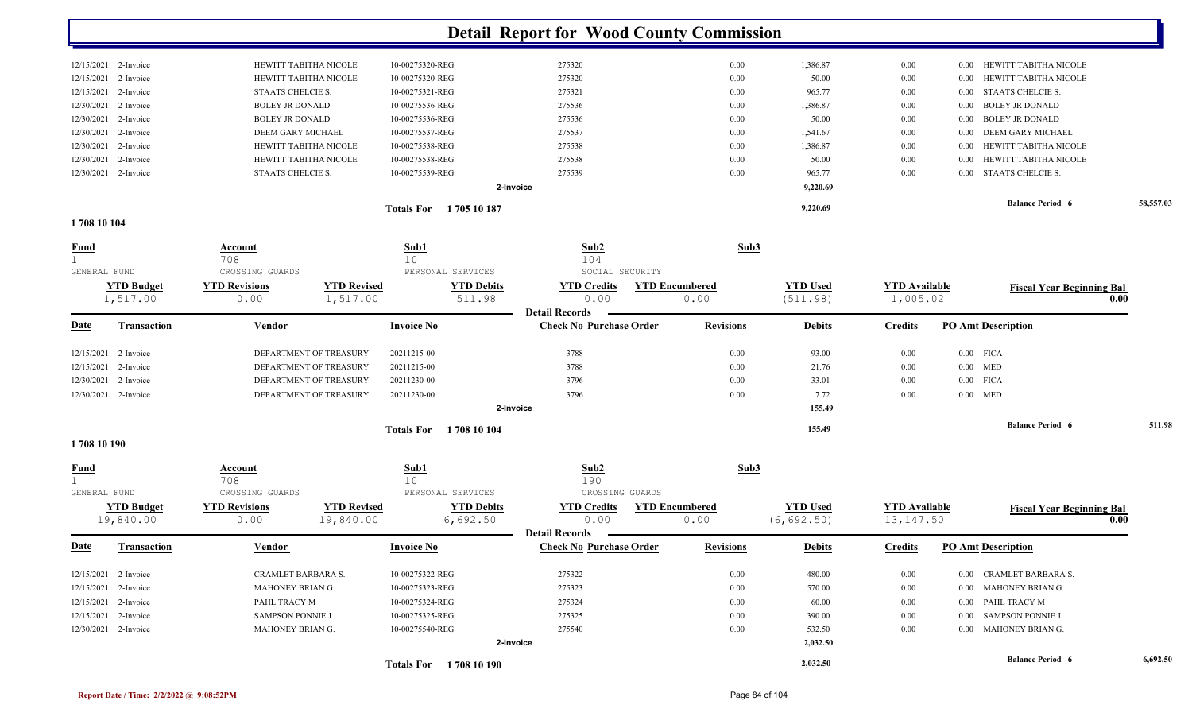# Detail Report for Wood County Commission

| Date | Transaction | Vendor | Invoice No | Check No | Purchase Order | Revisions | Debits | Credits | PO Amt | Description |
|---|---|---|---|---|---|---|---|---|---|---|
| 12/15/2021 | 2-Invoice | HEWITT TABITHA NICOLE | 10-00275320-REG | 275320 | | 0.00 | 1,386.87 | 0.00 | 0.00 | HEWITT TABITHA NICOLE |
| 12/15/2021 | 2-Invoice | HEWITT TABITHA NICOLE | 10-00275320-REG | 275320 | | 0.00 | 50.00 | 0.00 | 0.00 | HEWITT TABITHA NICOLE |
| 12/15/2021 | 2-Invoice | STAATS CHELCIE S. | 10-00275321-REG | 275321 | | 0.00 | 965.77 | 0.00 | 0.00 | STAATS CHELCIE S. |
| 12/30/2021 | 2-Invoice | BOLEY JR DONALD | 10-00275536-REG | 275536 | | 0.00 | 1,386.87 | 0.00 | 0.00 | BOLEY JR DONALD |
| 12/30/2021 | 2-Invoice | BOLEY JR DONALD | 10-00275536-REG | 275536 | | 0.00 | 50.00 | 0.00 | 0.00 | BOLEY JR DONALD |
| 12/30/2021 | 2-Invoice | DEEM GARY MICHAEL | 10-00275537-REG | 275537 | | 0.00 | 1,541.67 | 0.00 | 0.00 | DEEM GARY MICHAEL |
| 12/30/2021 | 2-Invoice | HEWITT TABITHA NICOLE | 10-00275538-REG | 275538 | | 0.00 | 1,386.87 | 0.00 | 0.00 | HEWITT TABITHA NICOLE |
| 12/30/2021 | 2-Invoice | HEWITT TABITHA NICOLE | 10-00275538-REG | 275538 | | 0.00 | 50.00 | 0.00 | 0.00 | HEWITT TABITHA NICOLE |
| 12/30/2021 | 2-Invoice | STAATS CHELCIE S. | 10-00275539-REG | 275539 | | 0.00 | 965.77 | 0.00 | 0.00 | STAATS CHELCIE S. |
| | | | | 2-Invoice | | | 9,220.69 | | | |

Totals For 1 705 10 187 — 9,220.69 — Balance Period 6: 58,557.03

## 1 708 10 104

| Fund | Account | Sub1 | Sub2 | Sub3 |
|---|---|---|---|---|
| 1 | 708 | 10 | 104 | |
| GENERAL FUND | CROSSING GUARDS | PERSONAL SERVICES | SOCIAL SECURITY | |

| YTD Budget | YTD Revisions | YTD Revised | YTD Debits | YTD Credits | YTD Encumbered | YTD Used | YTD Available | Fiscal Year Beginning Bal |
|---|---|---|---|---|---|---|---|---|
| 1,517.00 | 0.00 | 1,517.00 | 511.98 | 0.00 | 0.00 | (511.98) | 1,005.02 | 0.00 |

Detail Records

| Date | Transaction | Vendor | Invoice No | Check No | Purchase Order | Revisions | Debits | Credits | PO Amt | Description |
|---|---|---|---|---|---|---|---|---|---|---|
| 12/15/2021 | 2-Invoice | DEPARTMENT OF TREASURY | 20211215-00 | 3788 | | 0.00 | 93.00 | 0.00 | 0.00 | FICA |
| 12/15/2021 | 2-Invoice | DEPARTMENT OF TREASURY | 20211215-00 | 3788 | | 0.00 | 21.76 | 0.00 | 0.00 | MED |
| 12/30/2021 | 2-Invoice | DEPARTMENT OF TREASURY | 20211230-00 | 3796 | | 0.00 | 33.01 | 0.00 | 0.00 | FICA |
| 12/30/2021 | 2-Invoice | DEPARTMENT OF TREASURY | 20211230-00 | 3796 | | 0.00 | 7.72 | 0.00 | 0.00 | MED |
| | | | | 2-Invoice | | | 155.49 | | | |

Totals For 1 708 10 104 — 155.49 — Balance Period 6: 511.98

## 1 708 10 190

| Fund | Account | Sub1 | Sub2 | Sub3 |
|---|---|---|---|---|
| 1 | 708 | 10 | 190 | |
| GENERAL FUND | CROSSING GUARDS | PERSONAL SERVICES | CROSSING GUARDS | |

| YTD Budget | YTD Revisions | YTD Revised | YTD Debits | YTD Credits | YTD Encumbered | YTD Used | YTD Available | Fiscal Year Beginning Bal |
|---|---|---|---|---|---|---|---|---|
| 19,840.00 | 0.00 | 19,840.00 | 6,692.50 | 0.00 | 0.00 | (6,692.50) | 13,147.50 | 0.00 |

Detail Records

| Date | Transaction | Vendor | Invoice No | Check No | Purchase Order | Revisions | Debits | Credits | PO Amt | Description |
|---|---|---|---|---|---|---|---|---|---|---|
| 12/15/2021 | 2-Invoice | CRAMLET BARBARA S. | 10-00275322-REG | 275322 | | 0.00 | 480.00 | 0.00 | 0.00 | CRAMLET BARBARA S. |
| 12/15/2021 | 2-Invoice | MAHONEY BRIAN G. | 10-00275323-REG | 275323 | | 0.00 | 570.00 | 0.00 | 0.00 | MAHONEY BRIAN G. |
| 12/15/2021 | 2-Invoice | PAHL TRACY M | 10-00275324-REG | 275324 | | 0.00 | 60.00 | 0.00 | 0.00 | PAHL TRACY M |
| 12/15/2021 | 2-Invoice | SAMPSON PONNIE J. | 10-00275325-REG | 275325 | | 0.00 | 390.00 | 0.00 | 0.00 | SAMPSON PONNIE J. |
| 12/30/2021 | 2-Invoice | MAHONEY BRIAN G. | 10-00275540-REG | 275540 | | 0.00 | 532.50 | 0.00 | 0.00 | MAHONEY BRIAN G. |
| | | | | 2-Invoice | | | 2,032.50 | | | |

Totals For 1 708 10 190 — 2,032.50 — Balance Period 6: 6,692.50

Report Date / Time: 2/2/2022 @ 9:08:52PM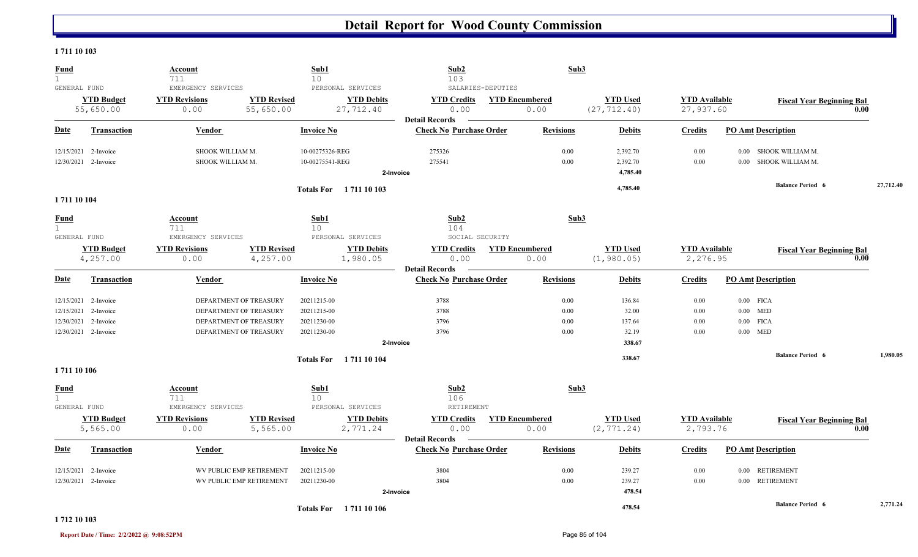# Detail Report for Wood County Commission

**1 711 10 103**

| Fund | Account | Sub1 | Sub2 | Sub3 |
|---|---|---|---|---|
| 1 | 711 | 10 | 103 | |
| GENERAL FUND | EMERGENCY SERVICES | PERSONAL SERVICES | SALARIES-DEPUTIES | |

| YTD Budget | YTD Revisions | YTD Revised | YTD Debits | YTD Credits | YTD Encumbered | YTD Used | YTD Available | Fiscal Year Beginning Bal |
|---|---|---|---|---|---|---|---|---|
| 55,650.00 | 0.00 | 55,650.00 | 27,712.40 | 0.00 | 0.00 | (27,712.40) | 27,937.60 | 0.00 |

**Detail Records**

| Date | Transaction | Vendor | Invoice No | Check No | Purchase Order | Revisions | Debits | Credits | PO Amt | Description |
|---|---|---|---|---|---|---|---|---|---|---|
| 12/15/2021 | 2-Invoice | SHOOK WILLIAM M. | 10-00275326-REG | 275326 | | 0.00 | 2,392.70 | 0.00 | 0.00 | SHOOK WILLIAM M. |
| 12/30/2021 | 2-Invoice | SHOOK WILLIAM M. | 10-00275541-REG | 275541 | | 0.00 | 2,392.70 | 0.00 | 0.00 | SHOOK WILLIAM M. |
| | | | 2-Invoice | | | | 4,785.40 | | | |
| | | | Totals For 1 711 10 103 | | | | 4,785.40 | | | Balance Period 6: 27,712.40 |

**1 711 10 104**

| Fund | Account | Sub1 | Sub2 | Sub3 |
|---|---|---|---|---|
| 1 | 711 | 10 | 104 | |
| GENERAL FUND | EMERGENCY SERVICES | PERSONAL SERVICES | SOCIAL SECURITY | |

| YTD Budget | YTD Revisions | YTD Revised | YTD Debits | YTD Credits | YTD Encumbered | YTD Used | YTD Available | Fiscal Year Beginning Bal |
|---|---|---|---|---|---|---|---|---|
| 4,257.00 | 0.00 | 4,257.00 | 1,980.05 | 0.00 | 0.00 | (1,980.05) | 2,276.95 | 0.00 |

**Detail Records**

| Date | Transaction | Vendor | Invoice No | Check No | Purchase Order | Revisions | Debits | Credits | PO Amt | Description |
|---|---|---|---|---|---|---|---|---|---|---|
| 12/15/2021 | 2-Invoice | DEPARTMENT OF TREASURY | 202111215-00 | 3788 | | 0.00 | 136.84 | 0.00 | 0.00 | FICA |
| 12/15/2021 | 2-Invoice | DEPARTMENT OF TREASURY | 202111215-00 | 3788 | | 0.00 | 32.00 | 0.00 | 0.00 | MED |
| 12/30/2021 | 2-Invoice | DEPARTMENT OF TREASURY | 20211230-00 | 3796 | | 0.00 | 137.64 | 0.00 | 0.00 | FICA |
| 12/30/2021 | 2-Invoice | DEPARTMENT OF TREASURY | 20211230-00 | 3796 | | 0.00 | 32.19 | 0.00 | 0.00 | MED |
| | | | 2-Invoice | | | | 338.67 | | | |
| | | | Totals For 1 711 10 104 | | | | 338.67 | | | Balance Period 6: 1,980.05 |

**1 711 10 106**

| Fund | Account | Sub1 | Sub2 | Sub3 |
|---|---|---|---|---|
| 1 | 711 | 10 | 106 | |
| GENERAL FUND | EMERGENCY SERVICES | PERSONAL SERVICES | RETIREMENT | |

| YTD Budget | YTD Revisions | YTD Revised | YTD Debits | YTD Credits | YTD Encumbered | YTD Used | YTD Available | Fiscal Year Beginning Bal |
|---|---|---|---|---|---|---|---|---|
| 5,565.00 | 0.00 | 5,565.00 | 2,771.24 | 0.00 | 0.00 | (2,771.24) | 2,793.76 | 0.00 |

**Detail Records**

| Date | Transaction | Vendor | Invoice No | Check No | Purchase Order | Revisions | Debits | Credits | PO Amt | Description |
|---|---|---|---|---|---|---|---|---|---|---|
| 12/15/2021 | 2-Invoice | WV PUBLIC EMP RETIREMENT | 20211215-00 | 3804 | | 0.00 | 239.27 | 0.00 | 0.00 | RETIREMENT |
| 12/30/2021 | 2-Invoice | WV PUBLIC EMP RETIREMENT | 20211230-00 | 3804 | | 0.00 | 239.27 | 0.00 | 0.00 | RETIREMENT |
| | | | 2-Invoice | | | | 478.54 | | | |
| | | | Totals For 1 711 10 106 | | | | 478.54 | | | Balance Period 6: 2,771.24 |

**1 712 10 103**

Report Date / Time: 2/2/2022 @ 9:08:52PM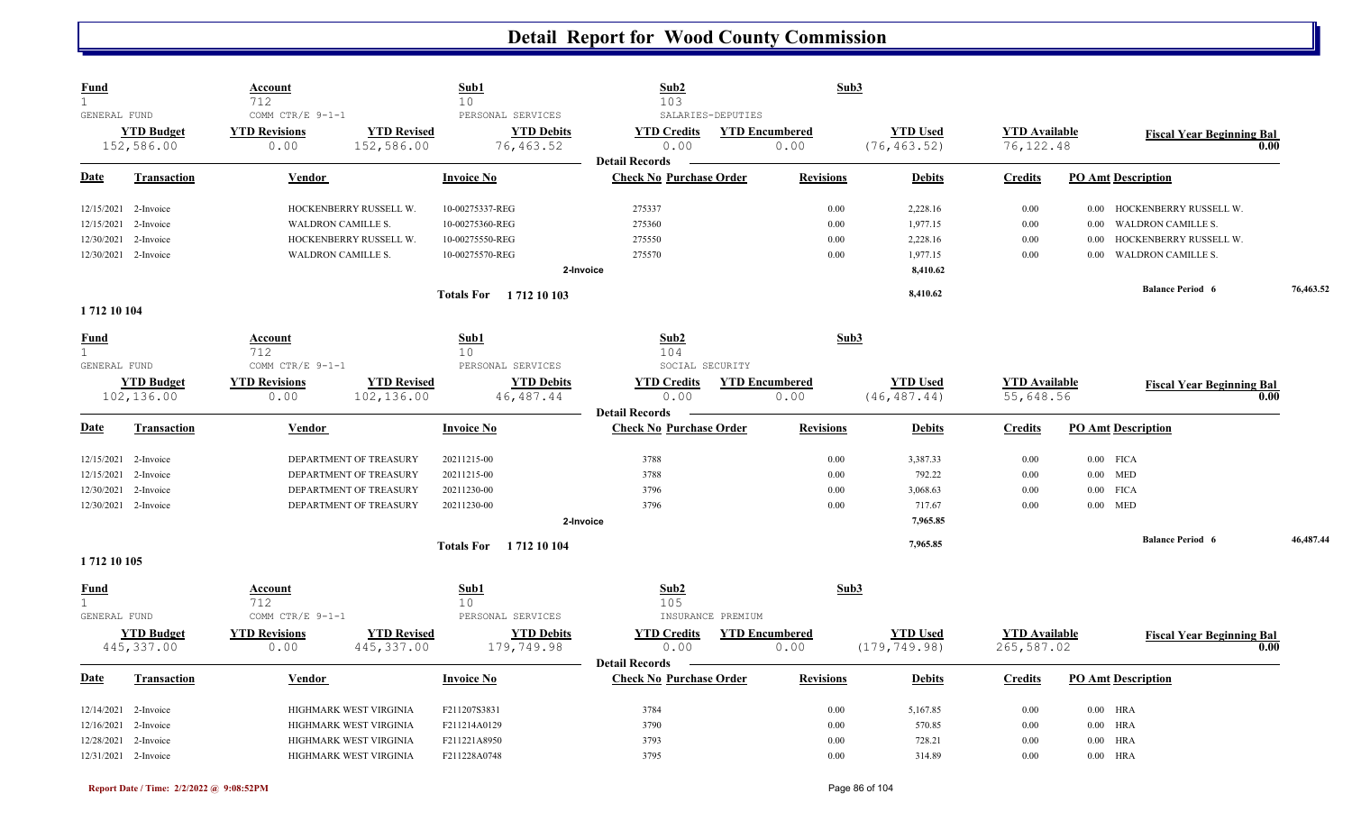# Detail Report for Wood County Commission

| Fund | Account | | Sub1 | Sub2 | | Sub3 | | |
|---|---|---|---|---|---|---|---|---|
| 1 | 712 | | 10 | 103 | | | | |
| GENERAL FUND | COMM CTR/E 9-1-1 | | PERSONAL SERVICES | SALARIES-DEPUTIES | | | | |
| **YTD Budget** | **YTD Revisions** | **YTD Revised** | **YTD Debits** | **YTD Credits** | **YTD Encumbered** | **YTD Used** | **YTD Available** | **Fiscal Year Beginning Bal** |
| 152,586.00 | 0.00 | 152,586.00 | 76,463.52 | 0.00 | 0.00 | (76,463.52) | 76,122.48 | 0.00 |

**Detail Records**

| Date | Transaction | Vendor | Invoice No | Check No | Purchase Order | Revisions | Debits | Credits | PO Amt | Description |
|---|---|---|---|---|---|---|---|---|---|---|
| 12/15/2021 | 2-Invoice | HOCKENBERRY RUSSELL W. | 10-00275337-REG | 275337 | | 0.00 | 2,228.16 | 0.00 | 0.00 | HOCKENBERRY RUSSELL W. |
| 12/15/2021 | 2-Invoice | WALDRON CAMILLE S. | 10-00275360-REG | 275360 | | 0.00 | 1,977.15 | 0.00 | 0.00 | WALDRON CAMILLE S. |
| 12/30/2021 | 2-Invoice | HOCKENBERRY RUSSELL W. | 10-00275550-REG | 275550 | | 0.00 | 2,228.16 | 0.00 | 0.00 | HOCKENBERRY RUSSELL W. |
| 12/30/2021 | 2-Invoice | WALDRON CAMILLE S. | 10-00275570-REG | 275570 | | 0.00 | 1,977.15 | 0.00 | 0.00 | WALDRON CAMILLE S. |
| | | | 2-Invoice | | | | 8,410.62 | | | |
| | | | Totals For 1 712 10 103 | | | | 8,410.62 | | | Balance Period 6 — 76,463.52 |

## 1 712 10 104

| Fund | Account | | Sub1 | Sub2 | | Sub3 | | |
|---|---|---|---|---|---|---|---|---|
| 1 | 712 | | 10 | 104 | | | | |
| GENERAL FUND | COMM CTR/E 9-1-1 | | PERSONAL SERVICES | SOCIAL SECURITY | | | | |
| **YTD Budget** | **YTD Revisions** | **YTD Revised** | **YTD Debits** | **YTD Credits** | **YTD Encumbered** | **YTD Used** | **YTD Available** | **Fiscal Year Beginning Bal** |
| 102,136.00 | 0.00 | 102,136.00 | 46,487.44 | 0.00 | 0.00 | (46,487.44) | 55,648.56 | 0.00 |

**Detail Records**

| Date | Transaction | Vendor | Invoice No | Check No | Purchase Order | Revisions | Debits | Credits | PO Amt | Description |
|---|---|---|---|---|---|---|---|---|---|---|
| 12/15/2021 | 2-Invoice | DEPARTMENT OF TREASURY | 20211215-00 | 3788 | | 0.00 | 3,387.33 | 0.00 | 0.00 | FICA |
| 12/15/2021 | 2-Invoice | DEPARTMENT OF TREASURY | 20211215-00 | 3788 | | 0.00 | 792.22 | 0.00 | 0.00 | MED |
| 12/30/2021 | 2-Invoice | DEPARTMENT OF TREASURY | 20211230-00 | 3796 | | 0.00 | 3,068.63 | 0.00 | 0.00 | FICA |
| 12/30/2021 | 2-Invoice | DEPARTMENT OF TREASURY | 20211230-00 | 3796 | | 0.00 | 717.67 | 0.00 | 0.00 | MED |
| | | | 2-Invoice | | | | 7,965.85 | | | |
| | | | Totals For 1 712 10 104 | | | | 7,965.85 | | | Balance Period 6 — 46,487.44 |

## 1 712 10 105

| Fund | Account | | Sub1 | Sub2 | | Sub3 | | |
|---|---|---|---|---|---|---|---|---|
| 1 | 712 | | 10 | 105 | | | | |
| GENERAL FUND | COMM CTR/E 9-1-1 | | PERSONAL SERVICES | INSURANCE PREMIUM | | | | |
| **YTD Budget** | **YTD Revisions** | **YTD Revised** | **YTD Debits** | **YTD Credits** | **YTD Encumbered** | **YTD Used** | **YTD Available** | **Fiscal Year Beginning Bal** |
| 445,337.00 | 0.00 | 445,337.00 | 179,749.98 | 0.00 | 0.00 | (179,749.98) | 265,587.02 | 0.00 |

**Detail Records**

| Date | Transaction | Vendor | Invoice No | Check No | Purchase Order | Revisions | Debits | Credits | PO Amt | Description |
|---|---|---|---|---|---|---|---|---|---|---|
| 12/14/2021 | 2-Invoice | HIGHMARK WEST VIRGINIA | F211207S3831 | 3784 | | 0.00 | 5,167.85 | 0.00 | 0.00 | HRA |
| 12/16/2021 | 2-Invoice | HIGHMARK WEST VIRGINIA | F211214A0129 | 3790 | | 0.00 | 570.85 | 0.00 | 0.00 | HRA |
| 12/28/2021 | 2-Invoice | HIGHMARK WEST VIRGINIA | F211221A8950 | 3793 | | 0.00 | 728.21 | 0.00 | 0.00 | HRA |
| 12/31/2021 | 2-Invoice | HIGHMARK WEST VIRGINIA | F211228A0748 | 3795 | | 0.00 | 314.89 | 0.00 | 0.00 | HRA |

Report Date / Time: 2/2/2022 @ 9:08:52PM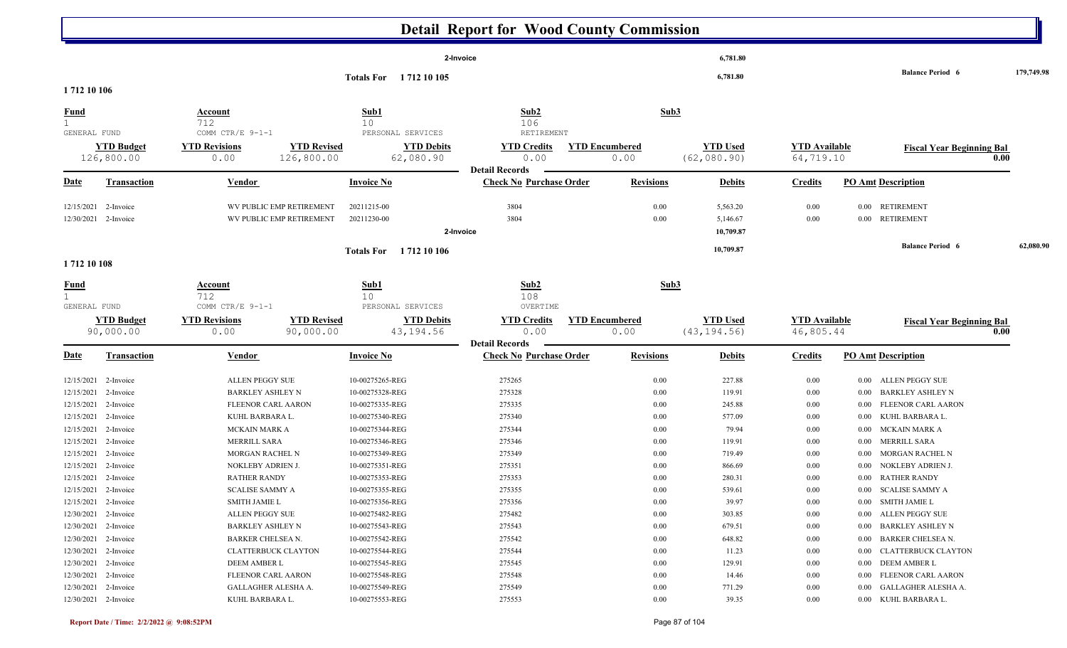# Detail Report for Wood County Commission

| | | | | 2-Invoice | | 6,781.80 | | |
|---|---|---|---|---|---|---|---|---|
| | | | Totals For 1 712 10 105 | | | 6,781.80 | | Balance Period 6 179,749.98 |

## 1 712 10 106

| Fund | Account | | Sub1 | Sub2 | Sub3 | | | |
|---|---|---|---|---|---|---|---|---|
| 1 GENERAL FUND | 712 COMM CTR/E 9-1-1 | | 10 PERSONAL SERVICES | 106 RETIREMENT | | | | |
| **YTD Budget** | **YTD Revisions** | **YTD Revised** | **YTD Debits** | **YTD Credits** | **YTD Encumbered** | **YTD Used** | **YTD Available** | **Fiscal Year Beginning Bal** |
| 126,800.00 | 0.00 | 126,800.00 | 62,080.90 | 0.00 | 0.00 | (62,080.90) | 64,719.10 | 0.00 |

Detail Records

| Date | Transaction | Vendor | Invoice No | Check No | Purchase Order | Revisions | Debits | Credits | PO Amt | Description |
|---|---|---|---|---|---|---|---|---|---|---|
| 12/15/2021 | 2-Invoice | WV PUBLIC EMP RETIREMENT | 20211215-00 | 3804 | | 0.00 | 5,563.20 | 0.00 | 0.00 | RETIREMENT |
| 12/30/2021 | 2-Invoice | WV PUBLIC EMP RETIREMENT | 20211230-00 | 3804 | | 0.00 | 5,146.67 | 0.00 | 0.00 | RETIREMENT |
| | | | | 2-Invoice | | | 10,709.87 | | | |
| | | | Totals For 1 712 10 106 | | | | 10,709.87 | | | Balance Period 6 62,080.90 |

## 1 712 10 108

| Fund | Account | | Sub1 | Sub2 | Sub3 | | | |
|---|---|---|---|---|---|---|---|---|
| 1 GENERAL FUND | 712 COMM CTR/E 9-1-1 | | 10 PERSONAL SERVICES | 108 OVERTIME | | | | |
| **YTD Budget** | **YTD Revisions** | **YTD Revised** | **YTD Debits** | **YTD Credits** | **YTD Encumbered** | **YTD Used** | **YTD Available** | **Fiscal Year Beginning Bal** |
| 90,000.00 | 0.00 | 90,000.00 | 43,194.56 | 0.00 | 0.00 | (43,194.56) | 46,805.44 | 0.00 |

Detail Records

| Date | Transaction | Vendor | Invoice No | Check No | Purchase Order | Revisions | Debits | Credits | PO Amt | Description |
|---|---|---|---|---|---|---|---|---|---|---|
| 12/15/2021 | 2-Invoice | ALLEN PEGGY SUE | 10-00275265-REG | 275265 | | 0.00 | 227.88 | 0.00 | 0.00 | ALLEN PEGGY SUE |
| 12/15/2021 | 2-Invoice | BARKLEY ASHLEY N | 10-00275328-REG | 275328 | | 0.00 | 119.91 | 0.00 | 0.00 | BARKLEY ASHLEY N |
| 12/15/2021 | 2-Invoice | FLEENOR CARL AARON | 10-00275335-REG | 275335 | | 0.00 | 245.88 | 0.00 | 0.00 | FLEENOR CARL AARON |
| 12/15/2021 | 2-Invoice | KUHL BARBARA L. | 10-00275340-REG | 275340 | | 0.00 | 577.09 | 0.00 | 0.00 | KUHL BARBARA L. |
| 12/15/2021 | 2-Invoice | MCKAIN MARK A | 10-00275344-REG | 275344 | | 0.00 | 79.94 | 0.00 | 0.00 | MCKAIN MARK A |
| 12/15/2021 | 2-Invoice | MERRILL SARA | 10-00275346-REG | 275346 | | 0.00 | 119.91 | 0.00 | 0.00 | MERRILL SARA |
| 12/15/2021 | 2-Invoice | MORGAN RACHEL N | 10-00275349-REG | 275349 | | 0.00 | 719.49 | 0.00 | 0.00 | MORGAN RACHEL N |
| 12/15/2021 | 2-Invoice | NOKLEBY ADRIEN J. | 10-00275351-REG | 275351 | | 0.00 | 866.69 | 0.00 | 0.00 | NOKLEBY ADRIEN J. |
| 12/15/2021 | 2-Invoice | RATHER RANDY | 10-00275353-REG | 275353 | | 0.00 | 280.31 | 0.00 | 0.00 | RATHER RANDY |
| 12/15/2021 | 2-Invoice | SCALISE SAMMY A | 10-00275355-REG | 275355 | | 0.00 | 539.61 | 0.00 | 0.00 | SCALISE SAMMY A |
| 12/15/2021 | 2-Invoice | SMITH JAMIE L | 10-00275356-REG | 275356 | | 0.00 | 39.97 | 0.00 | 0.00 | SMITH JAMIE L |
| 12/30/2021 | 2-Invoice | ALLEN PEGGY SUE | 10-00275482-REG | 275482 | | 0.00 | 303.85 | 0.00 | 0.00 | ALLEN PEGGY SUE |
| 12/30/2021 | 2-Invoice | BARKLEY ASHLEY N | 10-00275543-REG | 275543 | | 0.00 | 679.51 | 0.00 | 0.00 | BARKLEY ASHLEY N |
| 12/30/2021 | 2-Invoice | BARKER CHELSEA N. | 10-00275542-REG | 275542 | | 0.00 | 648.82 | 0.00 | 0.00 | BARKER CHELSEA N. |
| 12/30/2021 | 2-Invoice | CLATTERBUCK CLAYTON | 10-00275544-REG | 275544 | | 0.00 | 11.23 | 0.00 | 0.00 | CLATTERBUCK CLAYTON |
| 12/30/2021 | 2-Invoice | DEEM AMBER L | 10-00275545-REG | 275545 | | 0.00 | 129.91 | 0.00 | 0.00 | DEEM AMBER L |
| 12/30/2021 | 2-Invoice | FLEENOR CARL AARON | 10-00275548-REG | 275548 | | 0.00 | 14.46 | 0.00 | 0.00 | FLEENOR CARL AARON |
| 12/30/2021 | 2-Invoice | GALLAGHER ALESHA A. | 10-00275549-REG | 275549 | | 0.00 | 771.29 | 0.00 | 0.00 | GALLAGHER ALESHA A. |
| 12/30/2021 | 2-Invoice | KUHL BARBARA L. | 10-00275553-REG | 275553 | | 0.00 | 39.35 | 0.00 | 0.00 | KUHL BARBARA L. |

Report Date / Time: 2/2/2022 @ 9:08:52PM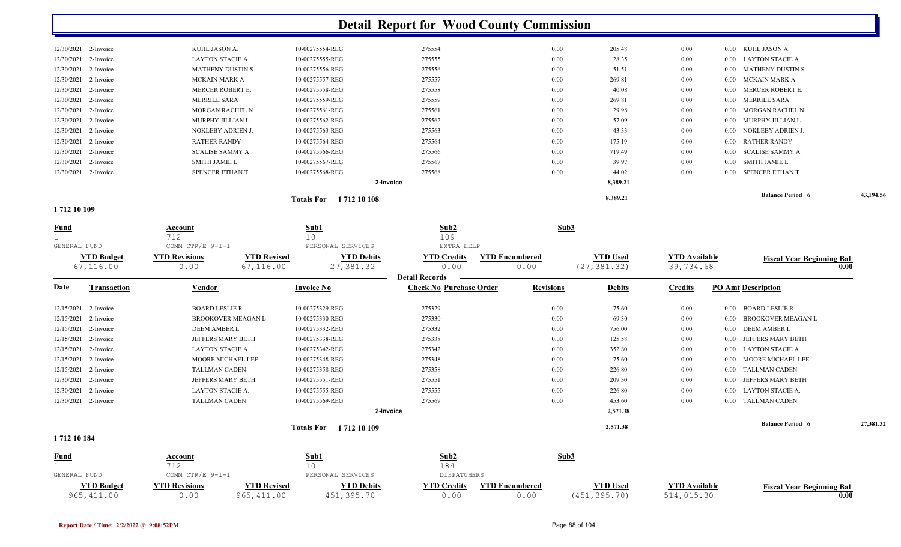# Detail Report for Wood County Commission

| Date | Transaction | Vendor | Invoice No | Check No Purchase Order | Revisions | Debits | Credits | PO Amt Description |
|---|---|---|---|---|---|---|---|---|
| 12/30/2021 | 2-Invoice | KUHL JASON A. | 10-00275554-REG | 275554 | 0.00 | 205.48 | 0.00 | 0.00 KUHL JASON A. |
| 12/30/2021 | 2-Invoice | LAYTON STACIE A. | 10-00275555-REG | 275555 | 0.00 | 28.35 | 0.00 | 0.00 LAYTON STACIE A. |
| 12/30/2021 | 2-Invoice | MATHENY DUSTIN S. | 10-00275556-REG | 275556 | 0.00 | 51.51 | 0.00 | 0.00 MATHENY DUSTIN S. |
| 12/30/2021 | 2-Invoice | MCKAIN MARK A | 10-00275557-REG | 275557 | 0.00 | 269.81 | 0.00 | 0.00 MCKAIN MARK A |
| 12/30/2021 | 2-Invoice | MERCER ROBERT E. | 10-00275558-REG | 275558 | 0.00 | 40.08 | 0.00 | 0.00 MERCER ROBERT E. |
| 12/30/2021 | 2-Invoice | MERRILL SARA | 10-00275559-REG | 275559 | 0.00 | 269.81 | 0.00 | 0.00 MERRILL SARA |
| 12/30/2021 | 2-Invoice | MORGAN RACHEL N | 10-00275561-REG | 275561 | 0.00 | 29.98 | 0.00 | 0.00 MORGAN RACHEL N |
| 12/30/2021 | 2-Invoice | MURPHY JILLIAN L. | 10-00275562-REG | 275562 | 0.00 | 57.09 | 0.00 | 0.00 MURPHY JILLIAN L. |
| 12/30/2021 | 2-Invoice | NOKLEBY ADRIEN J. | 10-00275563-REG | 275563 | 0.00 | 43.33 | 0.00 | 0.00 NOKLEBY ADRIEN J. |
| 12/30/2021 | 2-Invoice | RATHER RANDY | 10-00275564-REG | 275564 | 0.00 | 175.19 | 0.00 | 0.00 RATHER RANDY |
| 12/30/2021 | 2-Invoice | SCALISE SAMMY A | 10-00275566-REG | 275566 | 0.00 | 719.49 | 0.00 | 0.00 SCALISE SAMMY A |
| 12/30/2021 | 2-Invoice | SMITH JAMIE L | 10-00275567-REG | 275567 | 0.00 | 39.97 | 0.00 | 0.00 SMITH JAMIE L |
| 12/30/2021 | 2-Invoice | SPENCER ETHAN T | 10-00275568-REG | 275568 | 0.00 | 44.02 | 0.00 | 0.00 SPENCER ETHAN T |
| | | | | 2-Invoice | | 8,389.21 | | |
| | | | Totals For 1 712 10 108 | | | 8,389.21 | | Balance Period 6 — 43,194.56 |

## 1 712 10 109

| Fund | Account | Sub1 | Sub2 | Sub3 |
|---|---|---|---|---|
| 1 | 712 | 10 | 109 | |
| GENERAL FUND | COMM CTR/E 9-1-1 | PERSONAL SERVICES | EXTRA HELP | |

| YTD Budget | YTD Revisions | YTD Revised | YTD Debits | YTD Credits | YTD Encumbered | YTD Used | YTD Available | Fiscal Year Beginning Bal |
|---|---|---|---|---|---|---|---|---|
| 67,116.00 | 0.00 | 67,116.00 | 27,381.32 | 0.00 | 0.00 | (27,381.32) | 39,734.68 | 0.00 |

**Detail Records**

| Date | Transaction | Vendor | Invoice No | Check No Purchase Order | Revisions | Debits | Credits | PO Amt Description |
|---|---|---|---|---|---|---|---|---|
| 12/15/2021 | 2-Invoice | BOARD LESLIE R | 10-00275329-REG | 275329 | 0.00 | 75.60 | 0.00 | 0.00 BOARD LESLIE R |
| 12/15/2021 | 2-Invoice | BROOKOVER MEAGAN L | 10-00275330-REG | 275330 | 0.00 | 69.30 | 0.00 | 0.00 BROOKOVER MEAGAN L |
| 12/15/2021 | 2-Invoice | DEEM AMBER L | 10-00275332-REG | 275332 | 0.00 | 756.00 | 0.00 | 0.00 DEEM AMBER L |
| 12/15/2021 | 2-Invoice | JEFFERS MARY BETH | 10-00275338-REG | 275338 | 0.00 | 125.58 | 0.00 | 0.00 JEFFERS MARY BETH |
| 12/15/2021 | 2-Invoice | LAYTON STACIE A. | 10-00275342-REG | 275342 | 0.00 | 352.80 | 0.00 | 0.00 LAYTON STACIE A. |
| 12/15/2021 | 2-Invoice | MOORE MICHAEL LEE | 10-00275348-REG | 275348 | 0.00 | 75.60 | 0.00 | 0.00 MOORE MICHAEL LEE |
| 12/15/2021 | 2-Invoice | TALLMAN CADEN | 10-00275358-REG | 275358 | 0.00 | 226.80 | 0.00 | 0.00 TALLMAN CADEN |
| 12/30/2021 | 2-Invoice | JEFFERS MARY BETH | 10-00275551-REG | 275551 | 0.00 | 209.30 | 0.00 | 0.00 JEFFERS MARY BETH |
| 12/30/2021 | 2-Invoice | LAYTON STACIE A. | 10-00275555-REG | 275555 | 0.00 | 226.80 | 0.00 | 0.00 LAYTON STACIE A. |
| 12/30/2021 | 2-Invoice | TALLMAN CADEN | 10-00275569-REG | 275569 | 0.00 | 453.60 | 0.00 | 0.00 TALLMAN CADEN |
| | | | | 2-Invoice | | 2,571.38 | | |
| | | | Totals For 1 712 10 109 | | | 2,571.38 | | Balance Period 6 — 27,381.32 |

## 1 712 10 184

| Fund | Account | Sub1 | Sub2 | Sub3 |
|---|---|---|---|---|
| 1 | 712 | 10 | 184 | |
| GENERAL FUND | COMM CTR/E 9-1-1 | PERSONAL SERVICES | DISPATCHERS | |

| YTD Budget | YTD Revisions | YTD Revised | YTD Debits | YTD Credits | YTD Encumbered | YTD Used | YTD Available | Fiscal Year Beginning Bal |
|---|---|---|---|---|---|---|---|---|
| 965,411.00 | 0.00 | 965,411.00 | 451,395.70 | 0.00 | 0.00 | (451,395.70) | 514,015.30 | 0.00 |

Report Date / Time: 2/2/2022 @ 9:08:52PM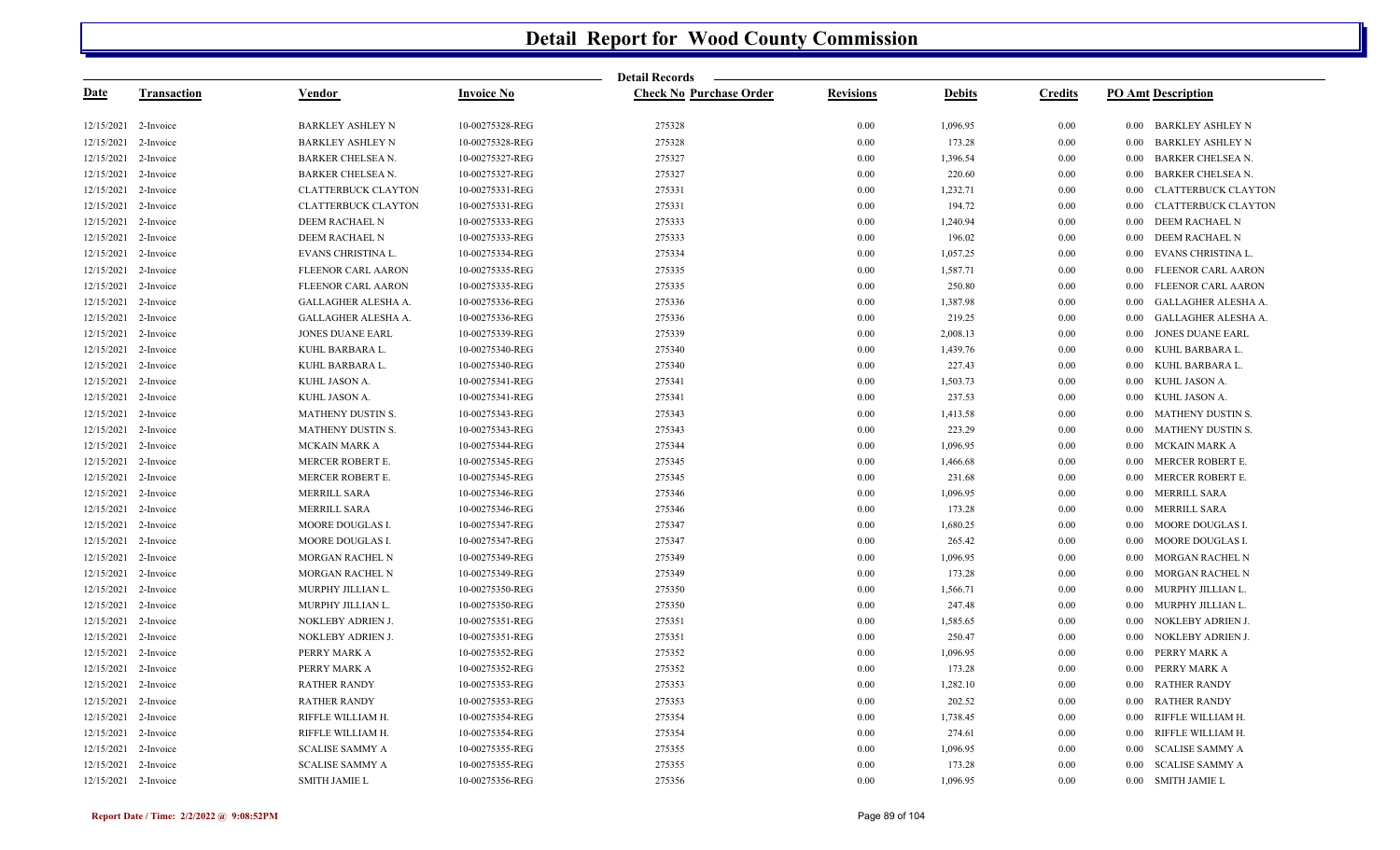# Detail Report for Wood County Commission

Detail Records

| Date | Transaction | Vendor | Invoice No | Check No | Purchase Order | Revisions | Debits | Credits | PO Amt | Description |
|---|---|---|---|---|---|---|---|---|---|---|
| 12/15/2021 | 2-Invoice | BARKLEY ASHLEY N | 10-00275328-REG | 275328 | | 0.00 | 1,096.95 | 0.00 | 0.00 | BARKLEY ASHLEY N |
| 12/15/2021 | 2-Invoice | BARKLEY ASHLEY N | 10-00275328-REG | 275328 | | 0.00 | 173.28 | 0.00 | 0.00 | BARKLEY ASHLEY N |
| 12/15/2021 | 2-Invoice | BARKER CHELSEA N. | 10-00275327-REG | 275327 | | 0.00 | 1,396.54 | 0.00 | 0.00 | BARKER CHELSEA N. |
| 12/15/2021 | 2-Invoice | BARKER CHELSEA N. | 10-00275327-REG | 275327 | | 0.00 | 220.60 | 0.00 | 0.00 | BARKER CHELSEA N. |
| 12/15/2021 | 2-Invoice | CLATTERBUCK CLAYTON | 10-00275331-REG | 275331 | | 0.00 | 1,232.71 | 0.00 | 0.00 | CLATTERBUCK CLAYTON |
| 12/15/2021 | 2-Invoice | CLATTERBUCK CLAYTON | 10-00275331-REG | 275331 | | 0.00 | 194.72 | 0.00 | 0.00 | CLATTERBUCK CLAYTON |
| 12/15/2021 | 2-Invoice | DEEM RACHAEL N | 10-00275333-REG | 275333 | | 0.00 | 1,240.94 | 0.00 | 0.00 | DEEM RACHAEL N |
| 12/15/2021 | 2-Invoice | DEEM RACHAEL N | 10-00275333-REG | 275333 | | 0.00 | 196.02 | 0.00 | 0.00 | DEEM RACHAEL N |
| 12/15/2021 | 2-Invoice | EVANS CHRISTINA L. | 10-00275334-REG | 275334 | | 0.00 | 1,057.25 | 0.00 | 0.00 | EVANS CHRISTINA L. |
| 12/15/2021 | 2-Invoice | FLEENOR CARL AARON | 10-00275335-REG | 275335 | | 0.00 | 1,587.71 | 0.00 | 0.00 | FLEENOR CARL AARON |
| 12/15/2021 | 2-Invoice | FLEENOR CARL AARON | 10-00275335-REG | 275335 | | 0.00 | 250.80 | 0.00 | 0.00 | FLEENOR CARL AARON |
| 12/15/2021 | 2-Invoice | GALLAGHER ALESHA A. | 10-00275336-REG | 275336 | | 0.00 | 1,387.98 | 0.00 | 0.00 | GALLAGHER ALESHA A. |
| 12/15/2021 | 2-Invoice | GALLAGHER ALESHA A. | 10-00275336-REG | 275336 | | 0.00 | 219.25 | 0.00 | 0.00 | GALLAGHER ALESHA A. |
| 12/15/2021 | 2-Invoice | JONES DUANE EARL | 10-00275339-REG | 275339 | | 0.00 | 2,008.13 | 0.00 | 0.00 | JONES DUANE EARL |
| 12/15/2021 | 2-Invoice | KUHL BARBARA L. | 10-00275340-REG | 275340 | | 0.00 | 1,439.76 | 0.00 | 0.00 | KUHL BARBARA L. |
| 12/15/2021 | 2-Invoice | KUHL BARBARA L. | 10-00275340-REG | 275340 | | 0.00 | 227.43 | 0.00 | 0.00 | KUHL BARBARA L. |
| 12/15/2021 | 2-Invoice | KUHL JASON A. | 10-00275341-REG | 275341 | | 0.00 | 1,503.73 | 0.00 | 0.00 | KUHL JASON A. |
| 12/15/2021 | 2-Invoice | KUHL JASON A. | 10-00275341-REG | 275341 | | 0.00 | 237.53 | 0.00 | 0.00 | KUHL JASON A. |
| 12/15/2021 | 2-Invoice | MATHENY DUSTIN S. | 10-00275343-REG | 275343 | | 0.00 | 1,413.58 | 0.00 | 0.00 | MATHENY DUSTIN S. |
| 12/15/2021 | 2-Invoice | MATHENY DUSTIN S. | 10-00275343-REG | 275343 | | 0.00 | 223.29 | 0.00 | 0.00 | MATHENY DUSTIN S. |
| 12/15/2021 | 2-Invoice | MCKAIN MARK A | 10-00275344-REG | 275344 | | 0.00 | 1,096.95 | 0.00 | 0.00 | MCKAIN MARK A |
| 12/15/2021 | 2-Invoice | MERCER ROBERT E. | 10-00275345-REG | 275345 | | 0.00 | 1,466.68 | 0.00 | 0.00 | MERCER ROBERT E. |
| 12/15/2021 | 2-Invoice | MERCER ROBERT E. | 10-00275345-REG | 275345 | | 0.00 | 231.68 | 0.00 | 0.00 | MERCER ROBERT E. |
| 12/15/2021 | 2-Invoice | MERRILL SARA | 10-00275346-REG | 275346 | | 0.00 | 1,096.95 | 0.00 | 0.00 | MERRILL SARA |
| 12/15/2021 | 2-Invoice | MERRILL SARA | 10-00275346-REG | 275346 | | 0.00 | 173.28 | 0.00 | 0.00 | MERRILL SARA |
| 12/15/2021 | 2-Invoice | MOORE DOUGLAS I. | 10-00275347-REG | 275347 | | 0.00 | 1,680.25 | 0.00 | 0.00 | MOORE DOUGLAS I. |
| 12/15/2021 | 2-Invoice | MOORE DOUGLAS I. | 10-00275347-REG | 275347 | | 0.00 | 265.42 | 0.00 | 0.00 | MOORE DOUGLAS I. |
| 12/15/2021 | 2-Invoice | MORGAN RACHEL N | 10-00275349-REG | 275349 | | 0.00 | 1,096.95 | 0.00 | 0.00 | MORGAN RACHEL N |
| 12/15/2021 | 2-Invoice | MORGAN RACHEL N | 10-00275349-REG | 275349 | | 0.00 | 173.28 | 0.00 | 0.00 | MORGAN RACHEL N |
| 12/15/2021 | 2-Invoice | MURPHY JILLIAN L. | 10-00275350-REG | 275350 | | 0.00 | 1,566.71 | 0.00 | 0.00 | MURPHY JILLIAN L. |
| 12/15/2021 | 2-Invoice | MURPHY JILLIAN L. | 10-00275350-REG | 275350 | | 0.00 | 247.48 | 0.00 | 0.00 | MURPHY JILLIAN L. |
| 12/15/2021 | 2-Invoice | NOKLEBY ADRIEN J. | 10-00275351-REG | 275351 | | 0.00 | 1,585.65 | 0.00 | 0.00 | NOKLEBY ADRIEN J. |
| 12/15/2021 | 2-Invoice | NOKLEBY ADRIEN J. | 10-00275351-REG | 275351 | | 0.00 | 250.47 | 0.00 | 0.00 | NOKLEBY ADRIEN J. |
| 12/15/2021 | 2-Invoice | PERRY MARK A | 10-00275352-REG | 275352 | | 0.00 | 1,096.95 | 0.00 | 0.00 | PERRY MARK A |
| 12/15/2021 | 2-Invoice | PERRY MARK A | 10-00275352-REG | 275352 | | 0.00 | 173.28 | 0.00 | 0.00 | PERRY MARK A |
| 12/15/2021 | 2-Invoice | RATHER RANDY | 10-00275353-REG | 275353 | | 0.00 | 1,282.10 | 0.00 | 0.00 | RATHER RANDY |
| 12/15/2021 | 2-Invoice | RATHER RANDY | 10-00275353-REG | 275353 | | 0.00 | 202.52 | 0.00 | 0.00 | RATHER RANDY |
| 12/15/2021 | 2-Invoice | RIFFLE WILLIAM H. | 10-00275354-REG | 275354 | | 0.00 | 1,738.45 | 0.00 | 0.00 | RIFFLE WILLIAM H. |
| 12/15/2021 | 2-Invoice | RIFFLE WILLIAM H. | 10-00275354-REG | 275354 | | 0.00 | 274.61 | 0.00 | 0.00 | RIFFLE WILLIAM H. |
| 12/15/2021 | 2-Invoice | SCALISE SAMMY A | 10-00275355-REG | 275355 | | 0.00 | 1,096.95 | 0.00 | 0.00 | SCALISE SAMMY A |
| 12/15/2021 | 2-Invoice | SCALISE SAMMY A | 10-00275355-REG | 275355 | | 0.00 | 173.28 | 0.00 | 0.00 | SCALISE SAMMY A |
| 12/15/2021 | 2-Invoice | SMITH JAMIE L | 10-00275356-REG | 275356 | | 0.00 | 1,096.95 | 0.00 | 0.00 | SMITH JAMIE L |

Report Date / Time: 2/2/2022 @ 9:08:52PM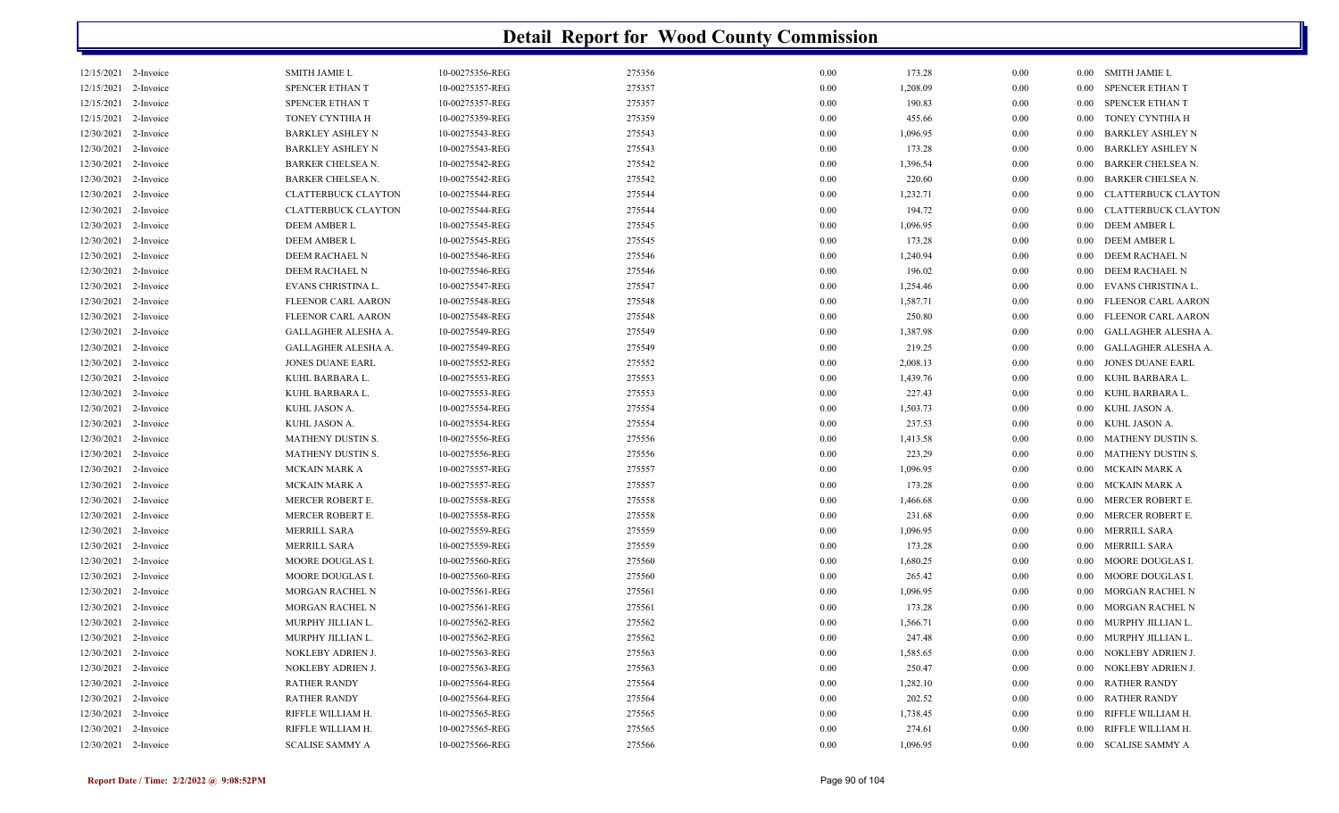# Detail Report for Wood County Commission

| | | | | | | | | | |
|---|---|---|---|---|---|---|---|---|---|
| 12/15/2021 | 2-Invoice | SMITH JAMIE L | 10-00275356-REG | 275356 | 0.00 | 173.28 | 0.00 | 0.00 | SMITH JAMIE L |
| 12/15/2021 | 2-Invoice | SPENCER ETHAN T | 10-00275357-REG | 275357 | 0.00 | 1,208.09 | 0.00 | 0.00 | SPENCER ETHAN T |
| 12/15/2021 | 2-Invoice | SPENCER ETHAN T | 10-00275357-REG | 275357 | 0.00 | 190.83 | 0.00 | 0.00 | SPENCER ETHAN T |
| 12/15/2021 | 2-Invoice | TONEY CYNTHIA H | 10-00275359-REG | 275359 | 0.00 | 455.66 | 0.00 | 0.00 | TONEY CYNTHIA H |
| 12/30/2021 | 2-Invoice | BARKLEY ASHLEY N | 10-00275543-REG | 275543 | 0.00 | 1,096.95 | 0.00 | 0.00 | BARKLEY ASHLEY N |
| 12/30/2021 | 2-Invoice | BARKLEY ASHLEY N | 10-00275543-REG | 275543 | 0.00 | 173.28 | 0.00 | 0.00 | BARKLEY ASHLEY N |
| 12/30/2021 | 2-Invoice | BARKER CHELSEA N. | 10-00275542-REG | 275542 | 0.00 | 1,396.54 | 0.00 | 0.00 | BARKER CHELSEA N. |
| 12/30/2021 | 2-Invoice | BARKER CHELSEA N. | 10-00275542-REG | 275542 | 0.00 | 220.60 | 0.00 | 0.00 | BARKER CHELSEA N. |
| 12/30/2021 | 2-Invoice | CLATTERBUCK CLAYTON | 10-00275544-REG | 275544 | 0.00 | 1,232.71 | 0.00 | 0.00 | CLATTERBUCK CLAYTON |
| 12/30/2021 | 2-Invoice | CLATTERBUCK CLAYTON | 10-00275544-REG | 275544 | 0.00 | 194.72 | 0.00 | 0.00 | CLATTERBUCK CLAYTON |
| 12/30/2021 | 2-Invoice | DEEM AMBER L | 10-00275545-REG | 275545 | 0.00 | 1,096.95 | 0.00 | 0.00 | DEEM AMBER L |
| 12/30/2021 | 2-Invoice | DEEM AMBER L | 10-00275545-REG | 275545 | 0.00 | 173.28 | 0.00 | 0.00 | DEEM AMBER L |
| 12/30/2021 | 2-Invoice | DEEM RACHAEL N | 10-00275546-REG | 275546 | 0.00 | 1,240.94 | 0.00 | 0.00 | DEEM RACHAEL N |
| 12/30/2021 | 2-Invoice | DEEM RACHAEL N | 10-00275546-REG | 275546 | 0.00 | 196.02 | 0.00 | 0.00 | DEEM RACHAEL N |
| 12/30/2021 | 2-Invoice | EVANS CHRISTINA L. | 10-00275547-REG | 275547 | 0.00 | 1,254.46 | 0.00 | 0.00 | EVANS CHRISTINA L. |
| 12/30/2021 | 2-Invoice | FLEENOR CARL AARON | 10-00275548-REG | 275548 | 0.00 | 1,587.71 | 0.00 | 0.00 | FLEENOR CARL AARON |
| 12/30/2021 | 2-Invoice | FLEENOR CARL AARON | 10-00275548-REG | 275548 | 0.00 | 250.80 | 0.00 | 0.00 | FLEENOR CARL AARON |
| 12/30/2021 | 2-Invoice | GALLAGHER ALESHA A. | 10-00275549-REG | 275549 | 0.00 | 1,387.98 | 0.00 | 0.00 | GALLAGHER ALESHA A. |
| 12/30/2021 | 2-Invoice | GALLAGHER ALESHA A. | 10-00275549-REG | 275549 | 0.00 | 219.25 | 0.00 | 0.00 | GALLAGHER ALESHA A. |
| 12/30/2021 | 2-Invoice | JONES DUANE EARL | 10-00275552-REG | 275552 | 0.00 | 2,008.13 | 0.00 | 0.00 | JONES DUANE EARL |
| 12/30/2021 | 2-Invoice | KUHL BARBARA L. | 10-00275553-REG | 275553 | 0.00 | 1,439.76 | 0.00 | 0.00 | KUHL BARBARA L. |
| 12/30/2021 | 2-Invoice | KUHL BARBARA L. | 10-00275553-REG | 275553 | 0.00 | 227.43 | 0.00 | 0.00 | KUHL BARBARA L. |
| 12/30/2021 | 2-Invoice | KUHL JASON A. | 10-00275554-REG | 275554 | 0.00 | 1,503.73 | 0.00 | 0.00 | KUHL JASON A. |
| 12/30/2021 | 2-Invoice | KUHL JASON A. | 10-00275554-REG | 275554 | 0.00 | 237.53 | 0.00 | 0.00 | KUHL JASON A. |
| 12/30/2021 | 2-Invoice | MATHENY DUSTIN S. | 10-00275556-REG | 275556 | 0.00 | 1,413.58 | 0.00 | 0.00 | MATHENY DUSTIN S. |
| 12/30/2021 | 2-Invoice | MATHENY DUSTIN S. | 10-00275556-REG | 275556 | 0.00 | 223.29 | 0.00 | 0.00 | MATHENY DUSTIN S. |
| 12/30/2021 | 2-Invoice | MCKAIN MARK A | 10-00275557-REG | 275557 | 0.00 | 1,096.95 | 0.00 | 0.00 | MCKAIN MARK A |
| 12/30/2021 | 2-Invoice | MCKAIN MARK A | 10-00275557-REG | 275557 | 0.00 | 173.28 | 0.00 | 0.00 | MCKAIN MARK A |
| 12/30/2021 | 2-Invoice | MERCER ROBERT E. | 10-00275558-REG | 275558 | 0.00 | 1,466.68 | 0.00 | 0.00 | MERCER ROBERT E. |
| 12/30/2021 | 2-Invoice | MERCER ROBERT E. | 10-00275558-REG | 275558 | 0.00 | 231.68 | 0.00 | 0.00 | MERCER ROBERT E. |
| 12/30/2021 | 2-Invoice | MERRILL SARA | 10-00275559-REG | 275559 | 0.00 | 1,096.95 | 0.00 | 0.00 | MERRILL SARA |
| 12/30/2021 | 2-Invoice | MERRILL SARA | 10-00275559-REG | 275559 | 0.00 | 173.28 | 0.00 | 0.00 | MERRILL SARA |
| 12/30/2021 | 2-Invoice | MOORE DOUGLAS I. | 10-00275560-REG | 275560 | 0.00 | 1,680.25 | 0.00 | 0.00 | MOORE DOUGLAS I. |
| 12/30/2021 | 2-Invoice | MOORE DOUGLAS I. | 10-00275560-REG | 275560 | 0.00 | 265.42 | 0.00 | 0.00 | MOORE DOUGLAS I. |
| 12/30/2021 | 2-Invoice | MORGAN RACHEL N | 10-00275561-REG | 275561 | 0.00 | 1,096.95 | 0.00 | 0.00 | MORGAN RACHEL N |
| 12/30/2021 | 2-Invoice | MORGAN RACHEL N | 10-00275561-REG | 275561 | 0.00 | 173.28 | 0.00 | 0.00 | MORGAN RACHEL N |
| 12/30/2021 | 2-Invoice | MURPHY JILLIAN L. | 10-00275562-REG | 275562 | 0.00 | 1,566.71 | 0.00 | 0.00 | MURPHY JILLIAN L. |
| 12/30/2021 | 2-Invoice | MURPHY JILLIAN L. | 10-00275562-REG | 275562 | 0.00 | 247.48 | 0.00 | 0.00 | MURPHY JILLIAN L. |
| 12/30/2021 | 2-Invoice | NOKLEBY ADRIEN J. | 10-00275563-REG | 275563 | 0.00 | 1,585.65 | 0.00 | 0.00 | NOKLEBY ADRIEN J. |
| 12/30/2021 | 2-Invoice | NOKLEBY ADRIEN J. | 10-00275563-REG | 275563 | 0.00 | 250.47 | 0.00 | 0.00 | NOKLEBY ADRIEN J. |
| 12/30/2021 | 2-Invoice | RATHER RANDY | 10-00275564-REG | 275564 | 0.00 | 1,282.10 | 0.00 | 0.00 | RATHER RANDY |
| 12/30/2021 | 2-Invoice | RATHER RANDY | 10-00275564-REG | 275564 | 0.00 | 202.52 | 0.00 | 0.00 | RATHER RANDY |
| 12/30/2021 | 2-Invoice | RIFFLE WILLIAM H. | 10-00275565-REG | 275565 | 0.00 | 1,738.45 | 0.00 | 0.00 | RIFFLE WILLIAM H. |
| 12/30/2021 | 2-Invoice | RIFFLE WILLIAM H. | 10-00275565-REG | 275565 | 0.00 | 274.61 | 0.00 | 0.00 | RIFFLE WILLIAM H. |
| 12/30/2021 | 2-Invoice | SCALISE SAMMY A | 10-00275566-REG | 275566 | 0.00 | 1,096.95 | 0.00 | 0.00 | SCALISE SAMMY A |

**Report Date / Time: 2/2/2022 @ 9:08:52PM**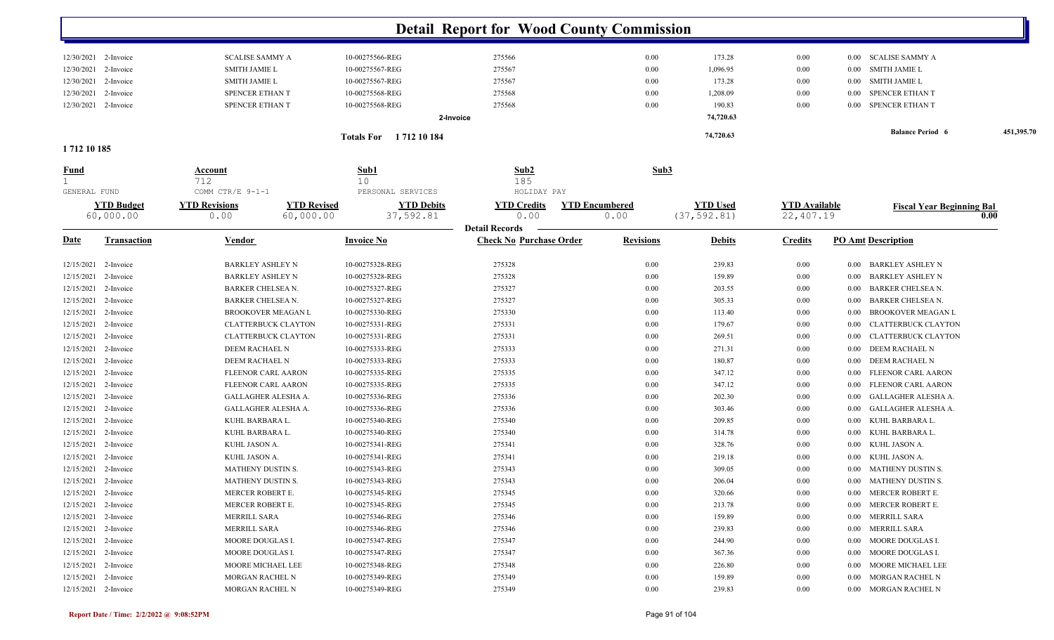# Detail Report for Wood County Commission

| Date | Transaction | Vendor | Invoice No | Check No | Revisions | Debits | Credits | PO Amt | Description |
|---|---|---|---|---|---|---|---|---|---|
| 12/30/2021 | 2-Invoice | SCALISE SAMMY A | 10-00275566-REG | 275566 | 0.00 | 173.28 | 0.00 | 0.00 | SCALISE SAMMY A |
| 12/30/2021 | 2-Invoice | SMITH JAMIE L | 10-00275567-REG | 275567 | 0.00 | 1,096.95 | 0.00 | 0.00 | SMITH JAMIE L |
| 12/30/2021 | 2-Invoice | SMITH JAMIE L | 10-00275567-REG | 275567 | 0.00 | 173.28 | 0.00 | 0.00 | SMITH JAMIE L |
| 12/30/2021 | 2-Invoice | SPENCER ETHAN T | 10-00275568-REG | 275568 | 0.00 | 1,208.09 | 0.00 | 0.00 | SPENCER ETHAN T |
| 12/30/2021 | 2-Invoice | SPENCER ETHAN T | 10-00275568-REG | 275568 | 0.00 | 190.83 | 0.00 | 0.00 | SPENCER ETHAN T |
| | | | | 2-Invoice | | 74,720.63 | | | |
| | | | Totals For 1 712 10 184 | | | 74,720.63 | | | Balance Period 6 451,395.70 |

**1 712 10 185**

| Fund | Account | Sub1 | Sub2 | Sub3 |
|---|---|---|---|---|
| 1 | 712 | 10 | 185 | |
| GENERAL FUND | COMM CTR/E 9-1-1 | PERSONAL SERVICES | HOLIDAY PAY | |

| YTD Budget | YTD Revisions | YTD Revised | YTD Debits | YTD Credits | YTD Encumbered | YTD Used | YTD Available | Fiscal Year Beginning Bal |
|---|---|---|---|---|---|---|---|---|
| 60,000.00 | 0.00 | 60,000.00 | 37,592.81 | 0.00 | 0.00 | (37,592.81) | 22,407.19 | 0.00 |

**Detail Records**

| Date | Transaction | Vendor | Invoice No | Check No Purchase Order | Revisions | Debits | Credits | PO Amt | Description |
|---|---|---|---|---|---|---|---|---|---|
| 12/15/2021 | 2-Invoice | BARKLEY ASHLEY N | 10-00275328-REG | 275328 | 0.00 | 239.83 | 0.00 | 0.00 | BARKLEY ASHLEY N |
| 12/15/2021 | 2-Invoice | BARKLEY ASHLEY N | 10-00275328-REG | 275328 | 0.00 | 159.89 | 0.00 | 0.00 | BARKLEY ASHLEY N |
| 12/15/2021 | 2-Invoice | BARKER CHELSEA N. | 10-00275327-REG | 275327 | 0.00 | 203.55 | 0.00 | 0.00 | BARKER CHELSEA N. |
| 12/15/2021 | 2-Invoice | BARKER CHELSEA N. | 10-00275327-REG | 275327 | 0.00 | 305.33 | 0.00 | 0.00 | BARKER CHELSEA N. |
| 12/15/2021 | 2-Invoice | BROOKOVER MEAGAN L | 10-00275330-REG | 275330 | 0.00 | 113.40 | 0.00 | 0.00 | BROOKOVER MEAGAN L |
| 12/15/2021 | 2-Invoice | CLATTERBUCK CLAYTON | 10-00275331-REG | 275331 | 0.00 | 179.67 | 0.00 | 0.00 | CLATTERBUCK CLAYTON |
| 12/15/2021 | 2-Invoice | CLATTERBUCK CLAYTON | 10-00275331-REG | 275331 | 0.00 | 269.51 | 0.00 | 0.00 | CLATTERBUCK CLAYTON |
| 12/15/2021 | 2-Invoice | DEEM RACHAEL N | 10-00275333-REG | 275333 | 0.00 | 271.31 | 0.00 | 0.00 | DEEM RACHAEL N |
| 12/15/2021 | 2-Invoice | DEEM RACHAEL N | 10-00275333-REG | 275333 | 0.00 | 180.87 | 0.00 | 0.00 | DEEM RACHAEL N |
| 12/15/2021 | 2-Invoice | FLEENOR CARL AARON | 10-00275335-REG | 275335 | 0.00 | 347.12 | 0.00 | 0.00 | FLEENOR CARL AARON |
| 12/15/2021 | 2-Invoice | FLEENOR CARL AARON | 10-00275335-REG | 275335 | 0.00 | 347.12 | 0.00 | 0.00 | FLEENOR CARL AARON |
| 12/15/2021 | 2-Invoice | GALLAGHER ALESHA A. | 10-00275336-REG | 275336 | 0.00 | 202.30 | 0.00 | 0.00 | GALLAGHER ALESHA A. |
| 12/15/2021 | 2-Invoice | GALLAGHER ALESHA A. | 10-00275336-REG | 275336 | 0.00 | 303.46 | 0.00 | 0.00 | GALLAGHER ALESHA A. |
| 12/15/2021 | 2-Invoice | KUHL BARBARA L. | 10-00275340-REG | 275340 | 0.00 | 209.85 | 0.00 | 0.00 | KUHL BARBARA L. |
| 12/15/2021 | 2-Invoice | KUHL BARBARA L. | 10-00275340-REG | 275340 | 0.00 | 314.78 | 0.00 | 0.00 | KUHL BARBARA L. |
| 12/15/2021 | 2-Invoice | KUHL JASON A. | 10-00275341-REG | 275341 | 0.00 | 328.76 | 0.00 | 0.00 | KUHL JASON A. |
| 12/15/2021 | 2-Invoice | KUHL JASON A. | 10-00275341-REG | 275341 | 0.00 | 219.18 | 0.00 | 0.00 | KUHL JASON A. |
| 12/15/2021 | 2-Invoice | MATHENY DUSTIN S. | 10-00275343-REG | 275343 | 0.00 | 309.05 | 0.00 | 0.00 | MATHENY DUSTIN S. |
| 12/15/2021 | 2-Invoice | MATHENY DUSTIN S. | 10-00275343-REG | 275343 | 0.00 | 206.04 | 0.00 | 0.00 | MATHENY DUSTIN S. |
| 12/15/2021 | 2-Invoice | MERCER ROBERT E. | 10-00275345-REG | 275345 | 0.00 | 320.66 | 0.00 | 0.00 | MERCER ROBERT E. |
| 12/15/2021 | 2-Invoice | MERCER ROBERT E. | 10-00275345-REG | 275345 | 0.00 | 213.78 | 0.00 | 0.00 | MERCER ROBERT E. |
| 12/15/2021 | 2-Invoice | MERRILL SARA | 10-00275346-REG | 275346 | 0.00 | 159.89 | 0.00 | 0.00 | MERRILL SARA |
| 12/15/2021 | 2-Invoice | MERRILL SARA | 10-00275346-REG | 275346 | 0.00 | 239.83 | 0.00 | 0.00 | MERRILL SARA |
| 12/15/2021 | 2-Invoice | MOORE DOUGLAS I. | 10-00275347-REG | 275347 | 0.00 | 244.90 | 0.00 | 0.00 | MOORE DOUGLAS I. |
| 12/15/2021 | 2-Invoice | MOORE DOUGLAS I. | 10-00275347-REG | 275347 | 0.00 | 367.36 | 0.00 | 0.00 | MOORE DOUGLAS I. |
| 12/15/2021 | 2-Invoice | MOORE MICHAEL LEE | 10-00275348-REG | 275348 | 0.00 | 226.80 | 0.00 | 0.00 | MOORE MICHAEL LEE |
| 12/15/2021 | 2-Invoice | MORGAN RACHEL N | 10-00275349-REG | 275349 | 0.00 | 159.89 | 0.00 | 0.00 | MORGAN RACHEL N |
| 12/15/2021 | 2-Invoice | MORGAN RACHEL N | 10-00275349-REG | 275349 | 0.00 | 239.83 | 0.00 | 0.00 | MORGAN RACHEL N |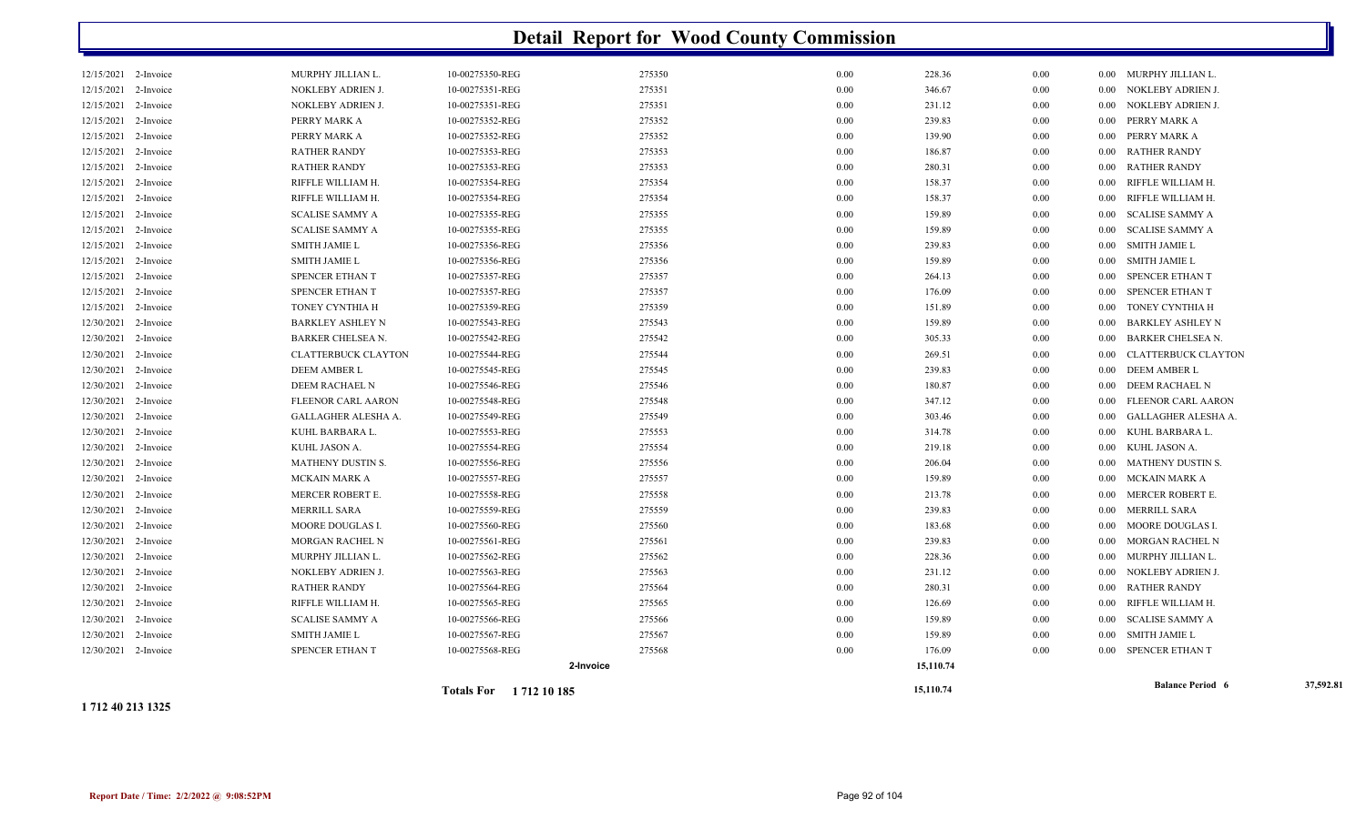# Detail Report for Wood County Commission

| Date | Type | Name | Reference | Number | | Amount | | | Name |
|---|---|---|---|---|---|---|---|---|---|
| 12/15/2021 | 2-Invoice | MURPHY JILLIAN L. | 10-00275350-REG | 275350 | 0.00 | 228.36 | 0.00 | 0.00 | MURPHY JILLIAN L. |
| 12/15/2021 | 2-Invoice | NOKLEBY ADRIEN J. | 10-00275351-REG | 275351 | 0.00 | 346.67 | 0.00 | 0.00 | NOKLEBY ADRIEN J. |
| 12/15/2021 | 2-Invoice | NOKLEBY ADRIEN J. | 10-00275351-REG | 275351 | 0.00 | 231.12 | 0.00 | 0.00 | NOKLEBY ADRIEN J. |
| 12/15/2021 | 2-Invoice | PERRY MARK A | 10-00275352-REG | 275352 | 0.00 | 239.83 | 0.00 | 0.00 | PERRY MARK A |
| 12/15/2021 | 2-Invoice | PERRY MARK A | 10-00275352-REG | 275352 | 0.00 | 139.90 | 0.00 | 0.00 | PERRY MARK A |
| 12/15/2021 | 2-Invoice | RATHER RANDY | 10-00275353-REG | 275353 | 0.00 | 186.87 | 0.00 | 0.00 | RATHER RANDY |
| 12/15/2021 | 2-Invoice | RATHER RANDY | 10-00275353-REG | 275353 | 0.00 | 280.31 | 0.00 | 0.00 | RATHER RANDY |
| 12/15/2021 | 2-Invoice | RIFFLE WILLIAM H. | 10-00275354-REG | 275354 | 0.00 | 158.37 | 0.00 | 0.00 | RIFFLE WILLIAM H. |
| 12/15/2021 | 2-Invoice | RIFFLE WILLIAM H. | 10-00275354-REG | 275354 | 0.00 | 158.37 | 0.00 | 0.00 | RIFFLE WILLIAM H. |
| 12/15/2021 | 2-Invoice | SCALISE SAMMY A | 10-00275355-REG | 275355 | 0.00 | 159.89 | 0.00 | 0.00 | SCALISE SAMMY A |
| 12/15/2021 | 2-Invoice | SCALISE SAMMY A | 10-00275355-REG | 275355 | 0.00 | 159.89 | 0.00 | 0.00 | SCALISE SAMMY A |
| 12/15/2021 | 2-Invoice | SMITH JAMIE L | 10-00275356-REG | 275356 | 0.00 | 239.83 | 0.00 | 0.00 | SMITH JAMIE L |
| 12/15/2021 | 2-Invoice | SMITH JAMIE L | 10-00275356-REG | 275356 | 0.00 | 159.89 | 0.00 | 0.00 | SMITH JAMIE L |
| 12/15/2021 | 2-Invoice | SPENCER ETHAN T | 10-00275357-REG | 275357 | 0.00 | 264.13 | 0.00 | 0.00 | SPENCER ETHAN T |
| 12/15/2021 | 2-Invoice | SPENCER ETHAN T | 10-00275357-REG | 275357 | 0.00 | 176.09 | 0.00 | 0.00 | SPENCER ETHAN T |
| 12/15/2021 | 2-Invoice | TONEY CYNTHIA H | 10-00275359-REG | 275359 | 0.00 | 151.89 | 0.00 | 0.00 | TONEY CYNTHIA H |
| 12/30/2021 | 2-Invoice | BARKLEY ASHLEY N | 10-00275543-REG | 275543 | 0.00 | 159.89 | 0.00 | 0.00 | BARKLEY ASHLEY N |
| 12/30/2021 | 2-Invoice | BARKER CHELSEA N. | 10-00275542-REG | 275542 | 0.00 | 305.33 | 0.00 | 0.00 | BARKER CHELSEA N. |
| 12/30/2021 | 2-Invoice | CLATTERBUCK CLAYTON | 10-00275544-REG | 275544 | 0.00 | 269.51 | 0.00 | 0.00 | CLATTERBUCK CLAYTON |
| 12/30/2021 | 2-Invoice | DEEM AMBER L | 10-00275545-REG | 275545 | 0.00 | 239.83 | 0.00 | 0.00 | DEEM AMBER L |
| 12/30/2021 | 2-Invoice | DEEM RACHAEL N | 10-00275546-REG | 275546 | 0.00 | 180.87 | 0.00 | 0.00 | DEEM RACHAEL N |
| 12/30/2021 | 2-Invoice | FLEENOR CARL AARON | 10-00275548-REG | 275548 | 0.00 | 347.12 | 0.00 | 0.00 | FLEENOR CARL AARON |
| 12/30/2021 | 2-Invoice | GALLAGHER ALESHA A. | 10-00275549-REG | 275549 | 0.00 | 303.46 | 0.00 | 0.00 | GALLAGHER ALESHA A. |
| 12/30/2021 | 2-Invoice | KUHL BARBARA L. | 10-00275553-REG | 275553 | 0.00 | 314.78 | 0.00 | 0.00 | KUHL BARBARA L. |
| 12/30/2021 | 2-Invoice | KUHL JASON A. | 10-00275554-REG | 275554 | 0.00 | 219.18 | 0.00 | 0.00 | KUHL JASON A. |
| 12/30/2021 | 2-Invoice | MATHENY DUSTIN S. | 10-00275556-REG | 275556 | 0.00 | 206.04 | 0.00 | 0.00 | MATHENY DUSTIN S. |
| 12/30/2021 | 2-Invoice | MCKAIN MARK A | 10-00275557-REG | 275557 | 0.00 | 159.89 | 0.00 | 0.00 | MCKAIN MARK A |
| 12/30/2021 | 2-Invoice | MERCER ROBERT E. | 10-00275558-REG | 275558 | 0.00 | 213.78 | 0.00 | 0.00 | MERCER ROBERT E. |
| 12/30/2021 | 2-Invoice | MERRILL SARA | 10-00275559-REG | 275559 | 0.00 | 239.83 | 0.00 | 0.00 | MERRILL SARA |
| 12/30/2021 | 2-Invoice | MOORE DOUGLAS I. | 10-00275560-REG | 275560 | 0.00 | 183.68 | 0.00 | 0.00 | MOORE DOUGLAS I. |
| 12/30/2021 | 2-Invoice | MORGAN RACHEL N | 10-00275561-REG | 275561 | 0.00 | 239.83 | 0.00 | 0.00 | MORGAN RACHEL N |
| 12/30/2021 | 2-Invoice | MURPHY JILLIAN L. | 10-00275562-REG | 275562 | 0.00 | 228.36 | 0.00 | 0.00 | MURPHY JILLIAN L. |
| 12/30/2021 | 2-Invoice | NOKLEBY ADRIEN J. | 10-00275563-REG | 275563 | 0.00 | 231.12 | 0.00 | 0.00 | NOKLEBY ADRIEN J. |
| 12/30/2021 | 2-Invoice | RATHER RANDY | 10-00275564-REG | 275564 | 0.00 | 280.31 | 0.00 | 0.00 | RATHER RANDY |
| 12/30/2021 | 2-Invoice | RIFFLE WILLIAM H. | 10-00275565-REG | 275565 | 0.00 | 126.69 | 0.00 | 0.00 | RIFFLE WILLIAM H. |
| 12/30/2021 | 2-Invoice | SCALISE SAMMY A | 10-00275566-REG | 275566 | 0.00 | 159.89 | 0.00 | 0.00 | SCALISE SAMMY A |
| 12/30/2021 | 2-Invoice | SMITH JAMIE L | 10-00275567-REG | 275567 | 0.00 | 159.89 | 0.00 | 0.00 | SMITH JAMIE L |
| 12/30/2021 | 2-Invoice | SPENCER ETHAN T | 10-00275568-REG | 275568 | 0.00 | 176.09 | 0.00 | 0.00 | SPENCER ETHAN T |
| | | | | 2-Invoice | | 15,110.74 | | | |
| | | | **Totals For 1 712 10 185** | | | 15,110.74 | | | **Balance Period 6** 37,592.81 |

**1 712 40 213 1325**

**Report Date / Time: 2/2/2022 @ 9:08:52PM**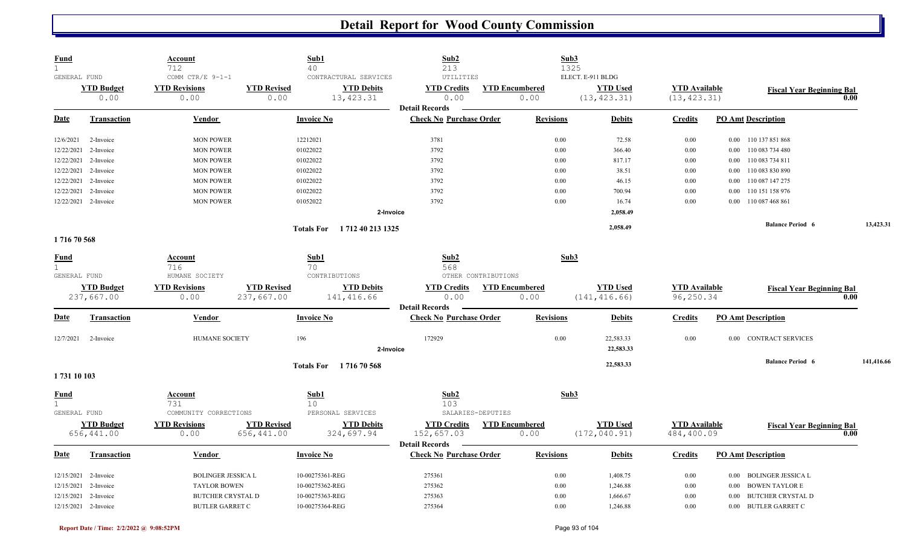# Detail Report for Wood County Commission

| Fund | Account | | Sub1 | Sub2 | | Sub3 | | |
|---|---|---|---|---|---|---|---|---|
| 1 | 712 | | 40 | 213 | | 1325 | | |
| GENERAL FUND | COMM CTR/E 9-1-1 | | CONTRACTURAL SERVICES | UTILITIES | | ELECT. E-911 BLDG | | |
| **YTD Budget** | **YTD Revisions** | **YTD Revised** | **YTD Debits** | **YTD Credits** | **YTD Encumbered** | **YTD Used** | **YTD Available** | **Fiscal Year Beginning Bal** |
| 0.00 | 0.00 | 0.00 | 13,423.31 | 0.00 | 0.00 | (13,423.31) | (13,423.31) | 0.00 |

Detail Records

| Date | Transaction | Vendor | Invoice No | Check No | Purchase Order | Revisions | Debits | Credits | PO Amt | Description |
|---|---|---|---|---|---|---|---|---|---|---|
| 12/6/2021 | 2-Invoice | MON POWER | 12212021 | 3781 | | 0.00 | 72.58 | 0.00 | 0.00 | 110 137 851 868 |
| 12/22/2021 | 2-Invoice | MON POWER | 01022022 | 3792 | | 0.00 | 366.40 | 0.00 | 0.00 | 110 083 734 480 |
| 12/22/2021 | 2-Invoice | MON POWER | 01022022 | 3792 | | 0.00 | 817.17 | 0.00 | 0.00 | 110 083 734 811 |
| 12/22/2021 | 2-Invoice | MON POWER | 01022022 | 3792 | | 0.00 | 38.51 | 0.00 | 0.00 | 110 083 830 890 |
| 12/22/2021 | 2-Invoice | MON POWER | 01022022 | 3792 | | 0.00 | 46.15 | 0.00 | 0.00 | 110 087 147 275 |
| 12/22/2021 | 2-Invoice | MON POWER | 01022022 | 3792 | | 0.00 | 700.94 | 0.00 | 0.00 | 110 151 158 976 |
| 12/22/2021 | 2-Invoice | MON POWER | 01052022 | 3792 | | 0.00 | 16.74 | 0.00 | 0.00 | 110 087 468 861 |
| | | | 2-Invoice | | | | 2,058.49 | | | |
| | | | Totals For 1 712 40 213 1325 | | | | 2,058.49 | | | Balance Period 6: 13,423.31 |

**1 716 70 568**

| Fund | Account | | Sub1 | Sub2 | | Sub3 | | |
|---|---|---|---|---|---|---|---|---|
| 1 | 716 | | 70 | 568 | | | | |
| GENERAL FUND | HUMANE SOCIETY | | CONTRIBUTIONS | OTHER CONTRIBUTIONS | | | | |
| **YTD Budget** | **YTD Revisions** | **YTD Revised** | **YTD Debits** | **YTD Credits** | **YTD Encumbered** | **YTD Used** | **YTD Available** | **Fiscal Year Beginning Bal** |
| 237,667.00 | 0.00 | 237,667.00 | 141,416.66 | 0.00 | 0.00 | (141,416.66) | 96,250.34 | 0.00 |

Detail Records

| Date | Transaction | Vendor | Invoice No | Check No | Purchase Order | Revisions | Debits | Credits | PO Amt | Description |
|---|---|---|---|---|---|---|---|---|---|---|
| 12/7/2021 | 2-Invoice | HUMANE SOCIETY | 196 | 172929 | | 0.00 | 22,583.33 | 0.00 | 0.00 | CONTRACT SERVICES |
| | | | 2-Invoice | | | | 22,583.33 | | | |
| | | | Totals For 1 716 70 568 | | | | 22,583.33 | | | Balance Period 6: 141,416.66 |

**1 731 10 103**

| Fund | Account | | Sub1 | Sub2 | | Sub3 | | |
|---|---|---|---|---|---|---|---|---|
| 1 | 731 | | 10 | 103 | | | | |
| GENERAL FUND | COMMUNITY CORRECTIONS | | PERSONAL SERVICES | SALARIES-DEPUTIES | | | | |
| **YTD Budget** | **YTD Revisions** | **YTD Revised** | **YTD Debits** | **YTD Credits** | **YTD Encumbered** | **YTD Used** | **YTD Available** | **Fiscal Year Beginning Bal** |
| 656,441.00 | 0.00 | 656,441.00 | 324,697.94 | 152,657.03 | 0.00 | (172,040.91) | 484,400.09 | 0.00 |

Detail Records

| Date | Transaction | Vendor | Invoice No | Check No | Purchase Order | Revisions | Debits | Credits | PO Amt | Description |
|---|---|---|---|---|---|---|---|---|---|---|
| 12/15/2021 | 2-Invoice | BOLINGER JESSICA L | 10-00275361-REG | 275361 | | 0.00 | 1,408.75 | 0.00 | 0.00 | BOLINGER JESSICA L |
| 12/15/2021 | 2-Invoice | TAYLOR BOWEN | 10-00275362-REG | 275362 | | 0.00 | 1,246.88 | 0.00 | 0.00 | BOWEN TAYLOR E |
| 12/15/2021 | 2-Invoice | BUTCHER CRYSTAL D | 10-00275363-REG | 275363 | | 0.00 | 1,666.67 | 0.00 | 0.00 | BUTCHER CRYSTAL D |
| 12/15/2021 | 2-Invoice | BUTLER GARRET C | 10-00275364-REG | 275364 | | 0.00 | 1,246.88 | 0.00 | 0.00 | BUTLER GARRET C |

Report Date / Time: 2/2/2022 @ 9:08:52PM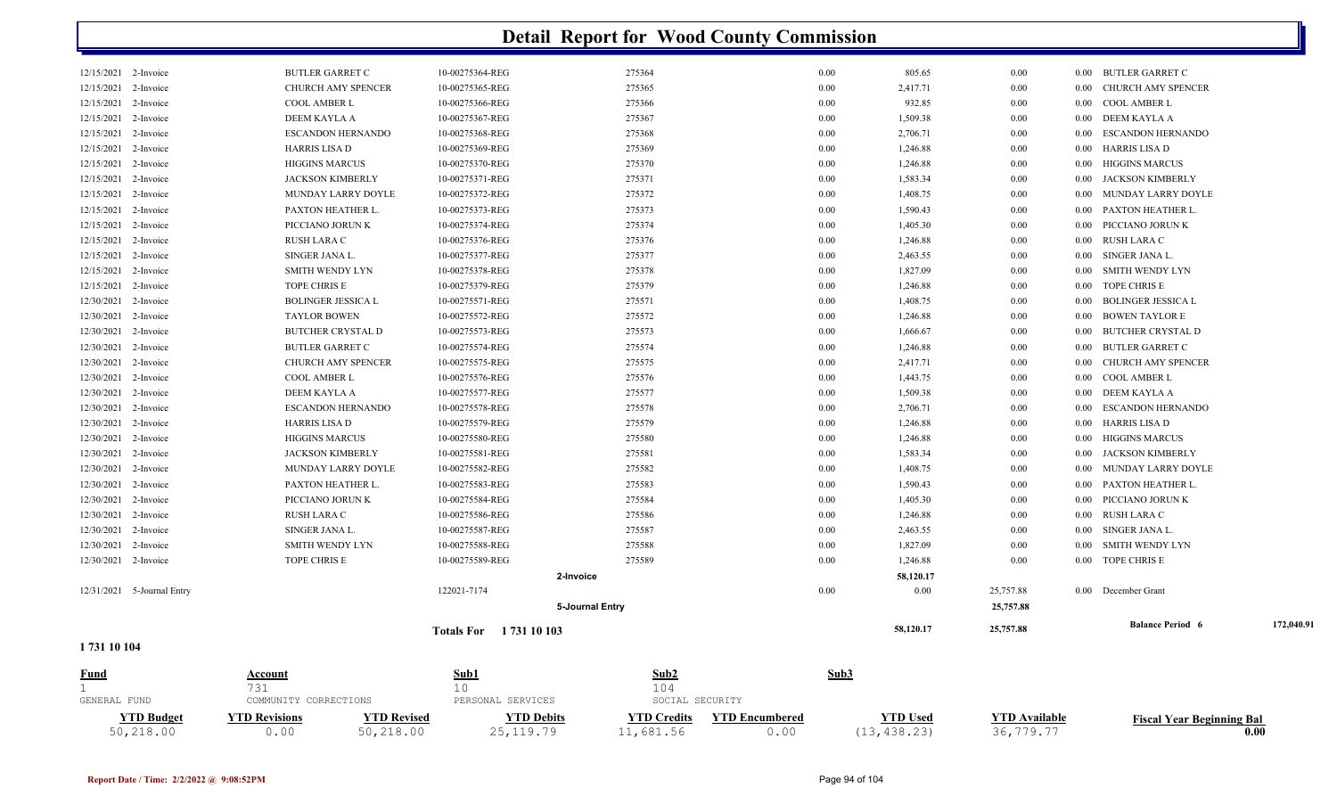# Detail Report for Wood County Commission

| Date | Type | Vendor | Reference | Number | | Debits | Credits | | Description |
|---|---|---|---|---|---|---|---|---|---|
| 12/15/2021 | 2-Invoice | BUTLER GARRET C | 10-00275364-REG | 275364 | 0.00 | 805.65 | 0.00 | 0.00 | BUTLER GARRET C |
| 12/15/2021 | 2-Invoice | CHURCH AMY SPENCER | 10-00275365-REG | 275365 | 0.00 | 2,417.71 | 0.00 | 0.00 | CHURCH AMY SPENCER |
| 12/15/2021 | 2-Invoice | COOL AMBER L | 10-00275366-REG | 275366 | 0.00 | 932.85 | 0.00 | 0.00 | COOL AMBER L |
| 12/15/2021 | 2-Invoice | DEEM KAYLA A | 10-00275367-REG | 275367 | 0.00 | 1,509.38 | 0.00 | 0.00 | DEEM KAYLA A |
| 12/15/2021 | 2-Invoice | ESCANDON HERNANDO | 10-00275368-REG | 275368 | 0.00 | 2,706.71 | 0.00 | 0.00 | ESCANDON HERNANDO |
| 12/15/2021 | 2-Invoice | HARRIS LISA D | 10-00275369-REG | 275369 | 0.00 | 1,246.88 | 0.00 | 0.00 | HARRIS LISA D |
| 12/15/2021 | 2-Invoice | HIGGINS MARCUS | 10-00275370-REG | 275370 | 0.00 | 1,246.88 | 0.00 | 0.00 | HIGGINS MARCUS |
| 12/15/2021 | 2-Invoice | JACKSON KIMBERLY | 10-00275371-REG | 275371 | 0.00 | 1,583.34 | 0.00 | 0.00 | JACKSON KIMBERLY |
| 12/15/2021 | 2-Invoice | MUNDAY LARRY DOYLE | 10-00275372-REG | 275372 | 0.00 | 1,408.75 | 0.00 | 0.00 | MUNDAY LARRY DOYLE |
| 12/15/2021 | 2-Invoice | PAXTON HEATHER L. | 10-00275373-REG | 275373 | 0.00 | 1,590.43 | 0.00 | 0.00 | PAXTON HEATHER L. |
| 12/15/2021 | 2-Invoice | PICCIANO JORUN K | 10-00275374-REG | 275374 | 0.00 | 1,405.30 | 0.00 | 0.00 | PICCIANO JORUN K |
| 12/15/2021 | 2-Invoice | RUSH LARA C | 10-00275376-REG | 275376 | 0.00 | 1,246.88 | 0.00 | 0.00 | RUSH LARA C |
| 12/15/2021 | 2-Invoice | SINGER JANA L. | 10-00275377-REG | 275377 | 0.00 | 2,463.55 | 0.00 | 0.00 | SINGER JANA L. |
| 12/15/2021 | 2-Invoice | SMITH WENDY LYN | 10-00275378-REG | 275378 | 0.00 | 1,827.09 | 0.00 | 0.00 | SMITH WENDY LYN |
| 12/15/2021 | 2-Invoice | TOPE CHRIS E | 10-00275379-REG | 275379 | 0.00 | 1,246.88 | 0.00 | 0.00 | TOPE CHRIS E |
| 12/30/2021 | 2-Invoice | BOLINGER JESSICA L | 10-00275571-REG | 275571 | 0.00 | 1,408.75 | 0.00 | 0.00 | BOLINGER JESSICA L |
| 12/30/2021 | 2-Invoice | TAYLOR BOWEN | 10-00275572-REG | 275572 | 0.00 | 1,246.88 | 0.00 | 0.00 | BOWEN TAYLOR E |
| 12/30/2021 | 2-Invoice | BUTCHER CRYSTAL D | 10-00275573-REG | 275573 | 0.00 | 1,666.67 | 0.00 | 0.00 | BUTCHER CRYSTAL D |
| 12/30/2021 | 2-Invoice | BUTLER GARRET C | 10-00275574-REG | 275574 | 0.00 | 1,246.88 | 0.00 | 0.00 | BUTLER GARRET C |
| 12/30/2021 | 2-Invoice | CHURCH AMY SPENCER | 10-00275575-REG | 275575 | 0.00 | 2,417.71 | 0.00 | 0.00 | CHURCH AMY SPENCER |
| 12/30/2021 | 2-Invoice | COOL AMBER L | 10-00275576-REG | 275576 | 0.00 | 1,443.75 | 0.00 | 0.00 | COOL AMBER L |
| 12/30/2021 | 2-Invoice | DEEM KAYLA A | 10-00275577-REG | 275577 | 0.00 | 1,509.38 | 0.00 | 0.00 | DEEM KAYLA A |
| 12/30/2021 | 2-Invoice | ESCANDON HERNANDO | 10-00275578-REG | 275578 | 0.00 | 2,706.71 | 0.00 | 0.00 | ESCANDON HERNANDO |
| 12/30/2021 | 2-Invoice | HARRIS LISA D | 10-00275579-REG | 275579 | 0.00 | 1,246.88 | 0.00 | 0.00 | HARRIS LISA D |
| 12/30/2021 | 2-Invoice | HIGGINS MARCUS | 10-00275580-REG | 275580 | 0.00 | 1,246.88 | 0.00 | 0.00 | HIGGINS MARCUS |
| 12/30/2021 | 2-Invoice | JACKSON KIMBERLY | 10-00275581-REG | 275581 | 0.00 | 1,583.34 | 0.00 | 0.00 | JACKSON KIMBERLY |
| 12/30/2021 | 2-Invoice | MUNDAY LARRY DOYLE | 10-00275582-REG | 275582 | 0.00 | 1,408.75 | 0.00 | 0.00 | MUNDAY LARRY DOYLE |
| 12/30/2021 | 2-Invoice | PAXTON HEATHER L. | 10-00275583-REG | 275583 | 0.00 | 1,590.43 | 0.00 | 0.00 | PAXTON HEATHER L. |
| 12/30/2021 | 2-Invoice | PICCIANO JORUN K | 10-00275584-REG | 275584 | 0.00 | 1,405.30 | 0.00 | 0.00 | PICCIANO JORUN K |
| 12/30/2021 | 2-Invoice | RUSH LARA C | 10-00275586-REG | 275586 | 0.00 | 1,246.88 | 0.00 | 0.00 | RUSH LARA C |
| 12/30/2021 | 2-Invoice | SINGER JANA L. | 10-00275587-REG | 275587 | 0.00 | 2,463.55 | 0.00 | 0.00 | SINGER JANA L. |
| 12/30/2021 | 2-Invoice | SMITH WENDY LYN | 10-00275588-REG | 275588 | 0.00 | 1,827.09 | 0.00 | 0.00 | SMITH WENDY LYN |
| 12/30/2021 | 2-Invoice | TOPE CHRIS E | 10-00275589-REG | 275589 | 0.00 | 1,246.88 | 0.00 | 0.00 | TOPE CHRIS E |
| | | | | 2-Invoice | | 58,120.17 | | | |
| 12/31/2021 | 5-Journal Entry | | 122021-7174 | | 0.00 | 0.00 | 25,757.88 | 0.00 | December Grant |
| | | | | 5-Journal Entry | | | 25,757.88 | | |
| | | | Totals For 1 731 10 103 | | | 58,120.17 | 25,757.88 | | Balance Period 6 172,040.91 |

**1 731 10 104**

| Fund | Account | Sub1 | Sub2 | Sub3 |
|---|---|---|---|---|
| 1 | 731 | 10 | 104 | |
| GENERAL FUND | COMMUNITY CORRECTIONS | PERSONAL SERVICES | SOCIAL SECURITY | |

| YTD Budget | YTD Revisions | YTD Revised | YTD Debits | YTD Credits | YTD Encumbered | YTD Used | YTD Available | Fiscal Year Beginning Bal |
|---|---|---|---|---|---|---|---|---|
| 50,218.00 | 0.00 | 50,218.00 | 25,119.79 | 11,681.56 | 0.00 | (13,438.23) | 36,779.77 | 0.00 |

Report Date / Time: 2/2/2022 @ 9:08:52PM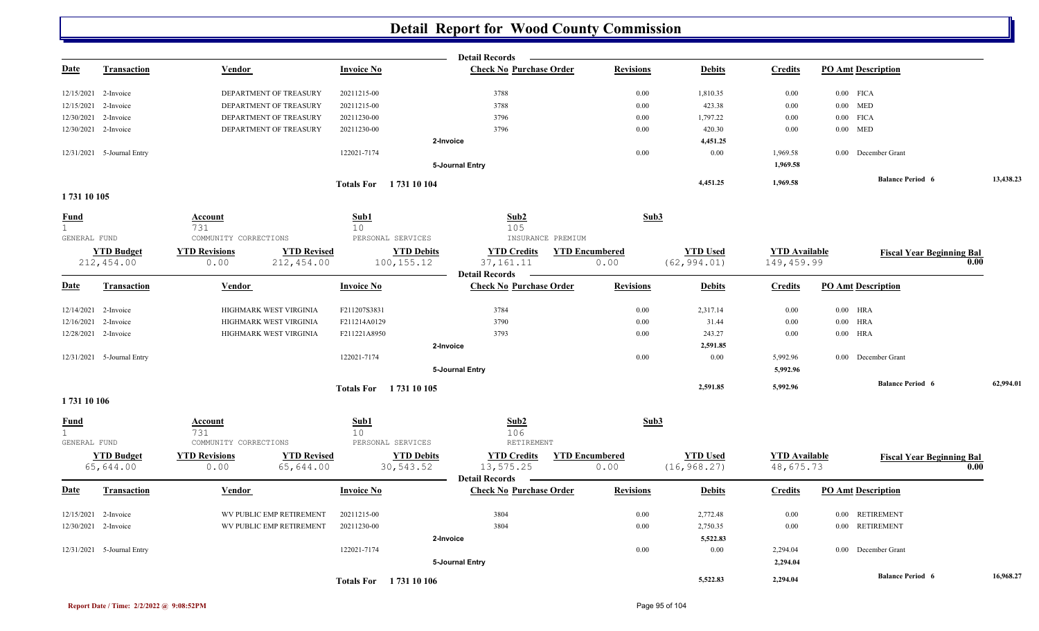# Detail Report for Wood County Commission

**Detail Records**

| Date | Transaction | Vendor | Invoice No | Check No | Purchase Order | Revisions | Debits | Credits | PO Amt | Description | |
|---|---|---|---|---|---|---|---|---|---|---|---|
| 12/15/2021 | 2-Invoice | DEPARTMENT OF TREASURY | 20211215-00 | 3788 | | 0.00 | 1,810.35 | 0.00 | 0.00 | FICA | |
| 12/15/2021 | 2-Invoice | DEPARTMENT OF TREASURY | 20211215-00 | 3788 | | 0.00 | 423.38 | 0.00 | 0.00 | MED | |
| 12/30/2021 | 2-Invoice | DEPARTMENT OF TREASURY | 20211230-00 | 3796 | | 0.00 | 1,797.22 | 0.00 | 0.00 | FICA | |
| 12/30/2021 | 2-Invoice | DEPARTMENT OF TREASURY | 20211230-00 | 3796 | | 0.00 | 420.30 | 0.00 | 0.00 | MED | |
| | | | | 2-Invoice | | | 4,451.25 | | | | |
| 12/31/2021 | 5-Journal Entry | | 122021-7174 | | | 0.00 | 0.00 | 1,969.58 | 0.00 | December Grant | |
| | | | | 5-Journal Entry | | | | 1,969.58 | | | |
| | | | Totals For 1 731 10 104 | | | | 4,451.25 | 1,969.58 | | Balance Period 6 | 13,438.23 |

## 1 731 10 105

| Fund | Account | Sub1 | Sub2 | Sub3 |
|---|---|---|---|---|
| 1 | 731 | 10 | 105 | |
| GENERAL FUND | COMMUNITY CORRECTIONS | PERSONAL SERVICES | INSURANCE PREMIUM | |

| YTD Budget | YTD Revisions | YTD Revised | YTD Debits | YTD Credits | YTD Encumbered | YTD Used | YTD Available | Fiscal Year Beginning Bal |
|---|---|---|---|---|---|---|---|---|
| 212,454.00 | 0.00 | 212,454.00 | 100,155.12 | 37,161.11 | 0.00 | (62,994.01) | 149,459.99 | 0.00 |

**Detail Records**

| Date | Transaction | Vendor | Invoice No | Check No | Purchase Order | Revisions | Debits | Credits | PO Amt | Description | |
|---|---|---|---|---|---|---|---|---|---|---|---|
| 12/14/2021 | 2-Invoice | HIGHMARK WEST VIRGINIA | F211207S3831 | 3784 | | 0.00 | 2,317.14 | 0.00 | 0.00 | HRA | |
| 12/16/2021 | 2-Invoice | HIGHMARK WEST VIRGINIA | F211214A0129 | 3790 | | 0.00 | 31.44 | 0.00 | 0.00 | HRA | |
| 12/28/2021 | 2-Invoice | HIGHMARK WEST VIRGINIA | F211221A8950 | 3793 | | 0.00 | 243.27 | 0.00 | 0.00 | HRA | |
| | | | | 2-Invoice | | | 2,591.85 | | | | |
| 12/31/2021 | 5-Journal Entry | | 122021-7174 | | | 0.00 | 0.00 | 5,992.96 | 0.00 | December Grant | |
| | | | | 5-Journal Entry | | | | 5,992.96 | | | |
| | | | Totals For 1 731 10 105 | | | | 2,591.85 | 5,992.96 | | Balance Period 6 | 62,994.01 |

## 1 731 10 106

| Fund | Account | Sub1 | Sub2 | Sub3 |
|---|---|---|---|---|
| 1 | 731 | 10 | 106 | |
| GENERAL FUND | COMMUNITY CORRECTIONS | PERSONAL SERVICES | RETIREMENT | |

| YTD Budget | YTD Revisions | YTD Revised | YTD Debits | YTD Credits | YTD Encumbered | YTD Used | YTD Available | Fiscal Year Beginning Bal |
|---|---|---|---|---|---|---|---|---|
| 65,644.00 | 0.00 | 65,644.00 | 30,543.52 | 13,575.25 | 0.00 | (16,968.27) | 48,675.73 | 0.00 |

**Detail Records**

| Date | Transaction | Vendor | Invoice No | Check No | Purchase Order | Revisions | Debits | Credits | PO Amt | Description | |
|---|---|---|---|---|---|---|---|---|---|---|---|
| 12/15/2021 | 2-Invoice | WV PUBLIC EMP RETIREMENT | 20211215-00 | 3804 | | 0.00 | 2,772.48 | 0.00 | 0.00 | RETIREMENT | |
| 12/30/2021 | 2-Invoice | WV PUBLIC EMP RETIREMENT | 20211230-00 | 3804 | | 0.00 | 2,750.35 | 0.00 | 0.00 | RETIREMENT | |
| | | | | 2-Invoice | | | 5,522.83 | | | | |
| 12/31/2021 | 5-Journal Entry | | 122021-7174 | | | 0.00 | 0.00 | 2,294.04 | 0.00 | December Grant | |
| | | | | 5-Journal Entry | | | | 2,294.04 | | | |
| | | | Totals For 1 731 10 106 | | | | 5,522.83 | 2,294.04 | | Balance Period 6 | 16,968.27 |

Report Date / Time: 2/2/2022 @ 9:08:52PM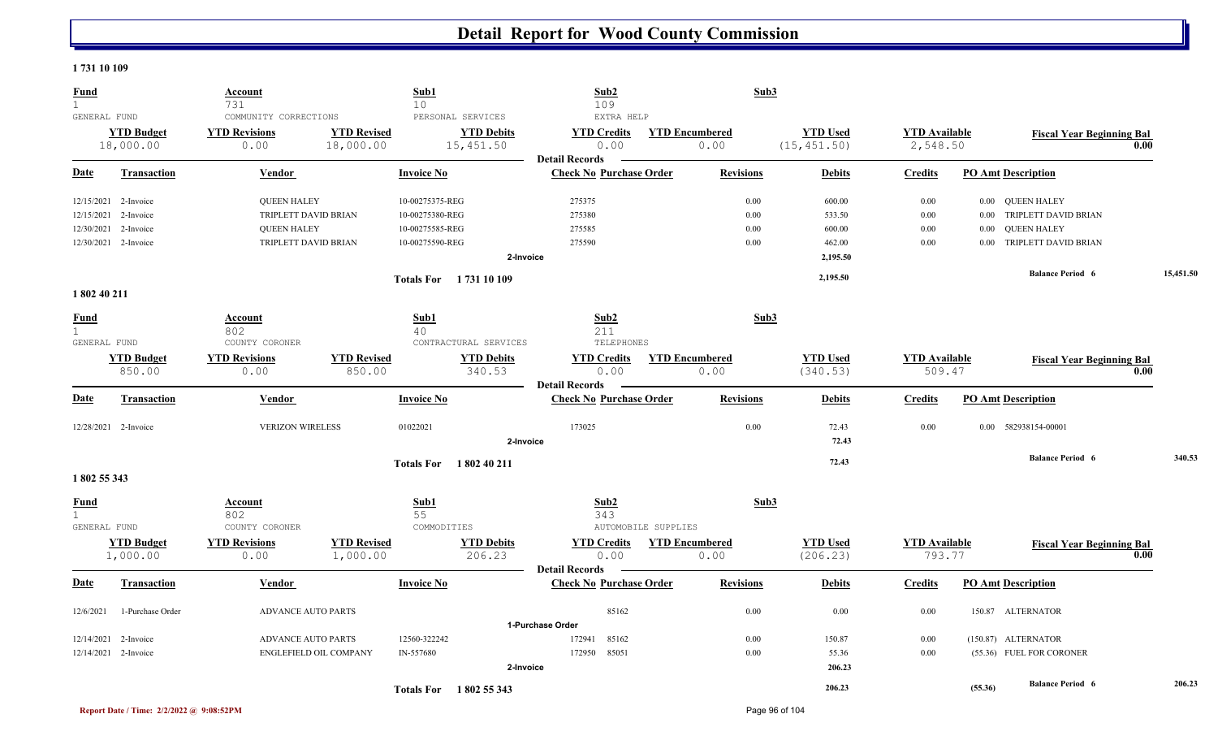# Detail Report for Wood County Commission

## 1 731 10 109

| Fund | Account | | Sub1 | Sub2 | | Sub3 | | |
|---|---|---|---|---|---|---|---|---|
| 1 | 731 | | 10 | 109 | | | | |
| GENERAL FUND | COMMUNITY CORRECTIONS | | PERSONAL SERVICES | EXTRA HELP | | | | |
| **YTD Budget** | **YTD Revisions** | **YTD Revised** | **YTD Debits** | **YTD Credits** | **YTD Encumbered** | **YTD Used** | **YTD Available** | **Fiscal Year Beginning Bal** |
| 18,000.00 | 0.00 | 18,000.00 | 15,451.50 | 0.00 | 0.00 | (15,451.50) | 2,548.50 | 0.00 |

**Detail Records**

| Date | Transaction | Vendor | Invoice No | Check No | Purchase Order | Revisions | Debits | Credits | PO Amt | Description |
|---|---|---|---|---|---|---|---|---|---|---|
| 12/15/2021 | 2-Invoice | QUEEN HALEY | 10-00275375-REG | 275375 | | 0.00 | 600.00 | 0.00 | 0.00 | QUEEN HALEY |
| 12/15/2021 | 2-Invoice | TRIPLETT DAVID BRIAN | 10-00275380-REG | 275380 | | 0.00 | 533.50 | 0.00 | 0.00 | TRIPLETT DAVID BRIAN |
| 12/30/2021 | 2-Invoice | QUEEN HALEY | 10-00275585-REG | 275585 | | 0.00 | 600.00 | 0.00 | 0.00 | QUEEN HALEY |
| 12/30/2021 | 2-Invoice | TRIPLETT DAVID BRIAN | 10-00275590-REG | 275590 | | 0.00 | 462.00 | 0.00 | 0.00 | TRIPLETT DAVID BRIAN |
| | | | 2-Invoice | | | | 2,195.50 | | | |
| | | | Totals For 1 731 10 109 | | | | 2,195.50 | | | Balance Period 6: 15,451.50 |

## 1 802 40 211

| Fund | Account | | Sub1 | Sub2 | | Sub3 | | |
|---|---|---|---|---|---|---|---|---|
| 1 | 802 | | 40 | 211 | | | | |
| GENERAL FUND | COUNTY CORONER | | CONTRACTURAL SERVICES | TELEPHONES | | | | |
| **YTD Budget** | **YTD Revisions** | **YTD Revised** | **YTD Debits** | **YTD Credits** | **YTD Encumbered** | **YTD Used** | **YTD Available** | **Fiscal Year Beginning Bal** |
| 850.00 | 0.00 | 850.00 | 340.53 | 0.00 | 0.00 | (340.53) | 509.47 | 0.00 |

**Detail Records**

| Date | Transaction | Vendor | Invoice No | Check No | Purchase Order | Revisions | Debits | Credits | PO Amt | Description |
|---|---|---|---|---|---|---|---|---|---|---|
| 12/28/2021 | 2-Invoice | VERIZON WIRELESS | 01022021 | 173025 | | 0.00 | 72.43 | 0.00 | 0.00 | 582938154-00001 |
| | | | 2-Invoice | | | | 72.43 | | | |
| | | | Totals For 1 802 40 211 | | | | 72.43 | | | Balance Period 6: 340.53 |

## 1 802 55 343

| Fund | Account | | Sub1 | Sub2 | | Sub3 | | |
|---|---|---|---|---|---|---|---|---|
| 1 | 802 | | 55 | 343 | | | | |
| GENERAL FUND | COUNTY CORONER | | COMMODITIES | AUTOMOBILE SUPPLIES | | | | |
| **YTD Budget** | **YTD Revisions** | **YTD Revised** | **YTD Debits** | **YTD Credits** | **YTD Encumbered** | **YTD Used** | **YTD Available** | **Fiscal Year Beginning Bal** |
| 1,000.00 | 0.00 | 1,000.00 | 206.23 | 0.00 | 0.00 | (206.23) | 793.77 | 0.00 |

**Detail Records**

| Date | Transaction | Vendor | Invoice No | Check No | Purchase Order | Revisions | Debits | Credits | PO Amt | Description |
|---|---|---|---|---|---|---|---|---|---|---|
| 12/6/2021 | 1-Purchase Order | ADVANCE AUTO PARTS | | | 85162 | 0.00 | 0.00 | 0.00 | 150.87 | ALTERNATOR |
| | | | 1-Purchase Order | | | | | | | |
| 12/14/2021 | 2-Invoice | ADVANCE AUTO PARTS | 12560-322242 | 172941 | 85162 | 0.00 | 150.87 | 0.00 | (150.87) | ALTERNATOR |
| 12/14/2021 | 2-Invoice | ENGLEFIELD OIL COMPANY | IN-557680 | 172950 | 85051 | 0.00 | 55.36 | 0.00 | (55.36) | FUEL FOR CORONER |
| | | | 2-Invoice | | | | 206.23 | | | |
| | | | Totals For 1 802 55 343 | | | | 206.23 | | (55.36) | Balance Period 6: 206.23 |

Report Date / Time: 2/2/2022 @ 9:08:52PM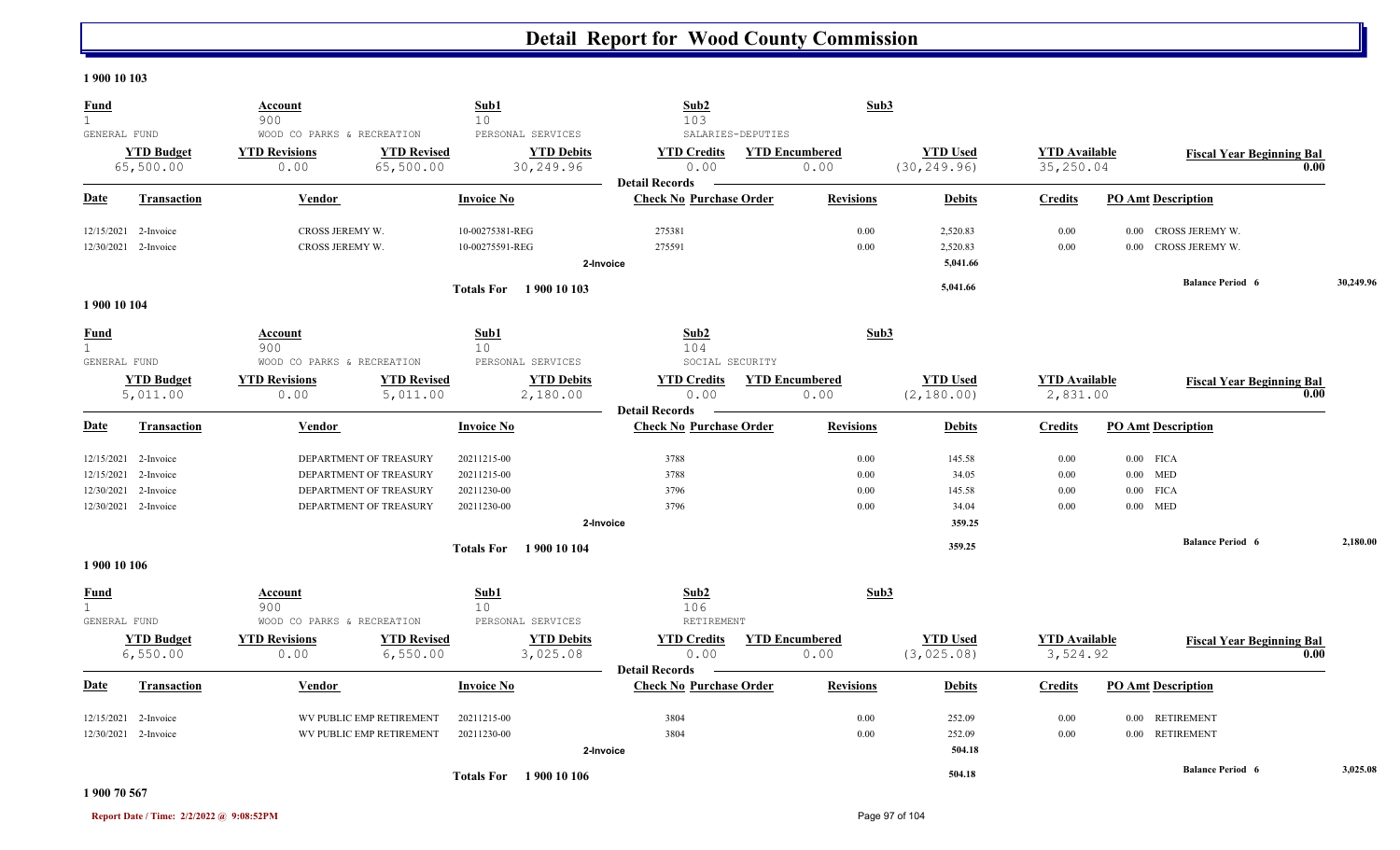# Detail Report for Wood County Commission

**1 900 10 103**

| Fund | Account | Sub1 | Sub2 | Sub3 |
|---|---|---|---|---|
| 1 | 900 | 10 | 103 | |
| GENERAL FUND | WOOD CO PARKS & RECREATION | PERSONAL SERVICES | SALARIES-DEPUTIES | |

| YTD Budget | YTD Revisions | YTD Revised | YTD Debits | YTD Credits | YTD Encumbered | YTD Used | YTD Available | Fiscal Year Beginning Bal |
|---|---|---|---|---|---|---|---|---|
| 65,500.00 | 0.00 | 65,500.00 | 30,249.96 | 0.00 | 0.00 | (30,249.96) | 35,250.04 | 0.00 |

**Detail Records**

| Date | Transaction | Vendor | Invoice No | Check No | Purchase Order | Revisions | Debits | Credits | PO Amt | Description |
|---|---|---|---|---|---|---|---|---|---|---|
| 12/15/2021 | 2-Invoice | CROSS JEREMY W. | 10-00275381-REG | 275381 | | 0.00 | 2,520.83 | 0.00 | 0.00 | CROSS JEREMY W. |
| 12/30/2021 | 2-Invoice | CROSS JEREMY W. | 10-00275591-REG | 275591 | | 0.00 | 2,520.83 | 0.00 | 0.00 | CROSS JEREMY W. |
| | | | 2-Invoice | | | | 5,041.66 | | | |
| | | | Totals For 1 900 10 103 | | | | 5,041.66 | | | Balance Period 6: 30,249.96 |

**1 900 10 104**

| Fund | Account | Sub1 | Sub2 | Sub3 |
|---|---|---|---|---|
| 1 | 900 | 10 | 104 | |
| GENERAL FUND | WOOD CO PARKS & RECREATION | PERSONAL SERVICES | SOCIAL SECURITY | |

| YTD Budget | YTD Revisions | YTD Revised | YTD Debits | YTD Credits | YTD Encumbered | YTD Used | YTD Available | Fiscal Year Beginning Bal |
|---|---|---|---|---|---|---|---|---|
| 5,011.00 | 0.00 | 5,011.00 | 2,180.00 | 0.00 | 0.00 | (2,180.00) | 2,831.00 | 0.00 |

**Detail Records**

| Date | Transaction | Vendor | Invoice No | Check No | Purchase Order | Revisions | Debits | Credits | PO Amt | Description |
|---|---|---|---|---|---|---|---|---|---|---|
| 12/15/2021 | 2-Invoice | DEPARTMENT OF TREASURY | 20211215-00 | 3788 | | 0.00 | 145.58 | 0.00 | 0.00 | FICA |
| 12/15/2021 | 2-Invoice | DEPARTMENT OF TREASURY | 20211215-00 | 3788 | | 0.00 | 34.05 | 0.00 | 0.00 | MED |
| 12/30/2021 | 2-Invoice | DEPARTMENT OF TREASURY | 20211230-00 | 3796 | | 0.00 | 145.58 | 0.00 | 0.00 | FICA |
| 12/30/2021 | 2-Invoice | DEPARTMENT OF TREASURY | 20211230-00 | 3796 | | 0.00 | 34.04 | 0.00 | 0.00 | MED |
| | | | 2-Invoice | | | | 359.25 | | | |
| | | | Totals For 1 900 10 104 | | | | 359.25 | | | Balance Period 6: 2,180.00 |

**1 900 10 106**

| Fund | Account | Sub1 | Sub2 | Sub3 |
|---|---|---|---|---|
| 1 | 900 | 10 | 106 | |
| GENERAL FUND | WOOD CO PARKS & RECREATION | PERSONAL SERVICES | RETIREMENT | |

| YTD Budget | YTD Revisions | YTD Revised | YTD Debits | YTD Credits | YTD Encumbered | YTD Used | YTD Available | Fiscal Year Beginning Bal |
|---|---|---|---|---|---|---|---|---|
| 6,550.00 | 0.00 | 6,550.00 | 3,025.08 | 0.00 | 0.00 | (3,025.08) | 3,524.92 | 0.00 |

**Detail Records**

| Date | Transaction | Vendor | Invoice No | Check No | Purchase Order | Revisions | Debits | Credits | PO Amt | Description |
|---|---|---|---|---|---|---|---|---|---|---|
| 12/15/2021 | 2-Invoice | WV PUBLIC EMP RETIREMENT | 20211215-00 | 3804 | | 0.00 | 252.09 | 0.00 | 0.00 | RETIREMENT |
| 12/30/2021 | 2-Invoice | WV PUBLIC EMP RETIREMENT | 20211230-00 | 3804 | | 0.00 | 252.09 | 0.00 | 0.00 | RETIREMENT |
| | | | 2-Invoice | | | | 504.18 | | | |
| | | | Totals For 1 900 10 106 | | | | 504.18 | | | Balance Period 6: 3,025.08 |

**1 900 70 567**

Report Date / Time: 2/2/2022 @ 9:08:52PM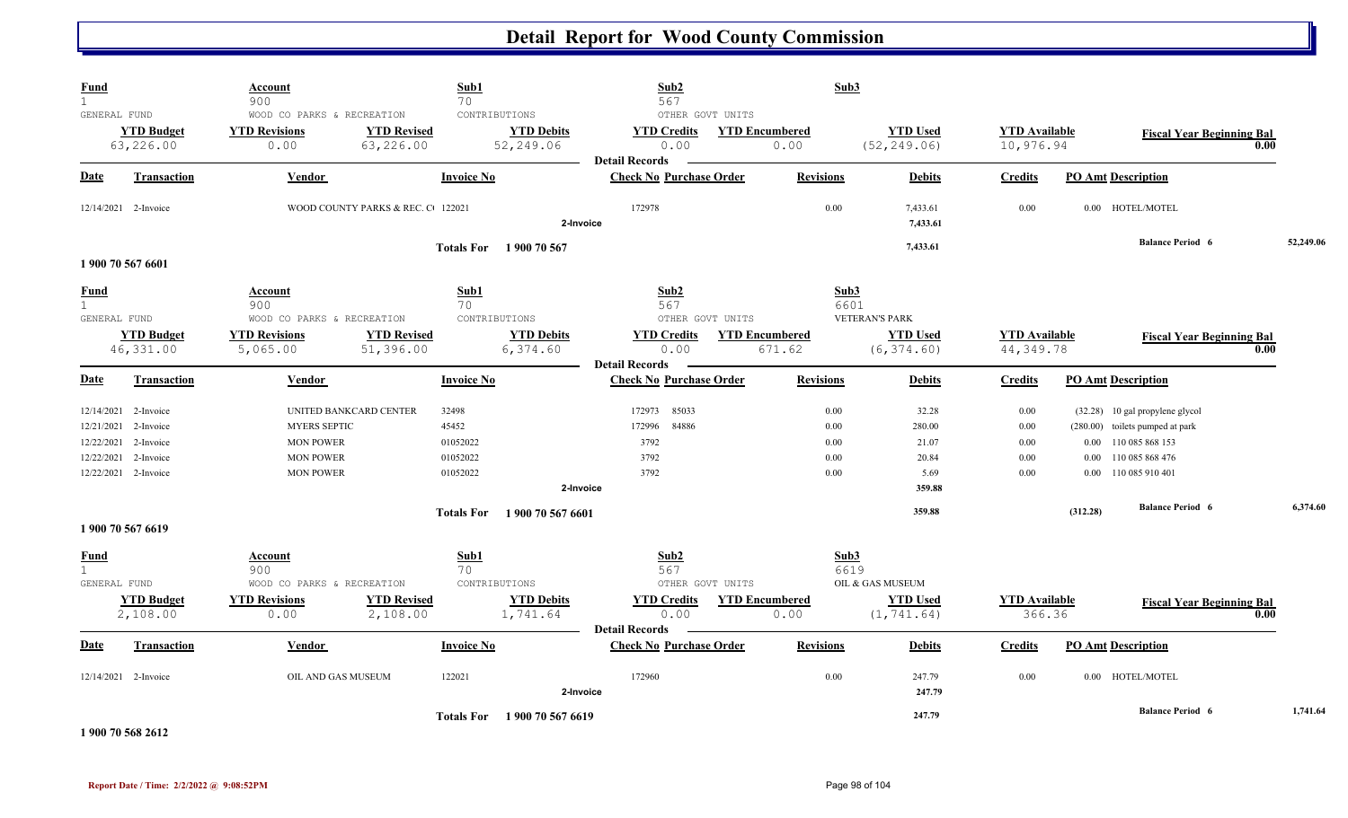# Detail Report for Wood County Commission

| Fund | Account | Sub1 | Sub2 | Sub3 |
|---|---|---|---|---|
| 1 | 900 | 70 | 567 | |
| GENERAL FUND | WOOD CO PARKS & RECREATION | CONTRIBUTIONS | OTHER GOVT UNITS | |

| YTD Budget | YTD Revisions | YTD Revised | YTD Debits | YTD Credits | YTD Encumbered | YTD Used | YTD Available | Fiscal Year Beginning Bal |
|---|---|---|---|---|---|---|---|---|
| 63,226.00 | 0.00 | 63,226.00 | 52,249.06 | 0.00 | 0.00 | (52,249.06) | 10,976.94 | 0.00 |

**Detail Records**

| Date | Transaction | Vendor | Invoice No | Check No | Purchase Order | Revisions | Debits | Credits | PO Amt | Description |
|---|---|---|---|---|---|---|---|---|---|---|
| 12/14/2021 | 2-Invoice | WOOD COUNTY PARKS & REC. C( | 122021 | 172978 | | 0.00 | 7,433.61 | 0.00 | 0.00 | HOTEL/MOTEL |
| | 2-Invoice | | | | | | 7,433.61 | | | |
| | Totals For 1 900 70 567 | | | | | | 7,433.61 | | | Balance Period 6: 52,249.06 |

**1 900 70 567 6601**

| Fund | Account | Sub1 | Sub2 | Sub3 |
|---|---|---|---|---|
| 1 | 900 | 70 | 567 | 6601 |
| GENERAL FUND | WOOD CO PARKS & RECREATION | CONTRIBUTIONS | OTHER GOVT UNITS | VETERAN'S PARK |

| YTD Budget | YTD Revisions | YTD Revised | YTD Debits | YTD Credits | YTD Encumbered | YTD Used | YTD Available | Fiscal Year Beginning Bal |
|---|---|---|---|---|---|---|---|---|
| 46,331.00 | 5,065.00 | 51,396.00 | 6,374.60 | 0.00 | 671.62 | (6,374.60) | 44,349.78 | 0.00 |

**Detail Records**

| Date | Transaction | Vendor | Invoice No | Check No | Purchase Order | Revisions | Debits | Credits | PO Amt | Description |
|---|---|---|---|---|---|---|---|---|---|---|
| 12/14/2021 | 2-Invoice | UNITED BANKCARD CENTER | 32498 | 172973 | 85033 | 0.00 | 32.28 | 0.00 | (32.28) | 10 gal propylene glycol |
| 12/21/2021 | 2-Invoice | MYERS SEPTIC | 45452 | 172996 | 84886 | 0.00 | 280.00 | 0.00 | (280.00) | toilets pumped at park |
| 12/22/2021 | 2-Invoice | MON POWER | 01052022 | 3792 | | 0.00 | 21.07 | 0.00 | 0.00 | 110 085 868 153 |
| 12/22/2021 | 2-Invoice | MON POWER | 01052022 | 3792 | | 0.00 | 20.84 | 0.00 | 0.00 | 110 085 868 476 |
| 12/22/2021 | 2-Invoice | MON POWER | 01052022 | 3792 | | 0.00 | 5.69 | 0.00 | 0.00 | 110 085 910 401 |
| | 2-Invoice | | | | | | 359.88 | | | |
| | Totals For 1 900 70 567 6601 | | | | | | 359.88 | | (312.28) | Balance Period 6: 6,374.60 |

**1 900 70 567 6619**

| Fund | Account | Sub1 | Sub2 | Sub3 |
|---|---|---|---|---|
| 1 | 900 | 70 | 567 | 6619 |
| GENERAL FUND | WOOD CO PARKS & RECREATION | CONTRIBUTIONS | OTHER GOVT UNITS | OIL & GAS MUSEUM |

| YTD Budget | YTD Revisions | YTD Revised | YTD Debits | YTD Credits | YTD Encumbered | YTD Used | YTD Available | Fiscal Year Beginning Bal |
|---|---|---|---|---|---|---|---|---|
| 2,108.00 | 0.00 | 2,108.00 | 1,741.64 | 0.00 | 0.00 | (1,741.64) | 366.36 | 0.00 |

**Detail Records**

| Date | Transaction | Vendor | Invoice No | Check No | Purchase Order | Revisions | Debits | Credits | PO Amt | Description |
|---|---|---|---|---|---|---|---|---|---|---|
| 12/14/2021 | 2-Invoice | OIL AND GAS MUSEUM | 122021 | 172960 | | 0.00 | 247.79 | 0.00 | 0.00 | HOTEL/MOTEL |
| | 2-Invoice | | | | | | 247.79 | | | |
| | Totals For 1 900 70 567 6619 | | | | | | 247.79 | | | Balance Period 6: 1,741.64 |

**1 900 70 568 2612**

Report Date / Time: 2/2/2022 @ 9:08:52PM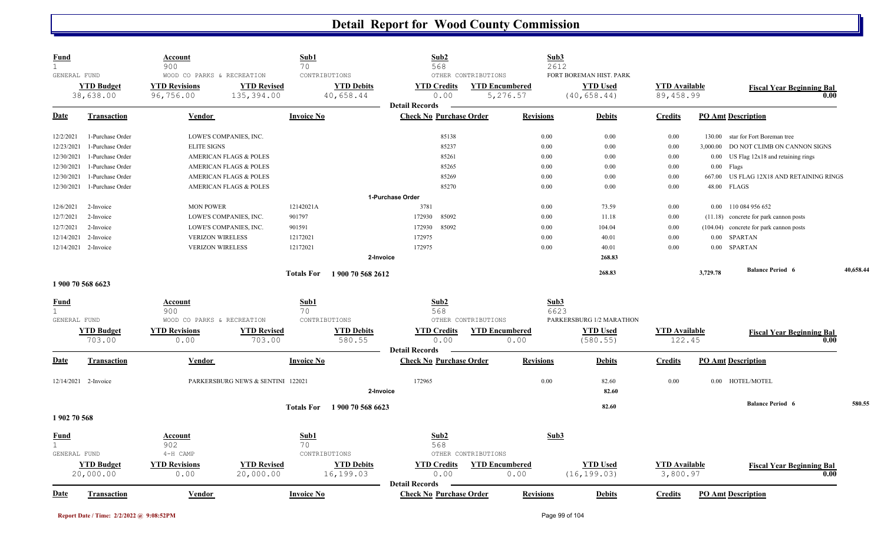# Detail Report for Wood County Commission

| Fund | Account | | Sub1 | Sub2 | | Sub3 | | |
|---|---|---|---|---|---|---|---|---|
| 1 | 900 | | 70 | 568 | | 2612 | | |
| GENERAL FUND | WOOD CO PARKS & RECREATION | | CONTRIBUTIONS | OTHER CONTRIBUTIONS | | FORT BOREMAN HIST. PARK | | |
| **YTD Budget** | **YTD Revisions** | **YTD Revised** | **YTD Debits** | **YTD Credits** | **YTD Encumbered** | **YTD Used** | **YTD Available** | **Fiscal Year Beginning Bal** |
| 38,638.00 | 96,756.00 | 135,394.00 | 40,658.44 | 0.00 | 5,276.57 | (40,658.44) | 89,458.99 | 0.00 |

**Detail Records**

| Date | Transaction | Vendor | Invoice No | Check No | Purchase Order | Revisions | Debits | Credits | PO Amt | Description |
|---|---|---|---|---|---|---|---|---|---|---|
| 12/2/2021 | 1-Purchase Order | LOWE'S COMPANIES, INC. | | | 85138 | 0.00 | 0.00 | 0.00 | 130.00 | star for Fort Boreman tree |
| 12/23/2021 | 1-Purchase Order | ELITE SIGNS | | | 85237 | 0.00 | 0.00 | 0.00 | 3,000.00 | DO NOT CLIMB ON CANNON SIGNS |
| 12/30/2021 | 1-Purchase Order | AMERICAN FLAGS & POLES | | | 85261 | 0.00 | 0.00 | 0.00 | 0.00 | US Flag 12x18 and retaining rings |
| 12/30/2021 | 1-Purchase Order | AMERICAN FLAGS & POLES | | | 85265 | 0.00 | 0.00 | 0.00 | 0.00 | Flags |
| 12/30/2021 | 1-Purchase Order | AMERICAN FLAGS & POLES | | | 85269 | 0.00 | 0.00 | 0.00 | 667.00 | US FLAG 12X18 AND RETAINING RINGS |
| 12/30/2021 | 1-Purchase Order | AMERICAN FLAGS & POLES | | | 85270 | 0.00 | 0.00 | 0.00 | 48.00 | FLAGS |
| | | | | **1-Purchase Order** | | | | | | |
| 12/6/2021 | 2-Invoice | MON POWER | 12142021A | 3781 | | 0.00 | 73.59 | 0.00 | 0.00 | 110 084 956 652 |
| 12/7/2021 | 2-Invoice | LOWE'S COMPANIES, INC. | 901797 | 172930 | 85092 | 0.00 | 11.18 | 0.00 | (11.18) | concrete for park cannon posts |
| 12/7/2021 | 2-Invoice | LOWE'S COMPANIES, INC. | 901591 | 172930 | 85092 | 0.00 | 104.04 | 0.00 | (104.04) | concrete for park cannon posts |
| 12/14/2021 | 2-Invoice | VERIZON WIRELESS | 12172021 | 172975 | | 0.00 | 40.01 | 0.00 | 0.00 | SPARTAN |
| 12/14/2021 | 2-Invoice | VERIZON WIRELESS | 12172021 | 172975 | | 0.00 | 40.01 | 0.00 | 0.00 | SPARTAN |
| | | | | **2-Invoice** | | | 268.83 | | | |
| | | | **Totals For 1 900 70 568 2612** | | | | 268.83 | | 3,729.78 | **Balance Period 6** 40,658.44 |

**1 900 70 568 6623**

| Fund | Account | | Sub1 | Sub2 | | Sub3 | | |
|---|---|---|---|---|---|---|---|---|
| 1 | 900 | | 70 | 568 | | 6623 | | |
| GENERAL FUND | WOOD CO PARKS & RECREATION | | CONTRIBUTIONS | OTHER CONTRIBUTIONS | | PARKERSBURG 1/2 MARATHON | | |
| **YTD Budget** | **YTD Revisions** | **YTD Revised** | **YTD Debits** | **YTD Credits** | **YTD Encumbered** | **YTD Used** | **YTD Available** | **Fiscal Year Beginning Bal** |
| 703.00 | 0.00 | 703.00 | 580.55 | 0.00 | 0.00 | (580.55) | 122.45 | 0.00 |

**Detail Records**

| Date | Transaction | Vendor | Invoice No | Check No | Purchase Order | Revisions | Debits | Credits | PO Amt | Description |
|---|---|---|---|---|---|---|---|---|---|---|
| 12/14/2021 | 2-Invoice | PARKERSBURG NEWS & SENTINE | 122021 | 172965 | | 0.00 | 82.60 | 0.00 | 0.00 | HOTEL/MOTEL |
| | | | | **2-Invoice** | | | 82.60 | | | |
| | | | **Totals For 1 900 70 568 6623** | | | | 82.60 | | | **Balance Period 6** 580.55 |

**1 902 70 568**

| Fund | Account | | Sub1 | Sub2 | | Sub3 | | |
|---|---|---|---|---|---|---|---|---|
| 1 | 902 | | 70 | 568 | | | | |
| GENERAL FUND | 4-H CAMP | | CONTRIBUTIONS | OTHER CONTRIBUTIONS | | | | |
| **YTD Budget** | **YTD Revisions** | **YTD Revised** | **YTD Debits** | **YTD Credits** | **YTD Encumbered** | **YTD Used** | **YTD Available** | **Fiscal Year Beginning Bal** |
| 20,000.00 | 0.00 | 20,000.00 | 16,199.03 | 0.00 | 0.00 | (16,199.03) | 3,800.97 | 0.00 |

**Detail Records**

| Date | Transaction | Vendor | Invoice No | Check No | Purchase Order | Revisions | Debits | Credits | PO Amt | Description |
|---|---|---|---|---|---|---|---|---|---|---|

Report Date / Time: 2/2/2022 @ 9:08:52PM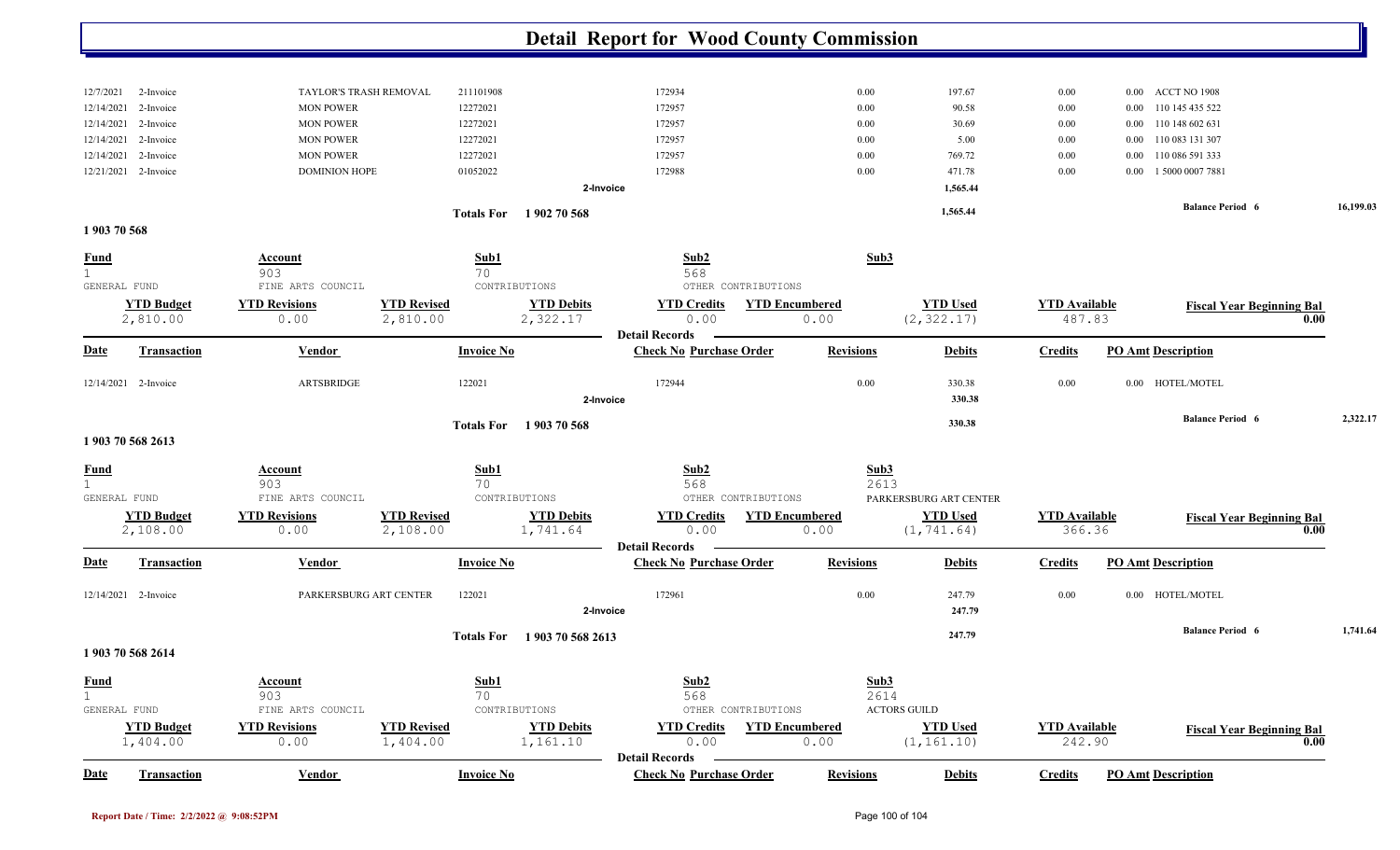# Detail Report for Wood County Commission

| Date | Transaction | Vendor | Invoice No | Check No | Purchase Order | Revisions | Debits | Credits | PO Amt | Description |
|---|---|---|---|---|---|---|---|---|---|---|
| 12/7/2021 | 2-Invoice | TAYLOR'S TRASH REMOVAL | 211101908 | 172934 | | 0.00 | 197.67 | 0.00 | 0.00 | ACCT NO 1908 |
| 12/14/2021 | 2-Invoice | MON POWER | 12272021 | 172957 | | 0.00 | 90.58 | 0.00 | 0.00 | 110 145 435 522 |
| 12/14/2021 | 2-Invoice | MON POWER | 12272021 | 172957 | | 0.00 | 30.69 | 0.00 | 0.00 | 110 148 602 631 |
| 12/14/2021 | 2-Invoice | MON POWER | 12272021 | 172957 | | 0.00 | 5.00 | 0.00 | 0.00 | 110 083 131 307 |
| 12/14/2021 | 2-Invoice | MON POWER | 12272021 | 172957 | | 0.00 | 769.72 | 0.00 | 0.00 | 110 086 591 333 |
| 12/21/2021 | 2-Invoice | DOMINION HOPE | 01052022 | 172988 | | 0.00 | 471.78 | 0.00 | 0.00 | 1 5000 0007 7881 |
| | | | 2-Invoice | | | | 1,565.44 | | | |

Totals For 1 902 70 568 — 1,565.44 — Balance Period 6: 16,199.03

## 1 903 70 568

| Fund | Account | Sub1 | Sub2 | Sub3 |
|---|---|---|---|---|
| 1 | 903 | 70 | 568 | |
| GENERAL FUND | FINE ARTS COUNCIL | CONTRIBUTIONS | OTHER CONTRIBUTIONS | |

| YTD Budget | YTD Revisions | YTD Revised | YTD Debits | YTD Credits | YTD Encumbered | YTD Used | YTD Available | Fiscal Year Beginning Bal |
|---|---|---|---|---|---|---|---|---|
| 2,810.00 | 0.00 | 2,810.00 | 2,322.17 | 0.00 | 0.00 | (2,322.17) | 487.83 | 0.00 |

**Detail Records**

| Date | Transaction | Vendor | Invoice No | Check No | Purchase Order | Revisions | Debits | Credits | PO Amt | Description |
|---|---|---|---|---|---|---|---|---|---|---|
| 12/14/2021 | 2-Invoice | ARTSBRIDGE | 122021 | 172944 | | 0.00 | 330.38 | 0.00 | 0.00 | HOTEL/MOTEL |
| | | | 2-Invoice | | | | 330.38 | | | |

Totals For 1 903 70 568 — 330.38 — Balance Period 6: 2,322.17

## 1 903 70 568 2613

| Fund | Account | Sub1 | Sub2 | Sub3 |
|---|---|---|---|---|
| 1 | 903 | 70 | 568 | 2613 |
| GENERAL FUND | FINE ARTS COUNCIL | CONTRIBUTIONS | OTHER CONTRIBUTIONS | PARKERSBURG ART CENTER |

| YTD Budget | YTD Revisions | YTD Revised | YTD Debits | YTD Credits | YTD Encumbered | YTD Used | YTD Available | Fiscal Year Beginning Bal |
|---|---|---|---|---|---|---|---|---|
| 2,108.00 | 0.00 | 2,108.00 | 1,741.64 | 0.00 | 0.00 | (1,741.64) | 366.36 | 0.00 |

**Detail Records**

| Date | Transaction | Vendor | Invoice No | Check No | Purchase Order | Revisions | Debits | Credits | PO Amt | Description |
|---|---|---|---|---|---|---|---|---|---|---|
| 12/14/2021 | 2-Invoice | PARKERSBURG ART CENTER | 122021 | 172961 | | 0.00 | 247.79 | 0.00 | 0.00 | HOTEL/MOTEL |
| | | | 2-Invoice | | | | 247.79 | | | |

Totals For 1 903 70 568 2613 — 247.79 — Balance Period 6: 1,741.64

## 1 903 70 568 2614

| Fund | Account | Sub1 | Sub2 | Sub3 |
|---|---|---|---|---|
| 1 | 903 | 70 | 568 | 2614 |
| GENERAL FUND | FINE ARTS COUNCIL | CONTRIBUTIONS | OTHER CONTRIBUTIONS | ACTORS GUILD |

| YTD Budget | YTD Revisions | YTD Revised | YTD Debits | YTD Credits | YTD Encumbered | YTD Used | YTD Available | Fiscal Year Beginning Bal |
|---|---|---|---|---|---|---|---|---|
| 1,404.00 | 0.00 | 1,404.00 | 1,161.10 | 0.00 | 0.00 | (1,161.10) | 242.90 | 0.00 |

**Detail Records**

| Date | Transaction | Vendor | Invoice No | Check No | Purchase Order | Revisions | Debits | Credits | PO Amt | Description |
|---|---|---|---|---|---|---|---|---|---|---|

Report Date / Time: 2/2/2022 @ 9:08:52PM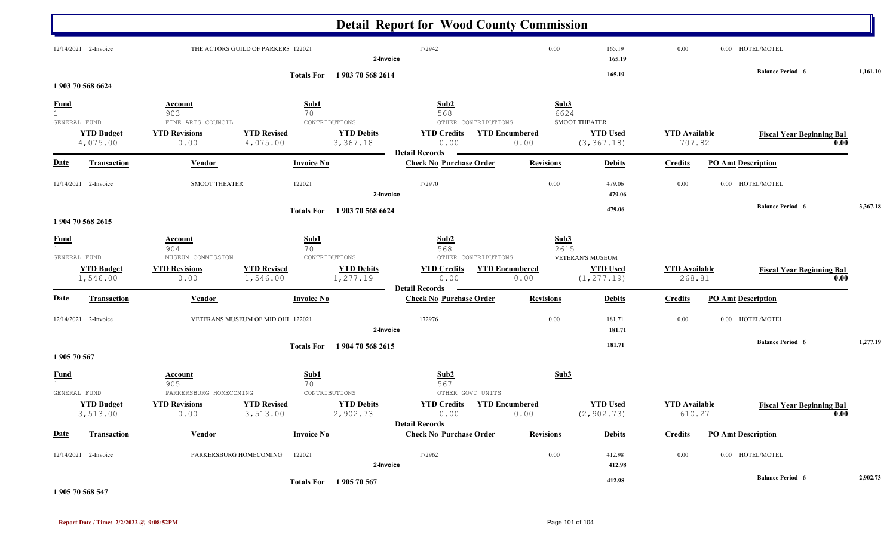# Detail Report for Wood County Commission

| Date | Transaction | Vendor | Invoice No | Check No | Purchase Order | Revisions | Debits | Credits | PO Amt | Description |
|---|---|---|---|---|---|---|---|---|---|---|
| 12/14/2021 | 2-Invoice | THE ACTORS GUILD OF PARKERS | 122021 | 172942 | | 0.00 | 165.19 | 0.00 | 0.00 | HOTEL/MOTEL |
| | | | 2-Invoice | | | | 165.19 | | | |

**Totals For 1 903 70 568 2614** — 165.19 — **Balance Period 6** 1,161.10

## 1 903 70 568 6624

| Fund | Account | Sub1 | Sub2 | Sub3 |
|---|---|---|---|---|
| 1 | 903 | 70 | 568 | 6624 |
| GENERAL FUND | FINE ARTS COUNCIL | CONTRIBUTIONS | OTHER CONTRIBUTIONS | SMOOT THEATER |

| YTD Budget | YTD Revisions | YTD Revised | YTD Debits | YTD Credits | YTD Encumbered | YTD Used | YTD Available | Fiscal Year Beginning Bal |
|---|---|---|---|---|---|---|---|---|
| 4,075.00 | 0.00 | 4,075.00 | 3,367.18 | 0.00 | 0.00 | (3,367.18) | 707.82 | 0.00 |

**Detail Records**

| Date | Transaction | Vendor | Invoice No | Check No | Purchase Order | Revisions | Debits | Credits | PO Amt | Description |
|---|---|---|---|---|---|---|---|---|---|---|
| 12/14/2021 | 2-Invoice | SMOOT THEATER | 122021 | 172970 | | 0.00 | 479.06 | 0.00 | 0.00 | HOTEL/MOTEL |
| | | | 2-Invoice | | | | 479.06 | | | |

**Totals For 1 903 70 568 6624** — 479.06 — **Balance Period 6** 3,367.18

## 1 904 70 568 2615

| Fund | Account | Sub1 | Sub2 | Sub3 |
|---|---|---|---|---|
| 1 | 904 | 70 | 568 | 2615 |
| GENERAL FUND | MUSEUM COMMISSION | CONTRIBUTIONS | OTHER CONTRIBUTIONS | VETERAN'S MUSEUM |

| YTD Budget | YTD Revisions | YTD Revised | YTD Debits | YTD Credits | YTD Encumbered | YTD Used | YTD Available | Fiscal Year Beginning Bal |
|---|---|---|---|---|---|---|---|---|
| 1,546.00 | 0.00 | 1,546.00 | 1,277.19 | 0.00 | 0.00 | (1,277.19) | 268.81 | 0.00 |

**Detail Records**

| Date | Transaction | Vendor | Invoice No | Check No | Purchase Order | Revisions | Debits | Credits | PO Amt | Description |
|---|---|---|---|---|---|---|---|---|---|---|
| 12/14/2021 | 2-Invoice | VETERANS MUSEUM OF MID OHI | 122021 | 172976 | | 0.00 | 181.71 | 0.00 | 0.00 | HOTEL/MOTEL |
| | | | 2-Invoice | | | | 181.71 | | | |

**Totals For 1 904 70 568 2615** — 181.71 — **Balance Period 6** 1,277.19

## 1 905 70 567

| Fund | Account | Sub1 | Sub2 | Sub3 |
|---|---|---|---|---|
| 1 | 905 | 70 | 567 | |
| GENERAL FUND | PARKERSBURG HOMECOMING | CONTRIBUTIONS | OTHER GOVT UNITS | |

| YTD Budget | YTD Revisions | YTD Revised | YTD Debits | YTD Credits | YTD Encumbered | YTD Used | YTD Available | Fiscal Year Beginning Bal |
|---|---|---|---|---|---|---|---|---|
| 3,513.00 | 0.00 | 3,513.00 | 2,902.73 | 0.00 | 0.00 | (2,902.73) | 610.27 | 0.00 |

**Detail Records**

| Date | Transaction | Vendor | Invoice No | Check No | Purchase Order | Revisions | Debits | Credits | PO Amt | Description |
|---|---|---|---|---|---|---|---|---|---|---|
| 12/14/2021 | 2-Invoice | PARKERSBURG HOMECOMING | 122021 | 172962 | | 0.00 | 412.98 | 0.00 | 0.00 | HOTEL/MOTEL |
| | | | 2-Invoice | | | | 412.98 | | | |

**Totals For 1 905 70 567** — 412.98 — **Balance Period 6** 2,902.73

## 1 905 70 568 547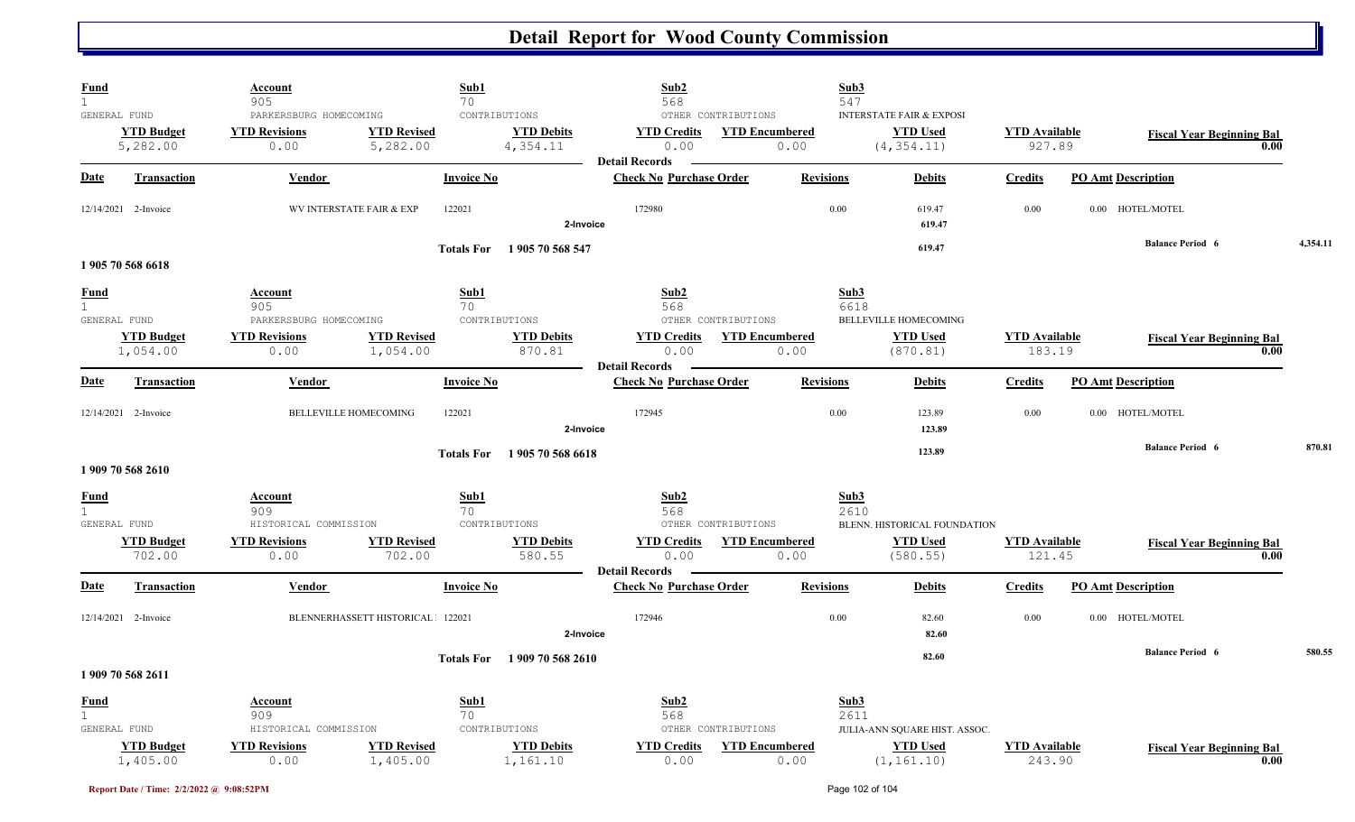# Detail Report for Wood County Commission

| Fund | Account | | Sub1 | Sub2 | | Sub3 | | | |
|---|---|---|---|---|---|---|---|---|---|
| 1 | 905 | | 70 | 568 | | 547 | | | |
| GENERAL FUND | PARKERSBURG HOMECOMING | | CONTRIBUTIONS | OTHER CONTRIBUTIONS | | INTERSTATE FAIR & EXPOSI | | | |
| **YTD Budget** | **YTD Revisions** | **YTD Revised** | **YTD Debits** | **YTD Credits** | **YTD Encumbered** | **YTD Used** | **YTD Available** | **Fiscal Year Beginning Bal** | |
| 5,282.00 | 0.00 | 5,282.00 | 4,354.11 | 0.00 | 0.00 | (4,354.11) | 927.89 | 0.00 | |

**Detail Records**

| Date | Transaction | Vendor | Invoice No | Check No | Purchase Order | Revisions | Debits | Credits | PO Amt | Description |
|---|---|---|---|---|---|---|---|---|---|---|
| 12/14/2021 | 2-Invoice | WV INTERSTATE FAIR & EXP | 122021 | 172980 | | 0.00 | 619.47 | 0.00 | 0.00 | HOTEL/MOTEL |
| | | | 2-Invoice | | | | 619.47 | | | |
| | | | Totals For 1 905 70 568 547 | | | | 619.47 | | | Balance Period 6 4,354.11 |

**1 905 70 568 6618**

| Fund | Account | | Sub1 | Sub2 | | Sub3 | | | |
|---|---|---|---|---|---|---|---|---|---|
| 1 | 905 | | 70 | 568 | | 6618 | | | |
| GENERAL FUND | PARKERSBURG HOMECOMING | | CONTRIBUTIONS | OTHER CONTRIBUTIONS | | BELLEVILLE HOMECOMING | | | |
| **YTD Budget** | **YTD Revisions** | **YTD Revised** | **YTD Debits** | **YTD Credits** | **YTD Encumbered** | **YTD Used** | **YTD Available** | **Fiscal Year Beginning Bal** | |
| 1,054.00 | 0.00 | 1,054.00 | 870.81 | 0.00 | 0.00 | (870.81) | 183.19 | 0.00 | |

**Detail Records**

| Date | Transaction | Vendor | Invoice No | Check No | Purchase Order | Revisions | Debits | Credits | PO Amt | Description |
|---|---|---|---|---|---|---|---|---|---|---|
| 12/14/2021 | 2-Invoice | BELLEVILLE HOMECOMING | 122021 | 172945 | | 0.00 | 123.89 | 0.00 | 0.00 | HOTEL/MOTEL |
| | | | 2-Invoice | | | | 123.89 | | | |
| | | | Totals For 1 905 70 568 6618 | | | | 123.89 | | | Balance Period 6 870.81 |

**1 909 70 568 2610**

| Fund | Account | | Sub1 | Sub2 | | Sub3 | | | |
|---|---|---|---|---|---|---|---|---|---|
| 1 | 909 | | 70 | 568 | | 2610 | | | |
| GENERAL FUND | HISTORICAL COMMISSION | | CONTRIBUTIONS | OTHER CONTRIBUTIONS | | BLENN. HISTORICAL FOUNDATION | | | |
| **YTD Budget** | **YTD Revisions** | **YTD Revised** | **YTD Debits** | **YTD Credits** | **YTD Encumbered** | **YTD Used** | **YTD Available** | **Fiscal Year Beginning Bal** | |
| 702.00 | 0.00 | 702.00 | 580.55 | 0.00 | 0.00 | (580.55) | 121.45 | 0.00 | |

**Detail Records**

| Date | Transaction | Vendor | Invoice No | Check No | Purchase Order | Revisions | Debits | Credits | PO Amt | Description |
|---|---|---|---|---|---|---|---|---|---|---|
| 12/14/2021 | 2-Invoice | BLENNERHASSETT HISTORICAL | 122021 | 172946 | | 0.00 | 82.60 | 0.00 | 0.00 | HOTEL/MOTEL |
| | | | 2-Invoice | | | | 82.60 | | | |
| | | | Totals For 1 909 70 568 2610 | | | | 82.60 | | | Balance Period 6 580.55 |

**1 909 70 568 2611**

| Fund | Account | | Sub1 | Sub2 | | Sub3 | | | |
|---|---|---|---|---|---|---|---|---|---|
| 1 | 909 | | 70 | 568 | | 2611 | | | |
| GENERAL FUND | HISTORICAL COMMISSION | | CONTRIBUTIONS | OTHER CONTRIBUTIONS | | JULIA-ANN SQUARE HIST. ASSOC. | | | |
| **YTD Budget** | **YTD Revisions** | **YTD Revised** | **YTD Debits** | **YTD Credits** | **YTD Encumbered** | **YTD Used** | **YTD Available** | **Fiscal Year Beginning Bal** | |
| 1,405.00 | 0.00 | 1,405.00 | 1,161.10 | 0.00 | 0.00 | (1,161.10) | 243.90 | 0.00 | |

Report Date / Time: 2/2/2022 @ 9:08:52PM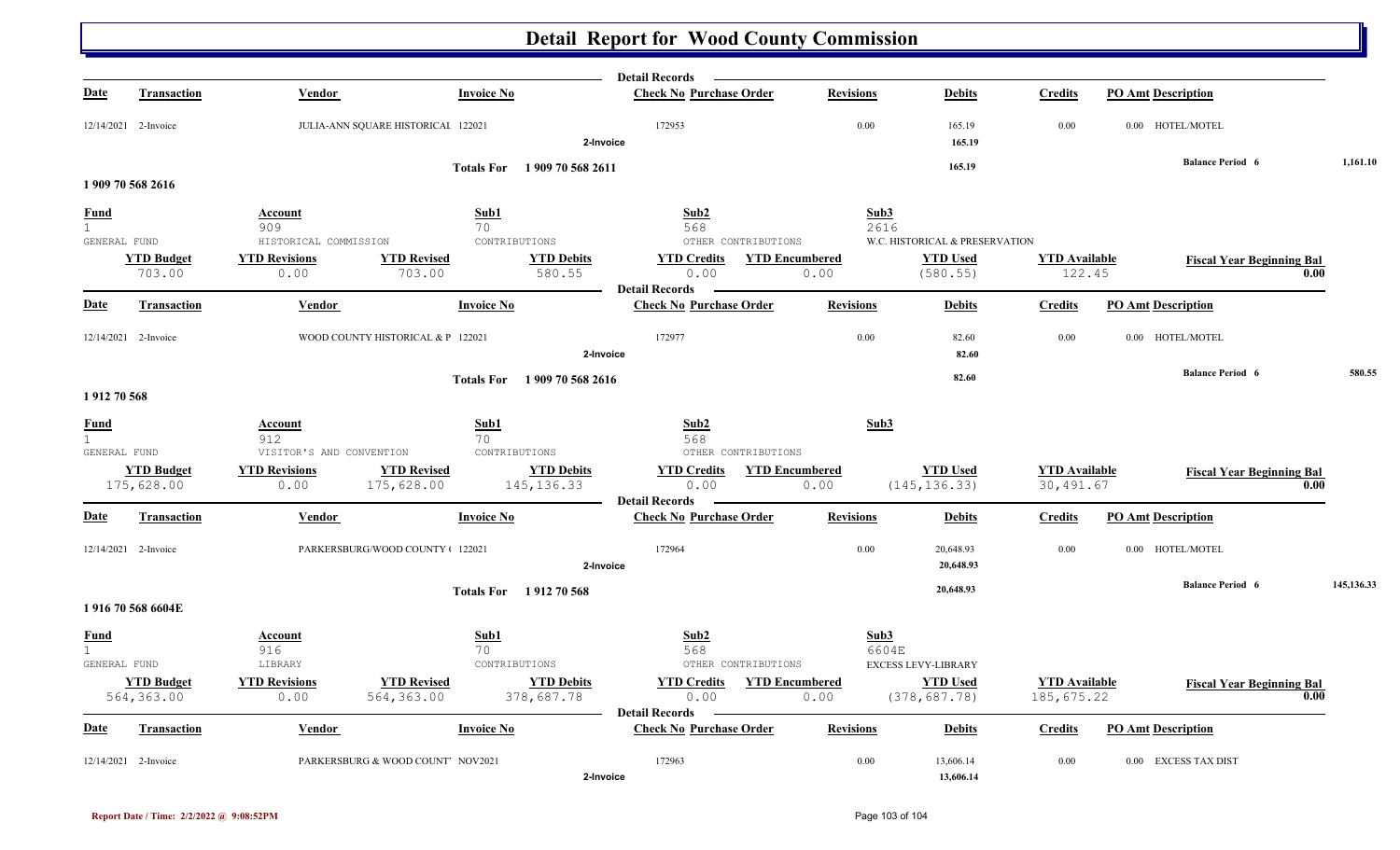# Detail Report for Wood County Commission

**Detail Records**

| Date | Transaction | Vendor | Invoice No | Check No | Purchase Order | Revisions | Debits | Credits | PO Amt | Description |
|---|---|---|---|---|---|---|---|---|---|---|
| 12/14/2021 | 2-Invoice | JULIA-ANN SQUARE HISTORICAL | 122021 | 172953 | | 0.00 | 165.19 | 0.00 | 0.00 | HOTEL/MOTEL |
| | | | 2-Invoice | | | | 165.19 | | | |

**Totals For 1 909 70 568 2611** — 165.19 — **Balance Period 6** 1,161.10

## 1 909 70 568 2616

| Fund | Account | Sub1 | Sub2 | Sub3 |
|---|---|---|---|---|
| 1 | 909 | 70 | 568 | 2616 |
| GENERAL FUND | HISTORICAL COMMISSION | CONTRIBUTIONS | OTHER CONTRIBUTIONS | W.C. HISTORICAL & PRESERVATION |

| YTD Budget | YTD Revisions | YTD Revised | YTD Debits | YTD Credits | YTD Encumbered | YTD Used | YTD Available | Fiscal Year Beginning Bal |
|---|---|---|---|---|---|---|---|---|
| 703.00 | 0.00 | 703.00 | 580.55 | 0.00 | 0.00 | (580.55) | 122.45 | 0.00 |

**Detail Records**

| Date | Transaction | Vendor | Invoice No | Check No | Purchase Order | Revisions | Debits | Credits | PO Amt | Description |
|---|---|---|---|---|---|---|---|---|---|---|
| 12/14/2021 | 2-Invoice | WOOD COUNTY HISTORICAL & P | 122021 | 172977 | | 0.00 | 82.60 | 0.00 | 0.00 | HOTEL/MOTEL |
| | | | 2-Invoice | | | | 82.60 | | | |

**Totals For 1 909 70 568 2616** — 82.60 — **Balance Period 6** 580.55

## 1 912 70 568

| Fund | Account | Sub1 | Sub2 | Sub3 |
|---|---|---|---|---|
| 1 | 912 | 70 | 568 | |
| GENERAL FUND | VISITOR'S AND CONVENTION | CONTRIBUTIONS | OTHER CONTRIBUTIONS | |

| YTD Budget | YTD Revisions | YTD Revised | YTD Debits | YTD Credits | YTD Encumbered | YTD Used | YTD Available | Fiscal Year Beginning Bal |
|---|---|---|---|---|---|---|---|---|
| 175,628.00 | 0.00 | 175,628.00 | 145,136.33 | 0.00 | 0.00 | (145,136.33) | 30,491.67 | 0.00 |

**Detail Records**

| Date | Transaction | Vendor | Invoice No | Check No | Purchase Order | Revisions | Debits | Credits | PO Amt | Description |
|---|---|---|---|---|---|---|---|---|---|---|
| 12/14/2021 | 2-Invoice | PARKERSBURG/WOOD COUNTY ( | 122021 | 172964 | | 0.00 | 20,648.93 | 0.00 | 0.00 | HOTEL/MOTEL |
| | | | 2-Invoice | | | | 20,648.93 | | | |

**Totals For 1 912 70 568** — 20,648.93 — **Balance Period 6** 145,136.33

## 1 916 70 568 6604E

| Fund | Account | Sub1 | Sub2 | Sub3 |
|---|---|---|---|---|
| 1 | 916 | 70 | 568 | 6604E |
| GENERAL FUND | LIBRARY | CONTRIBUTIONS | OTHER CONTRIBUTIONS | EXCESS LEVY-LIBRARY |

| YTD Budget | YTD Revisions | YTD Revised | YTD Debits | YTD Credits | YTD Encumbered | YTD Used | YTD Available | Fiscal Year Beginning Bal |
|---|---|---|---|---|---|---|---|---|
| 564,363.00 | 0.00 | 564,363.00 | 378,687.78 | 0.00 | 0.00 | (378,687.78) | 185,675.22 | 0.00 |

**Detail Records**

| Date | Transaction | Vendor | Invoice No | Check No | Purchase Order | Revisions | Debits | Credits | PO Amt | Description |
|---|---|---|---|---|---|---|---|---|---|---|
| 12/14/2021 | 2-Invoice | PARKERSBURG & WOOD COUNT` | NOV2021 | 172963 | | 0.00 | 13,606.14 | 0.00 | 0.00 | EXCESS TAX DIST |
| | | | 2-Invoice | | | | 13,606.14 | | | |

Report Date / Time: 2/2/2022 @ 9:08:52PM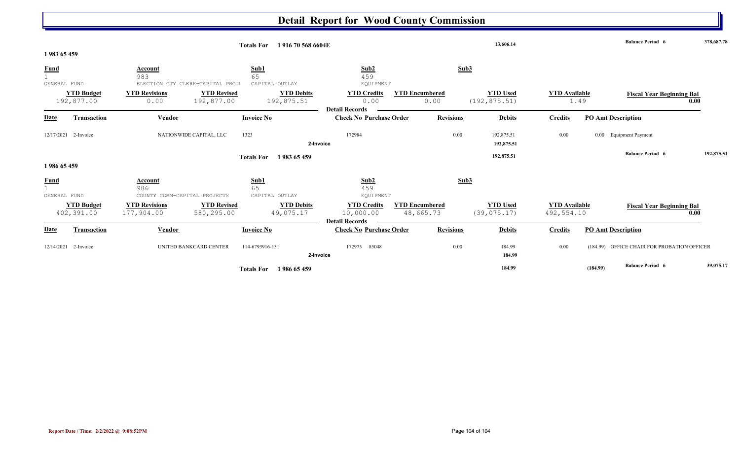# Detail Report for Wood County Commission

| | | |
|---|---|---|
| Totals For 1 916 70 568 6604E | 13,606.14 | Balance Period 6 378,687.78 |

**1 983 65 459**

| Fund | Account | Sub1 | Sub2 | Sub3 |
|---|---|---|---|---|
| 1 GENERAL FUND | 983 ELECTION CTY CLERK-CAPITAL PROJ | 65 CAPITAL OUTLAY | 459 EQUIPMENT | |

| YTD Budget | YTD Revisions | YTD Revised | YTD Debits | YTD Credits | YTD Encumbered | YTD Used | YTD Available | Fiscal Year Beginning Bal |
|---|---|---|---|---|---|---|---|---|
| 192,877.00 | 0.00 | 192,877.00 | 192,875.51 | 0.00 | 0.00 | (192,875.51) | 1.49 | 0.00 |

Detail Records

| Date | Transaction | Vendor | Invoice No | Check No | Purchase Order | Revisions | Debits | Credits | PO Amt | Description |
|---|---|---|---|---|---|---|---|---|---|---|
| 12/17/2021 | 2-Invoice | NATIONWIDE CAPITAL, LLC | 1323 | 172984 | | 0.00 | 192,875.51 | 0.00 | 0.00 | Equipment Payment |
| | | | 2-Invoice | | | | 192,875.51 | | | |
| | | | Totals For 1 983 65 459 | | | | 192,875.51 | | | Balance Period 6 192,875.51 |

**1 986 65 459**

| Fund | Account | Sub1 | Sub2 | Sub3 |
|---|---|---|---|---|
| 1 GENERAL FUND | 986 COUNTY COMM-CAPITAL PROJECTS | 65 CAPITAL OUTLAY | 459 EQUIPMENT | |

| YTD Budget | YTD Revisions | YTD Revised | YTD Debits | YTD Credits | YTD Encumbered | YTD Used | YTD Available | Fiscal Year Beginning Bal |
|---|---|---|---|---|---|---|---|---|
| 402,391.00 | 177,904.00 | 580,295.00 | 49,075.17 | 10,000.00 | 48,665.73 | (39,075.17) | 492,554.10 | 0.00 |

Detail Records

| Date | Transaction | Vendor | Invoice No | Check No | Purchase Order | Revisions | Debits | Credits | PO Amt | Description |
|---|---|---|---|---|---|---|---|---|---|---|
| 12/14/2021 | 2-Invoice | UNITED BANKCARD CENTER | 114-6793916-131 | 172973 | 85048 | 0.00 | 184.99 | 0.00 | (184.99) | OFFICE CHAIR FOR PROBATION OFFICER |
| | | | 2-Invoice | | | | 184.99 | | | |
| | | | Totals For 1 986 65 459 | | | | 184.99 | | (184.99) | Balance Period 6 39,075.17 |

Report Date / Time: 2/2/2022 @ 9:08:52PM